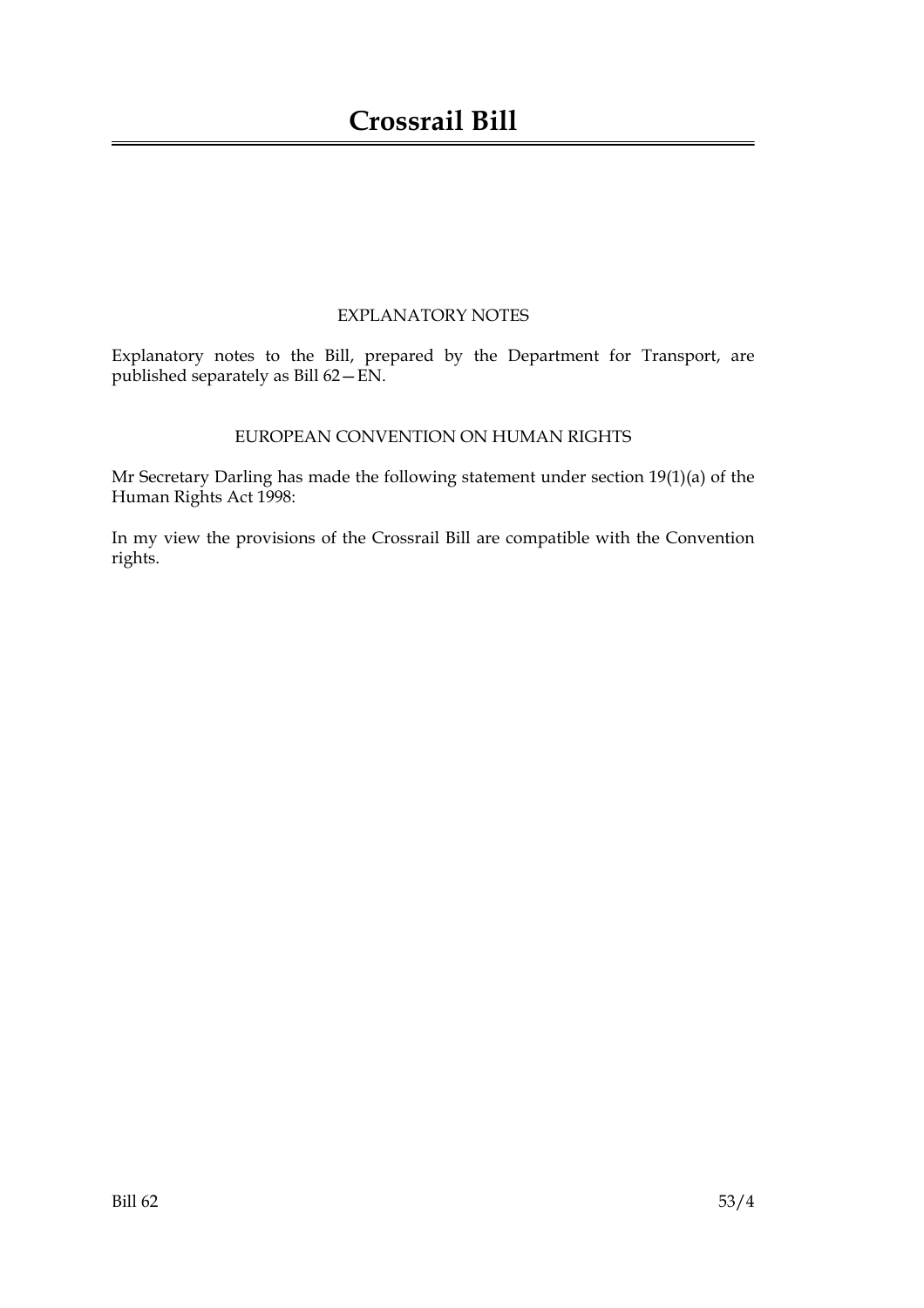# Crossrail Bill

## EXPLANATORY NOTES

Explanatory notes to the Bill, prepared by the Department for Transport, are published separately as Bill 62—EN.

## EUROPEAN CONVENTION ON HUMAN RIGHTS

Mr Secretary Darling has made the following statement under section 19(1)(a) of the Human Rights Act 1998:

In my view the provisions of the Crossrail Bill are compatible with the Convention rights.

Bill 62 53/4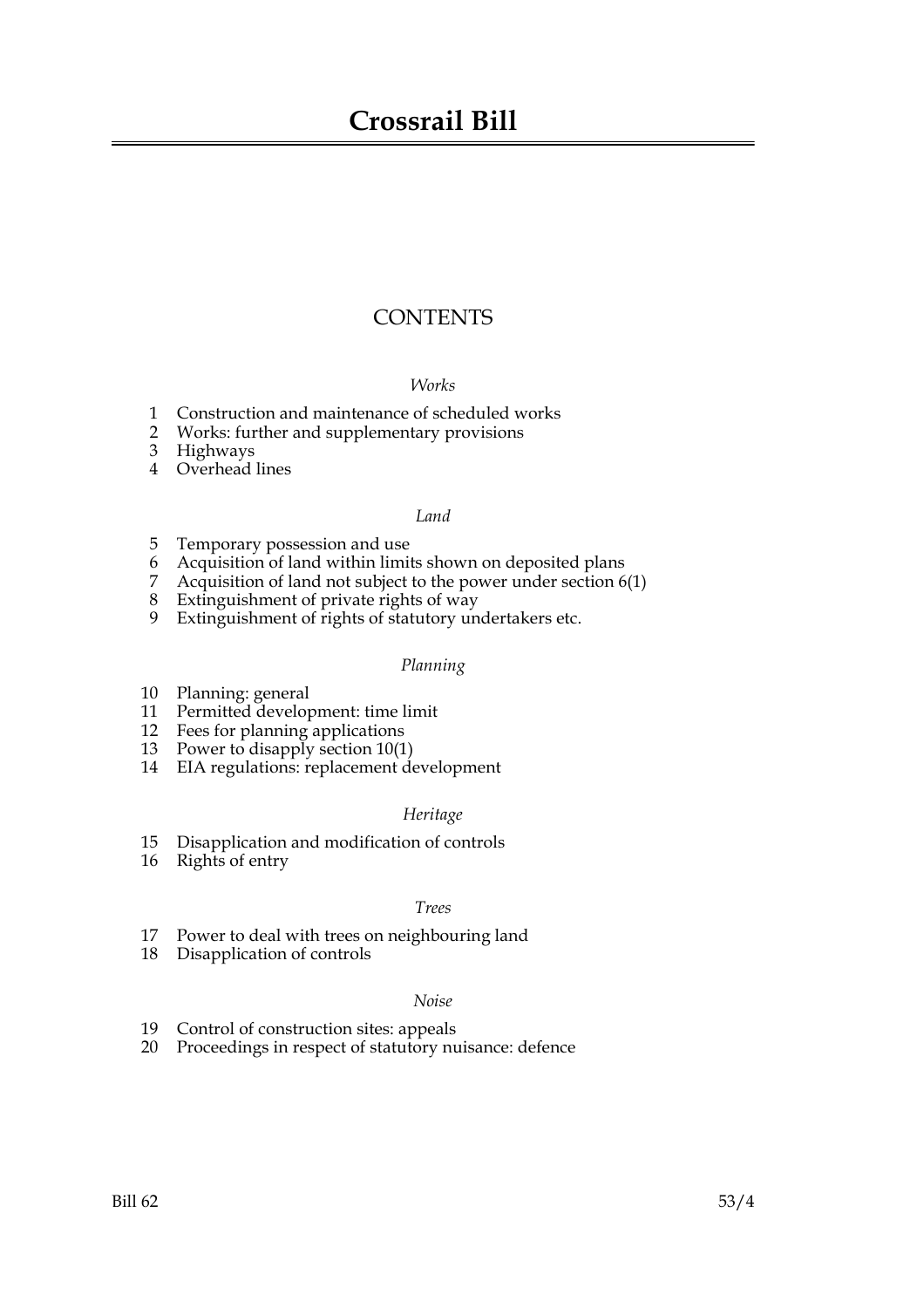# Crossrail Bill

## CONTENTS

*Works*

1 Construction and maintenance of scheduled works
2 Works: further and supplementary provisions
3 Highways
4 Overhead lines

*Land*

5 Temporary possession and use
6 Acquisition of land within limits shown on deposited plans
7 Acquisition of land not subject to the power under section 6(1)
8 Extinguishment of private rights of way
9 Extinguishment of rights of statutory undertakers etc.

*Planning*

10 Planning: general
11 Permitted development: time limit
12 Fees for planning applications
13 Power to disapply section 10(1)
14 EIA regulations: replacement development

*Heritage*

15 Disapplication and modification of controls
16 Rights of entry

*Trees*

17 Power to deal with trees on neighbouring land
18 Disapplication of controls

*Noise*

19 Control of construction sites: appeals
20 Proceedings in respect of statutory nuisance: defence

Bill 62 53/4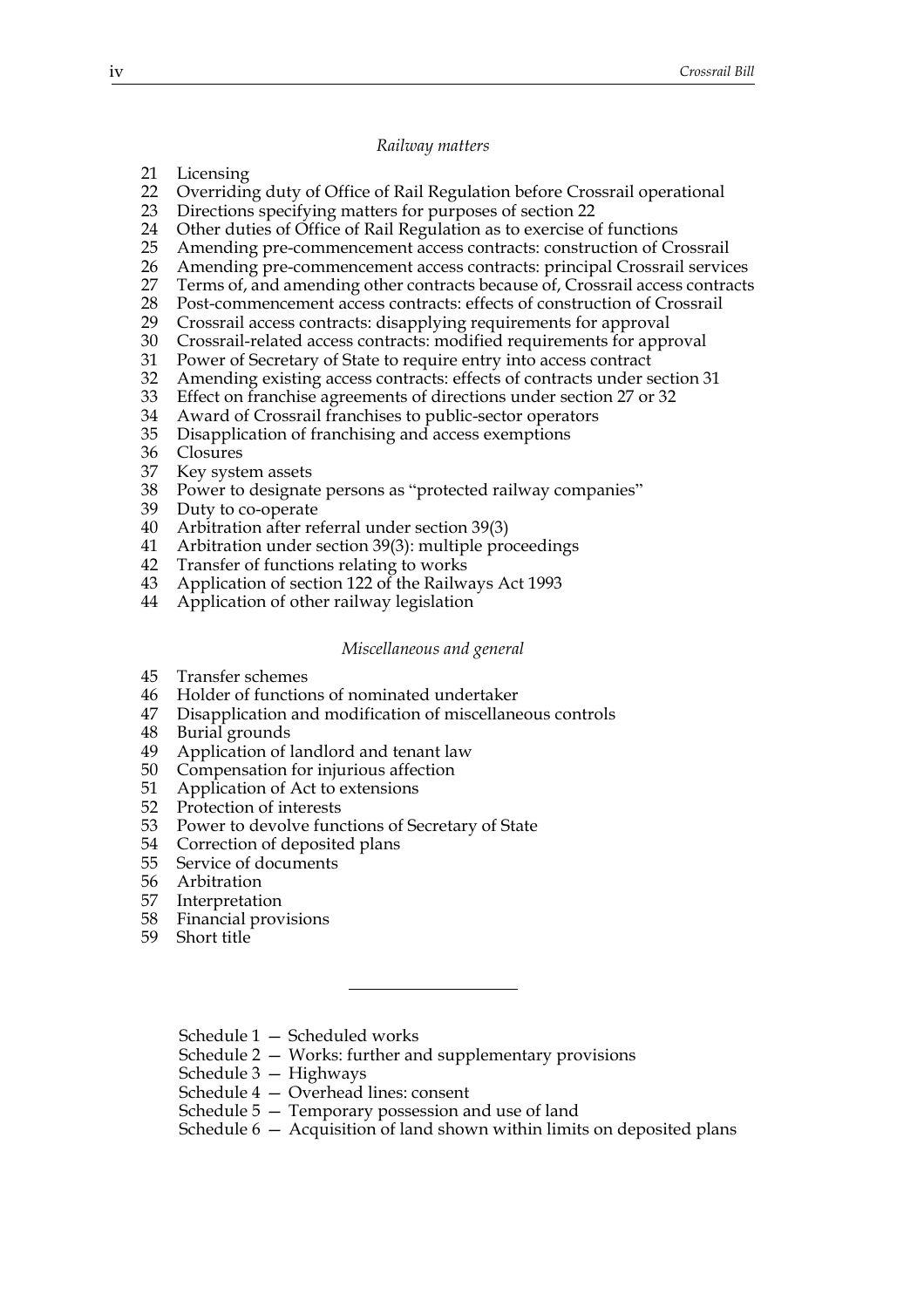*Railway matters*

21 Licensing
22 Overriding duty of Office of Rail Regulation before Crossrail operational
23 Directions specifying matters for purposes of section 22
24 Other duties of Office of Rail Regulation as to exercise of functions
25 Amending pre-commencement access contracts: construction of Crossrail
26 Amending pre-commencement access contracts: principal Crossrail services
27 Terms of, and amending other contracts because of, Crossrail access contracts
28 Post-commencement access contracts: effects of construction of Crossrail
29 Crossrail access contracts: disapplying requirements for approval
30 Crossrail-related access contracts: modified requirements for approval
31 Power of Secretary of State to require entry into access contract
32 Amending existing access contracts: effects of contracts under section 31
33 Effect on franchise agreements of directions under section 27 or 32
34 Award of Crossrail franchises to public-sector operators
35 Disapplication of franchising and access exemptions
36 Closures
37 Key system assets
38 Power to designate persons as "protected railway companies"
39 Duty to co-operate
40 Arbitration after referral under section 39(3)
41 Arbitration under section 39(3): multiple proceedings
42 Transfer of functions relating to works
43 Application of section 122 of the Railways Act 1993
44 Application of other railway legislation

*Miscellaneous and general*

45 Transfer schemes
46 Holder of functions of nominated undertaker
47 Disapplication and modification of miscellaneous controls
48 Burial grounds
49 Application of landlord and tenant law
50 Compensation for injurious affection
51 Application of Act to extensions
52 Protection of interests
53 Power to devolve functions of Secretary of State
54 Correction of deposited plans
55 Service of documents
56 Arbitration
57 Interpretation
58 Financial provisions
59 Short title

---

Schedule 1 — Scheduled works
Schedule 2 — Works: further and supplementary provisions
Schedule 3 — Highways
Schedule 4 — Overhead lines: consent
Schedule 5 — Temporary possession and use of land
Schedule 6 — Acquisition of land shown within limits on deposited plans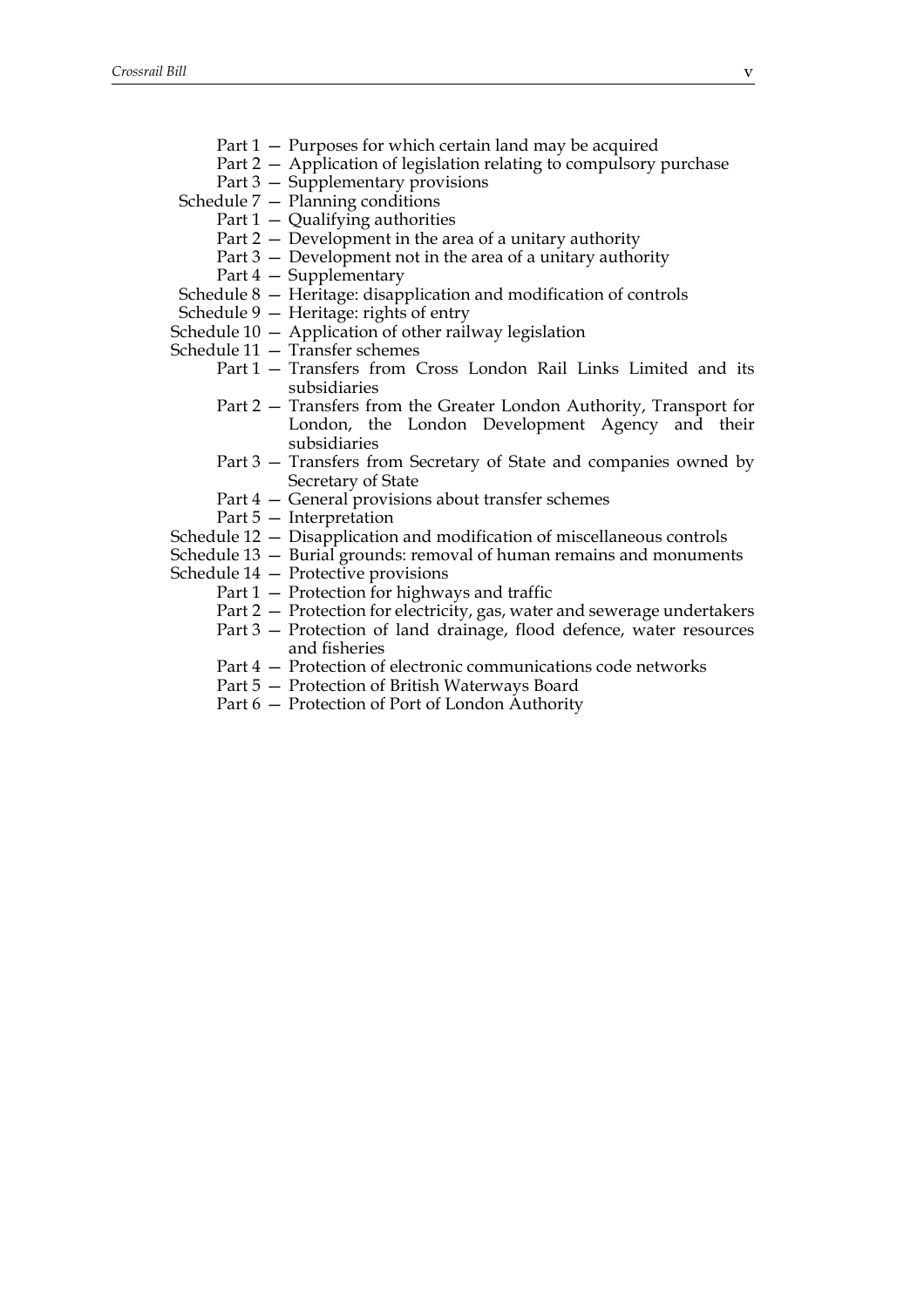Part 1 — Purposes for which certain land may be acquired
Part 2 — Application of legislation relating to compulsory purchase
Part 3 — Supplementary provisions

Schedule 7 — Planning conditions
Part 1 — Qualifying authorities
Part 2 — Development in the area of a unitary authority
Part 3 — Development not in the area of a unitary authority
Part 4 — Supplementary

Schedule 8 — Heritage: disapplication and modification of controls

Schedule 9 — Heritage: rights of entry

Schedule 10 — Application of other railway legislation

Schedule 11 — Transfer schemes
Part 1 — Transfers from Cross London Rail Links Limited and its subsidiaries
Part 2 — Transfers from the Greater London Authority, Transport for London, the London Development Agency and their subsidiaries
Part 3 — Transfers from Secretary of State and companies owned by Secretary of State
Part 4 — General provisions about transfer schemes
Part 5 — Interpretation

Schedule 12 — Disapplication and modification of miscellaneous controls

Schedule 13 — Burial grounds: removal of human remains and monuments

Schedule 14 — Protective provisions
Part 1 — Protection for highways and traffic
Part 2 — Protection for electricity, gas, water and sewerage undertakers
Part 3 — Protection of land drainage, flood defence, water resources and fisheries
Part 4 — Protection of electronic communications code networks
Part 5 — Protection of British Waterways Board
Part 6 — Protection of Port of London Authority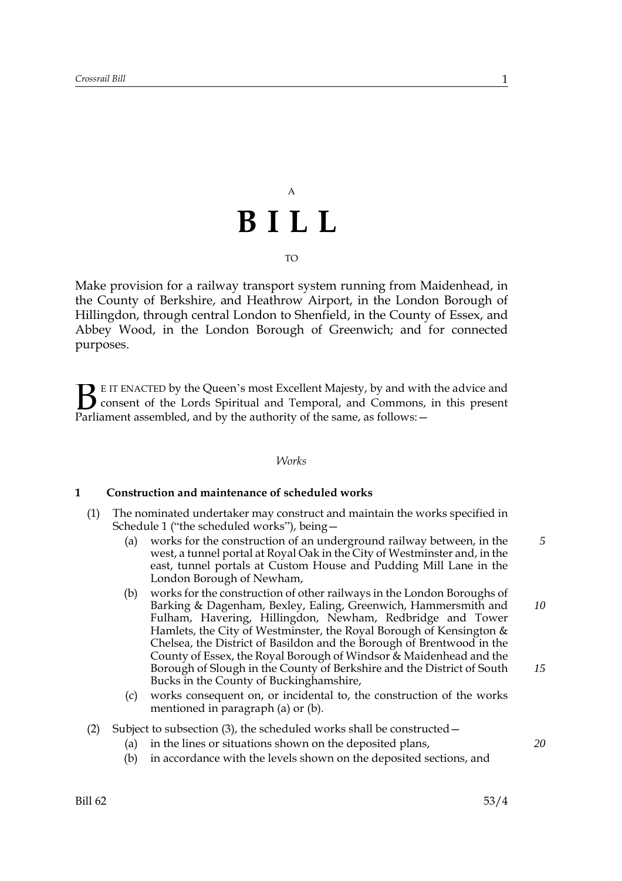A

# B I L L

TO

Make provision for a railway transport system running from Maidenhead, in the County of Berkshire, and Heathrow Airport, in the London Borough of Hillingdon, through central London to Shenfield, in the County of Essex, and Abbey Wood, in the London Borough of Greenwich; and for connected purposes.

BE IT ENACTED by the Queen's most Excellent Majesty, by and with the advice and consent of the Lords Spiritual and Temporal, and Commons, in this present Parliament assembled, and by the authority of the same, as follows:—

*Works*

**1 Construction and maintenance of scheduled works**

(1) The nominated undertaker may construct and maintain the works specified in Schedule 1 ("the scheduled works"), being—

(a) works for the construction of an underground railway between, in the west, a tunnel portal at Royal Oak in the City of Westminster and, in the east, tunnel portals at Custom House and Pudding Mill Lane in the London Borough of Newham,

(b) works for the construction of other railways in the London Boroughs of Barking & Dagenham, Bexley, Ealing, Greenwich, Hammersmith and Fulham, Havering, Hillingdon, Newham, Redbridge and Tower Hamlets, the City of Westminster, the Royal Borough of Kensington & Chelsea, the District of Basildon and the Borough of Brentwood in the County of Essex, the Royal Borough of Windsor & Maidenhead and the Borough of Slough in the County of Berkshire and the District of South Bucks in the County of Buckinghamshire,

(c) works consequent on, or incidental to, the construction of the works mentioned in paragraph (a) or (b).

(2) Subject to subsection (3), the scheduled works shall be constructed—

(a) in the lines or situations shown on the deposited plans,

(b) in accordance with the levels shown on the deposited sections, and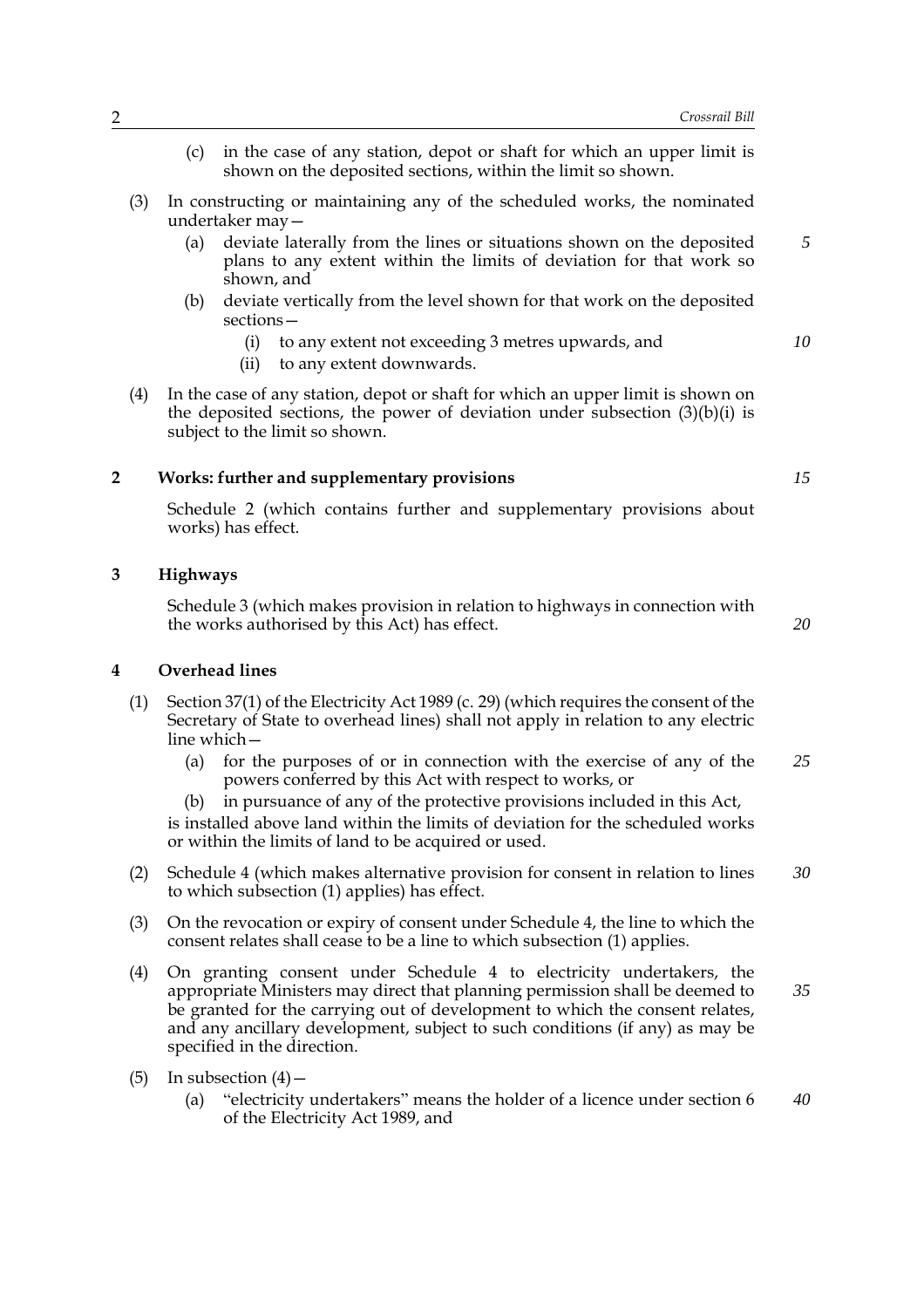(c) in the case of any station, depot or shaft for which an upper limit is shown on the deposited sections, within the limit so shown.

(3) In constructing or maintaining any of the scheduled works, the nominated undertaker may—

(a) deviate laterally from the lines or situations shown on the deposited plans to any extent within the limits of deviation for that work so shown, and

(b) deviate vertically from the level shown for that work on the deposited sections—

(i) to any extent not exceeding 3 metres upwards, and

(ii) to any extent downwards.

(4) In the case of any station, depot or shaft for which an upper limit is shown on the deposited sections, the power of deviation under subsection (3)(b)(i) is subject to the limit so shown.

## 2 Works: further and supplementary provisions

Schedule 2 (which contains further and supplementary provisions about works) has effect.

## 3 Highways

Schedule 3 (which makes provision in relation to highways in connection with the works authorised by this Act) has effect.

## 4 Overhead lines

(1) Section 37(1) of the Electricity Act 1989 (c. 29) (which requires the consent of the Secretary of State to overhead lines) shall not apply in relation to any electric line which—

(a) for the purposes of or in connection with the exercise of any of the powers conferred by this Act with respect to works, or

(b) in pursuance of any of the protective provisions included in this Act,

is installed above land within the limits of deviation for the scheduled works or within the limits of land to be acquired or used.

(2) Schedule 4 (which makes alternative provision for consent in relation to lines to which subsection (1) applies) has effect.

(3) On the revocation or expiry of consent under Schedule 4, the line to which the consent relates shall cease to be a line to which subsection (1) applies.

(4) On granting consent under Schedule 4 to electricity undertakers, the appropriate Ministers may direct that planning permission shall be deemed to be granted for the carrying out of development to which the consent relates, and any ancillary development, subject to such conditions (if any) as may be specified in the direction.

(5) In subsection (4)—

(a) "electricity undertakers" means the holder of a licence under section 6 of the Electricity Act 1989, and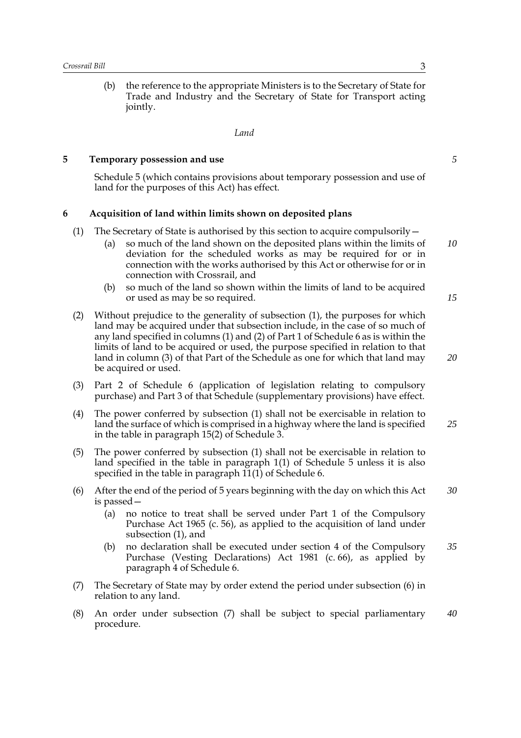(b) the reference to the appropriate Ministers is to the Secretary of State for Trade and Industry and the Secretary of State for Transport acting jointly.

*Land*

## 5 Temporary possession and use

Schedule 5 (which contains provisions about temporary possession and use of land for the purposes of this Act) has effect.

## 6 Acquisition of land within limits shown on deposited plans

(1) The Secretary of State is authorised by this section to acquire compulsorily—

(a) so much of the land shown on the deposited plans within the limits of deviation for the scheduled works as may be required for or in connection with the works authorised by this Act or otherwise for or in connection with Crossrail, and

(b) so much of the land so shown within the limits of land to be acquired or used as may be so required.

(2) Without prejudice to the generality of subsection (1), the purposes for which land may be acquired under that subsection include, in the case of so much of any land specified in columns (1) and (2) of Part 1 of Schedule 6 as is within the limits of land to be acquired or used, the purpose specified in relation to that land in column (3) of that Part of the Schedule as one for which that land may be acquired or used.

(3) Part 2 of Schedule 6 (application of legislation relating to compulsory purchase) and Part 3 of that Schedule (supplementary provisions) have effect.

(4) The power conferred by subsection (1) shall not be exercisable in relation to land the surface of which is comprised in a highway where the land is specified in the table in paragraph 15(2) of Schedule 3.

(5) The power conferred by subsection (1) shall not be exercisable in relation to land specified in the table in paragraph 1(1) of Schedule 5 unless it is also specified in the table in paragraph 11(1) of Schedule 6.

(6) After the end of the period of 5 years beginning with the day on which this Act is passed—

(a) no notice to treat shall be served under Part 1 of the Compulsory Purchase Act 1965 (c. 56), as applied to the acquisition of land under subsection (1), and

(b) no declaration shall be executed under section 4 of the Compulsory Purchase (Vesting Declarations) Act 1981 (c. 66), as applied by paragraph 4 of Schedule 6.

(7) The Secretary of State may by order extend the period under subsection (6) in relation to any land.

(8) An order under subsection (7) shall be subject to special parliamentary procedure.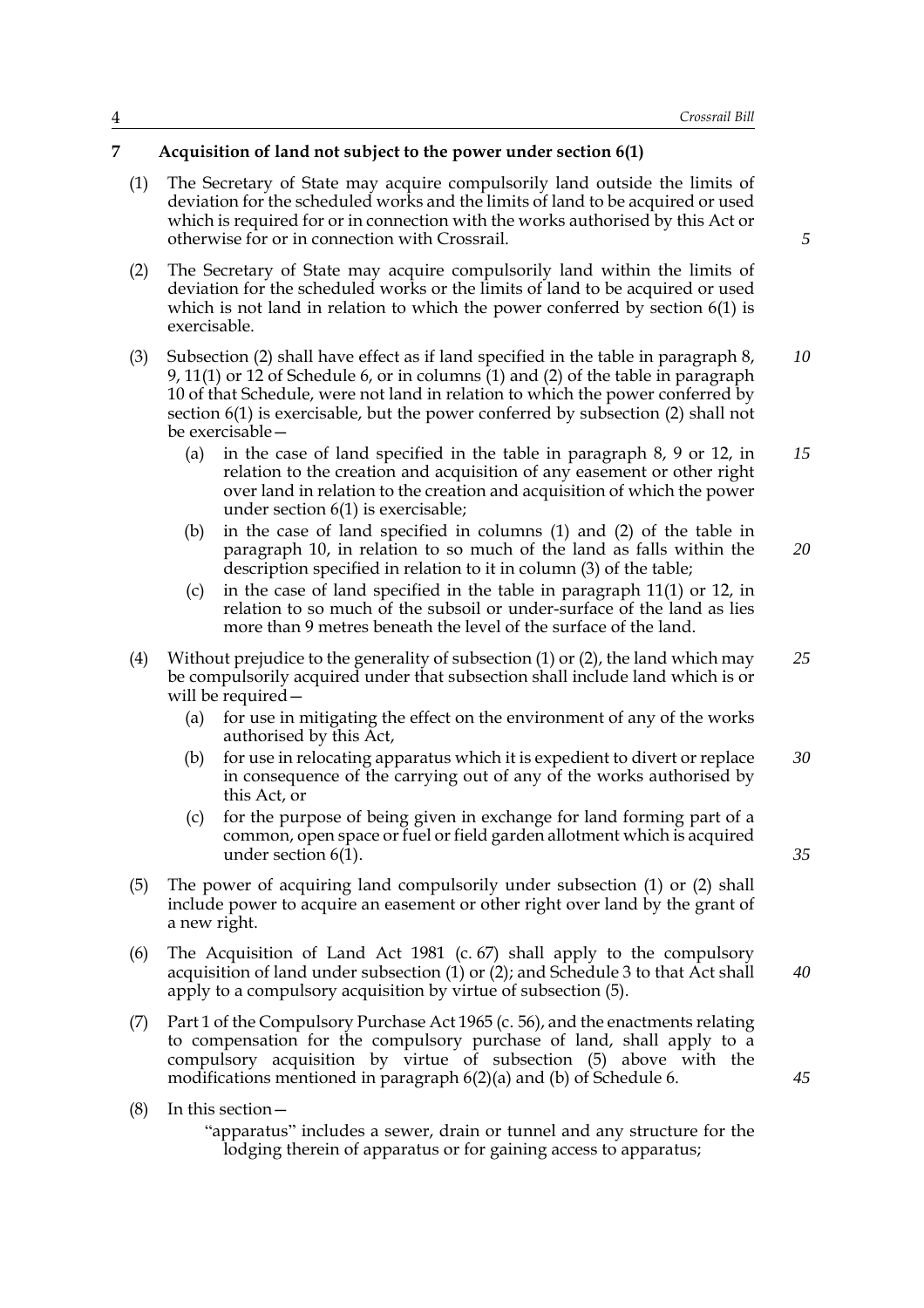## 7 Acquisition of land not subject to the power under section 6(1)

(1) The Secretary of State may acquire compulsorily land outside the limits of deviation for the scheduled works and the limits of land to be acquired or used which is required for or in connection with the works authorised by this Act or otherwise for or in connection with Crossrail.

(2) The Secretary of State may acquire compulsorily land within the limits of deviation for the scheduled works or the limits of land to be acquired or used which is not land in relation to which the power conferred by section 6(1) is exercisable.

(3) Subsection (2) shall have effect as if land specified in the table in paragraph 8, 9, 11(1) or 12 of Schedule 6, or in columns (1) and (2) of the table in paragraph 10 of that Schedule, were not land in relation to which the power conferred by section 6(1) is exercisable, but the power conferred by subsection (2) shall not be exercisable—

- (a) in the case of land specified in the table in paragraph 8, 9 or 12, in relation to the creation and acquisition of any easement or other right over land in relation to the creation and acquisition of which the power under section 6(1) is exercisable;
- (b) in the case of land specified in columns (1) and (2) of the table in paragraph 10, in relation to so much of the land as falls within the description specified in relation to it in column (3) of the table;
- (c) in the case of land specified in the table in paragraph 11(1) or 12, in relation to so much of the subsoil or under-surface of the land as lies more than 9 metres beneath the level of the surface of the land.

(4) Without prejudice to the generality of subsection (1) or (2), the land which may be compulsorily acquired under that subsection shall include land which is or will be required—

- (a) for use in mitigating the effect on the environment of any of the works authorised by this Act,
- (b) for use in relocating apparatus which it is expedient to divert or replace in consequence of the carrying out of any of the works authorised by this Act, or
- (c) for the purpose of being given in exchange for land forming part of a common, open space or fuel or field garden allotment which is acquired under section 6(1).

(5) The power of acquiring land compulsorily under subsection (1) or (2) shall include power to acquire an easement or other right over land by the grant of a new right.

(6) The Acquisition of Land Act 1981 (c. 67) shall apply to the compulsory acquisition of land under subsection (1) or (2); and Schedule 3 to that Act shall apply to a compulsory acquisition by virtue of subsection (5).

(7) Part 1 of the Compulsory Purchase Act 1965 (c. 56), and the enactments relating to compensation for the compulsory purchase of land, shall apply to a compulsory acquisition by virtue of subsection (5) above with the modifications mentioned in paragraph 6(2)(a) and (b) of Schedule 6.

(8) In this section—

"apparatus" includes a sewer, drain or tunnel and any structure for the lodging therein of apparatus or for gaining access to apparatus;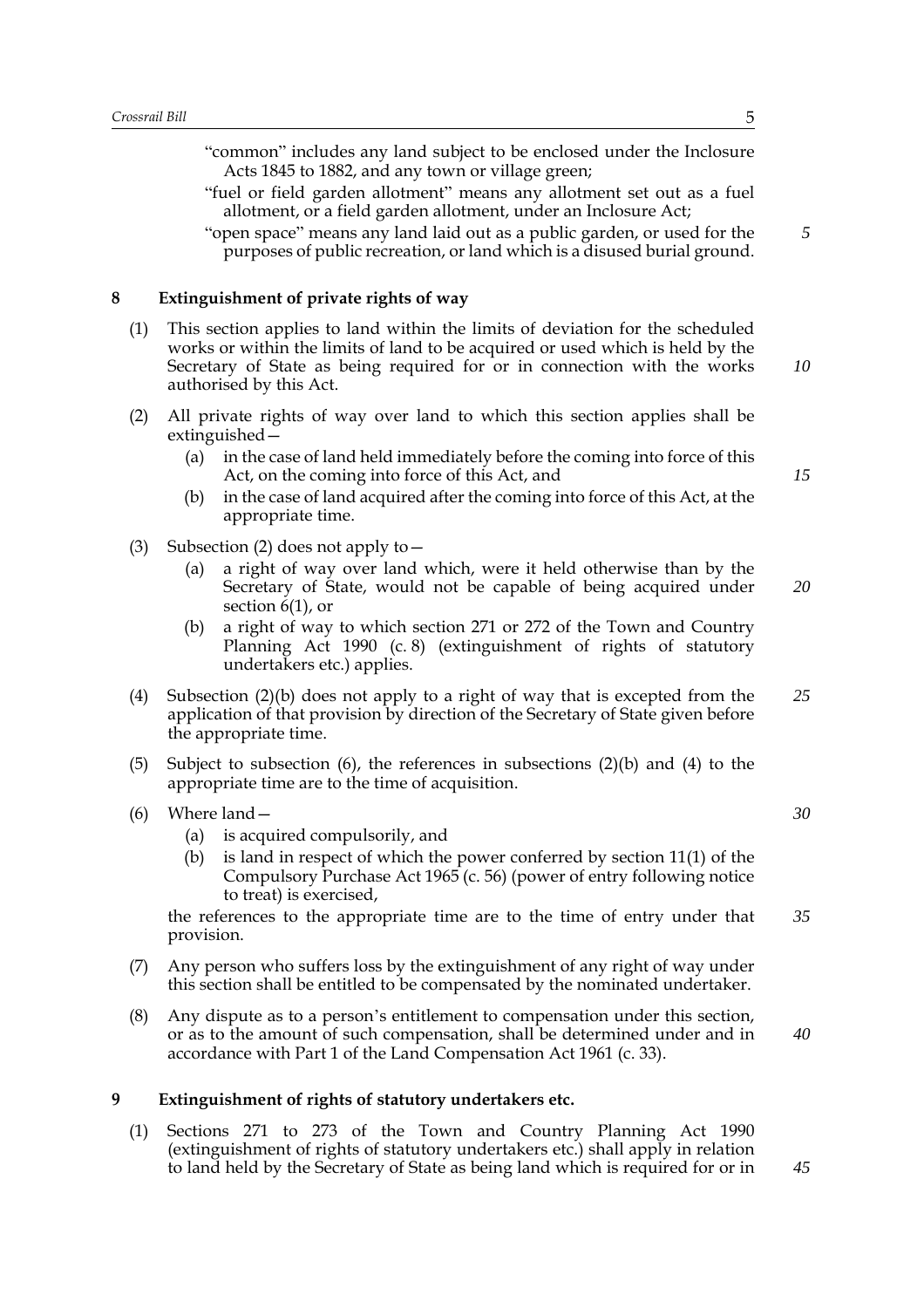"common" includes any land subject to be enclosed under the Inclosure Acts 1845 to 1882, and any town or village green;

"fuel or field garden allotment" means any allotment set out as a fuel allotment, or a field garden allotment, under an Inclosure Act;

"open space" means any land laid out as a public garden, or used for the purposes of public recreation, or land which is a disused burial ground.

## 8 Extinguishment of private rights of way

(1) This section applies to land within the limits of deviation for the scheduled works or within the limits of land to be acquired or used which is held by the Secretary of State as being required for or in connection with the works authorised by this Act.

(2) All private rights of way over land to which this section applies shall be extinguished—

- (a) in the case of land held immediately before the coming into force of this Act, on the coming into force of this Act, and
- (b) in the case of land acquired after the coming into force of this Act, at the appropriate time.

(3) Subsection (2) does not apply to—

- (a) a right of way over land which, were it held otherwise than by the Secretary of State, would not be capable of being acquired under section 6(1), or
- (b) a right of way to which section 271 or 272 of the Town and Country Planning Act 1990 (c. 8) (extinguishment of rights of statutory undertakers etc.) applies.

(4) Subsection (2)(b) does not apply to a right of way that is excepted from the application of that provision by direction of the Secretary of State given before the appropriate time.

(5) Subject to subsection (6), the references in subsections (2)(b) and (4) to the appropriate time are to the time of acquisition.

(6) Where land—

- (a) is acquired compulsorily, and
- (b) is land in respect of which the power conferred by section 11(1) of the Compulsory Purchase Act 1965 (c. 56) (power of entry following notice to treat) is exercised,

the references to the appropriate time are to the time of entry under that provision.

(7) Any person who suffers loss by the extinguishment of any right of way under this section shall be entitled to be compensated by the nominated undertaker.

(8) Any dispute as to a person's entitlement to compensation under this section, or as to the amount of such compensation, shall be determined under and in accordance with Part 1 of the Land Compensation Act 1961 (c. 33).

## 9 Extinguishment of rights of statutory undertakers etc.

(1) Sections 271 to 273 of the Town and Country Planning Act 1990 (extinguishment of rights of statutory undertakers etc.) shall apply in relation to land held by the Secretary of State as being land which is required for or in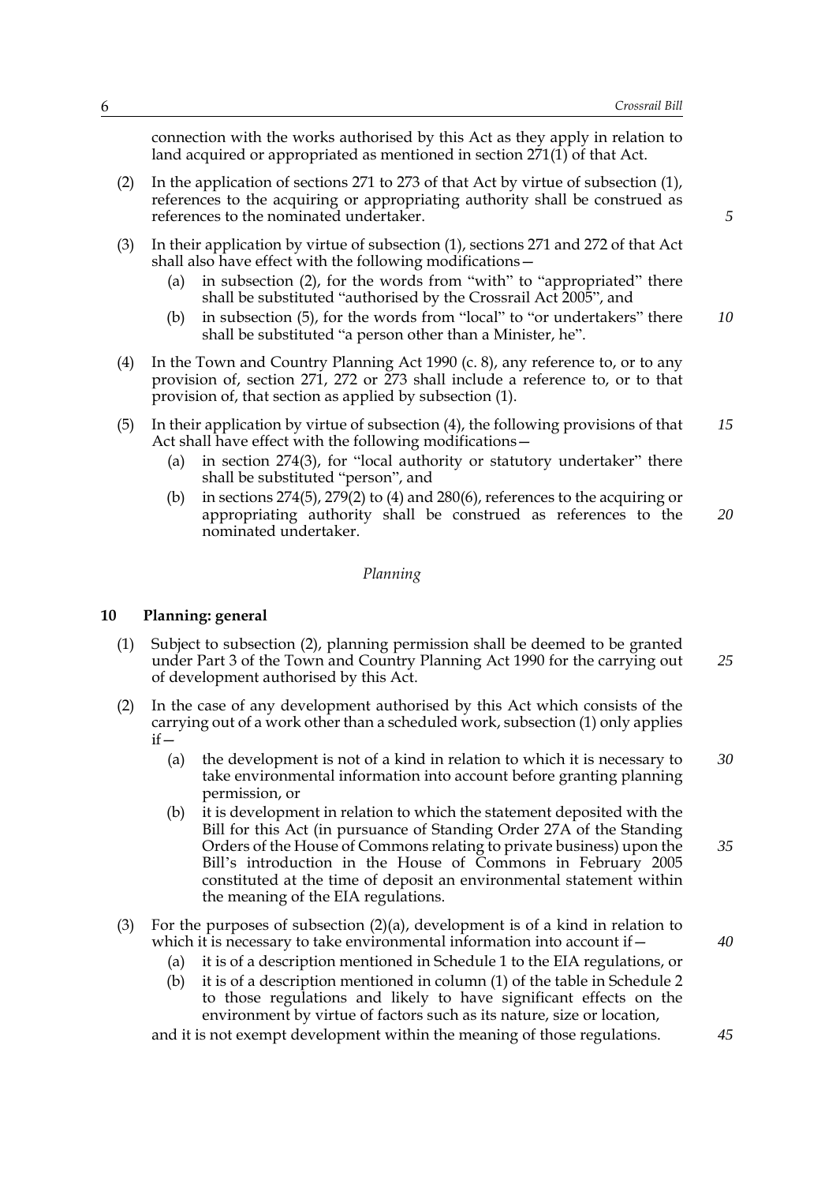connection with the works authorised by this Act as they apply in relation to land acquired or appropriated as mentioned in section 271(1) of that Act.

(2) In the application of sections 271 to 273 of that Act by virtue of subsection (1), references to the acquiring or appropriating authority shall be construed as references to the nominated undertaker.

(3) In their application by virtue of subsection (1), sections 271 and 272 of that Act shall also have effect with the following modifications—

- (a) in subsection (2), for the words from "with" to "appropriated" there shall be substituted "authorised by the Crossrail Act 2005", and
- (b) in subsection (5), for the words from "local" to "or undertakers" there shall be substituted "a person other than a Minister, he".

(4) In the Town and Country Planning Act 1990 (c. 8), any reference to, or to any provision of, section 271, 272 or 273 shall include a reference to, or to that provision of, that section as applied by subsection (1).

(5) In their application by virtue of subsection (4), the following provisions of that Act shall have effect with the following modifications—

- (a) in section 274(3), for "local authority or statutory undertaker" there shall be substituted "person", and
- (b) in sections 274(5), 279(2) to (4) and 280(6), references to the acquiring or appropriating authority shall be construed as references to the nominated undertaker.

*Planning*

## 10 Planning: general

(1) Subject to subsection (2), planning permission shall be deemed to be granted under Part 3 of the Town and Country Planning Act 1990 for the carrying out of development authorised by this Act.

(2) In the case of any development authorised by this Act which consists of the carrying out of a work other than a scheduled work, subsection (1) only applies if—

- (a) the development is not of a kind in relation to which it is necessary to take environmental information into account before granting planning permission, or
- (b) it is development in relation to which the statement deposited with the Bill for this Act (in pursuance of Standing Order 27A of the Standing Orders of the House of Commons relating to private business) upon the Bill's introduction in the House of Commons in February 2005 constituted at the time of deposit an environmental statement within the meaning of the EIA regulations.

(3) For the purposes of subsection (2)(a), development is of a kind in relation to which it is necessary to take environmental information into account if—

- (a) it is of a description mentioned in Schedule 1 to the EIA regulations, or
- (b) it is of a description mentioned in column (1) of the table in Schedule 2 to those regulations and likely to have significant effects on the environment by virtue of factors such as its nature, size or location,

and it is not exempt development within the meaning of those regulations.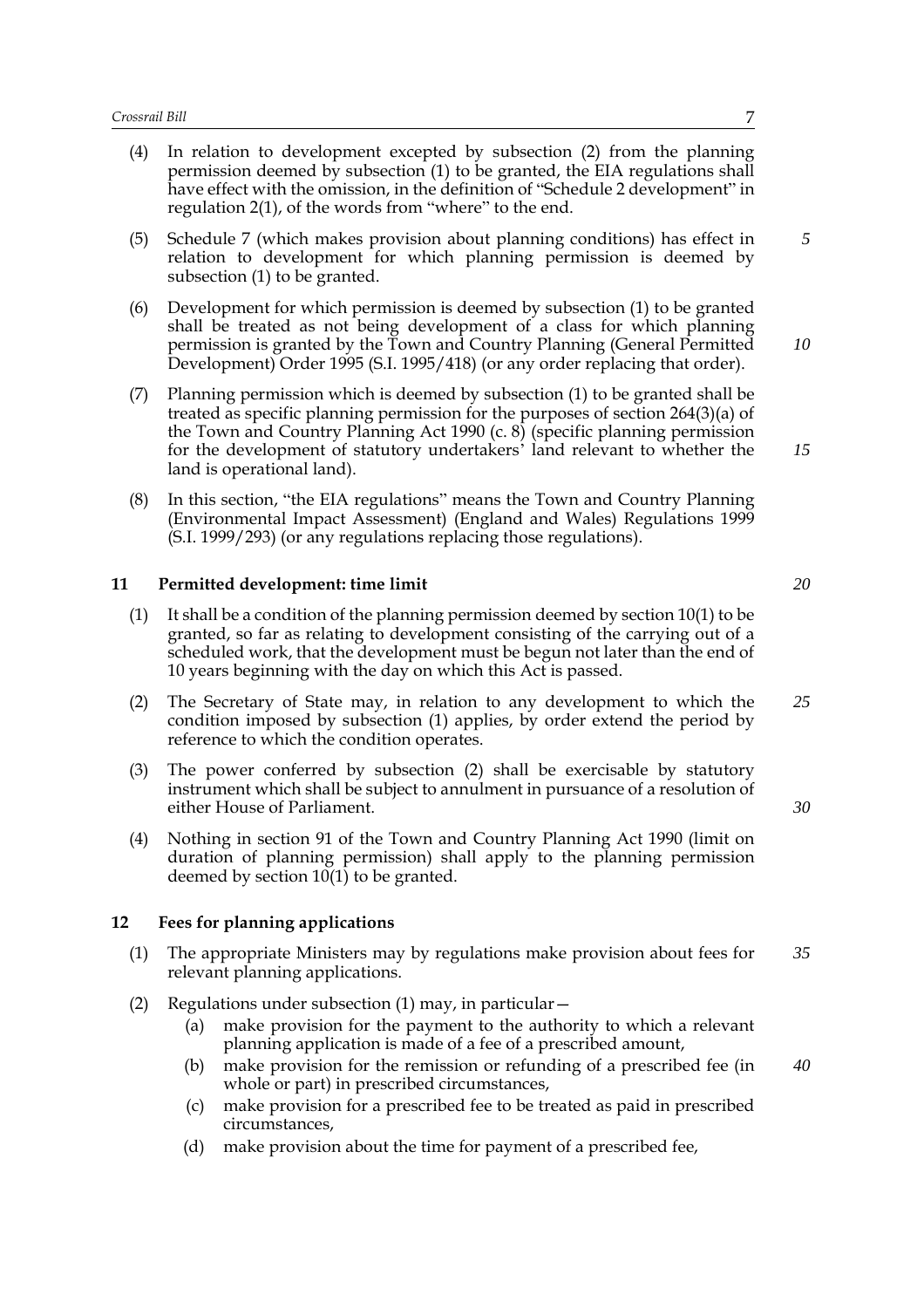(4) In relation to development excepted by subsection (2) from the planning permission deemed by subsection (1) to be granted, the EIA regulations shall have effect with the omission, in the definition of "Schedule 2 development" in regulation 2(1), of the words from "where" to the end.

(5) Schedule 7 (which makes provision about planning conditions) has effect in relation to development for which planning permission is deemed by subsection (1) to be granted.

(6) Development for which permission is deemed by subsection (1) to be granted shall be treated as not being development of a class for which planning permission is granted by the Town and Country Planning (General Permitted Development) Order 1995 (S.I. 1995/418) (or any order replacing that order).

(7) Planning permission which is deemed by subsection (1) to be granted shall be treated as specific planning permission for the purposes of section 264(3)(a) of the Town and Country Planning Act 1990 (c. 8) (specific planning permission for the development of statutory undertakers' land relevant to whether the land is operational land).

(8) In this section, "the EIA regulations" means the Town and Country Planning (Environmental Impact Assessment) (England and Wales) Regulations 1999 (S.I. 1999/293) (or any regulations replacing those regulations).

## 11 Permitted development: time limit

(1) It shall be a condition of the planning permission deemed by section 10(1) to be granted, so far as relating to development consisting of the carrying out of a scheduled work, that the development must be begun not later than the end of 10 years beginning with the day on which this Act is passed.

(2) The Secretary of State may, in relation to any development to which the condition imposed by subsection (1) applies, by order extend the period by reference to which the condition operates.

(3) The power conferred by subsection (2) shall be exercisable by statutory instrument which shall be subject to annulment in pursuance of a resolution of either House of Parliament.

(4) Nothing in section 91 of the Town and Country Planning Act 1990 (limit on duration of planning permission) shall apply to the planning permission deemed by section 10(1) to be granted.

## 12 Fees for planning applications

(1) The appropriate Ministers may by regulations make provision about fees for relevant planning applications.

(2) Regulations under subsection (1) may, in particular—

- (a) make provision for the payment to the authority to which a relevant planning application is made of a fee of a prescribed amount,
- (b) make provision for the remission or refunding of a prescribed fee (in whole or part) in prescribed circumstances,
- (c) make provision for a prescribed fee to be treated as paid in prescribed circumstances,
- (d) make provision about the time for payment of a prescribed fee,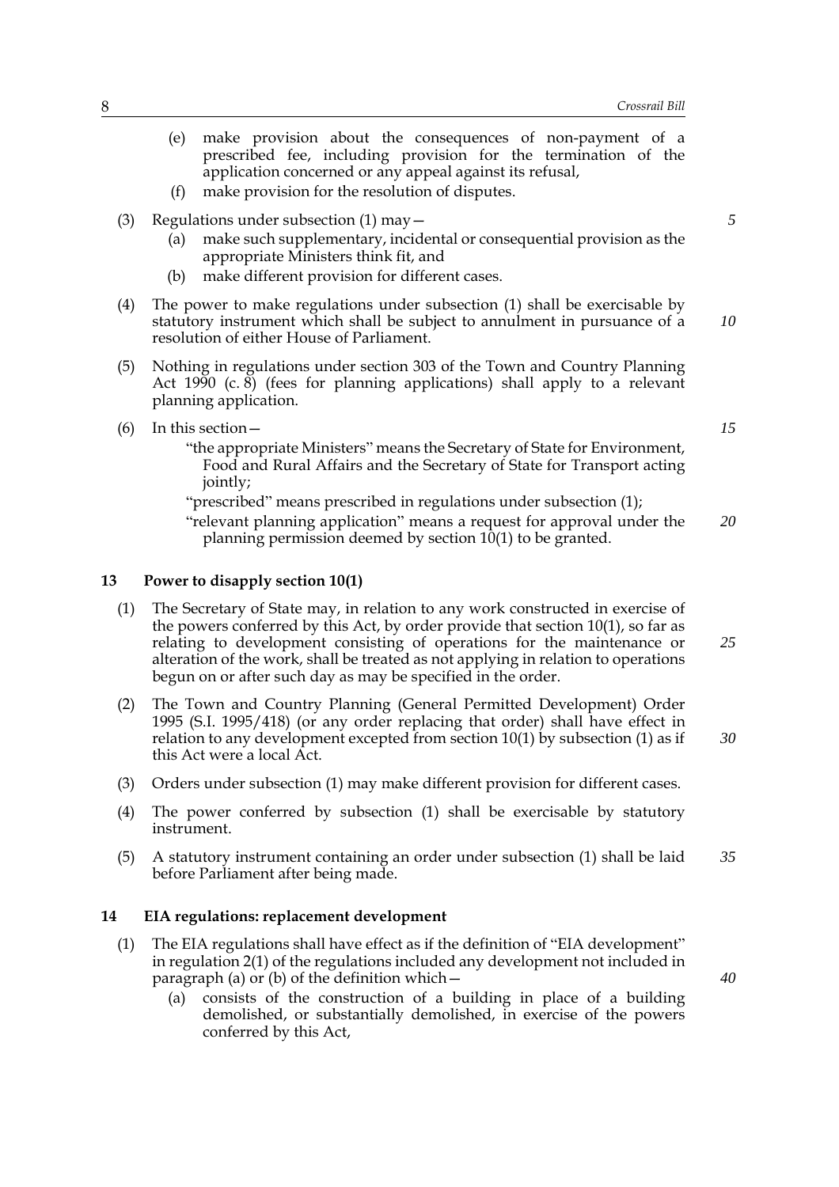(e) make provision about the consequences of non-payment of a prescribed fee, including provision for the termination of the application concerned or any appeal against its refusal,

(f) make provision for the resolution of disputes.

(3) Regulations under subsection (1) may—

(a) make such supplementary, incidental or consequential provision as the appropriate Ministers think fit, and

(b) make different provision for different cases.

(4) The power to make regulations under subsection (1) shall be exercisable by statutory instrument which shall be subject to annulment in pursuance of a resolution of either House of Parliament.

(5) Nothing in regulations under section 303 of the Town and Country Planning Act 1990 (c. 8) (fees for planning applications) shall apply to a relevant planning application.

(6) In this section—

"the appropriate Ministers" means the Secretary of State for Environment, Food and Rural Affairs and the Secretary of State for Transport acting jointly;

"prescribed" means prescribed in regulations under subsection (1);

"relevant planning application" means a request for approval under the planning permission deemed by section 10(1) to be granted.

## 13 Power to disapply section 10(1)

(1) The Secretary of State may, in relation to any work constructed in exercise of the powers conferred by this Act, by order provide that section 10(1), so far as relating to development consisting of operations for the maintenance or alteration of the work, shall be treated as not applying in relation to operations begun on or after such day as may be specified in the order.

(2) The Town and Country Planning (General Permitted Development) Order 1995 (S.I. 1995/418) (or any order replacing that order) shall have effect in relation to any development excepted from section 10(1) by subsection (1) as if this Act were a local Act.

(3) Orders under subsection (1) may make different provision for different cases.

(4) The power conferred by subsection (1) shall be exercisable by statutory instrument.

(5) A statutory instrument containing an order under subsection (1) shall be laid before Parliament after being made.

## 14 EIA regulations: replacement development

(1) The EIA regulations shall have effect as if the definition of "EIA development" in regulation 2(1) of the regulations included any development not included in paragraph (a) or (b) of the definition which—

(a) consists of the construction of a building in place of a building demolished, or substantially demolished, in exercise of the powers conferred by this Act,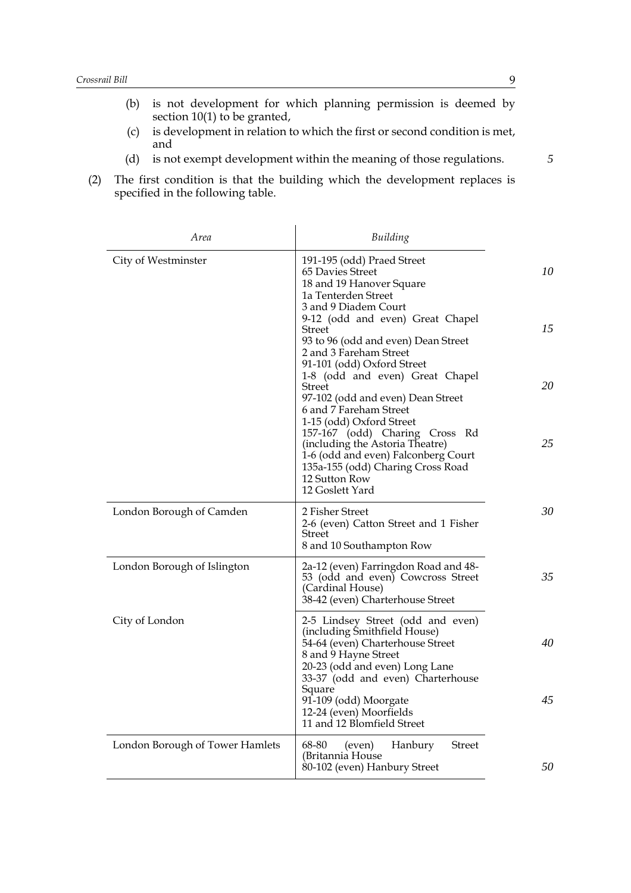(b) is not development for which planning permission is deemed by section 10(1) to be granted,

(c) is development in relation to which the first or second condition is met, and

(d) is not exempt development within the meaning of those regulations.

(2) The first condition is that the building which the development replaces is specified in the following table.

| *Area* | *Building* |
|---|---|
| City of Westminster | 191-195 (odd) Praed Street<br>65 Davies Street<br>18 and 19 Hanover Square<br>1a Tenterden Street<br>3 and 9 Diadem Court<br>9-12 (odd and even) Great Chapel Street<br>93 to 96 (odd and even) Dean Street<br>2 and 3 Fareham Street<br>91-101 (odd) Oxford Street<br>1-8 (odd and even) Great Chapel Street<br>97-102 (odd and even) Dean Street<br>6 and 7 Fareham Street<br>1-15 (odd) Oxford Street<br>157-167 (odd) Charing Cross Rd (including the Astoria Theatre)<br>1-6 (odd and even) Falconberg Court<br>135a-155 (odd) Charing Cross Road<br>12 Sutton Row<br>12 Goslett Yard |
| London Borough of Camden | 2 Fisher Street<br>2-6 (even) Catton Street and 1 Fisher Street<br>8 and 10 Southampton Row |
| London Borough of Islington | 2a-12 (even) Farringdon Road and 48-53 (odd and even) Cowcross Street (Cardinal House)<br>38-42 (even) Charterhouse Street |
| City of London | 2-5 Lindsey Street (odd and even) (including Smithfield House)<br>54-64 (even) Charterhouse Street<br>8 and 9 Hayne Street<br>20-23 (odd and even) Long Lane<br>33-37 (odd and even) Charterhouse Square<br>91-109 (odd) Moorgate<br>12-24 (even) Moorfields<br>11 and 12 Blomfield Street |
| London Borough of Tower Hamlets | 68-80 (even) Hanbury Street (Britannia House<br>80-102 (even) Hanbury Street |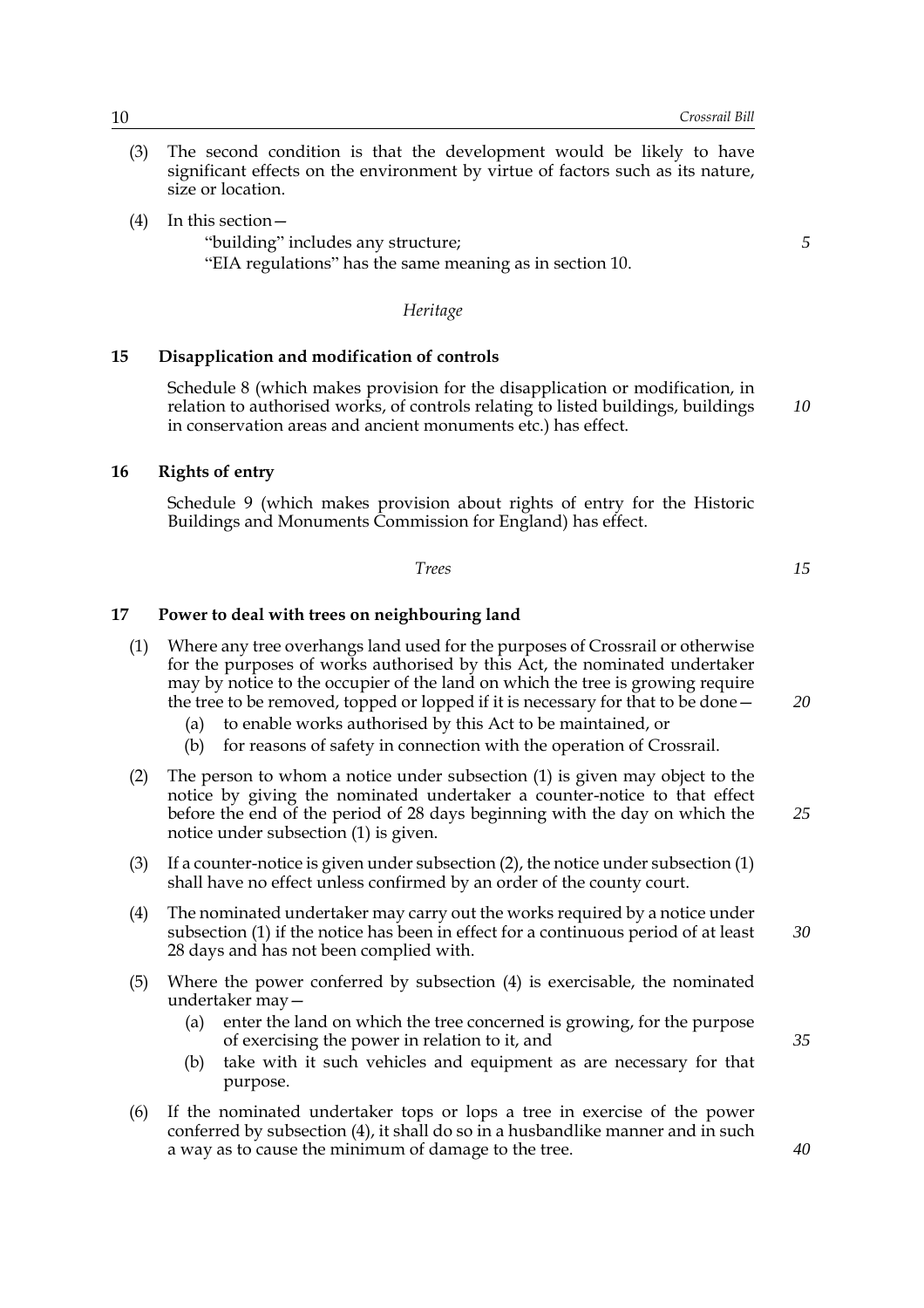(3) The second condition is that the development would be likely to have significant effects on the environment by virtue of factors such as its nature, size or location.

(4) In this section—

"building" includes any structure;

"EIA regulations" has the same meaning as in section 10.

*Heritage*

**15 Disapplication and modification of controls**

Schedule 8 (which makes provision for the disapplication or modification, in relation to authorised works, of controls relating to listed buildings, buildings in conservation areas and ancient monuments etc.) has effect.

**16 Rights of entry**

Schedule 9 (which makes provision about rights of entry for the Historic Buildings and Monuments Commission for England) has effect.

*Trees*

**17 Power to deal with trees on neighbouring land**

(1) Where any tree overhangs land used for the purposes of Crossrail or otherwise for the purposes of works authorised by this Act, the nominated undertaker may by notice to the occupier of the land on which the tree is growing require the tree to be removed, topped or lopped if it is necessary for that to be done—

- (a) to enable works authorised by this Act to be maintained, or
- (b) for reasons of safety in connection with the operation of Crossrail.

(2) The person to whom a notice under subsection (1) is given may object to the notice by giving the nominated undertaker a counter-notice to that effect before the end of the period of 28 days beginning with the day on which the notice under subsection (1) is given.

(3) If a counter-notice is given under subsection (2), the notice under subsection (1) shall have no effect unless confirmed by an order of the county court.

(4) The nominated undertaker may carry out the works required by a notice under subsection (1) if the notice has been in effect for a continuous period of at least 28 days and has not been complied with.

(5) Where the power conferred by subsection (4) is exercisable, the nominated undertaker may—

- (a) enter the land on which the tree concerned is growing, for the purpose of exercising the power in relation to it, and
- (b) take with it such vehicles and equipment as are necessary for that purpose.

(6) If the nominated undertaker tops or lops a tree in exercise of the power conferred by subsection (4), it shall do so in a husbandlike manner and in such a way as to cause the minimum of damage to the tree.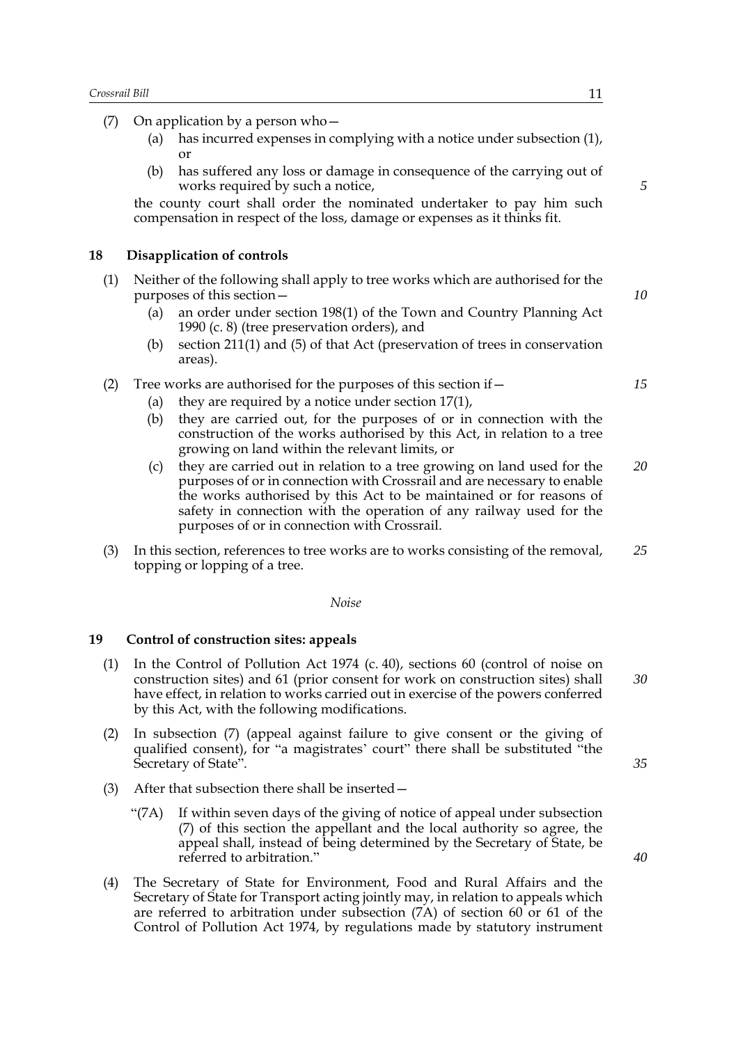(7) On application by a person who—

   (a) has incurred expenses in complying with a notice under subsection (1), or

   (b) has suffered any loss or damage in consequence of the carrying out of works required by such a notice,

the county court shall order the nominated undertaker to pay him such compensation in respect of the loss, damage or expenses as it thinks fit.

## 18 Disapplication of controls

(1) Neither of the following shall apply to tree works which are authorised for the purposes of this section—

   (a) an order under section 198(1) of the Town and Country Planning Act 1990 (c. 8) (tree preservation orders), and

   (b) section 211(1) and (5) of that Act (preservation of trees in conservation areas).

(2) Tree works are authorised for the purposes of this section if—

   (a) they are required by a notice under section 17(1),

   (b) they are carried out, for the purposes of or in connection with the construction of the works authorised by this Act, in relation to a tree growing on land within the relevant limits, or

   (c) they are carried out in relation to a tree growing on land used for the purposes of or in connection with Crossrail and are necessary to enable the works authorised by this Act to be maintained or for reasons of safety in connection with the operation of any railway used for the purposes of or in connection with Crossrail.

(3) In this section, references to tree works are to works consisting of the removal, topping or lopping of a tree.

*Noise*

## 19 Control of construction sites: appeals

(1) In the Control of Pollution Act 1974 (c. 40), sections 60 (control of noise on construction sites) and 61 (prior consent for work on construction sites) shall have effect, in relation to works carried out in exercise of the powers conferred by this Act, with the following modifications.

(2) In subsection (7) (appeal against failure to give consent or the giving of qualified consent), for "a magistrates' court" there shall be substituted "the Secretary of State".

(3) After that subsection there shall be inserted—

   "(7A) If within seven days of the giving of notice of appeal under subsection (7) of this section the appellant and the local authority so agree, the appeal shall, instead of being determined by the Secretary of State, be referred to arbitration."

(4) The Secretary of State for Environment, Food and Rural Affairs and the Secretary of State for Transport acting jointly may, in relation to appeals which are referred to arbitration under subsection (7A) of section 60 or 61 of the Control of Pollution Act 1974, by regulations made by statutory instrument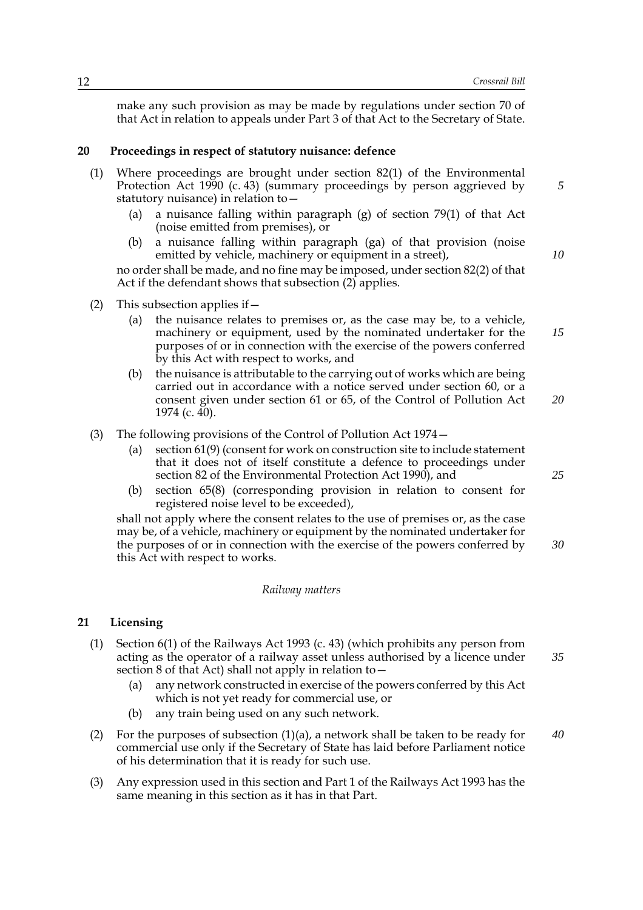make any such provision as may be made by regulations under section 70 of that Act in relation to appeals under Part 3 of that Act to the Secretary of State.

### 20 Proceedings in respect of statutory nuisance: defence

(1) Where proceedings are brought under section 82(1) of the Environmental Protection Act 1990 (c. 43) (summary proceedings by person aggrieved by statutory nuisance) in relation to—

- (a) a nuisance falling within paragraph (g) of section 79(1) of that Act (noise emitted from premises), or
- (b) a nuisance falling within paragraph (ga) of that provision (noise emitted by vehicle, machinery or equipment in a street),

no order shall be made, and no fine may be imposed, under section 82(2) of that Act if the defendant shows that subsection (2) applies.

(2) This subsection applies if—

- (a) the nuisance relates to premises or, as the case may be, to a vehicle, machinery or equipment, used by the nominated undertaker for the purposes of or in connection with the exercise of the powers conferred by this Act with respect to works, and
- (b) the nuisance is attributable to the carrying out of works which are being carried out in accordance with a notice served under section 60, or a consent given under section 61 or 65, of the Control of Pollution Act 1974 (c. 40).

(3) The following provisions of the Control of Pollution Act 1974—

- (a) section 61(9) (consent for work on construction site to include statement that it does not of itself constitute a defence to proceedings under section 82 of the Environmental Protection Act 1990), and
- (b) section 65(8) (corresponding provision in relation to consent for registered noise level to be exceeded),

shall not apply where the consent relates to the use of premises or, as the case may be, of a vehicle, machinery or equipment by the nominated undertaker for the purposes of or in connection with the exercise of the powers conferred by this Act with respect to works.

*Railway matters*

### 21 Licensing

(1) Section 6(1) of the Railways Act 1993 (c. 43) (which prohibits any person from acting as the operator of a railway asset unless authorised by a licence under section 8 of that Act) shall not apply in relation to—

- (a) any network constructed in exercise of the powers conferred by this Act which is not yet ready for commercial use, or
- (b) any train being used on any such network.

(2) For the purposes of subsection (1)(a), a network shall be taken to be ready for commercial use only if the Secretary of State has laid before Parliament notice of his determination that it is ready for such use.

(3) Any expression used in this section and Part 1 of the Railways Act 1993 has the same meaning in this section as it has in that Part.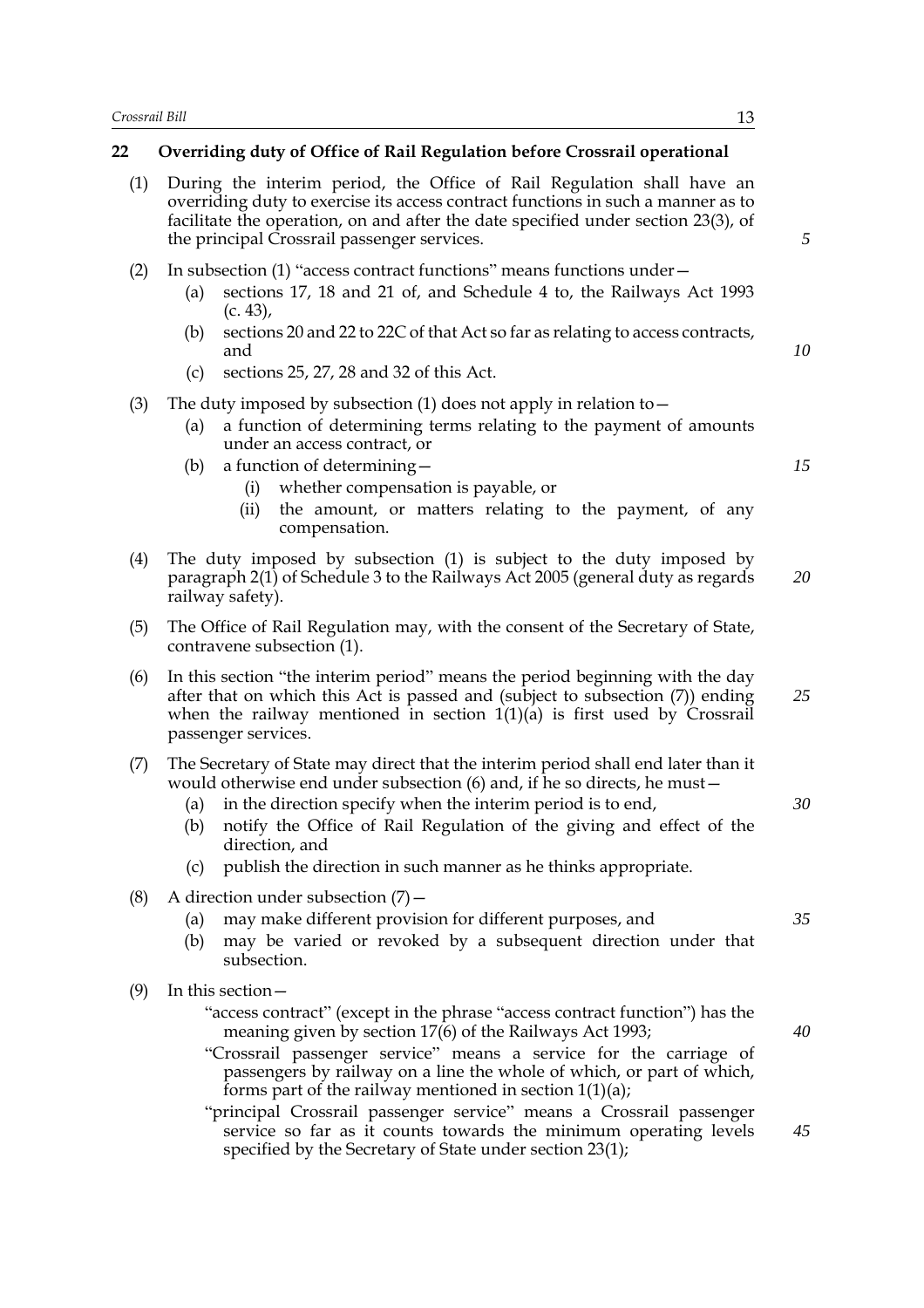## 22 Overriding duty of Office of Rail Regulation before Crossrail operational

(1) During the interim period, the Office of Rail Regulation shall have an overriding duty to exercise its access contract functions in such a manner as to facilitate the operation, on and after the date specified under section 23(3), of the principal Crossrail passenger services.

(2) In subsection (1) "access contract functions" means functions under—

- (a) sections 17, 18 and 21 of, and Schedule 4 to, the Railways Act 1993 (c. 43),
- (b) sections 20 and 22 to 22C of that Act so far as relating to access contracts, and
- (c) sections 25, 27, 28 and 32 of this Act.

(3) The duty imposed by subsection (1) does not apply in relation to—

- (a) a function of determining terms relating to the payment of amounts under an access contract, or
- (b) a function of determining—
  - (i) whether compensation is payable, or
  - (ii) the amount, or matters relating to the payment, of any compensation.

(4) The duty imposed by subsection (1) is subject to the duty imposed by paragraph 2(1) of Schedule 3 to the Railways Act 2005 (general duty as regards railway safety).

(5) The Office of Rail Regulation may, with the consent of the Secretary of State, contravene subsection (1).

(6) In this section "the interim period" means the period beginning with the day after that on which this Act is passed and (subject to subsection (7)) ending when the railway mentioned in section 1(1)(a) is first used by Crossrail passenger services.

(7) The Secretary of State may direct that the interim period shall end later than it would otherwise end under subsection (6) and, if he so directs, he must—

- (a) in the direction specify when the interim period is to end,
- (b) notify the Office of Rail Regulation of the giving and effect of the direction, and
- (c) publish the direction in such manner as he thinks appropriate.

(8) A direction under subsection (7)—

- (a) may make different provision for different purposes, and
- (b) may be varied or revoked by a subsequent direction under that subsection.

(9) In this section—

"access contract" (except in the phrase "access contract function") has the meaning given by section 17(6) of the Railways Act 1993;

"Crossrail passenger service" means a service for the carriage of passengers by railway on a line the whole of which, or part of which, forms part of the railway mentioned in section 1(1)(a);

"principal Crossrail passenger service" means a Crossrail passenger service so far as it counts towards the minimum operating levels specified by the Secretary of State under section 23(1);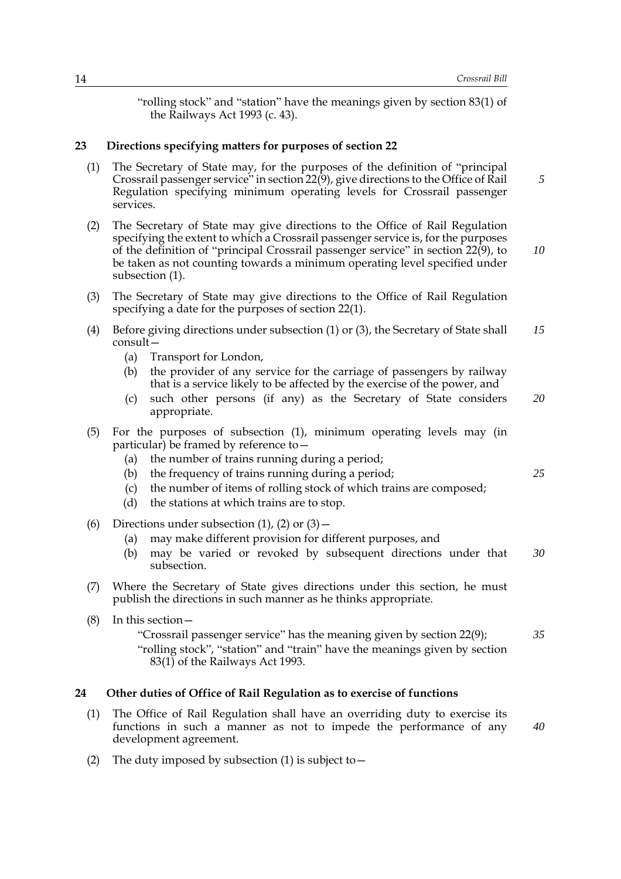"rolling stock" and "station" have the meanings given by section 83(1) of the Railways Act 1993 (c. 43).

### 23 Directions specifying matters for purposes of section 22

(1) The Secretary of State may, for the purposes of the definition of "principal Crossrail passenger service" in section 22(9), give directions to the Office of Rail Regulation specifying minimum operating levels for Crossrail passenger services.

(2) The Secretary of State may give directions to the Office of Rail Regulation specifying the extent to which a Crossrail passenger service is, for the purposes of the definition of "principal Crossrail passenger service" in section 22(9), to be taken as not counting towards a minimum operating level specified under subsection (1).

(3) The Secretary of State may give directions to the Office of Rail Regulation specifying a date for the purposes of section 22(1).

(4) Before giving directions under subsection (1) or (3), the Secretary of State shall consult—

  (a) Transport for London,

  (b) the provider of any service for the carriage of passengers by railway that is a service likely to be affected by the exercise of the power, and

  (c) such other persons (if any) as the Secretary of State considers appropriate.

(5) For the purposes of subsection (1), minimum operating levels may (in particular) be framed by reference to—

  (a) the number of trains running during a period;

  (b) the frequency of trains running during a period;

  (c) the number of items of rolling stock of which trains are composed;

  (d) the stations at which trains are to stop.

(6) Directions under subsection (1), (2) or (3)—

  (a) may make different provision for different purposes, and

  (b) may be varied or revoked by subsequent directions under that subsection.

(7) Where the Secretary of State gives directions under this section, he must publish the directions in such manner as he thinks appropriate.

(8) In this section—

"Crossrail passenger service" has the meaning given by section 22(9);

"rolling stock", "station" and "train" have the meanings given by section 83(1) of the Railways Act 1993.

### 24 Other duties of Office of Rail Regulation as to exercise of functions

(1) The Office of Rail Regulation shall have an overriding duty to exercise its functions in such a manner as not to impede the performance of any development agreement.

(2) The duty imposed by subsection (1) is subject to—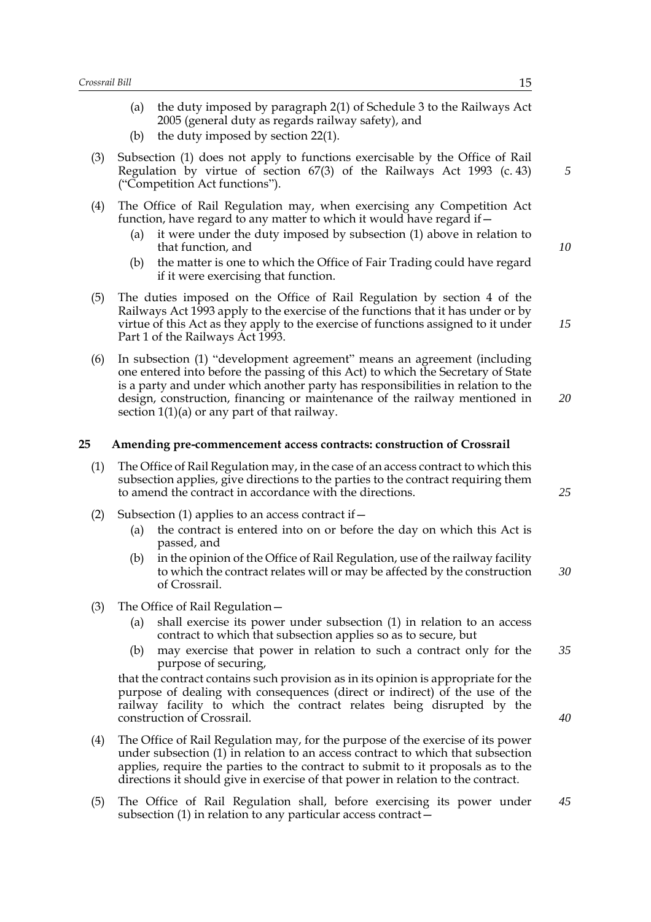(a) the duty imposed by paragraph 2(1) of Schedule 3 to the Railways Act 2005 (general duty as regards railway safety), and

(b) the duty imposed by section 22(1).

(3) Subsection (1) does not apply to functions exercisable by the Office of Rail Regulation by virtue of section 67(3) of the Railways Act 1993 (c. 43) ("Competition Act functions").

(4) The Office of Rail Regulation may, when exercising any Competition Act function, have regard to any matter to which it would have regard if—

(a) it were under the duty imposed by subsection (1) above in relation to that function, and

(b) the matter is one to which the Office of Fair Trading could have regard if it were exercising that function.

(5) The duties imposed on the Office of Rail Regulation by section 4 of the Railways Act 1993 apply to the exercise of the functions that it has under or by virtue of this Act as they apply to the exercise of functions assigned to it under Part 1 of the Railways Act 1993.

(6) In subsection (1) "development agreement" means an agreement (including one entered into before the passing of this Act) to which the Secretary of State is a party and under which another party has responsibilities in relation to the design, construction, financing or maintenance of the railway mentioned in section 1(1)(a) or any part of that railway.

## 25 Amending pre-commencement access contracts: construction of Crossrail

(1) The Office of Rail Regulation may, in the case of an access contract to which this subsection applies, give directions to the parties to the contract requiring them to amend the contract in accordance with the directions.

(2) Subsection (1) applies to an access contract if—

(a) the contract is entered into on or before the day on which this Act is passed, and

(b) in the opinion of the Office of Rail Regulation, use of the railway facility to which the contract relates will or may be affected by the construction of Crossrail.

(3) The Office of Rail Regulation—

(a) shall exercise its power under subsection (1) in relation to an access contract to which that subsection applies so as to secure, but

(b) may exercise that power in relation to such a contract only for the purpose of securing,

that the contract contains such provision as in its opinion is appropriate for the purpose of dealing with consequences (direct or indirect) of the use of the railway facility to which the contract relates being disrupted by the construction of Crossrail.

(4) The Office of Rail Regulation may, for the purpose of the exercise of its power under subsection (1) in relation to an access contract to which that subsection applies, require the parties to the contract to submit to it proposals as to the directions it should give in exercise of that power in relation to the contract.

(5) The Office of Rail Regulation shall, before exercising its power under subsection (1) in relation to any particular access contract—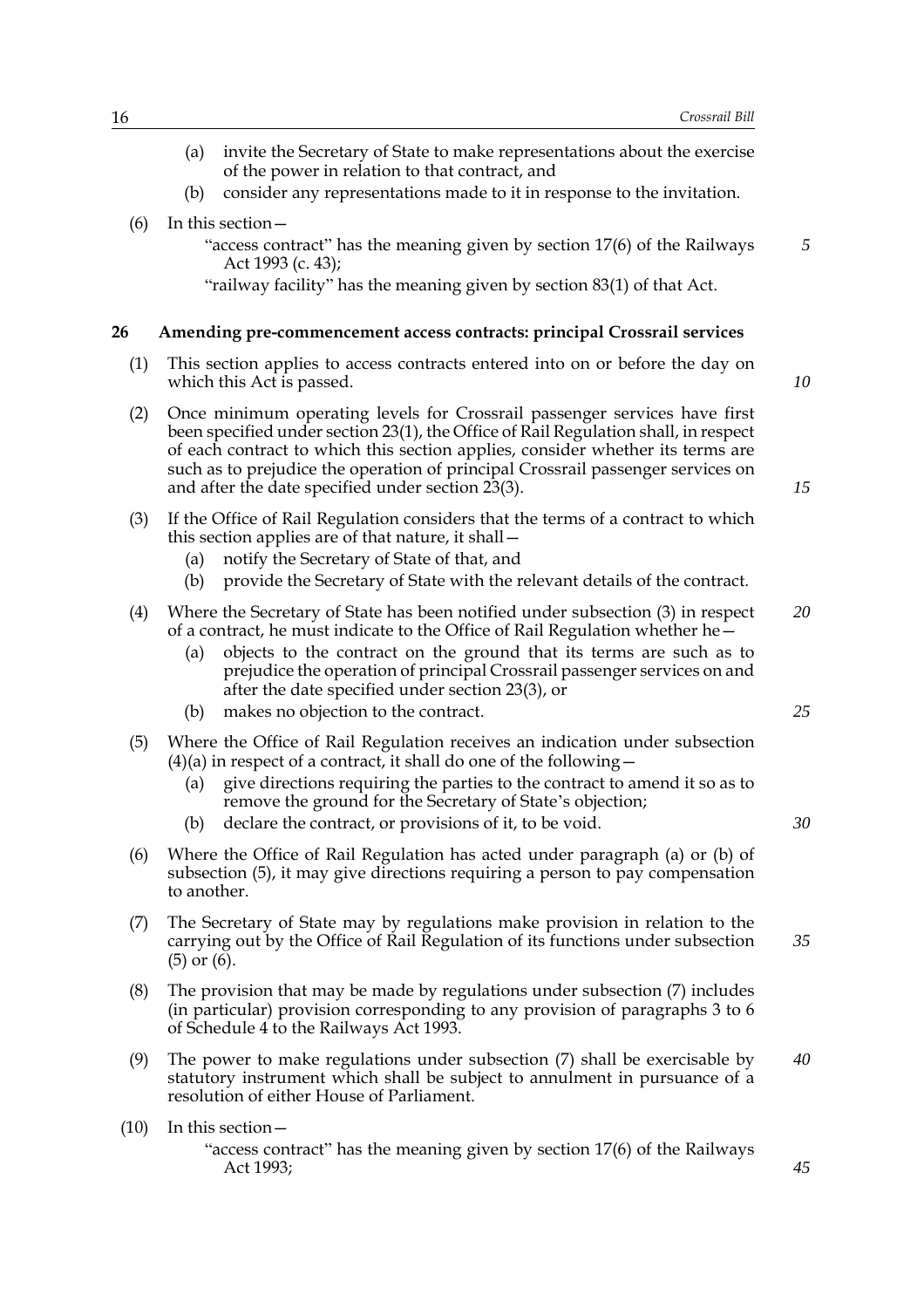(a) invite the Secretary of State to make representations about the exercise of the power in relation to that contract, and

(b) consider any representations made to it in response to the invitation.

(6) In this section—

"access contract" has the meaning given by section 17(6) of the Railways Act 1993 (c. 43);

"railway facility" has the meaning given by section 83(1) of that Act.

## 26 Amending pre-commencement access contracts: principal Crossrail services

(1) This section applies to access contracts entered into on or before the day on which this Act is passed.

(2) Once minimum operating levels for Crossrail passenger services have first been specified under section 23(1), the Office of Rail Regulation shall, in respect of each contract to which this section applies, consider whether its terms are such as to prejudice the operation of principal Crossrail passenger services on and after the date specified under section 23(3).

(3) If the Office of Rail Regulation considers that the terms of a contract to which this section applies are of that nature, it shall—

(a) notify the Secretary of State of that, and

(b) provide the Secretary of State with the relevant details of the contract.

(4) Where the Secretary of State has been notified under subsection (3) in respect of a contract, he must indicate to the Office of Rail Regulation whether he—

(a) objects to the contract on the ground that its terms are such as to prejudice the operation of principal Crossrail passenger services on and after the date specified under section 23(3), or

(b) makes no objection to the contract.

(5) Where the Office of Rail Regulation receives an indication under subsection (4)(a) in respect of a contract, it shall do one of the following—

(a) give directions requiring the parties to the contract to amend it so as to remove the ground for the Secretary of State's objection;

(b) declare the contract, or provisions of it, to be void.

(6) Where the Office of Rail Regulation has acted under paragraph (a) or (b) of subsection (5), it may give directions requiring a person to pay compensation to another.

(7) The Secretary of State may by regulations make provision in relation to the carrying out by the Office of Rail Regulation of its functions under subsection (5) or (6).

(8) The provision that may be made by regulations under subsection (7) includes (in particular) provision corresponding to any provision of paragraphs 3 to 6 of Schedule 4 to the Railways Act 1993.

(9) The power to make regulations under subsection (7) shall be exercisable by statutory instrument which shall be subject to annulment in pursuance of a resolution of either House of Parliament.

(10) In this section—

"access contract" has the meaning given by section 17(6) of the Railways Act 1993;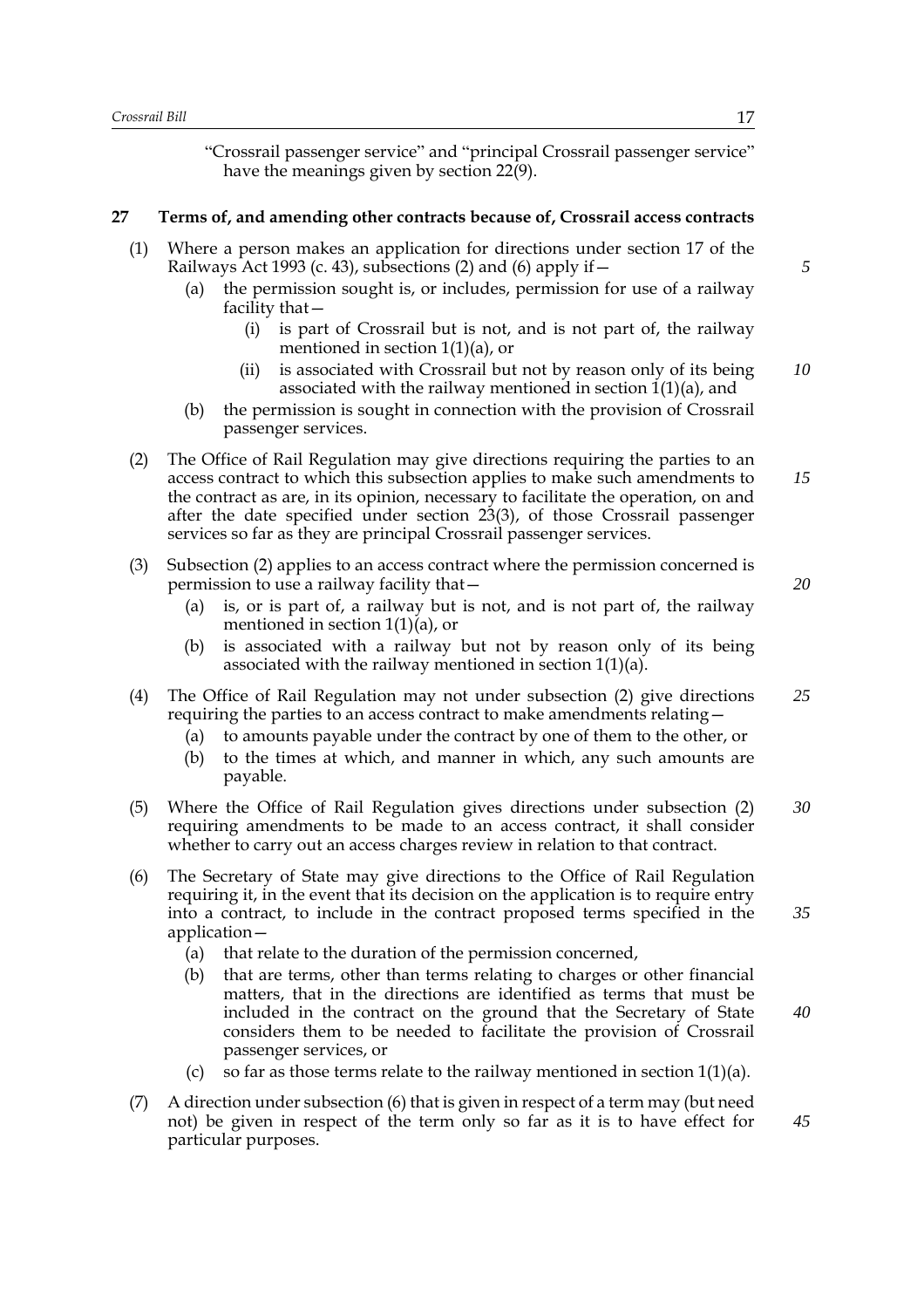"Crossrail passenger service" and "principal Crossrail passenger service" have the meanings given by section 22(9).

**27 Terms of, and amending other contracts because of, Crossrail access contracts**

(1) Where a person makes an application for directions under section 17 of the Railways Act 1993 (c. 43), subsections (2) and (6) apply if—

(a) the permission sought is, or includes, permission for use of a railway facility that—

(i) is part of Crossrail but is not, and is not part of, the railway mentioned in section 1(1)(a), or

(ii) is associated with Crossrail but not by reason only of its being associated with the railway mentioned in section 1(1)(a), and

(b) the permission is sought in connection with the provision of Crossrail passenger services.

(2) The Office of Rail Regulation may give directions requiring the parties to an access contract to which this subsection applies to make such amendments to the contract as are, in its opinion, necessary to facilitate the operation, on and after the date specified under section 23(3), of those Crossrail passenger services so far as they are principal Crossrail passenger services.

(3) Subsection (2) applies to an access contract where the permission concerned is permission to use a railway facility that—

(a) is, or is part of, a railway but is not, and is not part of, the railway mentioned in section 1(1)(a), or

(b) is associated with a railway but not by reason only of its being associated with the railway mentioned in section 1(1)(a).

(4) The Office of Rail Regulation may not under subsection (2) give directions requiring the parties to an access contract to make amendments relating—

(a) to amounts payable under the contract by one of them to the other, or

(b) to the times at which, and manner in which, any such amounts are payable.

(5) Where the Office of Rail Regulation gives directions under subsection (2) requiring amendments to be made to an access contract, it shall consider whether to carry out an access charges review in relation to that contract.

(6) The Secretary of State may give directions to the Office of Rail Regulation requiring it, in the event that its decision on the application is to require entry into a contract, to include in the contract proposed terms specified in the application—

(a) that relate to the duration of the permission concerned,

(b) that are terms, other than terms relating to charges or other financial matters, that in the directions are identified as terms that must be included in the contract on the ground that the Secretary of State considers them to be needed to facilitate the provision of Crossrail passenger services, or

(c) so far as those terms relate to the railway mentioned in section 1(1)(a).

(7) A direction under subsection (6) that is given in respect of a term may (but need not) be given in respect of the term only so far as it is to have effect for particular purposes.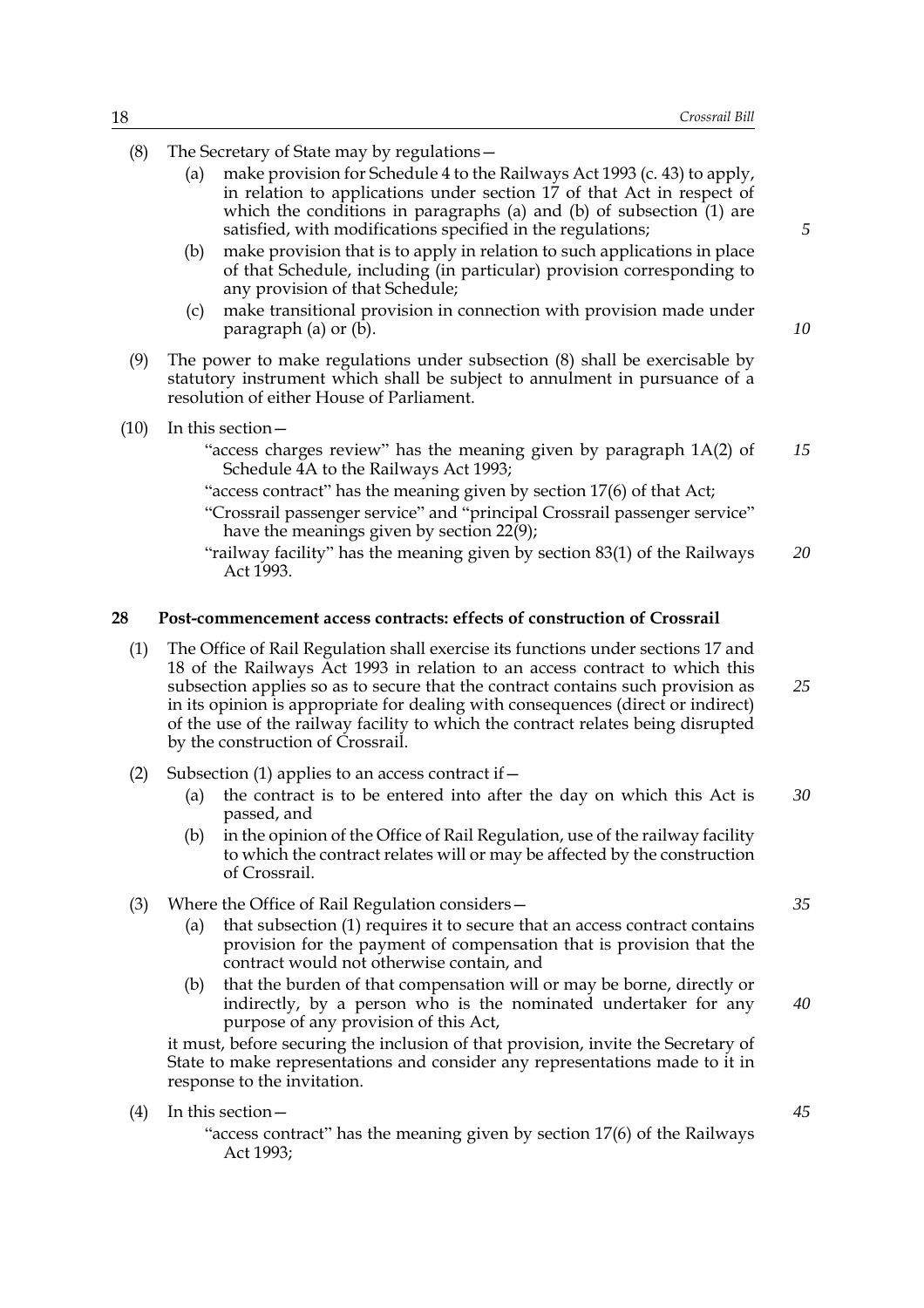(8) The Secretary of State may by regulations—

(a) make provision for Schedule 4 to the Railways Act 1993 (c. 43) to apply, in relation to applications under section 17 of that Act in respect of which the conditions in paragraphs (a) and (b) of subsection (1) are satisfied, with modifications specified in the regulations;

(b) make provision that is to apply in relation to such applications in place of that Schedule, including (in particular) provision corresponding to any provision of that Schedule;

(c) make transitional provision in connection with provision made under paragraph (a) or (b).

(9) The power to make regulations under subsection (8) shall be exercisable by statutory instrument which shall be subject to annulment in pursuance of a resolution of either House of Parliament.

(10) In this section—

"access charges review" has the meaning given by paragraph 1A(2) of Schedule 4A to the Railways Act 1993;

"access contract" has the meaning given by section 17(6) of that Act;

"Crossrail passenger service" and "principal Crossrail passenger service" have the meanings given by section 22(9);

"railway facility" has the meaning given by section 83(1) of the Railways Act 1993.

## 28 Post-commencement access contracts: effects of construction of Crossrail

(1) The Office of Rail Regulation shall exercise its functions under sections 17 and 18 of the Railways Act 1993 in relation to an access contract to which this subsection applies so as to secure that the contract contains such provision as in its opinion is appropriate for dealing with consequences (direct or indirect) of the use of the railway facility to which the contract relates being disrupted by the construction of Crossrail.

(2) Subsection (1) applies to an access contract if—

(a) the contract is to be entered into after the day on which this Act is passed, and

(b) in the opinion of the Office of Rail Regulation, use of the railway facility to which the contract relates will or may be affected by the construction of Crossrail.

(3) Where the Office of Rail Regulation considers—

(a) that subsection (1) requires it to secure that an access contract contains provision for the payment of compensation that is provision that the contract would not otherwise contain, and

(b) that the burden of that compensation will or may be borne, directly or indirectly, by a person who is the nominated undertaker for any purpose of any provision of this Act,

it must, before securing the inclusion of that provision, invite the Secretary of State to make representations and consider any representations made to it in response to the invitation.

(4) In this section—

"access contract" has the meaning given by section 17(6) of the Railways Act 1993;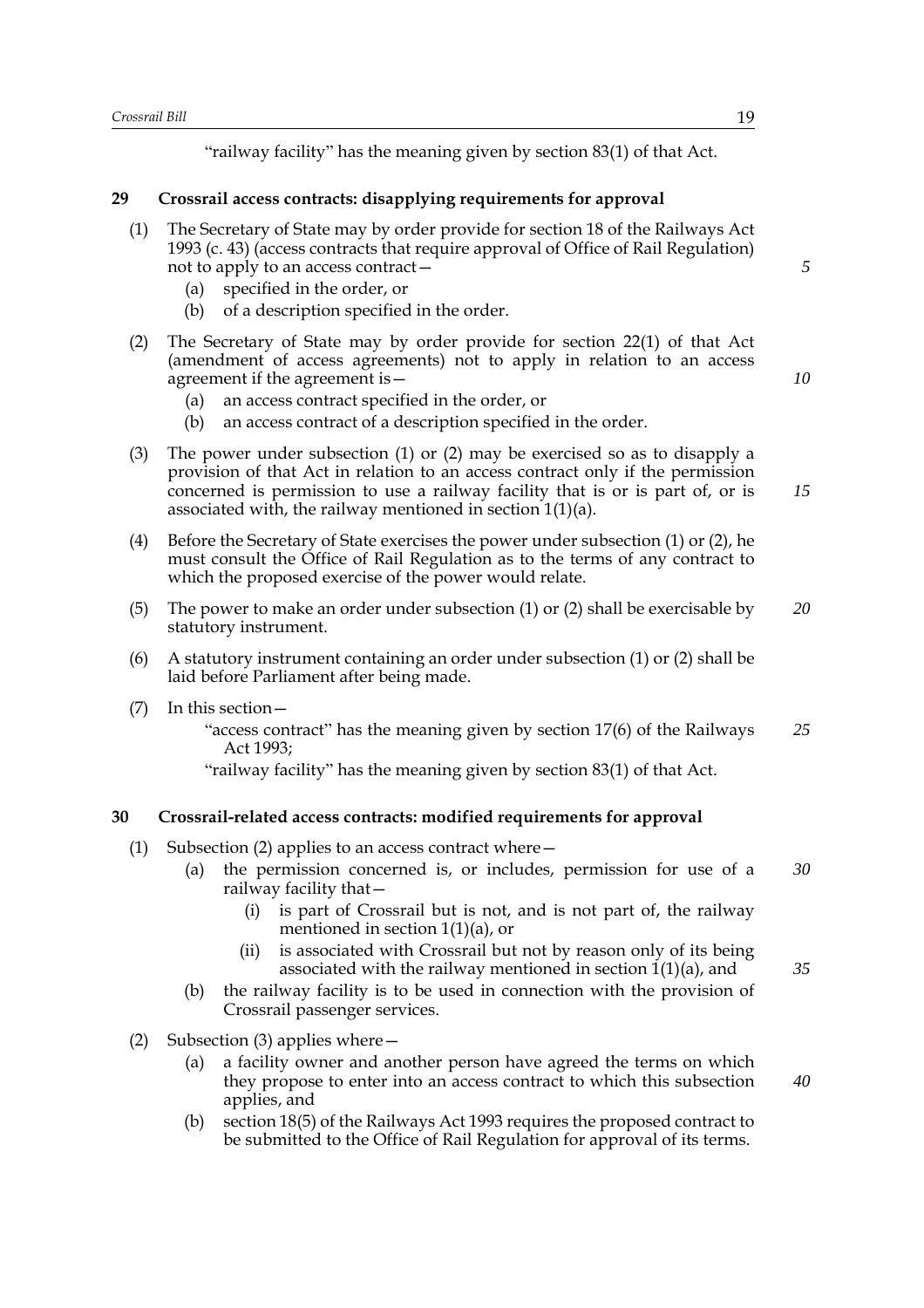"railway facility" has the meaning given by section 83(1) of that Act.

## 29 Crossrail access contracts: disapplying requirements for approval

(1) The Secretary of State may by order provide for section 18 of the Railways Act 1993 (c. 43) (access contracts that require approval of Office of Rail Regulation) not to apply to an access contract—

(a) specified in the order, or

(b) of a description specified in the order.

(2) The Secretary of State may by order provide for section 22(1) of that Act (amendment of access agreements) not to apply in relation to an access agreement if the agreement is—

(a) an access contract specified in the order, or

(b) an access contract of a description specified in the order.

(3) The power under subsection (1) or (2) may be exercised so as to disapply a provision of that Act in relation to an access contract only if the permission concerned is permission to use a railway facility that is or is part of, or is associated with, the railway mentioned in section 1(1)(a).

(4) Before the Secretary of State exercises the power under subsection (1) or (2), he must consult the Office of Rail Regulation as to the terms of any contract to which the proposed exercise of the power would relate.

(5) The power to make an order under subsection (1) or (2) shall be exercisable by statutory instrument.

(6) A statutory instrument containing an order under subsection (1) or (2) shall be laid before Parliament after being made.

(7) In this section—

"access contract" has the meaning given by section 17(6) of the Railways Act 1993;

"railway facility" has the meaning given by section 83(1) of that Act.

## 30 Crossrail-related access contracts: modified requirements for approval

(1) Subsection (2) applies to an access contract where—

(a) the permission concerned is, or includes, permission for use of a railway facility that—

(i) is part of Crossrail but is not, and is not part of, the railway mentioned in section 1(1)(a), or

(ii) is associated with Crossrail but not by reason only of its being associated with the railway mentioned in section 1(1)(a), and

(b) the railway facility is to be used in connection with the provision of Crossrail passenger services.

(2) Subsection (3) applies where—

(a) a facility owner and another person have agreed the terms on which they propose to enter into an access contract to which this subsection applies, and

(b) section 18(5) of the Railways Act 1993 requires the proposed contract to be submitted to the Office of Rail Regulation for approval of its terms.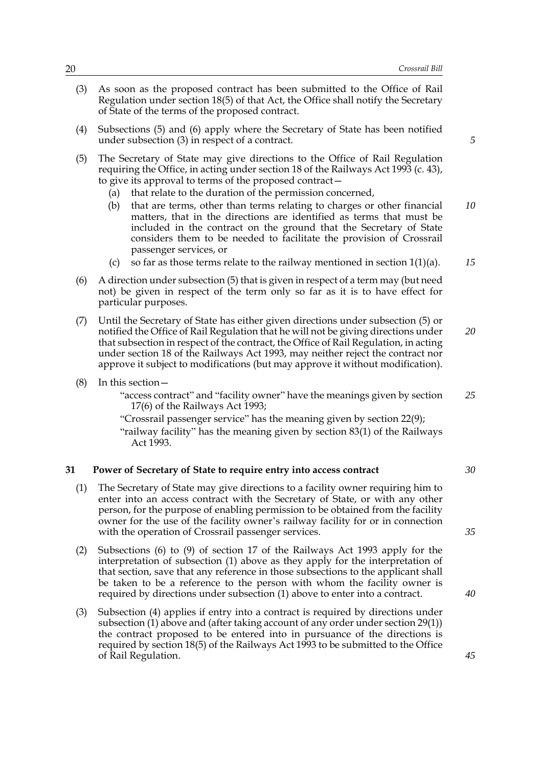(3) As soon as the proposed contract has been submitted to the Office of Rail Regulation under section 18(5) of that Act, the Office shall notify the Secretary of State of the terms of the proposed contract.

(4) Subsections (5) and (6) apply where the Secretary of State has been notified under subsection (3) in respect of a contract.

(5) The Secretary of State may give directions to the Office of Rail Regulation requiring the Office, in acting under section 18 of the Railways Act 1993 (c. 43), to give its approval to terms of the proposed contract—

- (a) that relate to the duration of the permission concerned,
- (b) that are terms, other than terms relating to charges or other financial matters, that in the directions are identified as terms that must be included in the contract on the ground that the Secretary of State considers them to be needed to facilitate the provision of Crossrail passenger services, or
- (c) so far as those terms relate to the railway mentioned in section 1(1)(a).

(6) A direction under subsection (5) that is given in respect of a term may (but need not) be given in respect of the term only so far as it is to have effect for particular purposes.

(7) Until the Secretary of State has either given directions under subsection (5) or notified the Office of Rail Regulation that he will not be giving directions under that subsection in respect of the contract, the Office of Rail Regulation, in acting under section 18 of the Railways Act 1993, may neither reject the contract nor approve it subject to modifications (but may approve it without modification).

(8) In this section—

"access contract" and "facility owner" have the meanings given by section 17(6) of the Railways Act 1993;

"Crossrail passenger service" has the meaning given by section 22(9);

"railway facility" has the meaning given by section 83(1) of the Railways Act 1993.

## 31 Power of Secretary of State to require entry into access contract

(1) The Secretary of State may give directions to a facility owner requiring him to enter into an access contract with the Secretary of State, or with any other person, for the purpose of enabling permission to be obtained from the facility owner for the use of the facility owner's railway facility for or in connection with the operation of Crossrail passenger services.

(2) Subsections (6) to (9) of section 17 of the Railways Act 1993 apply for the interpretation of subsection (1) above as they apply for the interpretation of that section, save that any reference in those subsections to the applicant shall be taken to be a reference to the person with whom the facility owner is required by directions under subsection (1) above to enter into a contract.

(3) Subsection (4) applies if entry into a contract is required by directions under subsection (1) above and (after taking account of any order under section 29(1)) the contract proposed to be entered into in pursuance of the directions is required by section 18(5) of the Railways Act 1993 to be submitted to the Office of Rail Regulation.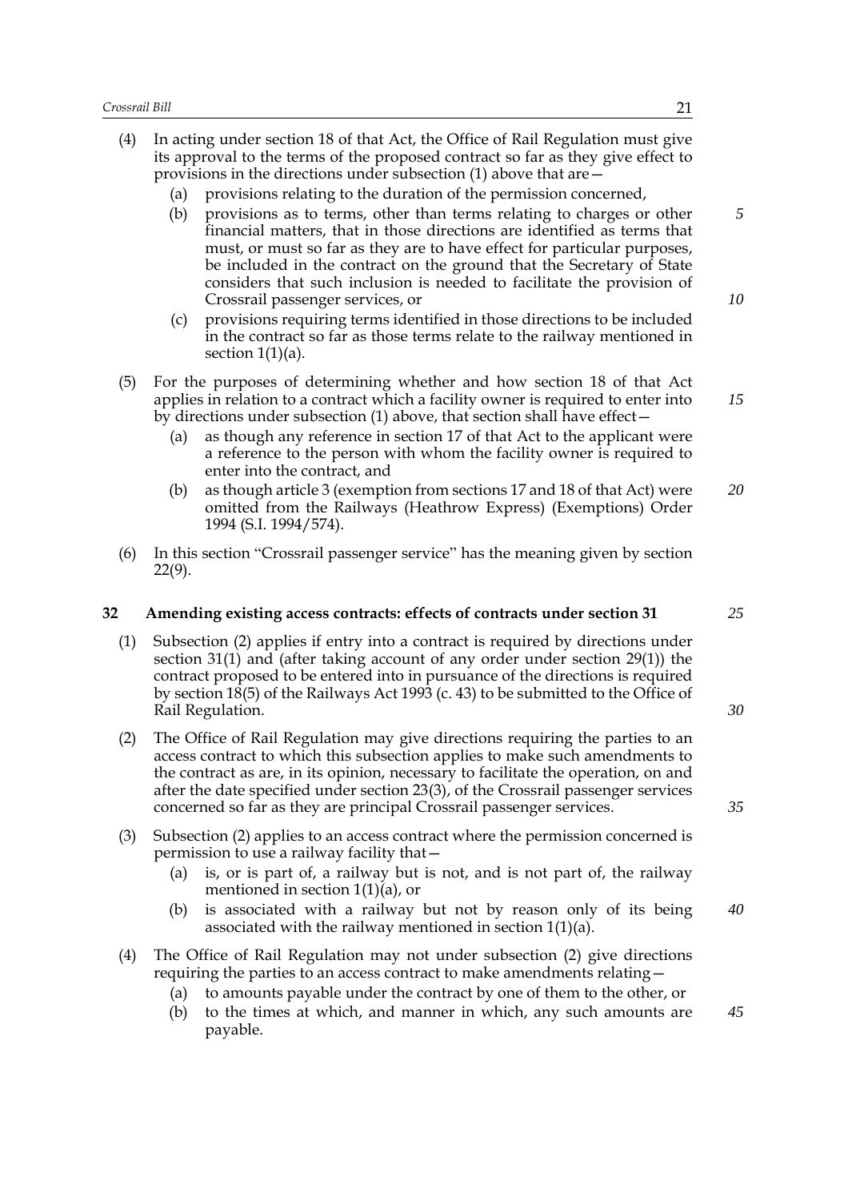(4) In acting under section 18 of that Act, the Office of Rail Regulation must give its approval to the terms of the proposed contract so far as they give effect to provisions in the directions under subsection (1) above that are—

   (a) provisions relating to the duration of the permission concerned,

   (b) provisions as to terms, other than terms relating to charges or other financial matters, that in those directions are identified as terms that must, or must so far as they are to have effect for particular purposes, be included in the contract on the ground that the Secretary of State considers that such inclusion is needed to facilitate the provision of Crossrail passenger services, or

   (c) provisions requiring terms identified in those directions to be included in the contract so far as those terms relate to the railway mentioned in section 1(1)(a).

(5) For the purposes of determining whether and how section 18 of that Act applies in relation to a contract which a facility owner is required to enter into by directions under subsection (1) above, that section shall have effect—

   (a) as though any reference in section 17 of that Act to the applicant were a reference to the person with whom the facility owner is required to enter into the contract, and

   (b) as though article 3 (exemption from sections 17 and 18 of that Act) were omitted from the Railways (Heathrow Express) (Exemptions) Order 1994 (S.I. 1994/574).

(6) In this section "Crossrail passenger service" has the meaning given by section 22(9).

## 32 Amending existing access contracts: effects of contracts under section 31

(1) Subsection (2) applies if entry into a contract is required by directions under section 31(1) and (after taking account of any order under section 29(1)) the contract proposed to be entered into in pursuance of the directions is required by section 18(5) of the Railways Act 1993 (c. 43) to be submitted to the Office of Rail Regulation.

(2) The Office of Rail Regulation may give directions requiring the parties to an access contract to which this subsection applies to make such amendments to the contract as are, in its opinion, necessary to facilitate the operation, on and after the date specified under section 23(3), of the Crossrail passenger services concerned so far as they are principal Crossrail passenger services.

(3) Subsection (2) applies to an access contract where the permission concerned is permission to use a railway facility that—

   (a) is, or is part of, a railway but is not, and is not part of, the railway mentioned in section 1(1)(a), or

   (b) is associated with a railway but not by reason only of its being associated with the railway mentioned in section 1(1)(a).

(4) The Office of Rail Regulation may not under subsection (2) give directions requiring the parties to an access contract to make amendments relating—

   (a) to amounts payable under the contract by one of them to the other, or

   (b) to the times at which, and manner in which, any such amounts are payable.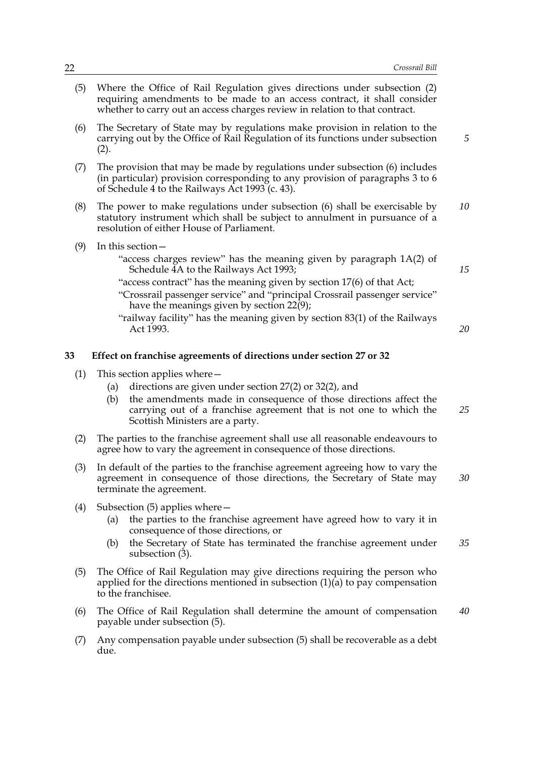(5) Where the Office of Rail Regulation gives directions under subsection (2) requiring amendments to be made to an access contract, it shall consider whether to carry out an access charges review in relation to that contract.

(6) The Secretary of State may by regulations make provision in relation to the carrying out by the Office of Rail Regulation of its functions under subsection (2).

(7) The provision that may be made by regulations under subsection (6) includes (in particular) provision corresponding to any provision of paragraphs 3 to 6 of Schedule 4 to the Railways Act 1993 (c. 43).

(8) The power to make regulations under subsection (6) shall be exercisable by statutory instrument which shall be subject to annulment in pursuance of a resolution of either House of Parliament.

(9) In this section—

"access charges review" has the meaning given by paragraph 1A(2) of Schedule 4A to the Railways Act 1993;

"access contract" has the meaning given by section 17(6) of that Act;

"Crossrail passenger service" and "principal Crossrail passenger service" have the meanings given by section 22(9);

"railway facility" has the meaning given by section 83(1) of the Railways Act 1993.

## 33 Effect on franchise agreements of directions under section 27 or 32

(1) This section applies where—

(a) directions are given under section 27(2) or 32(2), and

(b) the amendments made in consequence of those directions affect the carrying out of a franchise agreement that is not one to which the Scottish Ministers are a party.

(2) The parties to the franchise agreement shall use all reasonable endeavours to agree how to vary the agreement in consequence of those directions.

(3) In default of the parties to the franchise agreement agreeing how to vary the agreement in consequence of those directions, the Secretary of State may terminate the agreement.

(4) Subsection (5) applies where—

(a) the parties to the franchise agreement have agreed how to vary it in consequence of those directions, or

(b) the Secretary of State has terminated the franchise agreement under subsection (3).

(5) The Office of Rail Regulation may give directions requiring the person who applied for the directions mentioned in subsection (1)(a) to pay compensation to the franchisee.

(6) The Office of Rail Regulation shall determine the amount of compensation payable under subsection (5).

(7) Any compensation payable under subsection (5) shall be recoverable as a debt due.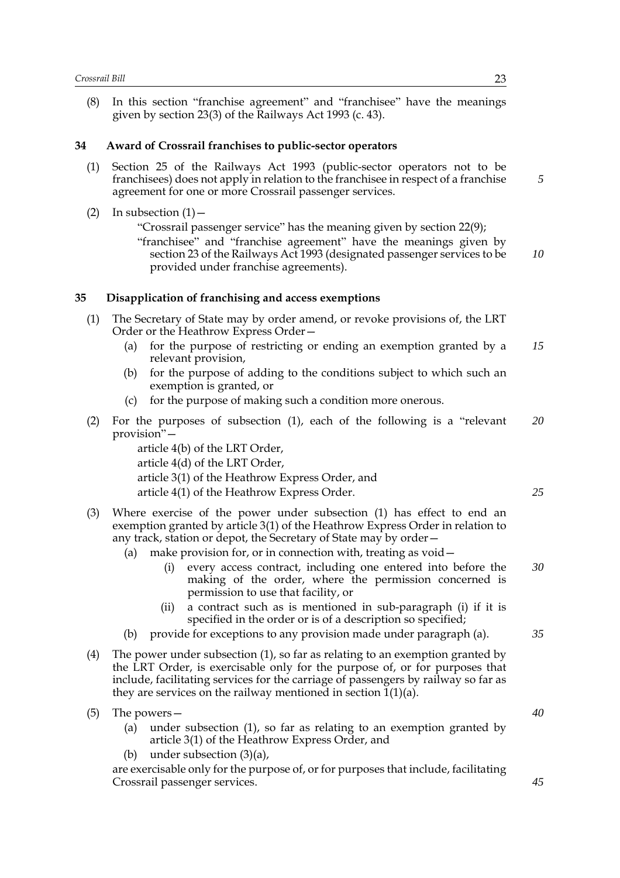(8) In this section "franchise agreement" and "franchisee" have the meanings given by section 23(3) of the Railways Act 1993 (c. 43).

### 34 Award of Crossrail franchises to public-sector operators

(1) Section 25 of the Railways Act 1993 (public-sector operators not to be franchisees) does not apply in relation to the franchisee in respect of a franchise agreement for one or more Crossrail passenger services.

(2) In subsection (1)—

"Crossrail passenger service" has the meaning given by section 22(9);

"franchisee" and "franchise agreement" have the meanings given by section 23 of the Railways Act 1993 (designated passenger services to be provided under franchise agreements).

### 35 Disapplication of franchising and access exemptions

(1) The Secretary of State may by order amend, or revoke provisions of, the LRT Order or the Heathrow Express Order—

(a) for the purpose of restricting or ending an exemption granted by a relevant provision,

(b) for the purpose of adding to the conditions subject to which such an exemption is granted, or

(c) for the purpose of making such a condition more onerous.

(2) For the purposes of subsection (1), each of the following is a "relevant provision"—

article 4(b) of the LRT Order,

article 4(d) of the LRT Order,

article 3(1) of the Heathrow Express Order, and

article 4(1) of the Heathrow Express Order.

(3) Where exercise of the power under subsection (1) has effect to end an exemption granted by article 3(1) of the Heathrow Express Order in relation to any track, station or depot, the Secretary of State may by order—

(a) make provision for, or in connection with, treating as void—

(i) every access contract, including one entered into before the making of the order, where the permission concerned is permission to use that facility, or

(ii) a contract such as is mentioned in sub-paragraph (i) if it is specified in the order or is of a description so specified;

(b) provide for exceptions to any provision made under paragraph (a).

(4) The power under subsection (1), so far as relating to an exemption granted by the LRT Order, is exercisable only for the purpose of, or for purposes that include, facilitating services for the carriage of passengers by railway so far as they are services on the railway mentioned in section 1(1)(a).

(5) The powers—

(a) under subsection (1), so far as relating to an exemption granted by article 3(1) of the Heathrow Express Order, and

(b) under subsection (3)(a),

are exercisable only for the purpose of, or for purposes that include, facilitating Crossrail passenger services.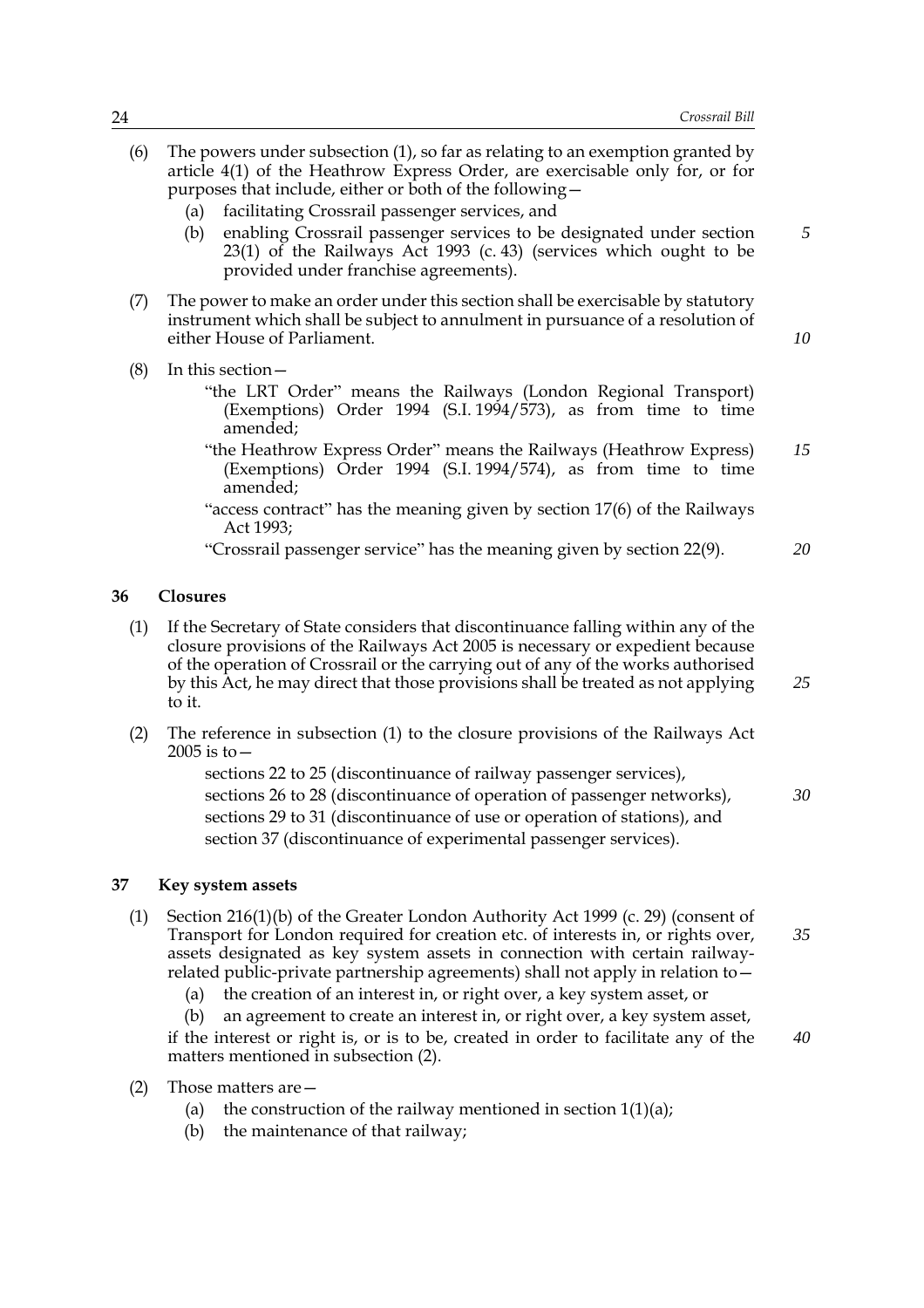(6) The powers under subsection (1), so far as relating to an exemption granted by article 4(1) of the Heathrow Express Order, are exercisable only for, or for purposes that include, either or both of the following—

  (a) facilitating Crossrail passenger services, and

  (b) enabling Crossrail passenger services to be designated under section 23(1) of the Railways Act 1993 (c. 43) (services which ought to be provided under franchise agreements).

(7) The power to make an order under this section shall be exercisable by statutory instrument which shall be subject to annulment in pursuance of a resolution of either House of Parliament.

(8) In this section—

  "the LRT Order" means the Railways (London Regional Transport) (Exemptions) Order 1994 (S.I. 1994/573), as from time to time amended;

  "the Heathrow Express Order" means the Railways (Heathrow Express) (Exemptions) Order 1994 (S.I. 1994/574), as from time to time amended;

  "access contract" has the meaning given by section 17(6) of the Railways Act 1993;

  "Crossrail passenger service" has the meaning given by section 22(9).

## 36 Closures

(1) If the Secretary of State considers that discontinuance falling within any of the closure provisions of the Railways Act 2005 is necessary or expedient because of the operation of Crossrail or the carrying out of any of the works authorised by this Act, he may direct that those provisions shall be treated as not applying to it.

(2) The reference in subsection (1) to the closure provisions of the Railways Act 2005 is to—

  sections 22 to 25 (discontinuance of railway passenger services),
  sections 26 to 28 (discontinuance of operation of passenger networks),
  sections 29 to 31 (discontinuance of use or operation of stations), and
  section 37 (discontinuance of experimental passenger services).

## 37 Key system assets

(1) Section 216(1)(b) of the Greater London Authority Act 1999 (c. 29) (consent of Transport for London required for creation etc. of interests in, or rights over, assets designated as key system assets in connection with certain railway-related public-private partnership agreements) shall not apply in relation to—

  (a) the creation of an interest in, or right over, a key system asset, or

  (b) an agreement to create an interest in, or right over, a key system asset,

if the interest or right is, or is to be, created in order to facilitate any of the matters mentioned in subsection (2).

(2) Those matters are—

  (a) the construction of the railway mentioned in section 1(1)(a);

  (b) the maintenance of that railway;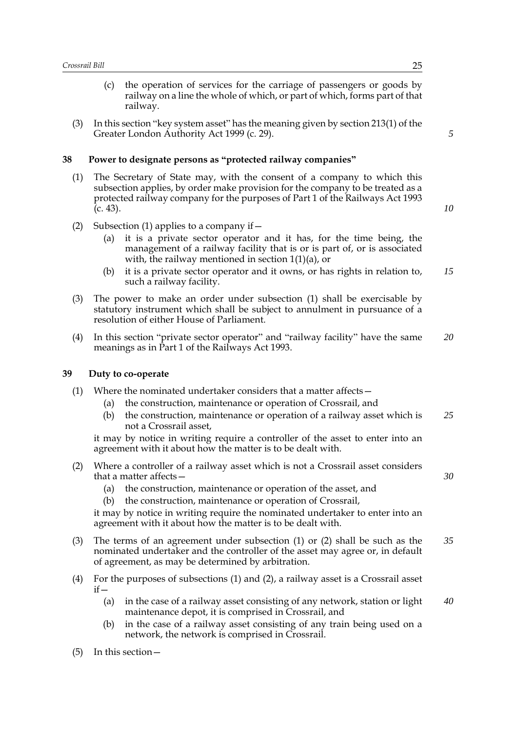(c) the operation of services for the carriage of passengers or goods by railway on a line the whole of which, or part of which, forms part of that railway.

(3) In this section "key system asset" has the meaning given by section 213(1) of the Greater London Authority Act 1999 (c. 29).

### 38 Power to designate persons as "protected railway companies"

(1) The Secretary of State may, with the consent of a company to which this subsection applies, by order make provision for the company to be treated as a protected railway company for the purposes of Part 1 of the Railways Act 1993 (c. 43).

(2) Subsection (1) applies to a company if—

(a) it is a private sector operator and it has, for the time being, the management of a railway facility that is or is part of, or is associated with, the railway mentioned in section 1(1)(a), or

(b) it is a private sector operator and it owns, or has rights in relation to, such a railway facility.

(3) The power to make an order under subsection (1) shall be exercisable by statutory instrument which shall be subject to annulment in pursuance of a resolution of either House of Parliament.

(4) In this section "private sector operator" and "railway facility" have the same meanings as in Part 1 of the Railways Act 1993.

### 39 Duty to co-operate

(1) Where the nominated undertaker considers that a matter affects—

(a) the construction, maintenance or operation of Crossrail, and

(b) the construction, maintenance or operation of a railway asset which is not a Crossrail asset,

it may by notice in writing require a controller of the asset to enter into an agreement with it about how the matter is to be dealt with.

(2) Where a controller of a railway asset which is not a Crossrail asset considers that a matter affects—

(a) the construction, maintenance or operation of the asset, and

(b) the construction, maintenance or operation of Crossrail,

it may by notice in writing require the nominated undertaker to enter into an agreement with it about how the matter is to be dealt with.

(3) The terms of an agreement under subsection (1) or (2) shall be such as the nominated undertaker and the controller of the asset may agree or, in default of agreement, as may be determined by arbitration.

(4) For the purposes of subsections (1) and (2), a railway asset is a Crossrail asset if—

(a) in the case of a railway asset consisting of any network, station or light maintenance depot, it is comprised in Crossrail, and

(b) in the case of a railway asset consisting of any train being used on a network, the network is comprised in Crossrail.

(5) In this section—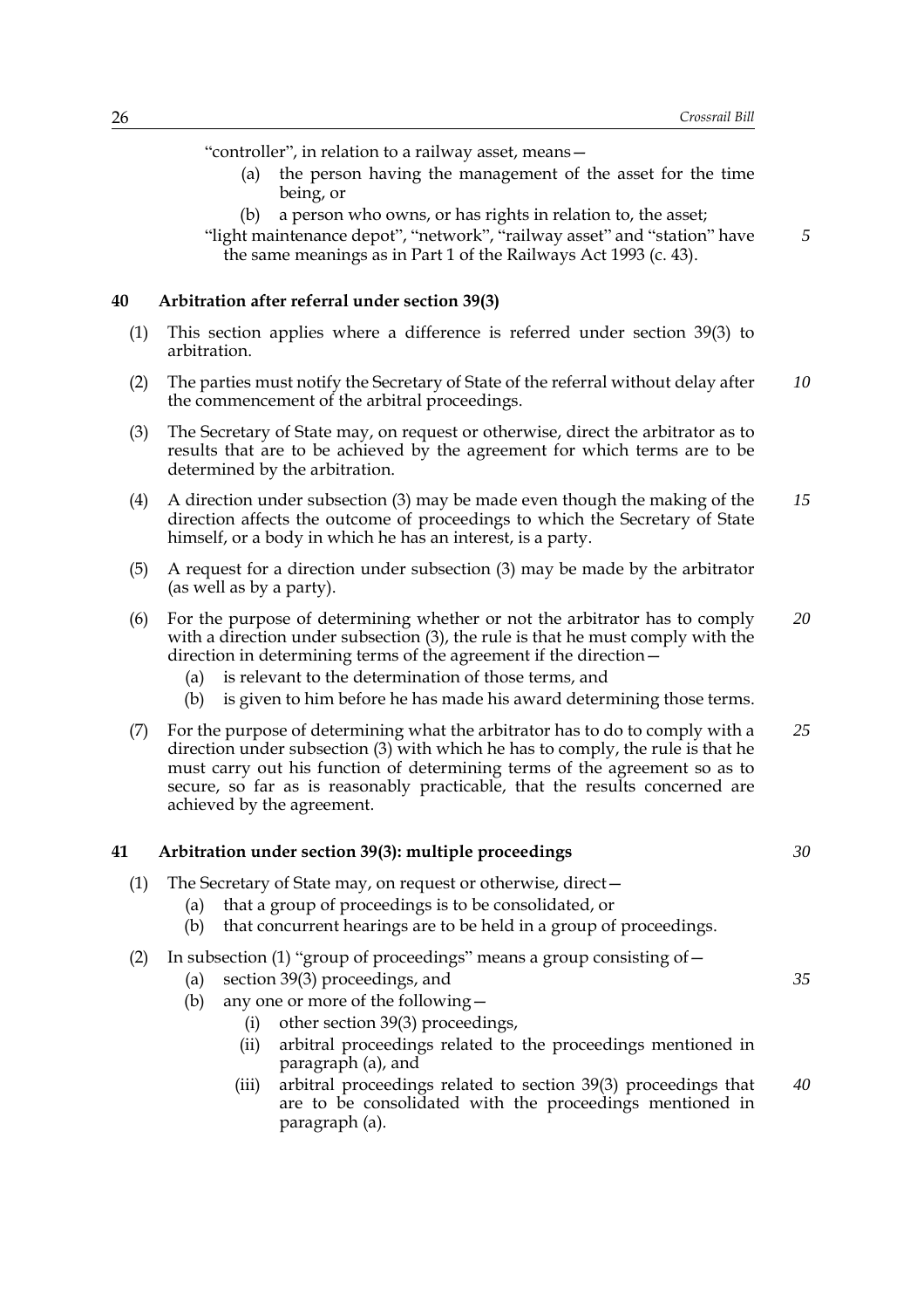"controller", in relation to a railway asset, means—

- (a) the person having the management of the asset for the time being, or
- (b) a person who owns, or has rights in relation to, the asset;

"light maintenance depot", "network", "railway asset" and "station" have the same meanings as in Part 1 of the Railways Act 1993 (c. 43).

### 40 Arbitration after referral under section 39(3)

(1) This section applies where a difference is referred under section 39(3) to arbitration.

(2) The parties must notify the Secretary of State of the referral without delay after the commencement of the arbitral proceedings.

(3) The Secretary of State may, on request or otherwise, direct the arbitrator as to results that are to be achieved by the agreement for which terms are to be determined by the arbitration.

(4) A direction under subsection (3) may be made even though the making of the direction affects the outcome of proceedings to which the Secretary of State himself, or a body in which he has an interest, is a party.

(5) A request for a direction under subsection (3) may be made by the arbitrator (as well as by a party).

(6) For the purpose of determining whether or not the arbitrator has to comply with a direction under subsection (3), the rule is that he must comply with the direction in determining terms of the agreement if the direction—

- (a) is relevant to the determination of those terms, and
- (b) is given to him before he has made his award determining those terms.

(7) For the purpose of determining what the arbitrator has to do to comply with a direction under subsection (3) with which he has to comply, the rule is that he must carry out his function of determining terms of the agreement so as to secure, so far as is reasonably practicable, that the results concerned are achieved by the agreement.

### 41 Arbitration under section 39(3): multiple proceedings

(1) The Secretary of State may, on request or otherwise, direct—

- (a) that a group of proceedings is to be consolidated, or
- (b) that concurrent hearings are to be held in a group of proceedings.

(2) In subsection (1) "group of proceedings" means a group consisting of—

- (a) section 39(3) proceedings, and
- (b) any one or more of the following—
  - (i) other section 39(3) proceedings,
  - (ii) arbitral proceedings related to the proceedings mentioned in paragraph (a), and
  - (iii) arbitral proceedings related to section 39(3) proceedings that are to be consolidated with the proceedings mentioned in paragraph (a).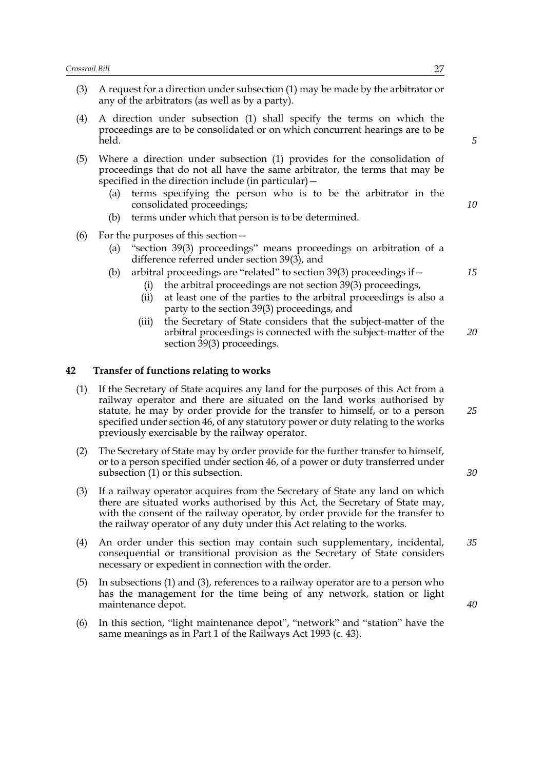(3) A request for a direction under subsection (1) may be made by the arbitrator or any of the arbitrators (as well as by a party).

(4) A direction under subsection (1) shall specify the terms on which the proceedings are to be consolidated or on which concurrent hearings are to be held.

(5) Where a direction under subsection (1) provides for the consolidation of proceedings that do not all have the same arbitrator, the terms that may be specified in the direction include (in particular)—

  (a) terms specifying the person who is to be the arbitrator in the consolidated proceedings;

  (b) terms under which that person is to be determined.

(6) For the purposes of this section—

  (a) "section 39(3) proceedings" means proceedings on arbitration of a difference referred under section 39(3), and

  (b) arbitral proceedings are "related" to section 39(3) proceedings if—

    (i) the arbitral proceedings are not section 39(3) proceedings,

    (ii) at least one of the parties to the arbitral proceedings is also a party to the section 39(3) proceedings, and

    (iii) the Secretary of State considers that the subject-matter of the arbitral proceedings is connected with the subject-matter of the section 39(3) proceedings.

## 42 Transfer of functions relating to works

(1) If the Secretary of State acquires any land for the purposes of this Act from a railway operator and there are situated on the land works authorised by statute, he may by order provide for the transfer to himself, or to a person specified under section 46, of any statutory power or duty relating to the works previously exercisable by the railway operator.

(2) The Secretary of State may by order provide for the further transfer to himself, or to a person specified under section 46, of a power or duty transferred under subsection (1) or this subsection.

(3) If a railway operator acquires from the Secretary of State any land on which there are situated works authorised by this Act, the Secretary of State may, with the consent of the railway operator, by order provide for the transfer to the railway operator of any duty under this Act relating to the works.

(4) An order under this section may contain such supplementary, incidental, consequential or transitional provision as the Secretary of State considers necessary or expedient in connection with the order.

(5) In subsections (1) and (3), references to a railway operator are to a person who has the management for the time being of any network, station or light maintenance depot.

(6) In this section, "light maintenance depot", "network" and "station" have the same meanings as in Part 1 of the Railways Act 1993 (c. 43).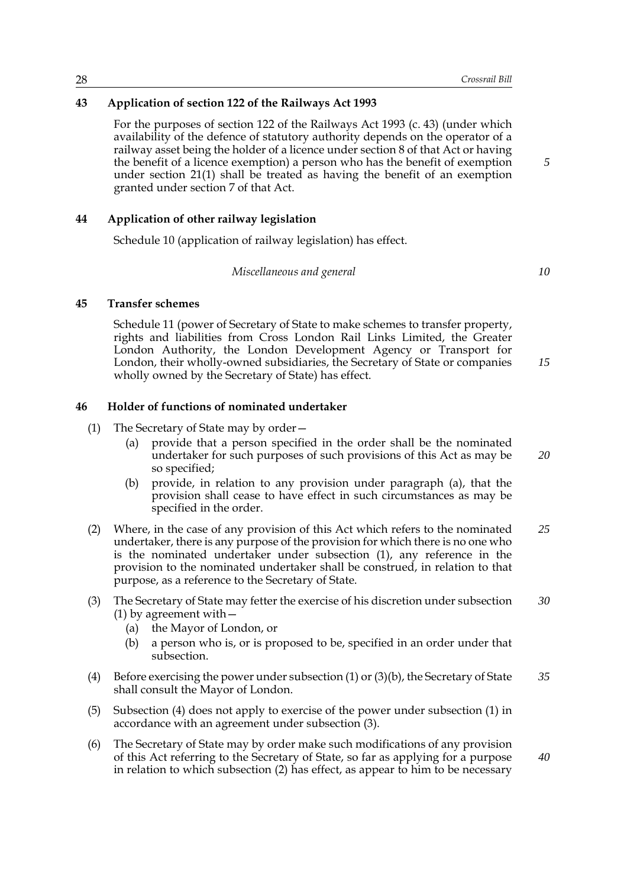### 43 Application of section 122 of the Railways Act 1993

For the purposes of section 122 of the Railways Act 1993 (c. 43) (under which availability of the defence of statutory authority depends on the operator of a railway asset being the holder of a licence under section 8 of that Act or having the benefit of a licence exemption) a person who has the benefit of exemption under section 21(1) shall be treated as having the benefit of an exemption granted under section 7 of that Act.

### 44 Application of other railway legislation

Schedule 10 (application of railway legislation) has effect.

*Miscellaneous and general*

### 45 Transfer schemes

Schedule 11 (power of Secretary of State to make schemes to transfer property, rights and liabilities from Cross London Rail Links Limited, the Greater London Authority, the London Development Agency or Transport for London, their wholly-owned subsidiaries, the Secretary of State or companies wholly owned by the Secretary of State) has effect.

### 46 Holder of functions of nominated undertaker

(1) The Secretary of State may by order—

- (a) provide that a person specified in the order shall be the nominated undertaker for such purposes of such provisions of this Act as may be so specified;
- (b) provide, in relation to any provision under paragraph (a), that the provision shall cease to have effect in such circumstances as may be specified in the order.

(2) Where, in the case of any provision of this Act which refers to the nominated undertaker, there is any purpose of the provision for which there is no one who is the nominated undertaker under subsection (1), any reference in the provision to the nominated undertaker shall be construed, in relation to that purpose, as a reference to the Secretary of State.

(3) The Secretary of State may fetter the exercise of his discretion under subsection (1) by agreement with—

- (a) the Mayor of London, or
- (b) a person who is, or is proposed to be, specified in an order under that subsection.

(4) Before exercising the power under subsection (1) or (3)(b), the Secretary of State shall consult the Mayor of London.

(5) Subsection (4) does not apply to exercise of the power under subsection (1) in accordance with an agreement under subsection (3).

(6) The Secretary of State may by order make such modifications of any provision of this Act referring to the Secretary of State, so far as applying for a purpose in relation to which subsection (2) has effect, as appear to him to be necessary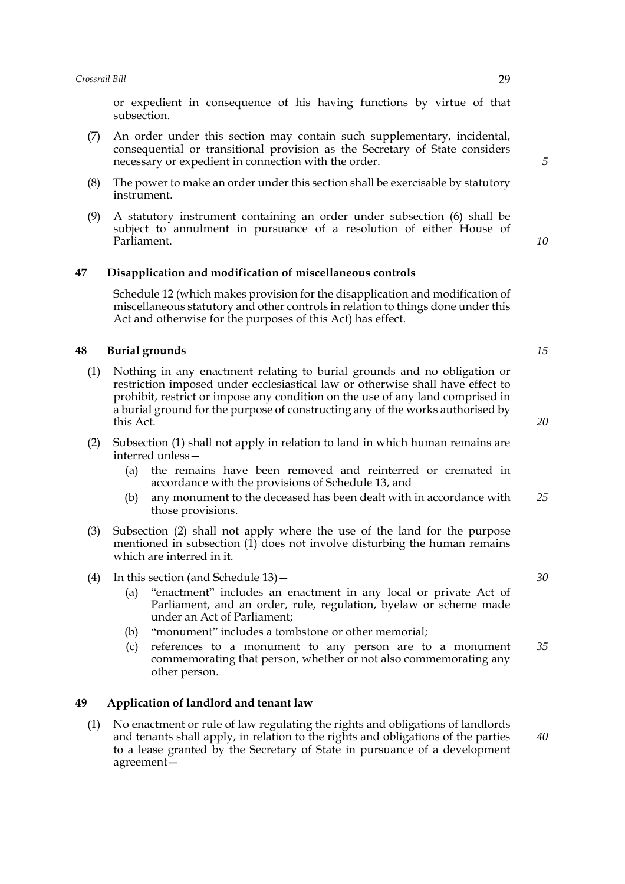or expedient in consequence of his having functions by virtue of that subsection.

(7) An order under this section may contain such supplementary, incidental, consequential or transitional provision as the Secretary of State considers necessary or expedient in connection with the order.

(8) The power to make an order under this section shall be exercisable by statutory instrument.

(9) A statutory instrument containing an order under subsection (6) shall be subject to annulment in pursuance of a resolution of either House of Parliament.

**47 Disapplication and modification of miscellaneous controls**

Schedule 12 (which makes provision for the disapplication and modification of miscellaneous statutory and other controls in relation to things done under this Act and otherwise for the purposes of this Act) has effect.

**48 Burial grounds**

(1) Nothing in any enactment relating to burial grounds and no obligation or restriction imposed under ecclesiastical law or otherwise shall have effect to prohibit, restrict or impose any condition on the use of any land comprised in a burial ground for the purpose of constructing any of the works authorised by this Act.

(2) Subsection (1) shall not apply in relation to land in which human remains are interred unless—

- (a) the remains have been removed and reinterred or cremated in accordance with the provisions of Schedule 13, and
- (b) any monument to the deceased has been dealt with in accordance with those provisions.

(3) Subsection (2) shall not apply where the use of the land for the purpose mentioned in subsection (1) does not involve disturbing the human remains which are interred in it.

(4) In this section (and Schedule 13)—

- (a) "enactment" includes an enactment in any local or private Act of Parliament, and an order, rule, regulation, byelaw or scheme made under an Act of Parliament;
- (b) "monument" includes a tombstone or other memorial;
- (c) references to a monument to any person are to a monument commemorating that person, whether or not also commemorating any other person.

**49 Application of landlord and tenant law**

(1) No enactment or rule of law regulating the rights and obligations of landlords and tenants shall apply, in relation to the rights and obligations of the parties to a lease granted by the Secretary of State in pursuance of a development agreement—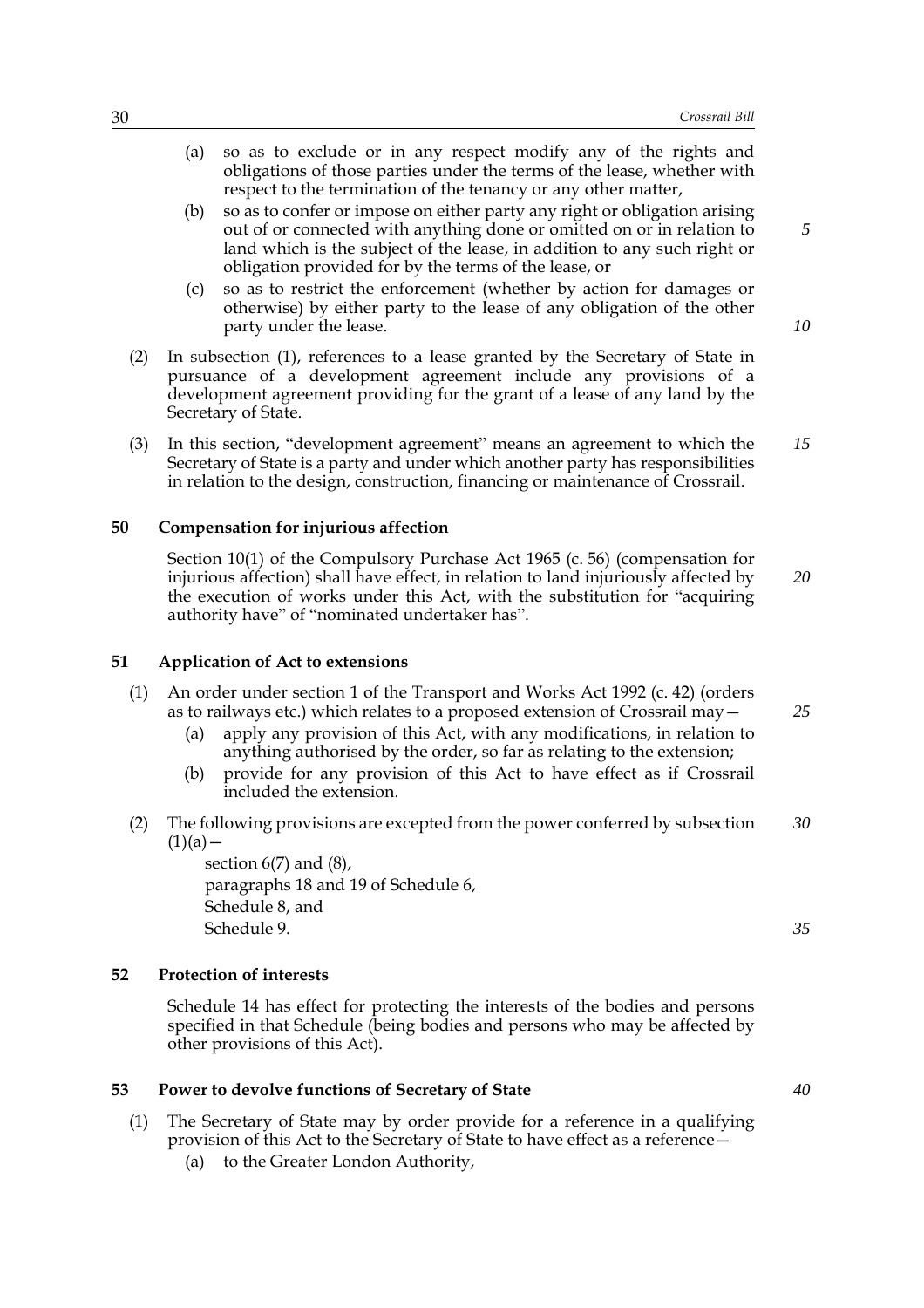(a) so as to exclude or in any respect modify any of the rights and obligations of those parties under the terms of the lease, whether with respect to the termination of the tenancy or any other matter,

(b) so as to confer or impose on either party any right or obligation arising out of or connected with anything done or omitted on or in relation to land which is the subject of the lease, in addition to any such right or obligation provided for by the terms of the lease, or

(c) so as to restrict the enforcement (whether by action for damages or otherwise) by either party to the lease of any obligation of the other party under the lease.

(2) In subsection (1), references to a lease granted by the Secretary of State in pursuance of a development agreement include any provisions of a development agreement providing for the grant of a lease of any land by the Secretary of State.

(3) In this section, "development agreement" means an agreement to which the Secretary of State is a party and under which another party has responsibilities in relation to the design, construction, financing or maintenance of Crossrail.

### 50 Compensation for injurious affection

Section 10(1) of the Compulsory Purchase Act 1965 (c. 56) (compensation for injurious affection) shall have effect, in relation to land injuriously affected by the execution of works under this Act, with the substitution for "acquiring authority have" of "nominated undertaker has".

### 51 Application of Act to extensions

(1) An order under section 1 of the Transport and Works Act 1992 (c. 42) (orders as to railways etc.) which relates to a proposed extension of Crossrail may—

(a) apply any provision of this Act, with any modifications, in relation to anything authorised by the order, so far as relating to the extension;

(b) provide for any provision of this Act to have effect as if Crossrail included the extension.

(2) The following provisions are excepted from the power conferred by subsection (1)(a)—

section 6(7) and (8),
paragraphs 18 and 19 of Schedule 6,
Schedule 8, and
Schedule 9.

### 52 Protection of interests

Schedule 14 has effect for protecting the interests of the bodies and persons specified in that Schedule (being bodies and persons who may be affected by other provisions of this Act).

### 53 Power to devolve functions of Secretary of State

(1) The Secretary of State may by order provide for a reference in a qualifying provision of this Act to the Secretary of State to have effect as a reference—

(a) to the Greater London Authority,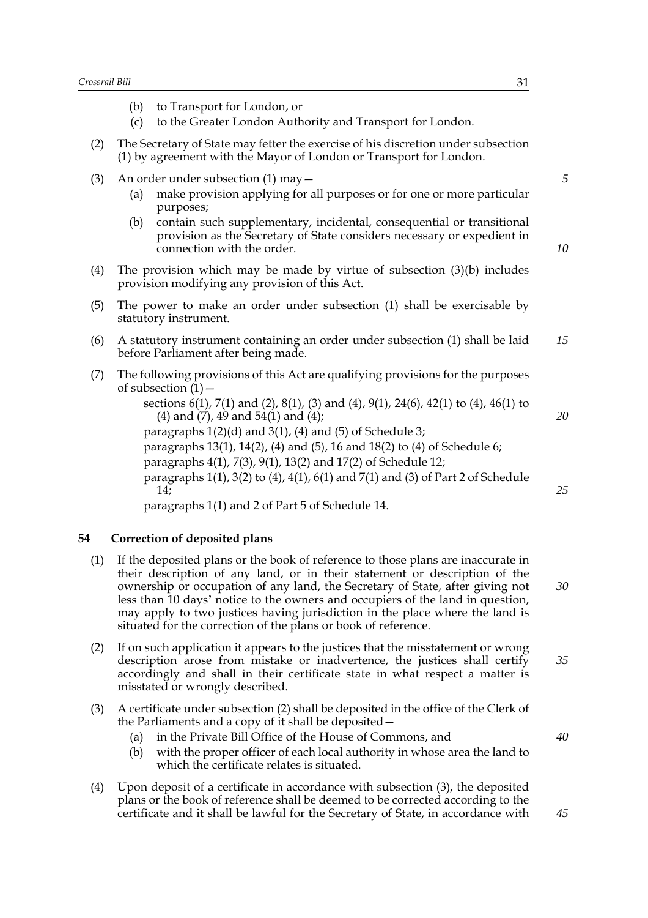(b) to Transport for London, or

(c) to the Greater London Authority and Transport for London.

(2) The Secretary of State may fetter the exercise of his discretion under subsection (1) by agreement with the Mayor of London or Transport for London.

(3) An order under subsection (1) may—

(a) make provision applying for all purposes or for one or more particular purposes;

(b) contain such supplementary, incidental, consequential or transitional provision as the Secretary of State considers necessary or expedient in connection with the order.

(4) The provision which may be made by virtue of subsection (3)(b) includes provision modifying any provision of this Act.

(5) The power to make an order under subsection (1) shall be exercisable by statutory instrument.

(6) A statutory instrument containing an order under subsection (1) shall be laid before Parliament after being made.

(7) The following provisions of this Act are qualifying provisions for the purposes of subsection (1)—

sections 6(1), 7(1) and (2), 8(1), (3) and (4), 9(1), 24(6), 42(1) to (4), 46(1) to (4) and (7), 49 and 54(1) and (4);

paragraphs 1(2)(d) and 3(1), (4) and (5) of Schedule 3;

paragraphs 13(1), 14(2), (4) and (5), 16 and 18(2) to (4) of Schedule 6;

paragraphs 4(1), 7(3), 9(1), 13(2) and 17(2) of Schedule 12;

paragraphs 1(1), 3(2) to (4), 4(1), 6(1) and 7(1) and (3) of Part 2 of Schedule 14;

paragraphs 1(1) and 2 of Part 5 of Schedule 14.

### 54 Correction of deposited plans

(1) If the deposited plans or the book of reference to those plans are inaccurate in their description of any land, or in their statement or description of the ownership or occupation of any land, the Secretary of State, after giving not less than 10 days' notice to the owners and occupiers of the land in question, may apply to two justices having jurisdiction in the place where the land is situated for the correction of the plans or book of reference.

(2) If on such application it appears to the justices that the misstatement or wrong description arose from mistake or inadvertence, the justices shall certify accordingly and shall in their certificate state in what respect a matter is misstated or wrongly described.

(3) A certificate under subsection (2) shall be deposited in the office of the Clerk of the Parliaments and a copy of it shall be deposited—

(a) in the Private Bill Office of the House of Commons, and

(b) with the proper officer of each local authority in whose area the land to which the certificate relates is situated.

(4) Upon deposit of a certificate in accordance with subsection (3), the deposited plans or the book of reference shall be deemed to be corrected according to the certificate and it shall be lawful for the Secretary of State, in accordance with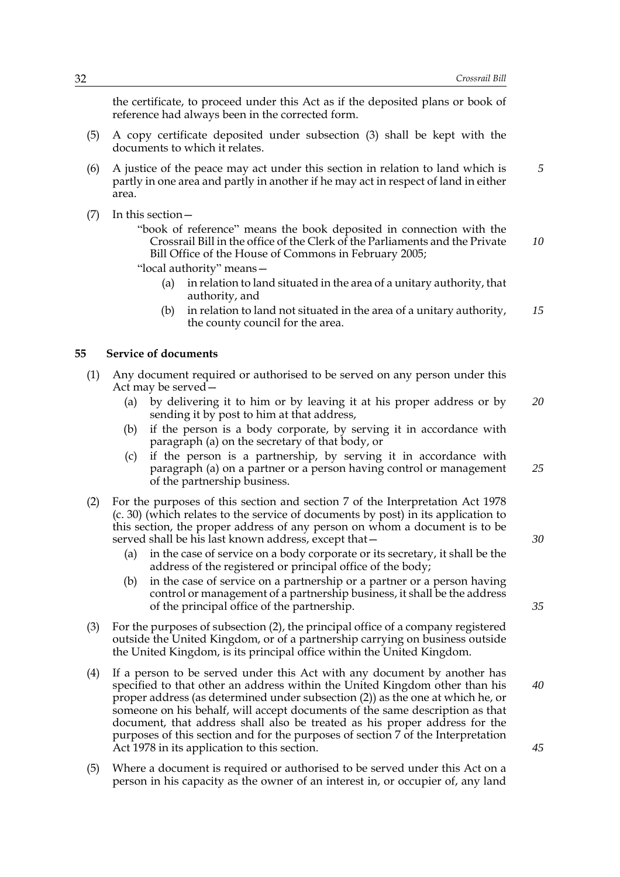the certificate, to proceed under this Act as if the deposited plans or book of reference had always been in the corrected form.

(5) A copy certificate deposited under subsection (3) shall be kept with the documents to which it relates.

(6) A justice of the peace may act under this section in relation to land which is partly in one area and partly in another if he may act in respect of land in either area.

(7) In this section—

"book of reference" means the book deposited in connection with the Crossrail Bill in the office of the Clerk of the Parliaments and the Private Bill Office of the House of Commons in February 2005;

"local authority" means—

(a) in relation to land situated in the area of a unitary authority, that authority, and

(b) in relation to land not situated in the area of a unitary authority, the county council for the area.

## 55 Service of documents

(1) Any document required or authorised to be served on any person under this Act may be served—

(a) by delivering it to him or by leaving it at his proper address or by sending it by post to him at that address,

(b) if the person is a body corporate, by serving it in accordance with paragraph (a) on the secretary of that body, or

(c) if the person is a partnership, by serving it in accordance with paragraph (a) on a partner or a person having control or management of the partnership business.

(2) For the purposes of this section and section 7 of the Interpretation Act 1978 (c. 30) (which relates to the service of documents by post) in its application to this section, the proper address of any person on whom a document is to be served shall be his last known address, except that—

(a) in the case of service on a body corporate or its secretary, it shall be the address of the registered or principal office of the body;

(b) in the case of service on a partnership or a partner or a person having control or management of a partnership business, it shall be the address of the principal office of the partnership.

(3) For the purposes of subsection (2), the principal office of a company registered outside the United Kingdom, or of a partnership carrying on business outside the United Kingdom, is its principal office within the United Kingdom.

(4) If a person to be served under this Act with any document by another has specified to that other an address within the United Kingdom other than his proper address (as determined under subsection (2)) as the one at which he, or someone on his behalf, will accept documents of the same description as that document, that address shall also be treated as his proper address for the purposes of this section and for the purposes of section 7 of the Interpretation Act 1978 in its application to this section.

(5) Where a document is required or authorised to be served under this Act on a person in his capacity as the owner of an interest in, or occupier of, any land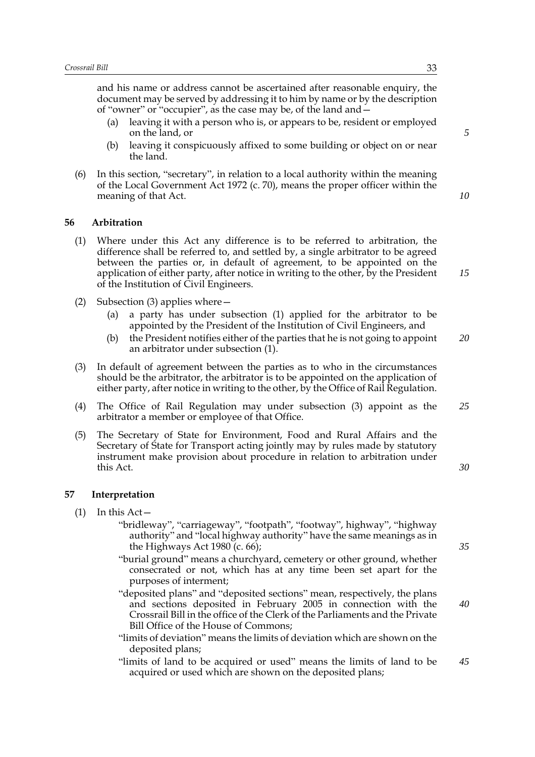and his name or address cannot be ascertained after reasonable enquiry, the document may be served by addressing it to him by name or by the description of "owner" or "occupier", as the case may be, of the land and—

(a) leaving it with a person who is, or appears to be, resident or employed on the land, or

(b) leaving it conspicuously affixed to some building or object on or near the land.

(6) In this section, "secretary", in relation to a local authority within the meaning of the Local Government Act 1972 (c. 70), means the proper officer within the meaning of that Act.

### 56 Arbitration

(1) Where under this Act any difference is to be referred to arbitration, the difference shall be referred to, and settled by, a single arbitrator to be agreed between the parties or, in default of agreement, to be appointed on the application of either party, after notice in writing to the other, by the President of the Institution of Civil Engineers.

(2) Subsection (3) applies where—

(a) a party has under subsection (1) applied for the arbitrator to be appointed by the President of the Institution of Civil Engineers, and

(b) the President notifies either of the parties that he is not going to appoint an arbitrator under subsection (1).

(3) In default of agreement between the parties as to who in the circumstances should be the arbitrator, the arbitrator is to be appointed on the application of either party, after notice in writing to the other, by the Office of Rail Regulation.

(4) The Office of Rail Regulation may under subsection (3) appoint as the arbitrator a member or employee of that Office.

(5) The Secretary of State for Environment, Food and Rural Affairs and the Secretary of State for Transport acting jointly may by rules made by statutory instrument make provision about procedure in relation to arbitration under this Act.

### 57 Interpretation

(1) In this Act—

"bridleway", "carriageway", "footpath", "footway", highway", "highway authority" and "local highway authority" have the same meanings as in the Highways Act 1980 (c. 66);

"burial ground" means a churchyard, cemetery or other ground, whether consecrated or not, which has at any time been set apart for the purposes of interment;

"deposited plans" and "deposited sections" mean, respectively, the plans and sections deposited in February 2005 in connection with the Crossrail Bill in the office of the Clerk of the Parliaments and the Private Bill Office of the House of Commons;

"limits of deviation" means the limits of deviation which are shown on the deposited plans;

"limits of land to be acquired or used" means the limits of land to be acquired or used which are shown on the deposited plans;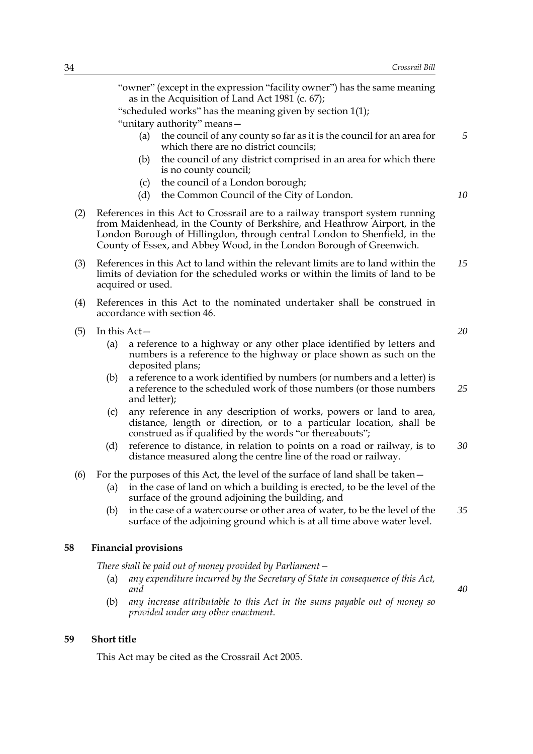"owner" (except in the expression "facility owner") has the same meaning as in the Acquisition of Land Act 1981 (c. 67);

"scheduled works" has the meaning given by section 1(1);

"unitary authority" means—

- (a) the council of any county so far as it is the council for an area for which there are no district councils;
- (b) the council of any district comprised in an area for which there is no county council;
- (c) the council of a London borough;
- (d) the Common Council of the City of London.

(2) References in this Act to Crossrail are to a railway transport system running from Maidenhead, in the County of Berkshire, and Heathrow Airport, in the London Borough of Hillingdon, through central London to Shenfield, in the County of Essex, and Abbey Wood, in the London Borough of Greenwich.

(3) References in this Act to land within the relevant limits are to land within the limits of deviation for the scheduled works or within the limits of land to be acquired or used.

(4) References in this Act to the nominated undertaker shall be construed in accordance with section 46.

(5) In this Act—

- (a) a reference to a highway or any other place identified by letters and numbers is a reference to the highway or place shown as such on the deposited plans;
- (b) a reference to a work identified by numbers (or numbers and a letter) is a reference to the scheduled work of those numbers (or those numbers and letter);
- (c) any reference in any description of works, powers or land to area, distance, length or direction, or to a particular location, shall be construed as if qualified by the words "or thereabouts";
- (d) reference to distance, in relation to points on a road or railway, is to distance measured along the centre line of the road or railway.

(6) For the purposes of this Act, the level of the surface of land shall be taken—

- (a) in the case of land on which a building is erected, to be the level of the surface of the ground adjoining the building, and
- (b) in the case of a watercourse or other area of water, to be the level of the surface of the adjoining ground which is at all time above water level.

### 58 Financial provisions

*There shall be paid out of money provided by Parliament—*

- (a) *any expenditure incurred by the Secretary of State in consequence of this Act, and*
- (b) *any increase attributable to this Act in the sums payable out of money so provided under any other enactment.*

### 59 Short title

This Act may be cited as the Crossrail Act 2005.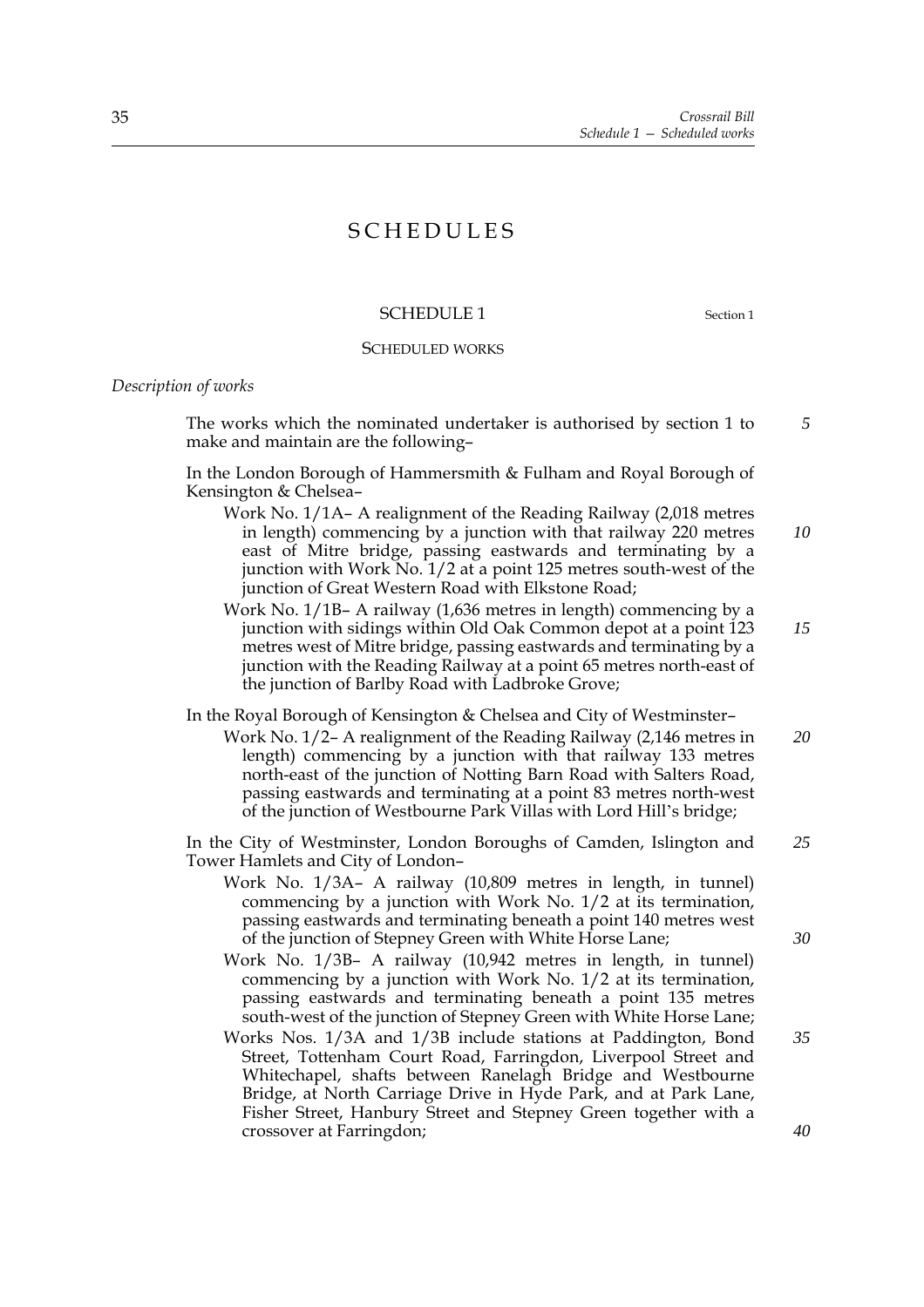# SCHEDULES

## SCHEDULE 1

Section 1

### SCHEDULED WORKS

*Description of works*

The works which the nominated undertaker is authorised by section 1 to make and maintain are the following–

In the London Borough of Hammersmith & Fulham and Royal Borough of Kensington & Chelsea–

Work No. 1/1A– A realignment of the Reading Railway (2,018 metres in length) commencing by a junction with that railway 220 metres east of Mitre bridge, passing eastwards and terminating by a junction with Work No. 1/2 at a point 125 metres south-west of the junction of Great Western Road with Elkstone Road;

Work No. 1/1B– A railway (1,636 metres in length) commencing by a junction with sidings within Old Oak Common depot at a point 123 metres west of Mitre bridge, passing eastwards and terminating by a junction with the Reading Railway at a point 65 metres north-east of the junction of Barlby Road with Ladbroke Grove;

In the Royal Borough of Kensington & Chelsea and City of Westminster–

Work No. 1/2– A realignment of the Reading Railway (2,146 metres in length) commencing by a junction with that railway 133 metres north-east of the junction of Notting Barn Road with Salters Road, passing eastwards and terminating at a point 83 metres north-west of the junction of Westbourne Park Villas with Lord Hill's bridge;

In the City of Westminster, London Boroughs of Camden, Islington and Tower Hamlets and City of London–

Work No. 1/3A– A railway (10,809 metres in length, in tunnel) commencing by a junction with Work No. 1/2 at its termination, passing eastwards and terminating beneath a point 140 metres west of the junction of Stepney Green with White Horse Lane;

Work No. 1/3B– A railway (10,942 metres in length, in tunnel) commencing by a junction with Work No. 1/2 at its termination, passing eastwards and terminating beneath a point 135 metres south-west of the junction of Stepney Green with White Horse Lane;

Works Nos. 1/3A and 1/3B include stations at Paddington, Bond Street, Tottenham Court Road, Farringdon, Liverpool Street and Whitechapel, shafts between Ranelagh Bridge and Westbourne Bridge, at North Carriage Drive in Hyde Park, and at Park Lane, Fisher Street, Hanbury Street and Stepney Green together with a crossover at Farringdon;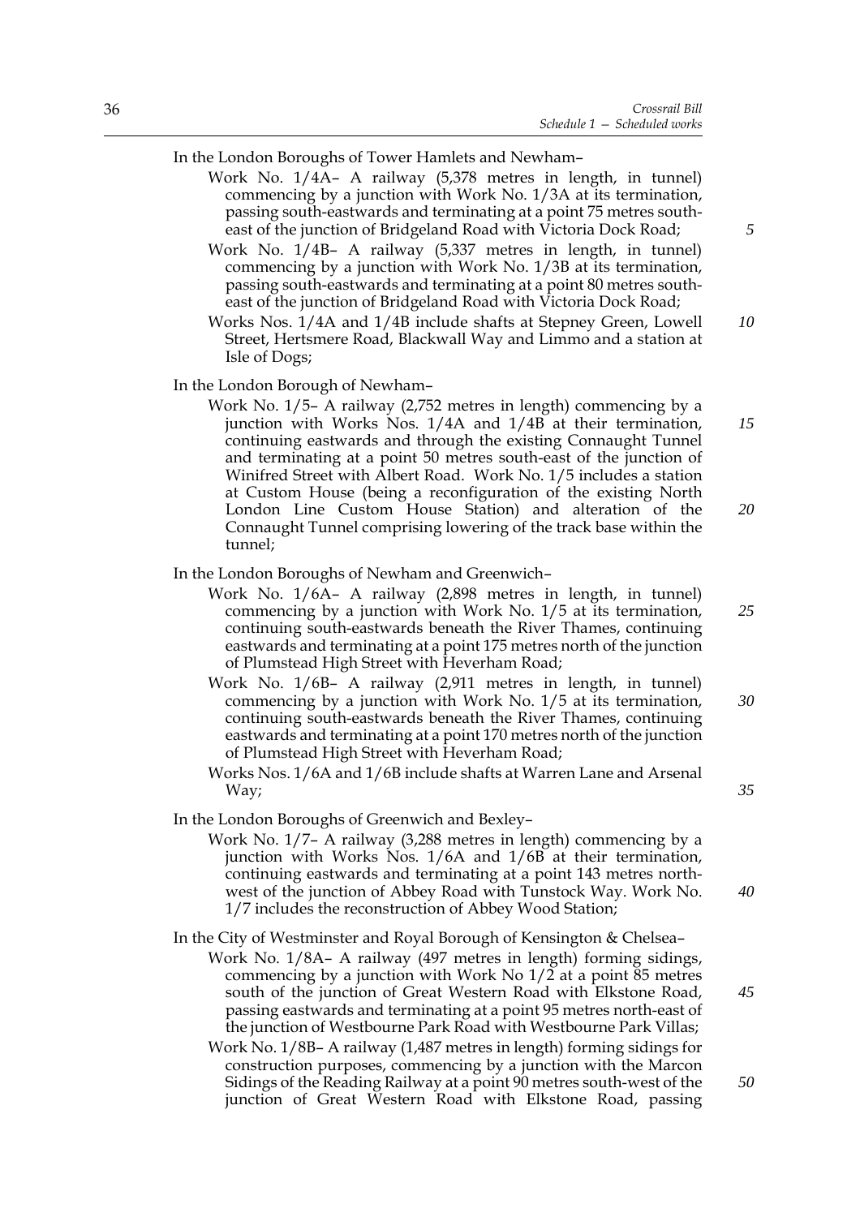In the London Boroughs of Tower Hamlets and Newham–

Work No. 1/4A– A railway (5,378 metres in length, in tunnel) commencing by a junction with Work No. 1/3A at its termination, passing south-eastwards and terminating at a point 75 metres south-east of the junction of Bridgeland Road with Victoria Dock Road;

Work No. 1/4B– A railway (5,337 metres in length, in tunnel) commencing by a junction with Work No. 1/3B at its termination, passing south-eastwards and terminating at a point 80 metres south-east of the junction of Bridgeland Road with Victoria Dock Road;

Works Nos. 1/4A and 1/4B include shafts at Stepney Green, Lowell Street, Hertsmere Road, Blackwall Way and Limmo and a station at Isle of Dogs;

In the London Borough of Newham–

Work No. 1/5– A railway (2,752 metres in length) commencing by a junction with Works Nos. 1/4A and 1/4B at their termination, continuing eastwards and through the existing Connaught Tunnel and terminating at a point 50 metres south-east of the junction of Winifred Street with Albert Road. Work No. 1/5 includes a station at Custom House (being a reconfiguration of the existing North London Line Custom House Station) and alteration of the Connaught Tunnel comprising lowering of the track base within the tunnel;

In the London Boroughs of Newham and Greenwich–

Work No. 1/6A– A railway (2,898 metres in length, in tunnel) commencing by a junction with Work No. 1/5 at its termination, continuing south-eastwards beneath the River Thames, continuing eastwards and terminating at a point 175 metres north of the junction of Plumstead High Street with Heverham Road;

Work No. 1/6B– A railway (2,911 metres in length, in tunnel) commencing by a junction with Work No. 1/5 at its termination, continuing south-eastwards beneath the River Thames, continuing eastwards and terminating at a point 170 metres north of the junction of Plumstead High Street with Heverham Road;

Works Nos. 1/6A and 1/6B include shafts at Warren Lane and Arsenal Way;

In the London Boroughs of Greenwich and Bexley–

Work No. 1/7– A railway (3,288 metres in length) commencing by a junction with Works Nos. 1/6A and 1/6B at their termination, continuing eastwards and terminating at a point 143 metres north-west of the junction of Abbey Road with Tunstock Way. Work No. 1/7 includes the reconstruction of Abbey Wood Station;

In the City of Westminster and Royal Borough of Kensington & Chelsea–

Work No. 1/8A– A railway (497 metres in length) forming sidings, commencing by a junction with Work No 1/2 at a point 85 metres south of the junction of Great Western Road with Elkstone Road, passing eastwards and terminating at a point 95 metres north-east of the junction of Westbourne Park Road with Westbourne Park Villas;

Work No. 1/8B– A railway (1,487 metres in length) forming sidings for construction purposes, commencing by a junction with the Marcon Sidings of the Reading Railway at a point 90 metres south-west of the junction of Great Western Road with Elkstone Road, passing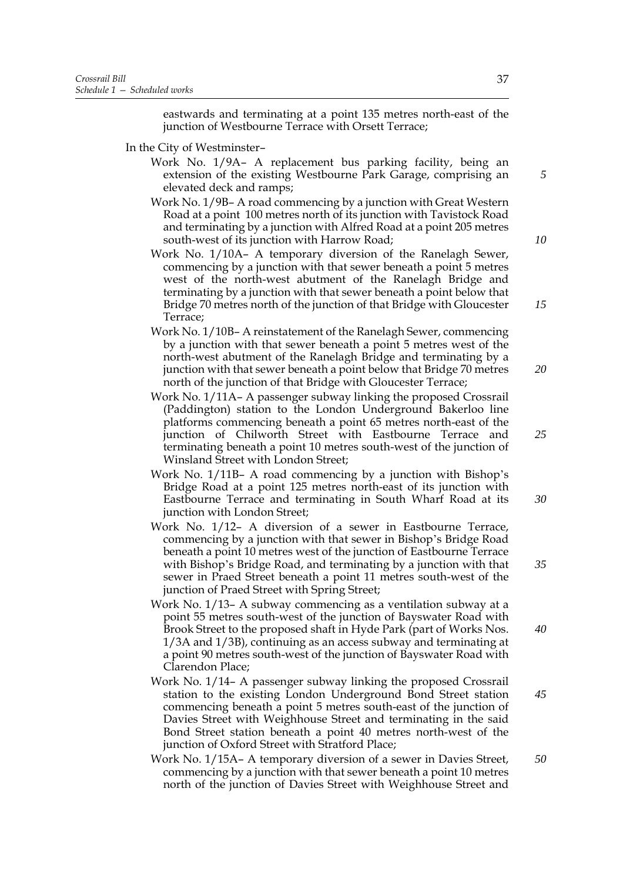eastwards and terminating at a point 135 metres north-east of the junction of Westbourne Terrace with Orsett Terrace;

In the City of Westminster–

Work No. 1/9A– A replacement bus parking facility, being an extension of the existing Westbourne Park Garage, comprising an elevated deck and ramps;

Work No. 1/9B– A road commencing by a junction with Great Western Road at a point 100 metres north of its junction with Tavistock Road and terminating by a junction with Alfred Road at a point 205 metres south-west of its junction with Harrow Road;

Work No. 1/10A– A temporary diversion of the Ranelagh Sewer, commencing by a junction with that sewer beneath a point 5 metres west of the north-west abutment of the Ranelagh Bridge and terminating by a junction with that sewer beneath a point below that Bridge 70 metres north of the junction of that Bridge with Gloucester Terrace;

Work No. 1/10B– A reinstatement of the Ranelagh Sewer, commencing by a junction with that sewer beneath a point 5 metres west of the north-west abutment of the Ranelagh Bridge and terminating by a junction with that sewer beneath a point below that Bridge 70 metres north of the junction of that Bridge with Gloucester Terrace;

Work No. 1/11A– A passenger subway linking the proposed Crossrail (Paddington) station to the London Underground Bakerloo line platforms commencing beneath a point 65 metres north-east of the junction of Chilworth Street with Eastbourne Terrace and terminating beneath a point 10 metres south-west of the junction of Winsland Street with London Street;

Work No. 1/11B– A road commencing by a junction with Bishop's Bridge Road at a point 125 metres north-east of its junction with Eastbourne Terrace and terminating in South Wharf Road at its junction with London Street;

Work No. 1/12– A diversion of a sewer in Eastbourne Terrace, commencing by a junction with that sewer in Bishop's Bridge Road beneath a point 10 metres west of the junction of Eastbourne Terrace with Bishop's Bridge Road, and terminating by a junction with that sewer in Praed Street beneath a point 11 metres south-west of the junction of Praed Street with Spring Street;

Work No. 1/13– A subway commencing as a ventilation subway at a point 55 metres south-west of the junction of Bayswater Road with Brook Street to the proposed shaft in Hyde Park (part of Works Nos. 1/3A and 1/3B), continuing as an access subway and terminating at a point 90 metres south-west of the junction of Bayswater Road with Clarendon Place;

Work No. 1/14– A passenger subway linking the proposed Crossrail station to the existing London Underground Bond Street station commencing beneath a point 5 metres south-east of the junction of Davies Street with Weighhouse Street and terminating in the said Bond Street station beneath a point 40 metres north-west of the junction of Oxford Street with Stratford Place;

Work No. 1/15A– A temporary diversion of a sewer in Davies Street, commencing by a junction with that sewer beneath a point 10 metres north of the junction of Davies Street with Weighhouse Street and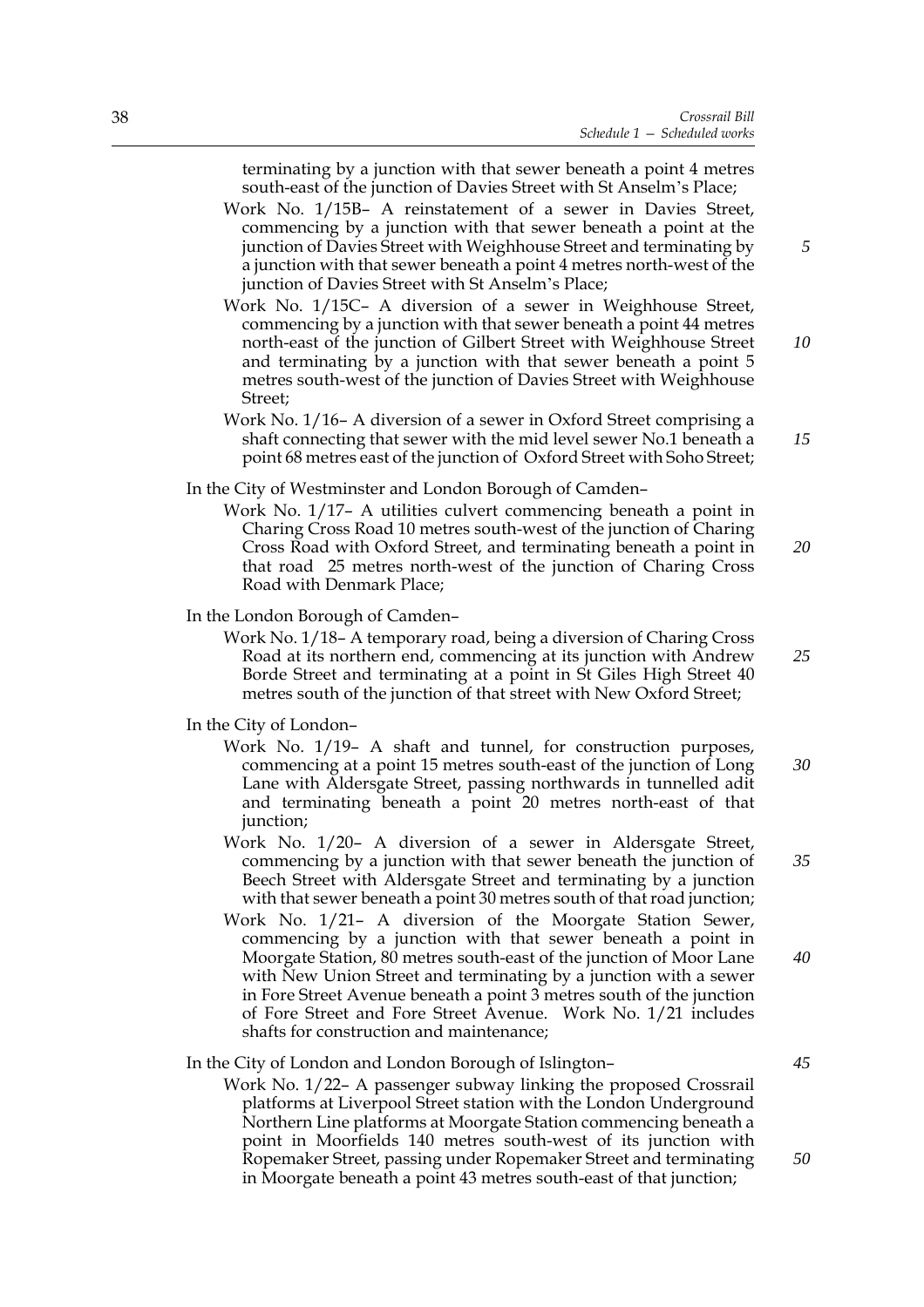terminating by a junction with that sewer beneath a point 4 metres south-east of the junction of Davies Street with St Anselm's Place;

Work No. 1/15B– A reinstatement of a sewer in Davies Street, commencing by a junction with that sewer beneath a point at the junction of Davies Street with Weighhouse Street and terminating by a junction with that sewer beneath a point 4 metres north-west of the junction of Davies Street with St Anselm's Place;

Work No. 1/15C– A diversion of a sewer in Weighhouse Street, commencing by a junction with that sewer beneath a point 44 metres north-east of the junction of Gilbert Street with Weighhouse Street and terminating by a junction with that sewer beneath a point 5 metres south-west of the junction of Davies Street with Weighhouse Street;

Work No. 1/16– A diversion of a sewer in Oxford Street comprising a shaft connecting that sewer with the mid level sewer No.1 beneath a point 68 metres east of the junction of Oxford Street with Soho Street;

In the City of Westminster and London Borough of Camden–

Work No. 1/17– A utilities culvert commencing beneath a point in Charing Cross Road 10 metres south-west of the junction of Charing Cross Road with Oxford Street, and terminating beneath a point in that road 25 metres north-west of the junction of Charing Cross Road with Denmark Place;

In the London Borough of Camden–

Work No. 1/18– A temporary road, being a diversion of Charing Cross Road at its northern end, commencing at its junction with Andrew Borde Street and terminating at a point in St Giles High Street 40 metres south of the junction of that street with New Oxford Street;

In the City of London–

Work No. 1/19– A shaft and tunnel, for construction purposes, commencing at a point 15 metres south-east of the junction of Long Lane with Aldersgate Street, passing northwards in tunnelled adit and terminating beneath a point 20 metres north-east of that junction;

Work No. 1/20– A diversion of a sewer in Aldersgate Street, commencing by a junction with that sewer beneath the junction of Beech Street with Aldersgate Street and terminating by a junction with that sewer beneath a point 30 metres south of that road junction;

Work No. 1/21– A diversion of the Moorgate Station Sewer, commencing by a junction with that sewer beneath a point in Moorgate Station, 80 metres south-east of the junction of Moor Lane with New Union Street and terminating by a junction with a sewer in Fore Street Avenue beneath a point 3 metres south of the junction of Fore Street and Fore Street Avenue. Work No. 1/21 includes shafts for construction and maintenance;

In the City of London and London Borough of Islington–

Work No. 1/22– A passenger subway linking the proposed Crossrail platforms at Liverpool Street station with the London Underground Northern Line platforms at Moorgate Station commencing beneath a point in Moorfields 140 metres south-west of its junction with Ropemaker Street, passing under Ropemaker Street and terminating in Moorgate beneath a point 43 metres south-east of that junction;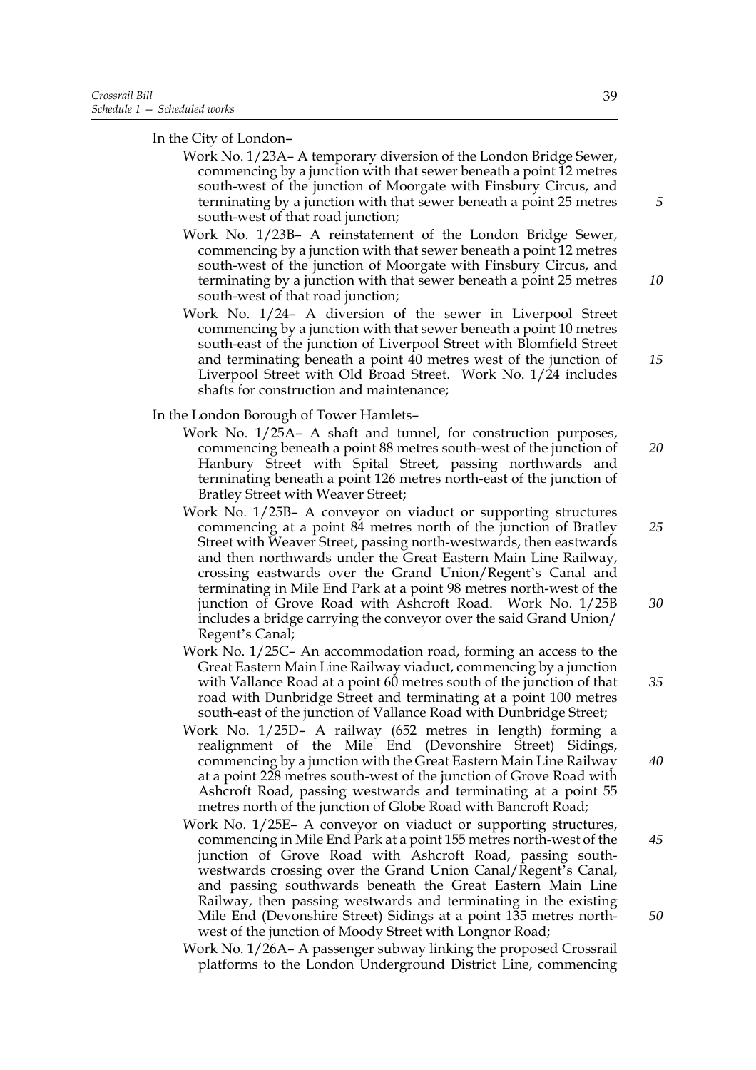In the City of London–

Work No. 1/23A– A temporary diversion of the London Bridge Sewer, commencing by a junction with that sewer beneath a point 12 metres south-west of the junction of Moorgate with Finsbury Circus, and terminating by a junction with that sewer beneath a point 25 metres south-west of that road junction;

Work No. 1/23B– A reinstatement of the London Bridge Sewer, commencing by a junction with that sewer beneath a point 12 metres south-west of the junction of Moorgate with Finsbury Circus, and terminating by a junction with that sewer beneath a point 25 metres south-west of that road junction;

Work No. 1/24– A diversion of the sewer in Liverpool Street commencing by a junction with that sewer beneath a point 10 metres south-east of the junction of Liverpool Street with Blomfield Street and terminating beneath a point 40 metres west of the junction of Liverpool Street with Old Broad Street. Work No. 1/24 includes shafts for construction and maintenance;

In the London Borough of Tower Hamlets–

Work No. 1/25A– A shaft and tunnel, for construction purposes, commencing beneath a point 88 metres south-west of the junction of Hanbury Street with Spital Street, passing northwards and terminating beneath a point 126 metres north-east of the junction of Bratley Street with Weaver Street;

Work No. 1/25B– A conveyor on viaduct or supporting structures commencing at a point 84 metres north of the junction of Bratley Street with Weaver Street, passing north-westwards, then eastwards and then northwards under the Great Eastern Main Line Railway, crossing eastwards over the Grand Union/Regent's Canal and terminating in Mile End Park at a point 98 metres north-west of the junction of Grove Road with Ashcroft Road. Work No. 1/25B includes a bridge carrying the conveyor over the said Grand Union/Regent's Canal;

Work No. 1/25C– An accommodation road, forming an access to the Great Eastern Main Line Railway viaduct, commencing by a junction with Vallance Road at a point 60 metres south of the junction of that road with Dunbridge Street and terminating at a point 100 metres south-east of the junction of Vallance Road with Dunbridge Street;

Work No. 1/25D– A railway (652 metres in length) forming a realignment of the Mile End (Devonshire Street) Sidings, commencing by a junction with the Great Eastern Main Line Railway at a point 228 metres south-west of the junction of Grove Road with Ashcroft Road, passing westwards and terminating at a point 55 metres north of the junction of Globe Road with Bancroft Road;

Work No. 1/25E– A conveyor on viaduct or supporting structures, commencing in Mile End Park at a point 155 metres north-west of the junction of Grove Road with Ashcroft Road, passing south-westwards crossing over the Grand Union Canal/Regent's Canal, and passing southwards beneath the Great Eastern Main Line Railway, then passing westwards and terminating in the existing Mile End (Devonshire Street) Sidings at a point 135 metres north-west of the junction of Moody Street with Longnor Road;

Work No. 1/26A– A passenger subway linking the proposed Crossrail platforms to the London Underground District Line, commencing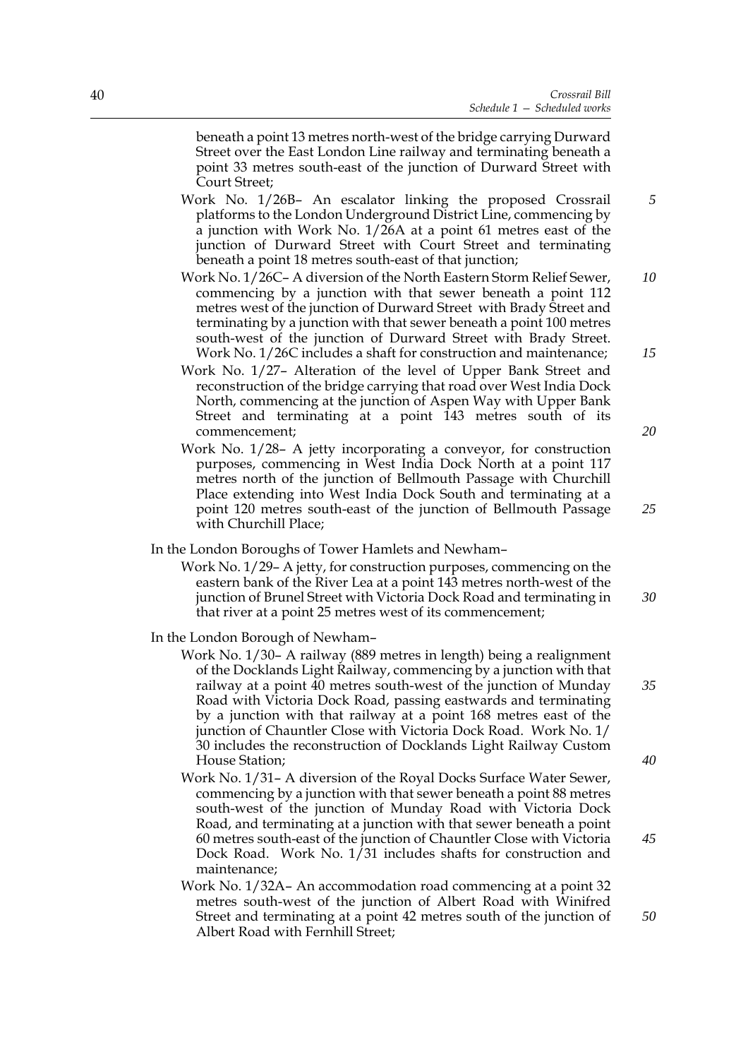beneath a point 13 metres north-west of the bridge carrying Durward Street over the East London Line railway and terminating beneath a point 33 metres south-east of the junction of Durward Street with Court Street;

Work No. 1/26B– An escalator linking the proposed Crossrail platforms to the London Underground District Line, commencing by a junction with Work No. 1/26A at a point 61 metres east of the junction of Durward Street with Court Street and terminating beneath a point 18 metres south-east of that junction;

Work No. 1/26C– A diversion of the North Eastern Storm Relief Sewer, commencing by a junction with that sewer beneath a point 112 metres west of the junction of Durward Street with Brady Street and terminating by a junction with that sewer beneath a point 100 metres south-west of the junction of Durward Street with Brady Street. Work No. 1/26C includes a shaft for construction and maintenance;

Work No. 1/27– Alteration of the level of Upper Bank Street and reconstruction of the bridge carrying that road over West India Dock North, commencing at the junction of Aspen Way with Upper Bank Street and terminating at a point 143 metres south of its commencement;

Work No. 1/28– A jetty incorporating a conveyor, for construction purposes, commencing in West India Dock North at a point 117 metres north of the junction of Bellmouth Passage with Churchill Place extending into West India Dock South and terminating at a point 120 metres south-east of the junction of Bellmouth Passage with Churchill Place;

In the London Boroughs of Tower Hamlets and Newham–

Work No. 1/29– A jetty, for construction purposes, commencing on the eastern bank of the River Lea at a point 143 metres north-west of the junction of Brunel Street with Victoria Dock Road and terminating in that river at a point 25 metres west of its commencement;

In the London Borough of Newham–

Work No. 1/30– A railway (889 metres in length) being a realignment of the Docklands Light Railway, commencing by a junction with that railway at a point 40 metres south-west of the junction of Munday Road with Victoria Dock Road, passing eastwards and terminating by a junction with that railway at a point 168 metres east of the junction of Chauntler Close with Victoria Dock Road. Work No. 1/30 includes the reconstruction of Docklands Light Railway Custom House Station;

Work No. 1/31– A diversion of the Royal Docks Surface Water Sewer, commencing by a junction with that sewer beneath a point 88 metres south-west of the junction of Munday Road with Victoria Dock Road, and terminating at a junction with that sewer beneath a point 60 metres south-east of the junction of Chauntler Close with Victoria Dock Road. Work No. 1/31 includes shafts for construction and maintenance;

Work No. 1/32A– An accommodation road commencing at a point 32 metres south-west of the junction of Albert Road with Winifred Street and terminating at a point 42 metres south of the junction of Albert Road with Fernhill Street;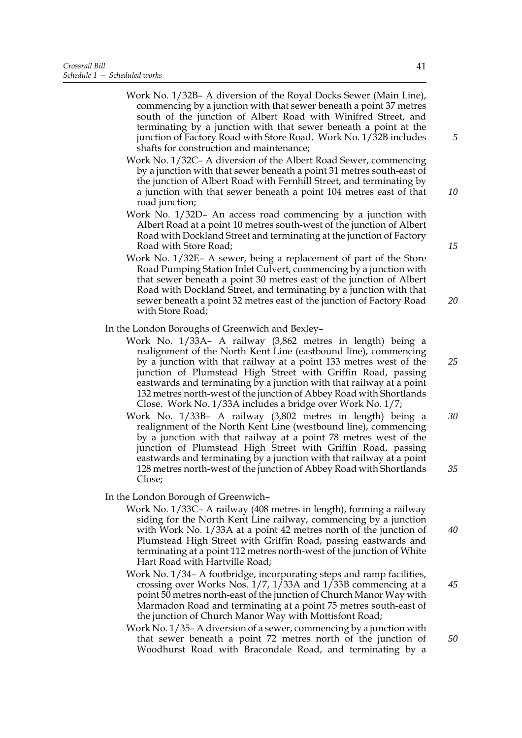Work No. 1/32B– A diversion of the Royal Docks Sewer (Main Line), commencing by a junction with that sewer beneath a point 37 metres south of the junction of Albert Road with Winifred Street, and terminating by a junction with that sewer beneath a point at the junction of Factory Road with Store Road. Work No. 1/32B includes shafts for construction and maintenance;

Work No. 1/32C– A diversion of the Albert Road Sewer, commencing by a junction with that sewer beneath a point 31 metres south-east of the junction of Albert Road with Fernhill Street, and terminating by a junction with that sewer beneath a point 104 metres east of that road junction;

Work No. 1/32D– An access road commencing by a junction with Albert Road at a point 10 metres south-west of the junction of Albert Road with Dockland Street and terminating at the junction of Factory Road with Store Road;

Work No. 1/32E– A sewer, being a replacement of part of the Store Road Pumping Station Inlet Culvert, commencing by a junction with that sewer beneath a point 30 metres east of the junction of Albert Road with Dockland Street, and terminating by a junction with that sewer beneath a point 32 metres east of the junction of Factory Road with Store Road;

In the London Boroughs of Greenwich and Bexley–

Work No. 1/33A– A railway (3,862 metres in length) being a realignment of the North Kent Line (eastbound line), commencing by a junction with that railway at a point 133 metres west of the junction of Plumstead High Street with Griffin Road, passing eastwards and terminating by a junction with that railway at a point 132 metres north-west of the junction of Abbey Road with Shortlands Close. Work No. 1/33A includes a bridge over Work No. 1/7;

Work No. 1/33B– A railway (3,802 metres in length) being a realignment of the North Kent Line (westbound line), commencing by a junction with that railway at a point 78 metres west of the junction of Plumstead High Street with Griffin Road, passing eastwards and terminating by a junction with that railway at a point 128 metres north-west of the junction of Abbey Road with Shortlands Close;

In the London Borough of Greenwich–

Work No. 1/33C– A railway (408 metres in length), forming a railway siding for the North Kent Line railway, commencing by a junction with Work No. 1/33A at a point 42 metres north of the junction of Plumstead High Street with Griffin Road, passing eastwards and terminating at a point 112 metres north-west of the junction of White Hart Road with Hartville Road;

Work No. 1/34– A footbridge, incorporating steps and ramp facilities, crossing over Works Nos. 1/7, 1/33A and 1/33B commencing at a point 50 metres north-east of the junction of Church Manor Way with Marmadon Road and terminating at a point 75 metres south-east of the junction of Church Manor Way with Mottisfont Road;

Work No. 1/35– A diversion of a sewer, commencing by a junction with that sewer beneath a point 72 metres north of the junction of Woodhurst Road with Bracondale Road, and terminating by a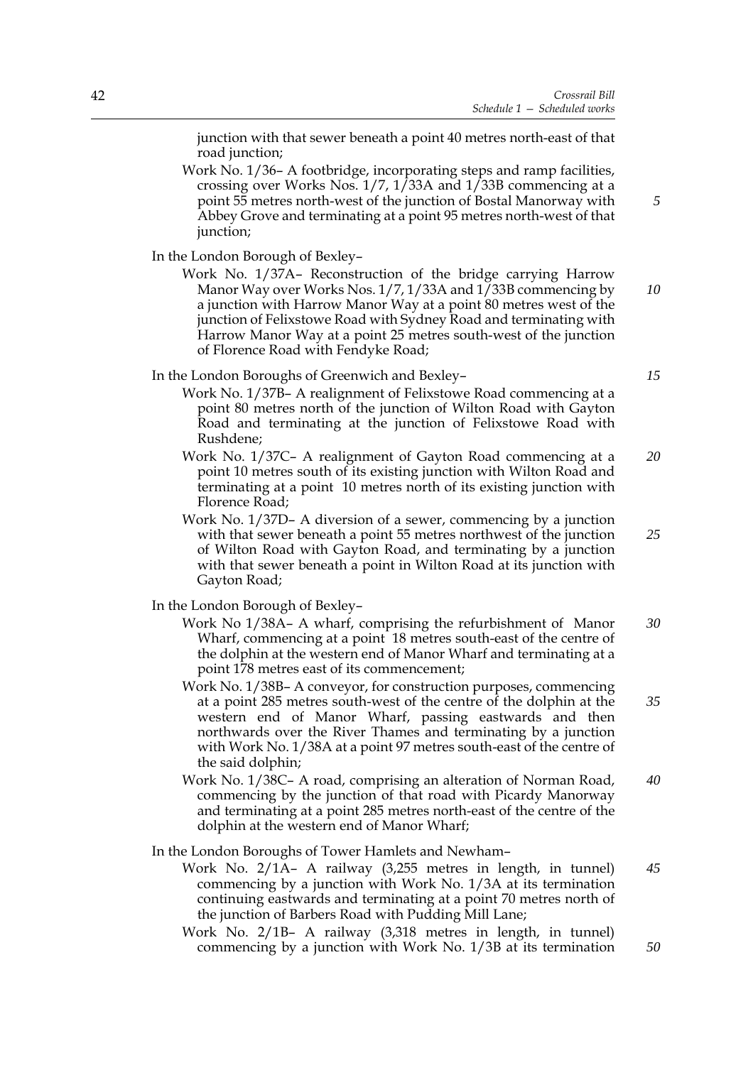junction with that sewer beneath a point 40 metres north-east of that road junction;

Work No. 1/36– A footbridge, incorporating steps and ramp facilities, crossing over Works Nos. 1/7, 1/33A and 1/33B commencing at a point 55 metres north-west of the junction of Bostal Manorway with Abbey Grove and terminating at a point 95 metres north-west of that junction;

In the London Borough of Bexley–

Work No. 1/37A– Reconstruction of the bridge carrying Harrow Manor Way over Works Nos. 1/7, 1/33A and 1/33B commencing by a junction with Harrow Manor Way at a point 80 metres west of the junction of Felixstowe Road with Sydney Road and terminating with Harrow Manor Way at a point 25 metres south-west of the junction of Florence Road with Fendyke Road;

In the London Boroughs of Greenwich and Bexley–

Work No. 1/37B– A realignment of Felixstowe Road commencing at a point 80 metres north of the junction of Wilton Road with Gayton Road and terminating at the junction of Felixstowe Road with Rushdene;

Work No. 1/37C– A realignment of Gayton Road commencing at a point 10 metres south of its existing junction with Wilton Road and terminating at a point 10 metres north of its existing junction with Florence Road;

Work No. 1/37D– A diversion of a sewer, commencing by a junction with that sewer beneath a point 55 metres northwest of the junction of Wilton Road with Gayton Road, and terminating by a junction with that sewer beneath a point in Wilton Road at its junction with Gayton Road;

In the London Borough of Bexley–

Work No 1/38A– A wharf, comprising the refurbishment of Manor Wharf, commencing at a point 18 metres south-east of the centre of the dolphin at the western end of Manor Wharf and terminating at a point 178 metres east of its commencement;

Work No. 1/38B– A conveyor, for construction purposes, commencing at a point 285 metres south-west of the centre of the dolphin at the western end of Manor Wharf, passing eastwards and then northwards over the River Thames and terminating by a junction with Work No. 1/38A at a point 97 metres south-east of the centre of the said dolphin;

Work No. 1/38C– A road, comprising an alteration of Norman Road, commencing by the junction of that road with Picardy Manorway and terminating at a point 285 metres north-east of the centre of the dolphin at the western end of Manor Wharf;

In the London Boroughs of Tower Hamlets and Newham–

Work No. 2/1A– A railway (3,255 metres in length, in tunnel) commencing by a junction with Work No. 1/3A at its termination continuing eastwards and terminating at a point 70 metres north of the junction of Barbers Road with Pudding Mill Lane;

Work No. 2/1B– A railway (3,318 metres in length, in tunnel) commencing by a junction with Work No. 1/3B at its termination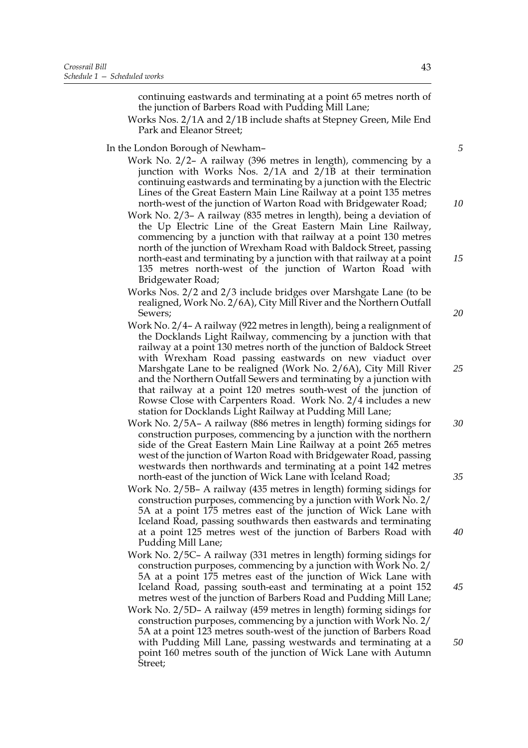continuing eastwards and terminating at a point 65 metres north of the junction of Barbers Road with Pudding Mill Lane;

Works Nos. 2/1A and 2/1B include shafts at Stepney Green, Mile End Park and Eleanor Street;

In the London Borough of Newham–

Work No. 2/2– A railway (396 metres in length), commencing by a junction with Works Nos. 2/1A and 2/1B at their termination continuing eastwards and terminating by a junction with the Electric Lines of the Great Eastern Main Line Railway at a point 135 metres north-west of the junction of Warton Road with Bridgewater Road;

Work No. 2/3– A railway (835 metres in length), being a deviation of the Up Electric Line of the Great Eastern Main Line Railway, commencing by a junction with that railway at a point 130 metres north of the junction of Wrexham Road with Baldock Street, passing north-east and terminating by a junction with that railway at a point 135 metres north-west of the junction of Warton Road with Bridgewater Road;

Works Nos. 2/2 and 2/3 include bridges over Marshgate Lane (to be realigned, Work No. 2/6A), City Mill River and the Northern Outfall Sewers;

Work No. 2/4– A railway (922 metres in length), being a realignment of the Docklands Light Railway, commencing by a junction with that railway at a point 130 metres north of the junction of Baldock Street with Wrexham Road passing eastwards on new viaduct over Marshgate Lane to be realigned (Work No. 2/6A), City Mill River and the Northern Outfall Sewers and terminating by a junction with that railway at a point 120 metres south-west of the junction of Rowse Close with Carpenters Road. Work No. 2/4 includes a new station for Docklands Light Railway at Pudding Mill Lane;

Work No. 2/5A– A railway (886 metres in length) forming sidings for construction purposes, commencing by a junction with the northern side of the Great Eastern Main Line Railway at a point 265 metres west of the junction of Warton Road with Bridgewater Road, passing westwards then northwards and terminating at a point 142 metres north-east of the junction of Wick Lane with Iceland Road;

Work No. 2/5B– A railway (435 metres in length) forming sidings for construction purposes, commencing by a junction with Work No. 2/5A at a point 175 metres east of the junction of Wick Lane with Iceland Road, passing southwards then eastwards and terminating at a point 125 metres west of the junction of Barbers Road with Pudding Mill Lane;

Work No. 2/5C– A railway (331 metres in length) forming sidings for construction purposes, commencing by a junction with Work No. 2/5A at a point 175 metres east of the junction of Wick Lane with Iceland Road, passing south-east and terminating at a point 152 metres west of the junction of Barbers Road and Pudding Mill Lane;

Work No. 2/5D– A railway (459 metres in length) forming sidings for construction purposes, commencing by a junction with Work No. 2/5A at a point 123 metres south-west of the junction of Barbers Road with Pudding Mill Lane, passing westwards and terminating at a point 160 metres south of the junction of Wick Lane with Autumn Street;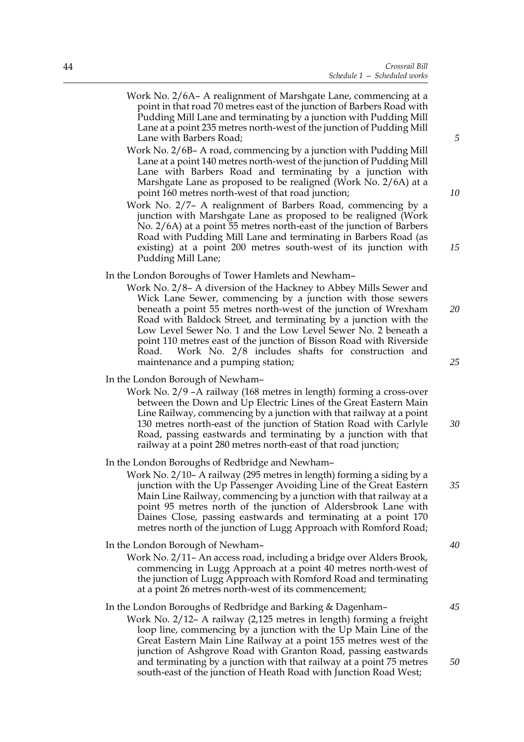Work No. 2/6A– A realignment of Marshgate Lane, commencing at a point in that road 70 metres east of the junction of Barbers Road with Pudding Mill Lane and terminating by a junction with Pudding Mill Lane at a point 235 metres north-west of the junction of Pudding Mill Lane with Barbers Road;

Work No. 2/6B– A road, commencing by a junction with Pudding Mill Lane at a point 140 metres north-west of the junction of Pudding Mill Lane with Barbers Road and terminating by a junction with Marshgate Lane as proposed to be realigned (Work No. 2/6A) at a point 160 metres north-west of that road junction;

Work No. 2/7– A realignment of Barbers Road, commencing by a junction with Marshgate Lane as proposed to be realigned (Work No. 2/6A) at a point 55 metres north-east of the junction of Barbers Road with Pudding Mill Lane and terminating in Barbers Road (as existing) at a point 200 metres south-west of its junction with Pudding Mill Lane;

In the London Boroughs of Tower Hamlets and Newham–

Work No. 2/8– A diversion of the Hackney to Abbey Mills Sewer and Wick Lane Sewer, commencing by a junction with those sewers beneath a point 55 metres north-west of the junction of Wrexham Road with Baldock Street, and terminating by a junction with the Low Level Sewer No. 1 and the Low Level Sewer No. 2 beneath a point 110 metres east of the junction of Bisson Road with Riverside Road. Work No. 2/8 includes shafts for construction and maintenance and a pumping station;

In the London Borough of Newham–

Work No. 2/9 –A railway (168 metres in length) forming a cross-over between the Down and Up Electric Lines of the Great Eastern Main Line Railway, commencing by a junction with that railway at a point 130 metres north-east of the junction of Station Road with Carlyle Road, passing eastwards and terminating by a junction with that railway at a point 280 metres north-east of that road junction;

In the London Boroughs of Redbridge and Newham–

Work No. 2/10– A railway (295 metres in length) forming a siding by a junction with the Up Passenger Avoiding Line of the Great Eastern Main Line Railway, commencing by a junction with that railway at a point 95 metres north of the junction of Aldersbrook Lane with Daines Close, passing eastwards and terminating at a point 170 metres north of the junction of Lugg Approach with Romford Road;

In the London Borough of Newham–

Work No. 2/11– An access road, including a bridge over Alders Brook, commencing in Lugg Approach at a point 40 metres north-west of the junction of Lugg Approach with Romford Road and terminating at a point 26 metres north-west of its commencement;

In the London Boroughs of Redbridge and Barking & Dagenham–

Work No. 2/12– A railway (2,125 metres in length) forming a freight loop line, commencing by a junction with the Up Main Line of the Great Eastern Main Line Railway at a point 155 metres west of the junction of Ashgrove Road with Granton Road, passing eastwards and terminating by a junction with that railway at a point 75 metres south-east of the junction of Heath Road with Junction Road West;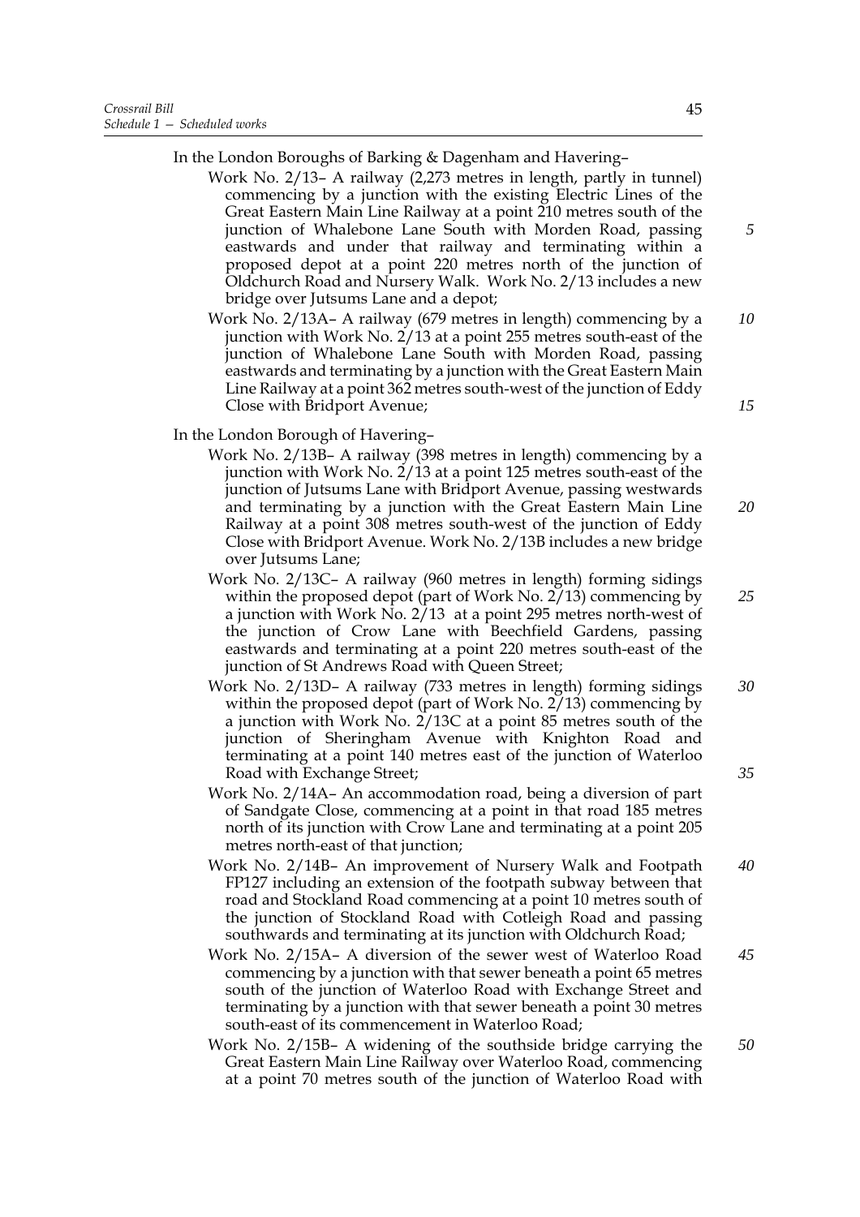In the London Boroughs of Barking & Dagenham and Havering–

Work No. 2/13– A railway (2,273 metres in length, partly in tunnel) commencing by a junction with the existing Electric Lines of the Great Eastern Main Line Railway at a point 210 metres south of the junction of Whalebone Lane South with Morden Road, passing eastwards and under that railway and terminating within a proposed depot at a point 220 metres north of the junction of Oldchurch Road and Nursery Walk. Work No. 2/13 includes a new bridge over Jutsums Lane and a depot;

Work No. 2/13A– A railway (679 metres in length) commencing by a junction with Work No. 2/13 at a point 255 metres south-east of the junction of Whalebone Lane South with Morden Road, passing eastwards and terminating by a junction with the Great Eastern Main Line Railway at a point 362 metres south-west of the junction of Eddy Close with Bridport Avenue;

In the London Borough of Havering–

Work No. 2/13B– A railway (398 metres in length) commencing by a junction with Work No. 2/13 at a point 125 metres south-east of the junction of Jutsums Lane with Bridport Avenue, passing westwards and terminating by a junction with the Great Eastern Main Line Railway at a point 308 metres south-west of the junction of Eddy Close with Bridport Avenue. Work No. 2/13B includes a new bridge over Jutsums Lane;

Work No. 2/13C– A railway (960 metres in length) forming sidings within the proposed depot (part of Work No. 2/13) commencing by a junction with Work No. 2/13 at a point 295 metres north-west of the junction of Crow Lane with Beechfield Gardens, passing eastwards and terminating at a point 220 metres south-east of the junction of St Andrews Road with Queen Street;

Work No. 2/13D– A railway (733 metres in length) forming sidings within the proposed depot (part of Work No. 2/13) commencing by a junction with Work No. 2/13C at a point 85 metres south of the junction of Sheringham Avenue with Knighton Road and terminating at a point 140 metres east of the junction of Waterloo Road with Exchange Street;

Work No. 2/14A– An accommodation road, being a diversion of part of Sandgate Close, commencing at a point in that road 185 metres north of its junction with Crow Lane and terminating at a point 205 metres north-east of that junction;

Work No. 2/14B– An improvement of Nursery Walk and Footpath FP127 including an extension of the footpath subway between that road and Stockland Road commencing at a point 10 metres south of the junction of Stockland Road with Cotleigh Road and passing southwards and terminating at its junction with Oldchurch Road;

Work No. 2/15A– A diversion of the sewer west of Waterloo Road commencing by a junction with that sewer beneath a point 65 metres south of the junction of Waterloo Road with Exchange Street and terminating by a junction with that sewer beneath a point 30 metres south-east of its commencement in Waterloo Road;

Work No. 2/15B– A widening of the southside bridge carrying the Great Eastern Main Line Railway over Waterloo Road, commencing at a point 70 metres south of the junction of Waterloo Road with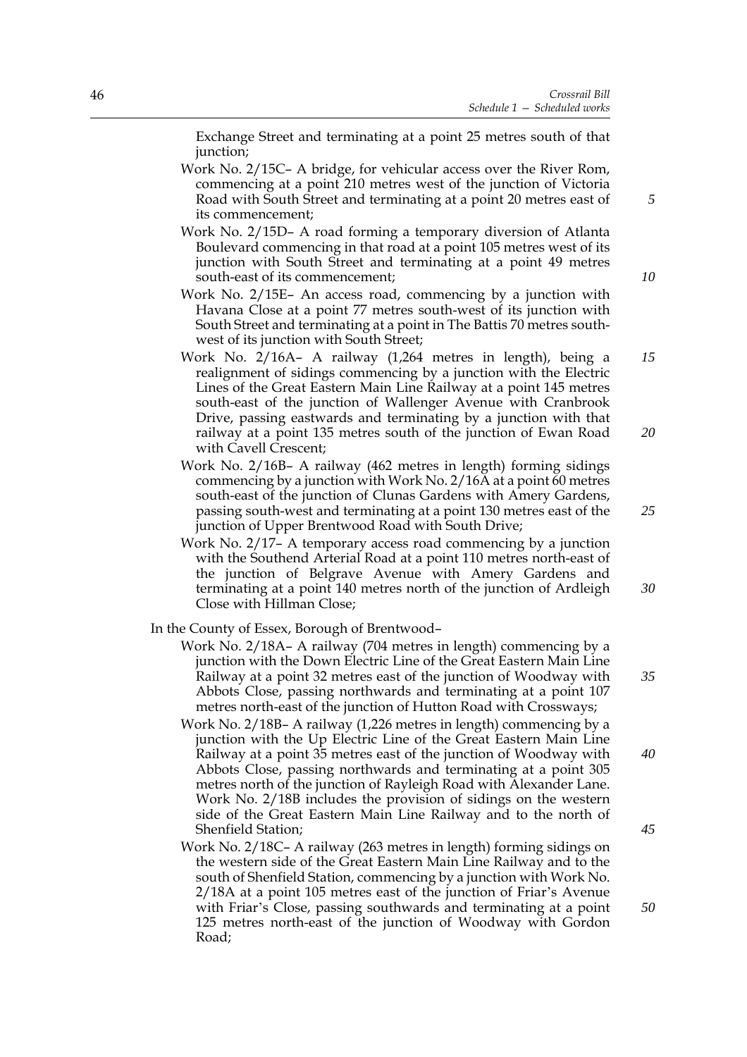Exchange Street and terminating at a point 25 metres south of that junction;

Work No. 2/15C– A bridge, for vehicular access over the River Rom, commencing at a point 210 metres west of the junction of Victoria Road with South Street and terminating at a point 20 metres east of its commencement;

Work No. 2/15D– A road forming a temporary diversion of Atlanta Boulevard commencing in that road at a point 105 metres west of its junction with South Street and terminating at a point 49 metres south-east of its commencement;

Work No. 2/15E– An access road, commencing by a junction with Havana Close at a point 77 metres south-west of its junction with South Street and terminating at a point in The Battis 70 metres south-west of its junction with South Street;

Work No. 2/16A– A railway (1,264 metres in length), being a realignment of sidings commencing by a junction with the Electric Lines of the Great Eastern Main Line Railway at a point 145 metres south-east of the junction of Wallenger Avenue with Cranbrook Drive, passing eastwards and terminating by a junction with that railway at a point 135 metres south of the junction of Ewan Road with Cavell Crescent;

Work No. 2/16B– A railway (462 metres in length) forming sidings commencing by a junction with Work No. 2/16A at a point 60 metres south-east of the junction of Clunas Gardens with Amery Gardens, passing south-west and terminating at a point 130 metres east of the junction of Upper Brentwood Road with South Drive;

Work No. 2/17– A temporary access road commencing by a junction with the Southend Arterial Road at a point 110 metres north-east of the junction of Belgrave Avenue with Amery Gardens and terminating at a point 140 metres north of the junction of Ardleigh Close with Hillman Close;

In the County of Essex, Borough of Brentwood–

Work No. 2/18A– A railway (704 metres in length) commencing by a junction with the Down Electric Line of the Great Eastern Main Line Railway at a point 32 metres east of the junction of Woodway with Abbots Close, passing northwards and terminating at a point 107 metres north-east of the junction of Hutton Road with Crossways;

Work No. 2/18B– A railway (1,226 metres in length) commencing by a junction with the Up Electric Line of the Great Eastern Main Line Railway at a point 35 metres east of the junction of Woodway with Abbots Close, passing northwards and terminating at a point 305 metres north of the junction of Rayleigh Road with Alexander Lane. Work No. 2/18B includes the provision of sidings on the western side of the Great Eastern Main Line Railway and to the north of Shenfield Station;

Work No. 2/18C– A railway (263 metres in length) forming sidings on the western side of the Great Eastern Main Line Railway and to the south of Shenfield Station, commencing by a junction with Work No. 2/18A at a point 105 metres east of the junction of Friar's Avenue with Friar's Close, passing southwards and terminating at a point 125 metres north-east of the junction of Woodway with Gordon Road;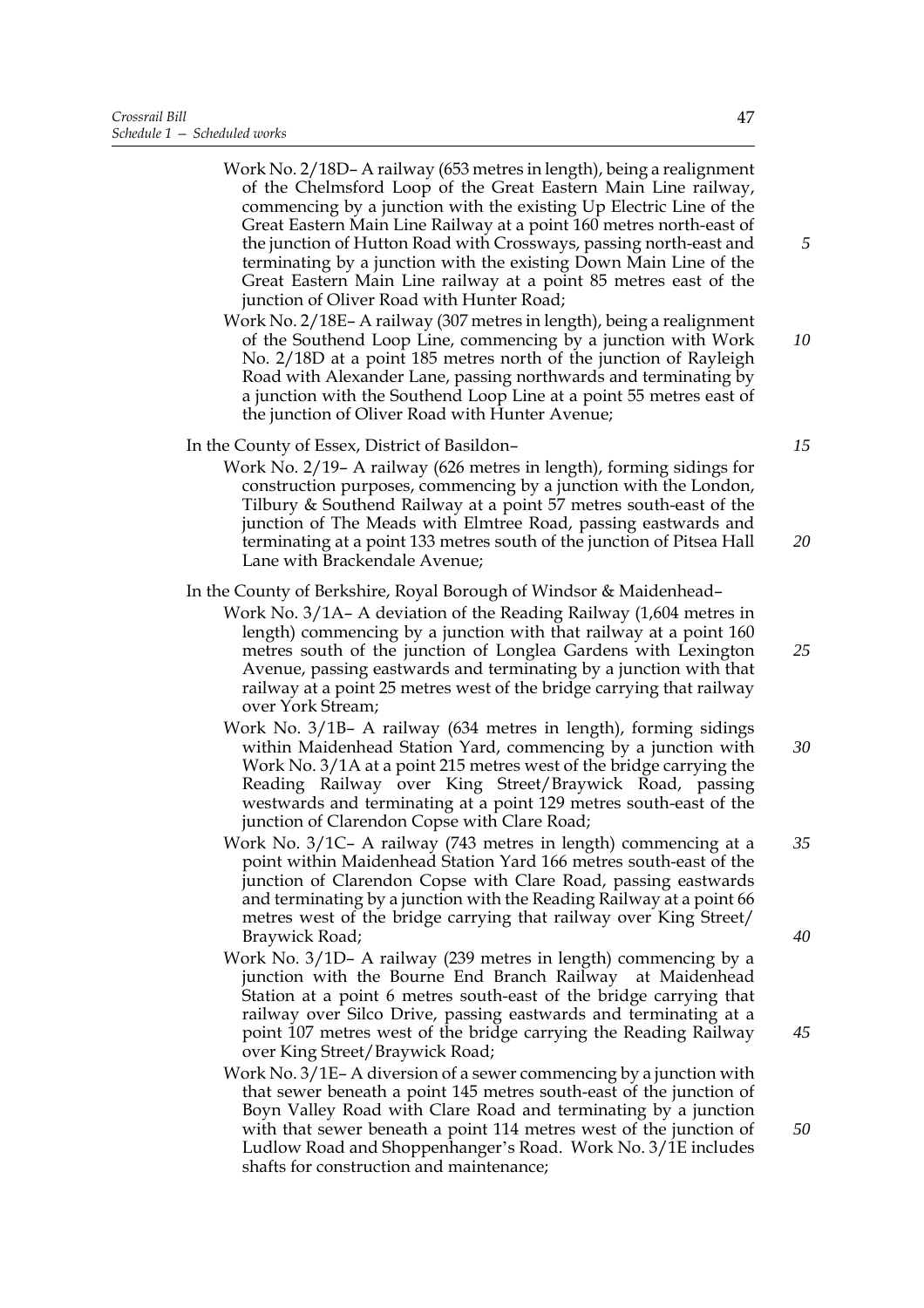Work No. 2/18D– A railway (653 metres in length), being a realignment of the Chelmsford Loop of the Great Eastern Main Line railway, commencing by a junction with the existing Up Electric Line of the Great Eastern Main Line Railway at a point 160 metres north-east of the junction of Hutton Road with Crossways, passing north-east and terminating by a junction with the existing Down Main Line of the Great Eastern Main Line railway at a point 85 metres east of the junction of Oliver Road with Hunter Road;

Work No. 2/18E– A railway (307 metres in length), being a realignment of the Southend Loop Line, commencing by a junction with Work No. 2/18D at a point 185 metres north of the junction of Rayleigh Road with Alexander Lane, passing northwards and terminating by a junction with the Southend Loop Line at a point 55 metres east of the junction of Oliver Road with Hunter Avenue;

In the County of Essex, District of Basildon–

Work No. 2/19– A railway (626 metres in length), forming sidings for construction purposes, commencing by a junction with the London, Tilbury & Southend Railway at a point 57 metres south-east of the junction of The Meads with Elmtree Road, passing eastwards and terminating at a point 133 metres south of the junction of Pitsea Hall Lane with Brackendale Avenue;

In the County of Berkshire, Royal Borough of Windsor & Maidenhead–

Work No. 3/1A– A deviation of the Reading Railway (1,604 metres in length) commencing by a junction with that railway at a point 160 metres south of the junction of Longlea Gardens with Lexington Avenue, passing eastwards and terminating by a junction with that railway at a point 25 metres west of the bridge carrying that railway over York Stream;

Work No. 3/1B– A railway (634 metres in length), forming sidings within Maidenhead Station Yard, commencing by a junction with Work No. 3/1A at a point 215 metres west of the bridge carrying the Reading Railway over King Street/Braywick Road, passing westwards and terminating at a point 129 metres south-east of the junction of Clarendon Copse with Clare Road;

Work No. 3/1C– A railway (743 metres in length) commencing at a point within Maidenhead Station Yard 166 metres south-east of the junction of Clarendon Copse with Clare Road, passing eastwards and terminating by a junction with the Reading Railway at a point 66 metres west of the bridge carrying that railway over King Street/ Braywick Road;

Work No. 3/1D– A railway (239 metres in length) commencing by a junction with the Bourne End Branch Railway at Maidenhead Station at a point 6 metres south-east of the bridge carrying that railway over Silco Drive, passing eastwards and terminating at a point 107 metres west of the bridge carrying the Reading Railway over King Street/Braywick Road;

Work No. 3/1E– A diversion of a sewer commencing by a junction with that sewer beneath a point 145 metres south-east of the junction of Boyn Valley Road with Clare Road and terminating by a junction with that sewer beneath a point 114 metres west of the junction of Ludlow Road and Shoppenhanger's Road. Work No. 3/1E includes shafts for construction and maintenance;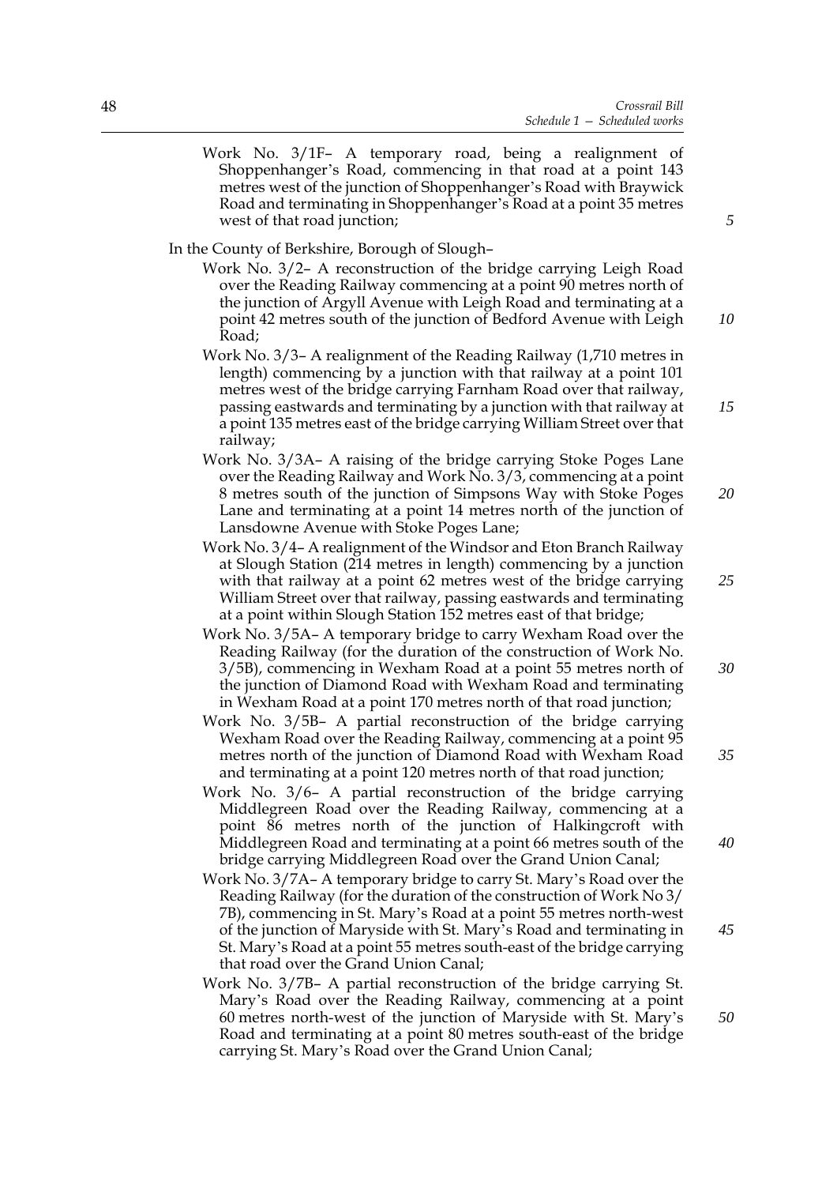Work No. 3/1F– A temporary road, being a realignment of Shoppenhanger's Road, commencing in that road at a point 143 metres west of the junction of Shoppenhanger's Road with Braywick Road and terminating in Shoppenhanger's Road at a point 35 metres west of that road junction;

In the County of Berkshire, Borough of Slough–

Work No. 3/2– A reconstruction of the bridge carrying Leigh Road over the Reading Railway commencing at a point 90 metres north of the junction of Argyll Avenue with Leigh Road and terminating at a point 42 metres south of the junction of Bedford Avenue with Leigh Road;

Work No. 3/3– A realignment of the Reading Railway (1,710 metres in length) commencing by a junction with that railway at a point 101 metres west of the bridge carrying Farnham Road over that railway, passing eastwards and terminating by a junction with that railway at a point 135 metres east of the bridge carrying William Street over that railway;

Work No. 3/3A– A raising of the bridge carrying Stoke Poges Lane over the Reading Railway and Work No. 3/3, commencing at a point 8 metres south of the junction of Simpsons Way with Stoke Poges Lane and terminating at a point 14 metres north of the junction of Lansdowne Avenue with Stoke Poges Lane;

Work No. 3/4– A realignment of the Windsor and Eton Branch Railway at Slough Station (214 metres in length) commencing by a junction with that railway at a point 62 metres west of the bridge carrying William Street over that railway, passing eastwards and terminating at a point within Slough Station 152 metres east of that bridge;

Work No. 3/5A– A temporary bridge to carry Wexham Road over the Reading Railway (for the duration of the construction of Work No. 3/5B), commencing in Wexham Road at a point 55 metres north of the junction of Diamond Road with Wexham Road and terminating in Wexham Road at a point 170 metres north of that road junction;

Work No. 3/5B– A partial reconstruction of the bridge carrying Wexham Road over the Reading Railway, commencing at a point 95 metres north of the junction of Diamond Road with Wexham Road and terminating at a point 120 metres north of that road junction;

Work No. 3/6– A partial reconstruction of the bridge carrying Middlegreen Road over the Reading Railway, commencing at a point 86 metres north of the junction of Halkingcroft with Middlegreen Road and terminating at a point 66 metres south of the bridge carrying Middlegreen Road over the Grand Union Canal;

Work No. 3/7A– A temporary bridge to carry St. Mary's Road over the Reading Railway (for the duration of the construction of Work No 3/7B), commencing in St. Mary's Road at a point 55 metres north-west of the junction of Maryside with St. Mary's Road and terminating in St. Mary's Road at a point 55 metres south-east of the bridge carrying that road over the Grand Union Canal;

Work No. 3/7B– A partial reconstruction of the bridge carrying St. Mary's Road over the Reading Railway, commencing at a point 60 metres north-west of the junction of Maryside with St. Mary's Road and terminating at a point 80 metres south-east of the bridge carrying St. Mary's Road over the Grand Union Canal;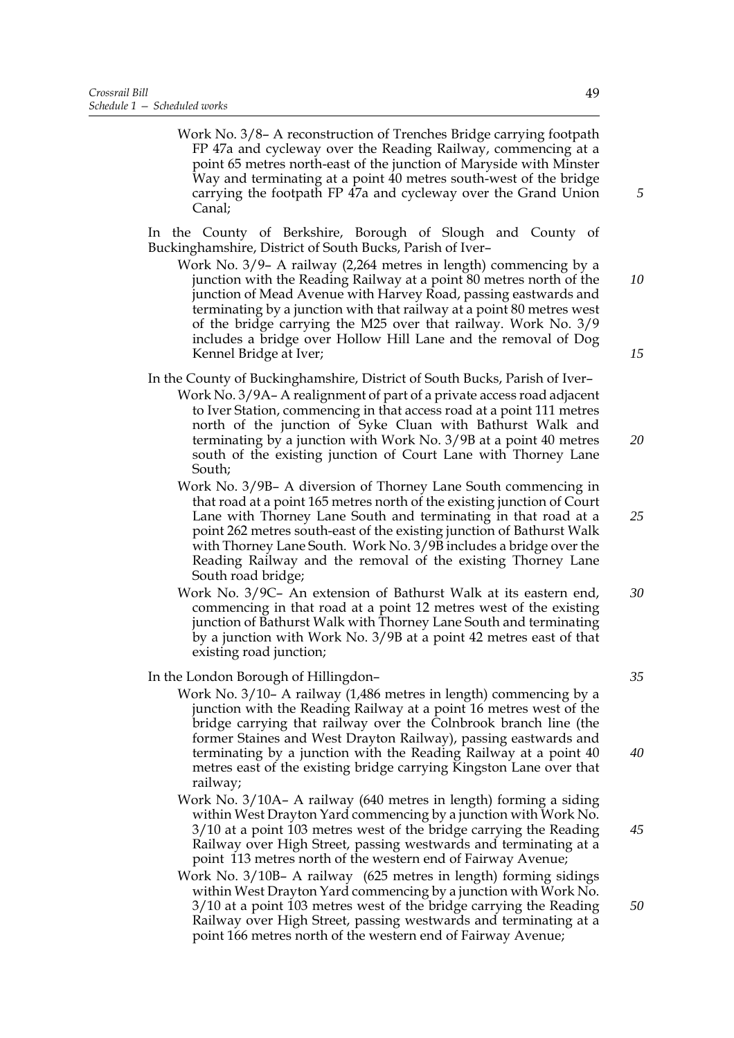Work No. 3/8– A reconstruction of Trenches Bridge carrying footpath FP 47a and cycleway over the Reading Railway, commencing at a point 65 metres north-east of the junction of Maryside with Minster Way and terminating at a point 40 metres south-west of the bridge carrying the footpath FP 47a and cycleway over the Grand Union Canal;

In the County of Berkshire, Borough of Slough and County of Buckinghamshire, District of South Bucks, Parish of Iver–

Work No. 3/9– A railway (2,264 metres in length) commencing by a junction with the Reading Railway at a point 80 metres north of the junction of Mead Avenue with Harvey Road, passing eastwards and terminating by a junction with that railway at a point 80 metres west of the bridge carrying the M25 over that railway. Work No. 3/9 includes a bridge over Hollow Hill Lane and the removal of Dog Kennel Bridge at Iver;

In the County of Buckinghamshire, District of South Bucks, Parish of Iver–

Work No. 3/9A– A realignment of part of a private access road adjacent to Iver Station, commencing in that access road at a point 111 metres north of the junction of Syke Cluan with Bathurst Walk and terminating by a junction with Work No. 3/9B at a point 40 metres south of the existing junction of Court Lane with Thorney Lane South;

Work No. 3/9B– A diversion of Thorney Lane South commencing in that road at a point 165 metres north of the existing junction of Court Lane with Thorney Lane South and terminating in that road at a point 262 metres south-east of the existing junction of Bathurst Walk with Thorney Lane South. Work No. 3/9B includes a bridge over the Reading Railway and the removal of the existing Thorney Lane South road bridge;

Work No. 3/9C– An extension of Bathurst Walk at its eastern end, commencing in that road at a point 12 metres west of the existing junction of Bathurst Walk with Thorney Lane South and terminating by a junction with Work No. 3/9B at a point 42 metres east of that existing road junction;

In the London Borough of Hillingdon–

Work No. 3/10– A railway (1,486 metres in length) commencing by a junction with the Reading Railway at a point 16 metres west of the bridge carrying that railway over the Colnbrook branch line (the former Staines and West Drayton Railway), passing eastwards and terminating by a junction with the Reading Railway at a point 40 metres east of the existing bridge carrying Kingston Lane over that railway;

Work No. 3/10A– A railway (640 metres in length) forming a siding within West Drayton Yard commencing by a junction with Work No. 3/10 at a point 103 metres west of the bridge carrying the Reading Railway over High Street, passing westwards and terminating at a point 113 metres north of the western end of Fairway Avenue;

Work No. 3/10B– A railway (625 metres in length) forming sidings within West Drayton Yard commencing by a junction with Work No. 3/10 at a point 103 metres west of the bridge carrying the Reading Railway over High Street, passing westwards and terminating at a point 166 metres north of the western end of Fairway Avenue;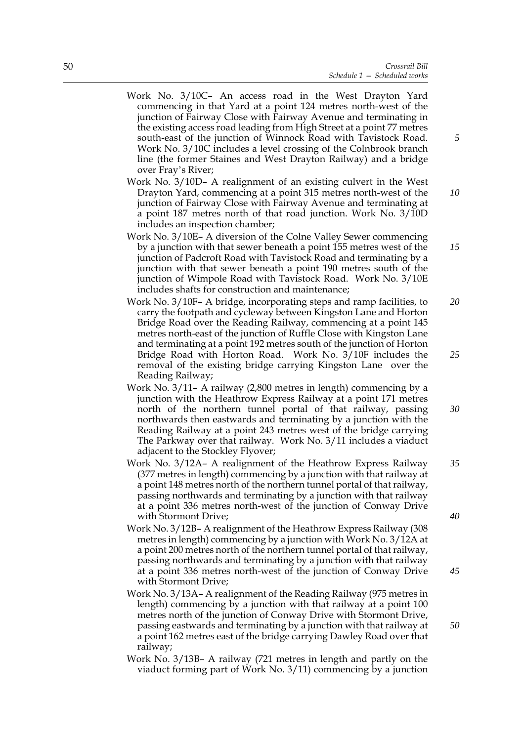Work No. 3/10C– An access road in the West Drayton Yard commencing in that Yard at a point 124 metres north-west of the junction of Fairway Close with Fairway Avenue and terminating in the existing access road leading from High Street at a point 77 metres south-east of the junction of Winnock Road with Tavistock Road. Work No. 3/10C includes a level crossing of the Colnbrook branch line (the former Staines and West Drayton Railway) and a bridge over Fray's River;

Work No. 3/10D– A realignment of an existing culvert in the West Drayton Yard, commencing at a point 315 metres north-west of the junction of Fairway Close with Fairway Avenue and terminating at a point 187 metres north of that road junction. Work No. 3/10D includes an inspection chamber;

Work No. 3/10E– A diversion of the Colne Valley Sewer commencing by a junction with that sewer beneath a point 155 metres west of the junction of Padcroft Road with Tavistock Road and terminating by a junction with that sewer beneath a point 190 metres south of the junction of Wimpole Road with Tavistock Road. Work No. 3/10E includes shafts for construction and maintenance;

Work No. 3/10F– A bridge, incorporating steps and ramp facilities, to carry the footpath and cycleway between Kingston Lane and Horton Bridge Road over the Reading Railway, commencing at a point 145 metres north-east of the junction of Ruffle Close with Kingston Lane and terminating at a point 192 metres south of the junction of Horton Bridge Road with Horton Road. Work No. 3/10F includes the removal of the existing bridge carrying Kingston Lane over the Reading Railway;

Work No. 3/11– A railway (2,800 metres in length) commencing by a junction with the Heathrow Express Railway at a point 171 metres north of the northern tunnel portal of that railway, passing northwards then eastwards and terminating by a junction with the Reading Railway at a point 243 metres west of the bridge carrying The Parkway over that railway. Work No. 3/11 includes a viaduct adjacent to the Stockley Flyover;

Work No. 3/12A– A realignment of the Heathrow Express Railway (377 metres in length) commencing by a junction with that railway at a point 148 metres north of the northern tunnel portal of that railway, passing northwards and terminating by a junction with that railway at a point 336 metres north-west of the junction of Conway Drive with Stormont Drive;

Work No. 3/12B– A realignment of the Heathrow Express Railway (308 metres in length) commencing by a junction with Work No. 3/12A at a point 200 metres north of the northern tunnel portal of that railway, passing northwards and terminating by a junction with that railway at a point 336 metres north-west of the junction of Conway Drive with Stormont Drive;

Work No. 3/13A– A realignment of the Reading Railway (975 metres in length) commencing by a junction with that railway at a point 100 metres north of the junction of Conway Drive with Stormont Drive, passing eastwards and terminating by a junction with that railway at a point 162 metres east of the bridge carrying Dawley Road over that railway;

Work No. 3/13B– A railway (721 metres in length and partly on the viaduct forming part of Work No. 3/11) commencing by a junction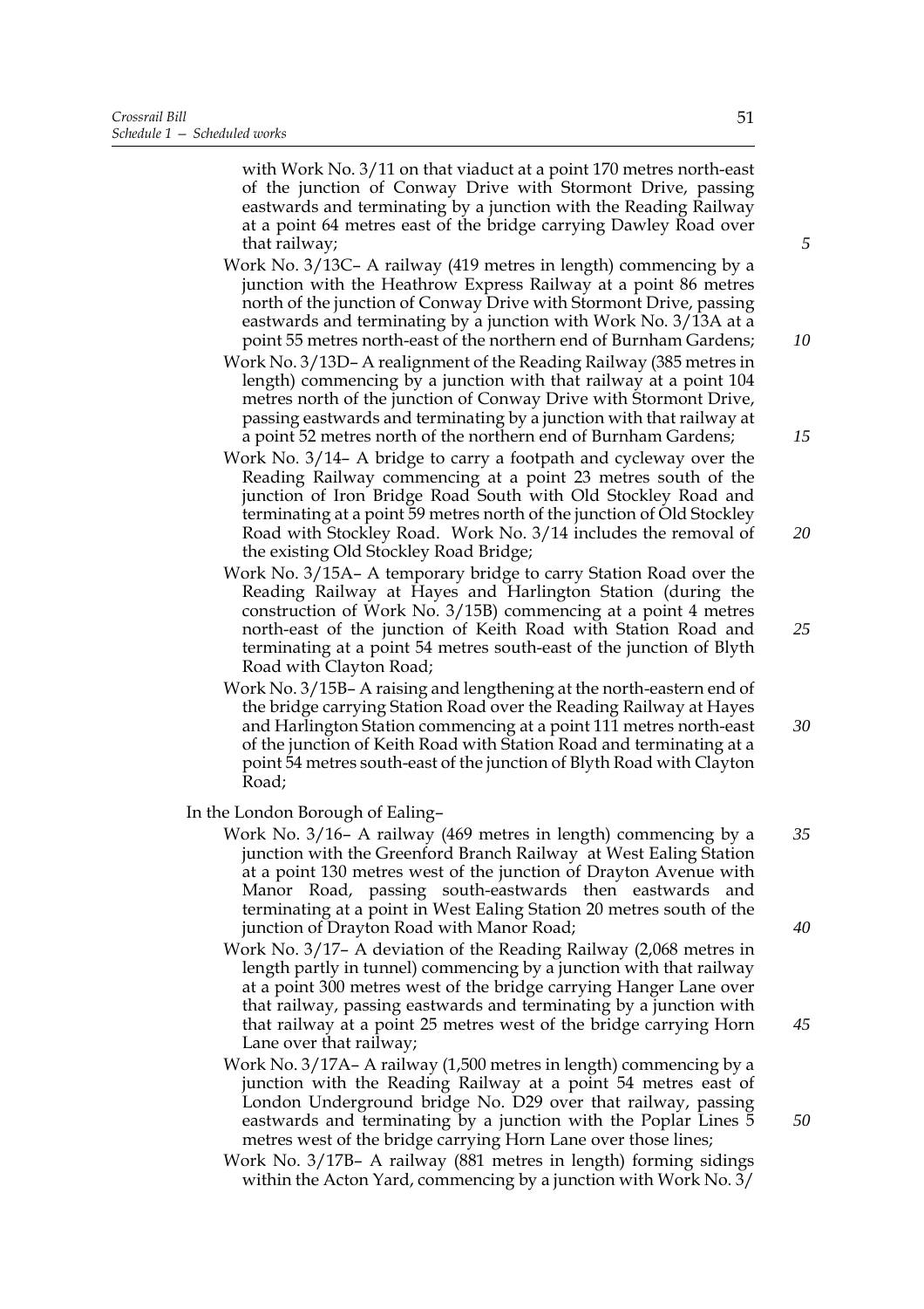with Work No. 3/11 on that viaduct at a point 170 metres north-east of the junction of Conway Drive with Stormont Drive, passing eastwards and terminating by a junction with the Reading Railway at a point 64 metres east of the bridge carrying Dawley Road over that railway;

Work No. 3/13C– A railway (419 metres in length) commencing by a junction with the Heathrow Express Railway at a point 86 metres north of the junction of Conway Drive with Stormont Drive, passing eastwards and terminating by a junction with Work No. 3/13A at a point 55 metres north-east of the northern end of Burnham Gardens;

Work No. 3/13D– A realignment of the Reading Railway (385 metres in length) commencing by a junction with that railway at a point 104 metres north of the junction of Conway Drive with Stormont Drive, passing eastwards and terminating by a junction with that railway at a point 52 metres north of the northern end of Burnham Gardens;

Work No. 3/14– A bridge to carry a footpath and cycleway over the Reading Railway commencing at a point 23 metres south of the junction of Iron Bridge Road South with Old Stockley Road and terminating at a point 59 metres north of the junction of Old Stockley Road with Stockley Road. Work No. 3/14 includes the removal of the existing Old Stockley Road Bridge;

Work No. 3/15A– A temporary bridge to carry Station Road over the Reading Railway at Hayes and Harlington Station (during the construction of Work No. 3/15B) commencing at a point 4 metres north-east of the junction of Keith Road with Station Road and terminating at a point 54 metres south-east of the junction of Blyth Road with Clayton Road;

Work No. 3/15B– A raising and lengthening at the north-eastern end of the bridge carrying Station Road over the Reading Railway at Hayes and Harlington Station commencing at a point 111 metres north-east of the junction of Keith Road with Station Road and terminating at a point 54 metres south-east of the junction of Blyth Road with Clayton Road;

In the London Borough of Ealing–

Work No. 3/16– A railway (469 metres in length) commencing by a junction with the Greenford Branch Railway at West Ealing Station at a point 130 metres west of the junction of Drayton Avenue with Manor Road, passing south-eastwards then eastwards and terminating at a point in West Ealing Station 20 metres south of the junction of Drayton Road with Manor Road;

Work No. 3/17– A deviation of the Reading Railway (2,068 metres in length partly in tunnel) commencing by a junction with that railway at a point 300 metres west of the bridge carrying Hanger Lane over that railway, passing eastwards and terminating by a junction with that railway at a point 25 metres west of the bridge carrying Horn Lane over that railway;

Work No. 3/17A– A railway (1,500 metres in length) commencing by a junction with the Reading Railway at a point 54 metres east of London Underground bridge No. D29 over that railway, passing eastwards and terminating by a junction with the Poplar Lines 5 metres west of the bridge carrying Horn Lane over those lines;

Work No. 3/17B– A railway (881 metres in length) forming sidings within the Acton Yard, commencing by a junction with Work No. 3/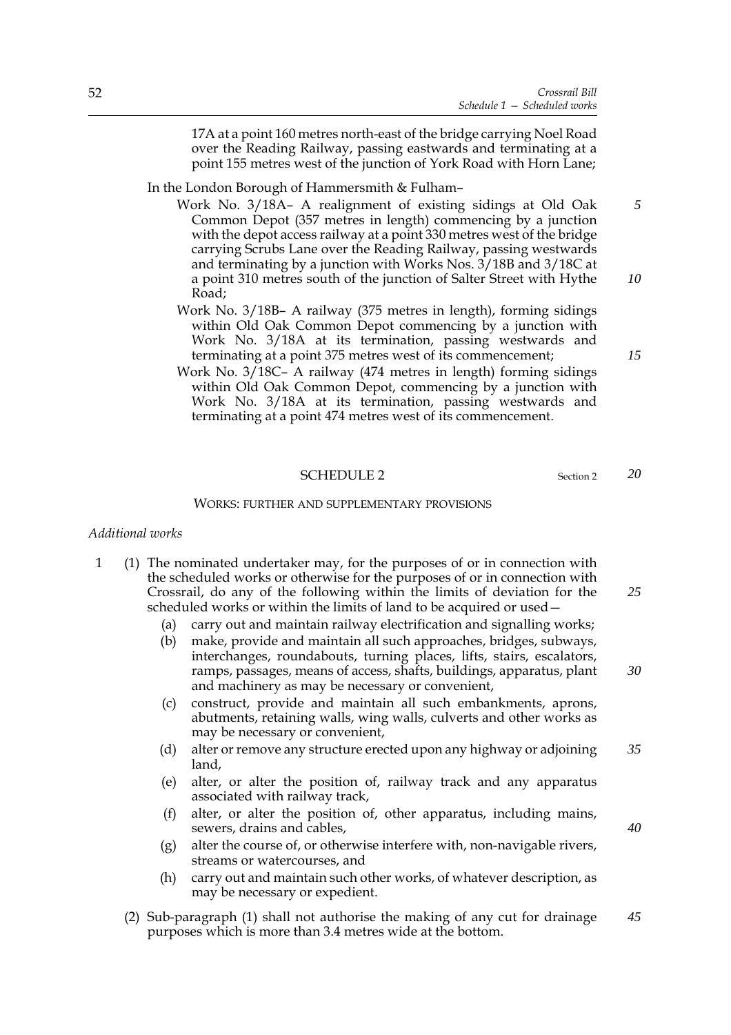17A at a point 160 metres north-east of the bridge carrying Noel Road over the Reading Railway, passing eastwards and terminating at a point 155 metres west of the junction of York Road with Horn Lane;

In the London Borough of Hammersmith & Fulham–

Work No. 3/18A– A realignment of existing sidings at Old Oak Common Depot (357 metres in length) commencing by a junction with the depot access railway at a point 330 metres west of the bridge carrying Scrubs Lane over the Reading Railway, passing westwards and terminating by a junction with Works Nos. 3/18B and 3/18C at a point 310 metres south of the junction of Salter Street with Hythe Road;

Work No. 3/18B– A railway (375 metres in length), forming sidings within Old Oak Common Depot commencing by a junction with Work No. 3/18A at its termination, passing westwards and terminating at a point 375 metres west of its commencement;

Work No. 3/18C– A railway (474 metres in length) forming sidings within Old Oak Common Depot, commencing by a junction with Work No. 3/18A at its termination, passing westwards and terminating at a point 474 metres west of its commencement.

## SCHEDULE 2

Section 2

### WORKS: FURTHER AND SUPPLEMENTARY PROVISIONS

*Additional works*

1 (1) The nominated undertaker may, for the purposes of or in connection with the scheduled works or otherwise for the purposes of or in connection with Crossrail, do any of the following within the limits of deviation for the scheduled works or within the limits of land to be acquired or used—

(a) carry out and maintain railway electrification and signalling works;

(b) make, provide and maintain all such approaches, bridges, subways, interchanges, roundabouts, turning places, lifts, stairs, escalators, ramps, passages, means of access, shafts, buildings, apparatus, plant and machinery as may be necessary or convenient,

(c) construct, provide and maintain all such embankments, aprons, abutments, retaining walls, wing walls, culverts and other works as may be necessary or convenient,

(d) alter or remove any structure erected upon any highway or adjoining land,

(e) alter, or alter the position of, railway track and any apparatus associated with railway track,

(f) alter, or alter the position of, other apparatus, including mains, sewers, drains and cables,

(g) alter the course of, or otherwise interfere with, non-navigable rivers, streams or watercourses, and

(h) carry out and maintain such other works, of whatever description, as may be necessary or expedient.

(2) Sub-paragraph (1) shall not authorise the making of any cut for drainage purposes which is more than 3.4 metres wide at the bottom.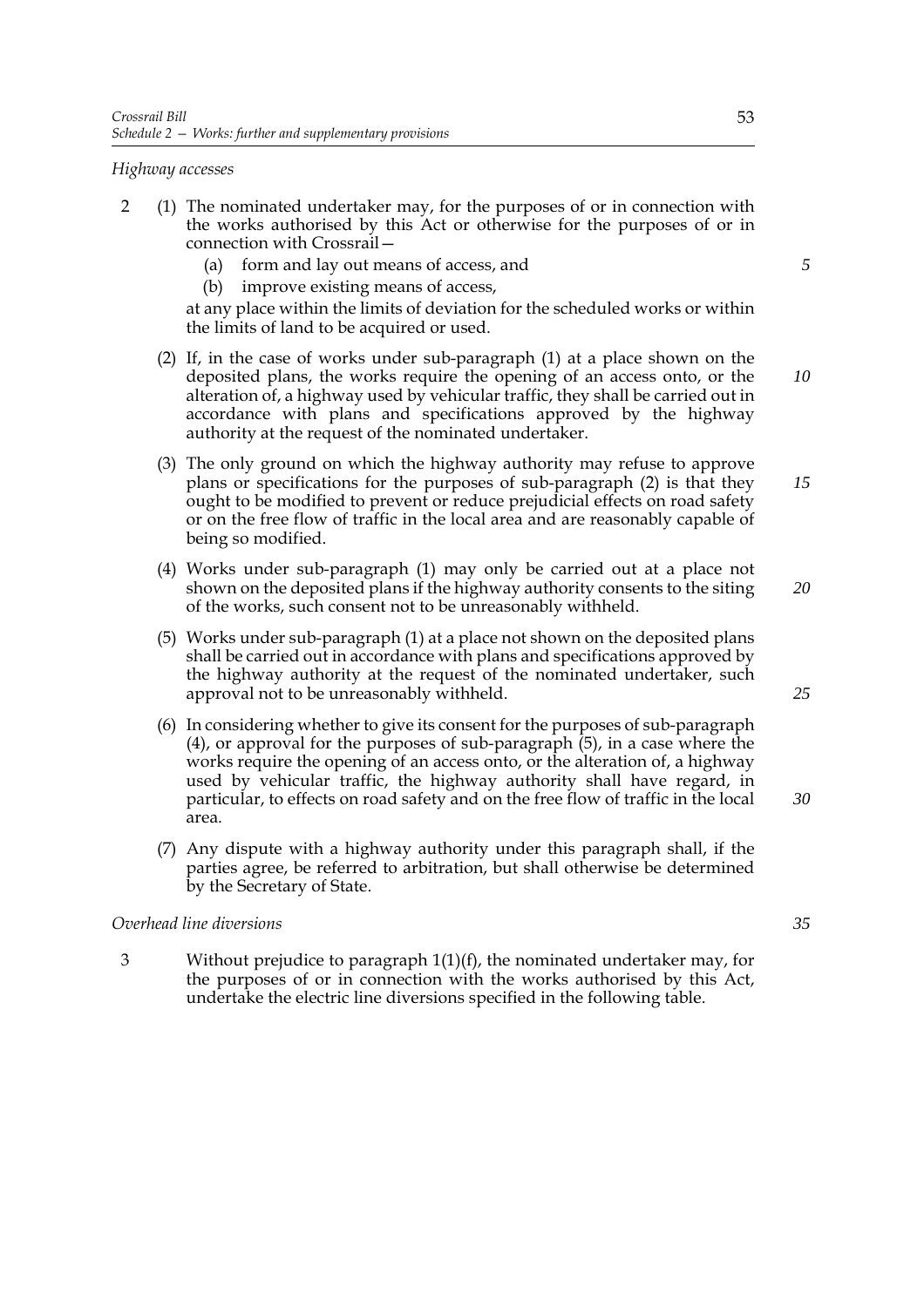*Highway accesses*

2 (1) The nominated undertaker may, for the purposes of or in connection with the works authorised by this Act or otherwise for the purposes of or in connection with Crossrail—

(a) form and lay out means of access, and

(b) improve existing means of access,

at any place within the limits of deviation for the scheduled works or within the limits of land to be acquired or used.

(2) If, in the case of works under sub-paragraph (1) at a place shown on the deposited plans, the works require the opening of an access onto, or the alteration of, a highway used by vehicular traffic, they shall be carried out in accordance with plans and specifications approved by the highway authority at the request of the nominated undertaker.

(3) The only ground on which the highway authority may refuse to approve plans or specifications for the purposes of sub-paragraph (2) is that they ought to be modified to prevent or reduce prejudicial effects on road safety or on the free flow of traffic in the local area and are reasonably capable of being so modified.

(4) Works under sub-paragraph (1) may only be carried out at a place not shown on the deposited plans if the highway authority consents to the siting of the works, such consent not to be unreasonably withheld.

(5) Works under sub-paragraph (1) at a place not shown on the deposited plans shall be carried out in accordance with plans and specifications approved by the highway authority at the request of the nominated undertaker, such approval not to be unreasonably withheld.

(6) In considering whether to give its consent for the purposes of sub-paragraph (4), or approval for the purposes of sub-paragraph (5), in a case where the works require the opening of an access onto, or the alteration of, a highway used by vehicular traffic, the highway authority shall have regard, in particular, to effects on road safety and on the free flow of traffic in the local area.

(7) Any dispute with a highway authority under this paragraph shall, if the parties agree, be referred to arbitration, but shall otherwise be determined by the Secretary of State.

*Overhead line diversions*

3 Without prejudice to paragraph 1(1)(f), the nominated undertaker may, for the purposes of or in connection with the works authorised by this Act, undertake the electric line diversions specified in the following table.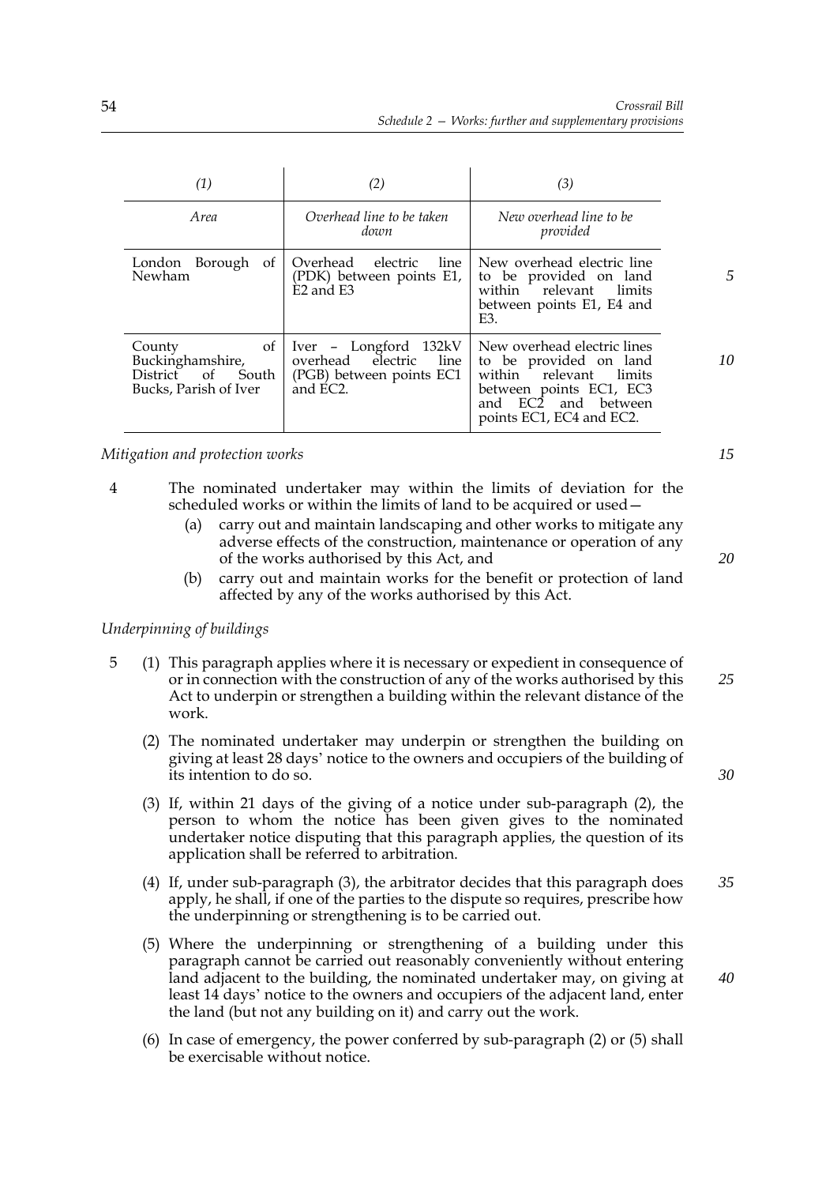| (1) | (2) | (3) |
|---|---|---|
| *Area* | *Overhead line to be taken down* | *New overhead line to be provided* |
| London Borough of Newham | Overhead electric line (PDK) between points E1, E2 and E3 | New overhead electric line to be provided on land within relevant limits between points E1, E4 and E3. |
| County of Buckinghamshire, District of South Bucks, Parish of Iver | Iver – Longford 132kV overhead electric line (PGB) between points EC1 and EC2. | New overhead electric lines to be provided on land within relevant limits between points EC1, EC3 and EC2 and between points EC1, EC4 and EC2. |

*Mitigation and protection works*

4 The nominated undertaker may within the limits of deviation for the scheduled works or within the limits of land to be acquired or used—

(a) carry out and maintain landscaping and other works to mitigate any adverse effects of the construction, maintenance or operation of any of the works authorised by this Act, and

(b) carry out and maintain works for the benefit or protection of land affected by any of the works authorised by this Act.

*Underpinning of buildings*

5 (1) This paragraph applies where it is necessary or expedient in consequence of or in connection with the construction of any of the works authorised by this Act to underpin or strengthen a building within the relevant distance of the work.

(2) The nominated undertaker may underpin or strengthen the building on giving at least 28 days' notice to the owners and occupiers of the building of its intention to do so.

(3) If, within 21 days of the giving of a notice under sub-paragraph (2), the person to whom the notice has been given gives to the nominated undertaker notice disputing that this paragraph applies, the question of its application shall be referred to arbitration.

(4) If, under sub-paragraph (3), the arbitrator decides that this paragraph does apply, he shall, if one of the parties to the dispute so requires, prescribe how the underpinning or strengthening is to be carried out.

(5) Where the underpinning or strengthening of a building under this paragraph cannot be carried out reasonably conveniently without entering land adjacent to the building, the nominated undertaker may, on giving at least 14 days' notice to the owners and occupiers of the adjacent land, enter the land (but not any building on it) and carry out the work.

(6) In case of emergency, the power conferred by sub-paragraph (2) or (5) shall be exercisable without notice.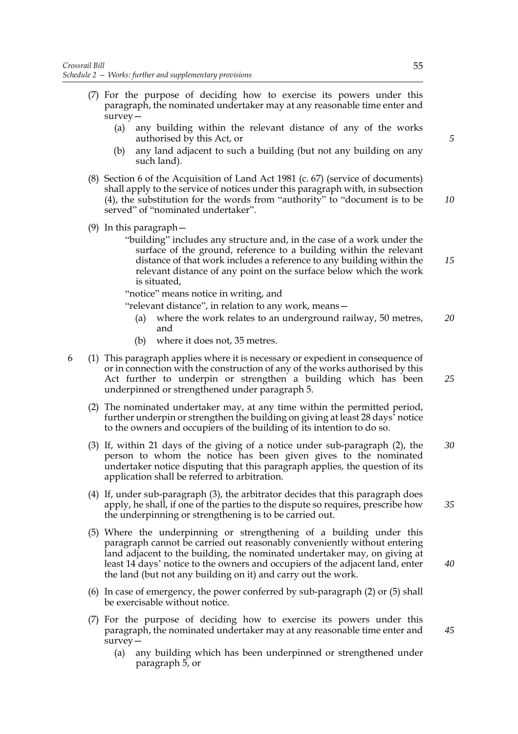(7) For the purpose of deciding how to exercise its powers under this paragraph, the nominated undertaker may at any reasonable time enter and survey—

   (a) any building within the relevant distance of any of the works authorised by this Act, or

   (b) any land adjacent to such a building (but not any building on any such land).

(8) Section 6 of the Acquisition of Land Act 1981 (c. 67) (service of documents) shall apply to the service of notices under this paragraph with, in subsection (4), the substitution for the words from "authority" to "document is to be served" of "nominated undertaker".

(9) In this paragraph—

"building" includes any structure and, in the case of a work under the surface of the ground, reference to a building within the relevant distance of that work includes a reference to any building within the relevant distance of any point on the surface below which the work is situated,

"notice" means notice in writing, and

"relevant distance", in relation to any work, means—

   (a) where the work relates to an underground railway, 50 metres, and

   (b) where it does not, 35 metres.

6 (1) This paragraph applies where it is necessary or expedient in consequence of or in connection with the construction of any of the works authorised by this Act further to underpin or strengthen a building which has been underpinned or strengthened under paragraph 5.

(2) The nominated undertaker may, at any time within the permitted period, further underpin or strengthen the building on giving at least 28 days' notice to the owners and occupiers of the building of its intention to do so.

(3) If, within 21 days of the giving of a notice under sub-paragraph (2), the person to whom the notice has been given gives to the nominated undertaker notice disputing that this paragraph applies, the question of its application shall be referred to arbitration.

(4) If, under sub-paragraph (3), the arbitrator decides that this paragraph does apply, he shall, if one of the parties to the dispute so requires, prescribe how the underpinning or strengthening is to be carried out.

(5) Where the underpinning or strengthening of a building under this paragraph cannot be carried out reasonably conveniently without entering land adjacent to the building, the nominated undertaker may, on giving at least 14 days' notice to the owners and occupiers of the adjacent land, enter the land (but not any building on it) and carry out the work.

(6) In case of emergency, the power conferred by sub-paragraph (2) or (5) shall be exercisable without notice.

(7) For the purpose of deciding how to exercise its powers under this paragraph, the nominated undertaker may at any reasonable time enter and survey—

   (a) any building which has been underpinned or strengthened under paragraph 5, or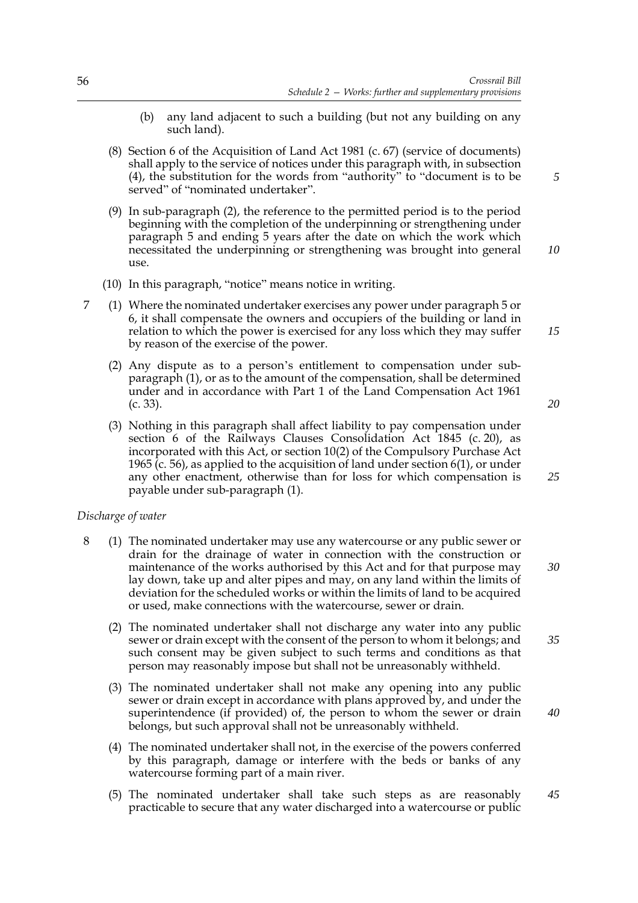(b) any land adjacent to such a building (but not any building on any such land).

(8) Section 6 of the Acquisition of Land Act 1981 (c. 67) (service of documents) shall apply to the service of notices under this paragraph with, in subsection (4), the substitution for the words from "authority" to "document is to be served" of "nominated undertaker".

(9) In sub-paragraph (2), the reference to the permitted period is to the period beginning with the completion of the underpinning or strengthening under paragraph 5 and ending 5 years after the date on which the work which necessitated the underpinning or strengthening was brought into general use.

(10) In this paragraph, "notice" means notice in writing.

7 (1) Where the nominated undertaker exercises any power under paragraph 5 or 6, it shall compensate the owners and occupiers of the building or land in relation to which the power is exercised for any loss which they may suffer by reason of the exercise of the power.

(2) Any dispute as to a person's entitlement to compensation under sub-paragraph (1), or as to the amount of the compensation, shall be determined under and in accordance with Part 1 of the Land Compensation Act 1961 (c. 33).

(3) Nothing in this paragraph shall affect liability to pay compensation under section 6 of the Railways Clauses Consolidation Act 1845 (c. 20), as incorporated with this Act, or section 10(2) of the Compulsory Purchase Act 1965 (c. 56), as applied to the acquisition of land under section 6(1), or under any other enactment, otherwise than for loss for which compensation is payable under sub-paragraph (1).

*Discharge of water*

8 (1) The nominated undertaker may use any watercourse or any public sewer or drain for the drainage of water in connection with the construction or maintenance of the works authorised by this Act and for that purpose may lay down, take up and alter pipes and may, on any land within the limits of deviation for the scheduled works or within the limits of land to be acquired or used, make connections with the watercourse, sewer or drain.

(2) The nominated undertaker shall not discharge any water into any public sewer or drain except with the consent of the person to whom it belongs; and such consent may be given subject to such terms and conditions as that person may reasonably impose but shall not be unreasonably withheld.

(3) The nominated undertaker shall not make any opening into any public sewer or drain except in accordance with plans approved by, and under the superintendence (if provided) of, the person to whom the sewer or drain belongs, but such approval shall not be unreasonably withheld.

(4) The nominated undertaker shall not, in the exercise of the powers conferred by this paragraph, damage or interfere with the beds or banks of any watercourse forming part of a main river.

(5) The nominated undertaker shall take such steps as are reasonably practicable to secure that any water discharged into a watercourse or public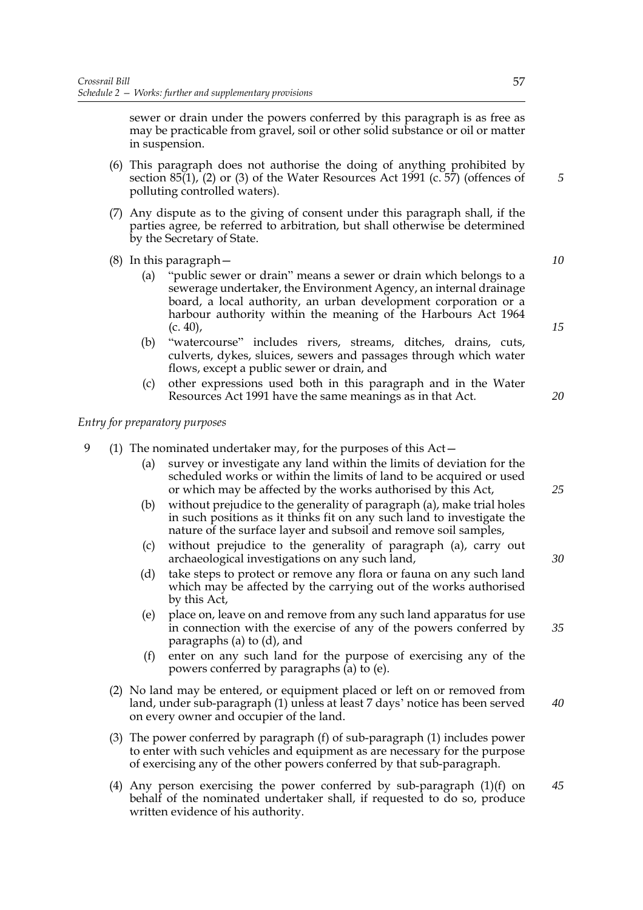sewer or drain under the powers conferred by this paragraph is as free as may be practicable from gravel, soil or other solid substance or oil or matter in suspension.

(6) This paragraph does not authorise the doing of anything prohibited by section 85(1), (2) or (3) of the Water Resources Act 1991 (c. 57) (offences of polluting controlled waters).

(7) Any dispute as to the giving of consent under this paragraph shall, if the parties agree, be referred to arbitration, but shall otherwise be determined by the Secretary of State.

(8) In this paragraph—

(a) "public sewer or drain" means a sewer or drain which belongs to a sewerage undertaker, the Environment Agency, an internal drainage board, a local authority, an urban development corporation or a harbour authority within the meaning of the Harbours Act 1964 (c. 40),

(b) "watercourse" includes rivers, streams, ditches, drains, cuts, culverts, dykes, sluices, sewers and passages through which water flows, except a public sewer or drain, and

(c) other expressions used both in this paragraph and in the Water Resources Act 1991 have the same meanings as in that Act.

*Entry for preparatory purposes*

9 (1) The nominated undertaker may, for the purposes of this Act—

(a) survey or investigate any land within the limits of deviation for the scheduled works or within the limits of land to be acquired or used or which may be affected by the works authorised by this Act,

(b) without prejudice to the generality of paragraph (a), make trial holes in such positions as it thinks fit on any such land to investigate the nature of the surface layer and subsoil and remove soil samples,

(c) without prejudice to the generality of paragraph (a), carry out archaeological investigations on any such land,

(d) take steps to protect or remove any flora or fauna on any such land which may be affected by the carrying out of the works authorised by this Act,

(e) place on, leave on and remove from any such land apparatus for use in connection with the exercise of any of the powers conferred by paragraphs (a) to (d), and

(f) enter on any such land for the purpose of exercising any of the powers conferred by paragraphs (a) to (e).

(2) No land may be entered, or equipment placed or left on or removed from land, under sub-paragraph (1) unless at least 7 days' notice has been served on every owner and occupier of the land.

(3) The power conferred by paragraph (f) of sub-paragraph (1) includes power to enter with such vehicles and equipment as are necessary for the purpose of exercising any of the other powers conferred by that sub-paragraph.

(4) Any person exercising the power conferred by sub-paragraph (1)(f) on behalf of the nominated undertaker shall, if requested to do so, produce written evidence of his authority.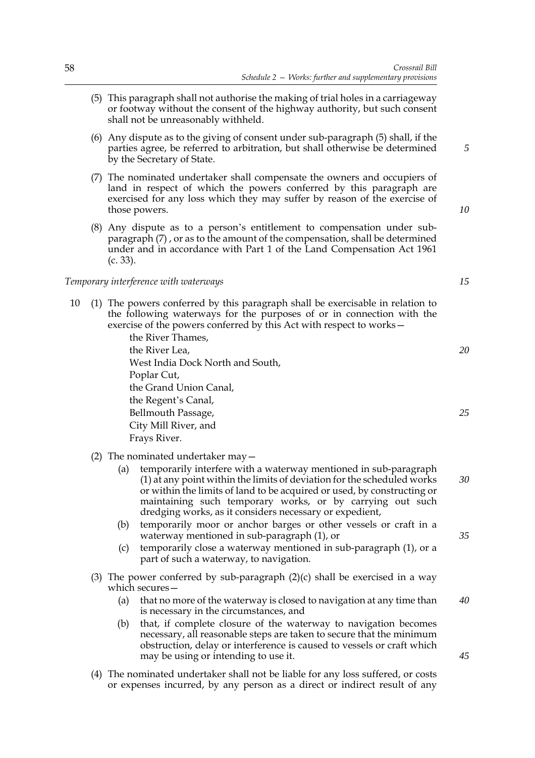(5) This paragraph shall not authorise the making of trial holes in a carriageway or footway without the consent of the highway authority, but such consent shall not be unreasonably withheld.

(6) Any dispute as to the giving of consent under sub-paragraph (5) shall, if the parties agree, be referred to arbitration, but shall otherwise be determined by the Secretary of State.

(7) The nominated undertaker shall compensate the owners and occupiers of land in respect of which the powers conferred by this paragraph are exercised for any loss which they may suffer by reason of the exercise of those powers.

(8) Any dispute as to a person's entitlement to compensation under sub-paragraph (7) , or as to the amount of the compensation, shall be determined under and in accordance with Part 1 of the Land Compensation Act 1961 (c. 33).

*Temporary interference with waterways*

10 (1) The powers conferred by this paragraph shall be exercisable in relation to the following waterways for the purposes of or in connection with the exercise of the powers conferred by this Act with respect to works—

the River Thames,
the River Lea,
West India Dock North and South,
Poplar Cut,
the Grand Union Canal,
the Regent's Canal,
Bellmouth Passage,
City Mill River, and
Frays River.

(2) The nominated undertaker may—

(a) temporarily interfere with a waterway mentioned in sub-paragraph (1) at any point within the limits of deviation for the scheduled works or within the limits of land to be acquired or used, by constructing or maintaining such temporary works, or by carrying out such dredging works, as it considers necessary or expedient,

(b) temporarily moor or anchor barges or other vessels or craft in a waterway mentioned in sub-paragraph (1), or

(c) temporarily close a waterway mentioned in sub-paragraph (1), or a part of such a waterway, to navigation.

(3) The power conferred by sub-paragraph (2)(c) shall be exercised in a way which secures—

(a) that no more of the waterway is closed to navigation at any time than is necessary in the circumstances, and

(b) that, if complete closure of the waterway to navigation becomes necessary, all reasonable steps are taken to secure that the minimum obstruction, delay or interference is caused to vessels or craft which may be using or intending to use it.

(4) The nominated undertaker shall not be liable for any loss suffered, or costs or expenses incurred, by any person as a direct or indirect result of any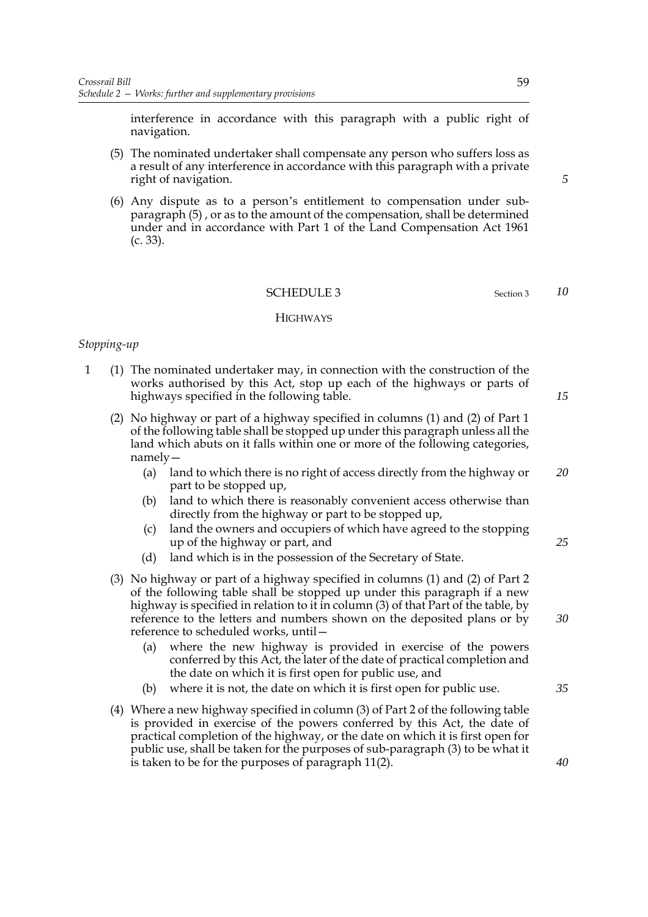interference in accordance with this paragraph with a public right of navigation.

(5) The nominated undertaker shall compensate any person who suffers loss as a result of any interference in accordance with this paragraph with a private right of navigation.

(6) Any dispute as to a person's entitlement to compensation under sub-paragraph (5) , or as to the amount of the compensation, shall be determined under and in accordance with Part 1 of the Land Compensation Act 1961 (c. 33).

## SCHEDULE 3

Section 3

### HIGHWAYS

*Stopping-up*

1 (1) The nominated undertaker may, in connection with the construction of the works authorised by this Act, stop up each of the highways or parts of highways specified in the following table.

(2) No highway or part of a highway specified in columns (1) and (2) of Part 1 of the following table shall be stopped up under this paragraph unless all the land which abuts on it falls within one or more of the following categories, namely—

(a) land to which there is no right of access directly from the highway or part to be stopped up,

(b) land to which there is reasonably convenient access otherwise than directly from the highway or part to be stopped up,

(c) land the owners and occupiers of which have agreed to the stopping up of the highway or part, and

(d) land which is in the possession of the Secretary of State.

(3) No highway or part of a highway specified in columns (1) and (2) of Part 2 of the following table shall be stopped up under this paragraph if a new highway is specified in relation to it in column (3) of that Part of the table, by reference to the letters and numbers shown on the deposited plans or by reference to scheduled works, until—

(a) where the new highway is provided in exercise of the powers conferred by this Act, the later of the date of practical completion and the date on which it is first open for public use, and

(b) where it is not, the date on which it is first open for public use.

(4) Where a new highway specified in column (3) of Part 2 of the following table is provided in exercise of the powers conferred by this Act, the date of practical completion of the highway, or the date on which it is first open for public use, shall be taken for the purposes of sub-paragraph (3) to be what it is taken to be for the purposes of paragraph 11(2).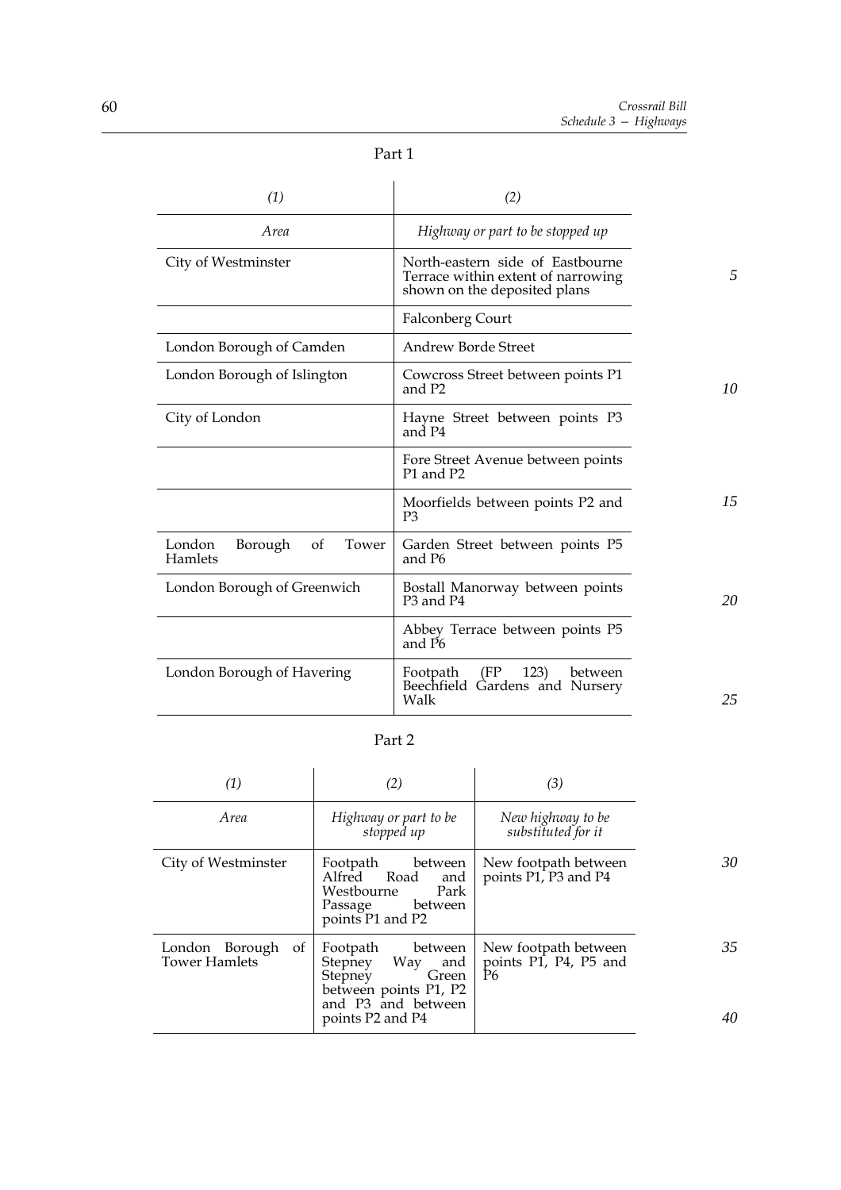Part 1

| (1) | (2) |
|---|---|
| *Area* | *Highway or part to be stopped up* |
| City of Westminster | North-eastern side of Eastbourne Terrace within extent of narrowing shown on the deposited plans |
| | Falconberg Court |
| London Borough of Camden | Andrew Borde Street |
| London Borough of Islington | Cowcross Street between points P1 and P2 |
| City of London | Hayne Street between points P3 and P4 |
| | Fore Street Avenue between points P1 and P2 |
| | Moorfields between points P2 and P3 |
| London Borough of Tower Hamlets | Garden Street between points P5 and P6 |
| London Borough of Greenwich | Bostall Manorway between points P3 and P4 |
| | Abbey Terrace between points P5 and P6 |
| London Borough of Havering | Footpath (FP 123) between Beechfield Gardens and Nursery Walk |

Part 2

| (1) | (2) | (3) |
|---|---|---|
| *Area* | *Highway or part to be stopped up* | *New highway to be substituted for it* |
| City of Westminster | Footpath between Alfred Road and Westbourne Park Passage between points P1 and P2 | New footpath between points P1, P3 and P4 |
| London Borough of Tower Hamlets | Footpath between Stepney Way and Stepney Green between points P1, P2 and P3 and between points P2 and P4 | New footpath between points P1, P4, P5 and P6 |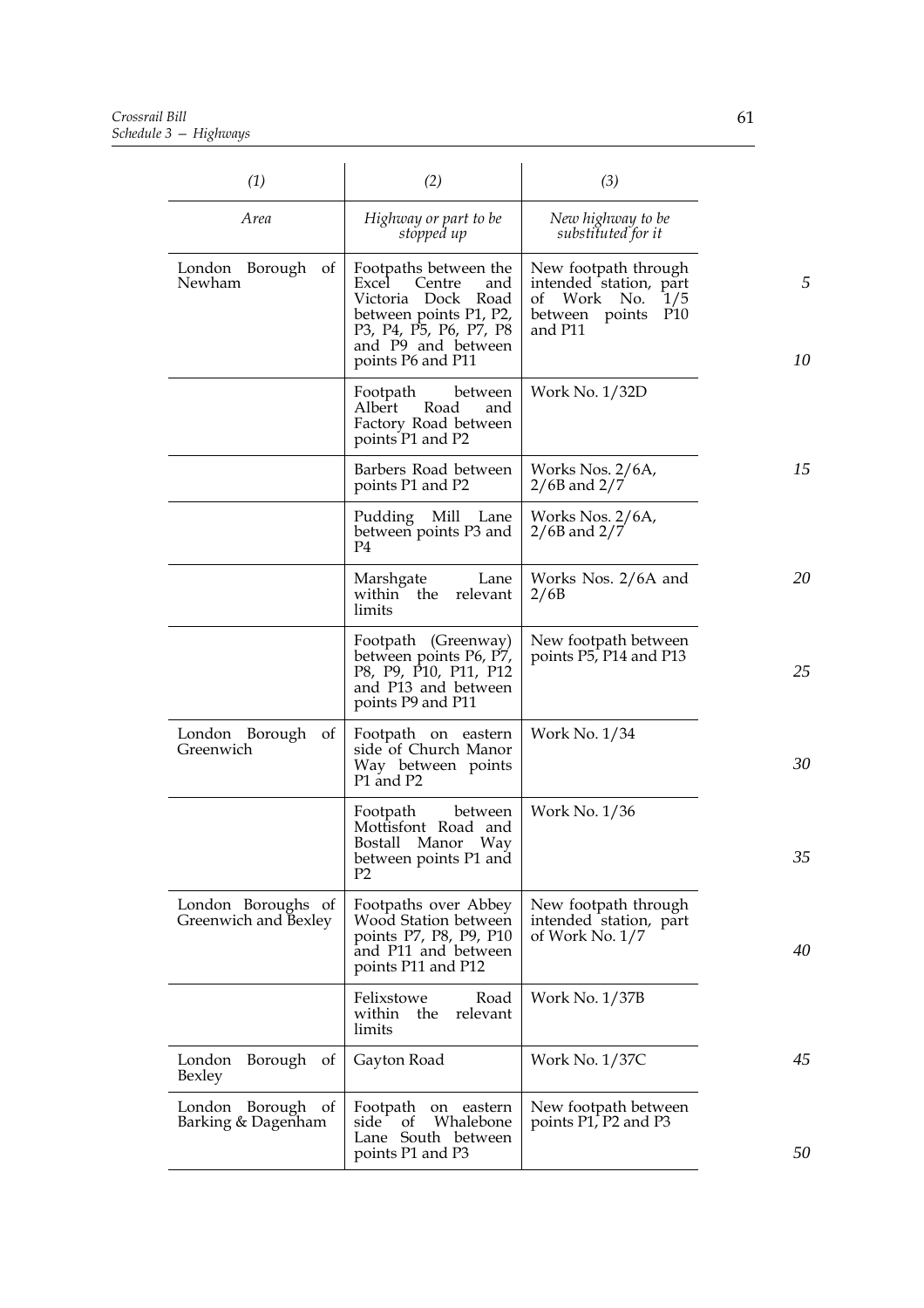| (1) | (2) | (3) |
|---|---|---|
| *Area* | *Highway or part to be stopped up* | *New highway to be substituted for it* |
| London Borough of Newham | Footpaths between the Excel Centre and Victoria Dock Road between points P1, P2, P3, P4, P5, P6, P7, P8 and P9 and between points P6 and P11 | New footpath through intended station, part of Work No. 1/5 between points P10 and P11 |
| | Footpath between Albert Road and Factory Road between points P1 and P2 | Work No. 1/32D |
| | Barbers Road between points P1 and P2 | Works Nos. 2/6A, 2/6B and 2/7 |
| | Pudding Mill Lane between points P3 and P4 | Works Nos. 2/6A, 2/6B and 2/7 |
| | Marshgate Lane within the relevant limits | Works Nos. 2/6A and 2/6B |
| | Footpath (Greenway) between points P6, P7, P8, P9, P10, P11, P12 and P13 and between points P9 and P11 | New footpath between points P5, P14 and P13 |
| London Borough of Greenwich | Footpath on eastern side of Church Manor Way between points P1 and P2 | Work No. 1/34 |
| | Footpath between Mottisfont Road and Bostall Manor Way between points P1 and P2 | Work No. 1/36 |
| London Boroughs of Greenwich and Bexley | Footpaths over Abbey Wood Station between points P7, P8, P9, P10 and P11 and between points P11 and P12 | New footpath through intended station, part of Work No. 1/7 |
| | Felixstowe Road within the relevant limits | Work No. 1/37B |
| London Borough of Bexley | Gayton Road | Work No. 1/37C |
| London Borough of Barking & Dagenham | Footpath on eastern side of Whalebone Lane South between points P1 and P3 | New footpath between points P1, P2 and P3 |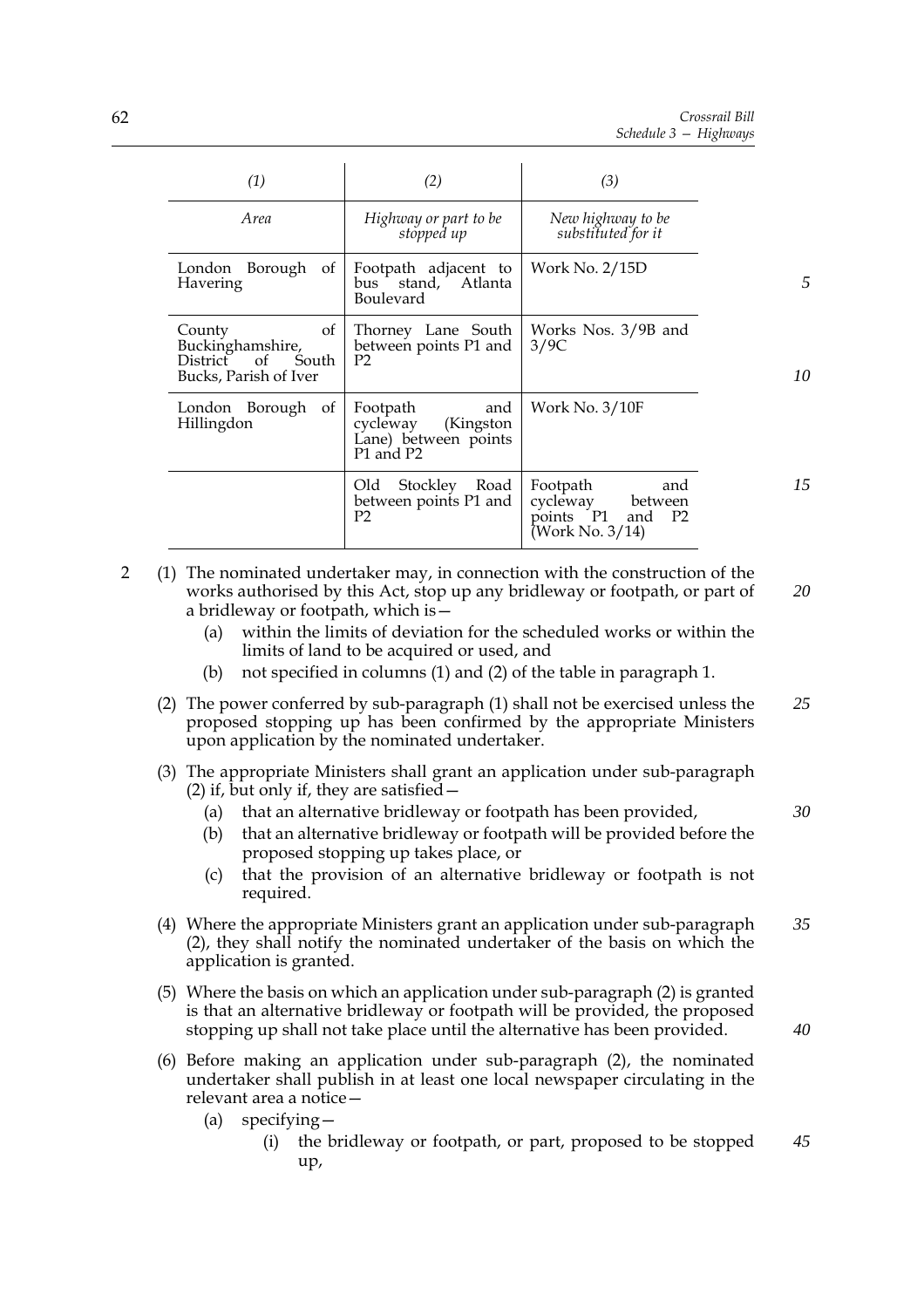| (1) | (2) | (3) |
|---|---|---|
| *Area* | *Highway or part to be stopped up* | *New highway to be substituted for it* |
| London Borough of Havering | Footpath adjacent to bus stand, Atlanta Boulevard | Work No. 2/15D |
| County of Buckinghamshire, District of South Bucks, Parish of Iver | Thorney Lane South between points P1 and P2 | Works Nos. 3/9B and 3/9C |
| London Borough of Hillingdon | Footpath and cycleway (Kingston Lane) between points P1 and P2 | Work No. 3/10F |
| | Old Stockley Road between points P1 and P2 | Footpath and cycleway between points P1 and P2 (Work No. 3/14) |

2 (1) The nominated undertaker may, in connection with the construction of the works authorised by this Act, stop up any bridleway or footpath, or part of a bridleway or footpath, which is—

(a) within the limits of deviation for the scheduled works or within the limits of land to be acquired or used, and

(b) not specified in columns (1) and (2) of the table in paragraph 1.

(2) The power conferred by sub-paragraph (1) shall not be exercised unless the proposed stopping up has been confirmed by the appropriate Ministers upon application by the nominated undertaker.

(3) The appropriate Ministers shall grant an application under sub-paragraph (2) if, but only if, they are satisfied—

(a) that an alternative bridleway or footpath has been provided,

(b) that an alternative bridleway or footpath will be provided before the proposed stopping up takes place, or

(c) that the provision of an alternative bridleway or footpath is not required.

(4) Where the appropriate Ministers grant an application under sub-paragraph (2), they shall notify the nominated undertaker of the basis on which the application is granted.

(5) Where the basis on which an application under sub-paragraph (2) is granted is that an alternative bridleway or footpath will be provided, the proposed stopping up shall not take place until the alternative has been provided.

(6) Before making an application under sub-paragraph (2), the nominated undertaker shall publish in at least one local newspaper circulating in the relevant area a notice—

(a) specifying—

(i) the bridleway or footpath, or part, proposed to be stopped up,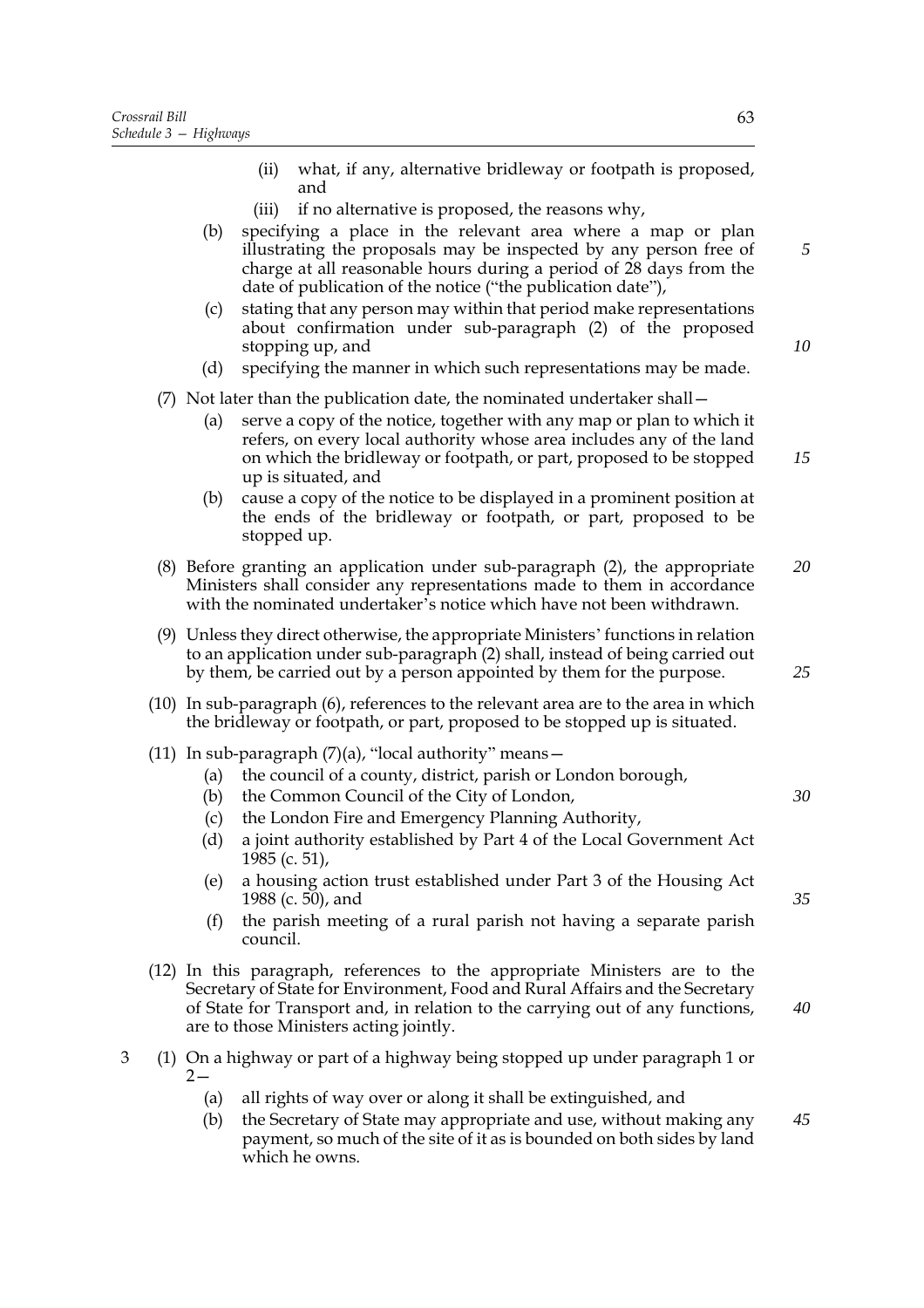(ii) what, if any, alternative bridleway or footpath is proposed, and

(iii) if no alternative is proposed, the reasons why,

(b) specifying a place in the relevant area where a map or plan illustrating the proposals may be inspected by any person free of charge at all reasonable hours during a period of 28 days from the date of publication of the notice ("the publication date"),

(c) stating that any person may within that period make representations about confirmation under sub-paragraph (2) of the proposed stopping up, and

(d) specifying the manner in which such representations may be made.

(7) Not later than the publication date, the nominated undertaker shall—

(a) serve a copy of the notice, together with any map or plan to which it refers, on every local authority whose area includes any of the land on which the bridleway or footpath, or part, proposed to be stopped up is situated, and

(b) cause a copy of the notice to be displayed in a prominent position at the ends of the bridleway or footpath, or part, proposed to be stopped up.

(8) Before granting an application under sub-paragraph (2), the appropriate Ministers shall consider any representations made to them in accordance with the nominated undertaker's notice which have not been withdrawn.

(9) Unless they direct otherwise, the appropriate Ministers' functions in relation to an application under sub-paragraph (2) shall, instead of being carried out by them, be carried out by a person appointed by them for the purpose.

(10) In sub-paragraph (6), references to the relevant area are to the area in which the bridleway or footpath, or part, proposed to be stopped up is situated.

(11) In sub-paragraph (7)(a), "local authority" means—

(a) the council of a county, district, parish or London borough,

(b) the Common Council of the City of London,

(c) the London Fire and Emergency Planning Authority,

(d) a joint authority established by Part 4 of the Local Government Act 1985 (c. 51),

(e) a housing action trust established under Part 3 of the Housing Act 1988 (c. 50), and

(f) the parish meeting of a rural parish not having a separate parish council.

(12) In this paragraph, references to the appropriate Ministers are to the Secretary of State for Environment, Food and Rural Affairs and the Secretary of State for Transport and, in relation to the carrying out of any functions, are to those Ministers acting jointly.

3 (1) On a highway or part of a highway being stopped up under paragraph 1 or 2—

(a) all rights of way over or along it shall be extinguished, and

(b) the Secretary of State may appropriate and use, without making any payment, so much of the site of it as is bounded on both sides by land which he owns.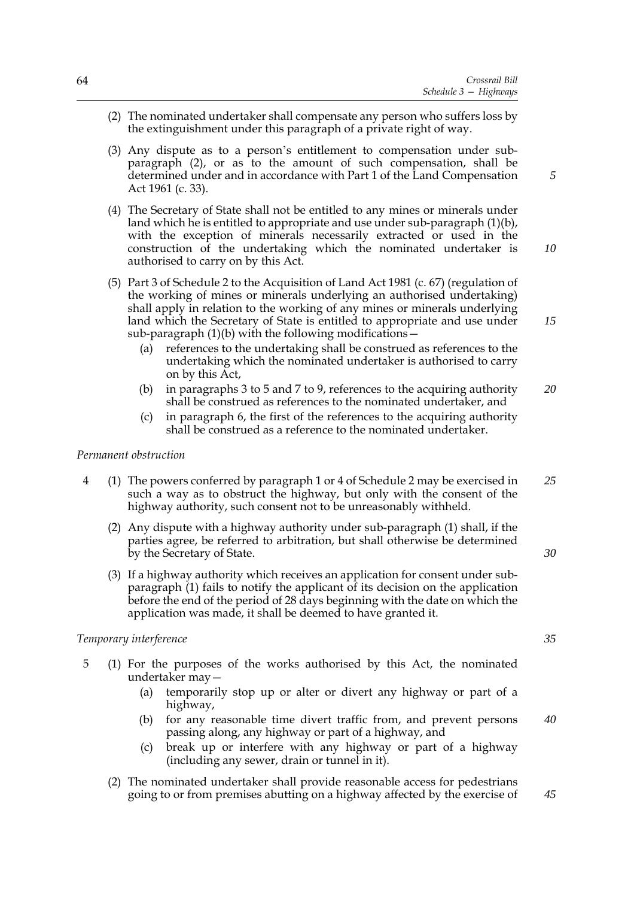(2) The nominated undertaker shall compensate any person who suffers loss by the extinguishment under this paragraph of a private right of way.

(3) Any dispute as to a person's entitlement to compensation under sub-paragraph (2), or as to the amount of such compensation, shall be determined under and in accordance with Part 1 of the Land Compensation Act 1961 (c. 33).

(4) The Secretary of State shall not be entitled to any mines or minerals under land which he is entitled to appropriate and use under sub-paragraph (1)(b), with the exception of minerals necessarily extracted or used in the construction of the undertaking which the nominated undertaker is authorised to carry on by this Act.

(5) Part 3 of Schedule 2 to the Acquisition of Land Act 1981 (c. 67) (regulation of the working of mines or minerals underlying an authorised undertaking) shall apply in relation to the working of any mines or minerals underlying land which the Secretary of State is entitled to appropriate and use under sub-paragraph (1)(b) with the following modifications—

- (a) references to the undertaking shall be construed as references to the undertaking which the nominated undertaker is authorised to carry on by this Act,
- (b) in paragraphs 3 to 5 and 7 to 9, references to the acquiring authority shall be construed as references to the nominated undertaker, and
- (c) in paragraph 6, the first of the references to the acquiring authority shall be construed as a reference to the nominated undertaker.

*Permanent obstruction*

4 (1) The powers conferred by paragraph 1 or 4 of Schedule 2 may be exercised in such a way as to obstruct the highway, but only with the consent of the highway authority, such consent not to be unreasonably withheld.

(2) Any dispute with a highway authority under sub-paragraph (1) shall, if the parties agree, be referred to arbitration, but shall otherwise be determined by the Secretary of State.

(3) If a highway authority which receives an application for consent under sub-paragraph (1) fails to notify the applicant of its decision on the application before the end of the period of 28 days beginning with the date on which the application was made, it shall be deemed to have granted it.

*Temporary interference*

5 (1) For the purposes of the works authorised by this Act, the nominated undertaker may—

- (a) temporarily stop up or alter or divert any highway or part of a highway,
- (b) for any reasonable time divert traffic from, and prevent persons passing along, any highway or part of a highway, and
- (c) break up or interfere with any highway or part of a highway (including any sewer, drain or tunnel in it).

(2) The nominated undertaker shall provide reasonable access for pedestrians going to or from premises abutting on a highway affected by the exercise of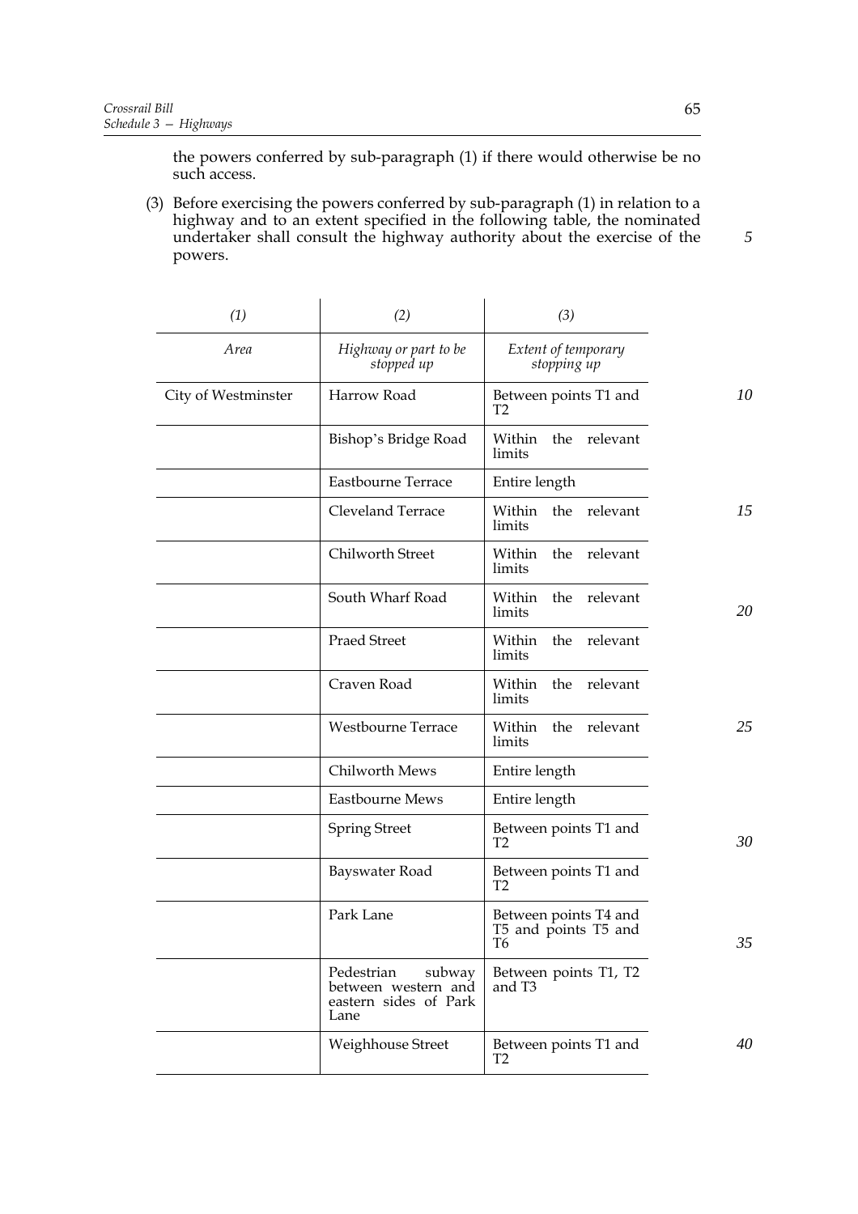the powers conferred by sub-paragraph (1) if there would otherwise be no such access.

(3) Before exercising the powers conferred by sub-paragraph (1) in relation to a highway and to an extent specified in the following table, the nominated undertaker shall consult the highway authority about the exercise of the powers.

| *(1)* | *(2)* | *(3)* |
|---|---|---|
| *Area* | *Highway or part to be stopped up* | *Extent of temporary stopping up* |
| City of Westminster | Harrow Road | Between points T1 and T2 |
| | Bishop's Bridge Road | Within the relevant limits |
| | Eastbourne Terrace | Entire length |
| | Cleveland Terrace | Within the relevant limits |
| | Chilworth Street | Within the relevant limits |
| | South Wharf Road | Within the relevant limits |
| | Praed Street | Within the relevant limits |
| | Craven Road | Within the relevant limits |
| | Westbourne Terrace | Within the relevant limits |
| | Chilworth Mews | Entire length |
| | Eastbourne Mews | Entire length |
| | Spring Street | Between points T1 and T2 |
| | Bayswater Road | Between points T1 and T2 |
| | Park Lane | Between points T4 and T5 and points T5 and T6 |
| | Pedestrian subway between western and eastern sides of Park Lane | Between points T1, T2 and T3 |
| | Weighhouse Street | Between points T1 and T2 |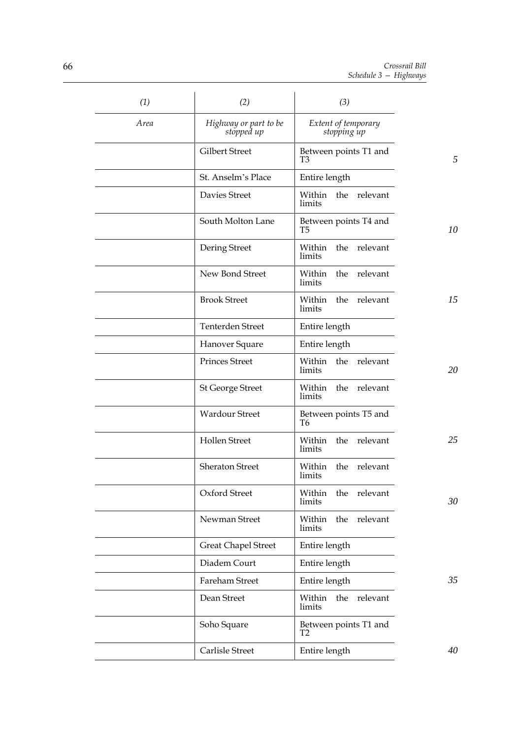| (1) | (2) | (3) |
|---|---|---|
| *Area* | *Highway or part to be stopped up* | *Extent of temporary stopping up* |
| | Gilbert Street | Between points T1 and T3 |
| | St. Anselm's Place | Entire length |
| | Davies Street | Within the relevant limits |
| | South Molton Lane | Between points T4 and T5 |
| | Dering Street | Within the relevant limits |
| | New Bond Street | Within the relevant limits |
| | Brook Street | Within the relevant limits |
| | Tenterden Street | Entire length |
| | Hanover Square | Entire length |
| | Princes Street | Within the relevant limits |
| | St George Street | Within the relevant limits |
| | Wardour Street | Between points T5 and T6 |
| | Hollen Street | Within the relevant limits |
| | Sheraton Street | Within the relevant limits |
| | Oxford Street | Within the relevant limits |
| | Newman Street | Within the relevant limits |
| | Great Chapel Street | Entire length |
| | Diadem Court | Entire length |
| | Fareham Street | Entire length |
| | Dean Street | Within the relevant limits |
| | Soho Square | Between points T1 and T2 |
| | Carlisle Street | Entire length |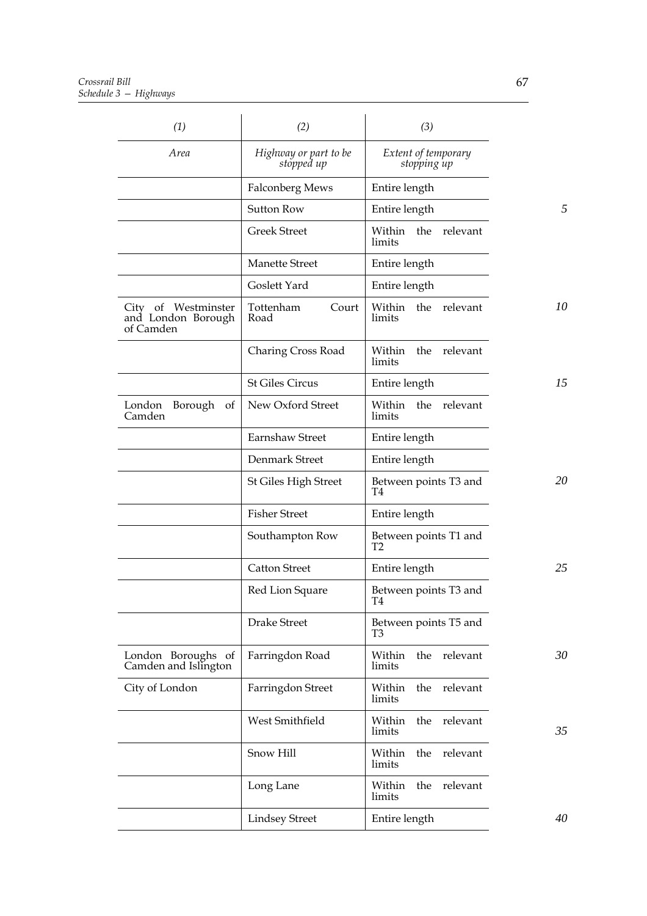| (1) | (2) | (3) |
|---|---|---|
| *Area* | *Highway or part to be stopped up* | *Extent of temporary stopping up* |
| | Falconberg Mews | Entire length |
| | Sutton Row | Entire length |
| | Greek Street | Within the relevant limits |
| | Manette Street | Entire length |
| | Goslett Yard | Entire length |
| City of Westminster and London Borough of Camden | Tottenham Court Road | Within the relevant limits |
| | Charing Cross Road | Within the relevant limits |
| | St Giles Circus | Entire length |
| London Borough of Camden | New Oxford Street | Within the relevant limits |
| | Earnshaw Street | Entire length |
| | Denmark Street | Entire length |
| | St Giles High Street | Between points T3 and T4 |
| | Fisher Street | Entire length |
| | Southampton Row | Between points T1 and T2 |
| | Catton Street | Entire length |
| | Red Lion Square | Between points T3 and T4 |
| | Drake Street | Between points T5 and T3 |
| London Boroughs of Camden and Islington | Farringdon Road | Within the relevant limits |
| City of London | Farringdon Street | Within the relevant limits |
| | West Smithfield | Within the relevant limits |
| | Snow Hill | Within the relevant limits |
| | Long Lane | Within the relevant limits |
| | Lindsey Street | Entire length |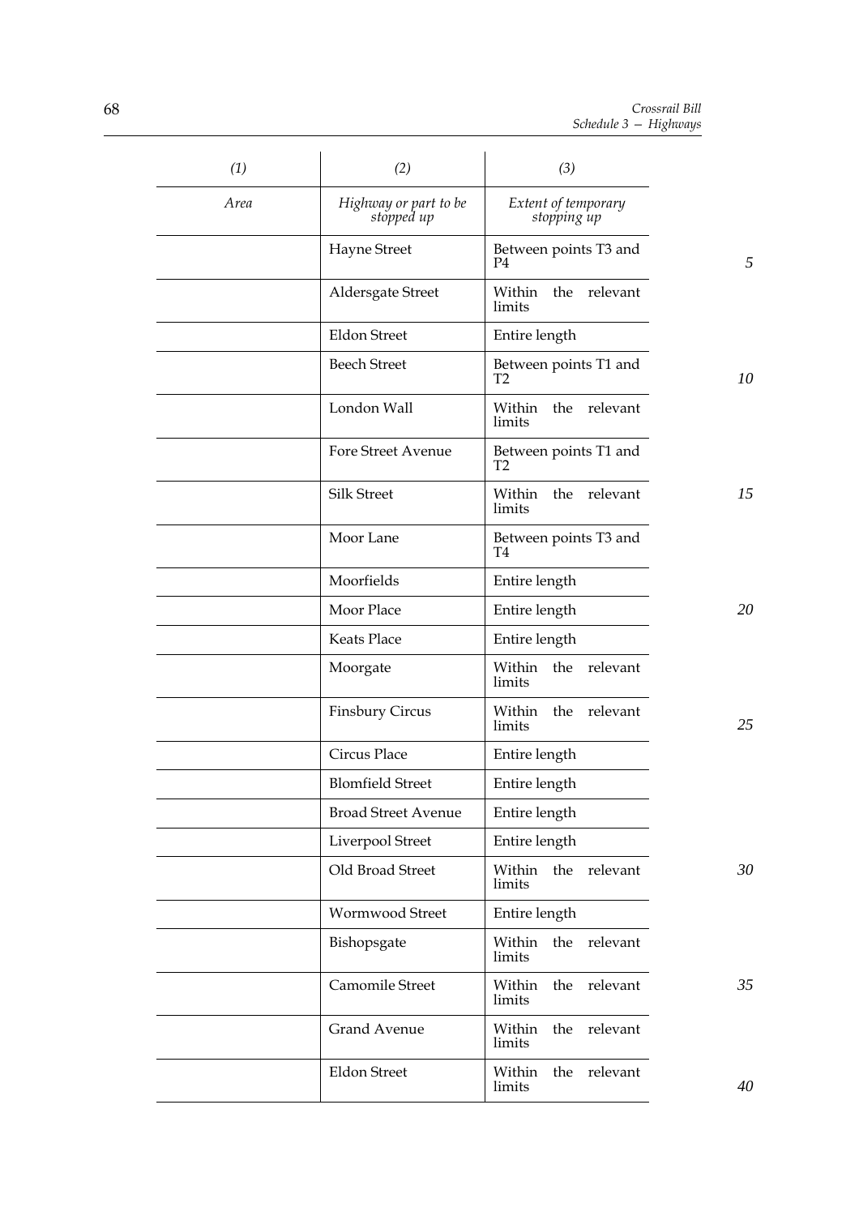| (1) | (2) | (3) |
|---|---|---|
| *Area* | *Highway or part to be stopped up* | *Extent of temporary stopping up* |
| | Hayne Street | Between points T3 and P4 |
| | Aldersgate Street | Within the relevant limits |
| | Eldon Street | Entire length |
| | Beech Street | Between points T1 and T2 |
| | London Wall | Within the relevant limits |
| | Fore Street Avenue | Between points T1 and T2 |
| | Silk Street | Within the relevant limits |
| | Moor Lane | Between points T3 and T4 |
| | Moorfields | Entire length |
| | Moor Place | Entire length |
| | Keats Place | Entire length |
| | Moorgate | Within the relevant limits |
| | Finsbury Circus | Within the relevant limits |
| | Circus Place | Entire length |
| | Blomfield Street | Entire length |
| | Broad Street Avenue | Entire length |
| | Liverpool Street | Entire length |
| | Old Broad Street | Within the relevant limits |
| | Wormwood Street | Entire length |
| | Bishopsgate | Within the relevant limits |
| | Camomile Street | Within the relevant limits |
| | Grand Avenue | Within the relevant limits |
| | Eldon Street | Within the relevant limits |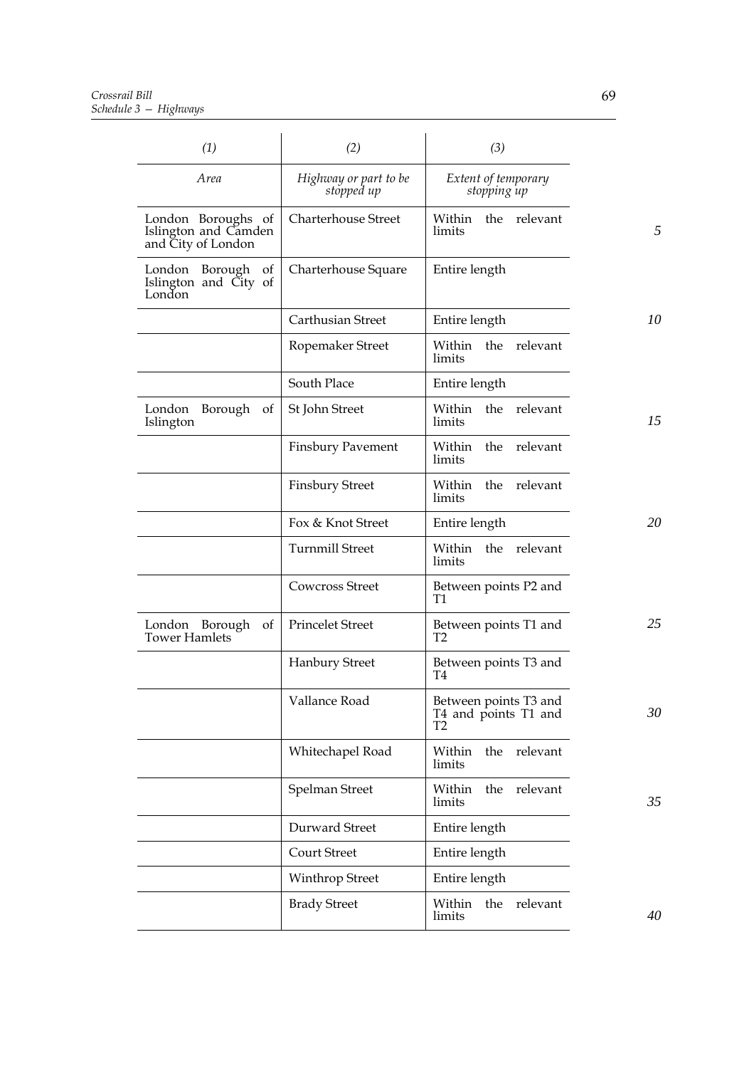| (1) | (2) | (3) |
|---|---|---|
| *Area* | *Highway or part to be stopped up* | *Extent of temporary stopping up* |
| London Boroughs of Islington and Camden and City of London | Charterhouse Street | Within the relevant limits |
| London Borough of Islington and City of London | Charterhouse Square | Entire length |
| | Carthusian Street | Entire length |
| | Ropemaker Street | Within the relevant limits |
| | South Place | Entire length |
| London Borough of Islington | St John Street | Within the relevant limits |
| | Finsbury Pavement | Within the relevant limits |
| | Finsbury Street | Within the relevant limits |
| | Fox & Knot Street | Entire length |
| | Turnmill Street | Within the relevant limits |
| | Cowcross Street | Between points P2 and T1 |
| London Borough of Tower Hamlets | Princelet Street | Between points T1 and T2 |
| | Hanbury Street | Between points T3 and T4 |
| | Vallance Road | Between points T3 and T4 and points T1 and T2 |
| | Whitechapel Road | Within the relevant limits |
| | Spelman Street | Within the relevant limits |
| | Durward Street | Entire length |
| | Court Street | Entire length |
| | Winthrop Street | Entire length |
| | Brady Street | Within the relevant limits |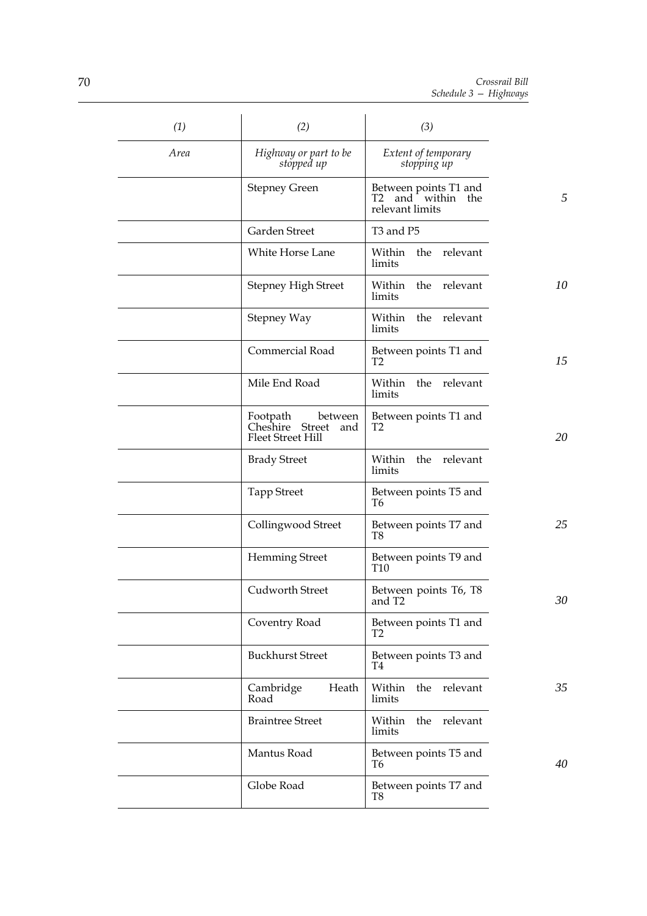| (1) | (2) | (3) |
|---|---|---|
| *Area* | *Highway or part to be stopped up* | *Extent of temporary stopping up* |
| | Stepney Green | Between points T1 and T2 and within the relevant limits |
| | Garden Street | T3 and P5 |
| | White Horse Lane | Within the relevant limits |
| | Stepney High Street | Within the relevant limits |
| | Stepney Way | Within the relevant limits |
| | Commercial Road | Between points T1 and T2 |
| | Mile End Road | Within the relevant limits |
| | Footpath between Cheshire Street and Fleet Street Hill | Between points T1 and T2 |
| | Brady Street | Within the relevant limits |
| | Tapp Street | Between points T5 and T6 |
| | Collingwood Street | Between points T7 and T8 |
| | Hemming Street | Between points T9 and T10 |
| | Cudworth Street | Between points T6, T8 and T2 |
| | Coventry Road | Between points T1 and T2 |
| | Buckhurst Street | Between points T3 and T4 |
| | Cambridge Heath Road | Within the relevant limits |
| | Braintree Street | Within the relevant limits |
| | Mantus Road | Between points T5 and T6 |
| | Globe Road | Between points T7 and T8 |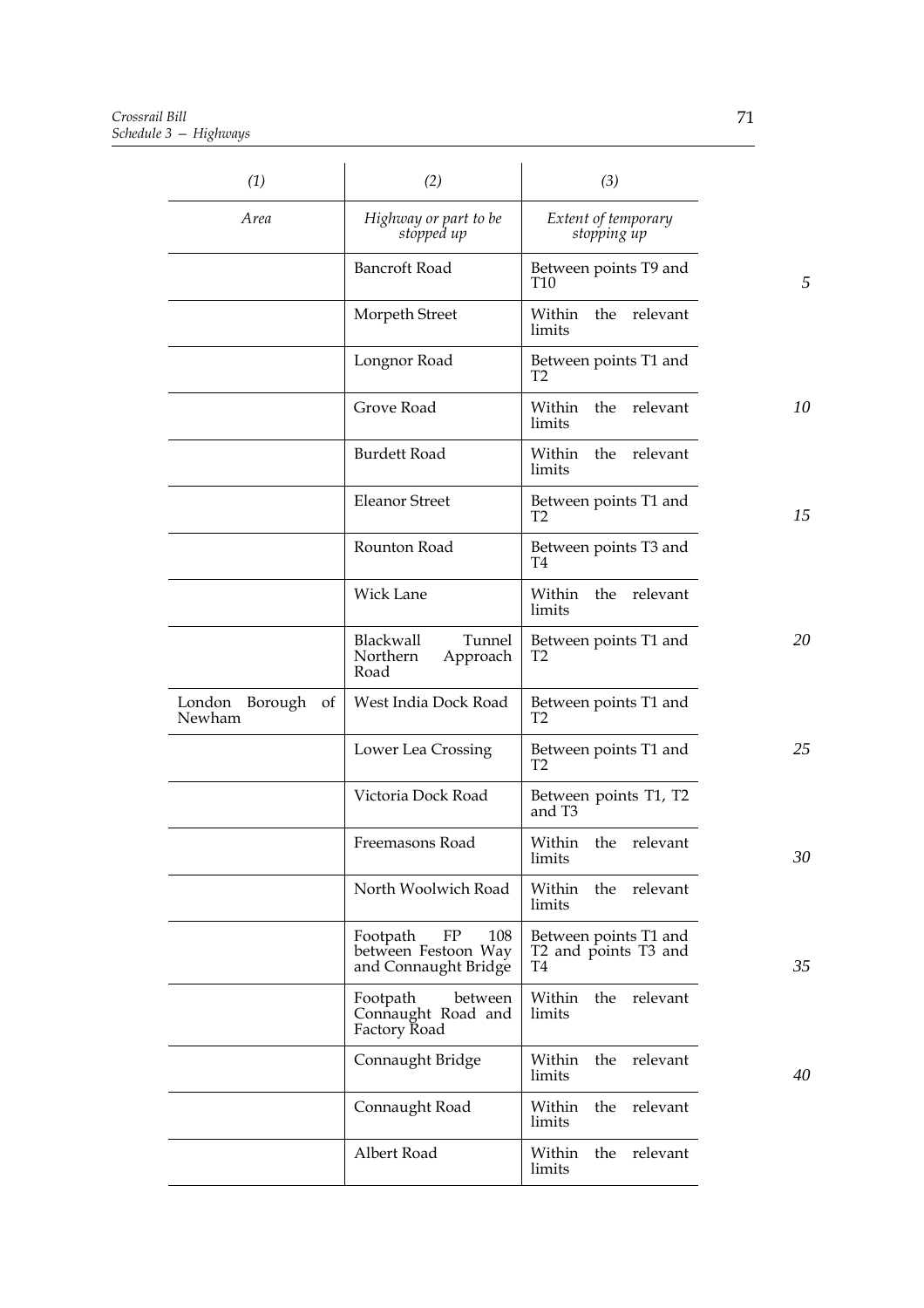| (1) | (2) | (3) |
| --- | --- | --- |
| *Area* | *Highway or part to be stopped up* | *Extent of temporary stopping up* |
| | Bancroft Road | Between points T9 and T10 |
| | Morpeth Street | Within the relevant limits |
| | Longnor Road | Between points T1 and T2 |
| | Grove Road | Within the relevant limits |
| | Burdett Road | Within the relevant limits |
| | Eleanor Street | Between points T1 and T2 |
| | Rounton Road | Between points T3 and T4 |
| | Wick Lane | Within the relevant limits |
| | Blackwall Tunnel Northern Approach Road | Between points T1 and T2 |
| London Borough of Newham | West India Dock Road | Between points T1 and T2 |
| | Lower Lea Crossing | Between points T1 and T2 |
| | Victoria Dock Road | Between points T1, T2 and T3 |
| | Freemasons Road | Within the relevant limits |
| | North Woolwich Road | Within the relevant limits |
| | Footpath FP 108 between Festoon Way and Connaught Bridge | Between points T1 and T2 and points T3 and T4 |
| | Footpath between Connaught Road and Factory Road | Within the relevant limits |
| | Connaught Bridge | Within the relevant limits |
| | Connaught Road | Within the relevant limits |
| | Albert Road | Within the relevant limits |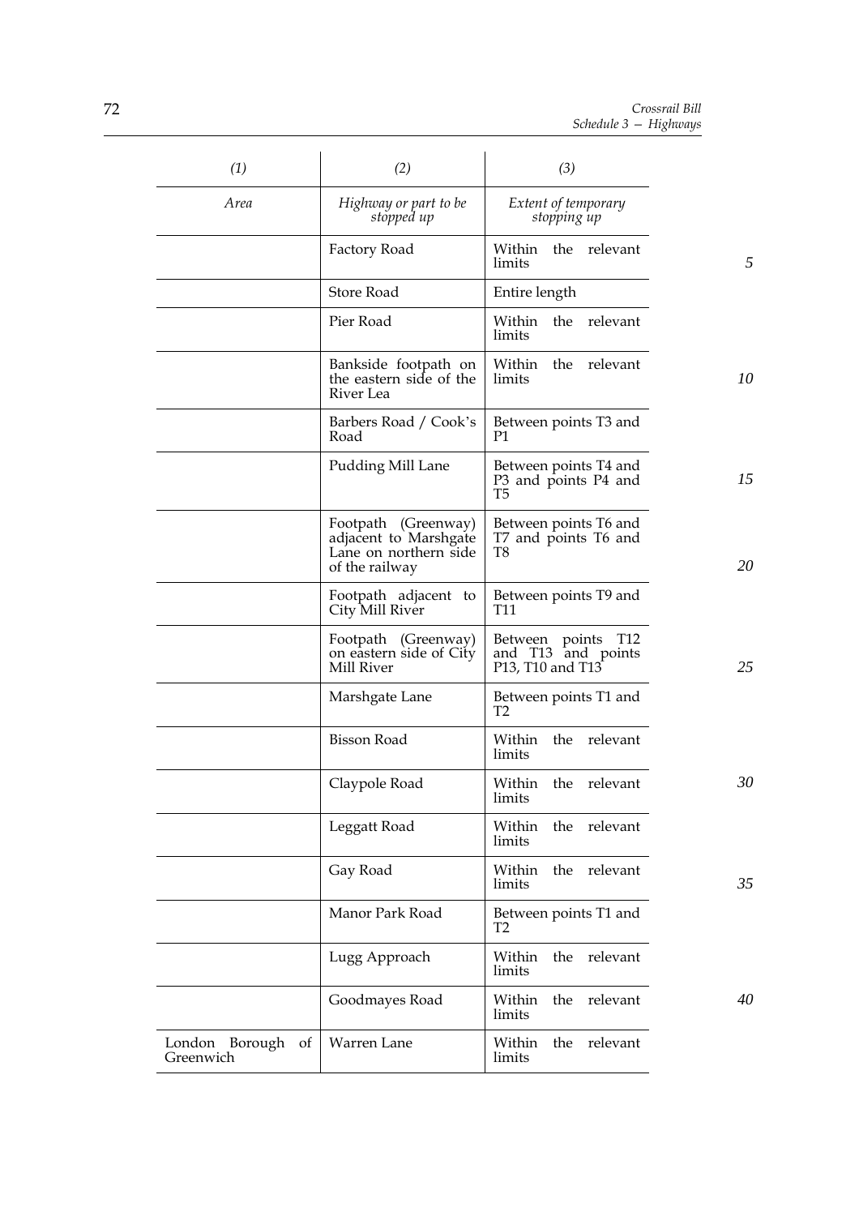| (1) | (2) | (3) |
|---|---|---|
| *Area* | *Highway or part to be stopped up* | *Extent of temporary stopping up* |
| | Factory Road | Within the relevant limits |
| | Store Road | Entire length |
| | Pier Road | Within the relevant limits |
| | Bankside footpath on the eastern side of the River Lea | Within the relevant limits |
| | Barbers Road / Cook's Road | Between points T3 and P1 |
| | Pudding Mill Lane | Between points T4 and P3 and points P4 and T5 |
| | Footpath (Greenway) adjacent to Marshgate Lane on northern side of the railway | Between points T6 and T7 and points T6 and T8 |
| | Footpath adjacent to City Mill River | Between points T9 and T11 |
| | Footpath (Greenway) on eastern side of City Mill River | Between points T12 and T13 and points P13, T10 and T13 |
| | Marshgate Lane | Between points T1 and T2 |
| | Bisson Road | Within the relevant limits |
| | Claypole Road | Within the relevant limits |
| | Leggatt Road | Within the relevant limits |
| | Gay Road | Within the relevant limits |
| | Manor Park Road | Between points T1 and T2 |
| | Lugg Approach | Within the relevant limits |
| | Goodmayes Road | Within the relevant limits |
| London Borough of Greenwich | Warren Lane | Within the relevant limits |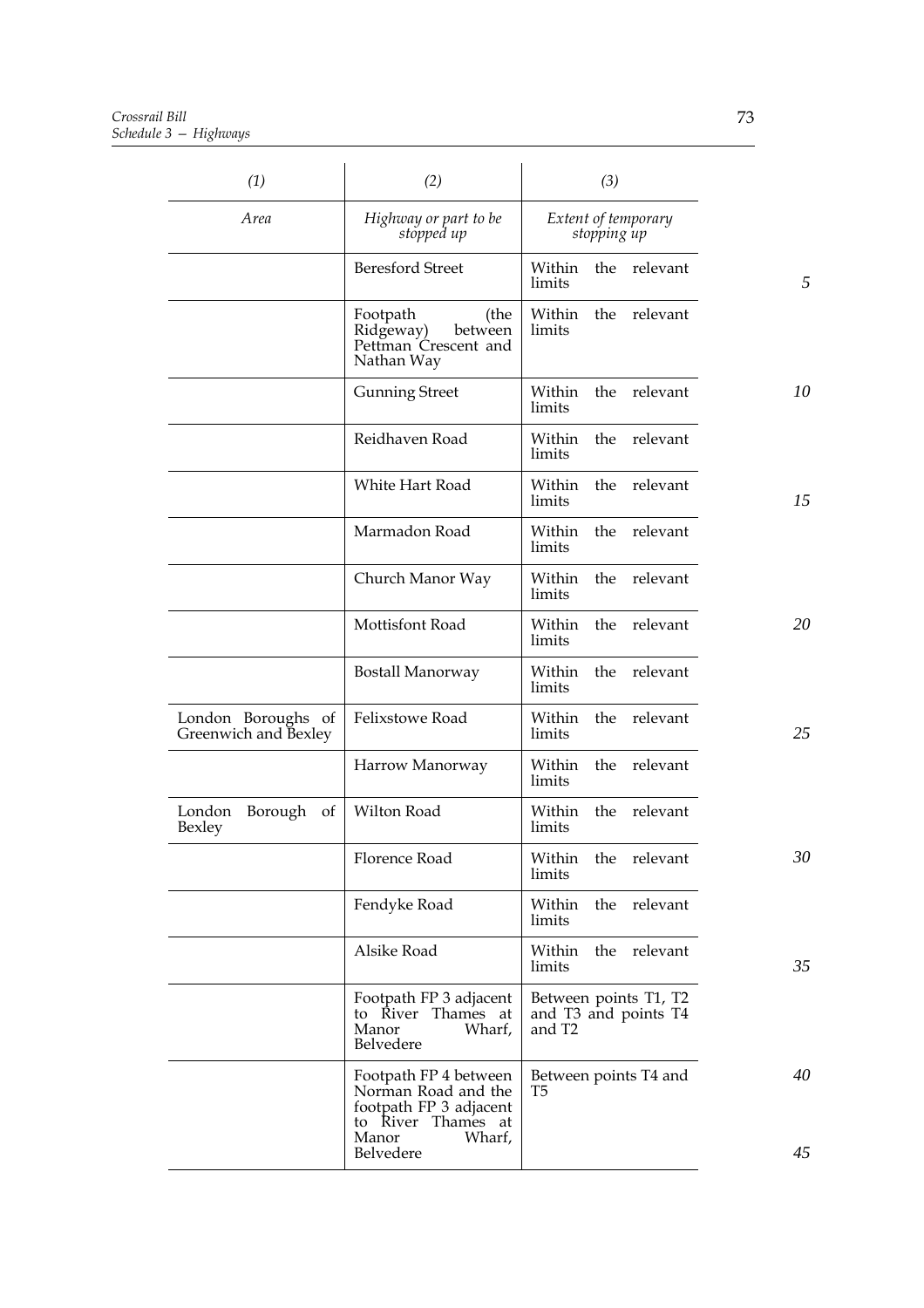| (1) | (2) | (3) |
|---|---|---|
| *Area* | *Highway or part to be stopped up* | *Extent of temporary stopping up* |
| | Beresford Street | Within the relevant limits |
| | Footpath (the Ridgeway) between Pettman Crescent and Nathan Way | Within the relevant limits |
| | Gunning Street | Within the relevant limits |
| | Reidhaven Road | Within the relevant limits |
| | White Hart Road | Within the relevant limits |
| | Marmadon Road | Within the relevant limits |
| | Church Manor Way | Within the relevant limits |
| | Mottisfont Road | Within the relevant limits |
| | Bostall Manorway | Within the relevant limits |
| London Boroughs of Greenwich and Bexley | Felixstowe Road | Within the relevant limits |
| | Harrow Manorway | Within the relevant limits |
| London Borough of Bexley | Wilton Road | Within the relevant limits |
| | Florence Road | Within the relevant limits |
| | Fendyke Road | Within the relevant limits |
| | Alsike Road | Within the relevant limits |
| | Footpath FP 3 adjacent to River Thames at Manor Wharf, Belvedere | Between points T1, T2 and T3 and points T4 and T2 |
| | Footpath FP 4 between Norman Road and the footpath FP 3 adjacent to River Thames at Manor Wharf, Belvedere | Between points T4 and T5 |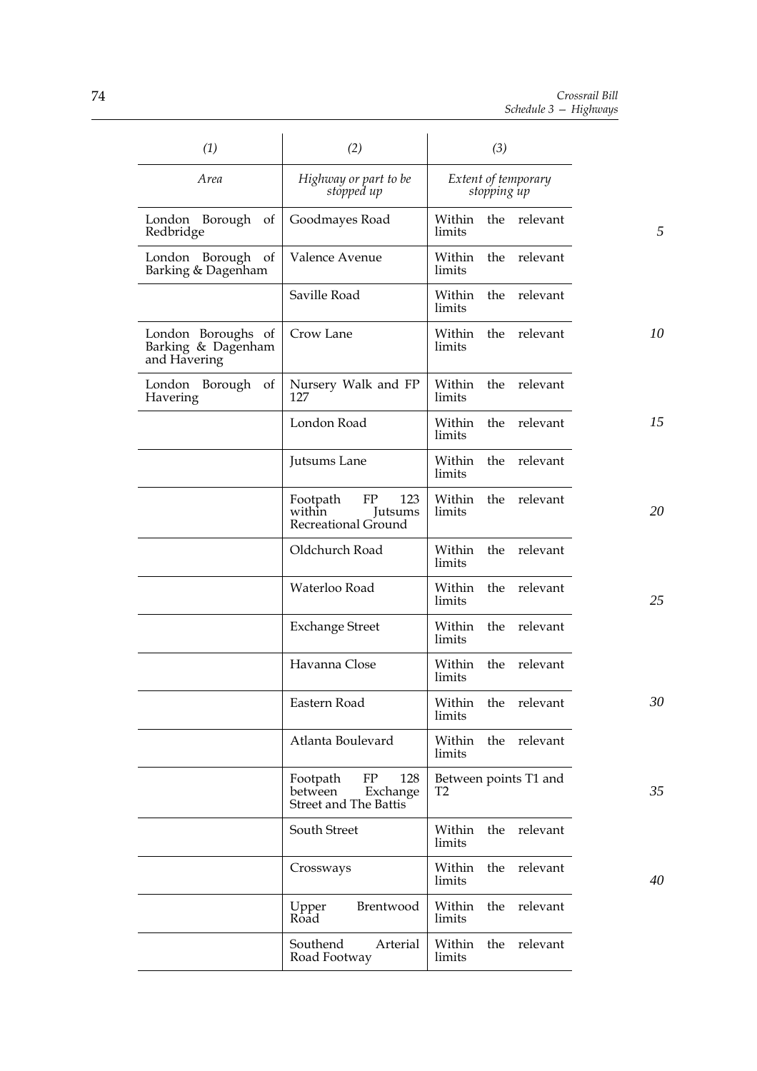| (1) | (2) | (3) |
| --- | --- | --- |
| *Area* | *Highway or part to be stopped up* | *Extent of temporary stopping up* |
| London Borough of Redbridge | Goodmayes Road | Within the relevant limits |
| London Borough of Barking & Dagenham | Valence Avenue | Within the relevant limits |
| | Saville Road | Within the relevant limits |
| London Boroughs of Barking & Dagenham and Havering | Crow Lane | Within the relevant limits |
| London Borough of Havering | Nursery Walk and FP 127 | Within the relevant limits |
| | London Road | Within the relevant limits |
| | Jutsums Lane | Within the relevant limits |
| | Footpath FP 123 within Jutsums Recreational Ground | Within the relevant limits |
| | Oldchurch Road | Within the relevant limits |
| | Waterloo Road | Within the relevant limits |
| | Exchange Street | Within the relevant limits |
| | Havanna Close | Within the relevant limits |
| | Eastern Road | Within the relevant limits |
| | Atlanta Boulevard | Within the relevant limits |
| | Footpath FP 128 between Exchange Street and The Battis | Between points T1 and T2 |
| | South Street | Within the relevant limits |
| | Crossways | Within the relevant limits |
| | Upper Brentwood Road | Within the relevant limits |
| | Southend Arterial Road Footway | Within the relevant limits |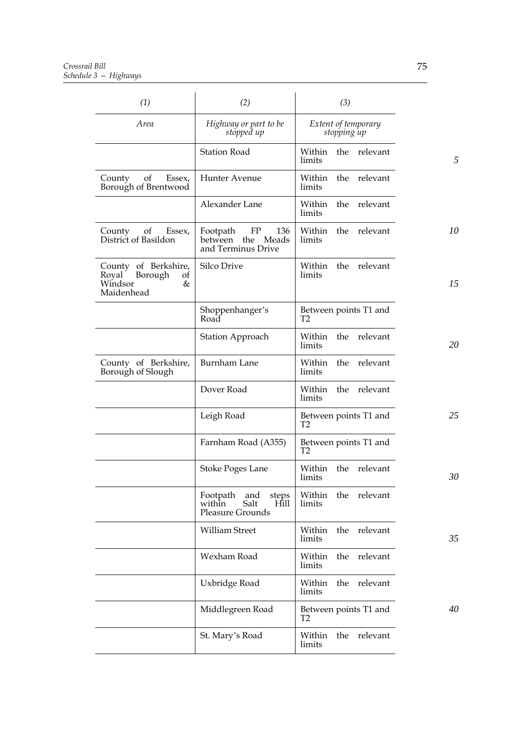| (1) | (2) | (3) |
|---|---|---|
| *Area* | *Highway or part to be stopped up* | *Extent of temporary stopping up* |
| | Station Road | Within the relevant limits |
| County of Essex, Borough of Brentwood | Hunter Avenue | Within the relevant limits |
| | Alexander Lane | Within the relevant limits |
| County of Essex, District of Basildon | Footpath FP 136 between the Meads and Terminus Drive | Within the relevant limits |
| County of Berkshire, Royal Borough of Windsor & Maidenhead | Silco Drive | Within the relevant limits |
| | Shoppenhanger's Road | Between points T1 and T2 |
| | Station Approach | Within the relevant limits |
| County of Berkshire, Borough of Slough | Burnham Lane | Within the relevant limits |
| | Dover Road | Within the relevant limits |
| | Leigh Road | Between points T1 and T2 |
| | Farnham Road (A355) | Between points T1 and T2 |
| | Stoke Poges Lane | Within the relevant limits |
| | Footpath and steps within Salt Hill Pleasure Grounds | Within the relevant limits |
| | William Street | Within the relevant limits |
| | Wexham Road | Within the relevant limits |
| | Uxbridge Road | Within the relevant limits |
| | Middlegreen Road | Between points T1 and T2 |
| | St. Mary's Road | Within the relevant limits |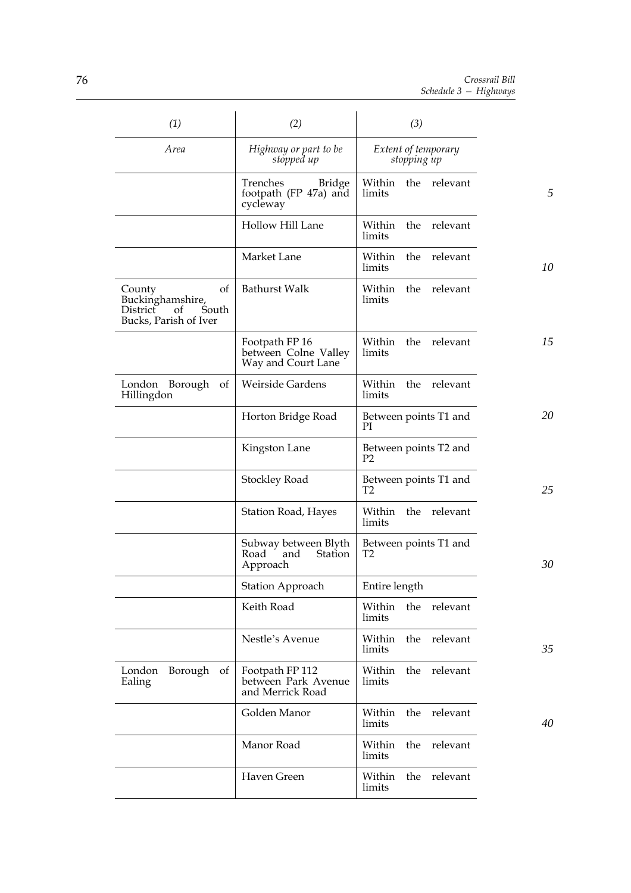| (1) | (2) | (3) |
|---|---|---|
| *Area* | *Highway or part to be stopped up* | *Extent of temporary stopping up* |
| | Trenches Bridge footpath (FP 47a) and cycleway | Within the relevant limits |
| | Hollow Hill Lane | Within the relevant limits |
| | Market Lane | Within the relevant limits |
| County of Buckinghamshire, District of South Bucks, Parish of Iver | Bathurst Walk | Within the relevant limits |
| | Footpath FP 16 between Colne Valley Way and Court Lane | Within the relevant limits |
| London Borough of Hillingdon | Weirside Gardens | Within the relevant limits |
| | Horton Bridge Road | Between points T1 and PI |
| | Kingston Lane | Between points T2 and P2 |
| | Stockley Road | Between points T1 and T2 |
| | Station Road, Hayes | Within the relevant limits |
| | Subway between Blyth Road and Station Approach | Between points T1 and T2 |
| | Station Approach | Entire length |
| | Keith Road | Within the relevant limits |
| | Nestle's Avenue | Within the relevant limits |
| London Borough of Ealing | Footpath FP 112 between Park Avenue and Merrick Road | Within the relevant limits |
| | Golden Manor | Within the relevant limits |
| | Manor Road | Within the relevant limits |
| | Haven Green | Within the relevant limits |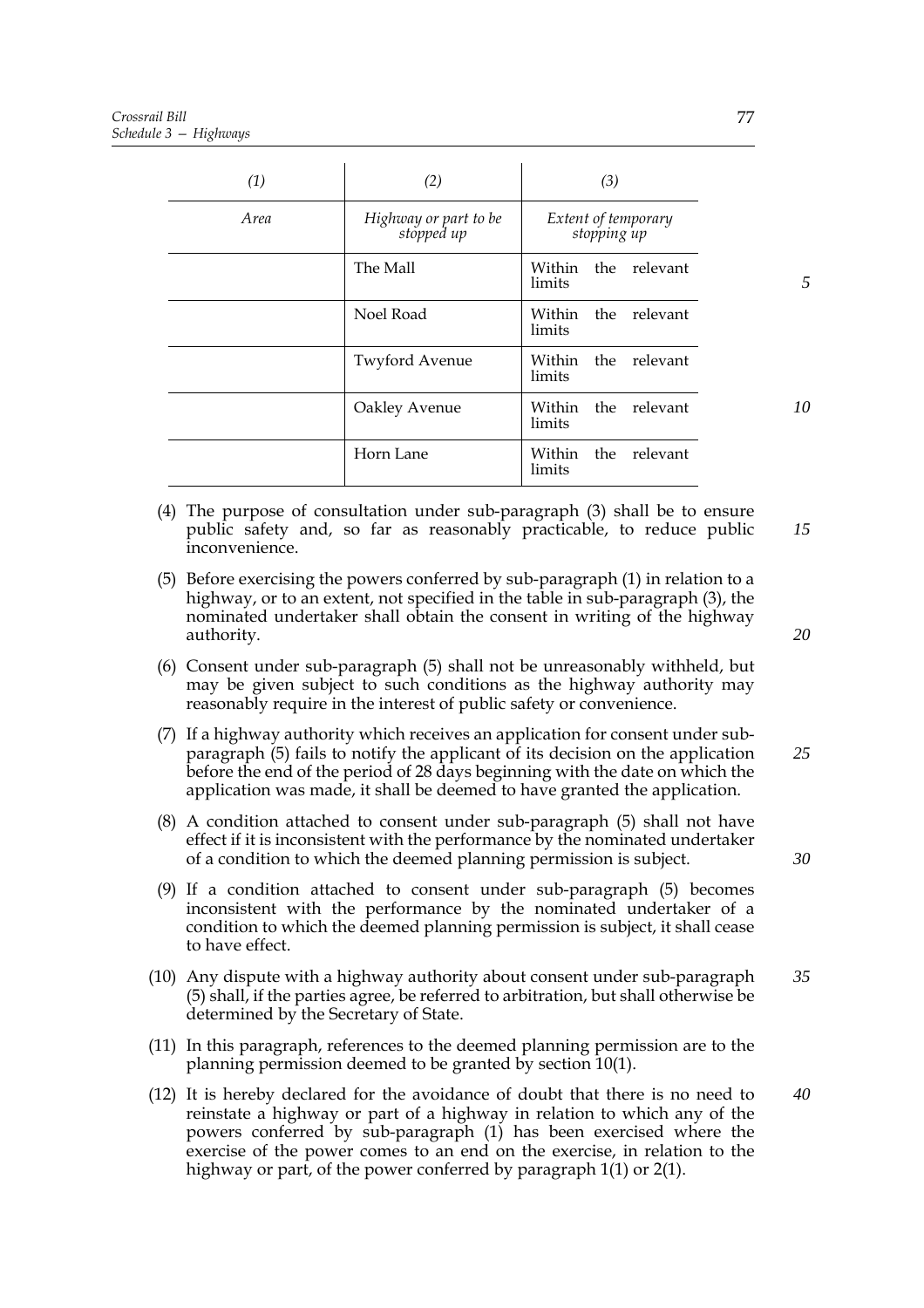| (1) | (2) | (3) |
|---|---|---|
| *Area* | *Highway or part to be stopped up* | *Extent of temporary stopping up* |
| | The Mall | Within the relevant limits |
| | Noel Road | Within the relevant limits |
| | Twyford Avenue | Within the relevant limits |
| | Oakley Avenue | Within the relevant limits |
| | Horn Lane | Within the relevant limits |

(4) The purpose of consultation under sub-paragraph (3) shall be to ensure public safety and, so far as reasonably practicable, to reduce public inconvenience.

(5) Before exercising the powers conferred by sub-paragraph (1) in relation to a highway, or to an extent, not specified in the table in sub-paragraph (3), the nominated undertaker shall obtain the consent in writing of the highway authority.

(6) Consent under sub-paragraph (5) shall not be unreasonably withheld, but may be given subject to such conditions as the highway authority may reasonably require in the interest of public safety or convenience.

(7) If a highway authority which receives an application for consent under sub-paragraph (5) fails to notify the applicant of its decision on the application before the end of the period of 28 days beginning with the date on which the application was made, it shall be deemed to have granted the application.

(8) A condition attached to consent under sub-paragraph (5) shall not have effect if it is inconsistent with the performance by the nominated undertaker of a condition to which the deemed planning permission is subject.

(9) If a condition attached to consent under sub-paragraph (5) becomes inconsistent with the performance by the nominated undertaker of a condition to which the deemed planning permission is subject, it shall cease to have effect.

(10) Any dispute with a highway authority about consent under sub-paragraph (5) shall, if the parties agree, be referred to arbitration, but shall otherwise be determined by the Secretary of State.

(11) In this paragraph, references to the deemed planning permission are to the planning permission deemed to be granted by section 10(1).

(12) It is hereby declared for the avoidance of doubt that there is no need to reinstate a highway or part of a highway in relation to which any of the powers conferred by sub-paragraph (1) has been exercised where the exercise of the power comes to an end on the exercise, in relation to the highway or part, of the power conferred by paragraph 1(1) or 2(1).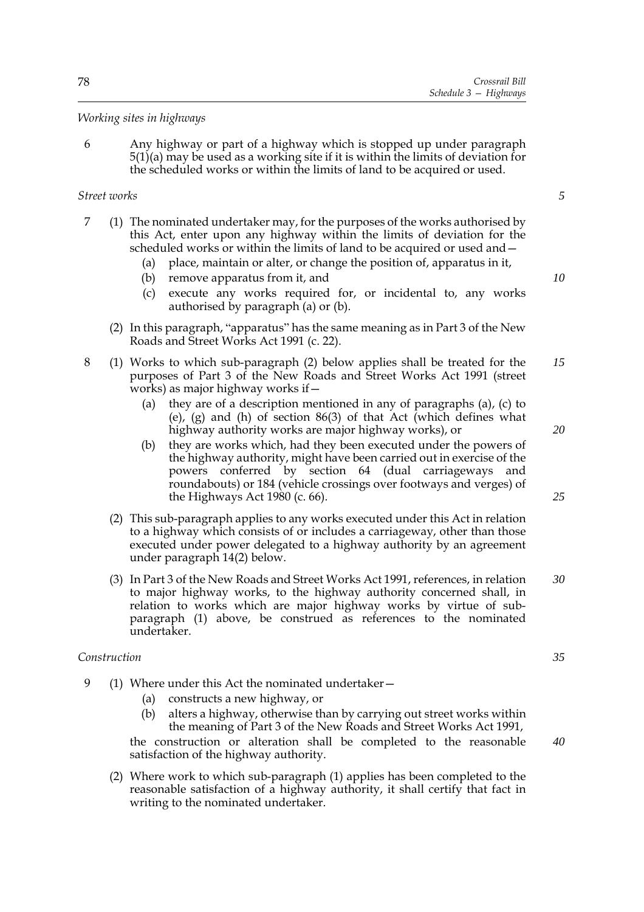*Working sites in highways*

6 Any highway or part of a highway which is stopped up under paragraph 5(1)(a) may be used as a working site if it is within the limits of deviation for the scheduled works or within the limits of land to be acquired or used.

*Street works*

7 (1) The nominated undertaker may, for the purposes of the works authorised by this Act, enter upon any highway within the limits of deviation for the scheduled works or within the limits of land to be acquired or used and—

(a) place, maintain or alter, or change the position of, apparatus in it,

(b) remove apparatus from it, and

(c) execute any works required for, or incidental to, any works authorised by paragraph (a) or (b).

(2) In this paragraph, "apparatus" has the same meaning as in Part 3 of the New Roads and Street Works Act 1991 (c. 22).

8 (1) Works to which sub-paragraph (2) below applies shall be treated for the purposes of Part 3 of the New Roads and Street Works Act 1991 (street works) as major highway works if—

(a) they are of a description mentioned in any of paragraphs (a), (c) to (e), (g) and (h) of section 86(3) of that Act (which defines what highway authority works are major highway works), or

(b) they are works which, had they been executed under the powers of the highway authority, might have been carried out in exercise of the powers conferred by section 64 (dual carriageways and roundabouts) or 184 (vehicle crossings over footways and verges) of the Highways Act 1980 (c. 66).

(2) This sub-paragraph applies to any works executed under this Act in relation to a highway which consists of or includes a carriageway, other than those executed under power delegated to a highway authority by an agreement under paragraph 14(2) below.

(3) In Part 3 of the New Roads and Street Works Act 1991, references, in relation to major highway works, to the highway authority concerned shall, in relation to works which are major highway works by virtue of sub-paragraph (1) above, be construed as references to the nominated undertaker.

*Construction*

9 (1) Where under this Act the nominated undertaker—

(a) constructs a new highway, or

(b) alters a highway, otherwise than by carrying out street works within the meaning of Part 3 of the New Roads and Street Works Act 1991,

the construction or alteration shall be completed to the reasonable satisfaction of the highway authority.

(2) Where work to which sub-paragraph (1) applies has been completed to the reasonable satisfaction of a highway authority, it shall certify that fact in writing to the nominated undertaker.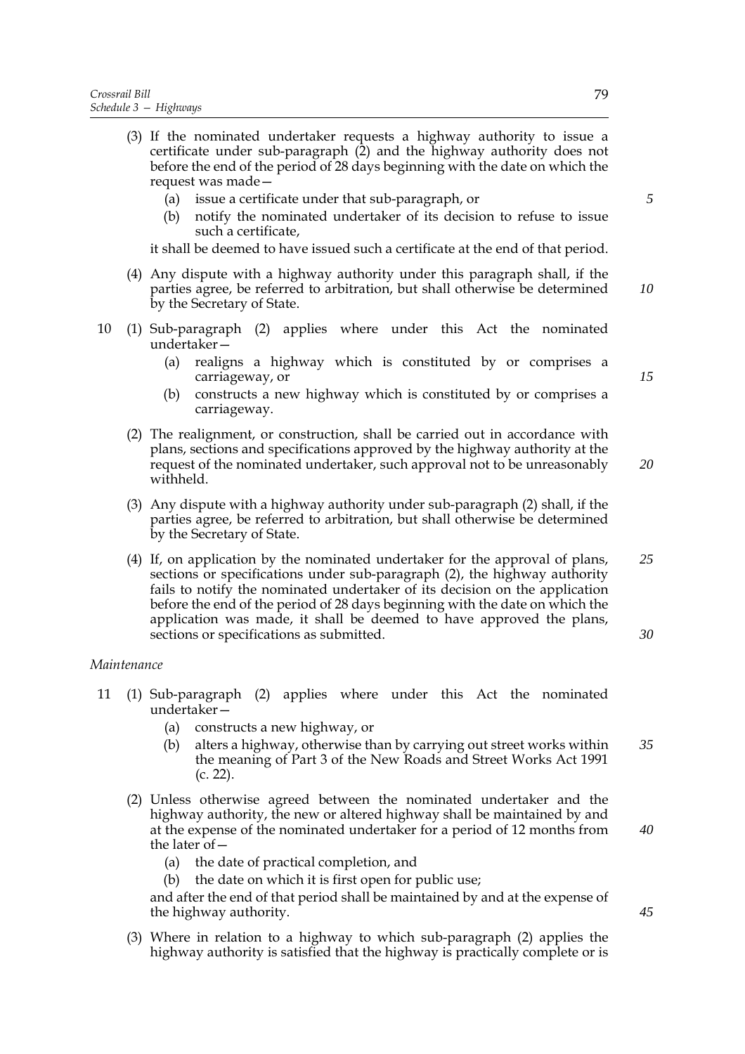(3) If the nominated undertaker requests a highway authority to issue a certificate under sub-paragraph (2) and the highway authority does not before the end of the period of 28 days beginning with the date on which the request was made—

   (a) issue a certificate under that sub-paragraph, or

   (b) notify the nominated undertaker of its decision to refuse to issue such a certificate,

it shall be deemed to have issued such a certificate at the end of that period.

(4) Any dispute with a highway authority under this paragraph shall, if the parties agree, be referred to arbitration, but shall otherwise be determined by the Secretary of State.

10 (1) Sub-paragraph (2) applies where under this Act the nominated undertaker—

   (a) realigns a highway which is constituted by or comprises a carriageway, or

   (b) constructs a new highway which is constituted by or comprises a carriageway.

(2) The realignment, or construction, shall be carried out in accordance with plans, sections and specifications approved by the highway authority at the request of the nominated undertaker, such approval not to be unreasonably withheld.

(3) Any dispute with a highway authority under sub-paragraph (2) shall, if the parties agree, be referred to arbitration, but shall otherwise be determined by the Secretary of State.

(4) If, on application by the nominated undertaker for the approval of plans, sections or specifications under sub-paragraph (2), the highway authority fails to notify the nominated undertaker of its decision on the application before the end of the period of 28 days beginning with the date on which the application was made, it shall be deemed to have approved the plans, sections or specifications as submitted.

*Maintenance*

11 (1) Sub-paragraph (2) applies where under this Act the nominated undertaker—

   (a) constructs a new highway, or

   (b) alters a highway, otherwise than by carrying out street works within the meaning of Part 3 of the New Roads and Street Works Act 1991 (c. 22).

(2) Unless otherwise agreed between the nominated undertaker and the highway authority, the new or altered highway shall be maintained by and at the expense of the nominated undertaker for a period of 12 months from the later of—

   (a) the date of practical completion, and

   (b) the date on which it is first open for public use;

and after the end of that period shall be maintained by and at the expense of the highway authority.

(3) Where in relation to a highway to which sub-paragraph (2) applies the highway authority is satisfied that the highway is practically complete or is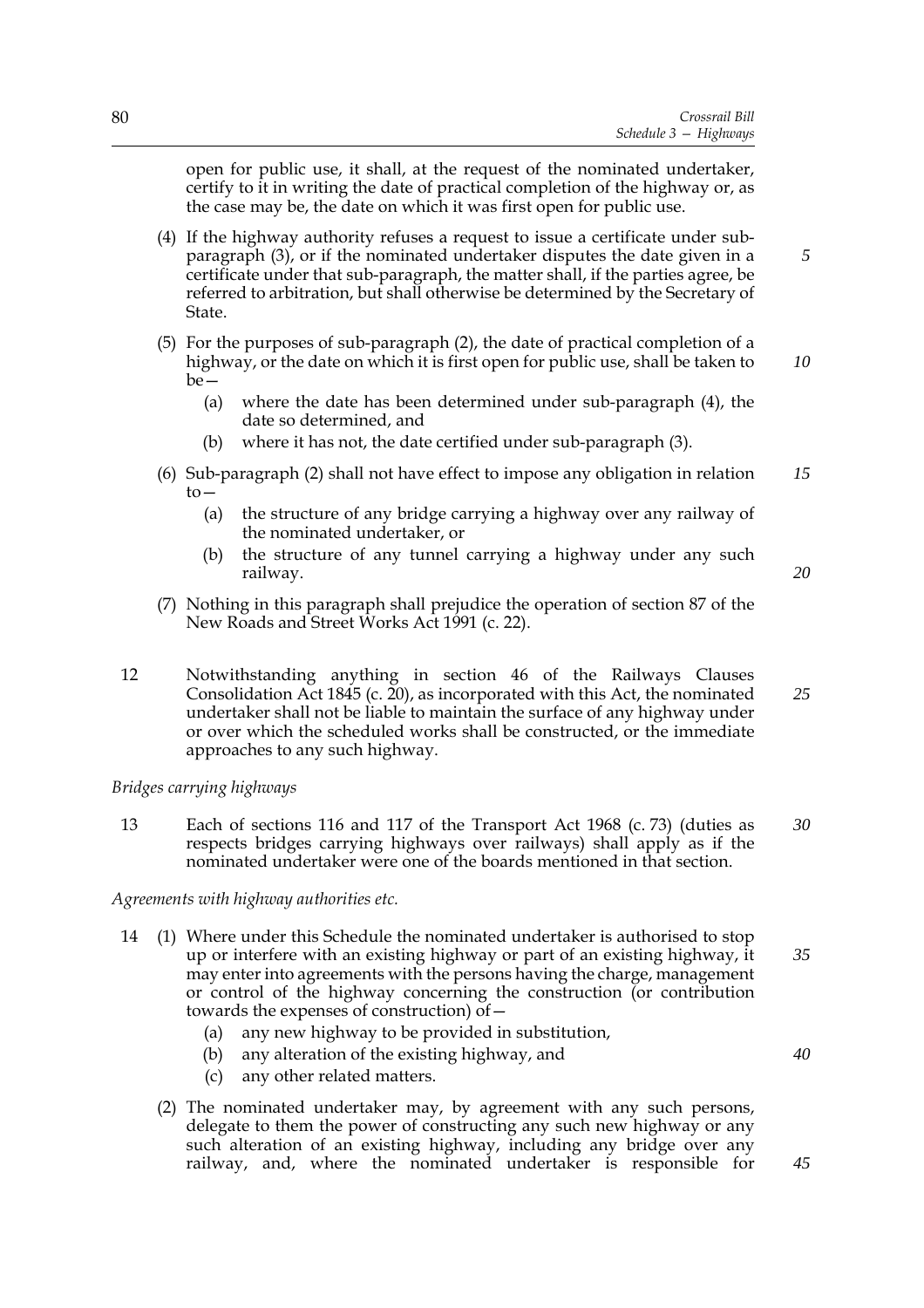open for public use, it shall, at the request of the nominated undertaker, certify to it in writing the date of practical completion of the highway or, as the case may be, the date on which it was first open for public use.

(4) If the highway authority refuses a request to issue a certificate under sub-paragraph (3), or if the nominated undertaker disputes the date given in a certificate under that sub-paragraph, the matter shall, if the parties agree, be referred to arbitration, but shall otherwise be determined by the Secretary of State.

(5) For the purposes of sub-paragraph (2), the date of practical completion of a highway, or the date on which it is first open for public use, shall be taken to be—

- (a) where the date has been determined under sub-paragraph (4), the date so determined, and
- (b) where it has not, the date certified under sub-paragraph (3).

(6) Sub-paragraph (2) shall not have effect to impose any obligation in relation to—

- (a) the structure of any bridge carrying a highway over any railway of the nominated undertaker, or
- (b) the structure of any tunnel carrying a highway under any such railway.

(7) Nothing in this paragraph shall prejudice the operation of section 87 of the New Roads and Street Works Act 1991 (c. 22).

12 Notwithstanding anything in section 46 of the Railways Clauses Consolidation Act 1845 (c. 20), as incorporated with this Act, the nominated undertaker shall not be liable to maintain the surface of any highway under or over which the scheduled works shall be constructed, or the immediate approaches to any such highway.

*Bridges carrying highways*

13 Each of sections 116 and 117 of the Transport Act 1968 (c. 73) (duties as respects bridges carrying highways over railways) shall apply as if the nominated undertaker were one of the boards mentioned in that section.

*Agreements with highway authorities etc.*

14 (1) Where under this Schedule the nominated undertaker is authorised to stop up or interfere with an existing highway or part of an existing highway, it may enter into agreements with the persons having the charge, management or control of the highway concerning the construction (or contribution towards the expenses of construction) of—

- (a) any new highway to be provided in substitution,
- (b) any alteration of the existing highway, and
- (c) any other related matters.

(2) The nominated undertaker may, by agreement with any such persons, delegate to them the power of constructing any such new highway or any such alteration of an existing highway, including any bridge over any railway, and, where the nominated undertaker is responsible for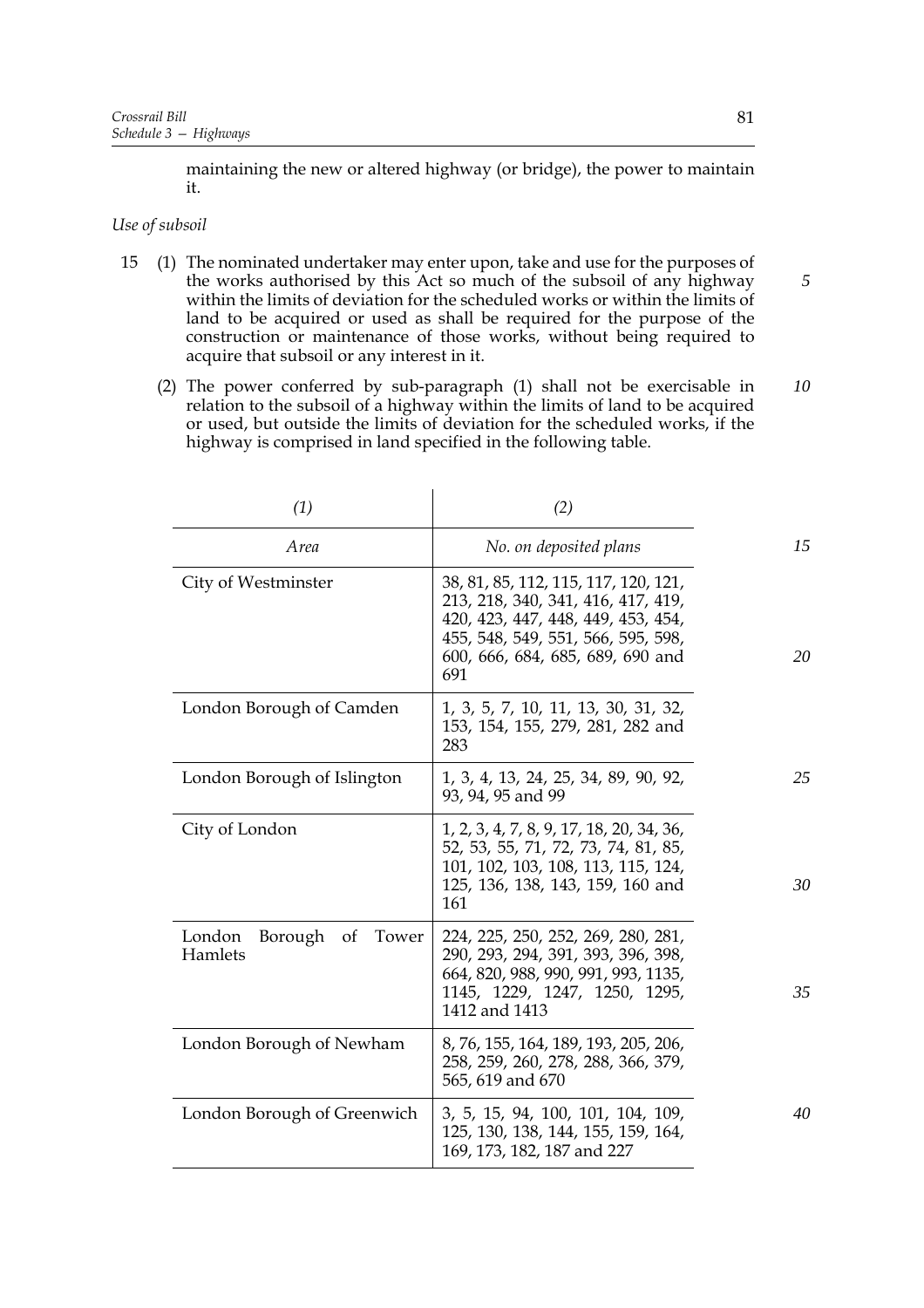maintaining the new or altered highway (or bridge), the power to maintain it.

*Use of subsoil*

15 (1) The nominated undertaker may enter upon, take and use for the purposes of the works authorised by this Act so much of the subsoil of any highway within the limits of deviation for the scheduled works or within the limits of land to be acquired or used as shall be required for the purpose of the construction or maintenance of those works, without being required to acquire that subsoil or any interest in it.

(2) The power conferred by sub-paragraph (1) shall not be exercisable in relation to the subsoil of a highway within the limits of land to be acquired or used, but outside the limits of deviation for the scheduled works, if the highway is comprised in land specified in the following table.

| *(1)* | *(2)* |
|---|---|
| *Area* | *No. on deposited plans* |
| City of Westminster | 38, 81, 85, 112, 115, 117, 120, 121, 213, 218, 340, 341, 416, 417, 419, 420, 423, 447, 448, 449, 453, 454, 455, 548, 549, 551, 566, 595, 598, 600, 666, 684, 685, 689, 690 and 691 |
| London Borough of Camden | 1, 3, 5, 7, 10, 11, 13, 30, 31, 32, 153, 154, 155, 279, 281, 282 and 283 |
| London Borough of Islington | 1, 3, 4, 13, 24, 25, 34, 89, 90, 92, 93, 94, 95 and 99 |
| City of London | 1, 2, 3, 4, 7, 8, 9, 17, 18, 20, 34, 36, 52, 53, 55, 71, 72, 73, 74, 81, 85, 101, 102, 103, 108, 113, 115, 124, 125, 136, 138, 143, 159, 160 and 161 |
| London Borough of Tower Hamlets | 224, 225, 250, 252, 269, 280, 281, 290, 293, 294, 391, 393, 396, 398, 664, 820, 988, 990, 991, 993, 1135, 1145, 1229, 1247, 1250, 1295, 1412 and 1413 |
| London Borough of Newham | 8, 76, 155, 164, 189, 193, 205, 206, 258, 259, 260, 278, 288, 366, 379, 565, 619 and 670 |
| London Borough of Greenwich | 3, 5, 15, 94, 100, 101, 104, 109, 125, 130, 138, 144, 155, 159, 164, 169, 173, 182, 187 and 227 |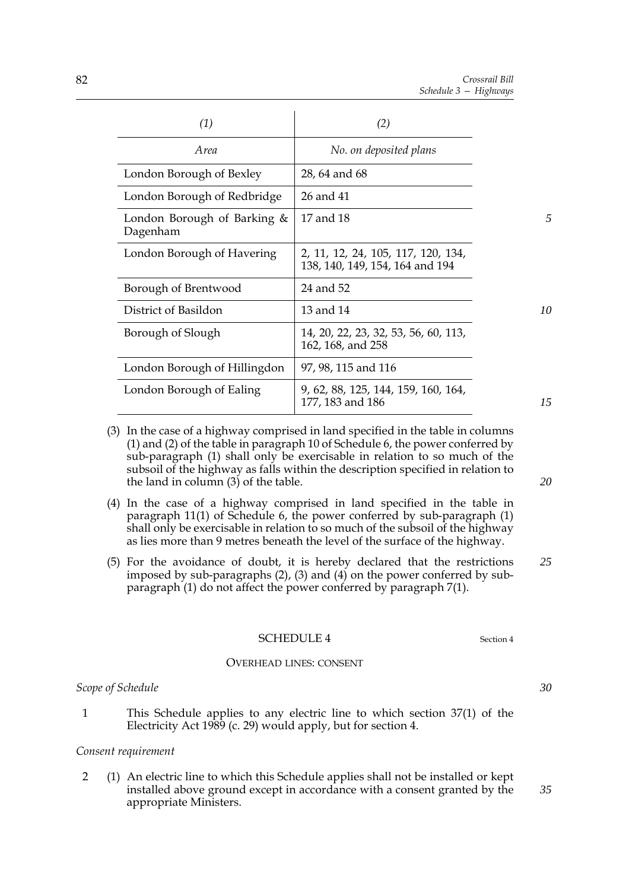| (1) | (2) |
|---|---|
| *Area* | *No. on deposited plans* |
| London Borough of Bexley | 28, 64 and 68 |
| London Borough of Redbridge | 26 and 41 |
| London Borough of Barking & Dagenham | 17 and 18 |
| London Borough of Havering | 2, 11, 12, 24, 105, 117, 120, 134, 138, 140, 149, 154, 164 and 194 |
| Borough of Brentwood | 24 and 52 |
| District of Basildon | 13 and 14 |
| Borough of Slough | 14, 20, 22, 23, 32, 53, 56, 60, 113, 162, 168, and 258 |
| London Borough of Hillingdon | 97, 98, 115 and 116 |
| London Borough of Ealing | 9, 62, 88, 125, 144, 159, 160, 164, 177, 183 and 186 |

(3) In the case of a highway comprised in land specified in the table in columns (1) and (2) of the table in paragraph 10 of Schedule 6, the power conferred by sub-paragraph (1) shall only be exercisable in relation to so much of the subsoil of the highway as falls within the description specified in relation to the land in column (3) of the table.

(4) In the case of a highway comprised in land specified in the table in paragraph 11(1) of Schedule 6, the power conferred by sub-paragraph (1) shall only be exercisable in relation to so much of the subsoil of the highway as lies more than 9 metres beneath the level of the surface of the highway.

(5) For the avoidance of doubt, it is hereby declared that the restrictions imposed by sub-paragraphs (2), (3) and (4) on the power conferred by sub-paragraph (1) do not affect the power conferred by paragraph 7(1).

## SCHEDULE 4

Section 4

### OVERHEAD LINES: CONSENT

*Scope of Schedule*

1 This Schedule applies to any electric line to which section 37(1) of the Electricity Act 1989 (c. 29) would apply, but for section 4.

*Consent requirement*

2 (1) An electric line to which this Schedule applies shall not be installed or kept installed above ground except in accordance with a consent granted by the appropriate Ministers.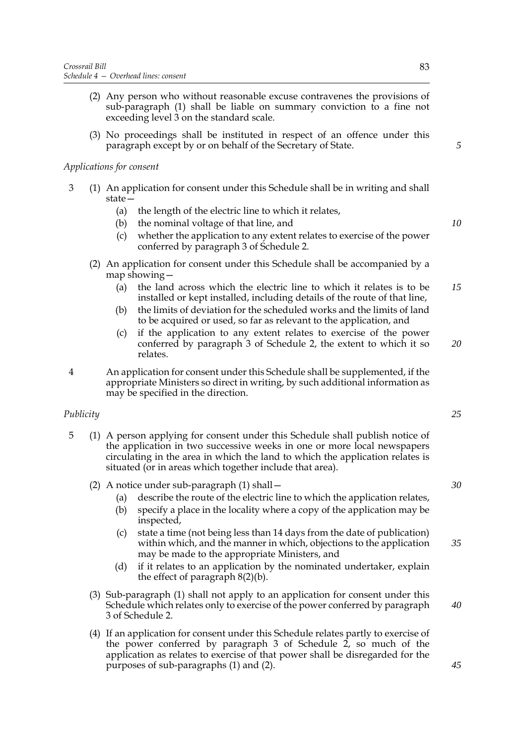(2) Any person who without reasonable excuse contravenes the provisions of sub-paragraph (1) shall be liable on summary conviction to a fine not exceeding level 3 on the standard scale.

(3) No proceedings shall be instituted in respect of an offence under this paragraph except by or on behalf of the Secretary of State.

*Applications for consent*

3 (1) An application for consent under this Schedule shall be in writing and shall state—

(a) the length of the electric line to which it relates,

(b) the nominal voltage of that line, and

(c) whether the application to any extent relates to exercise of the power conferred by paragraph 3 of Schedule 2.

(2) An application for consent under this Schedule shall be accompanied by a map showing—

(a) the land across which the electric line to which it relates is to be installed or kept installed, including details of the route of that line,

(b) the limits of deviation for the scheduled works and the limits of land to be acquired or used, so far as relevant to the application, and

(c) if the application to any extent relates to exercise of the power conferred by paragraph 3 of Schedule 2, the extent to which it so relates.

4 An application for consent under this Schedule shall be supplemented, if the appropriate Ministers so direct in writing, by such additional information as may be specified in the direction.

*Publicity*

5 (1) A person applying for consent under this Schedule shall publish notice of the application in two successive weeks in one or more local newspapers circulating in the area in which the land to which the application relates is situated (or in areas which together include that area).

(2) A notice under sub-paragraph (1) shall—

(a) describe the route of the electric line to which the application relates,

(b) specify a place in the locality where a copy of the application may be inspected,

(c) state a time (not being less than 14 days from the date of publication) within which, and the manner in which, objections to the application may be made to the appropriate Ministers, and

(d) if it relates to an application by the nominated undertaker, explain the effect of paragraph 8(2)(b).

(3) Sub-paragraph (1) shall not apply to an application for consent under this Schedule which relates only to exercise of the power conferred by paragraph 3 of Schedule 2.

(4) If an application for consent under this Schedule relates partly to exercise of the power conferred by paragraph 3 of Schedule 2, so much of the application as relates to exercise of that power shall be disregarded for the purposes of sub-paragraphs (1) and (2).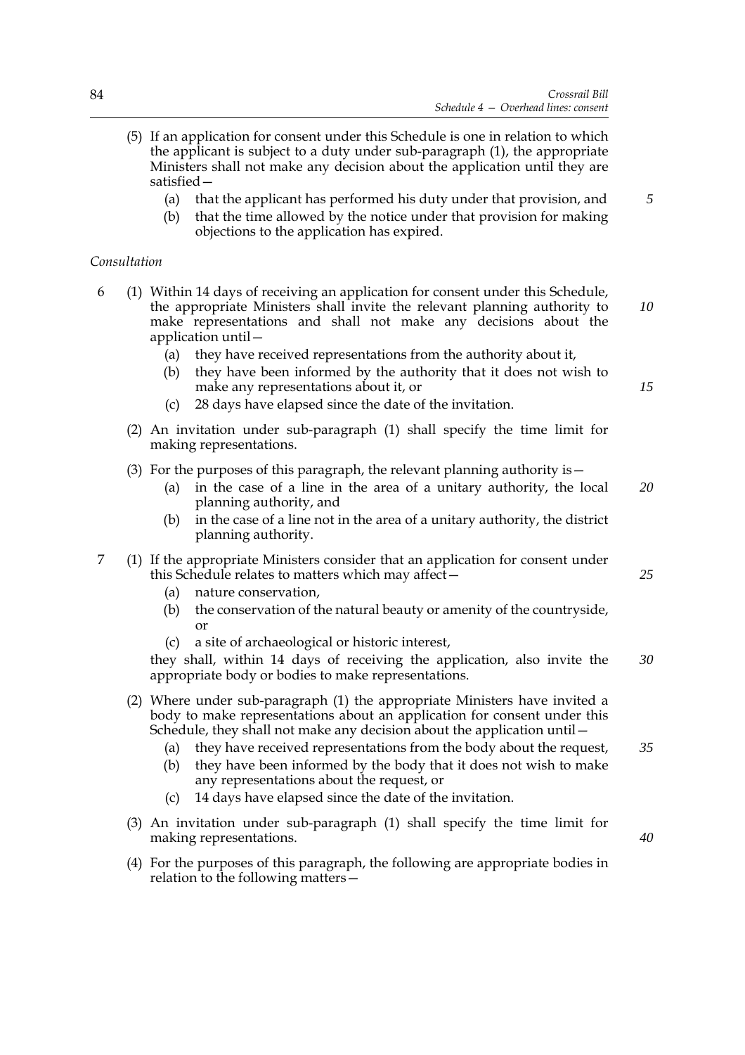(5) If an application for consent under this Schedule is one in relation to which the applicant is subject to a duty under sub-paragraph (1), the appropriate Ministers shall not make any decision about the application until they are satisfied—

   (a) that the applicant has performed his duty under that provision, and

   (b) that the time allowed by the notice under that provision for making objections to the application has expired.

*Consultation*

6 (1) Within 14 days of receiving an application for consent under this Schedule, the appropriate Ministers shall invite the relevant planning authority to make representations and shall not make any decisions about the application until—

   (a) they have received representations from the authority about it,

   (b) they have been informed by the authority that it does not wish to make any representations about it, or

   (c) 28 days have elapsed since the date of the invitation.

(2) An invitation under sub-paragraph (1) shall specify the time limit for making representations.

(3) For the purposes of this paragraph, the relevant planning authority is—

   (a) in the case of a line in the area of a unitary authority, the local planning authority, and

   (b) in the case of a line not in the area of a unitary authority, the district planning authority.

7 (1) If the appropriate Ministers consider that an application for consent under this Schedule relates to matters which may affect—

   (a) nature conservation,

   (b) the conservation of the natural beauty or amenity of the countryside, or

   (c) a site of archaeological or historic interest,

they shall, within 14 days of receiving the application, also invite the appropriate body or bodies to make representations.

(2) Where under sub-paragraph (1) the appropriate Ministers have invited a body to make representations about an application for consent under this Schedule, they shall not make any decision about the application until—

   (a) they have received representations from the body about the request,

   (b) they have been informed by the body that it does not wish to make any representations about the request, or

   (c) 14 days have elapsed since the date of the invitation.

(3) An invitation under sub-paragraph (1) shall specify the time limit for making representations.

(4) For the purposes of this paragraph, the following are appropriate bodies in relation to the following matters—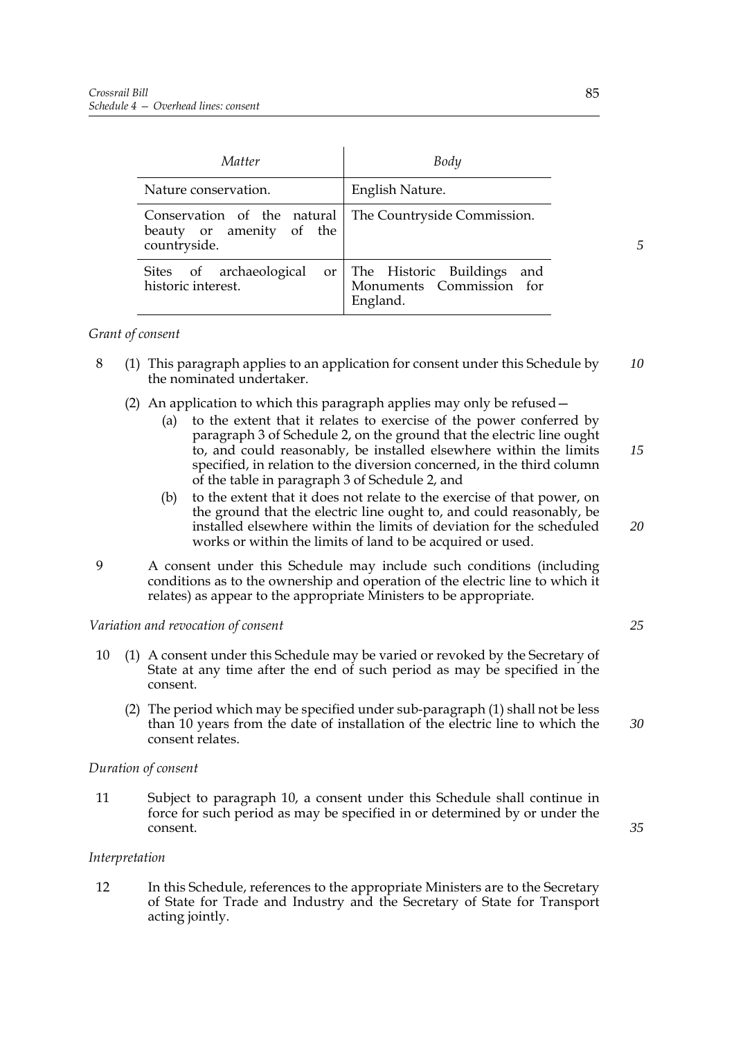| *Matter* | *Body* |
|---|---|
| Nature conservation. | English Nature. |
| Conservation of the natural beauty or amenity of the countryside. | The Countryside Commission. |
| Sites of archaeological or historic interest. | The Historic Buildings and Monuments Commission for England. |

*Grant of consent*

8 (1) This paragraph applies to an application for consent under this Schedule by the nominated undertaker.

(2) An application to which this paragraph applies may only be refused—

(a) to the extent that it relates to exercise of the power conferred by paragraph 3 of Schedule 2, on the ground that the electric line ought to, and could reasonably, be installed elsewhere within the limits specified, in relation to the diversion concerned, in the third column of the table in paragraph 3 of Schedule 2, and

(b) to the extent that it does not relate to the exercise of that power, on the ground that the electric line ought to, and could reasonably, be installed elsewhere within the limits of deviation for the scheduled works or within the limits of land to be acquired or used.

9 A consent under this Schedule may include such conditions (including conditions as to the ownership and operation of the electric line to which it relates) as appear to the appropriate Ministers to be appropriate.

*Variation and revocation of consent*

10 (1) A consent under this Schedule may be varied or revoked by the Secretary of State at any time after the end of such period as may be specified in the consent.

(2) The period which may be specified under sub-paragraph (1) shall not be less than 10 years from the date of installation of the electric line to which the consent relates.

*Duration of consent*

11 Subject to paragraph 10, a consent under this Schedule shall continue in force for such period as may be specified in or determined by or under the consent.

*Interpretation*

12 In this Schedule, references to the appropriate Ministers are to the Secretary of State for Trade and Industry and the Secretary of State for Transport acting jointly.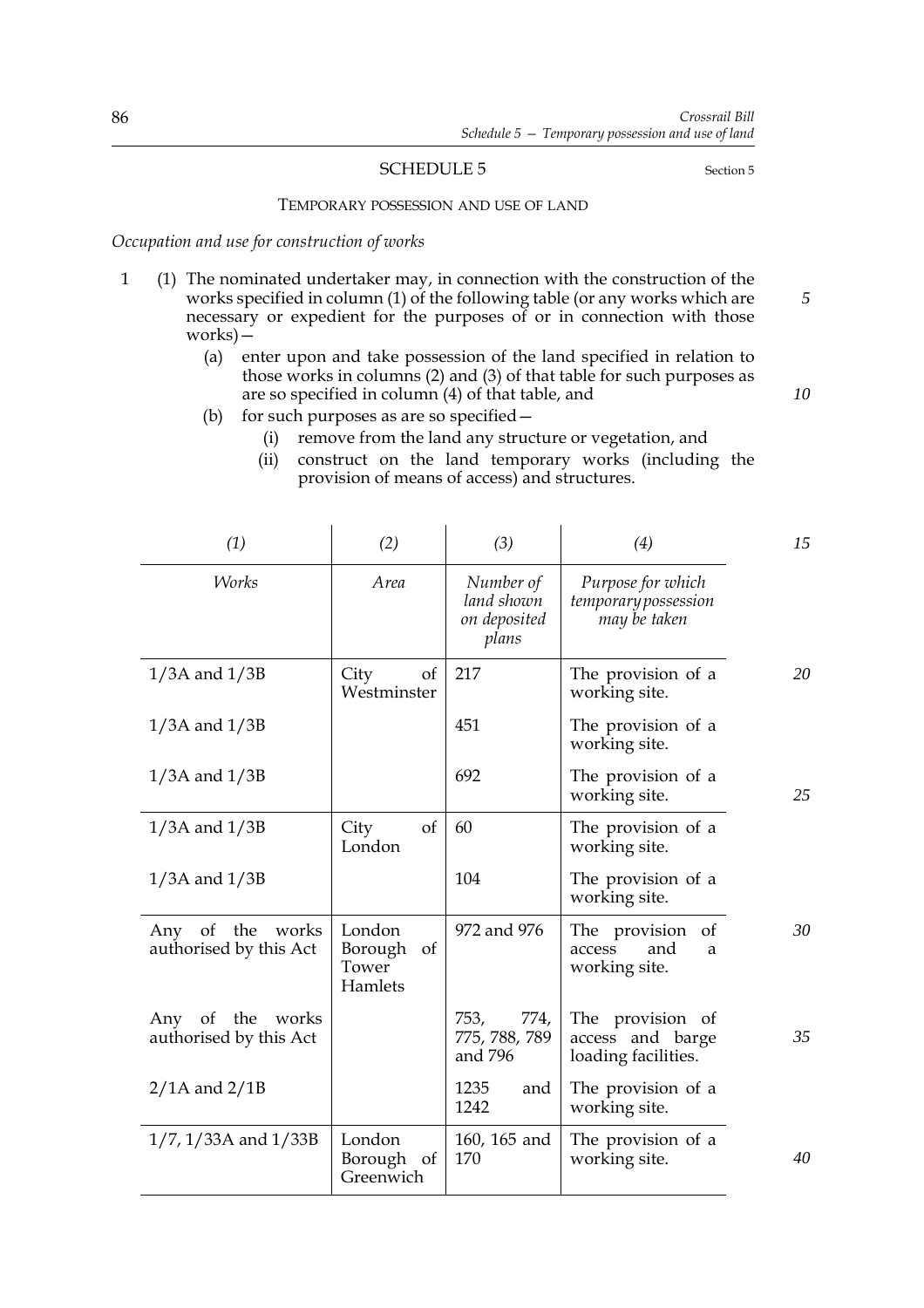## SCHEDULE 5

Section 5

### TEMPORARY POSSESSION AND USE OF LAND

*Occupation and use for construction of works*

1 (1) The nominated undertaker may, in connection with the construction of the works specified in column (1) of the following table (or any works which are necessary or expedient for the purposes of or in connection with those works)—

(a) enter upon and take possession of the land specified in relation to those works in columns (2) and (3) of that table for such purposes as are so specified in column (4) of that table, and

(b) for such purposes as are so specified—

(i) remove from the land any structure or vegetation, and

(ii) construct on the land temporary works (including the provision of means of access) and structures.

| *(1)* | *(2)* | *(3)* | *(4)* |
|---|---|---|---|
| *Works* | *Area* | *Number of land shown on deposited plans* | *Purpose for which temporary possession may be taken* |
| 1/3A and 1/3B | City of Westminster | 217 | The provision of a working site. |
| 1/3A and 1/3B | | 451 | The provision of a working site. |
| 1/3A and 1/3B | | 692 | The provision of a working site. |
| 1/3A and 1/3B | City of London | 60 | The provision of a working site. |
| 1/3A and 1/3B | | 104 | The provision of a working site. |
| Any of the works authorised by this Act | London Borough of Tower Hamlets | 972 and 976 | The provision of access and a working site. |
| Any of the works authorised by this Act | | 753, 774, 775, 788, 789 and 796 | The provision of access and barge loading facilities. |
| 2/1A and 2/1B | | 1235 and 1242 | The provision of a working site. |
| 1/7, 1/33A and 1/33B | London Borough of Greenwich | 160, 165 and 170 | The provision of a working site. |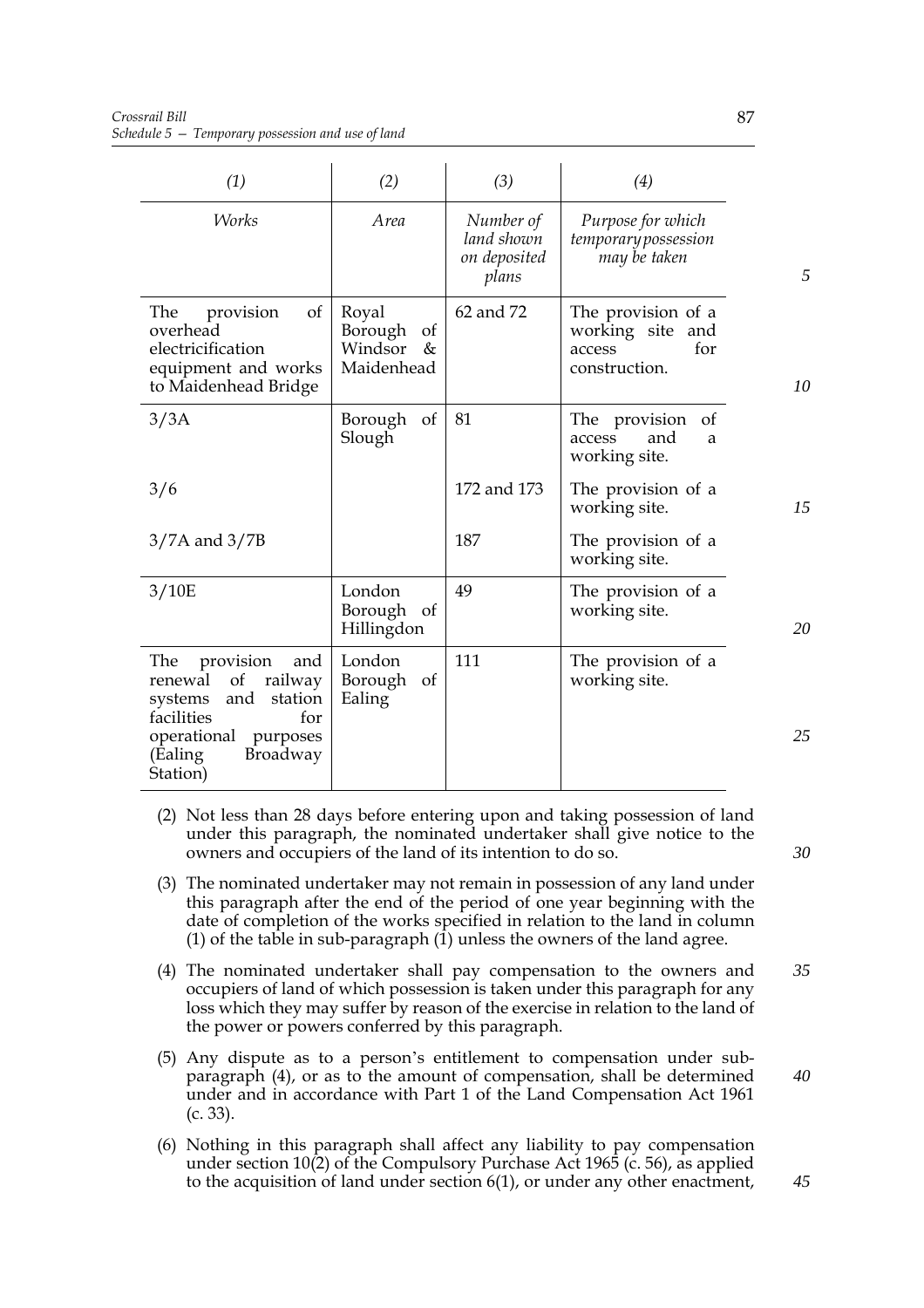| (1) | (2) | (3) | (4) |
|---|---|---|---|
| *Works* | *Area* | *Number of land shown on deposited plans* | *Purpose for which temporary possession may be taken* |
| The provision of overhead electricification equipment and works to Maidenhead Bridge | Royal Borough of Windsor & Maidenhead | 62 and 72 | The provision of a working site and access for construction. |
| 3/3A | Borough of Slough | 81 | The provision of access and a working site. |
| 3/6 | | 172 and 173 | The provision of a working site. |
| 3/7A and 3/7B | | 187 | The provision of a working site. |
| 3/10E | London Borough of Hillingdon | 49 | The provision of a working site. |
| The provision and renewal of railway systems and station facilities for operational purposes (Ealing Broadway Station) | London Borough of Ealing | 111 | The provision of a working site. |

(2) Not less than 28 days before entering upon and taking possession of land under this paragraph, the nominated undertaker shall give notice to the owners and occupiers of the land of its intention to do so.

(3) The nominated undertaker may not remain in possession of any land under this paragraph after the end of the period of one year beginning with the date of completion of the works specified in relation to the land in column (1) of the table in sub-paragraph (1) unless the owners of the land agree.

(4) The nominated undertaker shall pay compensation to the owners and occupiers of land of which possession is taken under this paragraph for any loss which they may suffer by reason of the exercise in relation to the land of the power or powers conferred by this paragraph.

(5) Any dispute as to a person's entitlement to compensation under sub-paragraph (4), or as to the amount of compensation, shall be determined under and in accordance with Part 1 of the Land Compensation Act 1961 (c. 33).

(6) Nothing in this paragraph shall affect any liability to pay compensation under section 10(2) of the Compulsory Purchase Act 1965 (c. 56), as applied to the acquisition of land under section 6(1), or under any other enactment,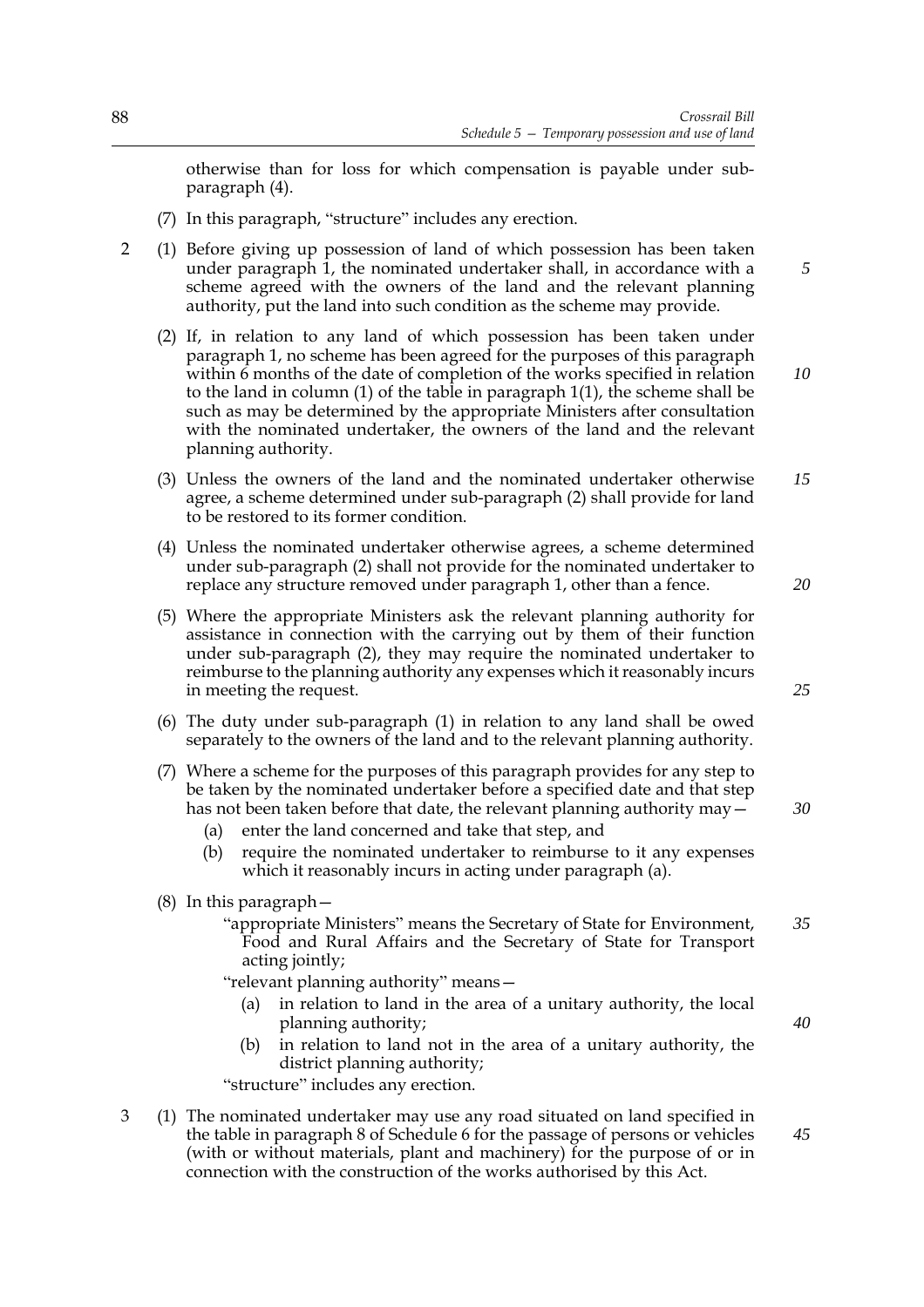otherwise than for loss for which compensation is payable under sub-paragraph (4).

(7) In this paragraph, "structure" includes any erection.

2 (1) Before giving up possession of land of which possession has been taken under paragraph 1, the nominated undertaker shall, in accordance with a scheme agreed with the owners of the land and the relevant planning authority, put the land into such condition as the scheme may provide.

(2) If, in relation to any land of which possession has been taken under paragraph 1, no scheme has been agreed for the purposes of this paragraph within 6 months of the date of completion of the works specified in relation to the land in column (1) of the table in paragraph 1(1), the scheme shall be such as may be determined by the appropriate Ministers after consultation with the nominated undertaker, the owners of the land and the relevant planning authority.

(3) Unless the owners of the land and the nominated undertaker otherwise agree, a scheme determined under sub-paragraph (2) shall provide for land to be restored to its former condition.

(4) Unless the nominated undertaker otherwise agrees, a scheme determined under sub-paragraph (2) shall not provide for the nominated undertaker to replace any structure removed under paragraph 1, other than a fence.

(5) Where the appropriate Ministers ask the relevant planning authority for assistance in connection with the carrying out by them of their function under sub-paragraph (2), they may require the nominated undertaker to reimburse to the planning authority any expenses which it reasonably incurs in meeting the request.

(6) The duty under sub-paragraph (1) in relation to any land shall be owed separately to the owners of the land and to the relevant planning authority.

(7) Where a scheme for the purposes of this paragraph provides for any step to be taken by the nominated undertaker before a specified date and that step has not been taken before that date, the relevant planning authority may—

- (a) enter the land concerned and take that step, and
- (b) require the nominated undertaker to reimburse to it any expenses which it reasonably incurs in acting under paragraph (a).

(8) In this paragraph—

"appropriate Ministers" means the Secretary of State for Environment, Food and Rural Affairs and the Secretary of State for Transport acting jointly;

"relevant planning authority" means—

- (a) in relation to land in the area of a unitary authority, the local planning authority;
- (b) in relation to land not in the area of a unitary authority, the district planning authority;

"structure" includes any erection.

3 (1) The nominated undertaker may use any road situated on land specified in the table in paragraph 8 of Schedule 6 for the passage of persons or vehicles (with or without materials, plant and machinery) for the purpose of or in connection with the construction of the works authorised by this Act.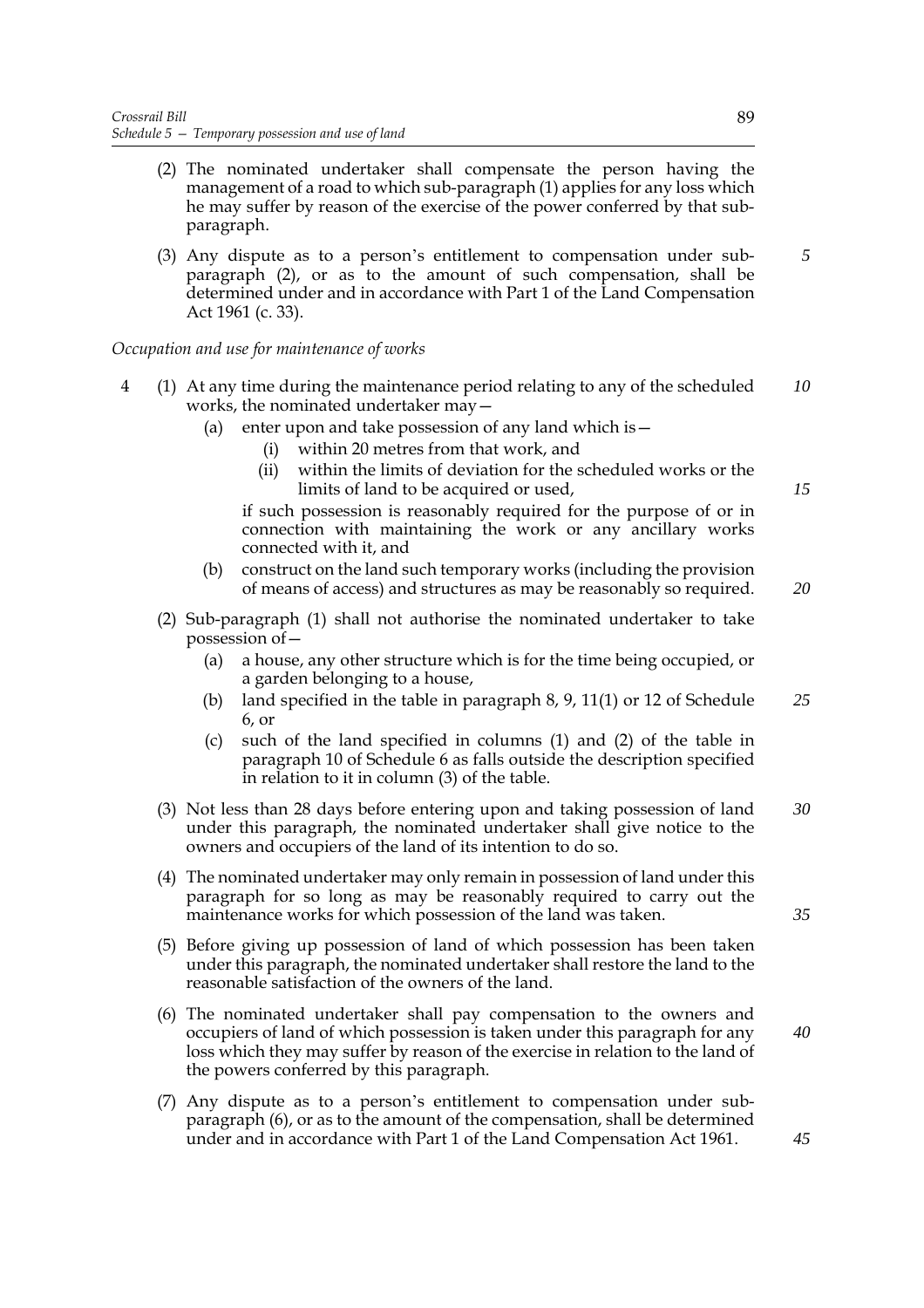(2) The nominated undertaker shall compensate the person having the management of a road to which sub-paragraph (1) applies for any loss which he may suffer by reason of the exercise of the power conferred by that sub-paragraph.

(3) Any dispute as to a person's entitlement to compensation under sub-paragraph (2), or as to the amount of such compensation, shall be determined under and in accordance with Part 1 of the Land Compensation Act 1961 (c. 33).

*Occupation and use for maintenance of works*

4 (1) At any time during the maintenance period relating to any of the scheduled works, the nominated undertaker may—

(a) enter upon and take possession of any land which is—

(i) within 20 metres from that work, and

(ii) within the limits of deviation for the scheduled works or the limits of land to be acquired or used,

if such possession is reasonably required for the purpose of or in connection with maintaining the work or any ancillary works connected with it, and

(b) construct on the land such temporary works (including the provision of means of access) and structures as may be reasonably so required.

(2) Sub-paragraph (1) shall not authorise the nominated undertaker to take possession of—

(a) a house, any other structure which is for the time being occupied, or a garden belonging to a house,

(b) land specified in the table in paragraph 8, 9, 11(1) or 12 of Schedule 6, or

(c) such of the land specified in columns (1) and (2) of the table in paragraph 10 of Schedule 6 as falls outside the description specified in relation to it in column (3) of the table.

(3) Not less than 28 days before entering upon and taking possession of land under this paragraph, the nominated undertaker shall give notice to the owners and occupiers of the land of its intention to do so.

(4) The nominated undertaker may only remain in possession of land under this paragraph for so long as may be reasonably required to carry out the maintenance works for which possession of the land was taken.

(5) Before giving up possession of land of which possession has been taken under this paragraph, the nominated undertaker shall restore the land to the reasonable satisfaction of the owners of the land.

(6) The nominated undertaker shall pay compensation to the owners and occupiers of land of which possession is taken under this paragraph for any loss which they may suffer by reason of the exercise in relation to the land of the powers conferred by this paragraph.

(7) Any dispute as to a person's entitlement to compensation under sub-paragraph (6), or as to the amount of the compensation, shall be determined under and in accordance with Part 1 of the Land Compensation Act 1961.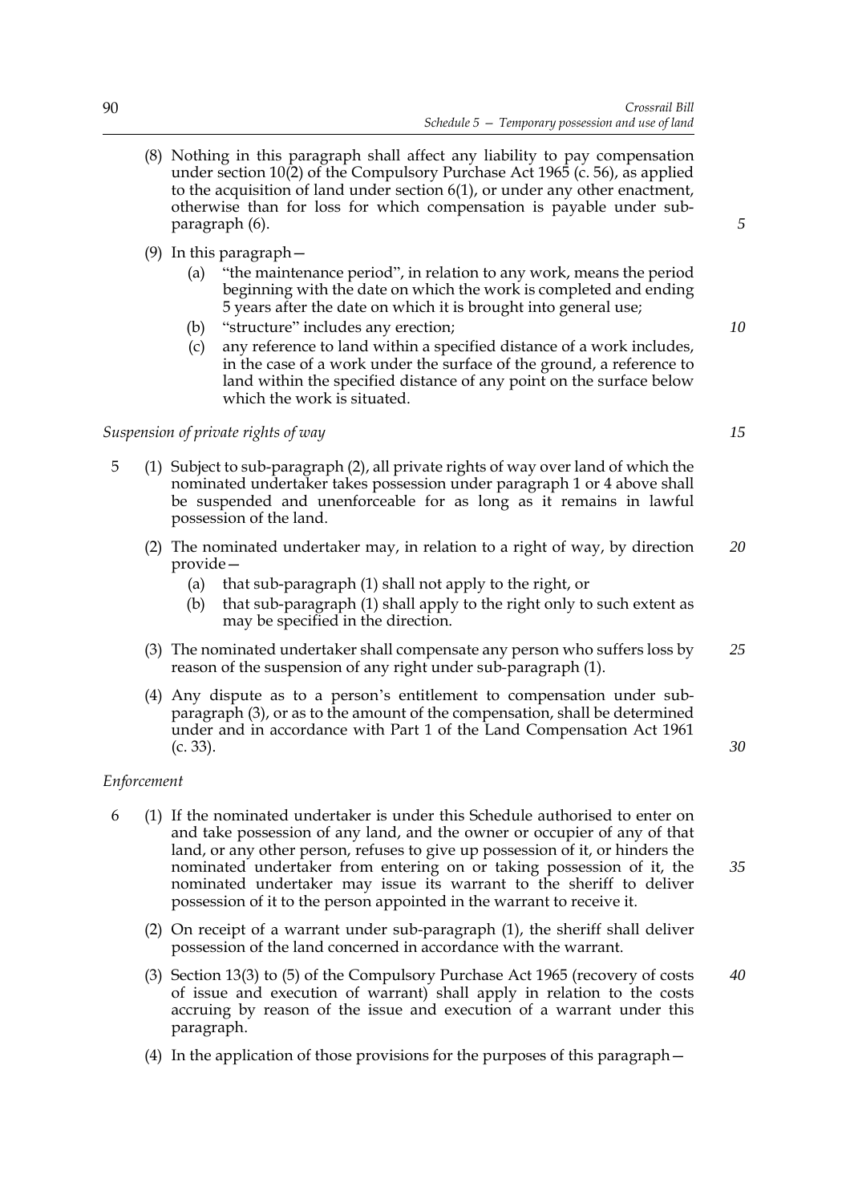(8) Nothing in this paragraph shall affect any liability to pay compensation under section 10(2) of the Compulsory Purchase Act 1965 (c. 56), as applied to the acquisition of land under section 6(1), or under any other enactment, otherwise than for loss for which compensation is payable under sub-paragraph (6).

(9) In this paragraph—

- (a) "the maintenance period", in relation to any work, means the period beginning with the date on which the work is completed and ending 5 years after the date on which it is brought into general use;
- (b) "structure" includes any erection;
- (c) any reference to land within a specified distance of a work includes, in the case of a work under the surface of the ground, a reference to land within the specified distance of any point on the surface below which the work is situated.

*Suspension of private rights of way*

5 (1) Subject to sub-paragraph (2), all private rights of way over land of which the nominated undertaker takes possession under paragraph 1 or 4 above shall be suspended and unenforceable for as long as it remains in lawful possession of the land.

(2) The nominated undertaker may, in relation to a right of way, by direction provide—

- (a) that sub-paragraph (1) shall not apply to the right, or
- (b) that sub-paragraph (1) shall apply to the right only to such extent as may be specified in the direction.

(3) The nominated undertaker shall compensate any person who suffers loss by reason of the suspension of any right under sub-paragraph (1).

(4) Any dispute as to a person's entitlement to compensation under sub-paragraph (3), or as to the amount of the compensation, shall be determined under and in accordance with Part 1 of the Land Compensation Act 1961 (c. 33).

*Enforcement*

6 (1) If the nominated undertaker is under this Schedule authorised to enter on and take possession of any land, and the owner or occupier of any of that land, or any other person, refuses to give up possession of it, or hinders the nominated undertaker from entering on or taking possession of it, the nominated undertaker may issue its warrant to the sheriff to deliver possession of it to the person appointed in the warrant to receive it.

(2) On receipt of a warrant under sub-paragraph (1), the sheriff shall deliver possession of the land concerned in accordance with the warrant.

(3) Section 13(3) to (5) of the Compulsory Purchase Act 1965 (recovery of costs of issue and execution of warrant) shall apply in relation to the costs accruing by reason of the issue and execution of a warrant under this paragraph.

(4) In the application of those provisions for the purposes of this paragraph—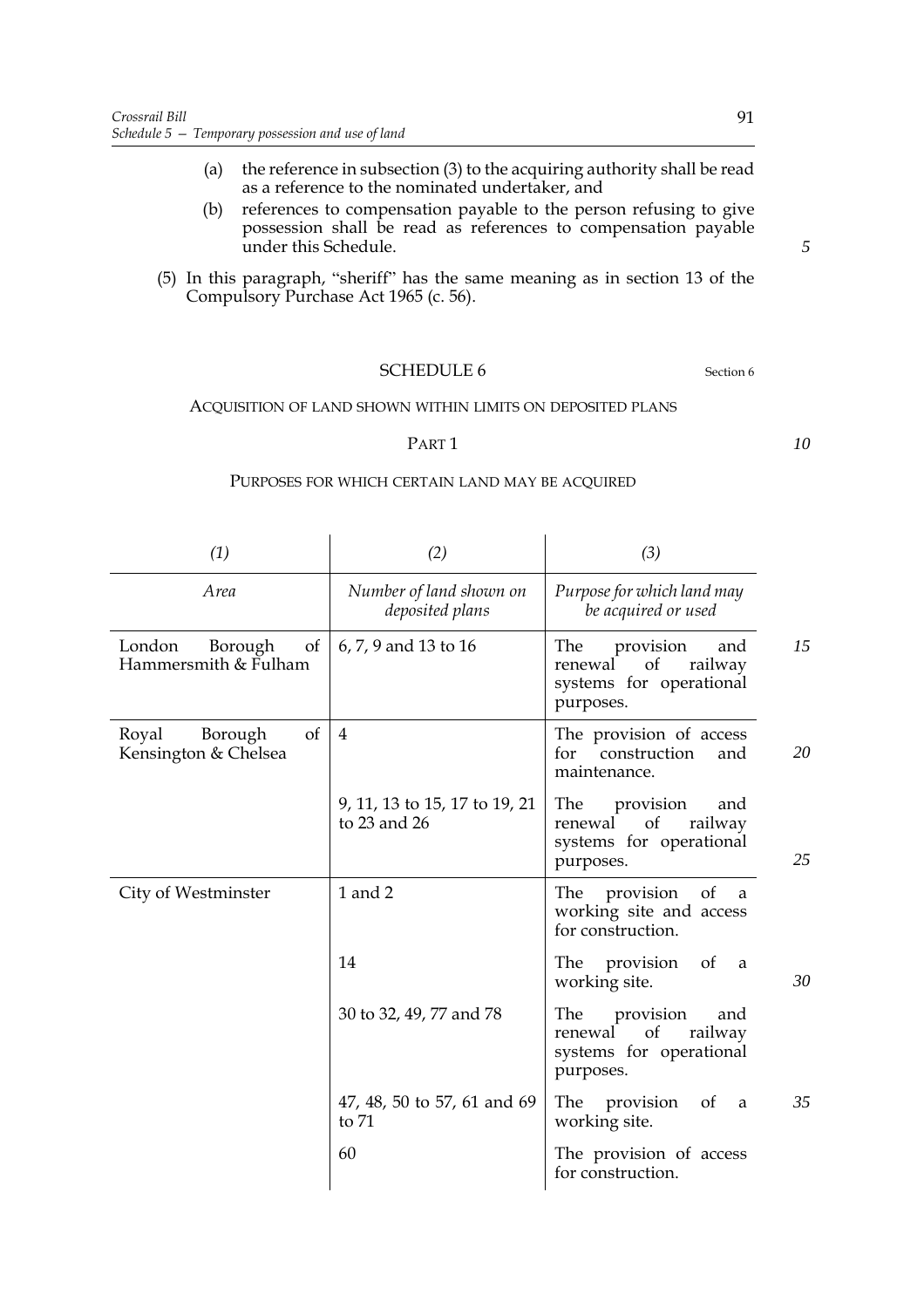(a) the reference in subsection (3) to the acquiring authority shall be read as a reference to the nominated undertaker, and

(b) references to compensation payable to the person refusing to give possession shall be read as references to compensation payable under this Schedule.

(5) In this paragraph, "sheriff" has the same meaning as in section 13 of the Compulsory Purchase Act 1965 (c. 56).

## SCHEDULE 6

Section 6

ACQUISITION OF LAND SHOWN WITHIN LIMITS ON DEPOSITED PLANS

### PART 1

PURPOSES FOR WHICH CERTAIN LAND MAY BE ACQUIRED

| *(1)* | *(2)* | *(3)* |
|---|---|---|
| *Area* | *Number of land shown on deposited plans* | *Purpose for which land may be acquired or used* |
| London Borough of Hammersmith & Fulham | 6, 7, 9 and 13 to 16 | The provision and renewal of railway systems for operational purposes. |
| Royal Borough of Kensington & Chelsea | 4 | The provision of access for construction and maintenance. |
| | 9, 11, 13 to 15, 17 to 19, 21 to 23 and 26 | The provision and renewal of railway systems for operational purposes. |
| City of Westminster | 1 and 2 | The provision of a working site and access for construction. |
| | 14 | The provision of a working site. |
| | 30 to 32, 49, 77 and 78 | The provision and renewal of railway systems for operational purposes. |
| | 47, 48, 50 to 57, 61 and 69 to 71 | The provision of a working site. |
| | 60 | The provision of access for construction. |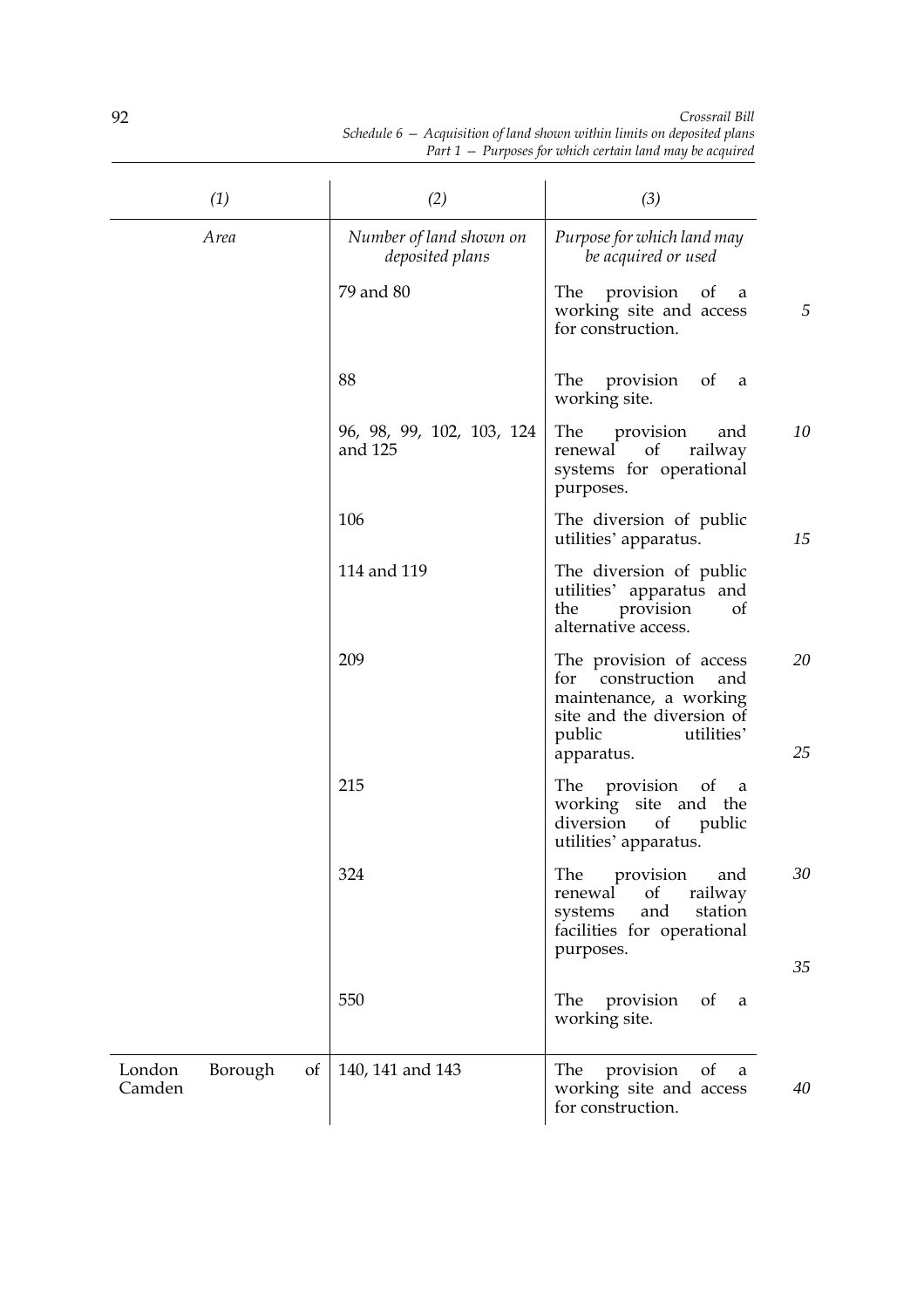| (1) | (2) | (3) |
|---|---|---|
| *Area* | *Number of land shown on deposited plans* | *Purpose for which land may be acquired or used* |
| | 79 and 80 | The provision of a working site and access for construction. |
| | 88 | The provision of a working site. |
| | 96, 98, 99, 102, 103, 124 and 125 | The provision and renewal of railway systems for operational purposes. |
| | 106 | The diversion of public utilities' apparatus. |
| | 114 and 119 | The diversion of public utilities' apparatus and the provision of alternative access. |
| | 209 | The provision of access for construction and maintenance, a working site and the diversion of public utilities' apparatus. |
| | 215 | The provision of a working site and the diversion of public utilities' apparatus. |
| | 324 | The provision and renewal of railway systems and station facilities for operational purposes. |
| | 550 | The provision of a working site. |
| London Borough of Camden | 140, 141 and 143 | The provision of a working site and access for construction. |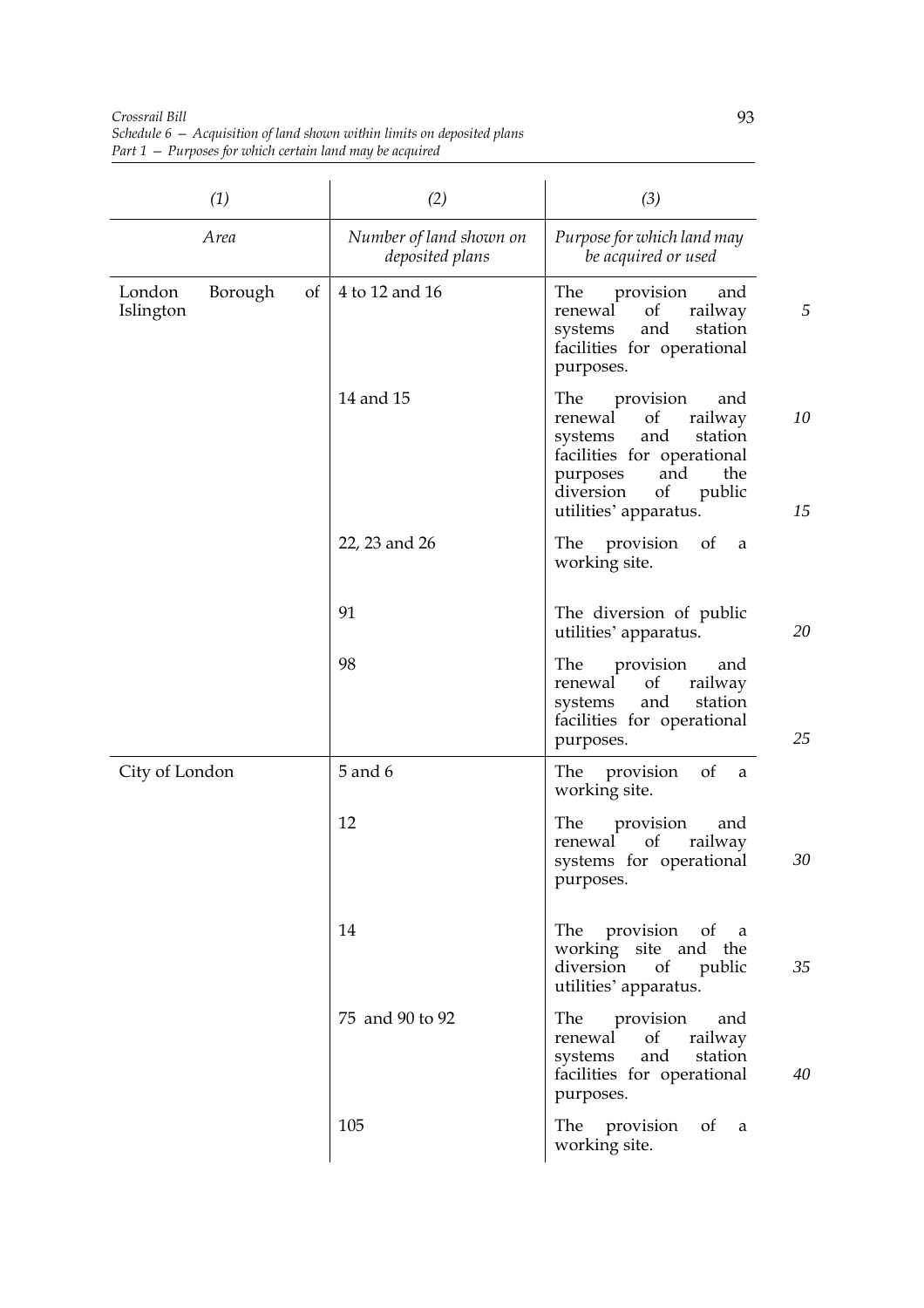| (1) | (2) | (3) |
|---|---|---|
| *Area* | *Number of land shown on deposited plans* | *Purpose for which land may be acquired or used* |
| London Borough of Islington | 4 to 12 and 16 | The provision and renewal of railway systems and station facilities for operational purposes. |
| | 14 and 15 | The provision and renewal of railway systems and station facilities for operational purposes and the diversion of public utilities' apparatus. |
| | 22, 23 and 26 | The provision of a working site. |
| | 91 | The diversion of public utilities' apparatus. |
| | 98 | The provision and renewal of railway systems and station facilities for operational purposes. |
| City of London | 5 and 6 | The provision of a working site. |
| | 12 | The provision and renewal of railway systems for operational purposes. |
| | 14 | The provision of a working site and the diversion of public utilities' apparatus. |
| | 75 and 90 to 92 | The provision and renewal of railway systems and station facilities for operational purposes. |
| | 105 | The provision of a working site. |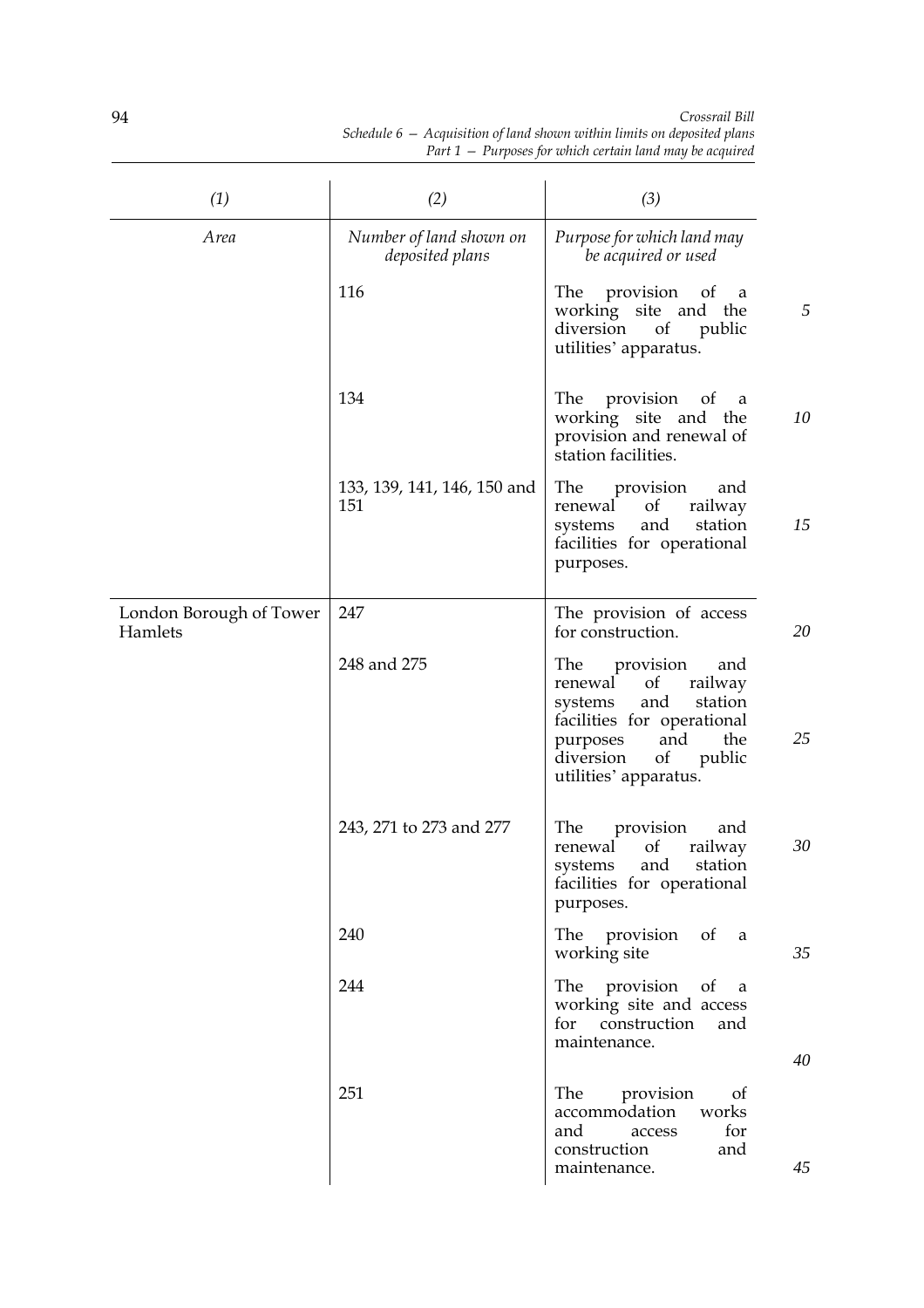| (1) | (2) | (3) |
|---|---|---|
| *Area* | *Number of land shown on deposited plans* | *Purpose for which land may be acquired or used* |
| | 116 | The provision of a working site and the diversion of public utilities' apparatus. |
| | 134 | The provision of a working site and the provision and renewal of station facilities. |
| | 133, 139, 141, 146, 150 and 151 | The provision and renewal of railway systems and station facilities for operational purposes. |
| London Borough of Tower Hamlets | 247 | The provision of access for construction. |
| | 248 and 275 | The provision and renewal of railway systems and station facilities for operational purposes and the diversion of public utilities' apparatus. |
| | 243, 271 to 273 and 277 | The provision and renewal of railway systems and station facilities for operational purposes. |
| | 240 | The provision of a working site |
| | 244 | The provision of a working site and access for construction and maintenance. |
| | 251 | The provision of accommodation works and access for construction and maintenance. |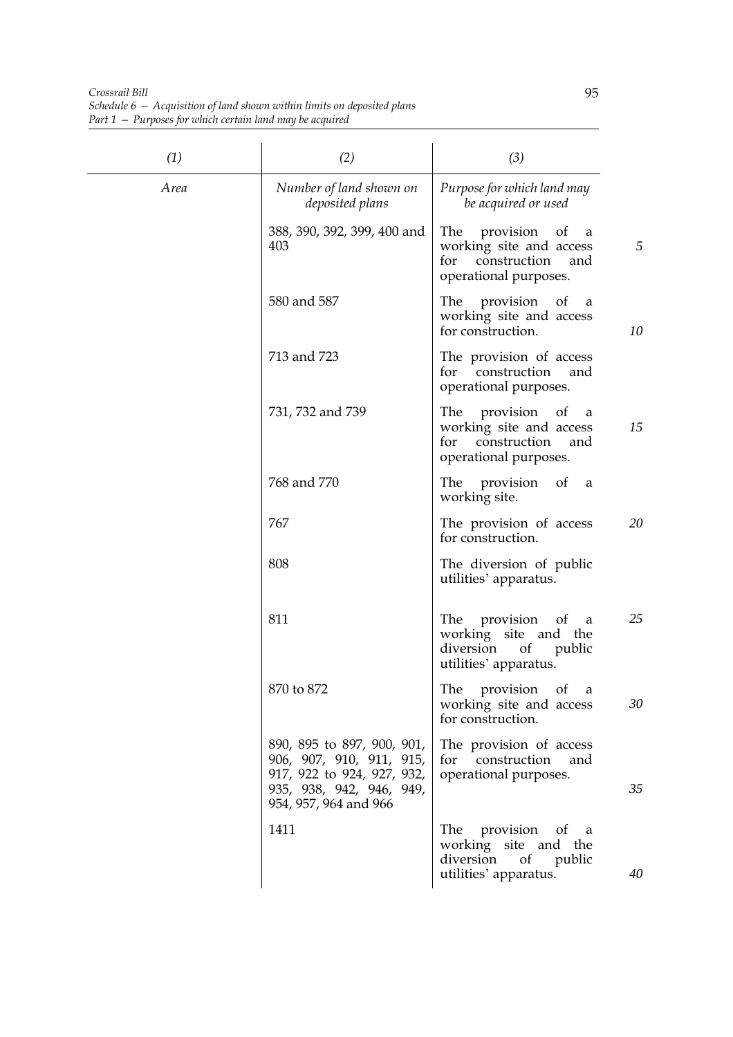| (1) | (2) | (3) |
|---|---|---|
| *Area* | *Number of land shown on deposited plans* | *Purpose for which land may be acquired or used* |
| | 388, 390, 392, 399, 400 and 403 | The provision of a working site and access for construction and operational purposes. |
| | 580 and 587 | The provision of a working site and access for construction. |
| | 713 and 723 | The provision of access for construction and operational purposes. |
| | 731, 732 and 739 | The provision of a working site and access for construction and operational purposes. |
| | 768 and 770 | The provision of a working site. |
| | 767 | The provision of access for construction. |
| | 808 | The diversion of public utilities' apparatus. |
| | 811 | The provision of a working site and the diversion of public utilities' apparatus. |
| | 870 to 872 | The provision of a working site and access for construction. |
| | 890, 895 to 897, 900, 901, 906, 907, 910, 911, 915, 917, 922 to 924, 927, 932, 935, 938, 942, 946, 949, 954, 957, 964 and 966 | The provision of access for construction and operational purposes. |
| | 1411 | The provision of a working site and the diversion of public utilities' apparatus. |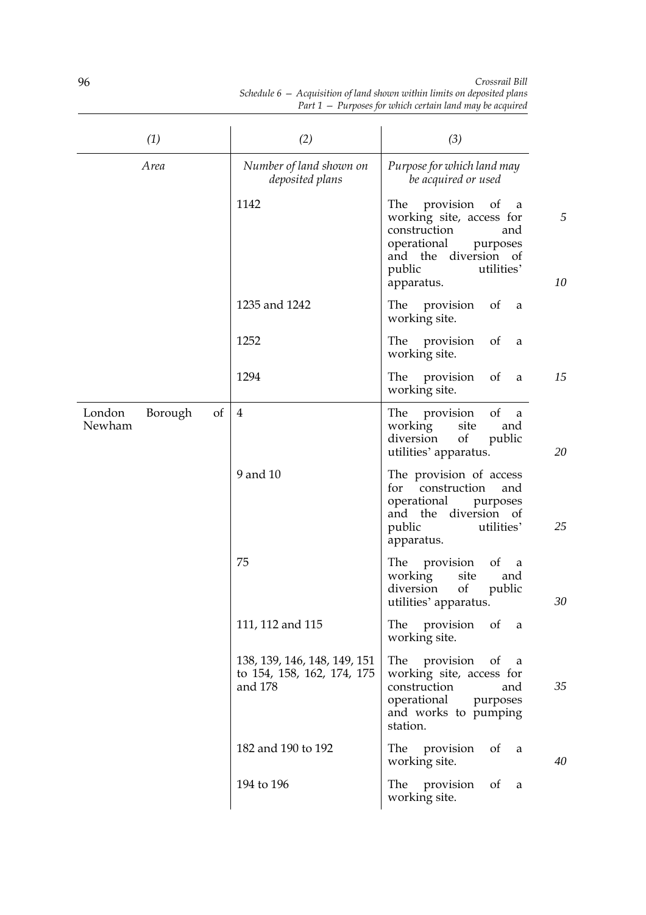| (1) | (2) | (3) |
|---|---|---|
| *Area* | *Number of land shown on deposited plans* | *Purpose for which land may be acquired or used* |
| | 1142 | The provision of a working site, access for construction and operational purposes and the diversion of public utilities' apparatus. |
| | 1235 and 1242 | The provision of a working site. |
| | 1252 | The provision of a working site. |
| | 1294 | The provision of a working site. |
| London Borough of Newham | 4 | The provision of a working site and diversion of public utilities' apparatus. |
| | 9 and 10 | The provision of access for construction and operational purposes and the diversion of public utilities' apparatus. |
| | 75 | The provision of a working site and diversion of public utilities' apparatus. |
| | 111, 112 and 115 | The provision of a working site. |
| | 138, 139, 146, 148, 149, 151 to 154, 158, 162, 174, 175 and 178 | The provision of a working site, access for construction and operational purposes and works to pumping station. |
| | 182 and 190 to 192 | The provision of a working site. |
| | 194 to 196 | The provision of a working site. |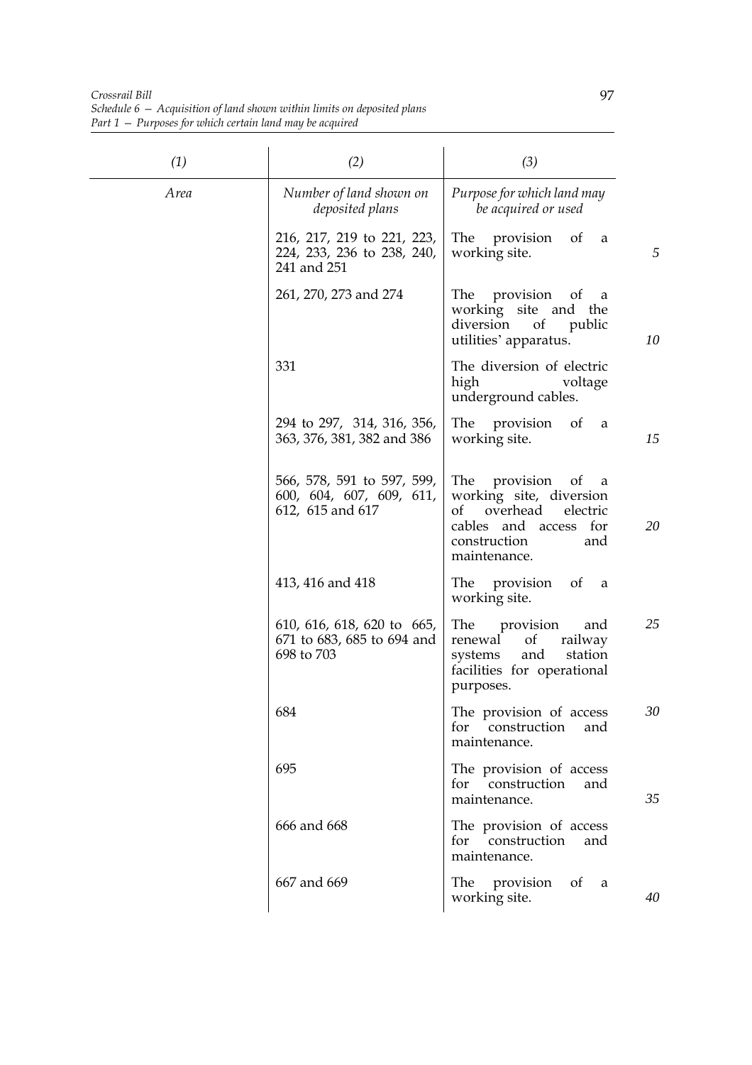| (1) | (2) | (3) |
|---|---|---|
| *Area* | *Number of land shown on deposited plans* | *Purpose for which land may be acquired or used* |
| | 216, 217, 219 to 221, 223, 224, 233, 236 to 238, 240, 241 and 251 | The provision of a working site. |
| | 261, 270, 273 and 274 | The provision of a working site and the diversion of public utilities' apparatus. |
| | 331 | The diversion of electric high voltage underground cables. |
| | 294 to 297, 314, 316, 356, 363, 376, 381, 382 and 386 | The provision of a working site. |
| | 566, 578, 591 to 597, 599, 600, 604, 607, 609, 611, 612, 615 and 617 | The provision of a working site, diversion of overhead electric cables and access for construction and maintenance. |
| | 413, 416 and 418 | The provision of a working site. |
| | 610, 616, 618, 620 to 665, 671 to 683, 685 to 694 and 698 to 703 | The provision and renewal of railway systems and station facilities for operational purposes. |
| | 684 | The provision of access for construction and maintenance. |
| | 695 | The provision of access for construction and maintenance. |
| | 666 and 668 | The provision of access for construction and maintenance. |
| | 667 and 669 | The provision of a working site. |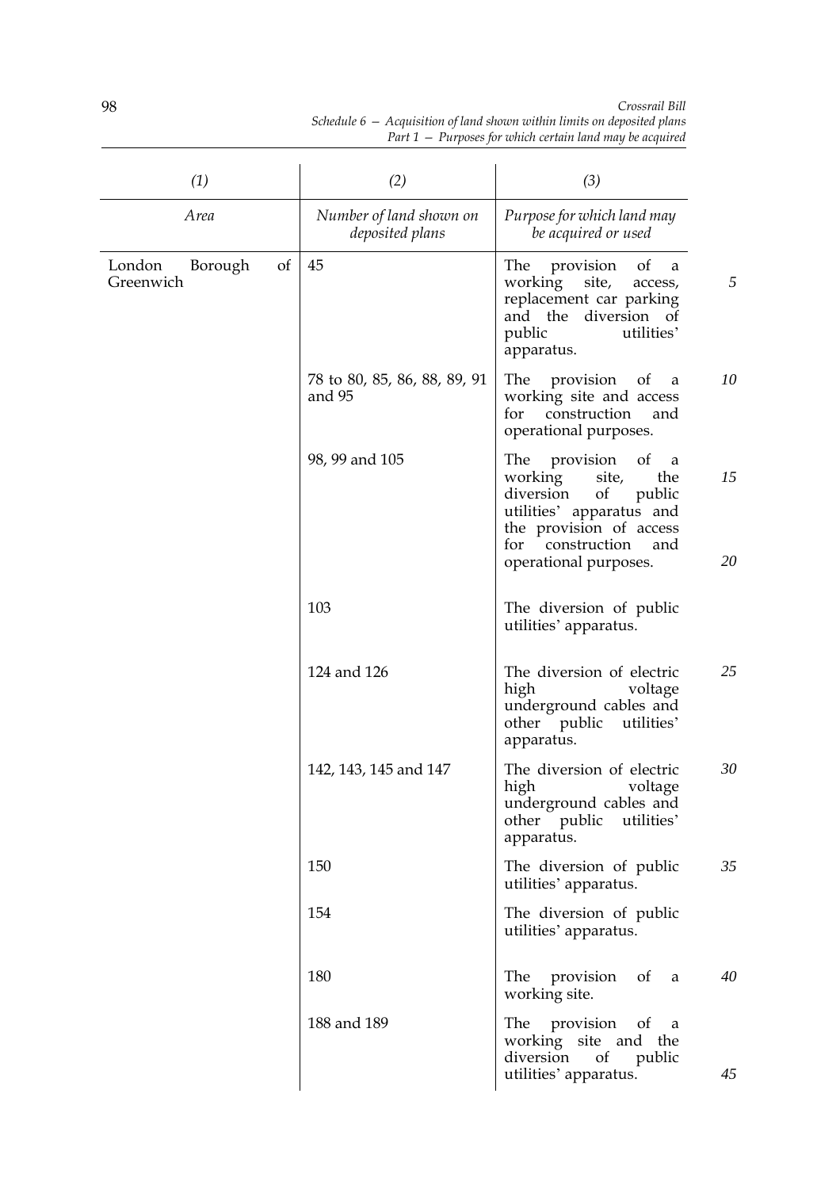| (1) | (2) | (3) |
|---|---|---|
| *Area* | *Number of land shown on deposited plans* | *Purpose for which land may be acquired or used* |
| London Borough of Greenwich | 45 | The provision of a working site, access, replacement car parking and the diversion of public utilities' apparatus. |
| | 78 to 80, 85, 86, 88, 89, 91 and 95 | The provision of a working site and access for construction and operational purposes. |
| | 98, 99 and 105 | The provision of a working site, the diversion of public utilities' apparatus and the provision of access for construction and operational purposes. |
| | 103 | The diversion of public utilities' apparatus. |
| | 124 and 126 | The diversion of electric high voltage underground cables and other public utilities' apparatus. |
| | 142, 143, 145 and 147 | The diversion of electric high voltage underground cables and other public utilities' apparatus. |
| | 150 | The diversion of public utilities' apparatus. |
| | 154 | The diversion of public utilities' apparatus. |
| | 180 | The provision of a working site. |
| | 188 and 189 | The provision of a working site and the diversion of public utilities' apparatus. |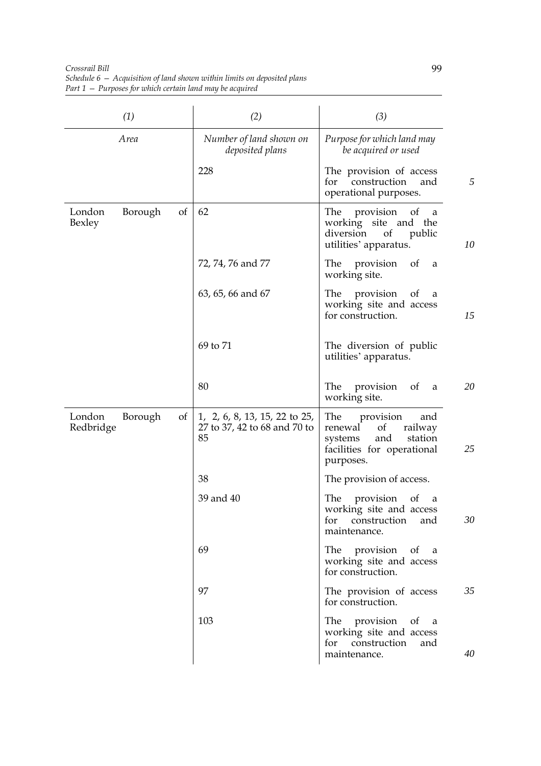| (1) | (2) | (3) |
|---|---|---|
| *Area* | *Number of land shown on deposited plans* | *Purpose for which land may be acquired or used* |
| | 228 | The provision of access for construction and operational purposes. |
| London Borough of Bexley | 62 | The provision of a working site and the diversion of public utilities' apparatus. |
| | 72, 74, 76 and 77 | The provision of a working site. |
| | 63, 65, 66 and 67 | The provision of a working site and access for construction. |
| | 69 to 71 | The diversion of public utilities' apparatus. |
| | 80 | The provision of a working site. |
| London Borough of Redbridge | 1, 2, 6, 8, 13, 15, 22 to 25, 27 to 37, 42 to 68 and 70 to 85 | The provision and renewal of railway systems and station facilities for operational purposes. |
| | 38 | The provision of access. |
| | 39 and 40 | The provision of a working site and access for construction and maintenance. |
| | 69 | The provision of a working site and access for construction. |
| | 97 | The provision of access for construction. |
| | 103 | The provision of a working site and access for construction and maintenance. |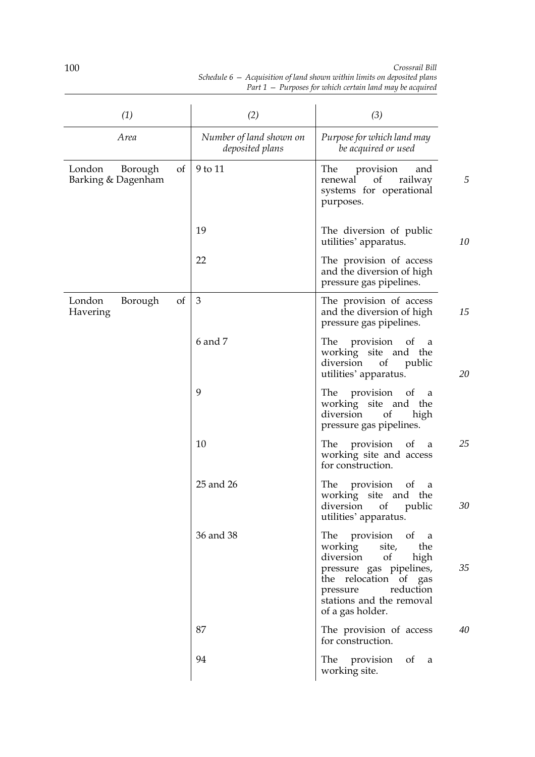| (1) | (2) | (3) |
|---|---|---|
| *Area* | *Number of land shown on deposited plans* | *Purpose for which land may be acquired or used* |
| London Borough of Barking & Dagenham | 9 to 11 | The provision and renewal of railway systems for operational purposes. |
| | 19 | The diversion of public utilities' apparatus. |
| | 22 | The provision of access and the diversion of high pressure gas pipelines. |
| London Borough of Havering | 3 | The provision of access and the diversion of high pressure gas pipelines. |
| | 6 and 7 | The provision of a working site and the diversion of public utilities' apparatus. |
| | 9 | The provision of a working site and the diversion of high pressure gas pipelines. |
| | 10 | The provision of a working site and access for construction. |
| | 25 and 26 | The provision of a working site and the diversion of public utilities' apparatus. |
| | 36 and 38 | The provision of a working site, the diversion of high pressure gas pipelines, the relocation of gas pressure reduction stations and the removal of a gas holder. |
| | 87 | The provision of access for construction. |
| | 94 | The provision of a working site. |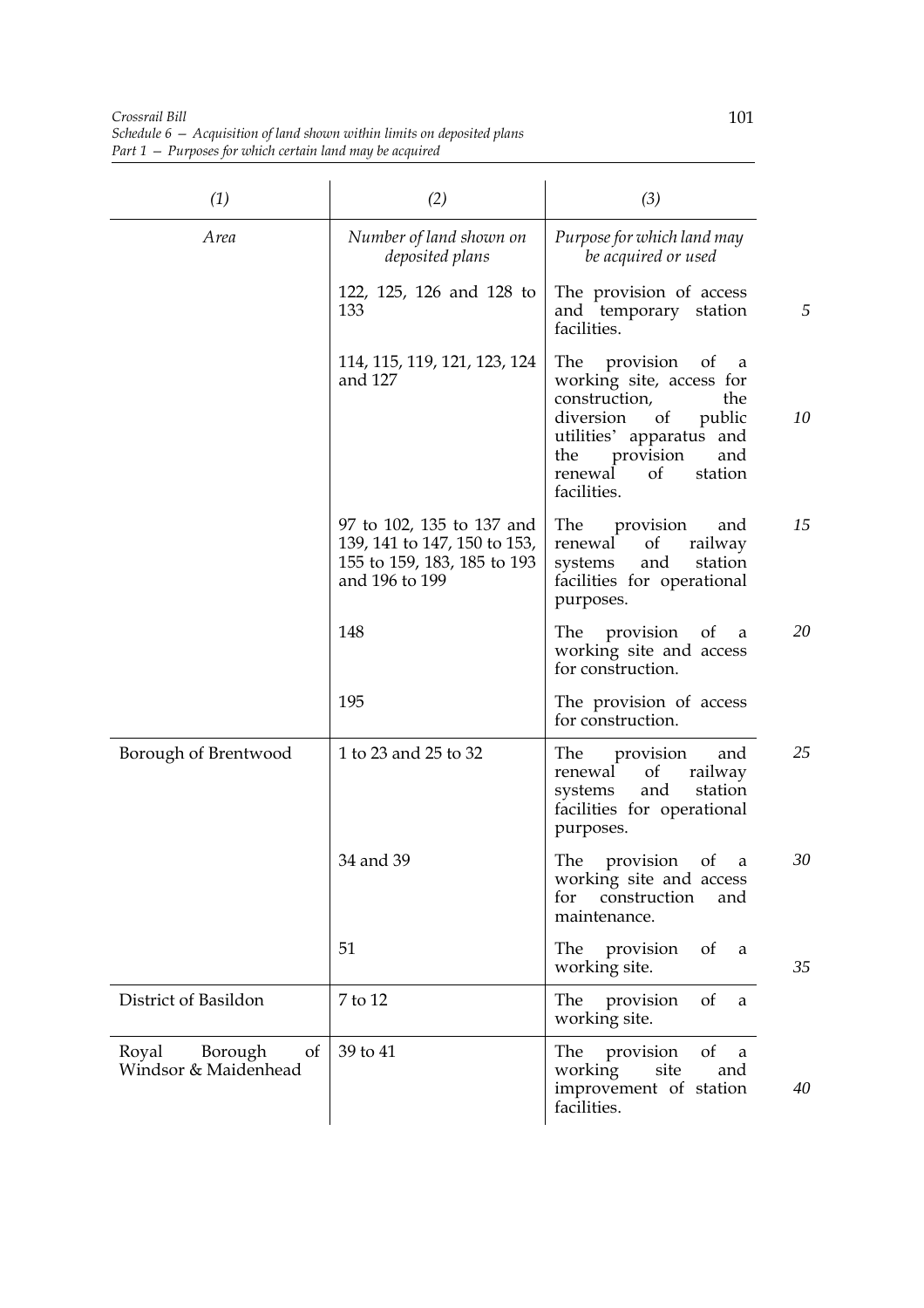| (1) | (2) | (3) |
|---|---|---|
| *Area* | *Number of land shown on deposited plans* | *Purpose for which land may be acquired or used* |
| | 122, 125, 126 and 128 to 133 | The provision of access and temporary station facilities. |
| | 114, 115, 119, 121, 123, 124 and 127 | The provision of a working site, access for construction, the diversion of public utilities' apparatus and the provision and renewal of station facilities. |
| | 97 to 102, 135 to 137 and 139, 141 to 147, 150 to 153, 155 to 159, 183, 185 to 193 and 196 to 199 | The provision and renewal of railway systems and station facilities for operational purposes. |
| | 148 | The provision of a working site and access for construction. |
| | 195 | The provision of access for construction. |
| Borough of Brentwood | 1 to 23 and 25 to 32 | The provision and renewal of railway systems and station facilities for operational purposes. |
| | 34 and 39 | The provision of a working site and access for construction and maintenance. |
| | 51 | The provision of a working site. |
| District of Basildon | 7 to 12 | The provision of a working site. |
| Royal Borough of Windsor & Maidenhead | 39 to 41 | The provision of a working site and improvement of station facilities. |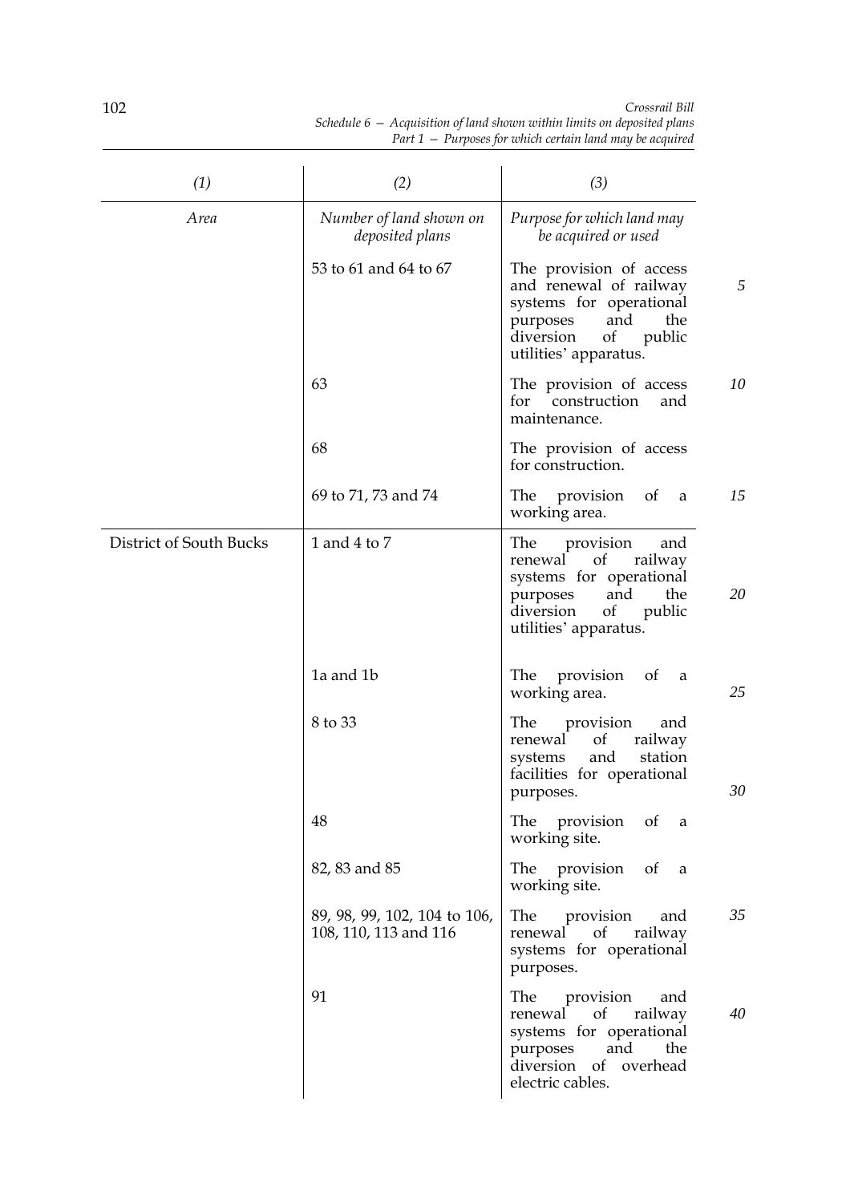| (1) | (2) | (3) |
|---|---|---|
| *Area* | *Number of land shown on deposited plans* | *Purpose for which land may be acquired or used* |
| | 53 to 61 and 64 to 67 | The provision of access and renewal of railway systems for operational purposes and the diversion of public utilities' apparatus. |
| | 63 | The provision of access for construction and maintenance. |
| | 68 | The provision of access for construction. |
| | 69 to 71, 73 and 74 | The provision of a working area. |
| District of South Bucks | 1 and 4 to 7 | The provision and renewal of railway systems for operational purposes and the diversion of public utilities' apparatus. |
| | 1a and 1b | The provision of a working area. |
| | 8 to 33 | The provision and renewal of railway systems and station facilities for operational purposes. |
| | 48 | The provision of a working site. |
| | 82, 83 and 85 | The provision of a working site. |
| | 89, 98, 99, 102, 104 to 106, 108, 110, 113 and 116 | The provision and renewal of railway systems for operational purposes. |
| | 91 | The provision and renewal of railway systems for operational purposes and the diversion of overhead electric cables. |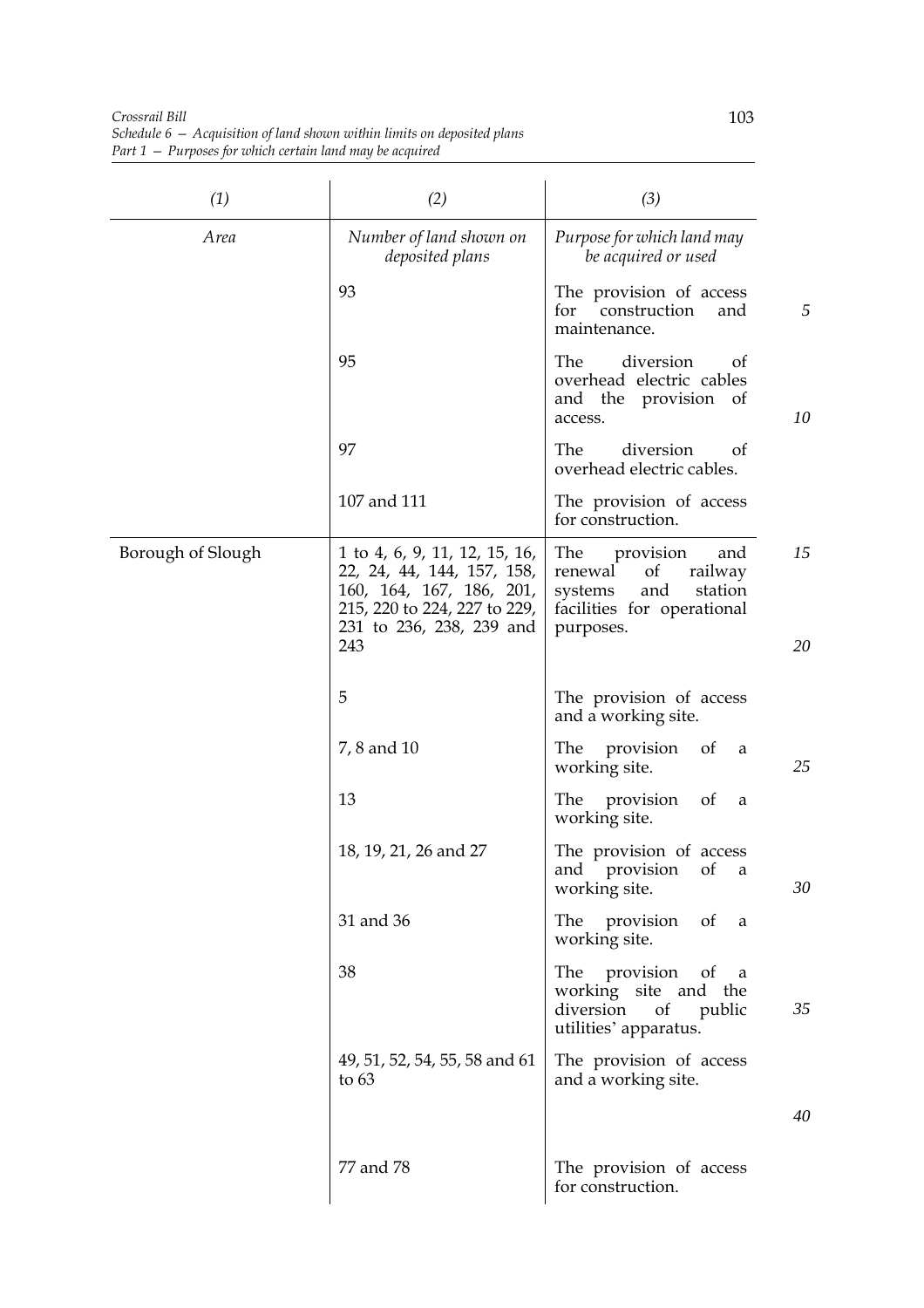| (1) | (2) | (3) |
|---|---|---|
| *Area* | *Number of land shown on deposited plans* | *Purpose for which land may be acquired or used* |
| | 93 | The provision of access for construction and maintenance. |
| | 95 | The diversion of overhead electric cables and the provision of access. |
| | 97 | The diversion of overhead electric cables. |
| | 107 and 111 | The provision of access for construction. |
| Borough of Slough | 1 to 4, 6, 9, 11, 12, 15, 16, 22, 24, 44, 144, 157, 158, 160, 164, 167, 186, 201, 215, 220 to 224, 227 to 229, 231 to 236, 238, 239 and 243 | The provision and renewal of railway systems and station facilities for operational purposes. |
| | 5 | The provision of access and a working site. |
| | 7, 8 and 10 | The provision of a working site. |
| | 13 | The provision of a working site. |
| | 18, 19, 21, 26 and 27 | The provision of access and provision of a working site. |
| | 31 and 36 | The provision of a working site. |
| | 38 | The provision of a working site and the diversion of public utilities' apparatus. |
| | 49, 51, 52, 54, 55, 58 and 61 to 63 | The provision of access and a working site. |
| | 77 and 78 | The provision of access for construction. |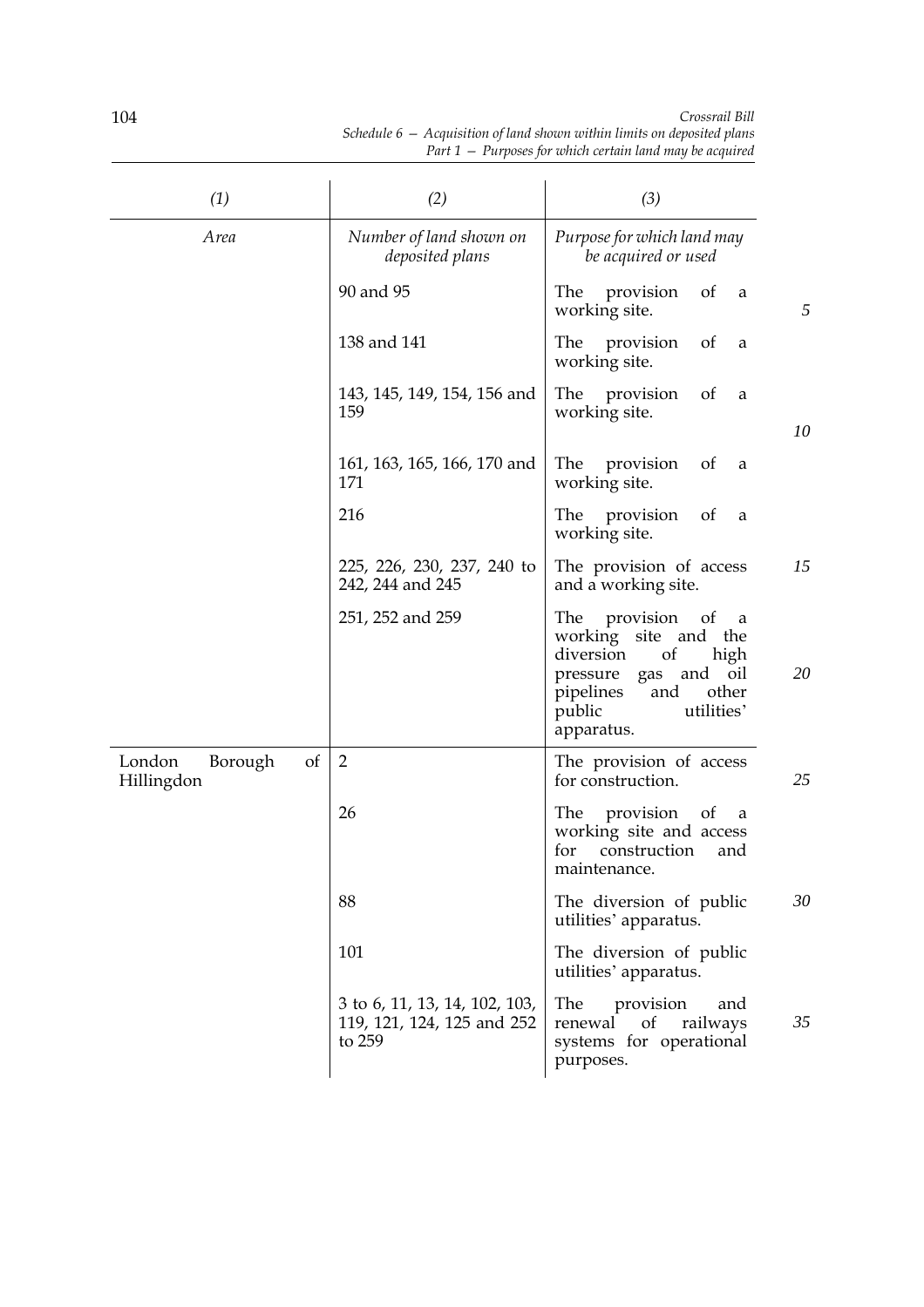| (1) | (2) | (3) |
|---|---|---|
| *Area* | *Number of land shown on deposited plans* | *Purpose for which land may be acquired or used* |
| | 90 and 95 | The provision of a working site. |
| | 138 and 141 | The provision of a working site. |
| | 143, 145, 149, 154, 156 and 159 | The provision of a working site. |
| | 161, 163, 165, 166, 170 and 171 | The provision of a working site. |
| | 216 | The provision of a working site. |
| | 225, 226, 230, 237, 240 to 242, 244 and 245 | The provision of access and a working site. |
| | 251, 252 and 259 | The provision of a working site and the diversion of high pressure gas and oil pipelines and other public utilities' apparatus. |
| London Borough of Hillingdon | 2 | The provision of access for construction. |
| | 26 | The provision of a working site and access for construction and maintenance. |
| | 88 | The diversion of public utilities' apparatus. |
| | 101 | The diversion of public utilities' apparatus. |
| | 3 to 6, 11, 13, 14, 102, 103, 119, 121, 124, 125 and 252 to 259 | The provision and renewal of railways systems for operational purposes. |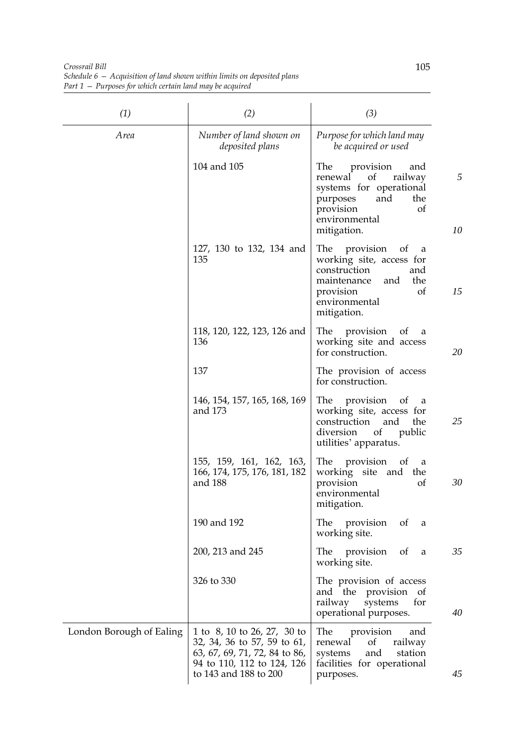| (1) | (2) | (3) |
|---|---|---|
| *Area* | *Number of land shown on deposited plans* | *Purpose for which land may be acquired or used* |
| | 104 and 105 | The provision and renewal of railway systems for operational purposes and the provision of environmental mitigation. |
| | 127, 130 to 132, 134 and 135 | The provision of a working site, access for construction and maintenance and the provision of environmental mitigation. |
| | 118, 120, 122, 123, 126 and 136 | The provision of a working site and access for construction. |
| | 137 | The provision of access for construction. |
| | 146, 154, 157, 165, 168, 169 and 173 | The provision of a working site, access for construction and the diversion of public utilities' apparatus. |
| | 155, 159, 161, 162, 163, 166, 174, 175, 176, 181, 182 and 188 | The provision of a working site and the provision of environmental mitigation. |
| | 190 and 192 | The provision of a working site. |
| | 200, 213 and 245 | The provision of a working site. |
| | 326 to 330 | The provision of access and the provision of railway systems for operational purposes. |
| London Borough of Ealing | 1 to 8, 10 to 26, 27, 30 to 32, 34, 36 to 57, 59 to 61, 63, 67, 69, 71, 72, 84 to 86, 94 to 110, 112 to 124, 126 to 143 and 188 to 200 | The provision and renewal of railway systems and station facilities for operational purposes. |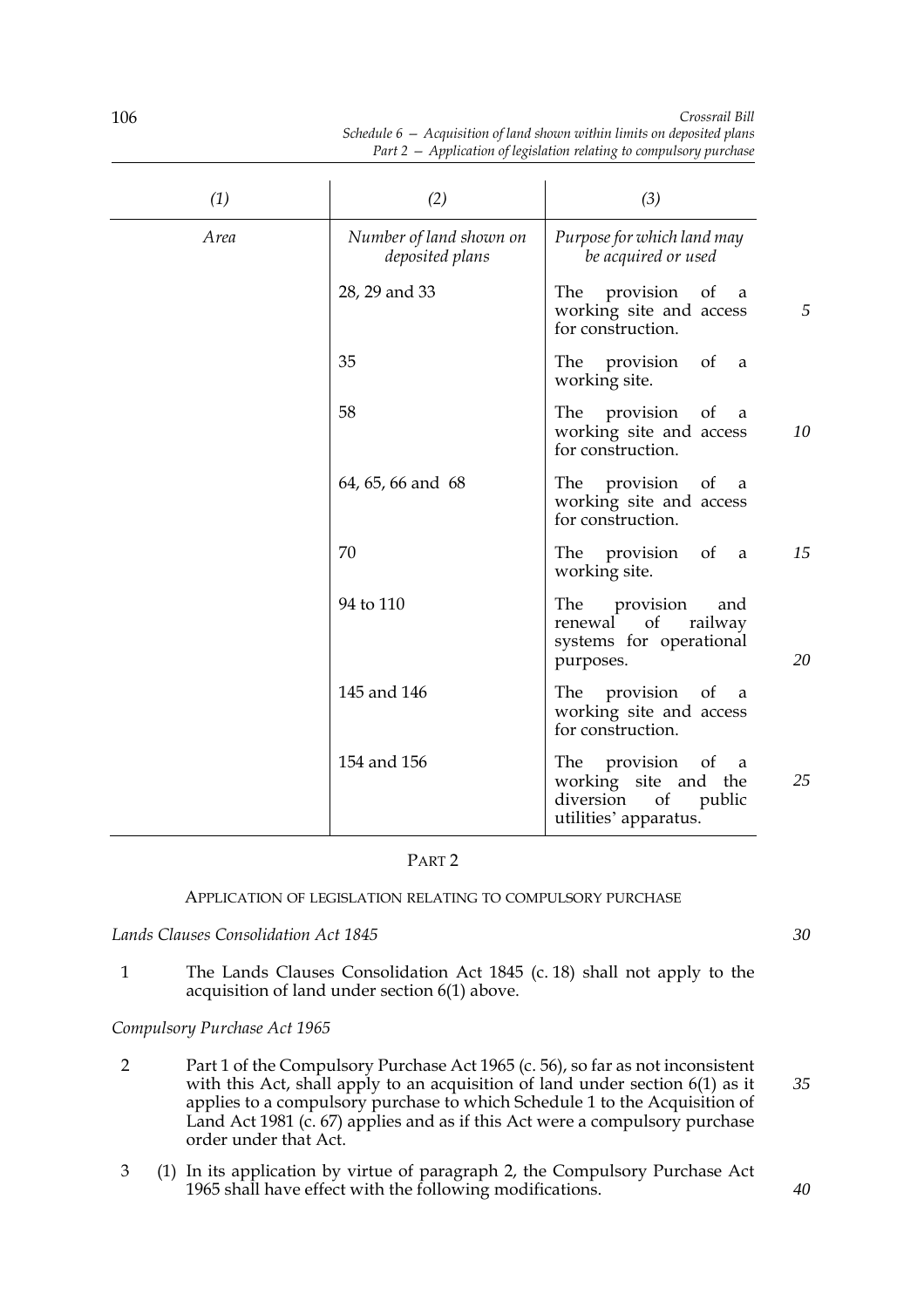| (1) | (2) | (3) |
|---|---|---|
| *Area* | *Number of land shown on deposited plans* | *Purpose for which land may be acquired or used* |
| | 28, 29 and 33 | The provision of a working site and access for construction. |
| | 35 | The provision of a working site. |
| | 58 | The provision of a working site and access for construction. |
| | 64, 65, 66 and 68 | The provision of a working site and access for construction. |
| | 70 | The provision of a working site. |
| | 94 to 110 | The provision and renewal of railway systems for operational purposes. |
| | 145 and 146 | The provision of a working site and access for construction. |
| | 154 and 156 | The provision of a working site and the diversion of public utilities' apparatus. |

## PART 2

### APPLICATION OF LEGISLATION RELATING TO COMPULSORY PURCHASE

*Lands Clauses Consolidation Act 1845*

1 The Lands Clauses Consolidation Act 1845 (c. 18) shall not apply to the acquisition of land under section 6(1) above.

*Compulsory Purchase Act 1965*

2 Part 1 of the Compulsory Purchase Act 1965 (c. 56), so far as not inconsistent with this Act, shall apply to an acquisition of land under section 6(1) as it applies to a compulsory purchase to which Schedule 1 to the Acquisition of Land Act 1981 (c. 67) applies and as if this Act were a compulsory purchase order under that Act.

3 (1) In its application by virtue of paragraph 2, the Compulsory Purchase Act 1965 shall have effect with the following modifications.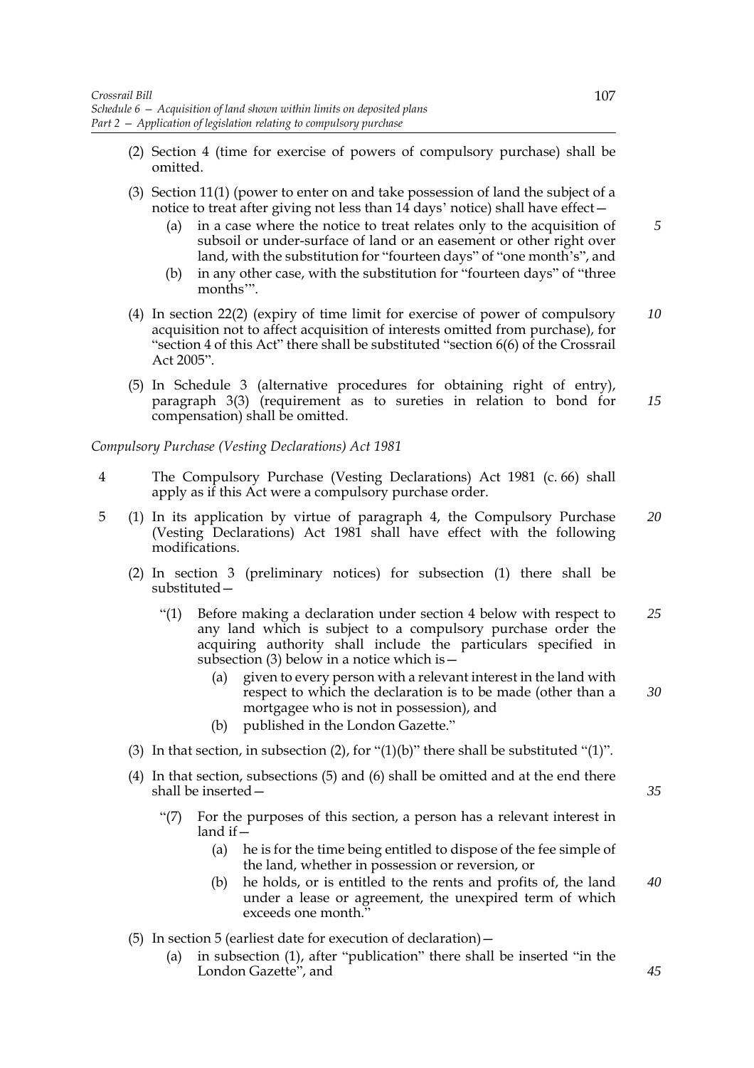(2) Section 4 (time for exercise of powers of compulsory purchase) shall be omitted.

(3) Section 11(1) (power to enter on and take possession of land the subject of a notice to treat after giving not less than 14 days' notice) shall have effect—

(a) in a case where the notice to treat relates only to the acquisition of subsoil or under-surface of land or an easement or other right over land, with the substitution for "fourteen days" of "one month's", and

(b) in any other case, with the substitution for "fourteen days" of "three months'".

(4) In section 22(2) (expiry of time limit for exercise of power of compulsory acquisition not to affect acquisition of interests omitted from purchase), for "section 4 of this Act" there shall be substituted "section 6(6) of the Crossrail Act 2005".

(5) In Schedule 3 (alternative procedures for obtaining right of entry), paragraph 3(3) (requirement as to sureties in relation to bond for compensation) shall be omitted.

*Compulsory Purchase (Vesting Declarations) Act 1981*

4 The Compulsory Purchase (Vesting Declarations) Act 1981 (c. 66) shall apply as if this Act were a compulsory purchase order.

5 (1) In its application by virtue of paragraph 4, the Compulsory Purchase (Vesting Declarations) Act 1981 shall have effect with the following modifications.

(2) In section 3 (preliminary notices) for subsection (1) there shall be substituted—

"(1) Before making a declaration under section 4 below with respect to any land which is subject to a compulsory purchase order the acquiring authority shall include the particulars specified in subsection (3) below in a notice which is—

(a) given to every person with a relevant interest in the land with respect to which the declaration is to be made (other than a mortgagee who is not in possession), and

(b) published in the London Gazette."

(3) In that section, in subsection (2), for "(1)(b)" there shall be substituted "(1)".

(4) In that section, subsections (5) and (6) shall be omitted and at the end there shall be inserted—

"(7) For the purposes of this section, a person has a relevant interest in land if—

(a) he is for the time being entitled to dispose of the fee simple of the land, whether in possession or reversion, or

(b) he holds, or is entitled to the rents and profits of, the land under a lease or agreement, the unexpired term of which exceeds one month."

(5) In section 5 (earliest date for execution of declaration)—

(a) in subsection (1), after "publication" there shall be inserted "in the London Gazette", and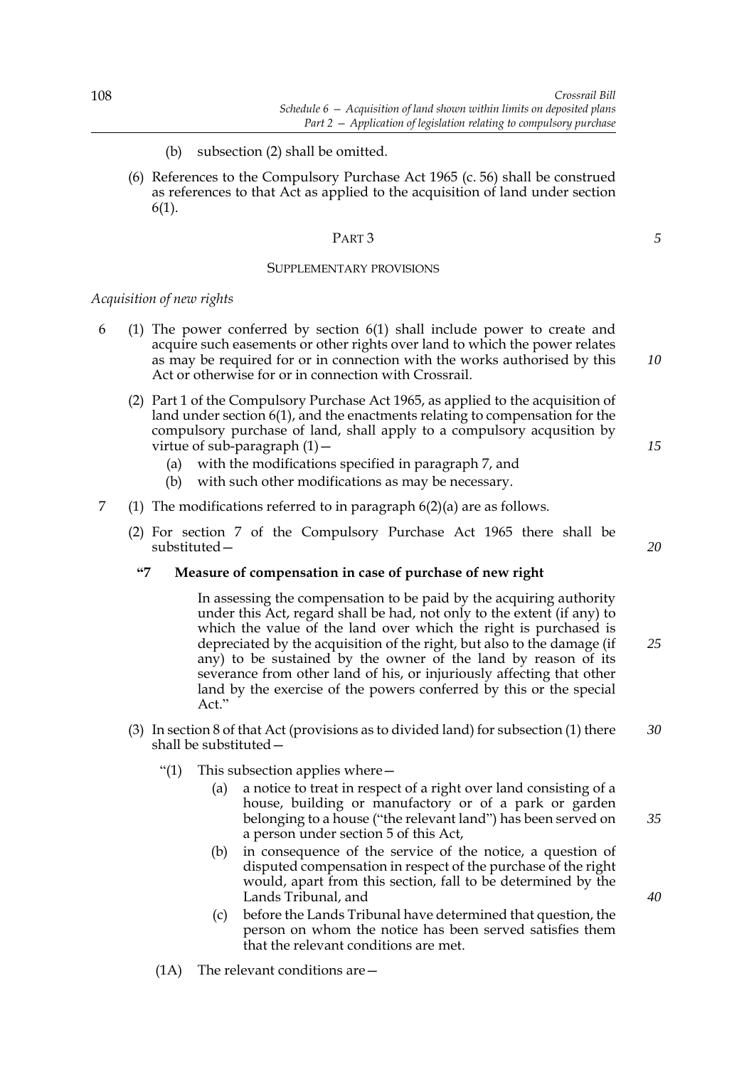(b) subsection (2) shall be omitted.

(6) References to the Compulsory Purchase Act 1965 (c. 56) shall be construed as references to that Act as applied to the acquisition of land under section 6(1).

## PART 3

### SUPPLEMENTARY PROVISIONS

*Acquisition of new rights*

6 (1) The power conferred by section 6(1) shall include power to create and acquire such easements or other rights over land to which the power relates as may be required for or in connection with the works authorised by this Act or otherwise for or in connection with Crossrail.

(2) Part 1 of the Compulsory Purchase Act 1965, as applied to the acquisition of land under section 6(1), and the enactments relating to compensation for the compulsory purchase of land, shall apply to a compulsory acqusition by virtue of sub-paragraph (1)—

(a) with the modifications specified in paragraph 7, and

(b) with such other modifications as may be necessary.

7 (1) The modifications referred to in paragraph 6(2)(a) are as follows.

(2) For section 7 of the Compulsory Purchase Act 1965 there shall be substituted—

**"7 Measure of compensation in case of purchase of new right**

In assessing the compensation to be paid by the acquiring authority under this Act, regard shall be had, not only to the extent (if any) to which the value of the land over which the right is purchased is depreciated by the acquisition of the right, but also to the damage (if any) to be sustained by the owner of the land by reason of its severance from other land of his, or injuriously affecting that other land by the exercise of the powers conferred by this or the special Act."

(3) In section 8 of that Act (provisions as to divided land) for subsection (1) there shall be substituted—

"(1) This subsection applies where—

(a) a notice to treat in respect of a right over land consisting of a house, building or manufactory or of a park or garden belonging to a house ("the relevant land") has been served on a person under section 5 of this Act,

(b) in consequence of the service of the notice, a question of disputed compensation in respect of the purchase of the right would, apart from this section, fall to be determined by the Lands Tribunal, and

(c) before the Lands Tribunal have determined that question, the person on whom the notice has been served satisfies them that the relevant conditions are met.

(1A) The relevant conditions are—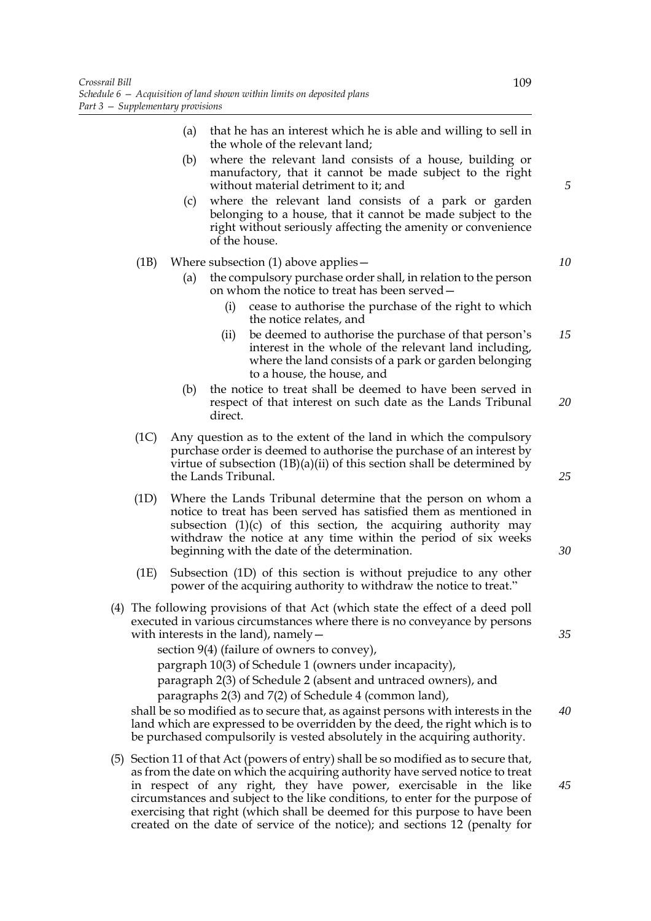(a) that he has an interest which he is able and willing to sell in the whole of the relevant land;

(b) where the relevant land consists of a house, building or manufactory, that it cannot be made subject to the right without material detriment to it; and

(c) where the relevant land consists of a park or garden belonging to a house, that it cannot be made subject to the right without seriously affecting the amenity or convenience of the house.

(1B) Where subsection (1) above applies—

(a) the compulsory purchase order shall, in relation to the person on whom the notice to treat has been served—

(i) cease to authorise the purchase of the right to which the notice relates, and

(ii) be deemed to authorise the purchase of that person's interest in the whole of the relevant land including, where the land consists of a park or garden belonging to a house, the house, and

(b) the notice to treat shall be deemed to have been served in respect of that interest on such date as the Lands Tribunal direct.

(1C) Any question as to the extent of the land in which the compulsory purchase order is deemed to authorise the purchase of an interest by virtue of subsection (1B)(a)(ii) of this section shall be determined by the Lands Tribunal.

(1D) Where the Lands Tribunal determine that the person on whom a notice to treat has been served has satisfied them as mentioned in subsection (1)(c) of this section, the acquiring authority may withdraw the notice at any time within the period of six weeks beginning with the date of the determination.

(1E) Subsection (1D) of this section is without prejudice to any other power of the acquiring authority to withdraw the notice to treat."

(4) The following provisions of that Act (which state the effect of a deed poll executed in various circumstances where there is no conveyance by persons with interests in the land), namely—

section 9(4) (failure of owners to convey),

pargraph 10(3) of Schedule 1 (owners under incapacity),

paragraph 2(3) of Schedule 2 (absent and untraced owners), and

paragraphs 2(3) and 7(2) of Schedule 4 (common land),

shall be so modified as to secure that, as against persons with interests in the land which are expressed to be overridden by the deed, the right which is to be purchased compulsorily is vested absolutely in the acquiring authority.

(5) Section 11 of that Act (powers of entry) shall be so modified as to secure that, as from the date on which the acquiring authority have served notice to treat in respect of any right, they have power, exercisable in the like circumstances and subject to the like conditions, to enter for the purpose of exercising that right (which shall be deemed for this purpose to have been created on the date of service of the notice); and sections 12 (penalty for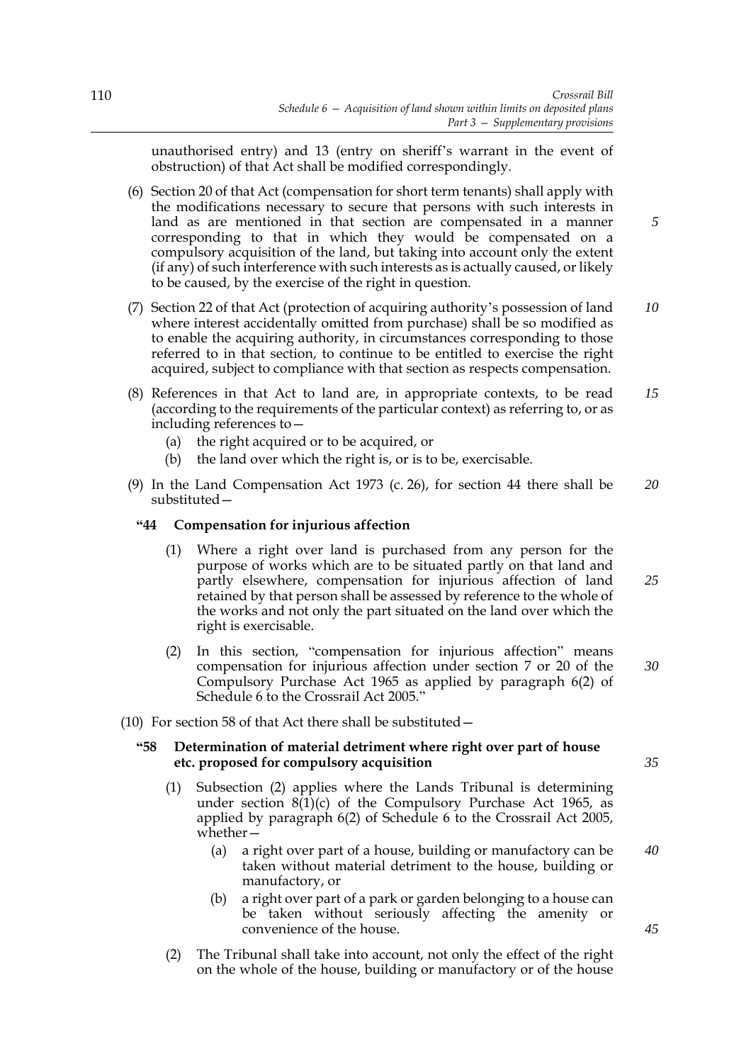unauthorised entry) and 13 (entry on sheriff's warrant in the event of obstruction) of that Act shall be modified correspondingly.

(6) Section 20 of that Act (compensation for short term tenants) shall apply with the modifications necessary to secure that persons with such interests in land as are mentioned in that section are compensated in a manner corresponding to that in which they would be compensated on a compulsory acquisition of the land, but taking into account only the extent (if any) of such interference with such interests as is actually caused, or likely to be caused, by the exercise of the right in question.

(7) Section 22 of that Act (protection of acquiring authority's possession of land where interest accidentally omitted from purchase) shall be so modified as to enable the acquiring authority, in circumstances corresponding to those referred to in that section, to continue to be entitled to exercise the right acquired, subject to compliance with that section as respects compensation.

(8) References in that Act to land are, in appropriate contexts, to be read (according to the requirements of the particular context) as referring to, or as including references to—

- (a) the right acquired or to be acquired, or
- (b) the land over which the right is, or is to be, exercisable.

(9) In the Land Compensation Act 1973 (c. 26), for section 44 there shall be substituted—

**"44 Compensation for injurious affection**

(1) Where a right over land is purchased from any person for the purpose of works which are to be situated partly on that land and partly elsewhere, compensation for injurious affection of land retained by that person shall be assessed by reference to the whole of the works and not only the part situated on the land over which the right is exercisable.

(2) In this section, "compensation for injurious affection" means compensation for injurious affection under section 7 or 20 of the Compulsory Purchase Act 1965 as applied by paragraph 6(2) of Schedule 6 to the Crossrail Act 2005."

(10) For section 58 of that Act there shall be substituted—

**"58 Determination of material detriment where right over part of house etc. proposed for compulsory acquisition**

(1) Subsection (2) applies where the Lands Tribunal is determining under section 8(1)(c) of the Compulsory Purchase Act 1965, as applied by paragraph 6(2) of Schedule 6 to the Crossrail Act 2005, whether—

- (a) a right over part of a house, building or manufactory can be taken without material detriment to the house, building or manufactory, or
- (b) a right over part of a park or garden belonging to a house can be taken without seriously affecting the amenity or convenience of the house.

(2) The Tribunal shall take into account, not only the effect of the right on the whole of the house, building or manufactory or of the house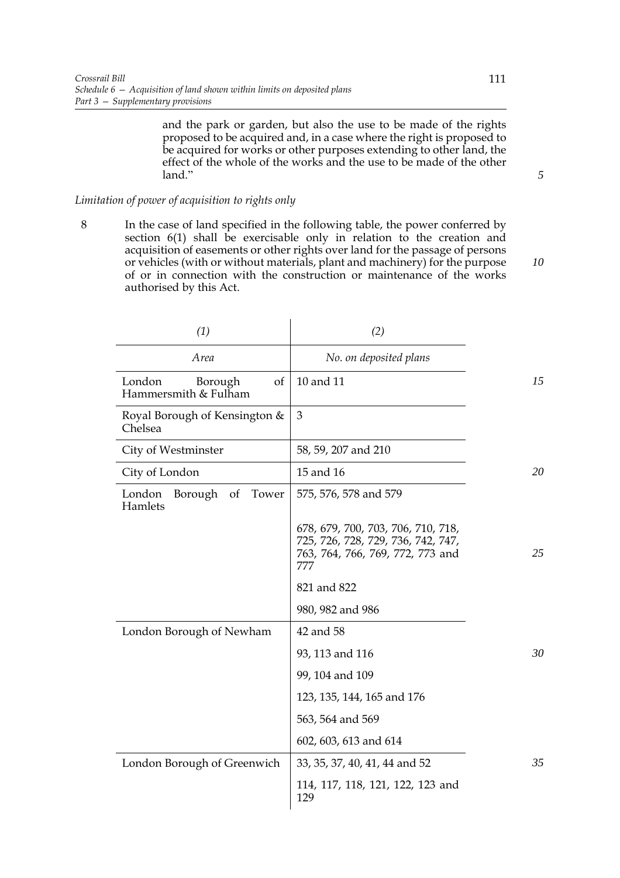and the park or garden, but also the use to be made of the rights proposed to be acquired and, in a case where the right is proposed to be acquired for works or other purposes extending to other land, the effect of the whole of the works and the use to be made of the other land."

*Limitation of power of acquisition to rights only*

8 In the case of land specified in the following table, the power conferred by section 6(1) shall be exercisable only in relation to the creation and acquisition of easements or other rights over land for the passage of persons or vehicles (with or without materials, plant and machinery) for the purpose of or in connection with the construction or maintenance of the works authorised by this Act.

| *(1)* | *(2)* |
|---|---|
| *Area* | *No. on deposited plans* |
| London Borough of Hammersmith & Fulham | 10 and 11 |
| Royal Borough of Kensington & Chelsea | 3 |
| City of Westminster | 58, 59, 207 and 210 |
| City of London | 15 and 16 |
| London Borough of Tower Hamlets | 575, 576, 578 and 579 |
| | 678, 679, 700, 703, 706, 710, 718, 725, 726, 728, 729, 736, 742, 747, 763, 764, 766, 769, 772, 773 and 777 |
| | 821 and 822 |
| | 980, 982 and 986 |
| London Borough of Newham | 42 and 58 |
| | 93, 113 and 116 |
| | 99, 104 and 109 |
| | 123, 135, 144, 165 and 176 |
| | 563, 564 and 569 |
| | 602, 603, 613 and 614 |
| London Borough of Greenwich | 33, 35, 37, 40, 41, 44 and 52 |
| | 114, 117, 118, 121, 122, 123 and 129 |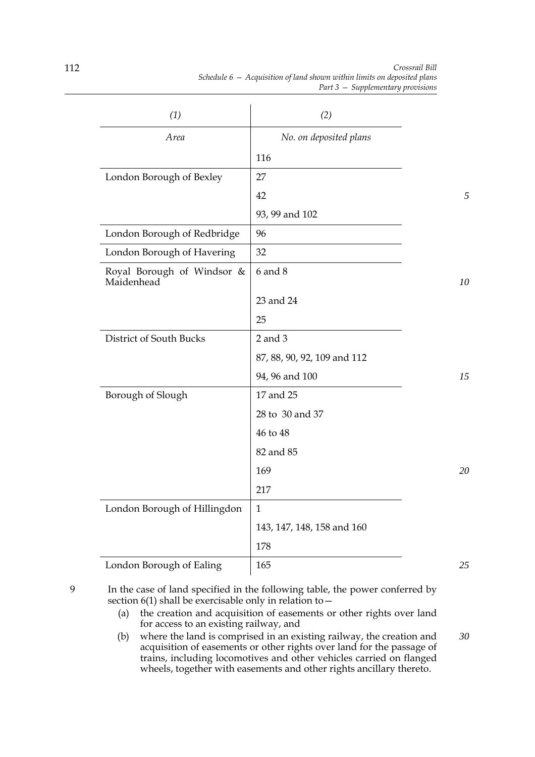| (1) | (2) |
|---|---|
| *Area* | *No. on deposited plans* |
| | 116 |
| London Borough of Bexley | 27 |
| | 42 |
| | 93, 99 and 102 |
| London Borough of Redbridge | 96 |
| London Borough of Havering | 32 |
| Royal Borough of Windsor & Maidenhead | 6 and 8 |
| | 23 and 24 |
| | 25 |
| District of South Bucks | 2 and 3 |
| | 87, 88, 90, 92, 109 and 112 |
| | 94, 96 and 100 |
| Borough of Slough | 17 and 25 |
| | 28 to 30 and 37 |
| | 46 to 48 |
| | 82 and 85 |
| | 169 |
| | 217 |
| London Borough of Hillingdon | 1 |
| | 143, 147, 148, 158 and 160 |
| | 178 |
| London Borough of Ealing | 165 |

9 In the case of land specified in the following table, the power conferred by section 6(1) shall be exercisable only in relation to—

(a) the creation and acquisition of easements or other rights over land for access to an existing railway, and

(b) where the land is comprised in an existing railway, the creation and acquisition of easements or other rights over land for the passage of trains, including locomotives and other vehicles carried on flanged wheels, together with easements and other rights ancillary thereto.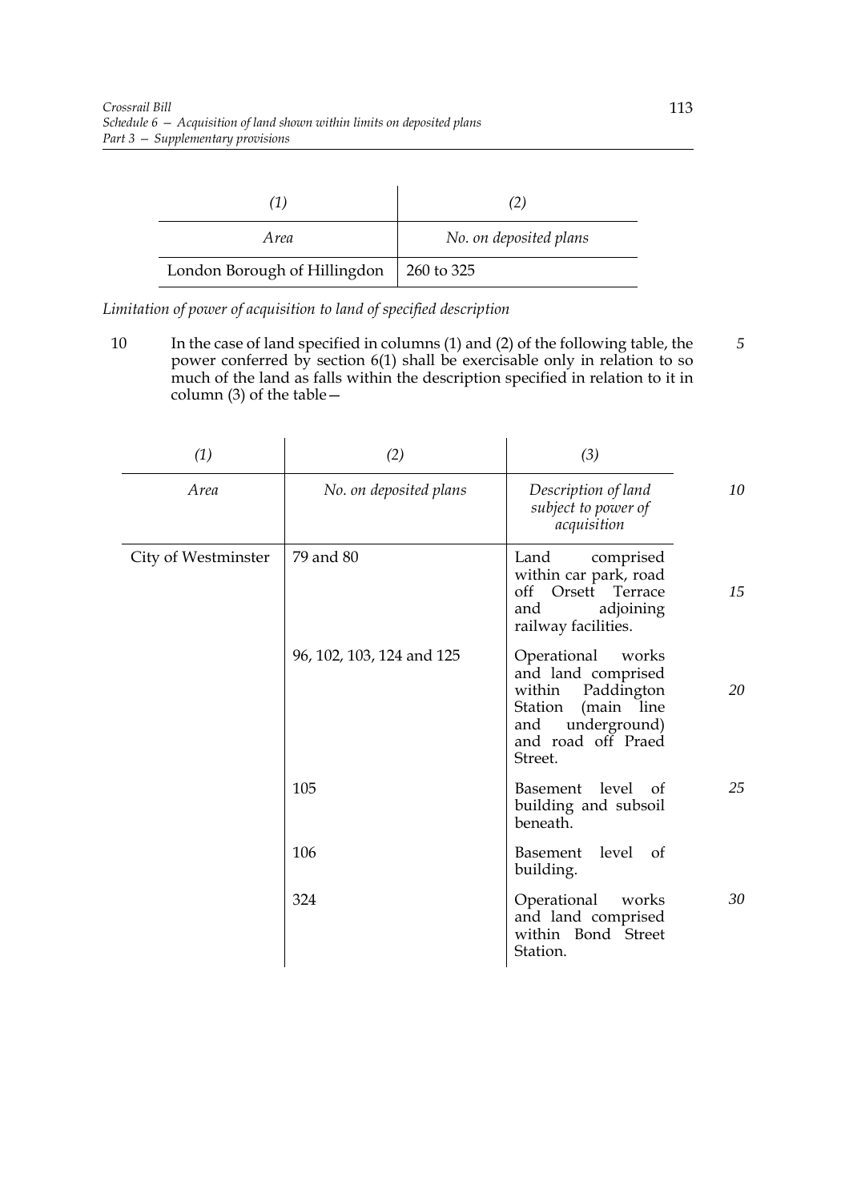| (1) | (2) |
|---|---|
| *Area* | *No. on deposited plans* |
| London Borough of Hillingdon | 260 to 325 |

*Limitation of power of acquisition to land of specified description*

10 In the case of land specified in columns (1) and (2) of the following table, the power conferred by section 6(1) shall be exercisable only in relation to so much of the land as falls within the description specified in relation to it in column (3) of the table—

| (1) | (2) | (3) |
|---|---|---|
| *Area* | *No. on deposited plans* | *Description of land subject to power of acquisition* |
| City of Westminster | 79 and 80 | Land comprised within car park, road off Orsett Terrace and adjoining railway facilities. |
| | 96, 102, 103, 124 and 125 | Operational works and land comprised within Paddington Station (main line and underground) and road off Praed Street. |
| | 105 | Basement level of building and subsoil beneath. |
| | 106 | Basement level of building. |
| | 324 | Operational works and land comprised within Bond Street Station. |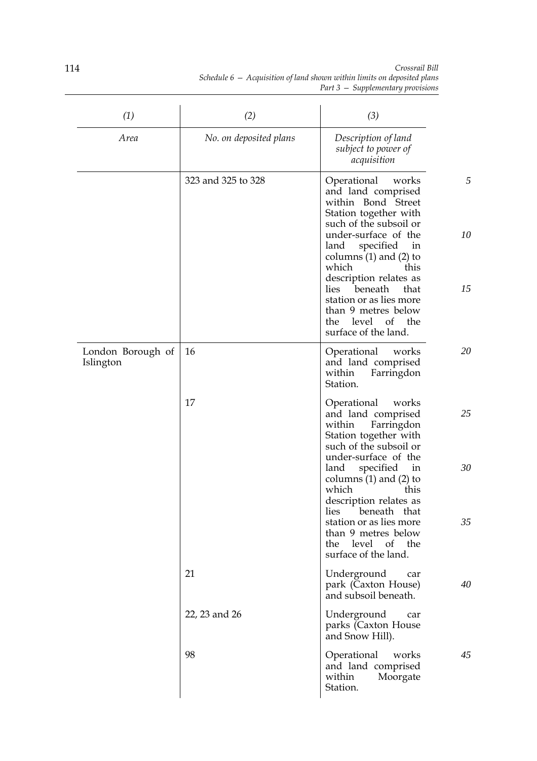| (1) | (2) | (3) |
|---|---|---|
| *Area* | *No. on deposited plans* | *Description of land subject to power of acquisition* |
| | 323 and 325 to 328 | Operational works and land comprised within Bond Street Station together with such of the subsoil or under-surface of the land specified in columns (1) and (2) to which this description relates as lies beneath that station or as lies more than 9 metres below the level of the surface of the land. |
| London Borough of Islington | 16 | Operational works and land comprised within Farringdon Station. |
| | 17 | Operational works and land comprised within Farringdon Station together with such of the subsoil or under-surface of the land specified in columns (1) and (2) to which this description relates as lies beneath that station or as lies more than 9 metres below the level of the surface of the land. |
| | 21 | Underground car park (Caxton House) and subsoil beneath. |
| | 22, 23 and 26 | Underground car parks (Caxton House and Snow Hill). |
| | 98 | Operational works and land comprised within Moorgate Station. |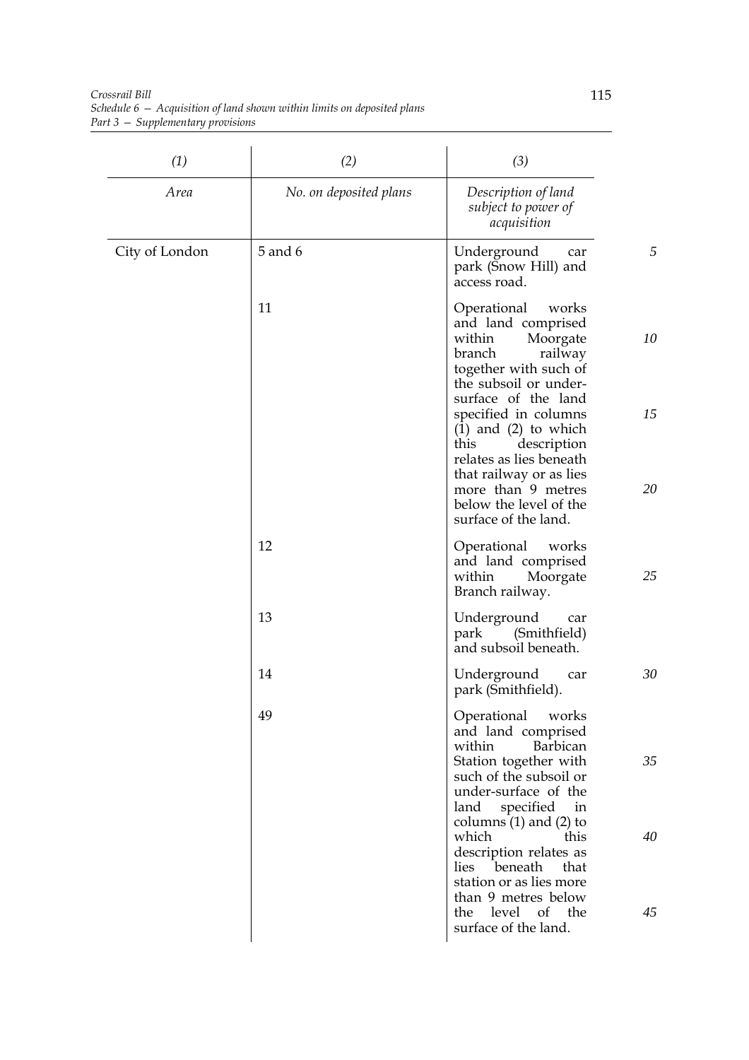| (1) | (2) | (3) |
|---|---|---|
| *Area* | *No. on deposited plans* | *Description of land subject to power of acquisition* |
| City of London | 5 and 6 | Underground car park (Snow Hill) and access road. |
| | 11 | Operational works and land comprised within Moorgate branch railway together with such of the subsoil or under-surface of the land specified in columns (1) and (2) to which this description relates as lies beneath that railway or as lies more than 9 metres below the level of the surface of the land. |
| | 12 | Operational works and land comprised within Moorgate Branch railway. |
| | 13 | Underground car park (Smithfield) and subsoil beneath. |
| | 14 | Underground car park (Smithfield). |
| | 49 | Operational works and land comprised within Barbican Station together with such of the subsoil or under-surface of the land specified in columns (1) and (2) to which this description relates as lies beneath that station or as lies more than 9 metres below the level of the surface of the land. |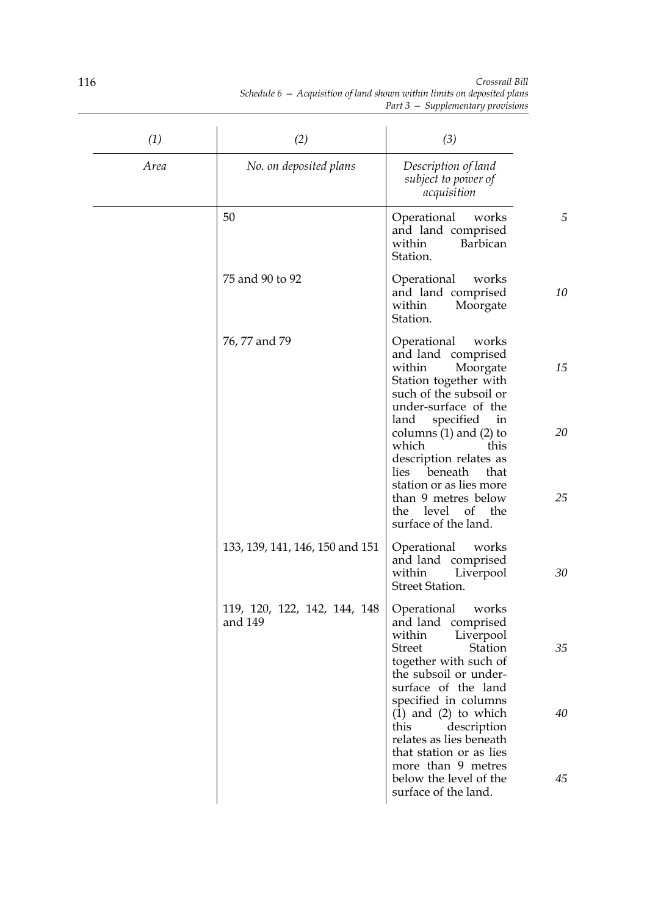| (1) | (2) | (3) |
|---|---|---|
| *Area* | *No. on deposited plans* | *Description of land subject to power of acquisition* |
| | 50 | Operational works and land comprised within Barbican Station. |
| | 75 and 90 to 92 | Operational works and land comprised within Moorgate Station. |
| | 76, 77 and 79 | Operational works and land comprised within Moorgate Station together with such of the subsoil or under-surface of the land specified in columns (1) and (2) to which this description relates as lies beneath that station or as lies more than 9 metres below the level of the surface of the land. |
| | 133, 139, 141, 146, 150 and 151 | Operational works and land comprised within Liverpool Street Station. |
| | 119, 120, 122, 142, 144, 148 and 149 | Operational works and land comprised within Liverpool Street Station together with such of the subsoil or under-surface of the land specified in columns (1) and (2) to which this description relates as lies beneath that station or as lies more than 9 metres below the level of the surface of the land. |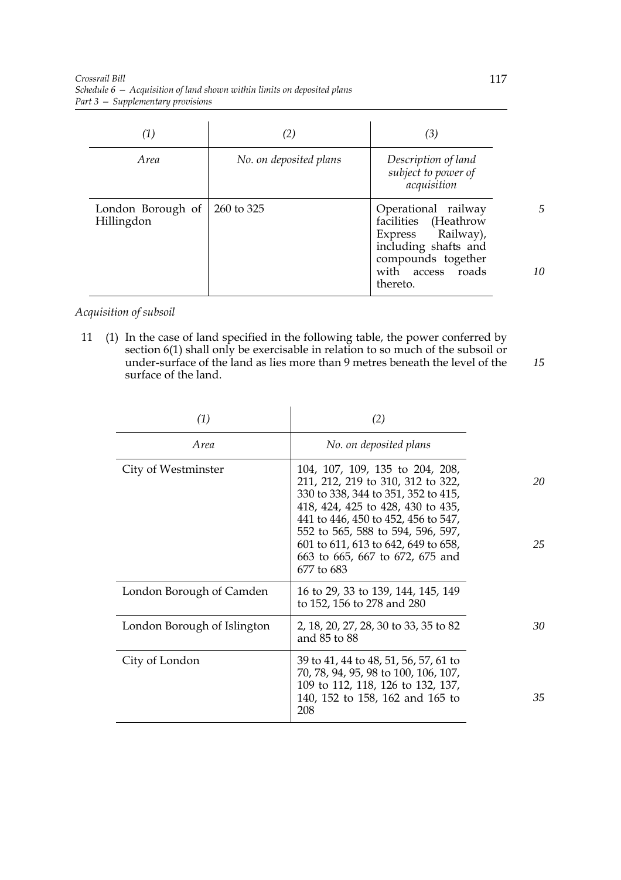| (1) | (2) | (3) |
|---|---|---|
| *Area* | *No. on deposited plans* | *Description of land subject to power of acquisition* |
| London Borough of Hillingdon | 260 to 325 | Operational railway facilities (Heathrow Express Railway), including shafts and compounds together with access roads thereto. |

*Acquisition of subsoil*

11 (1) In the case of land specified in the following table, the power conferred by section 6(1) shall only be exercisable in relation to so much of the subsoil or under-surface of the land as lies more than 9 metres beneath the level of the surface of the land.

| (1) | (2) |
|---|---|
| *Area* | *No. on deposited plans* |
| City of Westminster | 104, 107, 109, 135 to 204, 208, 211, 212, 219 to 310, 312 to 322, 330 to 338, 344 to 351, 352 to 415, 418, 424, 425 to 428, 430 to 435, 441 to 446, 450 to 452, 456 to 547, 552 to 565, 588 to 594, 596, 597, 601 to 611, 613 to 642, 649 to 658, 663 to 665, 667 to 672, 675 and 677 to 683 |
| London Borough of Camden | 16 to 29, 33 to 139, 144, 145, 149 to 152, 156 to 278 and 280 |
| London Borough of Islington | 2, 18, 20, 27, 28, 30 to 33, 35 to 82 and 85 to 88 |
| City of London | 39 to 41, 44 to 48, 51, 56, 57, 61 to 70, 78, 94, 95, 98 to 100, 106, 107, 109 to 112, 118, 126 to 132, 137, 140, 152 to 158, 162 and 165 to 208 |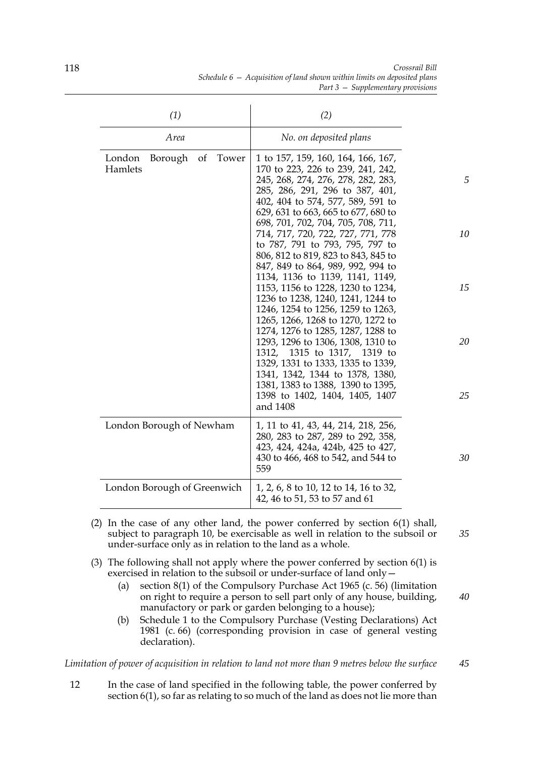| (1) | (2) |
|---|---|
| *Area* | *No. on deposited plans* |
| London Borough of Tower Hamlets | 1 to 157, 159, 160, 164, 166, 167, 170 to 223, 226 to 239, 241, 242, 245, 268, 274, 276, 278, 282, 283, 285, 286, 291, 296 to 387, 401, 402, 404 to 574, 577, 589, 591 to 629, 631 to 663, 665 to 677, 680 to 698, 701, 702, 704, 705, 708, 711, 714, 717, 720, 722, 727, 771, 778 to 787, 791 to 793, 795, 797 to 806, 812 to 819, 823 to 843, 845 to 847, 849 to 864, 989, 992, 994 to 1134, 1136 to 1139, 1141, 1149, 1153, 1156 to 1228, 1230 to 1234, 1236 to 1238, 1240, 1241, 1244 to 1246, 1254 to 1256, 1259 to 1263, 1265, 1266, 1268 to 1270, 1272 to 1274, 1276 to 1285, 1287, 1288 to 1293, 1296 to 1306, 1308, 1310 to 1312, 1315 to 1317, 1319 to 1329, 1331 to 1333, 1335 to 1339, 1341, 1342, 1344 to 1378, 1380, 1381, 1383 to 1388, 1390 to 1395, 1398 to 1402, 1404, 1405, 1407 and 1408 |
| London Borough of Newham | 1, 11 to 41, 43, 44, 214, 218, 256, 280, 283 to 287, 289 to 292, 358, 423, 424, 424a, 424b, 425 to 427, 430 to 466, 468 to 542, and 544 to 559 |
| London Borough of Greenwich | 1, 2, 6, 8 to 10, 12 to 14, 16 to 32, 42, 46 to 51, 53 to 57 and 61 |

(2) In the case of any other land, the power conferred by section 6(1) shall, subject to paragraph 10, be exercisable as well in relation to the subsoil or under-surface only as in relation to the land as a whole.

(3) The following shall not apply where the power conferred by section 6(1) is exercised in relation to the subsoil or under-surface of land only—

(a) section 8(1) of the Compulsory Purchase Act 1965 (c. 56) (limitation on right to require a person to sell part only of any house, building, manufactory or park or garden belonging to a house);

(b) Schedule 1 to the Compulsory Purchase (Vesting Declarations) Act 1981 (c. 66) (corresponding provision in case of general vesting declaration).

*Limitation of power of acquisition in relation to land not more than 9 metres below the surface*

12 In the case of land specified in the following table, the power conferred by section 6(1), so far as relating to so much of the land as does not lie more than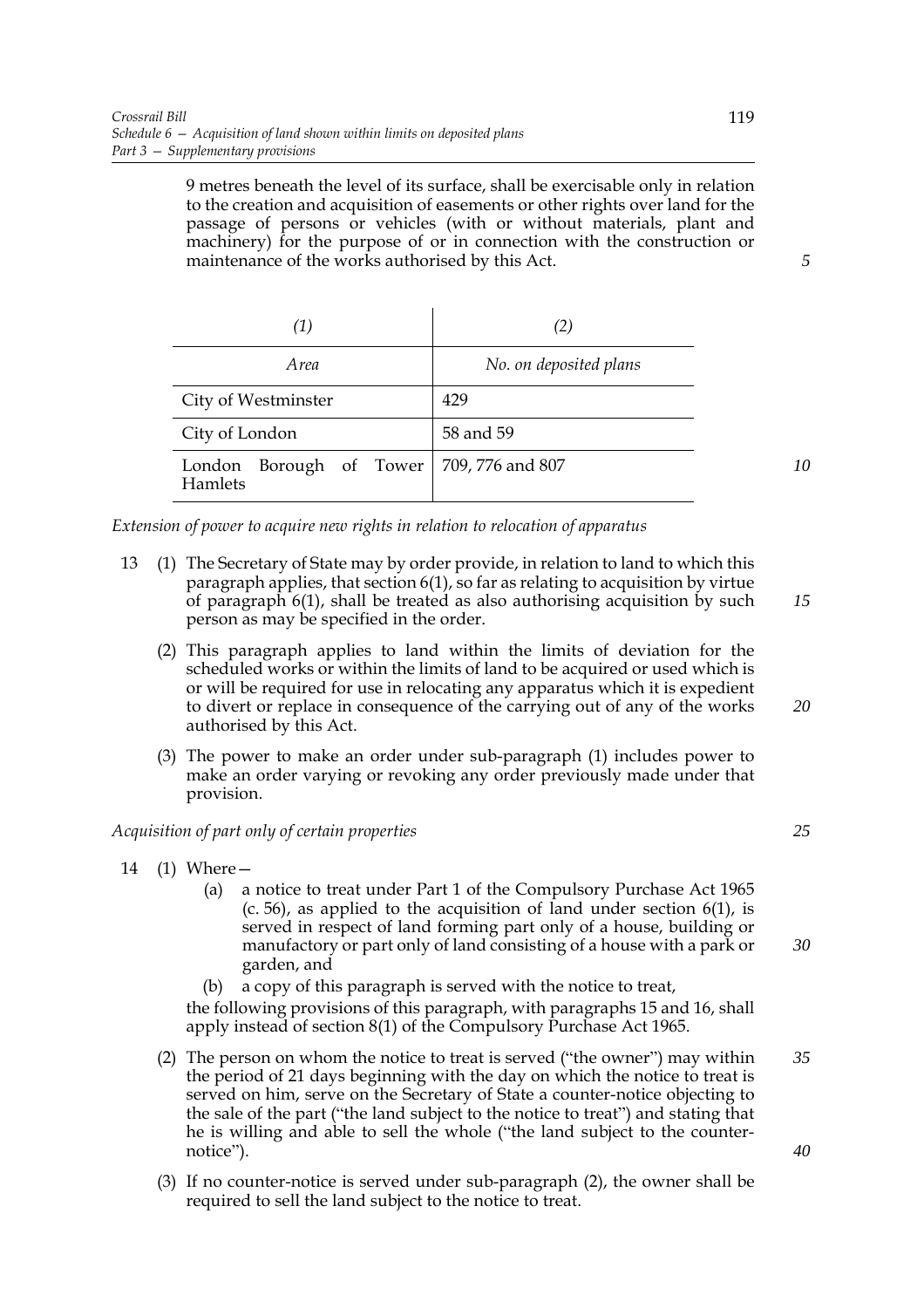9 metres beneath the level of its surface, shall be exercisable only in relation to the creation and acquisition of easements or other rights over land for the passage of persons or vehicles (with or without materials, plant and machinery) for the purpose of or in connection with the construction or maintenance of the works authorised by this Act.

| *(1)* | *(2)* |
|---|---|
| *Area* | *No. on deposited plans* |
| City of Westminster | 429 |
| City of London | 58 and 59 |
| London Borough of Tower Hamlets | 709, 776 and 807 |

*Extension of power to acquire new rights in relation to relocation of apparatus*

13 (1) The Secretary of State may by order provide, in relation to land to which this paragraph applies, that section 6(1), so far as relating to acquisition by virtue of paragraph 6(1), shall be treated as also authorising acquisition by such person as may be specified in the order.

(2) This paragraph applies to land within the limits of deviation for the scheduled works or within the limits of land to be acquired or used which is or will be required for use in relocating any apparatus which it is expedient to divert or replace in consequence of the carrying out of any of the works authorised by this Act.

(3) The power to make an order under sub-paragraph (1) includes power to make an order varying or revoking any order previously made under that provision.

*Acquisition of part only of certain properties*

14 (1) Where—

(a) a notice to treat under Part 1 of the Compulsory Purchase Act 1965 (c. 56), as applied to the acquisition of land under section 6(1), is served in respect of land forming part only of a house, building or manufactory or part only of land consisting of a house with a park or garden, and

(b) a copy of this paragraph is served with the notice to treat,

the following provisions of this paragraph, with paragraphs 15 and 16, shall apply instead of section 8(1) of the Compulsory Purchase Act 1965.

(2) The person on whom the notice to treat is served ("the owner") may within the period of 21 days beginning with the day on which the notice to treat is served on him, serve on the Secretary of State a counter-notice objecting to the sale of the part ("the land subject to the notice to treat") and stating that he is willing and able to sell the whole ("the land subject to the counter-notice").

(3) If no counter-notice is served under sub-paragraph (2), the owner shall be required to sell the land subject to the notice to treat.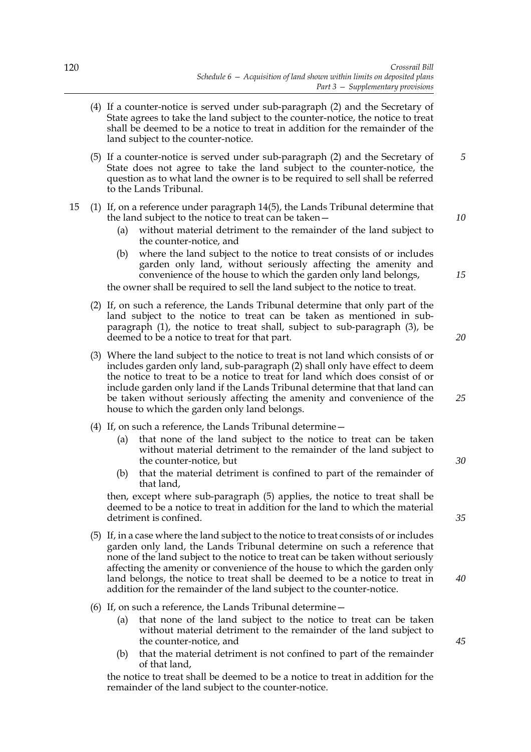(4) If a counter-notice is served under sub-paragraph (2) and the Secretary of State agrees to take the land subject to the counter-notice, the notice to treat shall be deemed to be a notice to treat in addition for the remainder of the land subject to the counter-notice.

(5) If a counter-notice is served under sub-paragraph (2) and the Secretary of State does not agree to take the land subject to the counter-notice, the question as to what land the owner is to be required to sell shall be referred to the Lands Tribunal.

15 (1) If, on a reference under paragraph 14(5), the Lands Tribunal determine that the land subject to the notice to treat can be taken—

(a) without material detriment to the remainder of the land subject to the counter-notice, and

(b) where the land subject to the notice to treat consists of or includes garden only land, without seriously affecting the amenity and convenience of the house to which the garden only land belongs,

the owner shall be required to sell the land subject to the notice to treat.

(2) If, on such a reference, the Lands Tribunal determine that only part of the land subject to the notice to treat can be taken as mentioned in sub-paragraph (1), the notice to treat shall, subject to sub-paragraph (3), be deemed to be a notice to treat for that part.

(3) Where the land subject to the notice to treat is not land which consists of or includes garden only land, sub-paragraph (2) shall only have effect to deem the notice to treat to be a notice to treat for land which does consist of or include garden only land if the Lands Tribunal determine that that land can be taken without seriously affecting the amenity and convenience of the house to which the garden only land belongs.

(4) If, on such a reference, the Lands Tribunal determine—

(a) that none of the land subject to the notice to treat can be taken without material detriment to the remainder of the land subject to the counter-notice, but

(b) that the material detriment is confined to part of the remainder of that land,

then, except where sub-paragraph (5) applies, the notice to treat shall be deemed to be a notice to treat in addition for the land to which the material detriment is confined.

(5) If, in a case where the land subject to the notice to treat consists of or includes garden only land, the Lands Tribunal determine on such a reference that none of the land subject to the notice to treat can be taken without seriously affecting the amenity or convenience of the house to which the garden only land belongs, the notice to treat shall be deemed to be a notice to treat in addition for the remainder of the land subject to the counter-notice.

(6) If, on such a reference, the Lands Tribunal determine—

(a) that none of the land subject to the notice to treat can be taken without material detriment to the remainder of the land subject to the counter-notice, and

(b) that the material detriment is not confined to part of the remainder of that land,

the notice to treat shall be deemed to be a notice to treat in addition for the remainder of the land subject to the counter-notice.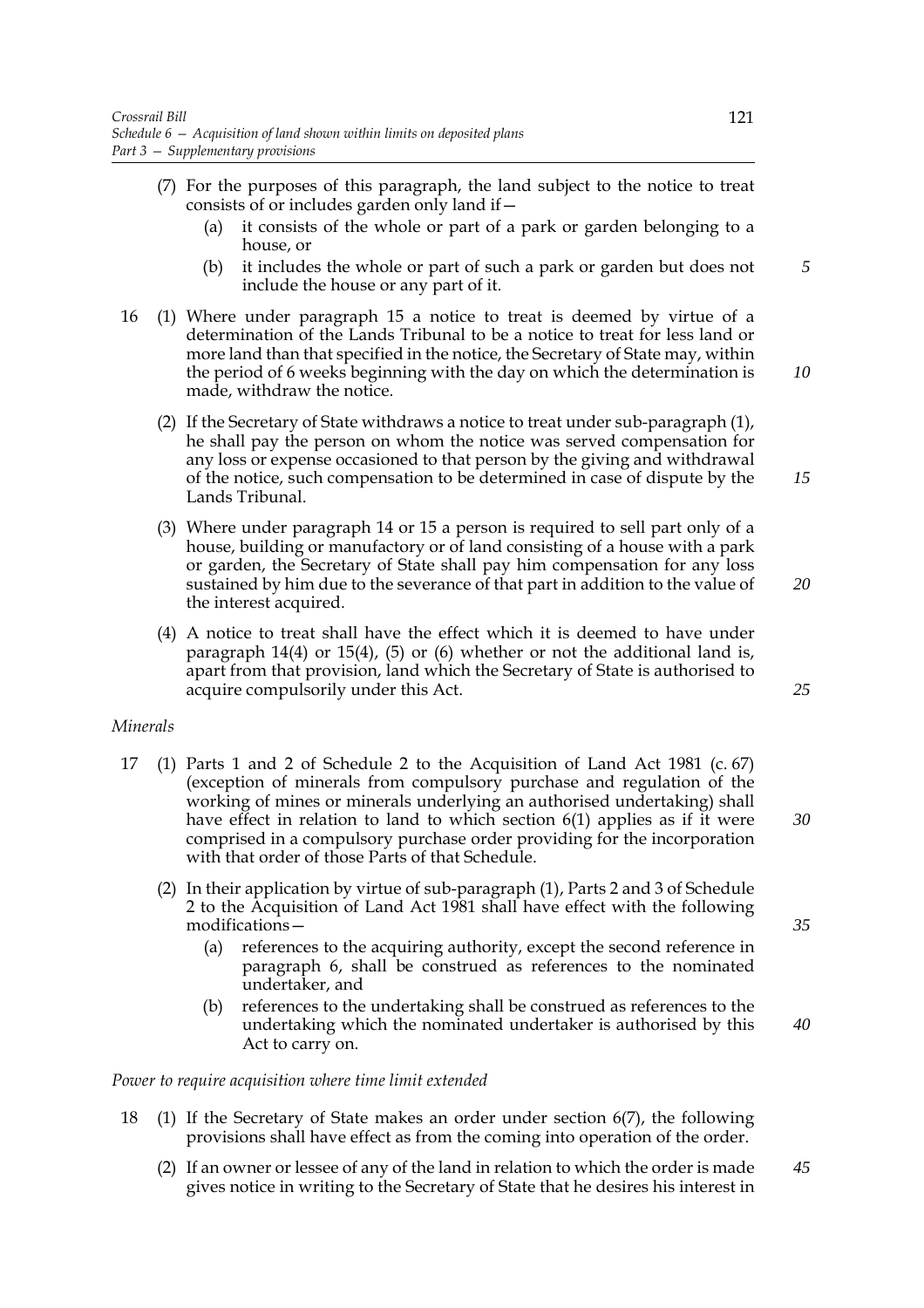(7) For the purposes of this paragraph, the land subject to the notice to treat consists of or includes garden only land if—

(a) it consists of the whole or part of a park or garden belonging to a house, or

(b) it includes the whole or part of such a park or garden but does not include the house or any part of it.

16 (1) Where under paragraph 15 a notice to treat is deemed by virtue of a determination of the Lands Tribunal to be a notice to treat for less land or more land than that specified in the notice, the Secretary of State may, within the period of 6 weeks beginning with the day on which the determination is made, withdraw the notice.

(2) If the Secretary of State withdraws a notice to treat under sub-paragraph (1), he shall pay the person on whom the notice was served compensation for any loss or expense occasioned to that person by the giving and withdrawal of the notice, such compensation to be determined in case of dispute by the Lands Tribunal.

(3) Where under paragraph 14 or 15 a person is required to sell part only of a house, building or manufactory or of land consisting of a house with a park or garden, the Secretary of State shall pay him compensation for any loss sustained by him due to the severance of that part in addition to the value of the interest acquired.

(4) A notice to treat shall have the effect which it is deemed to have under paragraph 14(4) or 15(4), (5) or (6) whether or not the additional land is, apart from that provision, land which the Secretary of State is authorised to acquire compulsorily under this Act.

*Minerals*

17 (1) Parts 1 and 2 of Schedule 2 to the Acquisition of Land Act 1981 (c. 67) (exception of minerals from compulsory purchase and regulation of the working of mines or minerals underlying an authorised undertaking) shall have effect in relation to land to which section 6(1) applies as if it were comprised in a compulsory purchase order providing for the incorporation with that order of those Parts of that Schedule.

(2) In their application by virtue of sub-paragraph (1), Parts 2 and 3 of Schedule 2 to the Acquisition of Land Act 1981 shall have effect with the following modifications—

(a) references to the acquiring authority, except the second reference in paragraph 6, shall be construed as references to the nominated undertaker, and

(b) references to the undertaking shall be construed as references to the undertaking which the nominated undertaker is authorised by this Act to carry on.

*Power to require acquisition where time limit extended*

18 (1) If the Secretary of State makes an order under section 6(7), the following provisions shall have effect as from the coming into operation of the order.

(2) If an owner or lessee of any of the land in relation to which the order is made gives notice in writing to the Secretary of State that he desires his interest in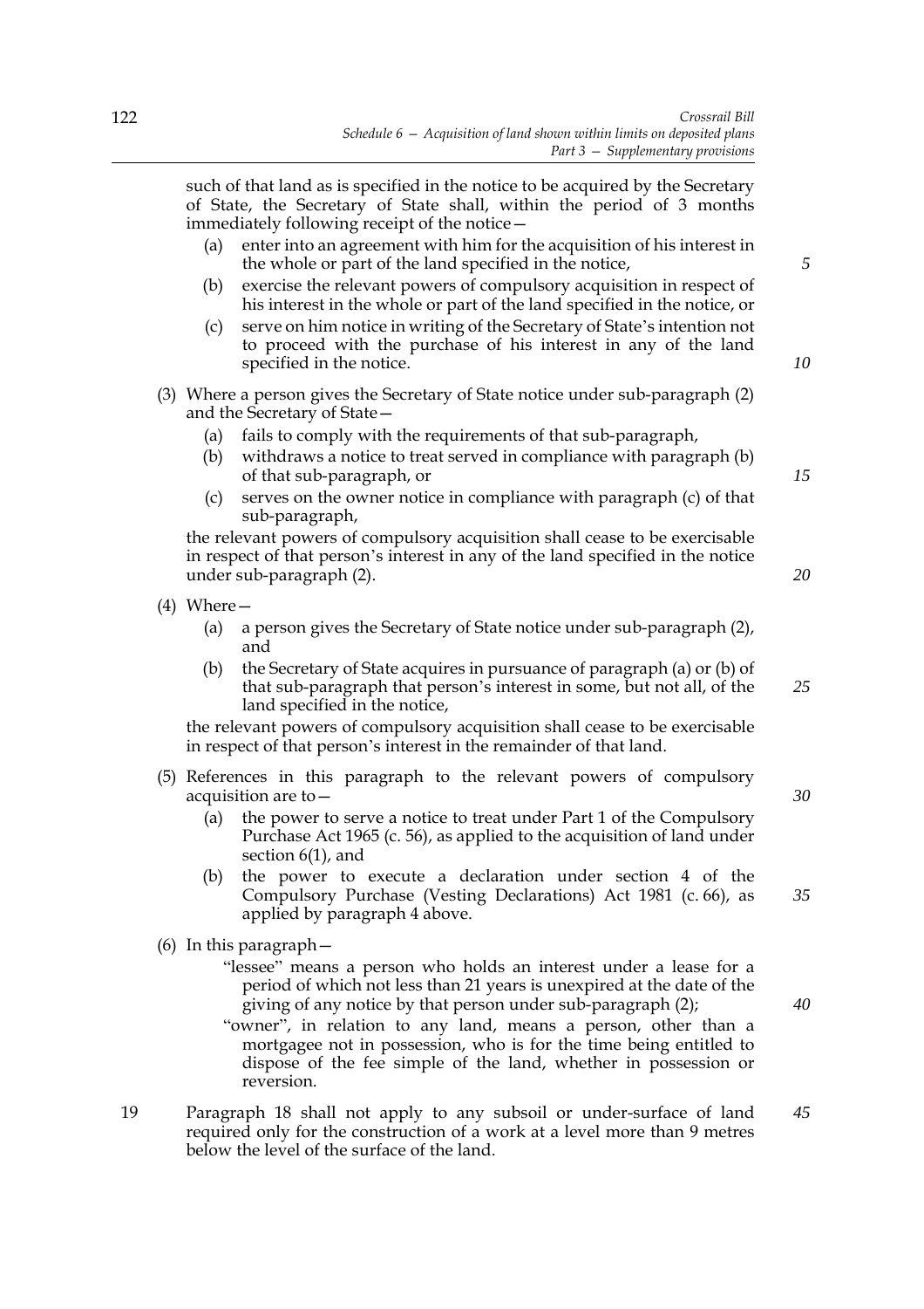such of that land as is specified in the notice to be acquired by the Secretary of State, the Secretary of State shall, within the period of 3 months immediately following receipt of the notice—

(a) enter into an agreement with him for the acquisition of his interest in the whole or part of the land specified in the notice,

(b) exercise the relevant powers of compulsory acquisition in respect of his interest in the whole or part of the land specified in the notice, or

(c) serve on him notice in writing of the Secretary of State's intention not to proceed with the purchase of his interest in any of the land specified in the notice.

(3) Where a person gives the Secretary of State notice under sub-paragraph (2) and the Secretary of State—

(a) fails to comply with the requirements of that sub-paragraph,

(b) withdraws a notice to treat served in compliance with paragraph (b) of that sub-paragraph, or

(c) serves on the owner notice in compliance with paragraph (c) of that sub-paragraph,

the relevant powers of compulsory acquisition shall cease to be exercisable in respect of that person's interest in any of the land specified in the notice under sub-paragraph (2).

(4) Where—

(a) a person gives the Secretary of State notice under sub-paragraph (2), and

(b) the Secretary of State acquires in pursuance of paragraph (a) or (b) of that sub-paragraph that person's interest in some, but not all, of the land specified in the notice,

the relevant powers of compulsory acquisition shall cease to be exercisable in respect of that person's interest in the remainder of that land.

(5) References in this paragraph to the relevant powers of compulsory acquisition are to—

(a) the power to serve a notice to treat under Part 1 of the Compulsory Purchase Act 1965 (c. 56), as applied to the acquisition of land under section 6(1), and

(b) the power to execute a declaration under section 4 of the Compulsory Purchase (Vesting Declarations) Act 1981 (c. 66), as applied by paragraph 4 above.

(6) In this paragraph—

"lessee" means a person who holds an interest under a lease for a period of which not less than 21 years is unexpired at the date of the giving of any notice by that person under sub-paragraph (2);

"owner", in relation to any land, means a person, other than a mortgagee not in possession, who is for the time being entitled to dispose of the fee simple of the land, whether in possession or reversion.

19 Paragraph 18 shall not apply to any subsoil or under-surface of land required only for the construction of a work at a level more than 9 metres below the level of the surface of the land.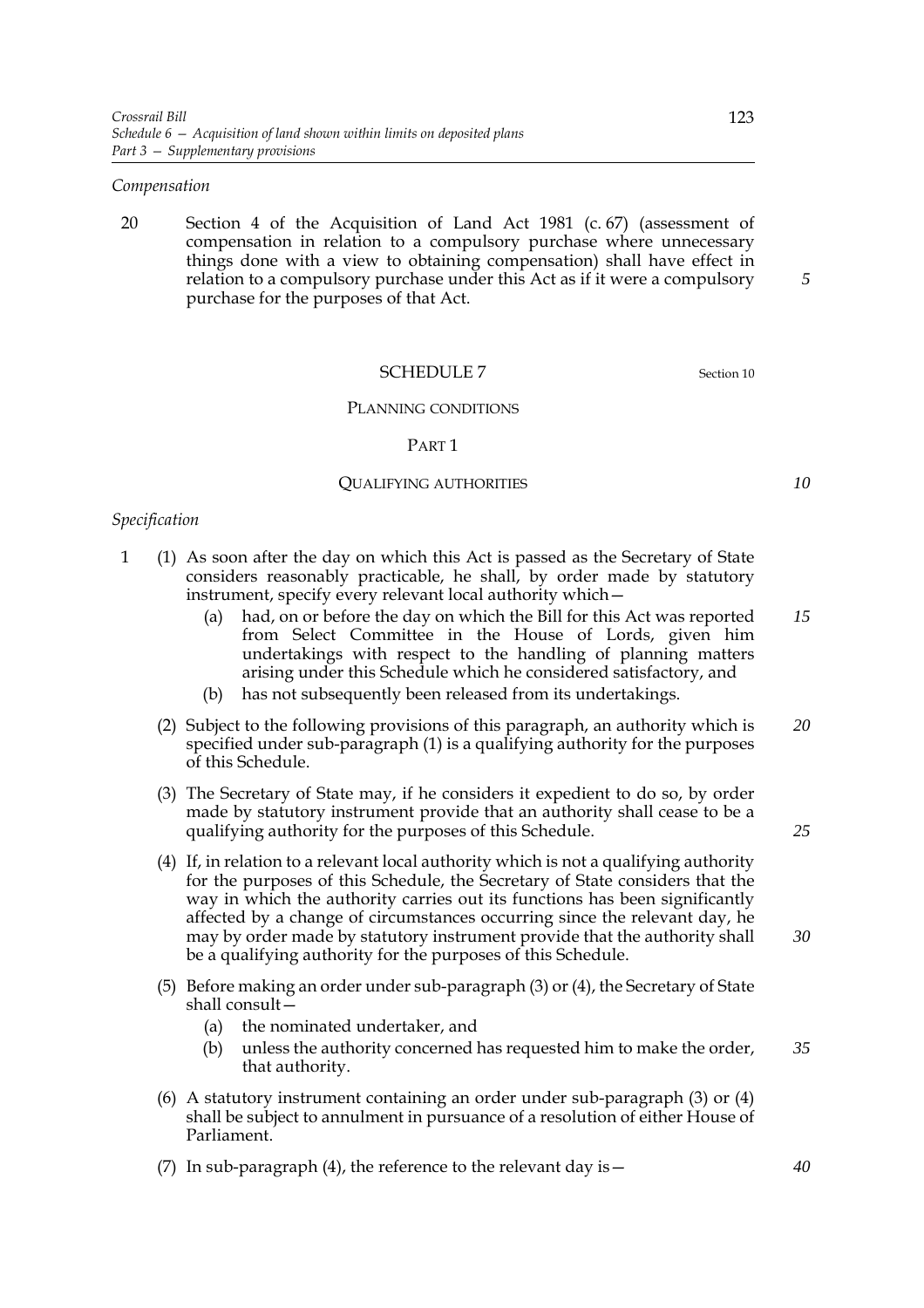*Compensation*

20 Section 4 of the Acquisition of Land Act 1981 (c. 67) (assessment of compensation in relation to a compulsory purchase where unnecessary things done with a view to obtaining compensation) shall have effect in relation to a compulsory purchase under this Act as if it were a compulsory purchase for the purposes of that Act.

## SCHEDULE 7

Section 10

### PLANNING CONDITIONS

### PART 1

### QUALIFYING AUTHORITIES

*Specification*

1 (1) As soon after the day on which this Act is passed as the Secretary of State considers reasonably practicable, he shall, by order made by statutory instrument, specify every relevant local authority which—

(a) had, on or before the day on which the Bill for this Act was reported from Select Committee in the House of Lords, given him undertakings with respect to the handling of planning matters arising under this Schedule which he considered satisfactory, and

(b) has not subsequently been released from its undertakings.

(2) Subject to the following provisions of this paragraph, an authority which is specified under sub-paragraph (1) is a qualifying authority for the purposes of this Schedule.

(3) The Secretary of State may, if he considers it expedient to do so, by order made by statutory instrument provide that an authority shall cease to be a qualifying authority for the purposes of this Schedule.

(4) If, in relation to a relevant local authority which is not a qualifying authority for the purposes of this Schedule, the Secretary of State considers that the way in which the authority carries out its functions has been significantly affected by a change of circumstances occurring since the relevant day, he may by order made by statutory instrument provide that the authority shall be a qualifying authority for the purposes of this Schedule.

(5) Before making an order under sub-paragraph (3) or (4), the Secretary of State shall consult—

(a) the nominated undertaker, and

(b) unless the authority concerned has requested him to make the order, that authority.

(6) A statutory instrument containing an order under sub-paragraph (3) or (4) shall be subject to annulment in pursuance of a resolution of either House of Parliament.

(7) In sub-paragraph (4), the reference to the relevant day is—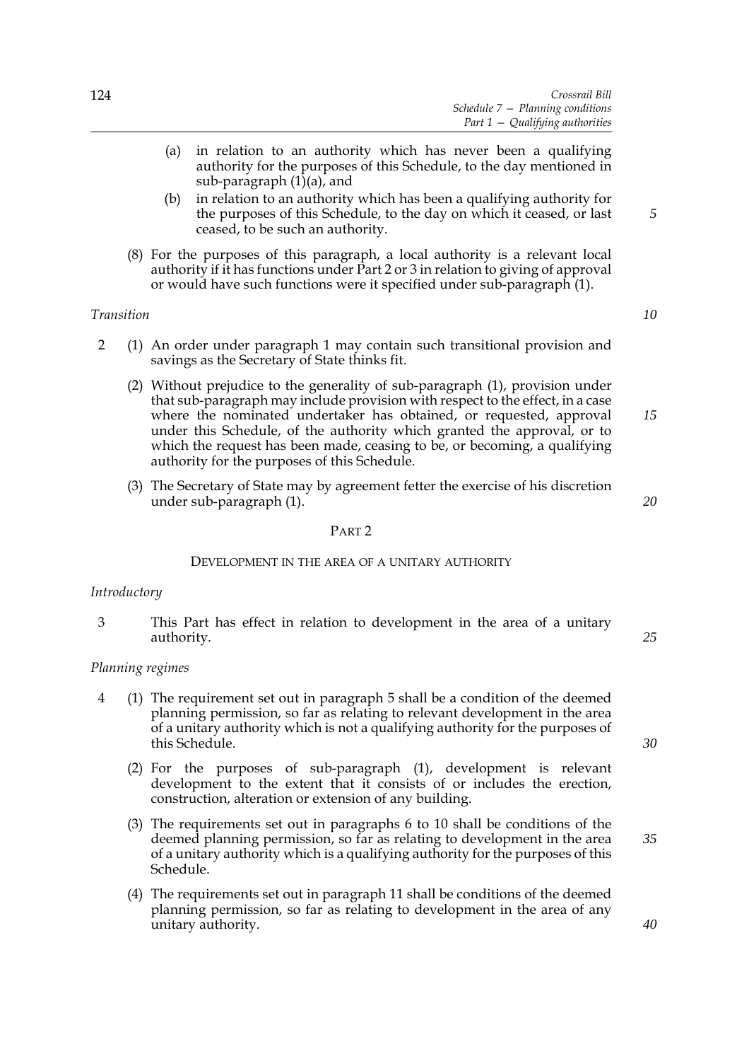(a) in relation to an authority which has never been a qualifying authority for the purposes of this Schedule, to the day mentioned in sub-paragraph (1)(a), and

(b) in relation to an authority which has been a qualifying authority for the purposes of this Schedule, to the day on which it ceased, or last ceased, to be such an authority.

(8) For the purposes of this paragraph, a local authority is a relevant local authority if it has functions under Part 2 or 3 in relation to giving of approval or would have such functions were it specified under sub-paragraph (1).

*Transition*

2 (1) An order under paragraph 1 may contain such transitional provision and savings as the Secretary of State thinks fit.

(2) Without prejudice to the generality of sub-paragraph (1), provision under that sub-paragraph may include provision with respect to the effect, in a case where the nominated undertaker has obtained, or requested, approval under this Schedule, of the authority which granted the approval, or to which the request has been made, ceasing to be, or becoming, a qualifying authority for the purposes of this Schedule.

(3) The Secretary of State may by agreement fetter the exercise of his discretion under sub-paragraph (1).

## PART 2

### DEVELOPMENT IN THE AREA OF A UNITARY AUTHORITY

*Introductory*

3 This Part has effect in relation to development in the area of a unitary authority.

*Planning regimes*

4 (1) The requirement set out in paragraph 5 shall be a condition of the deemed planning permission, so far as relating to relevant development in the area of a unitary authority which is not a qualifying authority for the purposes of this Schedule.

(2) For the purposes of sub-paragraph (1), development is relevant development to the extent that it consists of or includes the erection, construction, alteration or extension of any building.

(3) The requirements set out in paragraphs 6 to 10 shall be conditions of the deemed planning permission, so far as relating to development in the area of a unitary authority which is a qualifying authority for the purposes of this Schedule.

(4) The requirements set out in paragraph 11 shall be conditions of the deemed planning permission, so far as relating to development in the area of any unitary authority.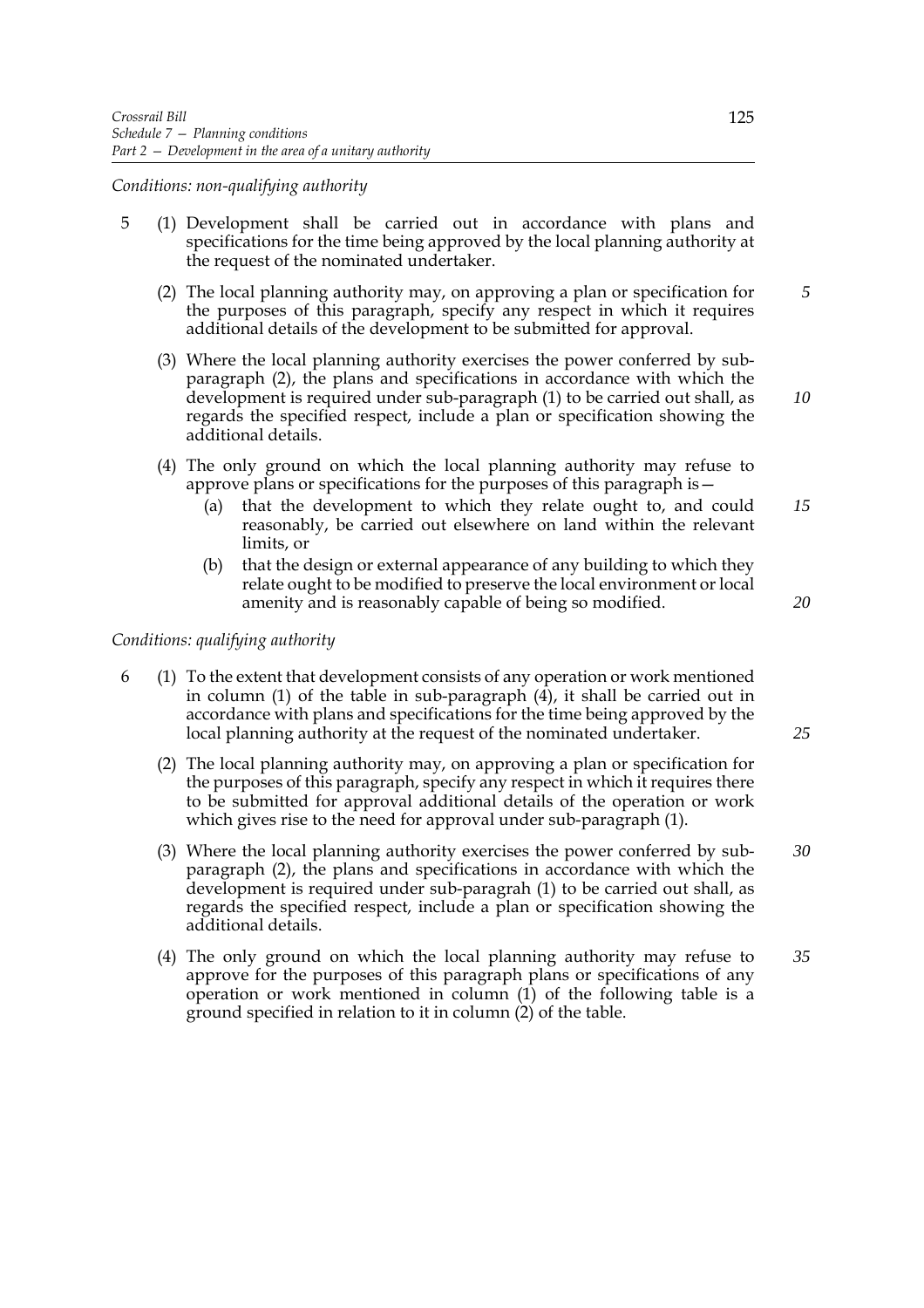*Conditions: non-qualifying authority*

5 (1) Development shall be carried out in accordance with plans and specifications for the time being approved by the local planning authority at the request of the nominated undertaker.

(2) The local planning authority may, on approving a plan or specification for the purposes of this paragraph, specify any respect in which it requires additional details of the development to be submitted for approval.

(3) Where the local planning authority exercises the power conferred by sub-paragraph (2), the plans and specifications in accordance with which the development is required under sub-paragraph (1) to be carried out shall, as regards the specified respect, include a plan or specification showing the additional details.

(4) The only ground on which the local planning authority may refuse to approve plans or specifications for the purposes of this paragraph is—

(a) that the development to which they relate ought to, and could reasonably, be carried out elsewhere on land within the relevant limits, or

(b) that the design or external appearance of any building to which they relate ought to be modified to preserve the local environment or local amenity and is reasonably capable of being so modified.

*Conditions: qualifying authority*

6 (1) To the extent that development consists of any operation or work mentioned in column (1) of the table in sub-paragraph (4), it shall be carried out in accordance with plans and specifications for the time being approved by the local planning authority at the request of the nominated undertaker.

(2) The local planning authority may, on approving a plan or specification for the purposes of this paragraph, specify any respect in which it requires there to be submitted for approval additional details of the operation or work which gives rise to the need for approval under sub-paragraph (1).

(3) Where the local planning authority exercises the power conferred by sub-paragraph (2), the plans and specifications in accordance with which the development is required under sub-paragrah (1) to be carried out shall, as regards the specified respect, include a plan or specification showing the additional details.

(4) The only ground on which the local planning authority may refuse to approve for the purposes of this paragraph plans or specifications of any operation or work mentioned in column (1) of the following table is a ground specified in relation to it in column (2) of the table.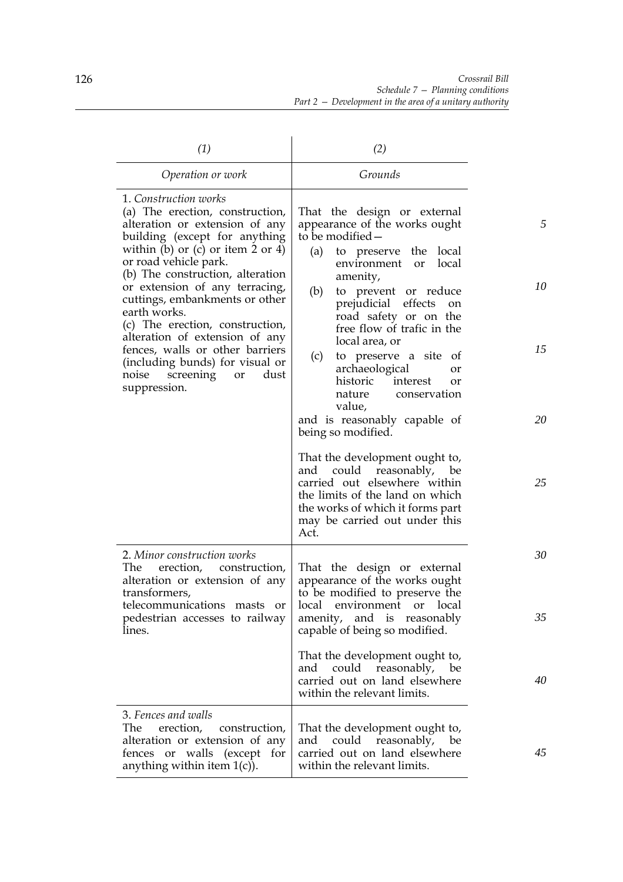| (1) | (2) |
|---|---|
| *Operation or work* | *Grounds* |
| 1. *Construction works*<br>(a) The erection, construction, alteration or extension of any building (except for anything within (b) or (c) or item 2 or 4) or road vehicle park.<br>(b) The construction, alteration or extension of any terracing, cuttings, embankments or other earth works.<br>(c) The erection, construction, alteration of extension of any fences, walls or other barriers (including bunds) for visual or noise screening or dust suppression. | That the design or external appearance of the works ought to be modified—<br>(a) to preserve the local environment or local amenity,<br>(b) to prevent or reduce prejudicial effects on road safety or on the free flow of trafic in the local area, or<br>(c) to preserve a site of archaeological or historic interest or nature conservation value,<br>and is reasonably capable of being so modified.<br><br>That the development ought to, and could reasonably, be carried out elsewhere within the limits of the land on which the works of which it forms part may be carried out under this Act. |
| 2. *Minor construction works*<br>The erection, construction, alteration or extension of any transformers, telecommunications masts or pedestrian accesses to railway lines. | That the design or external appearance of the works ought to be modified to preserve the local environment or local amenity, and is reasonably capable of being so modified.<br><br>That the development ought to, and could reasonably, be carried out on land elsewhere within the relevant limits. |
| 3. *Fences and walls*<br>The erection, construction, alteration or extension of any fences or walls (except for anything within item 1(c)). | That the development ought to, and could reasonably, be carried out on land elsewhere within the relevant limits. |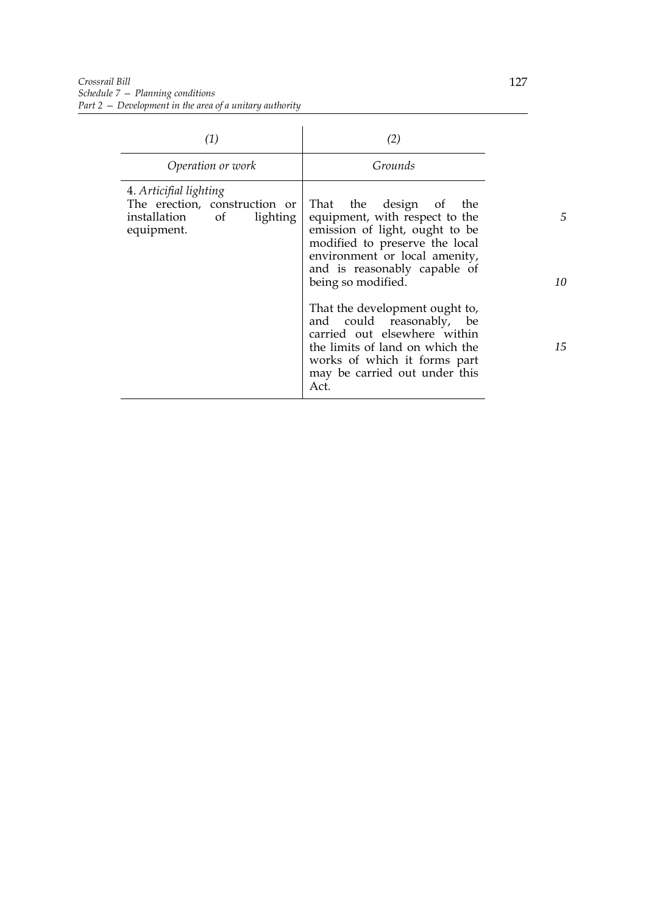| *(1)* | *(2)* |
| --- | --- |
| *Operation or work* | *Grounds* |
| 4. *Artificial lighting*<br>The erection, construction or installation of lighting equipment. | That the design of the equipment, with respect to the emission of light, ought to be modified to preserve the local environment or local amenity, and is reasonably capable of being so modified.<br><br>That the development ought to, and could reasonably, be carried out elsewhere within the limits of land on which the works of which it forms part may be carried out under this Act. |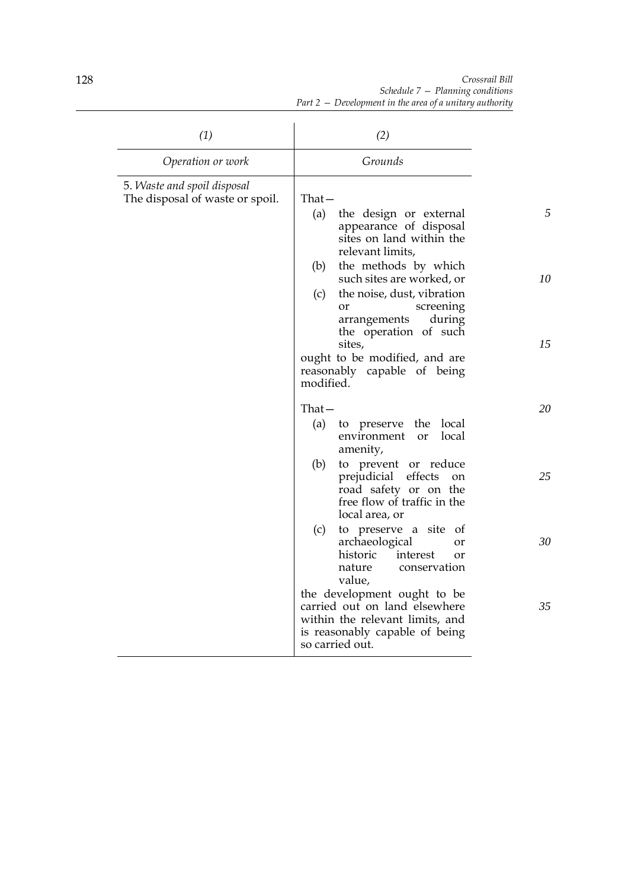| (1) | (2) |
|---|---|
| *Operation or work* | *Grounds* |
| 5. *Waste and spoil disposal*<br>The disposal of waste or spoil. | That—<br>(a) the design or external appearance of disposal sites on land within the relevant limits,<br>(b) the methods by which such sites are worked, or<br>(c) the noise, dust, vibration or screening arrangements during the operation of such sites,<br>ought to be modified, and are reasonably capable of being modified. |
| | That—<br>(a) to preserve the local environment or local amenity,<br>(b) to prevent or reduce prejudicial effects on road safety or on the free flow of traffic in the local area, or<br>(c) to preserve a site of archaeological or historic interest or nature conservation value,<br>the development ought to be carried out on land elsewhere within the relevant limits, and is reasonably capable of being so carried out. |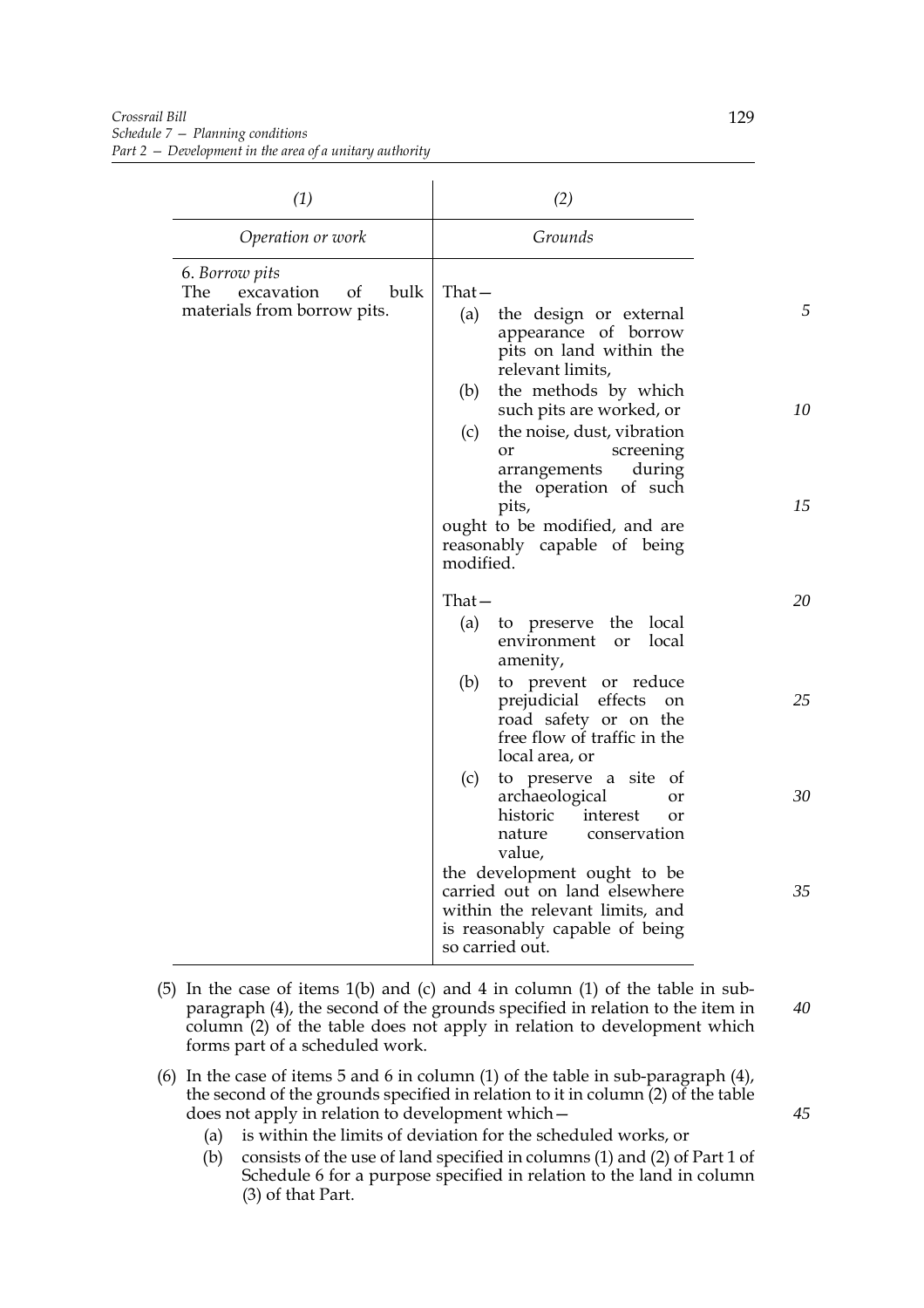| *(1)* | *(2)* |
|---|---|
| *Operation or work* | *Grounds* |
| 6. *Borrow pits*<br>The excavation of bulk materials from borrow pits. | That—<br>(a) the design or external appearance of borrow pits on land within the relevant limits,<br>(b) the methods by which such pits are worked, or<br>(c) the noise, dust, vibration or screening arrangements during the operation of such pits,<br>ought to be modified, and are reasonably capable of being modified. |
| | That—<br>(a) to preserve the local environment or local amenity,<br>(b) to prevent or reduce prejudicial effects on road safety or on the free flow of traffic in the local area, or<br>(c) to preserve a site of archaeological or historic interest or nature conservation value,<br>the development ought to be carried out on land elsewhere within the relevant limits, and is reasonably capable of being so carried out. |

(5) In the case of items 1(b) and (c) and 4 in column (1) of the table in sub-paragraph (4), the second of the grounds specified in relation to the item in column (2) of the table does not apply in relation to development which forms part of a scheduled work.

(6) In the case of items 5 and 6 in column (1) of the table in sub-paragraph (4), the second of the grounds specified in relation to it in column (2) of the table does not apply in relation to development which—

- (a) is within the limits of deviation for the scheduled works, or
- (b) consists of the use of land specified in columns (1) and (2) of Part 1 of Schedule 6 for a purpose specified in relation to the land in column (3) of that Part.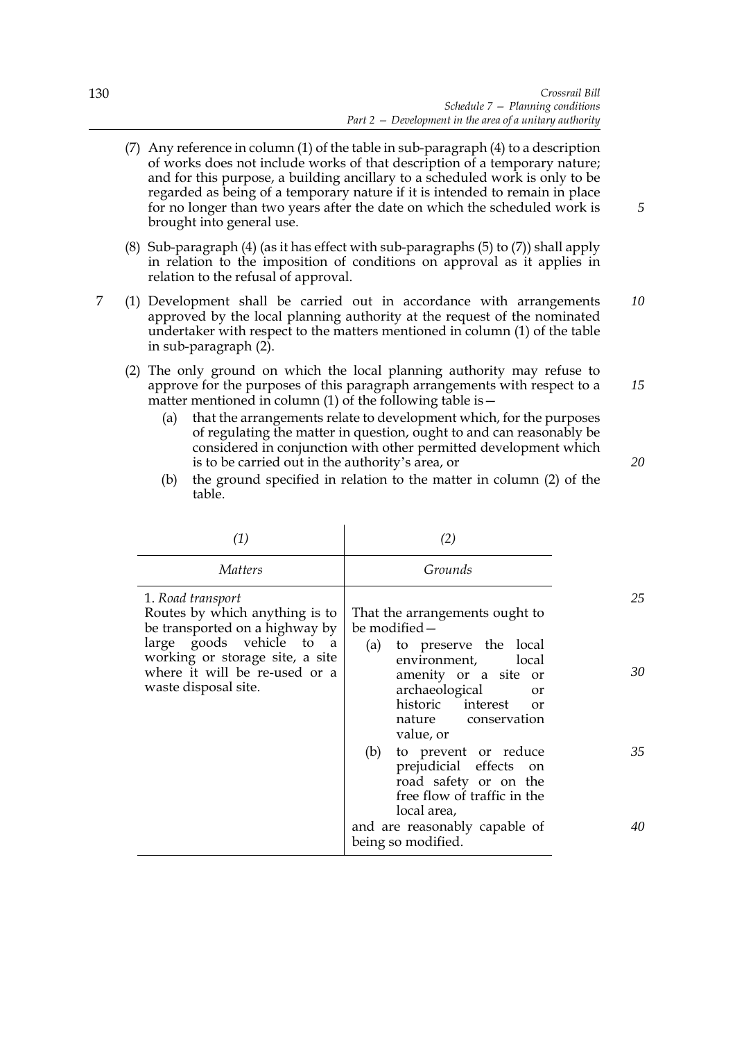(7) Any reference in column (1) of the table in sub-paragraph (4) to a description of works does not include works of that description of a temporary nature; and for this purpose, a building ancillary to a scheduled work is only to be regarded as being of a temporary nature if it is intended to remain in place for no longer than two years after the date on which the scheduled work is brought into general use.

(8) Sub-paragraph (4) (as it has effect with sub-paragraphs (5) to (7)) shall apply in relation to the imposition of conditions on approval as it applies in relation to the refusal of approval.

7 (1) Development shall be carried out in accordance with arrangements approved by the local planning authority at the request of the nominated undertaker with respect to the matters mentioned in column (1) of the table in sub-paragraph (2).

(2) The only ground on which the local planning authority may refuse to approve for the purposes of this paragraph arrangements with respect to a matter mentioned in column (1) of the following table is—

- (a) that the arrangements relate to development which, for the purposes of regulating the matter in question, ought to and can reasonably be considered in conjunction with other permitted development which is to be carried out in the authority's area, or
- (b) the ground specified in relation to the matter in column (2) of the table.

| *(1)* | *(2)* |
|---|---|
| *Matters* | *Grounds* |
| 1. *Road transport*<br>Routes by which anything is to be transported on a highway by large goods vehicle to a working or storage site, a site where it will be re-used or a waste disposal site. | That the arrangements ought to be modified—<br>(a) to preserve the local environment, local amenity or a site or archaeological or historic interest or nature conservation value, or<br>(b) to prevent or reduce prejudicial effects on road safety or on the free flow of traffic in the local area,<br>and are reasonably capable of being so modified. |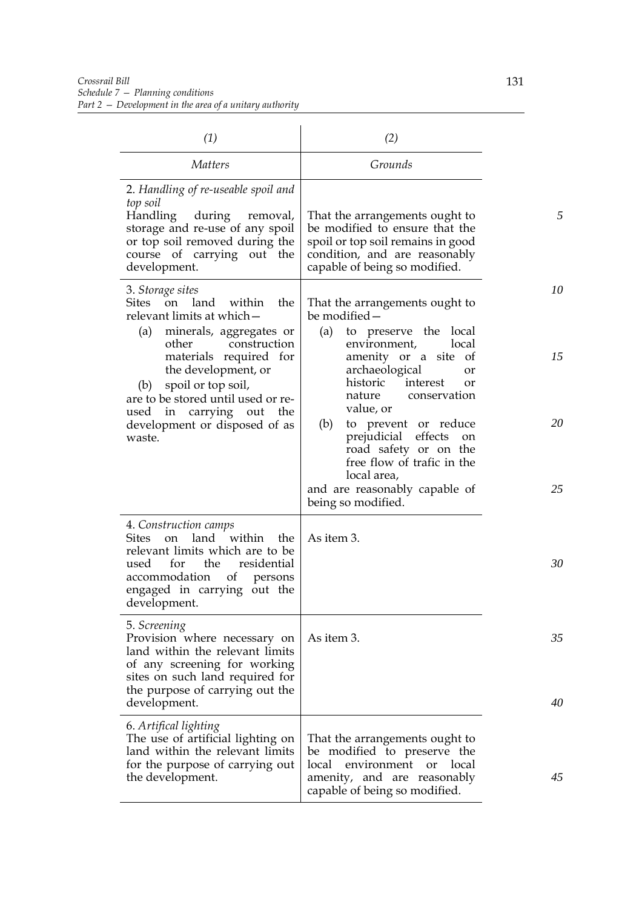| (1) | (2) |
|---|---|
| *Matters* | *Grounds* |
| 2. *Handling of re-useable spoil and top soil* Handling during removal, storage and re-use of any spoil or top soil removed during the course of carrying out the development. | That the arrangements ought to be modified to ensure that the spoil or top soil remains in good condition, and are reasonably capable of being so modified. |
| 3. *Storage sites* Sites on land within the relevant limits at which— (a) minerals, aggregates or other construction materials required for the development, or (b) spoil or top soil, are to be stored until used or re-used in carrying out the development or disposed of as waste. | That the arrangements ought to be modified— (a) to preserve the local environment, local amenity or a site of archaeological or historic interest or nature conservation value, or (b) to prevent or reduce prejudicial effects on road safety or on the free flow of trafic in the local area, and are reasonably capable of being so modified. |
| 4. *Construction camps* Sites on land within the relevant limits which are to be used for the residential accommodation of persons engaged in carrying out the development. | As item 3. |
| 5. *Screening* Provision where necessary on land within the relevant limits of any screening for working sites on such land required for the purpose of carrying out the development. | As item 3. |
| 6. *Artifical lighting* The use of artificial lighting on land within the relevant limits for the purpose of carrying out the development. | That the arrangements ought to be modified to preserve the local environment or local amenity, and are reasonably capable of being so modified. |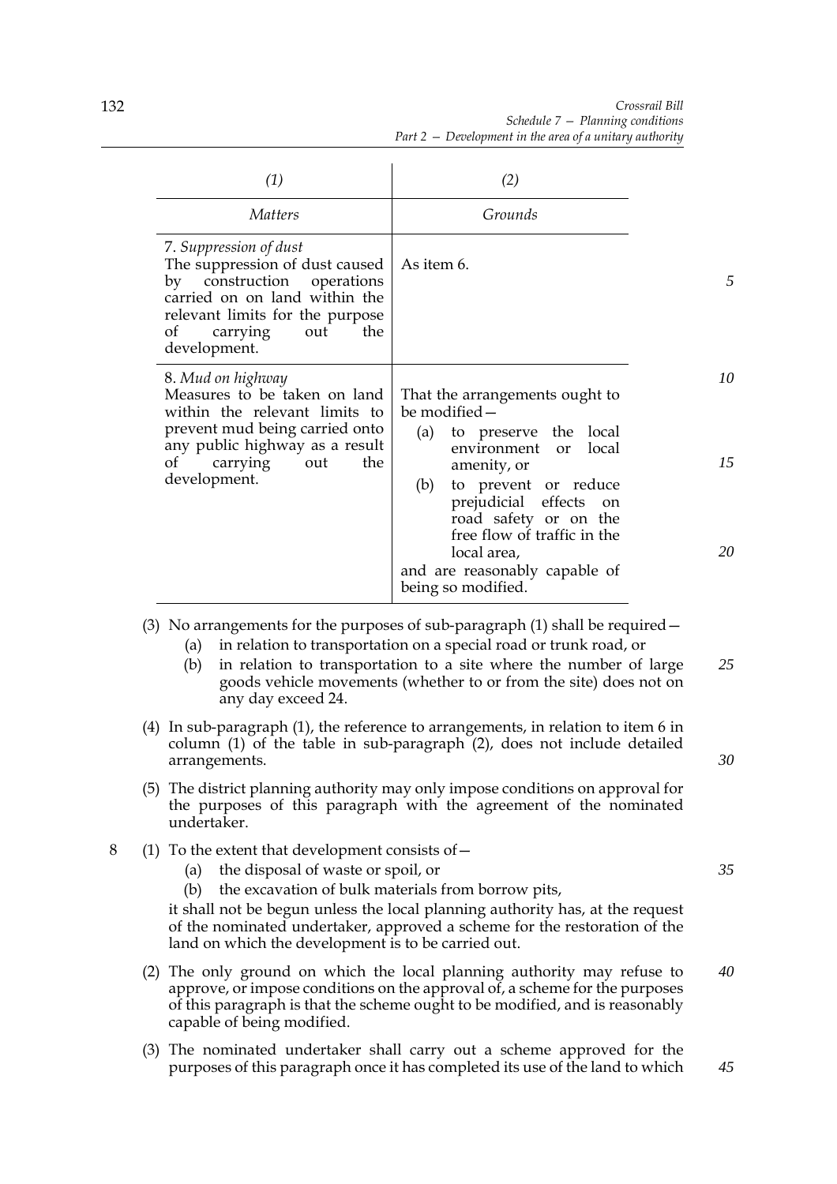| *(1)* | *(2)* |
|---|---|
| *Matters* | *Grounds* |
| 7. *Suppression of dust* The suppression of dust caused by construction operations carried on on land within the relevant limits for the purpose of carrying out the development. | As item 6. |
| 8. *Mud on highway* Measures to be taken on land within the relevant limits to prevent mud being carried onto any public highway as a result of carrying out the development. | That the arrangements ought to be modified— (a) to preserve the local environment or local amenity, or (b) to prevent or reduce prejudicial effects on road safety or on the free flow of traffic in the local area, and are reasonably capable of being so modified. |

(3) No arrangements for the purposes of sub-paragraph (1) shall be required—

- (a) in relation to transportation on a special road or trunk road, or
- (b) in relation to transportation to a site where the number of large goods vehicle movements (whether to or from the site) does not on any day exceed 24.

(4) In sub-paragraph (1), the reference to arrangements, in relation to item 6 in column (1) of the table in sub-paragraph (2), does not include detailed arrangements.

(5) The district planning authority may only impose conditions on approval for the purposes of this paragraph with the agreement of the nominated undertaker.

8 (1) To the extent that development consists of—

- (a) the disposal of waste or spoil, or
- (b) the excavation of bulk materials from borrow pits,

it shall not be begun unless the local planning authority has, at the request of the nominated undertaker, approved a scheme for the restoration of the land on which the development is to be carried out.

(2) The only ground on which the local planning authority may refuse to approve, or impose conditions on the approval of, a scheme for the purposes of this paragraph is that the scheme ought to be modified, and is reasonably capable of being modified.

(3) The nominated undertaker shall carry out a scheme approved for the purposes of this paragraph once it has completed its use of the land to which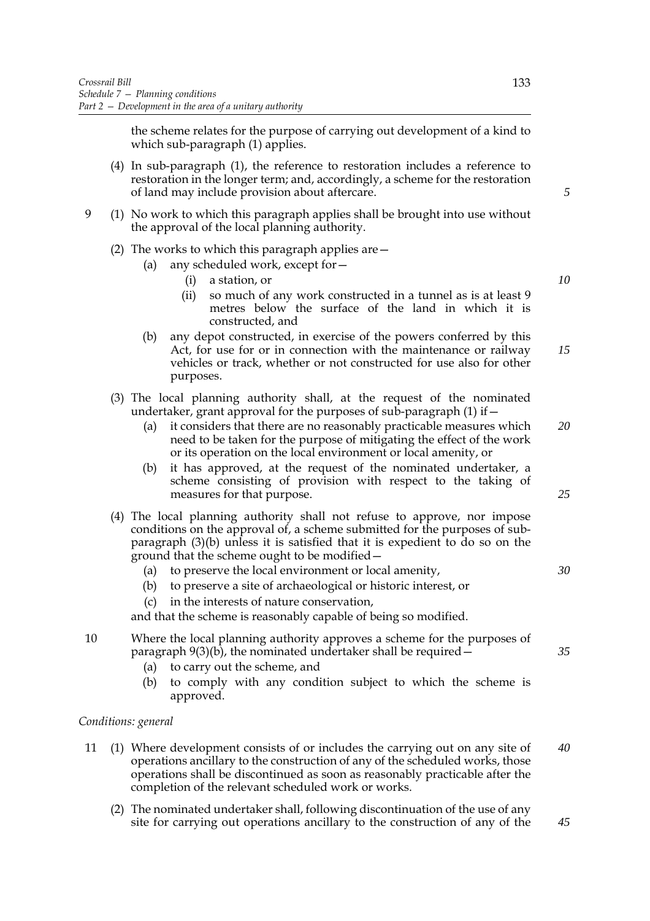the scheme relates for the purpose of carrying out development of a kind to which sub-paragraph (1) applies.

(4) In sub-paragraph (1), the reference to restoration includes a reference to restoration in the longer term; and, accordingly, a scheme for the restoration of land may include provision about aftercare.

9 (1) No work to which this paragraph applies shall be brought into use without the approval of the local planning authority.

(2) The works to which this paragraph applies are—

(a) any scheduled work, except for—

(i) a station, or

(ii) so much of any work constructed in a tunnel as is at least 9 metres below the surface of the land in which it is constructed, and

(b) any depot constructed, in exercise of the powers conferred by this Act, for use for or in connection with the maintenance or railway vehicles or track, whether or not constructed for use also for other purposes.

(3) The local planning authority shall, at the request of the nominated undertaker, grant approval for the purposes of sub-paragraph (1) if—

(a) it considers that there are no reasonably practicable measures which need to be taken for the purpose of mitigating the effect of the work or its operation on the local environment or local amenity, or

(b) it has approved, at the request of the nominated undertaker, a scheme consisting of provision with respect to the taking of measures for that purpose.

(4) The local planning authority shall not refuse to approve, nor impose conditions on the approval of, a scheme submitted for the purposes of sub-paragraph (3)(b) unless it is satisfied that it is expedient to do so on the ground that the scheme ought to be modified—

(a) to preserve the local environment or local amenity,

(b) to preserve a site of archaeological or historic interest, or

(c) in the interests of nature conservation,

and that the scheme is reasonably capable of being so modified.

10 Where the local planning authority approves a scheme for the purposes of paragraph 9(3)(b), the nominated undertaker shall be required—

(a) to carry out the scheme, and

(b) to comply with any condition subject to which the scheme is approved.

*Conditions: general*

11 (1) Where development consists of or includes the carrying out on any site of operations ancillary to the construction of any of the scheduled works, those operations shall be discontinued as soon as reasonably practicable after the completion of the relevant scheduled work or works.

(2) The nominated undertaker shall, following discontinuation of the use of any site for carrying out operations ancillary to the construction of any of the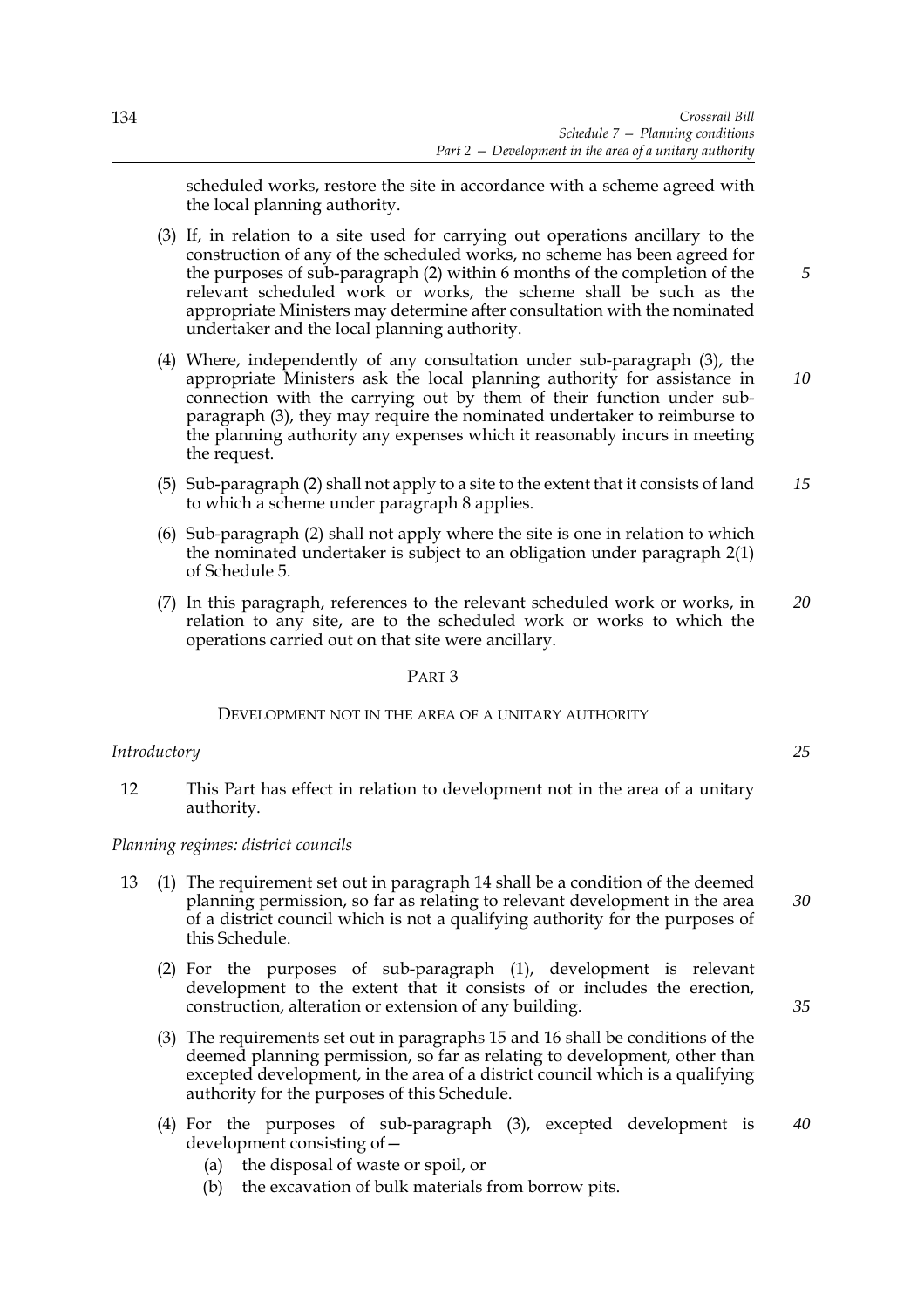scheduled works, restore the site in accordance with a scheme agreed with the local planning authority.

(3) If, in relation to a site used for carrying out operations ancillary to the construction of any of the scheduled works, no scheme has been agreed for the purposes of sub-paragraph (2) within 6 months of the completion of the relevant scheduled work or works, the scheme shall be such as the appropriate Ministers may determine after consultation with the nominated undertaker and the local planning authority.

(4) Where, independently of any consultation under sub-paragraph (3), the appropriate Ministers ask the local planning authority for assistance in connection with the carrying out by them of their function under sub-paragraph (3), they may require the nominated undertaker to reimburse to the planning authority any expenses which it reasonably incurs in meeting the request.

(5) Sub-paragraph (2) shall not apply to a site to the extent that it consists of land to which a scheme under paragraph 8 applies.

(6) Sub-paragraph (2) shall not apply where the site is one in relation to which the nominated undertaker is subject to an obligation under paragraph 2(1) of Schedule 5.

(7) In this paragraph, references to the relevant scheduled work or works, in relation to any site, are to the scheduled work or works to which the operations carried out on that site were ancillary.

## PART 3

### DEVELOPMENT NOT IN THE AREA OF A UNITARY AUTHORITY

*Introductory*

12 This Part has effect in relation to development not in the area of a unitary authority.

*Planning regimes: district councils*

13 (1) The requirement set out in paragraph 14 shall be a condition of the deemed planning permission, so far as relating to relevant development in the area of a district council which is not a qualifying authority for the purposes of this Schedule.

(2) For the purposes of sub-paragraph (1), development is relevant development to the extent that it consists of or includes the erection, construction, alteration or extension of any building.

(3) The requirements set out in paragraphs 15 and 16 shall be conditions of the deemed planning permission, so far as relating to development, other than excepted development, in the area of a district council which is a qualifying authority for the purposes of this Schedule.

(4) For the purposes of sub-paragraph (3), excepted development is development consisting of—

(a) the disposal of waste or spoil, or

(b) the excavation of bulk materials from borrow pits.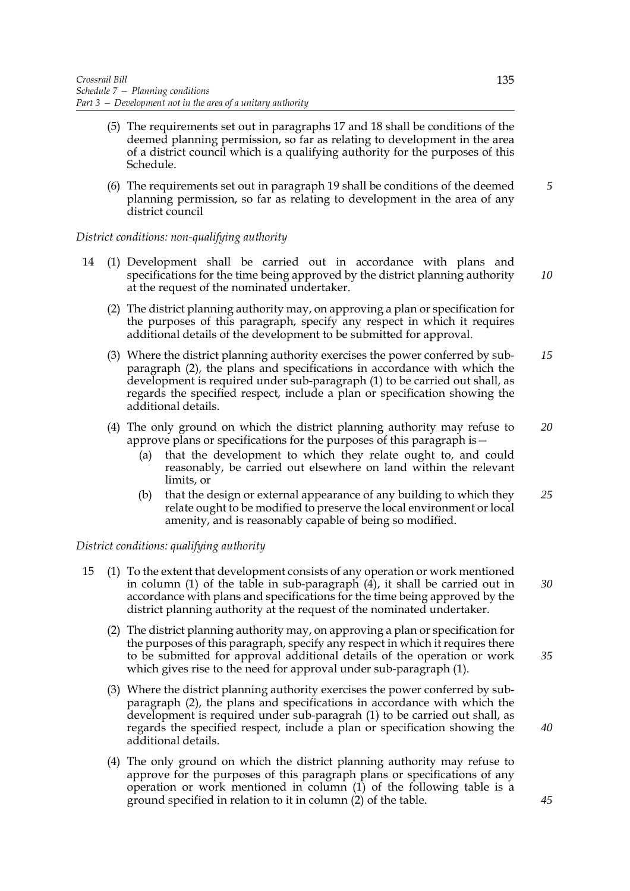(5) The requirements set out in paragraphs 17 and 18 shall be conditions of the deemed planning permission, so far as relating to development in the area of a district council which is a qualifying authority for the purposes of this Schedule.

(6) The requirements set out in paragraph 19 shall be conditions of the deemed planning permission, so far as relating to development in the area of any district council

*District conditions: non-qualifying authority*

14 (1) Development shall be carried out in accordance with plans and specifications for the time being approved by the district planning authority at the request of the nominated undertaker.

(2) The district planning authority may, on approving a plan or specification for the purposes of this paragraph, specify any respect in which it requires additional details of the development to be submitted for approval.

(3) Where the district planning authority exercises the power conferred by sub-paragraph (2), the plans and specifications in accordance with which the development is required under sub-paragraph (1) to be carried out shall, as regards the specified respect, include a plan or specification showing the additional details.

(4) The only ground on which the district planning authority may refuse to approve plans or specifications for the purposes of this paragraph is—

(a) that the development to which they relate ought to, and could reasonably, be carried out elsewhere on land within the relevant limits, or

(b) that the design or external appearance of any building to which they relate ought to be modified to preserve the local environment or local amenity, and is reasonably capable of being so modified.

*District conditions: qualifying authority*

15 (1) To the extent that development consists of any operation or work mentioned in column (1) of the table in sub-paragraph (4), it shall be carried out in accordance with plans and specifications for the time being approved by the district planning authority at the request of the nominated undertaker.

(2) The district planning authority may, on approving a plan or specification for the purposes of this paragraph, specify any respect in which it requires there to be submitted for approval additional details of the operation or work which gives rise to the need for approval under sub-paragraph (1).

(3) Where the district planning authority exercises the power conferred by sub-paragraph (2), the plans and specifications in accordance with which the development is required under sub-paragrah (1) to be carried out shall, as regards the specified respect, include a plan or specification showing the additional details.

(4) The only ground on which the district planning authority may refuse to approve for the purposes of this paragraph plans or specifications of any operation or work mentioned in column (1) of the following table is a ground specified in relation to it in column (2) of the table.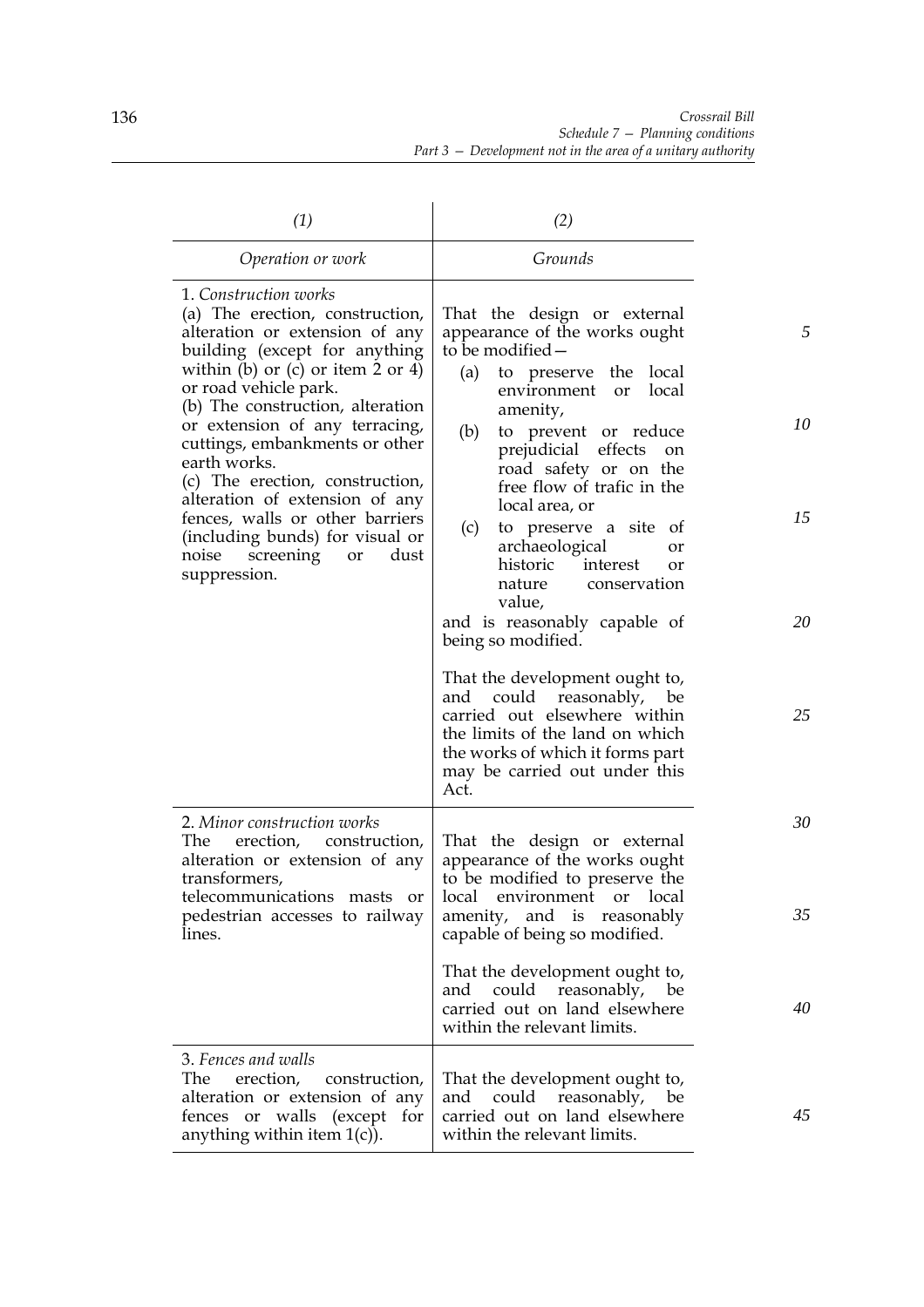| (1) | (2) |
|---|---|
| *Operation or work* | *Grounds* |
| 1. *Construction works*<br>(a) The erection, construction, alteration or extension of any building (except for anything within (b) or (c) or item 2 or 4) or road vehicle park.<br>(b) The construction, alteration or extension of any terracing, cuttings, embankments or other earth works.<br>(c) The erection, construction, alteration of extension of any fences, walls or other barriers (including bunds) for visual or noise screening or dust suppression. | That the design or external appearance of the works ought to be modified—<br>(a) to preserve the local environment or local amenity,<br>(b) to prevent or reduce prejudicial effects on road safety or on the free flow of trafic in the local area, or<br>(c) to preserve a site of archaeological or historic interest or nature conservation value,<br>and is reasonably capable of being so modified.<br><br>That the development ought to, and could reasonably, be carried out elsewhere within the limits of the land on which the works of which it forms part may be carried out under this Act. |
| 2. *Minor construction works*<br>The erection, construction, alteration or extension of any transformers, telecommunications masts or pedestrian accesses to railway lines. | That the design or external appearance of the works ought to be modified to preserve the local environment or local amenity, and is reasonably capable of being so modified.<br><br>That the development ought to, and could reasonably, be carried out on land elsewhere within the relevant limits. |
| 3. *Fences and walls*<br>The erection, construction, alteration or extension of any fences or walls (except for anything within item 1(c)). | That the development ought to, and could reasonably, be carried out on land elsewhere within the relevant limits. |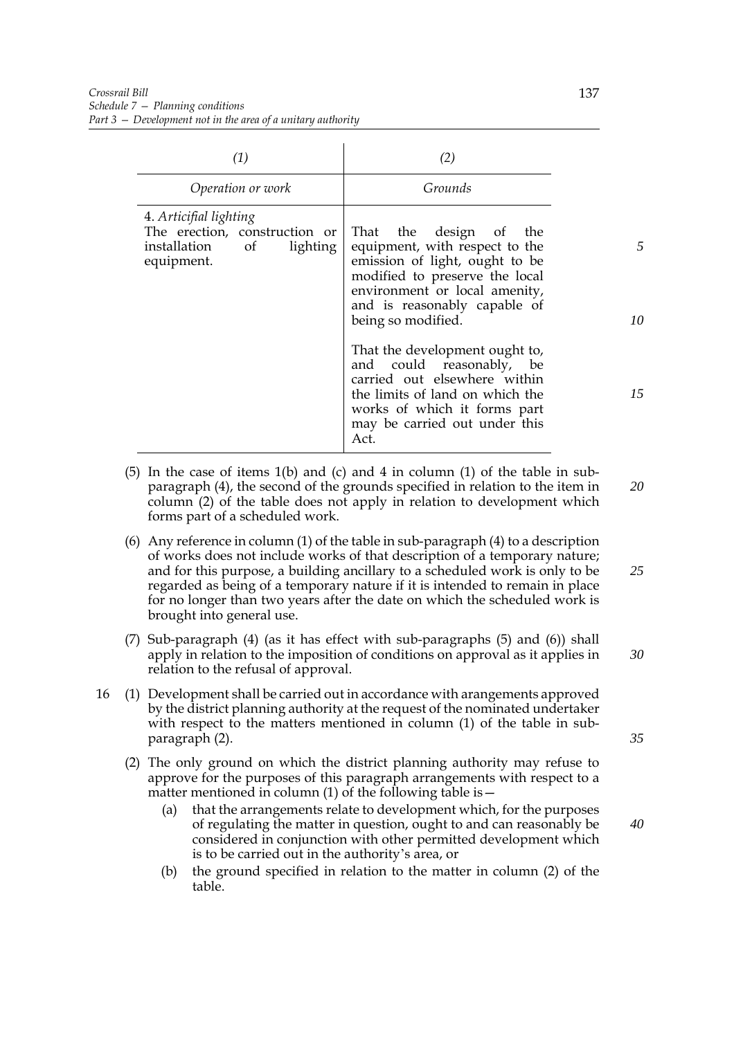| (1) | (2) |
|---|---|
| *Operation or work* | *Grounds* |
| 4. *Artificial lighting* The erection, construction or installation of lighting equipment. | That the design of the equipment, with respect to the emission of light, ought to be modified to preserve the local environment or local amenity, and is reasonably capable of being so modified. That the development ought to, and could reasonably, be carried out elsewhere within the limits of land on which the works of which it forms part may be carried out under this Act. |

(5) In the case of items 1(b) and (c) and 4 in column (1) of the table in sub-paragraph (4), the second of the grounds specified in relation to the item in column (2) of the table does not apply in relation to development which forms part of a scheduled work.

(6) Any reference in column (1) of the table in sub-paragraph (4) to a description of works does not include works of that description of a temporary nature; and for this purpose, a building ancillary to a scheduled work is only to be regarded as being of a temporary nature if it is intended to remain in place for no longer than two years after the date on which the scheduled work is brought into general use.

(7) Sub-paragraph (4) (as it has effect with sub-paragraphs (5) and (6)) shall apply in relation to the imposition of conditions on approval as it applies in relation to the refusal of approval.

16 (1) Development shall be carried out in accordance with arangements approved by the district planning authority at the request of the nominated undertaker with respect to the matters mentioned in column (1) of the table in sub-paragraph (2).

(2) The only ground on which the district planning authority may refuse to approve for the purposes of this paragraph arrangements with respect to a matter mentioned in column (1) of the following table is—

(a) that the arrangements relate to development which, for the purposes of regulating the matter in question, ought to and can reasonably be considered in conjunction with other permitted development which is to be carried out in the authority's area, or

(b) the ground specified in relation to the matter in column (2) of the table.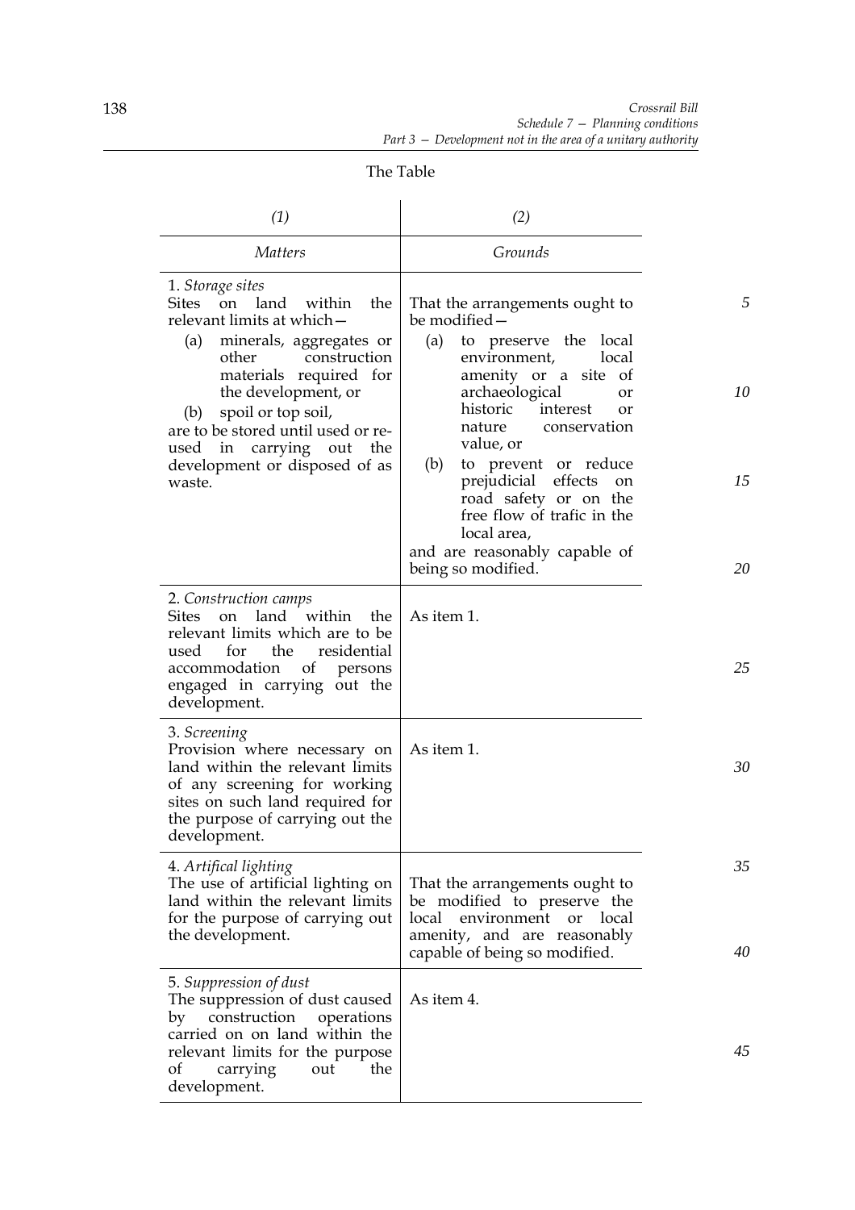The Table

| *(1)* | *(2)* |
|---|---|
| *Matters* | *Grounds* |
| 1. *Storage sites*<br>Sites on land within the relevant limits at which—<br>(a) minerals, aggregates or other construction materials required for the development, or<br>(b) spoil or top soil,<br>are to be stored until used or re-used in carrying out the development or disposed of as waste. | That the arrangements ought to be modified—<br>(a) to preserve the local environment, local amenity or a site of archaeological or historic interest or nature conservation value, or<br>(b) to prevent or reduce prejudicial effects on road safety or on the free flow of trafic in the local area,<br>and are reasonably capable of being so modified. |
| 2. *Construction camps*<br>Sites on land within the relevant limits which are to be used for the residential accommodation of persons engaged in carrying out the development. | As item 1. |
| 3. *Screening*<br>Provision where necessary on land within the relevant limits of any screening for working sites on such land required for the purpose of carrying out the development. | As item 1. |
| 4. *Artifical lighting*<br>The use of artificial lighting on land within the relevant limits for the purpose of carrying out the development. | That the arrangements ought to be modified to preserve the local environment or local amenity, and are reasonably capable of being so modified. |
| 5. *Suppression of dust*<br>The suppression of dust caused by construction operations carried on on land within the relevant limits for the purpose of carrying out the development. | As item 4. |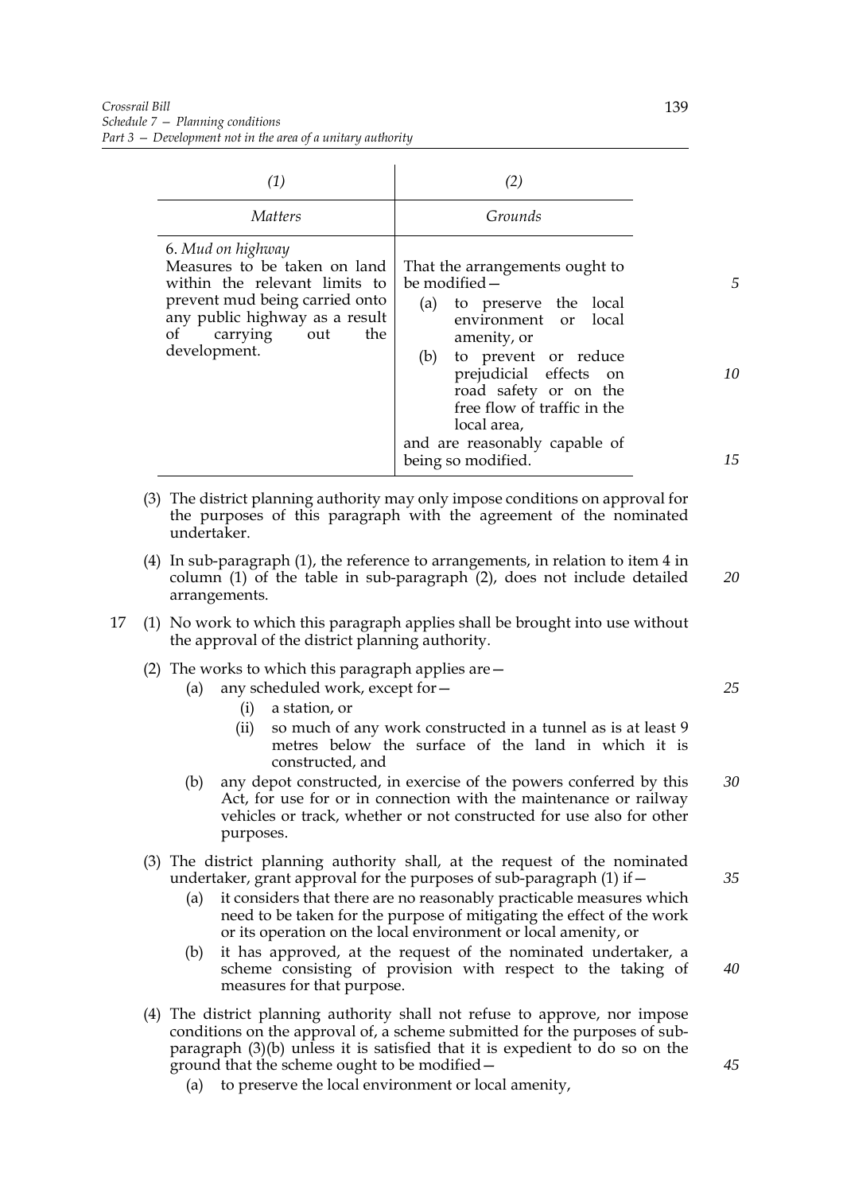| (1) | (2) |
|---|---|
| *Matters* | *Grounds* |
| 6. *Mud on highway*<br>Measures to be taken on land within the relevant limits to prevent mud being carried onto any public highway as a result of carrying out the development. | That the arrangements ought to be modified—<br>(a) to preserve the local environment or local amenity, or<br>(b) to prevent or reduce prejudicial effects on road safety or on the free flow of traffic in the local area,<br>and are reasonably capable of being so modified. |

(3) The district planning authority may only impose conditions on approval for the purposes of this paragraph with the agreement of the nominated undertaker.

(4) In sub-paragraph (1), the reference to arrangements, in relation to item 4 in column (1) of the table in sub-paragraph (2), does not include detailed arrangements.

17 (1) No work to which this paragraph applies shall be brought into use without the approval of the district planning authority.

(2) The works to which this paragraph applies are—

- (a) any scheduled work, except for—
  - (i) a station, or
  - (ii) so much of any work constructed in a tunnel as is at least 9 metres below the surface of the land in which it is constructed, and
- (b) any depot constructed, in exercise of the powers conferred by this Act, for use for or in connection with the maintenance or railway vehicles or track, whether or not constructed for use also for other purposes.

(3) The district planning authority shall, at the request of the nominated undertaker, grant approval for the purposes of sub-paragraph (1) if—

- (a) it considers that there are no reasonably practicable measures which need to be taken for the purpose of mitigating the effect of the work or its operation on the local environment or local amenity, or
- (b) it has approved, at the request of the nominated undertaker, a scheme consisting of provision with respect to the taking of measures for that purpose.

(4) The district planning authority shall not refuse to approve, nor impose conditions on the approval of, a scheme submitted for the purposes of sub-paragraph (3)(b) unless it is satisfied that it is expedient to do so on the ground that the scheme ought to be modified—

- (a) to preserve the local environment or local amenity,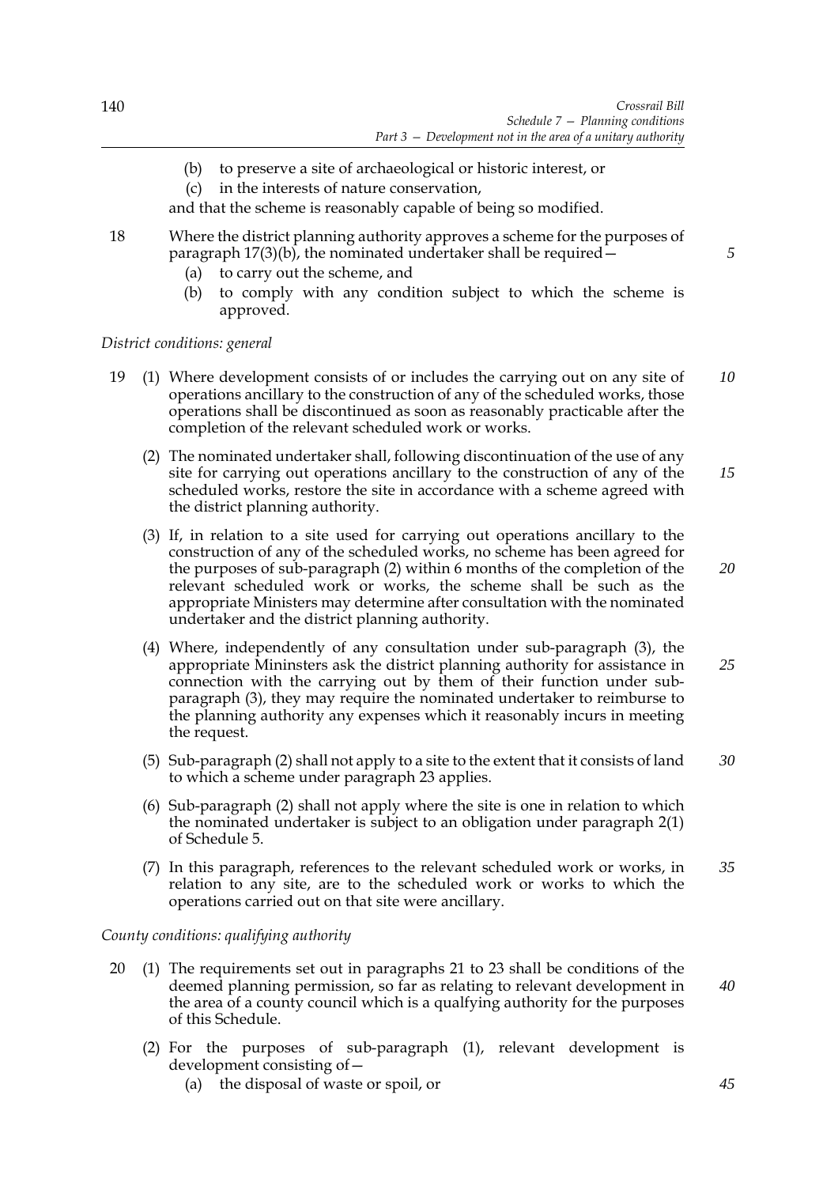(b) to preserve a site of archaeological or historic interest, or

(c) in the interests of nature conservation,

and that the scheme is reasonably capable of being so modified.

18 Where the district planning authority approves a scheme for the purposes of paragraph 17(3)(b), the nominated undertaker shall be required—

(a) to carry out the scheme, and

(b) to comply with any condition subject to which the scheme is approved.

*District conditions: general*

19 (1) Where development consists of or includes the carrying out on any site of operations ancillary to the construction of any of the scheduled works, those operations shall be discontinued as soon as reasonably practicable after the completion of the relevant scheduled work or works.

(2) The nominated undertaker shall, following discontinuation of the use of any site for carrying out operations ancillary to the construction of any of the scheduled works, restore the site in accordance with a scheme agreed with the district planning authority.

(3) If, in relation to a site used for carrying out operations ancillary to the construction of any of the scheduled works, no scheme has been agreed for the purposes of sub-paragraph (2) within 6 months of the completion of the relevant scheduled work or works, the scheme shall be such as the appropriate Ministers may determine after consultation with the nominated undertaker and the district planning authority.

(4) Where, independently of any consultation under sub-paragraph (3), the appropriate Mininsters ask the district planning authority for assistance in connection with the carrying out by them of their function under sub-paragraph (3), they may require the nominated undertaker to reimburse to the planning authority any expenses which it reasonably incurs in meeting the request.

(5) Sub-paragraph (2) shall not apply to a site to the extent that it consists of land to which a scheme under paragraph 23 applies.

(6) Sub-paragraph (2) shall not apply where the site is one in relation to which the nominated undertaker is subject to an obligation under paragraph 2(1) of Schedule 5.

(7) In this paragraph, references to the relevant scheduled work or works, in relation to any site, are to the scheduled work or works to which the operations carried out on that site were ancillary.

*County conditions: qualifying authority*

20 (1) The requirements set out in paragraphs 21 to 23 shall be conditions of the deemed planning permission, so far as relating to relevant development in the area of a county council which is a qualfying authority for the purposes of this Schedule.

(2) For the purposes of sub-paragraph (1), relevant development is development consisting of—

(a) the disposal of waste or spoil, or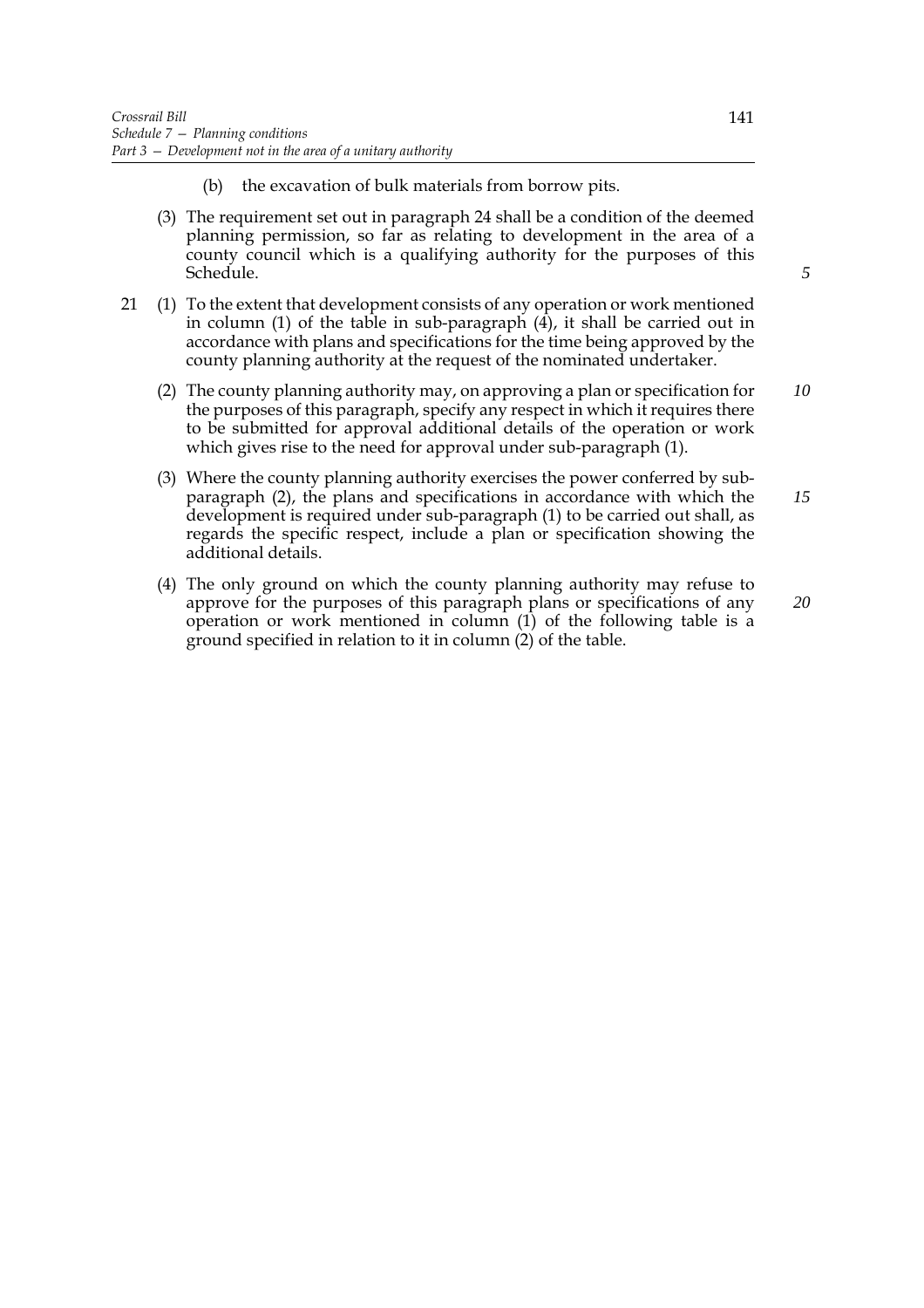(b) the excavation of bulk materials from borrow pits.

(3) The requirement set out in paragraph 24 shall be a condition of the deemed planning permission, so far as relating to development in the area of a county council which is a qualifying authority for the purposes of this Schedule.

21 (1) To the extent that development consists of any operation or work mentioned in column (1) of the table in sub-paragraph (4), it shall be carried out in accordance with plans and specifications for the time being approved by the county planning authority at the request of the nominated undertaker.

(2) The county planning authority may, on approving a plan or specification for the purposes of this paragraph, specify any respect in which it requires there to be submitted for approval additional details of the operation or work which gives rise to the need for approval under sub-paragraph (1).

(3) Where the county planning authority exercises the power conferred by sub-paragraph (2), the plans and specifications in accordance with which the development is required under sub-paragraph (1) to be carried out shall, as regards the specific respect, include a plan or specification showing the additional details.

(4) The only ground on which the county planning authority may refuse to approve for the purposes of this paragraph plans or specifications of any operation or work mentioned in column (1) of the following table is a ground specified in relation to it in column (2) of the table.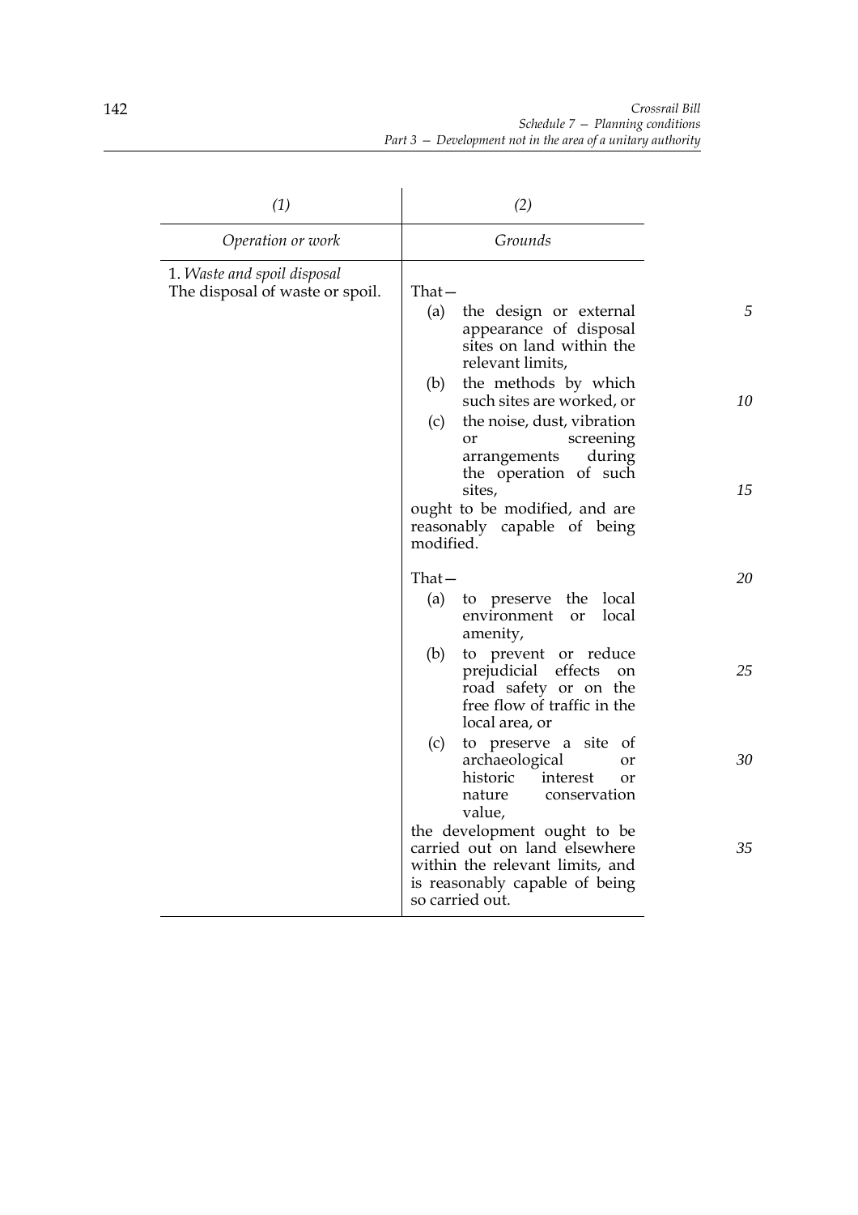| *(1)* | *(2)* |
|---|---|
| *Operation or work* | *Grounds* |
| 1. *Waste and spoil disposal* The disposal of waste or spoil. | That— (a) the design or external appearance of disposal sites on land within the relevant limits, (b) the methods by which such sites are worked, or (c) the noise, dust, vibration or screening arrangements during the operation of such sites, ought to be modified, and are reasonably capable of being modified. |
| | That— (a) to preserve the local environment or local amenity, (b) to prevent or reduce prejudicial effects on road safety or on the free flow of traffic in the local area, or (c) to preserve a site of archaeological or historic interest or nature conservation value, the development ought to be carried out on land elsewhere within the relevant limits, and is reasonably capable of being so carried out. |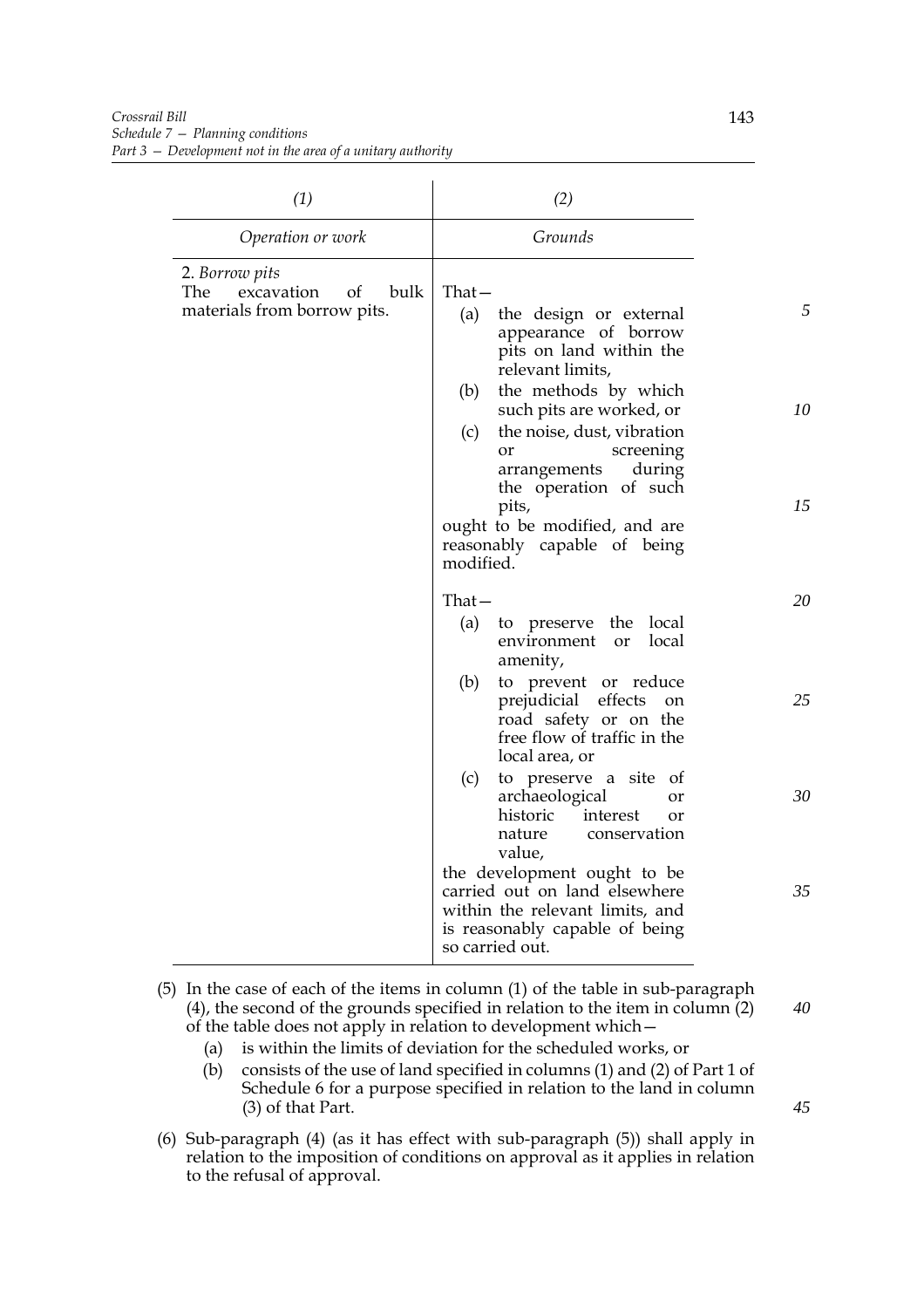| (1) | (2) |
|---|---|
| *Operation or work* | *Grounds* |
| 2. *Borrow pits*<br>The excavation of bulk materials from borrow pits. | That—<br>(a) the design or external appearance of borrow pits on land within the relevant limits,<br>(b) the methods by which such pits are worked, or<br>(c) the noise, dust, vibration or screening arrangements during the operation of such pits,<br>ought to be modified, and are reasonably capable of being modified. |
| | That—<br>(a) to preserve the local environment or local amenity,<br>(b) to prevent or reduce prejudicial effects on road safety or on the free flow of traffic in the local area, or<br>(c) to preserve a site of archaeological or historic interest or nature conservation value,<br>the development ought to be carried out on land elsewhere within the relevant limits, and is reasonably capable of being so carried out. |

(5) In the case of each of the items in column (1) of the table in sub-paragraph (4), the second of the grounds specified in relation to the item in column (2) of the table does not apply in relation to development which—

(a) is within the limits of deviation for the scheduled works, or

(b) consists of the use of land specified in columns (1) and (2) of Part 1 of Schedule 6 for a purpose specified in relation to the land in column (3) of that Part.

(6) Sub-paragraph (4) (as it has effect with sub-paragraph (5)) shall apply in relation to the imposition of conditions on approval as it applies in relation to the refusal of approval.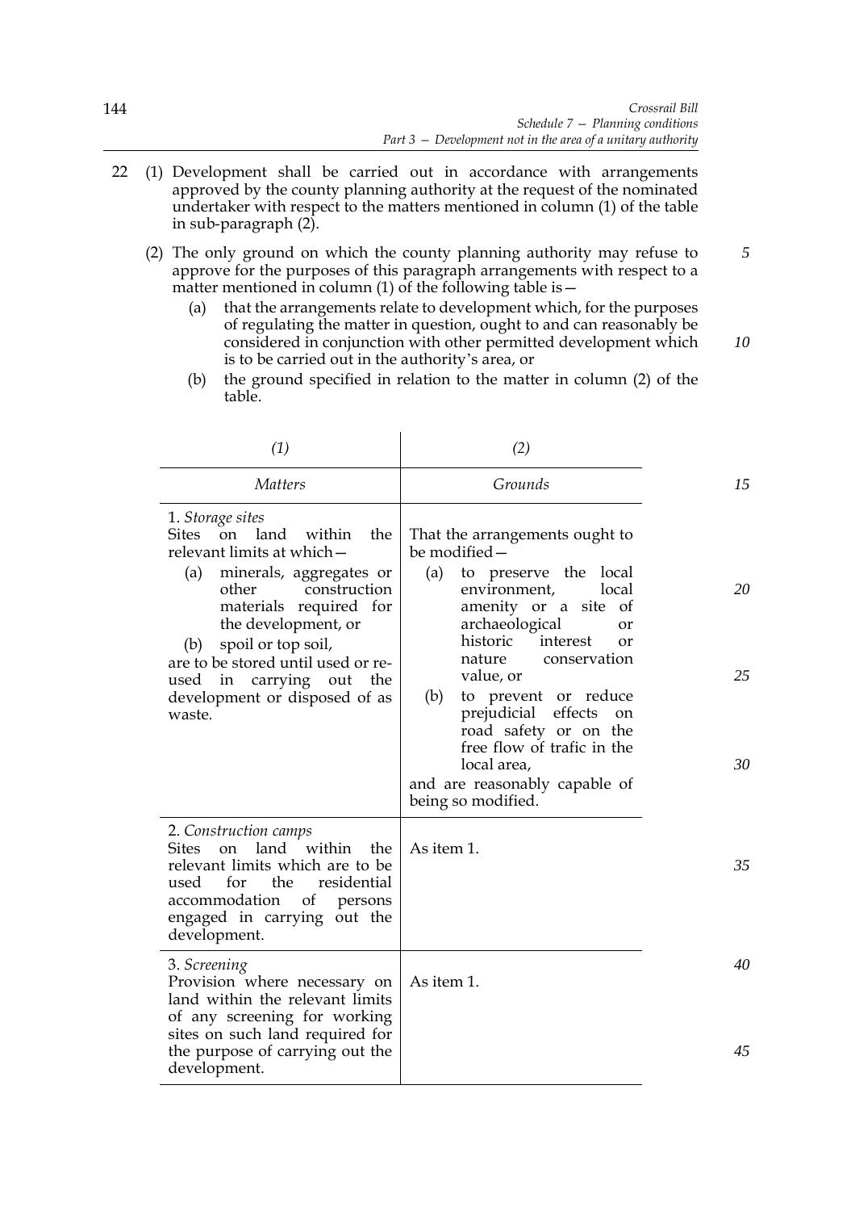22 (1) Development shall be carried out in accordance with arrangements approved by the county planning authority at the request of the nominated undertaker with respect to the matters mentioned in column (1) of the table in sub-paragraph (2).

(2) The only ground on which the county planning authority may refuse to approve for the purposes of this paragraph arrangements with respect to a matter mentioned in column (1) of the following table is—

- (a) that the arrangements relate to development which, for the purposes of regulating the matter in question, ought to and can reasonably be considered in conjunction with other permitted development which is to be carried out in the authority's area, or
- (b) the ground specified in relation to the matter in column (2) of the table.

| *(1)* | *(2)* |
|---|---|
| *Matters* | *Grounds* |
| 1. *Storage sites*<br>Sites on land within the relevant limits at which—<br>(a) minerals, aggregates or other construction materials required for the development, or<br>(b) spoil or top soil,<br>are to be stored until used or re-used in carrying out the development or disposed of as waste. | That the arrangements ought to be modified—<br>(a) to preserve the local environment, local amenity or a site of archaeological or historic interest or nature conservation value, or<br>(b) to prevent or reduce prejudicial effects on road safety or on the free flow of trafic in the local area,<br>and are reasonably capable of being so modified. |
| 2. *Construction camps*<br>Sites on land within the relevant limits which are to be used for the residential accommodation of persons engaged in carrying out the development. | As item 1. |
| 3. *Screening*<br>Provision where necessary on land within the relevant limits of any screening for working sites on such land required for the purpose of carrying out the development. | As item 1. |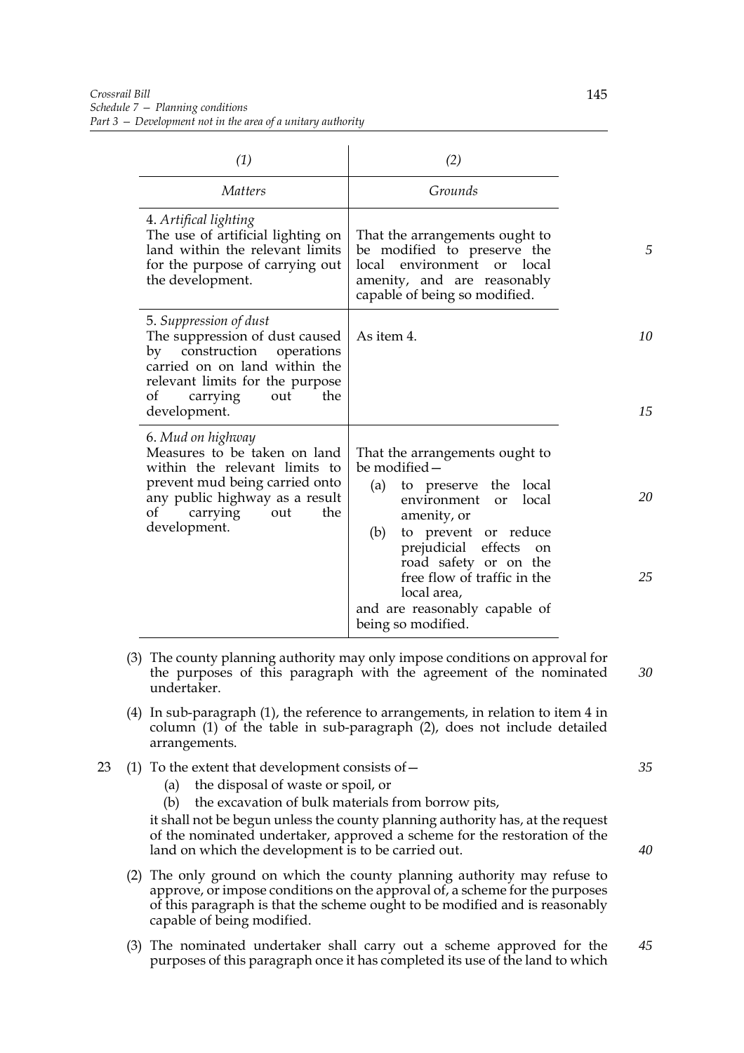| (1) | (2) |
|---|---|
| *Matters* | *Grounds* |
| 4. *Artifical lighting* The use of artificial lighting on land within the relevant limits for the purpose of carrying out the development. | That the arrangements ought to be modified to preserve the local environment or local amenity, and are reasonably capable of being so modified. |
| 5. *Suppression of dust* The suppression of dust caused by construction operations carried on on land within the relevant limits for the purpose of carrying out the development. | As item 4. |
| 6. *Mud on highway* Measures to be taken on land within the relevant limits to prevent mud being carried onto any public highway as a result of carrying out the development. | That the arrangements ought to be modified— (a) to preserve the local environment or local amenity, or (b) to prevent or reduce prejudicial effects on road safety or on the free flow of traffic in the local area, and are reasonably capable of being so modified. |

(3) The county planning authority may only impose conditions on approval for the purposes of this paragraph with the agreement of the nominated undertaker.

(4) In sub-paragraph (1), the reference to arrangements, in relation to item 4 in column (1) of the table in sub-paragraph (2), does not include detailed arrangements.

23 (1) To the extent that development consists of—

(a) the disposal of waste or spoil, or

(b) the excavation of bulk materials from borrow pits,

it shall not be begun unless the county planning authority has, at the request of the nominated undertaker, approved a scheme for the restoration of the land on which the development is to be carried out.

(2) The only ground on which the county planning authority may refuse to approve, or impose conditions on the approval of, a scheme for the purposes of this paragraph is that the scheme ought to be modified and is reasonably capable of being modified.

(3) The nominated undertaker shall carry out a scheme approved for the purposes of this paragraph once it has completed its use of the land to which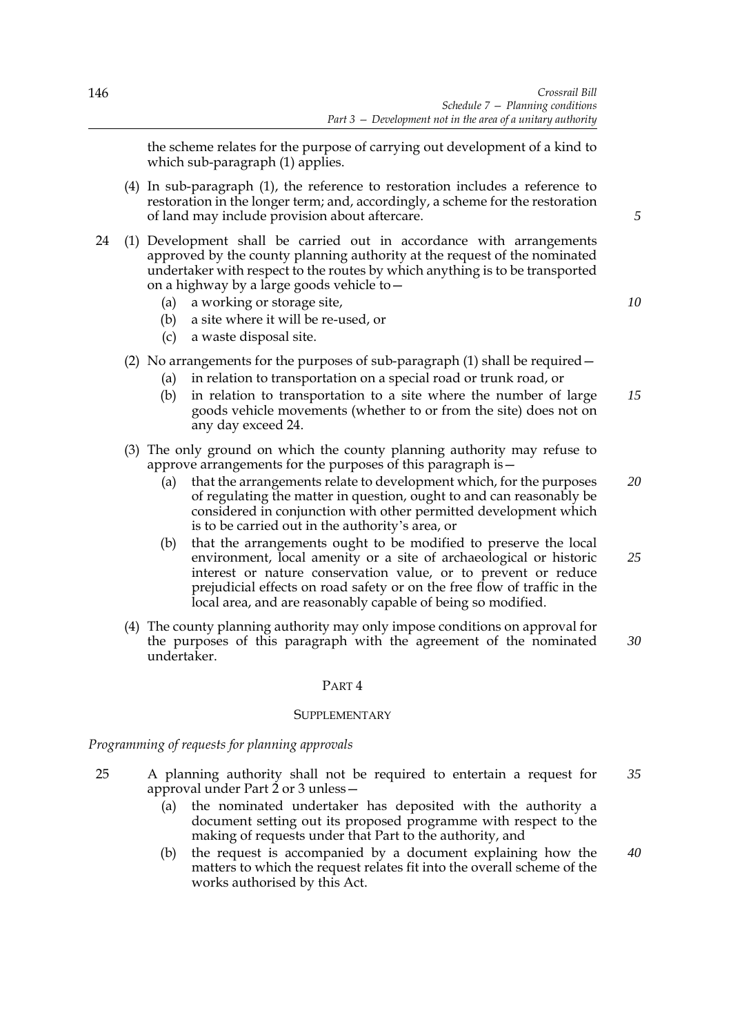the scheme relates for the purpose of carrying out development of a kind to which sub-paragraph (1) applies.

(4) In sub-paragraph (1), the reference to restoration includes a reference to restoration in the longer term; and, accordingly, a scheme for the restoration of land may include provision about aftercare.

24 (1) Development shall be carried out in accordance with arrangements approved by the county planning authority at the request of the nominated undertaker with respect to the routes by which anything is to be transported on a highway by a large goods vehicle to—

(a) a working or storage site,

(b) a site where it will be re-used, or

(c) a waste disposal site.

(2) No arrangements for the purposes of sub-paragraph (1) shall be required—

(a) in relation to transportation on a special road or trunk road, or

(b) in relation to transportation to a site where the number of large goods vehicle movements (whether to or from the site) does not on any day exceed 24.

(3) The only ground on which the county planning authority may refuse to approve arrangements for the purposes of this paragraph is—

(a) that the arrangements relate to development which, for the purposes of regulating the matter in question, ought to and can reasonably be considered in conjunction with other permitted development which is to be carried out in the authority's area, or

(b) that the arrangements ought to be modified to preserve the local environment, local amenity or a site of archaeological or historic interest or nature conservation value, or to prevent or reduce prejudicial effects on road safety or on the free flow of traffic in the local area, and are reasonably capable of being so modified.

(4) The county planning authority may only impose conditions on approval for the purposes of this paragraph with the agreement of the nominated undertaker.

## PART 4

## SUPPLEMENTARY

*Programming of requests for planning approvals*

25 A planning authority shall not be required to entertain a request for approval under Part 2 or 3 unless—

(a) the nominated undertaker has deposited with the authority a document setting out its proposed programme with respect to the making of requests under that Part to the authority, and

(b) the request is accompanied by a document explaining how the matters to which the request relates fit into the overall scheme of the works authorised by this Act.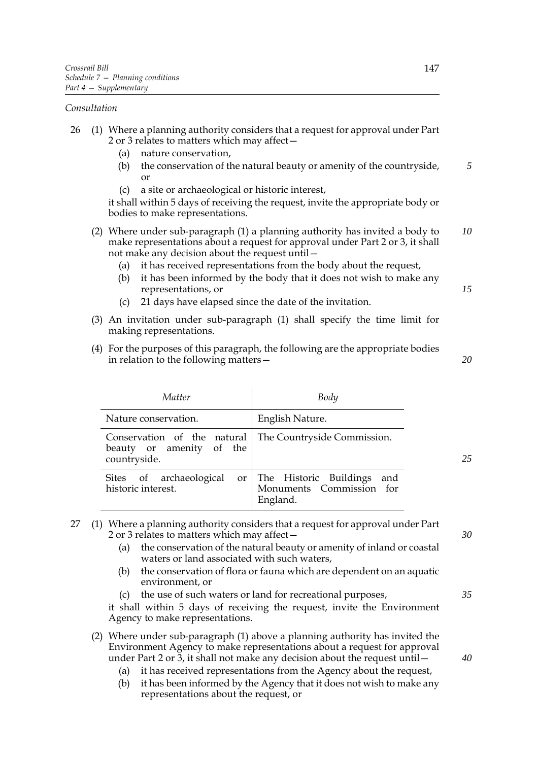*Consultation*

26 (1) Where a planning authority considers that a request for approval under Part 2 or 3 relates to matters which may affect—

(a) nature conservation,

(b) the conservation of the natural beauty or amenity of the countryside, or

(c) a site or archaeological or historic interest,

it shall within 5 days of receiving the request, invite the appropriate body or bodies to make representations.

(2) Where under sub-paragraph (1) a planning authority has invited a body to make representations about a request for approval under Part 2 or 3, it shall not make any decision about the request until—

(a) it has received representations from the body about the request,

(b) it has been informed by the body that it does not wish to make any representations, or

(c) 21 days have elapsed since the date of the invitation.

(3) An invitation under sub-paragraph (1) shall specify the time limit for making representations.

(4) For the purposes of this paragraph, the following are the appropriate bodies in relation to the following matters—

| *Matter* | *Body* |
|---|---|
| Nature conservation. | English Nature. |
| Conservation of the natural beauty or amenity of the countryside. | The Countryside Commission. |
| Sites of archaeological or historic interest. | The Historic Buildings and Monuments Commission for England. |

27 (1) Where a planning authority considers that a request for approval under Part 2 or 3 relates to matters which may affect—

(a) the conservation of the natural beauty or amenity of inland or coastal waters or land associated with such waters,

(b) the conservation of flora or fauna which are dependent on an aquatic environment, or

(c) the use of such waters or land for recreational purposes,

it shall within 5 days of receiving the request, invite the Environment Agency to make representations.

(2) Where under sub-paragraph (1) above a planning authority has invited the Environment Agency to make representations about a request for approval under Part 2 or 3, it shall not make any decision about the request until—

(a) it has received representations from the Agency about the request,

(b) it has been informed by the Agency that it does not wish to make any representations about the request, or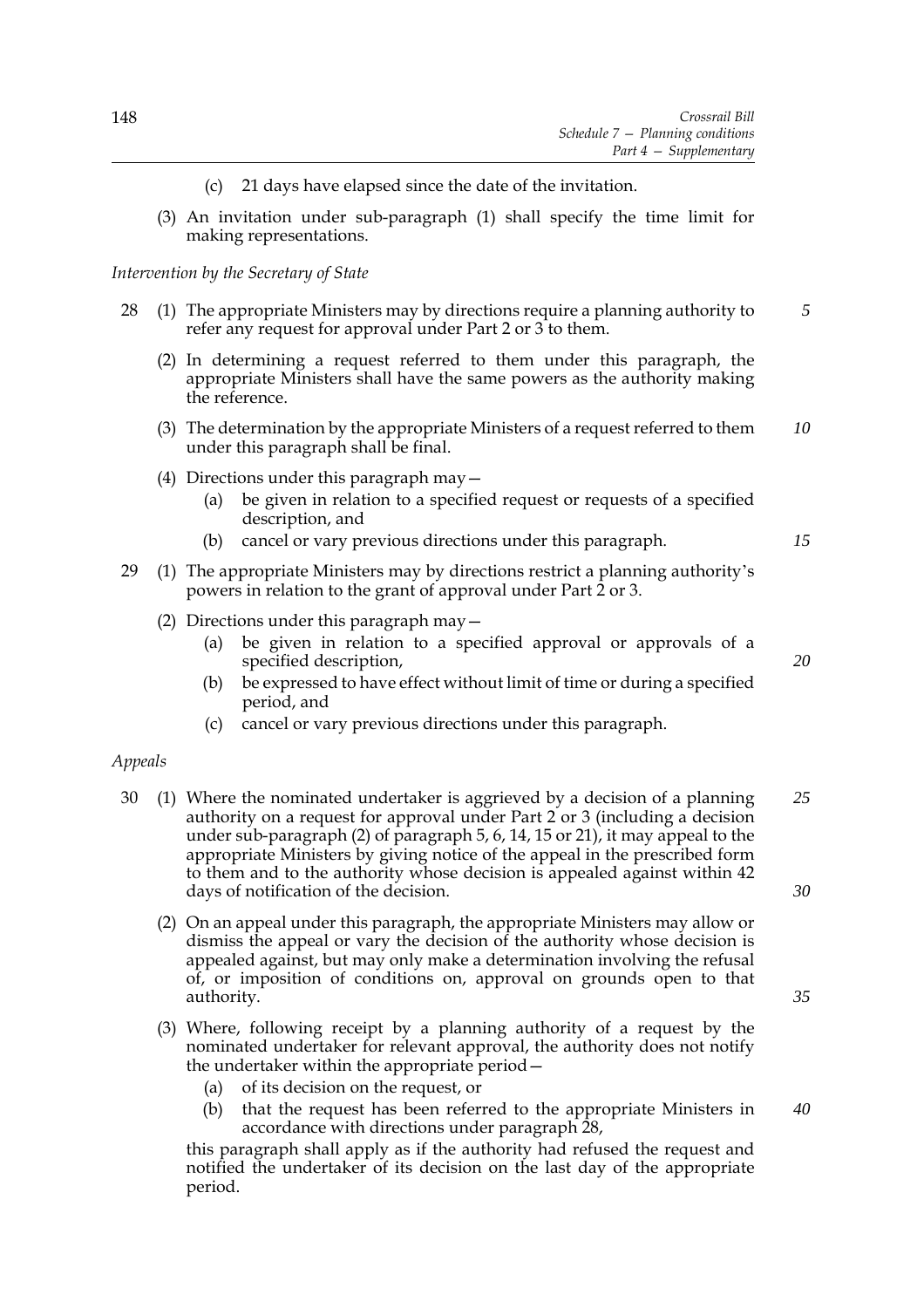(c) 21 days have elapsed since the date of the invitation.

(3) An invitation under sub-paragraph (1) shall specify the time limit for making representations.

*Intervention by the Secretary of State*

28 (1) The appropriate Ministers may by directions require a planning authority to refer any request for approval under Part 2 or 3 to them.

(2) In determining a request referred to them under this paragraph, the appropriate Ministers shall have the same powers as the authority making the reference.

(3) The determination by the appropriate Ministers of a request referred to them under this paragraph shall be final.

(4) Directions under this paragraph may—

(a) be given in relation to a specified request or requests of a specified description, and

(b) cancel or vary previous directions under this paragraph.

29 (1) The appropriate Ministers may by directions restrict a planning authority's powers in relation to the grant of approval under Part 2 or 3.

(2) Directions under this paragraph may—

(a) be given in relation to a specified approval or approvals of a specified description,

(b) be expressed to have effect without limit of time or during a specified period, and

(c) cancel or vary previous directions under this paragraph.

*Appeals*

30 (1) Where the nominated undertaker is aggrieved by a decision of a planning authority on a request for approval under Part 2 or 3 (including a decision under sub-paragraph (2) of paragraph 5, 6, 14, 15 or 21), it may appeal to the appropriate Ministers by giving notice of the appeal in the prescribed form to them and to the authority whose decision is appealed against within 42 days of notification of the decision.

(2) On an appeal under this paragraph, the appropriate Ministers may allow or dismiss the appeal or vary the decision of the authority whose decision is appealed against, but may only make a determination involving the refusal of, or imposition of conditions on, approval on grounds open to that authority.

(3) Where, following receipt by a planning authority of a request by the nominated undertaker for relevant approval, the authority does not notify the undertaker within the appropriate period—

(a) of its decision on the request, or

(b) that the request has been referred to the appropriate Ministers in accordance with directions under paragraph 28,

this paragraph shall apply as if the authority had refused the request and notified the undertaker of its decision on the last day of the appropriate period.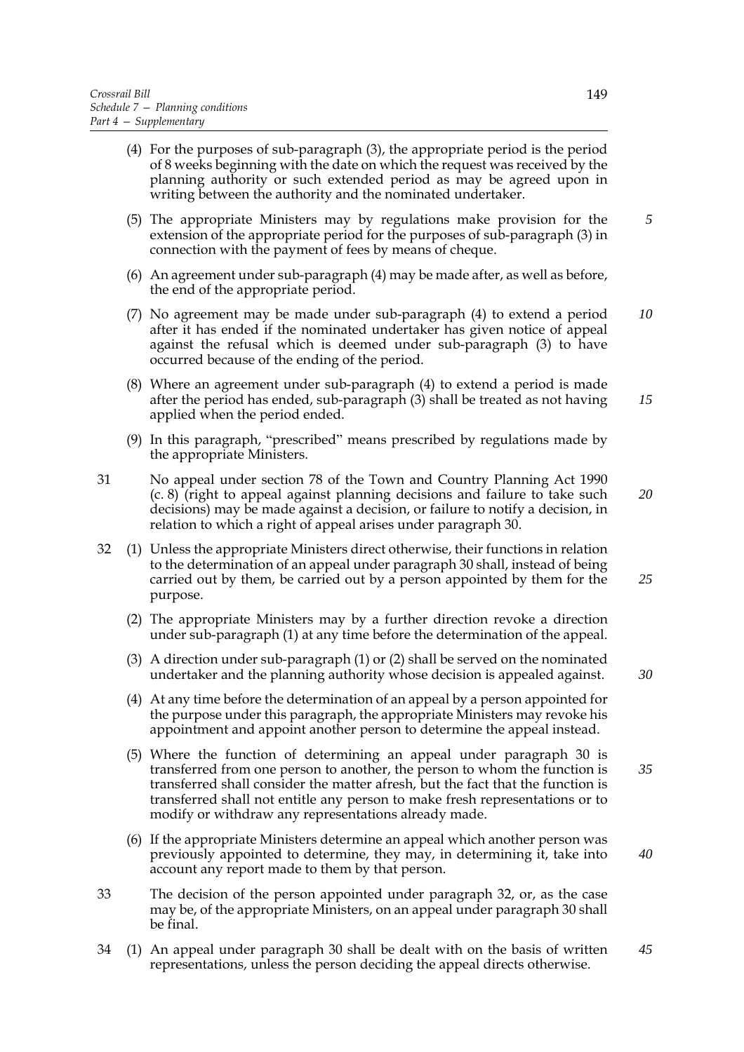(4) For the purposes of sub-paragraph (3), the appropriate period is the period of 8 weeks beginning with the date on which the request was received by the planning authority or such extended period as may be agreed upon in writing between the authority and the nominated undertaker.

(5) The appropriate Ministers may by regulations make provision for the extension of the appropriate period for the purposes of sub-paragraph (3) in connection with the payment of fees by means of cheque.

(6) An agreement under sub-paragraph (4) may be made after, as well as before, the end of the appropriate period.

(7) No agreement may be made under sub-paragraph (4) to extend a period after it has ended if the nominated undertaker has given notice of appeal against the refusal which is deemed under sub-paragraph (3) to have occurred because of the ending of the period.

(8) Where an agreement under sub-paragraph (4) to extend a period is made after the period has ended, sub-paragraph (3) shall be treated as not having applied when the period ended.

(9) In this paragraph, "prescribed" means prescribed by regulations made by the appropriate Ministers.

31 No appeal under section 78 of the Town and Country Planning Act 1990 (c. 8) (right to appeal against planning decisions and failure to take such decisions) may be made against a decision, or failure to notify a decision, in relation to which a right of appeal arises under paragraph 30.

32 (1) Unless the appropriate Ministers direct otherwise, their functions in relation to the determination of an appeal under paragraph 30 shall, instead of being carried out by them, be carried out by a person appointed by them for the purpose.

(2) The appropriate Ministers may by a further direction revoke a direction under sub-paragraph (1) at any time before the determination of the appeal.

(3) A direction under sub-paragraph (1) or (2) shall be served on the nominated undertaker and the planning authority whose decision is appealed against.

(4) At any time before the determination of an appeal by a person appointed for the purpose under this paragraph, the appropriate Ministers may revoke his appointment and appoint another person to determine the appeal instead.

(5) Where the function of determining an appeal under paragraph 30 is transferred from one person to another, the person to whom the function is transferred shall consider the matter afresh, but the fact that the function is transferred shall not entitle any person to make fresh representations or to modify or withdraw any representations already made.

(6) If the appropriate Ministers determine an appeal which another person was previously appointed to determine, they may, in determining it, take into account any report made to them by that person.

33 The decision of the person appointed under paragraph 32, or, as the case may be, of the appropriate Ministers, on an appeal under paragraph 30 shall be final.

34 (1) An appeal under paragraph 30 shall be dealt with on the basis of written representations, unless the person deciding the appeal directs otherwise.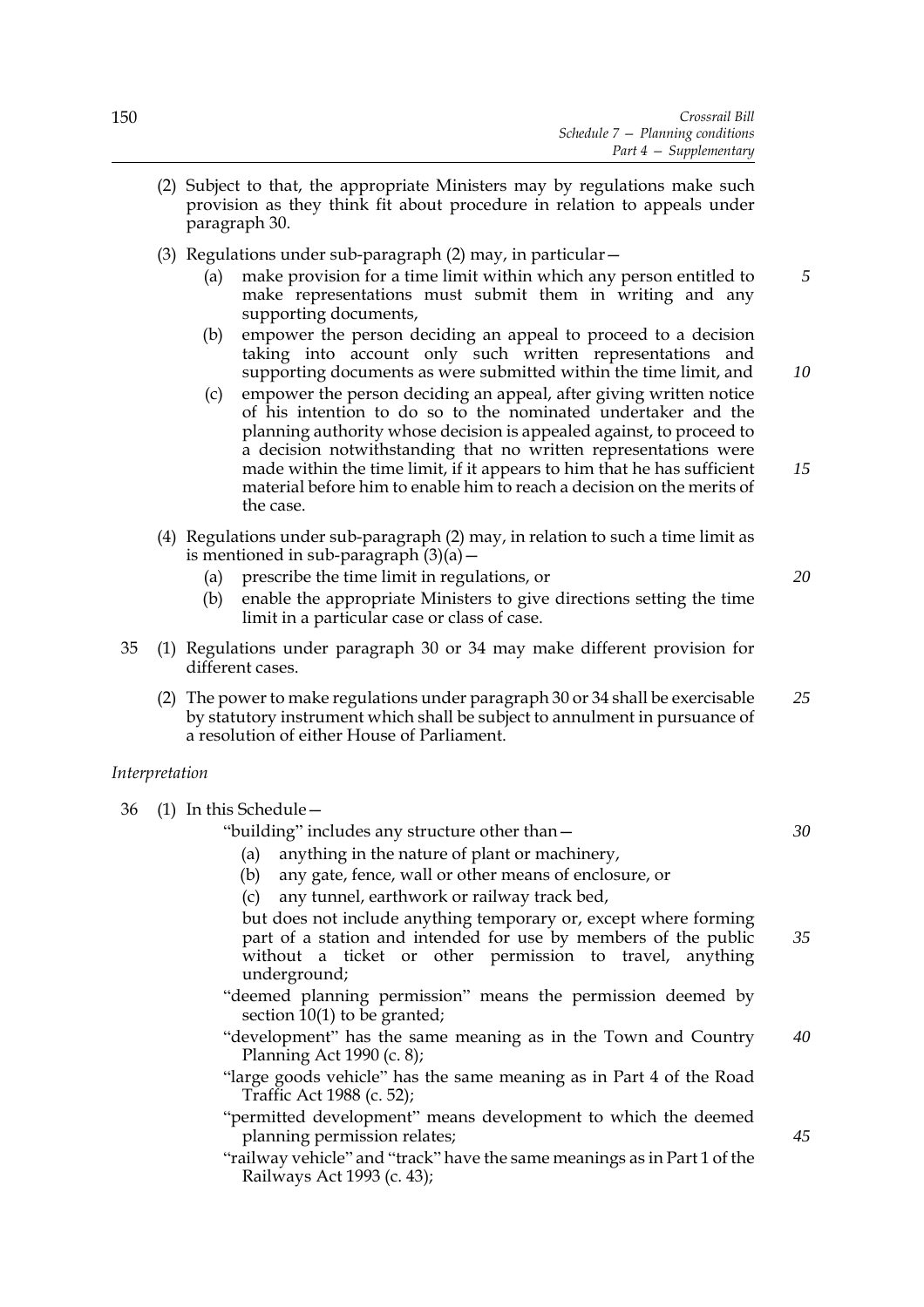(2) Subject to that, the appropriate Ministers may by regulations make such provision as they think fit about procedure in relation to appeals under paragraph 30.

(3) Regulations under sub-paragraph (2) may, in particular—

(a) make provision for a time limit within which any person entitled to make representations must submit them in writing and any supporting documents,

(b) empower the person deciding an appeal to proceed to a decision taking into account only such written representations and supporting documents as were submitted within the time limit, and

(c) empower the person deciding an appeal, after giving written notice of his intention to do so to the nominated undertaker and the planning authority whose decision is appealed against, to proceed to a decision notwithstanding that no written representations were made within the time limit, if it appears to him that he has sufficient material before him to enable him to reach a decision on the merits of the case.

(4) Regulations under sub-paragraph (2) may, in relation to such a time limit as is mentioned in sub-paragraph (3)(a)—

(a) prescribe the time limit in regulations, or

(b) enable the appropriate Ministers to give directions setting the time limit in a particular case or class of case.

35 (1) Regulations under paragraph 30 or 34 may make different provision for different cases.

(2) The power to make regulations under paragraph 30 or 34 shall be exercisable by statutory instrument which shall be subject to annulment in pursuance of a resolution of either House of Parliament.

*Interpretation*

36 (1) In this Schedule—

"building" includes any structure other than—

(a) anything in the nature of plant or machinery,

(b) any gate, fence, wall or other means of enclosure, or

(c) any tunnel, earthwork or railway track bed,

but does not include anything temporary or, except where forming part of a station and intended for use by members of the public without a ticket or other permission to travel, anything underground;

"deemed planning permission" means the permission deemed by section 10(1) to be granted;

"development" has the same meaning as in the Town and Country Planning Act 1990 (c. 8);

"large goods vehicle" has the same meaning as in Part 4 of the Road Traffic Act 1988 (c. 52);

"permitted development" means development to which the deemed planning permission relates;

"railway vehicle" and "track" have the same meanings as in Part 1 of the Railways Act 1993 (c. 43);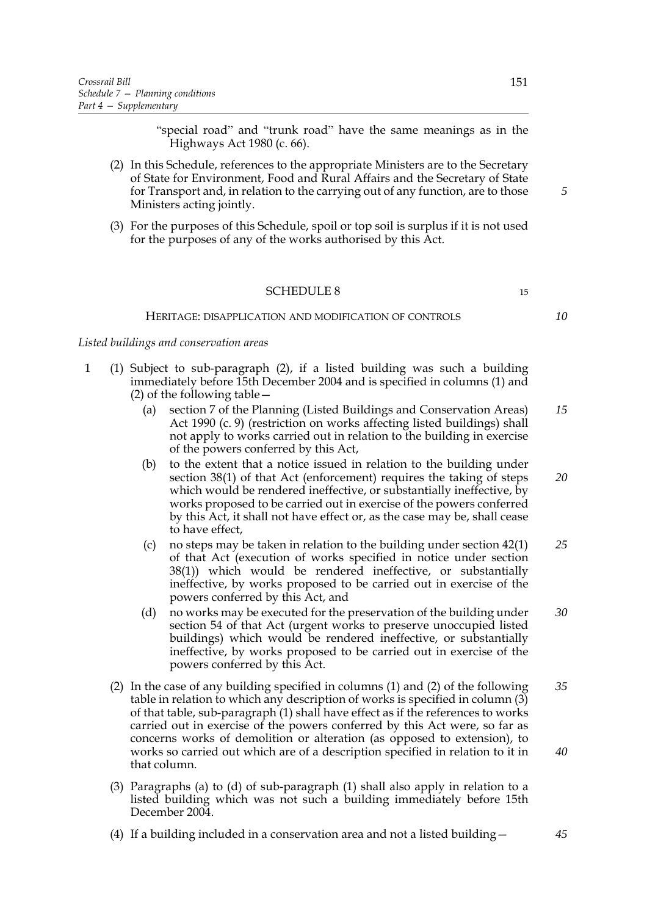"special road" and "trunk road" have the same meanings as in the Highways Act 1980 (c. 66).

(2) In this Schedule, references to the appropriate Ministers are to the Secretary of State for Environment, Food and Rural Affairs and the Secretary of State for Transport and, in relation to the carrying out of any function, are to those Ministers acting jointly.

(3) For the purposes of this Schedule, spoil or top soil is surplus if it is not used for the purposes of any of the works authorised by this Act.

## SCHEDULE 8

### HERITAGE: DISAPPLICATION AND MODIFICATION OF CONTROLS

*Listed buildings and conservation areas*

1 (1) Subject to sub-paragraph (2), if a listed building was such a building immediately before 15th December 2004 and is specified in columns (1) and (2) of the following table—

(a) section 7 of the Planning (Listed Buildings and Conservation Areas) Act 1990 (c. 9) (restriction on works affecting listed buildings) shall not apply to works carried out in relation to the building in exercise of the powers conferred by this Act,

(b) to the extent that a notice issued in relation to the building under section 38(1) of that Act (enforcement) requires the taking of steps which would be rendered ineffective, or substantially ineffective, by works proposed to be carried out in exercise of the powers conferred by this Act, it shall not have effect or, as the case may be, shall cease to have effect,

(c) no steps may be taken in relation to the building under section 42(1) of that Act (execution of works specified in notice under section 38(1)) which would be rendered ineffective, or substantially ineffective, by works proposed to be carried out in exercise of the powers conferred by this Act, and

(d) no works may be executed for the preservation of the building under section 54 of that Act (urgent works to preserve unoccupied listed buildings) which would be rendered ineffective, or substantially ineffective, by works proposed to be carried out in exercise of the powers conferred by this Act.

(2) In the case of any building specified in columns (1) and (2) of the following table in relation to which any description of works is specified in column (3) of that table, sub-paragraph (1) shall have effect as if the references to works carried out in exercise of the powers conferred by this Act were, so far as concerns works of demolition or alteration (as opposed to extension), to works so carried out which are of a description specified in relation to it in that column.

(3) Paragraphs (a) to (d) of sub-paragraph (1) shall also apply in relation to a listed building which was not such a building immediately before 15th December 2004.

(4) If a building included in a conservation area and not a listed building—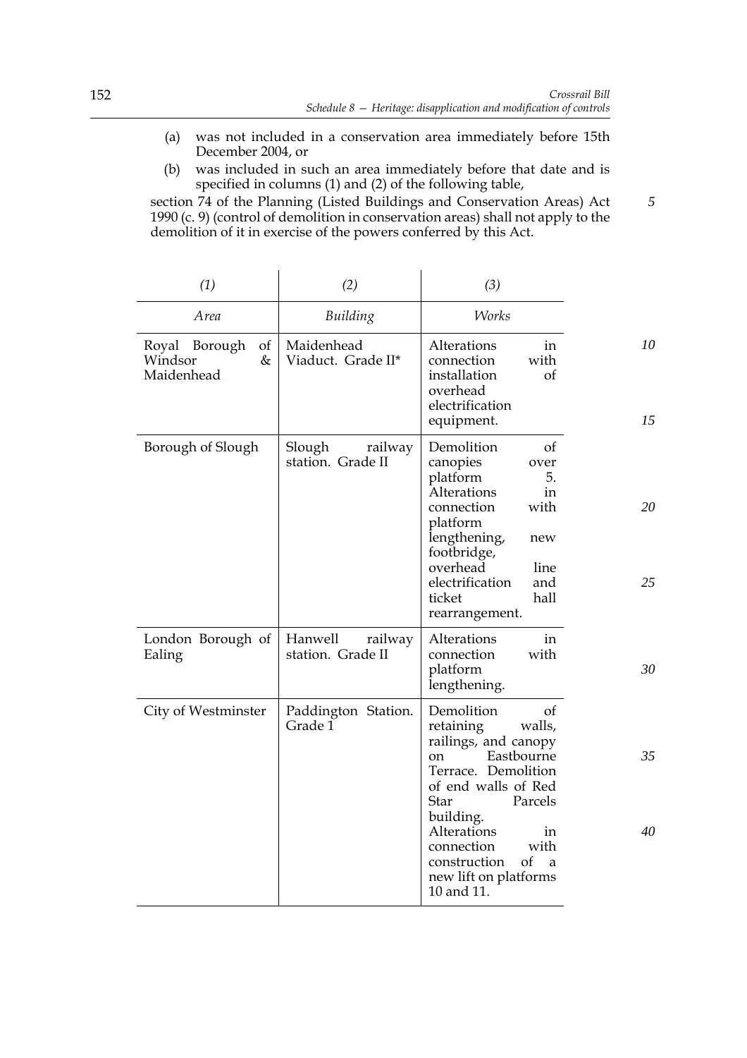(a) was not included in a conservation area immediately before 15th December 2004, or

(b) was included in such an area immediately before that date and is specified in columns (1) and (2) of the following table,

section 74 of the Planning (Listed Buildings and Conservation Areas) Act 1990 (c. 9) (control of demolition in conservation areas) shall not apply to the demolition of it in exercise of the powers conferred by this Act.

| *(1)* | *(2)* | *(3)* |
|---|---|---|
| *Area* | *Building* | *Works* |
| Royal Borough of Windsor & Maidenhead | Maidenhead Viaduct. Grade II* | Alterations in connection with installation of overhead electrification equipment. |
| Borough of Slough | Slough railway station. Grade II | Demolition of canopies over platform 5. Alterations in connection with platform lengthening, new footbridge, overhead line electrification and ticket hall rearrangement. |
| London Borough of Ealing | Hanwell railway station. Grade II | Alterations in connection with platform lengthening. |
| City of Westminster | Paddington Station. Grade 1 | Demolition of retaining walls, railings, and canopy on Eastbourne Terrace. Demolition of end walls of Red Star Parcels building. Alterations in connection with construction of a new lift on platforms 10 and 11. |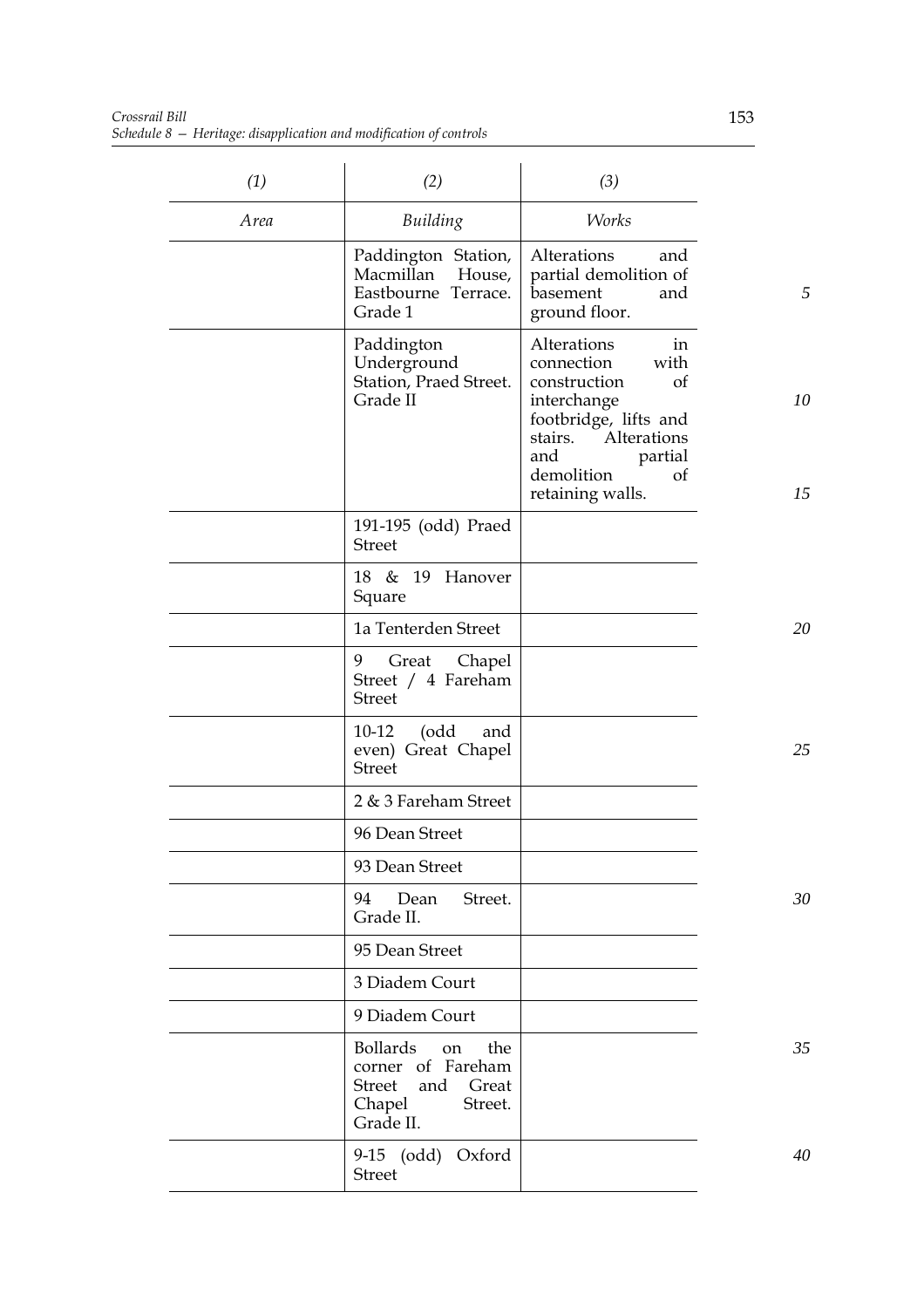| (1) | (2) | (3) |
|---|---|---|
| *Area* | *Building* | *Works* |
| | Paddington Station, Macmillan House, Eastbourne Terrace. Grade 1 | Alterations and partial demolition of basement and ground floor. |
| | Paddington Underground Station, Praed Street. Grade II | Alterations in connection with construction of interchange footbridge, lifts and stairs. Alterations and partial demolition of retaining walls. |
| | 191-195 (odd) Praed Street | |
| | 18 & 19 Hanover Square | |
| | 1a Tenterden Street | |
| | 9 Great Chapel Street / 4 Fareham Street | |
| | 10-12 (odd and even) Great Chapel Street | |
| | 2 & 3 Fareham Street | |
| | 96 Dean Street | |
| | 93 Dean Street | |
| | 94 Dean Street. Grade II. | |
| | 95 Dean Street | |
| | 3 Diadem Court | |
| | 9 Diadem Court | |
| | Bollards on the corner of Fareham Street and Great Chapel Street. Grade II. | |
| | 9-15 (odd) Oxford Street | |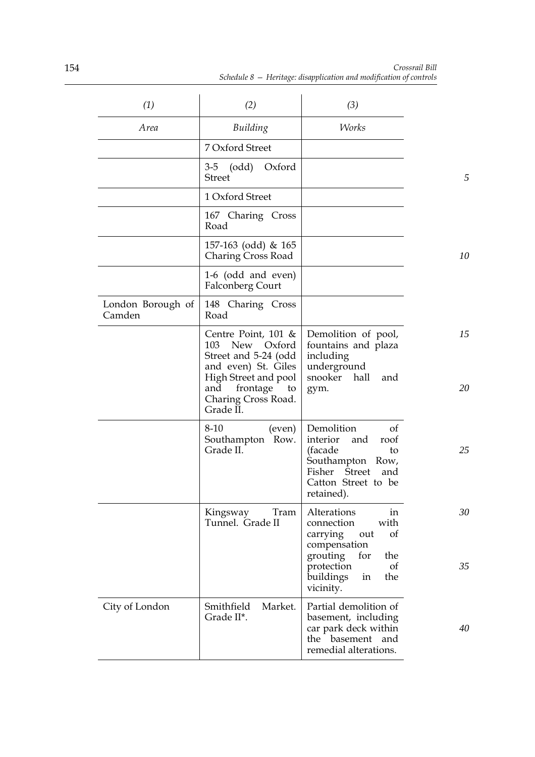| *(1)* | *(2)* | *(3)* |
|---|---|---|
| *Area* | *Building* | *Works* |
| | 7 Oxford Street | |
| | 3-5 (odd) Oxford Street | |
| | 1 Oxford Street | |
| | 167 Charing Cross Road | |
| | 157-163 (odd) & 165 Charing Cross Road | |
| | 1-6 (odd and even) Falconberg Court | |
| London Borough of Camden | 148 Charing Cross Road | |
| | Centre Point, 101 & 103 New Oxford Street and 5-24 (odd and even) St. Giles High Street and pool and frontage to Charing Cross Road. Grade II. | Demolition of pool, fountains and plaza including underground snooker hall and gym. |
| | 8-10 (even) Southampton Row. Grade II. | Demolition of interior and roof (facade to Southampton Row, Fisher Street and Catton Street to be retained). |
| | Kingsway Tram Tunnel. Grade II | Alterations in connection with carrying out of compensation grouting for the protection of buildings in the vicinity. |
| City of London | Smithfield Market. Grade II*. | Partial demolition of basement, including car park deck within the basement and remedial alterations. |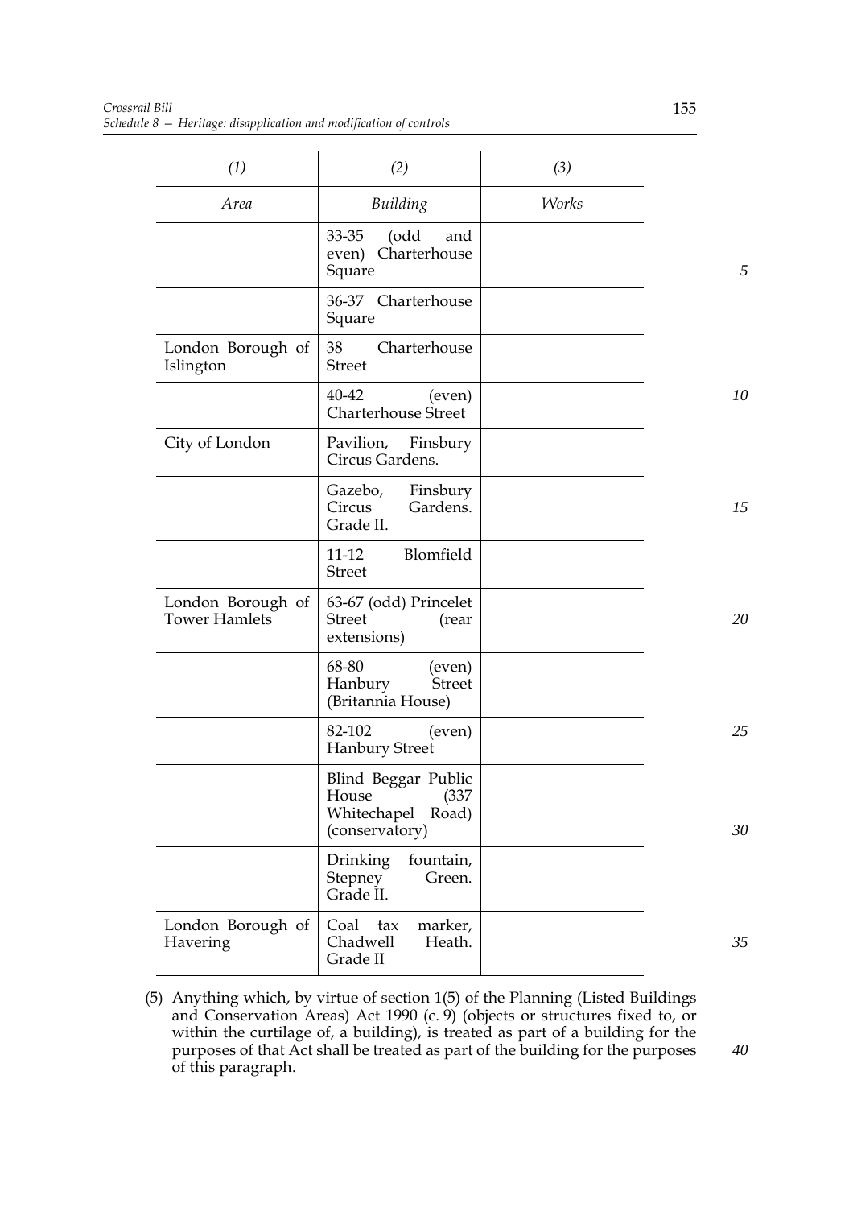| (1) | (2) | (3) |
|---|---|---|
| *Area* | *Building* | *Works* |
| | 33-35 (odd and even) Charterhouse Square | |
| | 36-37 Charterhouse Square | |
| London Borough of Islington | 38 Charterhouse Street | |
| | 40-42 (even) Charterhouse Street | |
| City of London | Pavilion, Finsbury Circus Gardens. | |
| | Gazebo, Finsbury Circus Gardens. Grade II. | |
| | 11-12 Blomfield Street | |
| London Borough of Tower Hamlets | 63-67 (odd) Princelet Street (rear extensions) | |
| | 68-80 (even) Hanbury Street (Britannia House) | |
| | 82-102 (even) Hanbury Street | |
| | Blind Beggar Public House (337 Whitechapel Road) (conservatory) | |
| | Drinking fountain, Stepney Green. Grade II. | |
| London Borough of Havering | Coal tax marker, Chadwell Heath. Grade II | |

(5) Anything which, by virtue of section 1(5) of the Planning (Listed Buildings and Conservation Areas) Act 1990 (c. 9) (objects or structures fixed to, or within the curtilage of, a building), is treated as part of a building for the purposes of that Act shall be treated as part of the building for the purposes of this paragraph.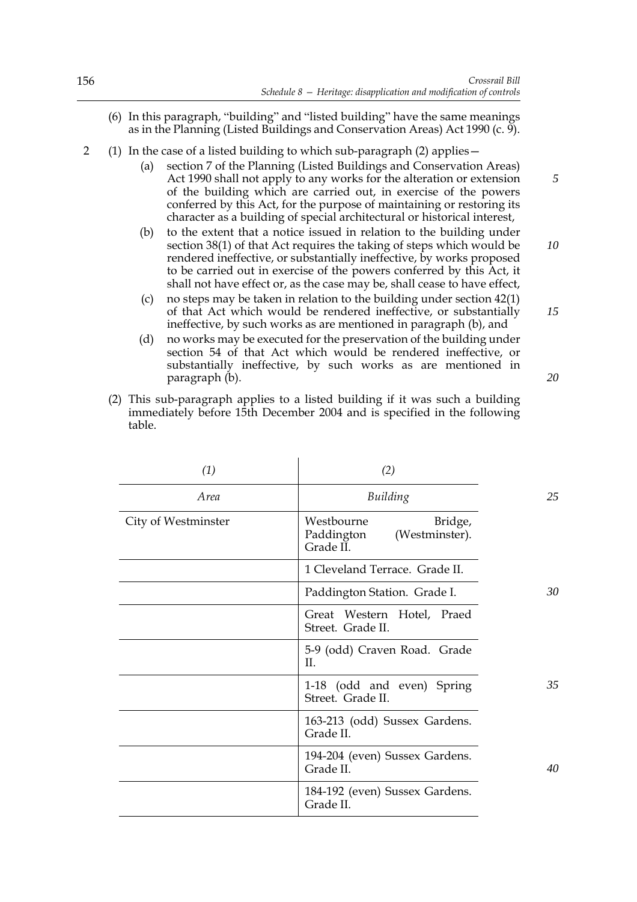(6) In this paragraph, "building" and "listed building" have the same meanings as in the Planning (Listed Buildings and Conservation Areas) Act 1990 (c. 9).

2 (1) In the case of a listed building to which sub-paragraph (2) applies—

(a) section 7 of the Planning (Listed Buildings and Conservation Areas) Act 1990 shall not apply to any works for the alteration or extension of the building which are carried out, in exercise of the powers conferred by this Act, for the purpose of maintaining or restoring its character as a building of special architectural or historical interest,

(b) to the extent that a notice issued in relation to the building under section 38(1) of that Act requires the taking of steps which would be rendered ineffective, or substantially ineffective, by works proposed to be carried out in exercise of the powers conferred by this Act, it shall not have effect or, as the case may be, shall cease to have effect,

(c) no steps may be taken in relation to the building under section 42(1) of that Act which would be rendered ineffective, or substantially ineffective, by such works as are mentioned in paragraph (b), and

(d) no works may be executed for the preservation of the building under section 54 of that Act which would be rendered ineffective, or substantially ineffective, by such works as are mentioned in paragraph (b).

(2) This sub-paragraph applies to a listed building if it was such a building immediately before 15th December 2004 and is specified in the following table.

| *(1)* | *(2)* |
|---|---|
| *Area* | *Building* |
| City of Westminster | Westbourne Bridge, Paddington (Westminster). Grade II. |
| | 1 Cleveland Terrace. Grade II. |
| | Paddington Station. Grade I. |
| | Great Western Hotel, Praed Street. Grade II. |
| | 5-9 (odd) Craven Road. Grade II. |
| | 1-18 (odd and even) Spring Street. Grade II. |
| | 163-213 (odd) Sussex Gardens. Grade II. |
| | 194-204 (even) Sussex Gardens. Grade II. |
| | 184-192 (even) Sussex Gardens. Grade II. |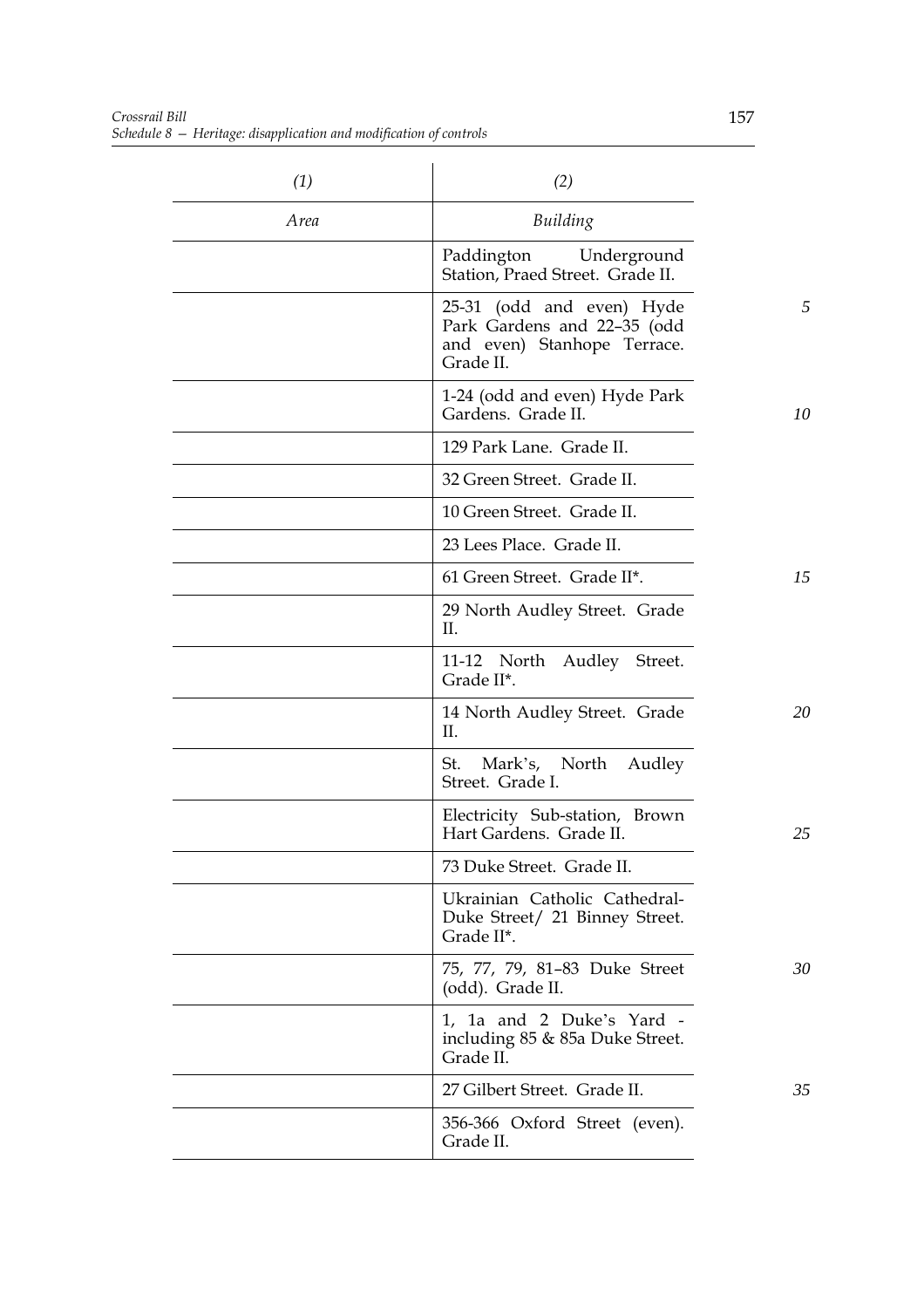| (1) | (2) |
| --- | --- |
| *Area* | *Building* |
| | Paddington Underground Station, Praed Street. Grade II. |
| | 25-31 (odd and even) Hyde Park Gardens and 22–35 (odd and even) Stanhope Terrace. Grade II. |
| | 1-24 (odd and even) Hyde Park Gardens. Grade II. |
| | 129 Park Lane. Grade II. |
| | 32 Green Street. Grade II. |
| | 10 Green Street. Grade II. |
| | 23 Lees Place. Grade II. |
| | 61 Green Street. Grade II*. |
| | 29 North Audley Street. Grade II. |
| | 11-12 North Audley Street. Grade II*. |
| | 14 North Audley Street. Grade II. |
| | St. Mark's, North Audley Street. Grade I. |
| | Electricity Sub-station, Brown Hart Gardens. Grade II. |
| | 73 Duke Street. Grade II. |
| | Ukrainian Catholic Cathedral- Duke Street/ 21 Binney Street. Grade II*. |
| | 75, 77, 79, 81–83 Duke Street (odd). Grade II. |
| | 1, 1a and 2 Duke's Yard - including 85 & 85a Duke Street. Grade II. |
| | 27 Gilbert Street. Grade II. |
| | 356-366 Oxford Street (even). Grade II. |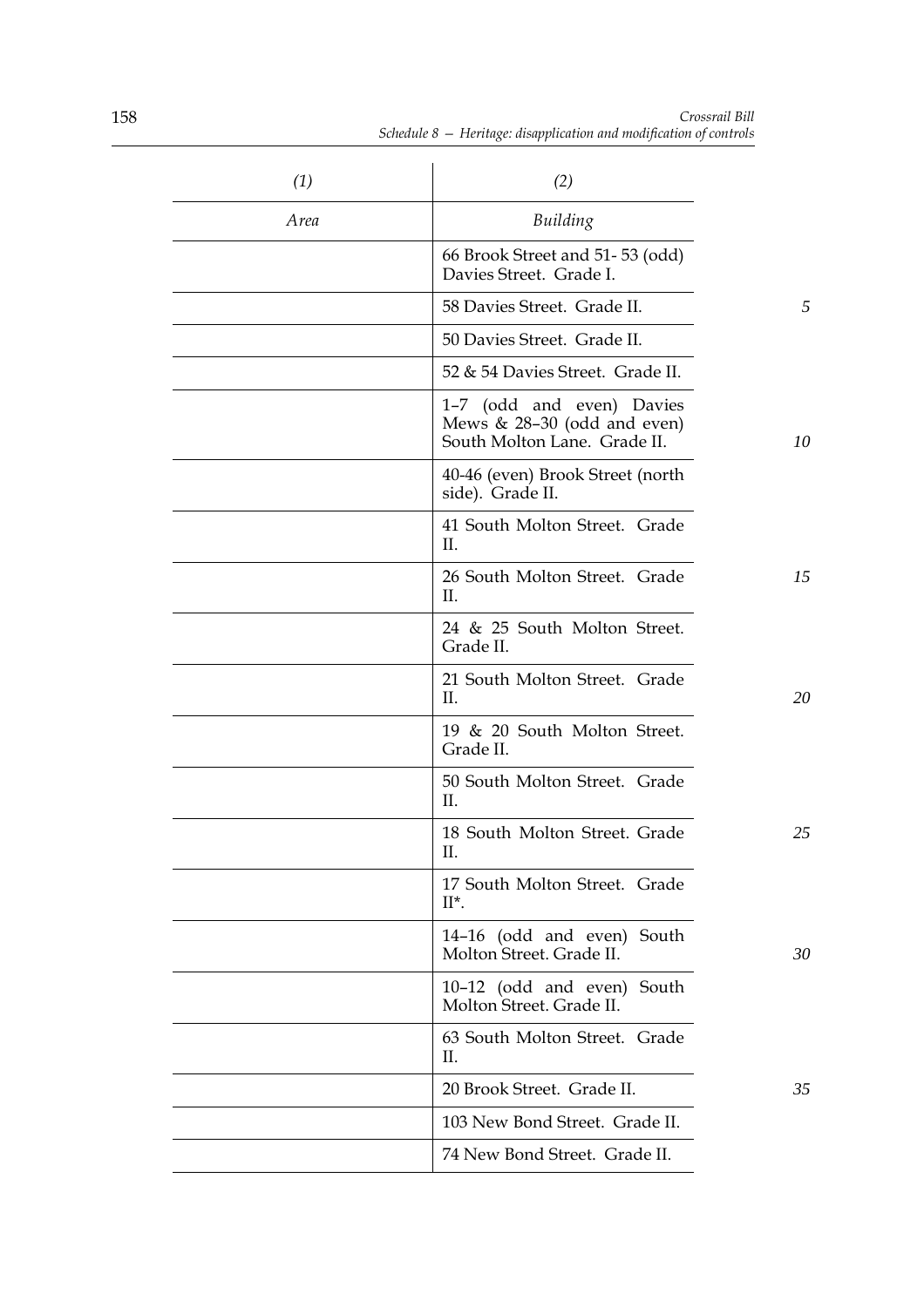| (1) | (2) |
|---|---|
| Area | Building |
| | 66 Brook Street and 51- 53 (odd) Davies Street. Grade I. |
| | 58 Davies Street. Grade II. |
| | 50 Davies Street. Grade II. |
| | 52 & 54 Davies Street. Grade II. |
| | 1–7 (odd and even) Davies Mews & 28–30 (odd and even) South Molton Lane. Grade II. |
| | 40-46 (even) Brook Street (north side). Grade II. |
| | 41 South Molton Street. Grade II. |
| | 26 South Molton Street. Grade II. |
| | 24 & 25 South Molton Street. Grade II. |
| | 21 South Molton Street. Grade II. |
| | 19 & 20 South Molton Street. Grade II. |
| | 50 South Molton Street. Grade II. |
| | 18 South Molton Street. Grade II. |
| | 17 South Molton Street. Grade II*. |
| | 14–16 (odd and even) South Molton Street. Grade II. |
| | 10–12 (odd and even) South Molton Street. Grade II. |
| | 63 South Molton Street. Grade II. |
| | 20 Brook Street. Grade II. |
| | 103 New Bond Street. Grade II. |
| | 74 New Bond Street. Grade II. |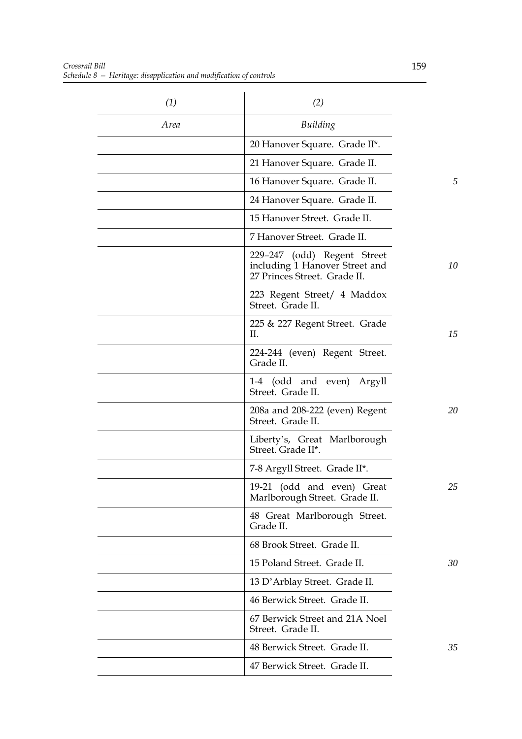| (1) | (2) |
|---|---|
| *Area* | *Building* |
| | 20 Hanover Square. Grade II*. |
| | 21 Hanover Square. Grade II. |
| | 16 Hanover Square. Grade II. |
| | 24 Hanover Square. Grade II. |
| | 15 Hanover Street. Grade II. |
| | 7 Hanover Street. Grade II. |
| | 229–247 (odd) Regent Street including 1 Hanover Street and 27 Princes Street. Grade II. |
| | 223 Regent Street/ 4 Maddox Street. Grade II. |
| | 225 & 227 Regent Street. Grade II. |
| | 224-244 (even) Regent Street. Grade II. |
| | 1-4 (odd and even) Argyll Street. Grade II. |
| | 208a and 208-222 (even) Regent Street. Grade II. |
| | Liberty's, Great Marlborough Street. Grade II*. |
| | 7-8 Argyll Street. Grade II*. |
| | 19-21 (odd and even) Great Marlborough Street. Grade II. |
| | 48 Great Marlborough Street. Grade II. |
| | 68 Brook Street. Grade II. |
| | 15 Poland Street. Grade II. |
| | 13 D'Arblay Street. Grade II. |
| | 46 Berwick Street. Grade II. |
| | 67 Berwick Street and 21A Noel Street. Grade II. |
| | 48 Berwick Street. Grade II. |
| | 47 Berwick Street. Grade II. |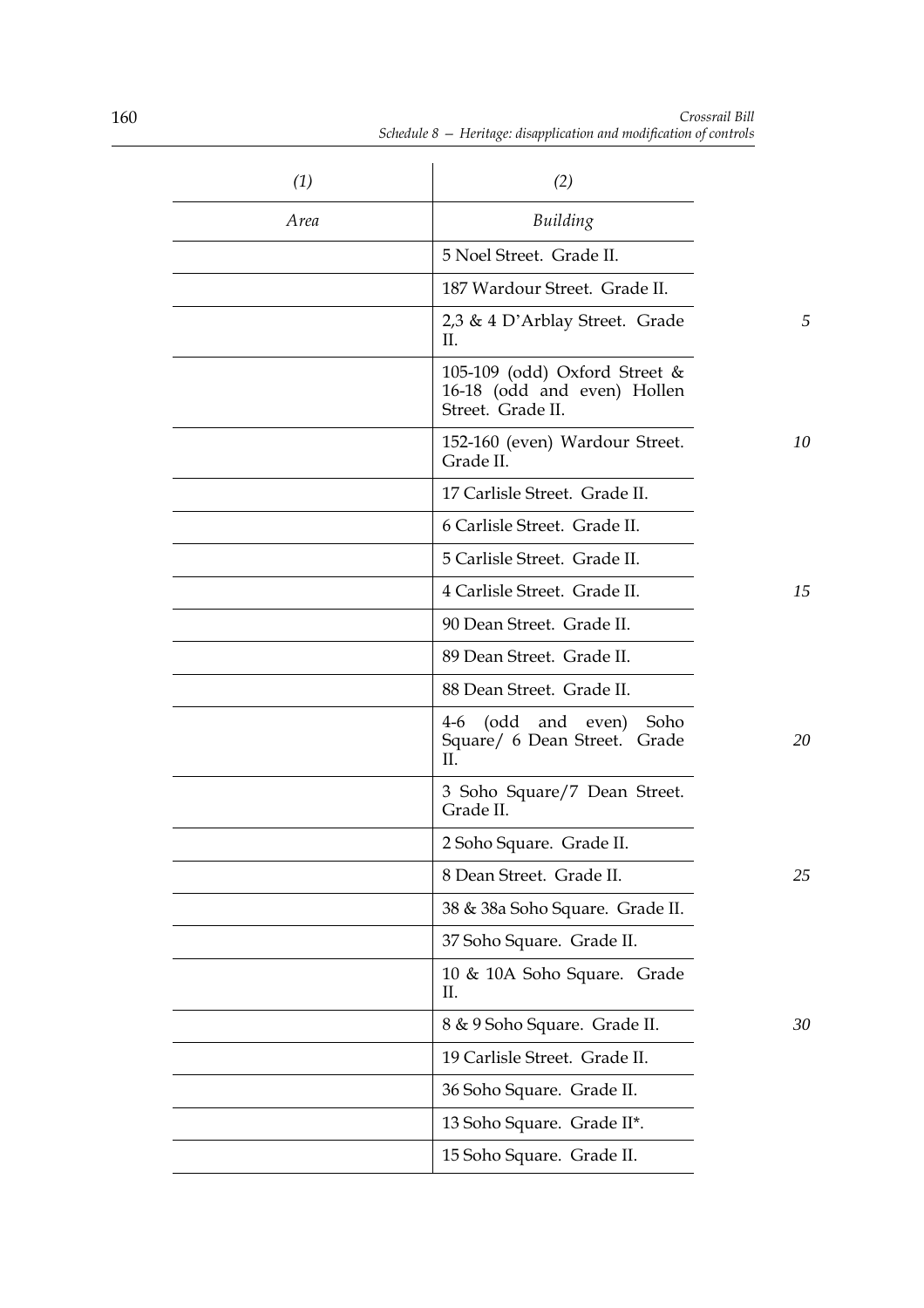| (1) | (2) |
| --- | --- |
| *Area* | *Building* |
| | 5 Noel Street. Grade II. |
| | 187 Wardour Street. Grade II. |
| | 2,3 & 4 D'Arblay Street. Grade II. |
| | 105-109 (odd) Oxford Street & 16-18 (odd and even) Hollen Street. Grade II. |
| | 152-160 (even) Wardour Street. Grade II. |
| | 17 Carlisle Street. Grade II. |
| | 6 Carlisle Street. Grade II. |
| | 5 Carlisle Street. Grade II. |
| | 4 Carlisle Street. Grade II. |
| | 90 Dean Street. Grade II. |
| | 89 Dean Street. Grade II. |
| | 88 Dean Street. Grade II. |
| | 4-6 (odd and even) Soho Square/ 6 Dean Street. Grade II. |
| | 3 Soho Square/7 Dean Street. Grade II. |
| | 2 Soho Square. Grade II. |
| | 8 Dean Street. Grade II. |
| | 38 & 38a Soho Square. Grade II. |
| | 37 Soho Square. Grade II. |
| | 10 & 10A Soho Square. Grade II. |
| | 8 & 9 Soho Square. Grade II. |
| | 19 Carlisle Street. Grade II. |
| | 36 Soho Square. Grade II. |
| | 13 Soho Square. Grade II*. |
| | 15 Soho Square. Grade II. |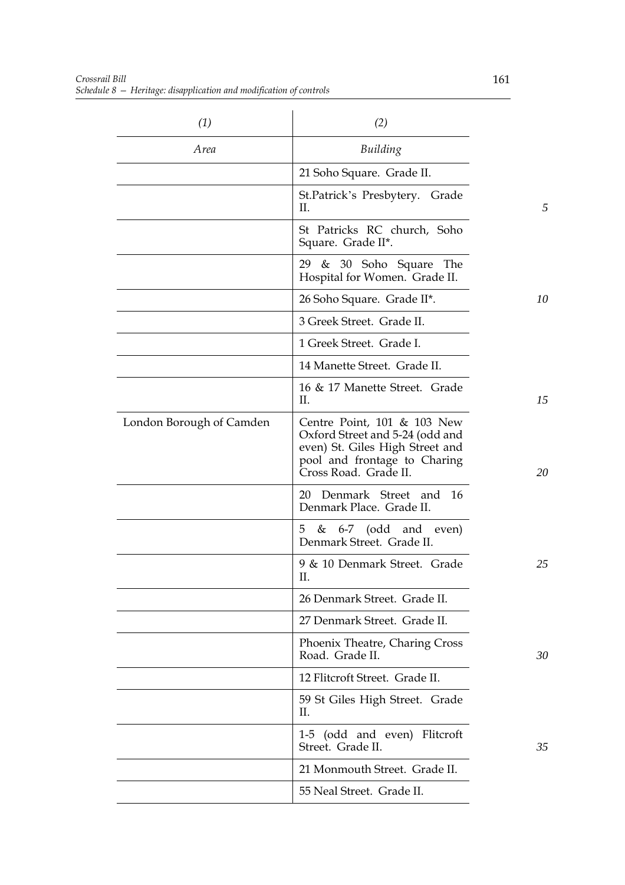| (1) | (2) |
|---|---|
| *Area* | *Building* |
| | 21 Soho Square. Grade II. |
| | St.Patrick's Presbytery. Grade II. |
| | St Patricks RC church, Soho Square. Grade II*. |
| | 29 & 30 Soho Square The Hospital for Women. Grade II. |
| | 26 Soho Square. Grade II*. |
| | 3 Greek Street. Grade II. |
| | 1 Greek Street. Grade I. |
| | 14 Manette Street. Grade II. |
| | 16 & 17 Manette Street. Grade II. |
| London Borough of Camden | Centre Point, 101 & 103 New Oxford Street and 5-24 (odd and even) St. Giles High Street and pool and frontage to Charing Cross Road. Grade II. |
| | 20 Denmark Street and 16 Denmark Place. Grade II. |
| | 5 & 6-7 (odd and even) Denmark Street. Grade II. |
| | 9 & 10 Denmark Street. Grade II. |
| | 26 Denmark Street. Grade II. |
| | 27 Denmark Street. Grade II. |
| | Phoenix Theatre, Charing Cross Road. Grade II. |
| | 12 Flitcroft Street. Grade II. |
| | 59 St Giles High Street. Grade II. |
| | 1-5 (odd and even) Flitcroft Street. Grade II. |
| | 21 Monmouth Street. Grade II. |
| | 55 Neal Street. Grade II. |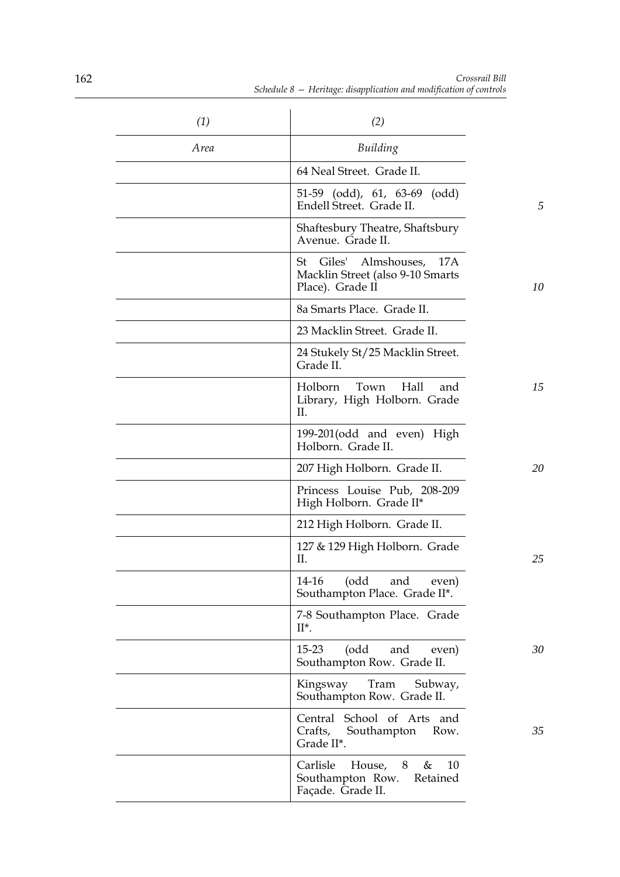| *(1)* | *(2)* |
|---|---|
| *Area* | *Building* |
| | 64 Neal Street. Grade II. |
| | 51-59 (odd), 61, 63-69 (odd) Endell Street. Grade II. |
| | Shaftesbury Theatre, Shaftsbury Avenue. Grade II. |
| | St Giles' Almshouses, 17A Macklin Street (also 9-10 Smarts Place). Grade II |
| | 8a Smarts Place. Grade II. |
| | 23 Macklin Street. Grade II. |
| | 24 Stukely St/25 Macklin Street. Grade II. |
| | Holborn Town Hall and Library, High Holborn. Grade II. |
| | 199-201(odd and even) High Holborn. Grade II. |
| | 207 High Holborn. Grade II. |
| | Princess Louise Pub, 208-209 High Holborn. Grade II* |
| | 212 High Holborn. Grade II. |
| | 127 & 129 High Holborn. Grade II. |
| | 14-16 (odd and even) Southampton Place. Grade II*. |
| | 7-8 Southampton Place. Grade II*. |
| | 15-23 (odd and even) Southampton Row. Grade II. |
| | Kingsway Tram Subway, Southampton Row. Grade II. |
| | Central School of Arts and Crafts, Southampton Row. Grade II*. |
| | Carlisle House, 8 & 10 Southampton Row. Retained Façade. Grade II. |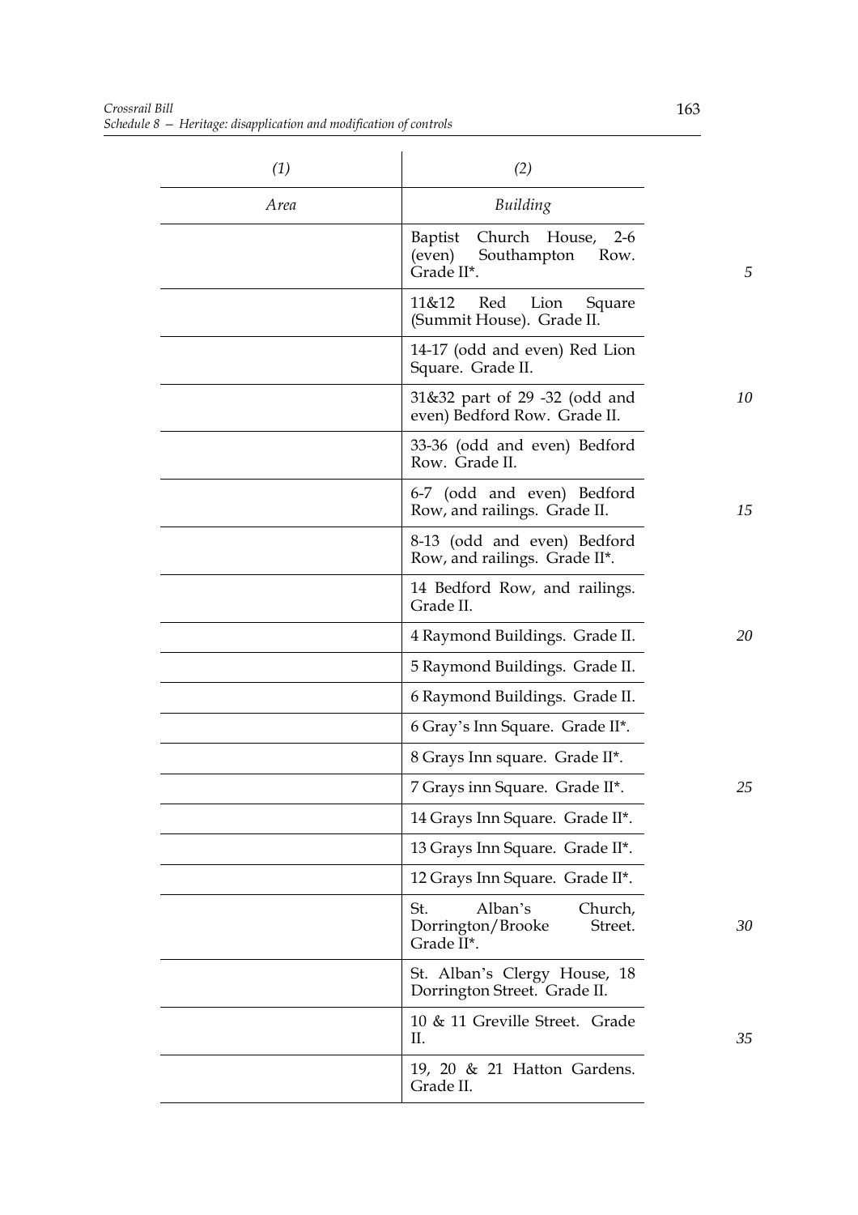| (1) | (2) |
| --- | --- |
| *Area* | *Building* |
| | Baptist Church House, 2-6 (even) Southampton Row. Grade II*. |
| | 11&12 Red Lion Square (Summit House). Grade II. |
| | 14-17 (odd and even) Red Lion Square. Grade II. |
| | 31&32 part of 29 -32 (odd and even) Bedford Row. Grade II. |
| | 33-36 (odd and even) Bedford Row. Grade II. |
| | 6-7 (odd and even) Bedford Row, and railings. Grade II. |
| | 8-13 (odd and even) Bedford Row, and railings. Grade II*. |
| | 14 Bedford Row, and railings. Grade II. |
| | 4 Raymond Buildings. Grade II. |
| | 5 Raymond Buildings. Grade II. |
| | 6 Raymond Buildings. Grade II. |
| | 6 Gray's Inn Square. Grade II*. |
| | 8 Grays Inn square. Grade II*. |
| | 7 Grays inn Square. Grade II*. |
| | 14 Grays Inn Square. Grade II*. |
| | 13 Grays Inn Square. Grade II*. |
| | 12 Grays Inn Square. Grade II*. |
| | St. Alban's Church, Dorrington/Brooke Street. Grade II*. |
| | St. Alban's Clergy House, 18 Dorrington Street. Grade II. |
| | 10 & 11 Greville Street. Grade II. |
| | 19, 20 & 21 Hatton Gardens. Grade II. |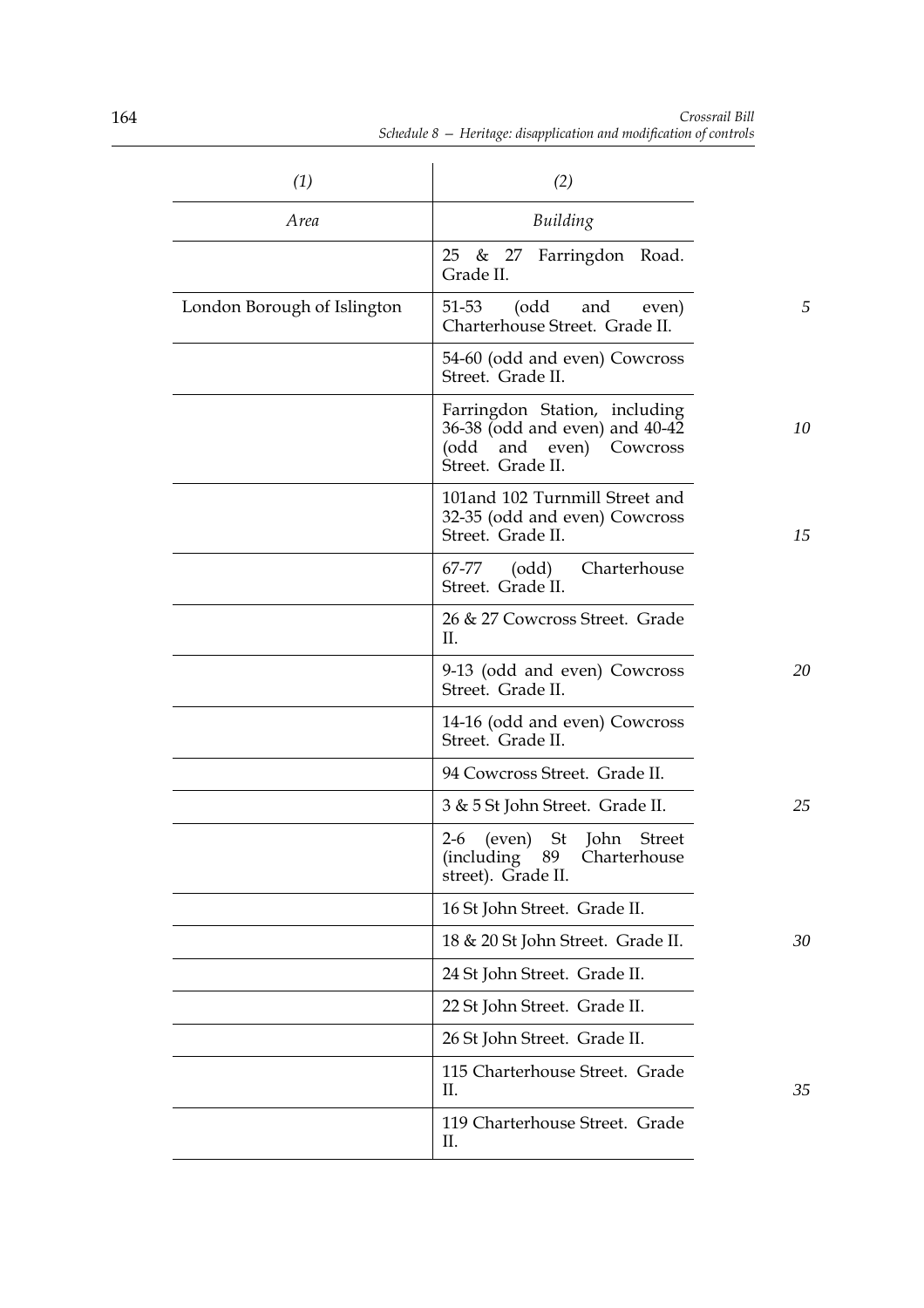| (1) | (2) |
|---|---|
| *Area* | *Building* |
| | 25 & 27 Farringdon Road. Grade II. |
| London Borough of Islington | 51-53 (odd and even) Charterhouse Street. Grade II. |
| | 54-60 (odd and even) Cowcross Street. Grade II. |
| | Farringdon Station, including 36-38 (odd and even) and 40-42 (odd and even) Cowcross Street. Grade II. |
| | 101and 102 Turnmill Street and 32-35 (odd and even) Cowcross Street. Grade II. |
| | 67-77 (odd) Charterhouse Street. Grade II. |
| | 26 & 27 Cowcross Street. Grade II. |
| | 9-13 (odd and even) Cowcross Street. Grade II. |
| | 14-16 (odd and even) Cowcross Street. Grade II. |
| | 94 Cowcross Street. Grade II. |
| | 3 & 5 St John Street. Grade II. |
| | 2-6 (even) St John Street (including 89 Charterhouse street). Grade II. |
| | 16 St John Street. Grade II. |
| | 18 & 20 St John Street. Grade II. |
| | 24 St John Street. Grade II. |
| | 22 St John Street. Grade II. |
| | 26 St John Street. Grade II. |
| | 115 Charterhouse Street. Grade II. |
| | 119 Charterhouse Street. Grade II. |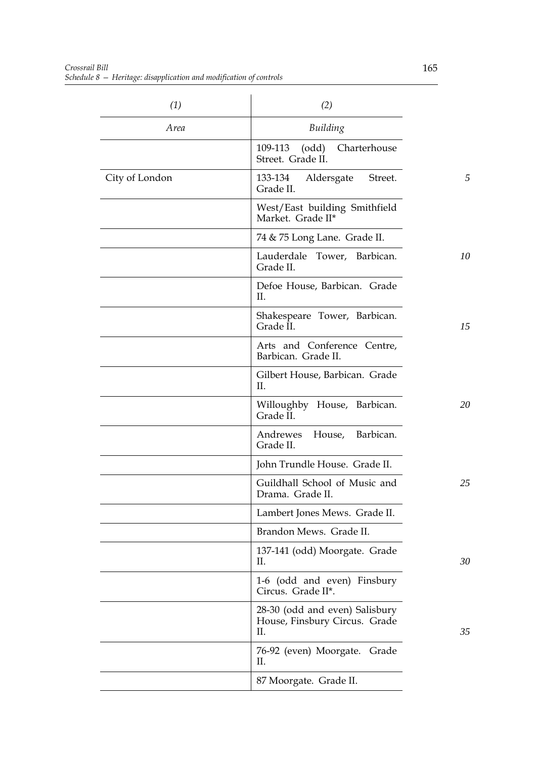| (1) | (2) |
|---|---|
| *Area* | *Building* |
| | 109-113 (odd) Charterhouse Street. Grade II. |
| City of London | 133-134 Aldersgate Street. Grade II. |
| | West/East building Smithfield Market. Grade II* |
| | 74 & 75 Long Lane. Grade II. |
| | Lauderdale Tower, Barbican. Grade II. |
| | Defoe House, Barbican. Grade II. |
| | Shakespeare Tower, Barbican. Grade II. |
| | Arts and Conference Centre, Barbican. Grade II. |
| | Gilbert House, Barbican. Grade II. |
| | Willoughby House, Barbican. Grade II. |
| | Andrewes House, Barbican. Grade II. |
| | John Trundle House. Grade II. |
| | Guildhall School of Music and Drama. Grade II. |
| | Lambert Jones Mews. Grade II. |
| | Brandon Mews. Grade II. |
| | 137-141 (odd) Moorgate. Grade II. |
| | 1-6 (odd and even) Finsbury Circus. Grade II*. |
| | 28-30 (odd and even) Salisbury House, Finsbury Circus. Grade II. |
| | 76-92 (even) Moorgate. Grade II. |
| | 87 Moorgate. Grade II. |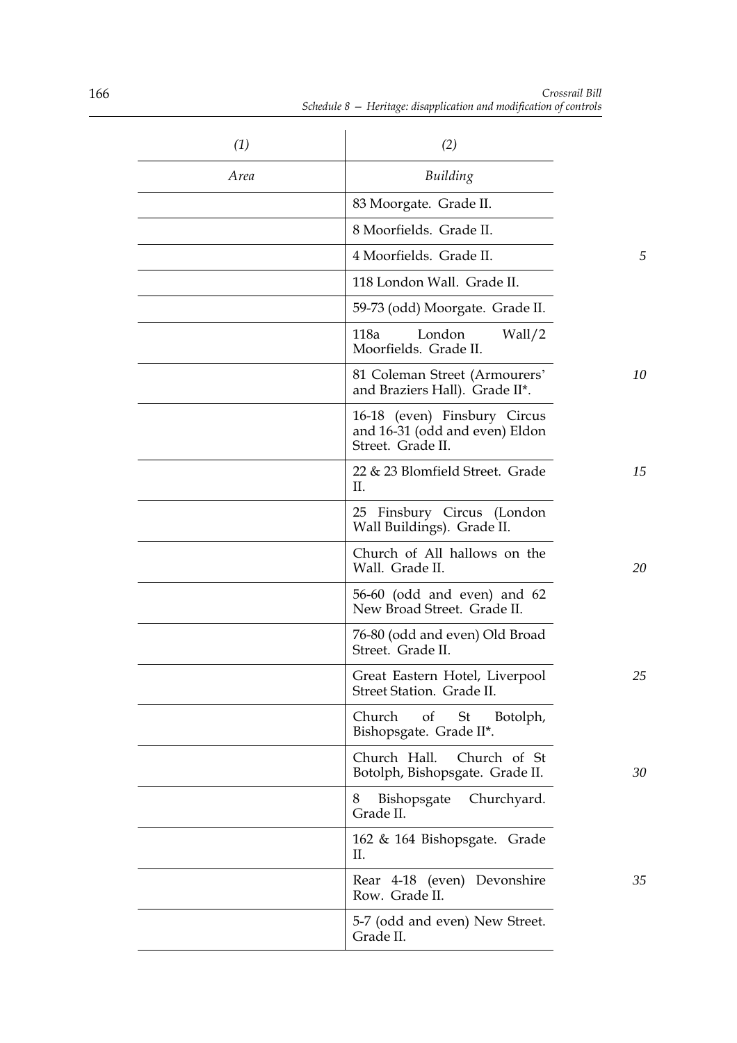| (1) | (2) |
|---|---|
| *Area* | *Building* |
| | 83 Moorgate. Grade II. |
| | 8 Moorfields. Grade II. |
| | 4 Moorfields. Grade II. |
| | 118 London Wall. Grade II. |
| | 59-73 (odd) Moorgate. Grade II. |
| | 118a London Wall/2 Moorfields. Grade II. |
| | 81 Coleman Street (Armourers' and Braziers Hall). Grade II*. |
| | 16-18 (even) Finsbury Circus and 16-31 (odd and even) Eldon Street. Grade II. |
| | 22 & 23 Blomfield Street. Grade II. |
| | 25 Finsbury Circus (London Wall Buildings). Grade II. |
| | Church of All hallows on the Wall. Grade II. |
| | 56-60 (odd and even) and 62 New Broad Street. Grade II. |
| | 76-80 (odd and even) Old Broad Street. Grade II. |
| | Great Eastern Hotel, Liverpool Street Station. Grade II. |
| | Church of St Botolph, Bishopsgate. Grade II*. |
| | Church Hall. Church of St Botolph, Bishopsgate. Grade II. |
| | 8 Bishopsgate Churchyard. Grade II. |
| | 162 & 164 Bishopsgate. Grade II. |
| | Rear 4-18 (even) Devonshire Row. Grade II. |
| | 5-7 (odd and even) New Street. Grade II. |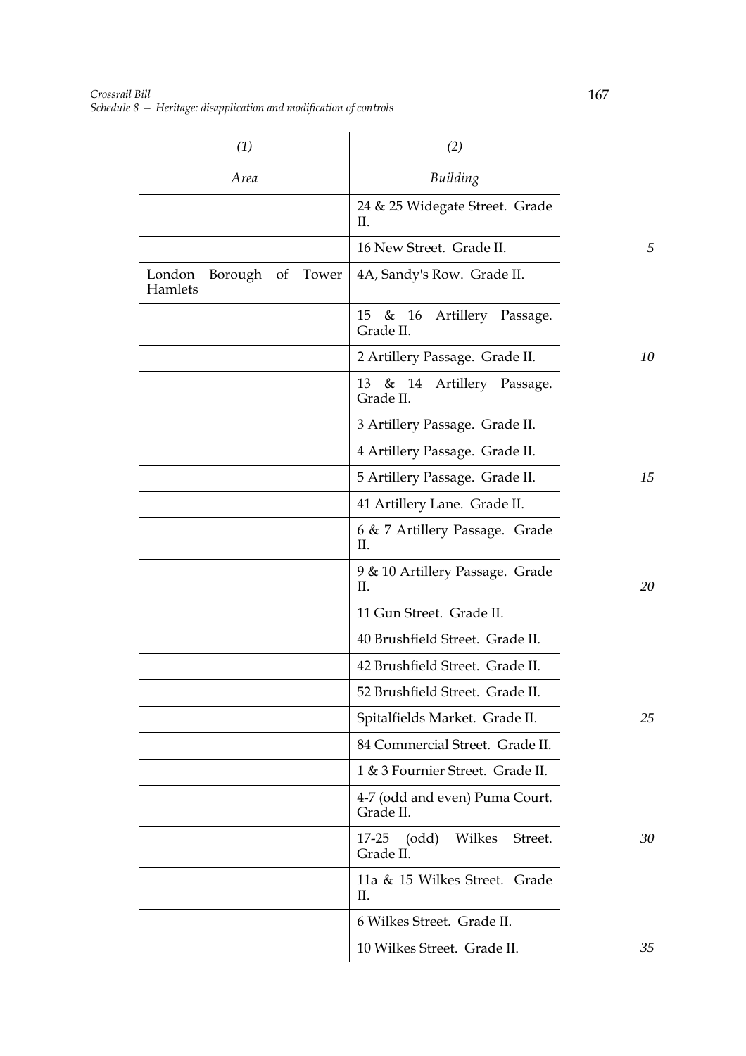| (1) | (2) |
|---|---|
| *Area* | *Building* |
| | 24 & 25 Widegate Street. Grade II. |
| | 16 New Street. Grade II. |
| London Borough of Tower Hamlets | 4A, Sandy's Row. Grade II. |
| | 15 & 16 Artillery Passage. Grade II. |
| | 2 Artillery Passage. Grade II. |
| | 13 & 14 Artillery Passage. Grade II. |
| | 3 Artillery Passage. Grade II. |
| | 4 Artillery Passage. Grade II. |
| | 5 Artillery Passage. Grade II. |
| | 41 Artillery Lane. Grade II. |
| | 6 & 7 Artillery Passage. Grade II. |
| | 9 & 10 Artillery Passage. Grade II. |
| | 11 Gun Street. Grade II. |
| | 40 Brushfield Street. Grade II. |
| | 42 Brushfield Street. Grade II. |
| | 52 Brushfield Street. Grade II. |
| | Spitalfields Market. Grade II. |
| | 84 Commercial Street. Grade II. |
| | 1 & 3 Fournier Street. Grade II. |
| | 4-7 (odd and even) Puma Court. Grade II. |
| | 17-25 (odd) Wilkes Street. Grade II. |
| | 11a & 15 Wilkes Street. Grade II. |
| | 6 Wilkes Street. Grade II. |
| | 10 Wilkes Street. Grade II. |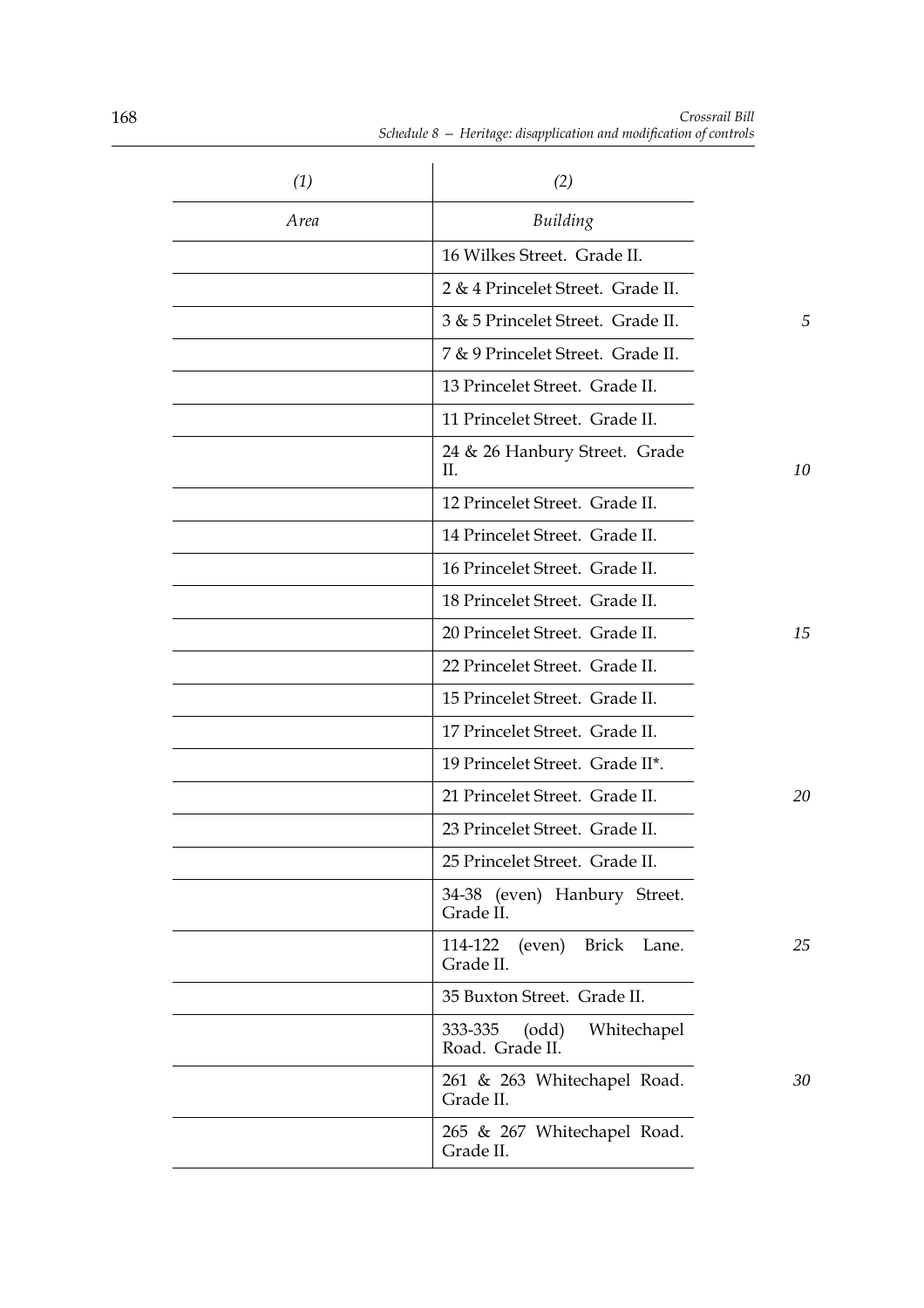| *(1)* | *(2)* |
|---|---|
| *Area* | *Building* |
| | 16 Wilkes Street. Grade II. |
| | 2 & 4 Princelet Street. Grade II. |
| | 3 & 5 Princelet Street. Grade II. |
| | 7 & 9 Princelet Street. Grade II. |
| | 13 Princelet Street. Grade II. |
| | 11 Princelet Street. Grade II. |
| | 24 & 26 Hanbury Street. Grade II. |
| | 12 Princelet Street. Grade II. |
| | 14 Princelet Street. Grade II. |
| | 16 Princelet Street. Grade II. |
| | 18 Princelet Street. Grade II. |
| | 20 Princelet Street. Grade II. |
| | 22 Princelet Street. Grade II. |
| | 15 Princelet Street. Grade II. |
| | 17 Princelet Street. Grade II. |
| | 19 Princelet Street. Grade II*. |
| | 21 Princelet Street. Grade II. |
| | 23 Princelet Street. Grade II. |
| | 25 Princelet Street. Grade II. |
| | 34-38 (even) Hanbury Street. Grade II. |
| | 114-122 (even) Brick Lane. Grade II. |
| | 35 Buxton Street. Grade II. |
| | 333-335 (odd) Whitechapel Road. Grade II. |
| | 261 & 263 Whitechapel Road. Grade II. |
| | 265 & 267 Whitechapel Road. Grade II. |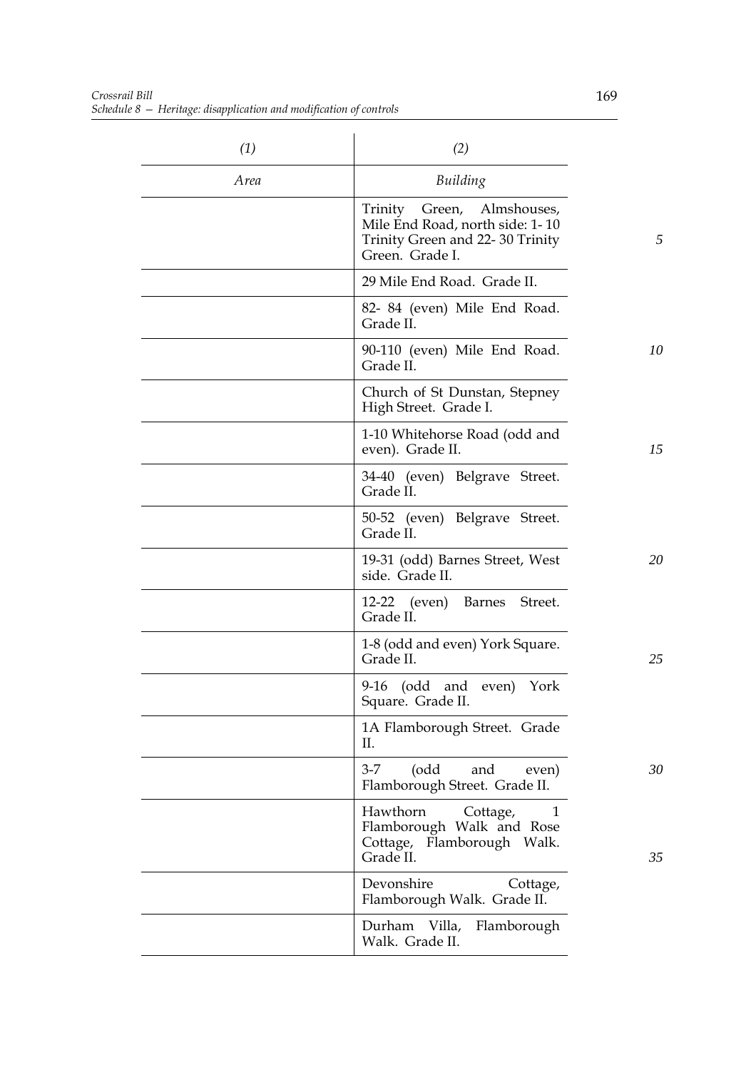| (1) | (2) |
|---|---|
| Area | Building |
| | Trinity Green, Almshouses, Mile End Road, north side: 1- 10 Trinity Green and 22- 30 Trinity Green. Grade I. |
| | 29 Mile End Road. Grade II. |
| | 82- 84 (even) Mile End Road. Grade II. |
| | 90-110 (even) Mile End Road. Grade II. |
| | Church of St Dunstan, Stepney High Street. Grade I. |
| | 1-10 Whitehorse Road (odd and even). Grade II. |
| | 34-40 (even) Belgrave Street. Grade II. |
| | 50-52 (even) Belgrave Street. Grade II. |
| | 19-31 (odd) Barnes Street, West side. Grade II. |
| | 12-22 (even) Barnes Street. Grade II. |
| | 1-8 (odd and even) York Square. Grade II. |
| | 9-16 (odd and even) York Square. Grade II. |
| | 1A Flamborough Street. Grade II. |
| | 3-7 (odd and even) Flamborough Street. Grade II. |
| | Hawthorn Cottage, 1 Flamborough Walk and Rose Cottage, Flamborough Walk. Grade II. |
| | Devonshire Cottage, Flamborough Walk. Grade II. |
| | Durham Villa, Flamborough Walk. Grade II. |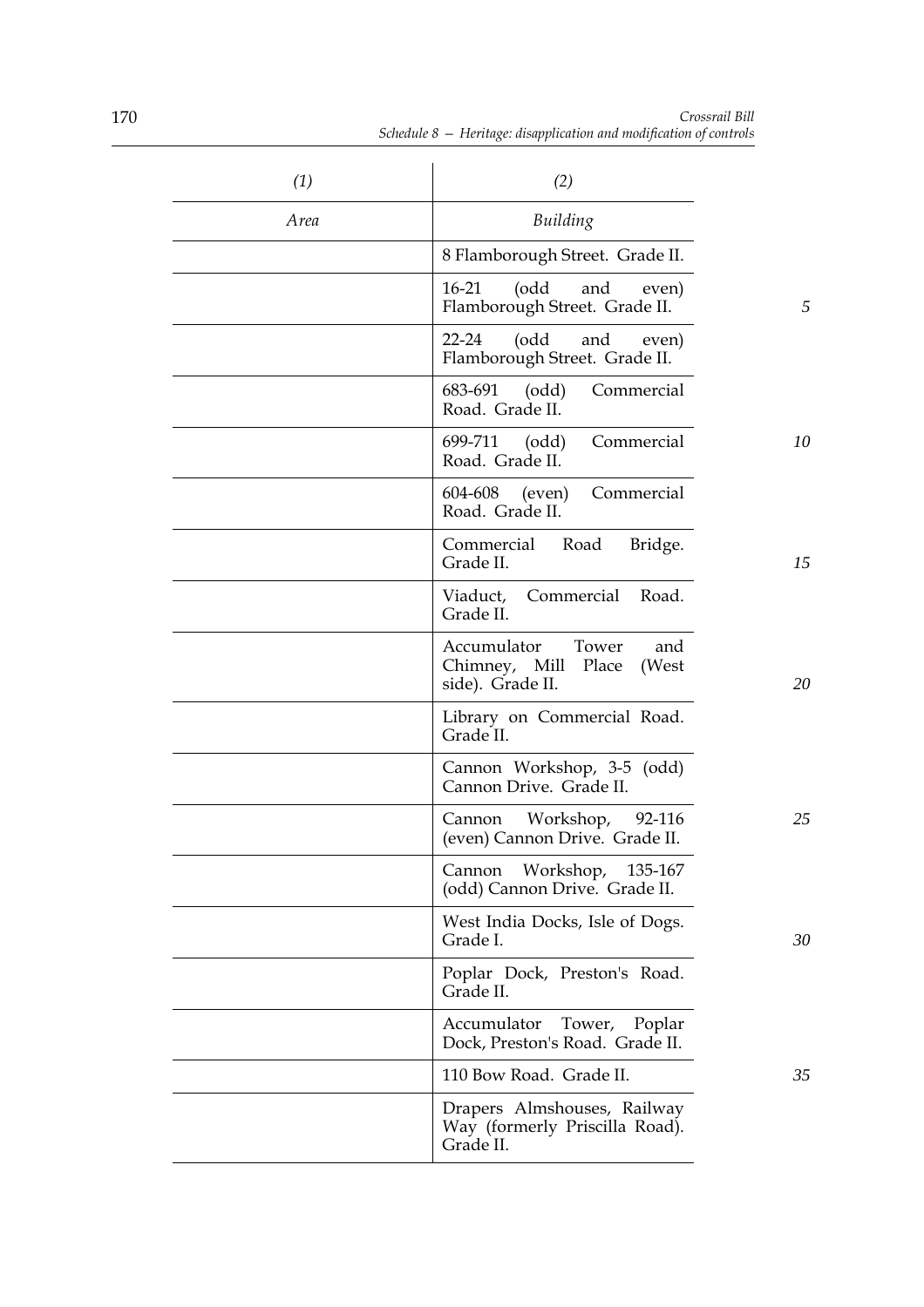| (1) | (2) |
|---|---|
| *Area* | *Building* |
| | 8 Flamborough Street. Grade II. |
| | 16-21 (odd and even) Flamborough Street. Grade II. |
| | 22-24 (odd and even) Flamborough Street. Grade II. |
| | 683-691 (odd) Commercial Road. Grade II. |
| | 699-711 (odd) Commercial Road. Grade II. |
| | 604-608 (even) Commercial Road. Grade II. |
| | Commercial Road Bridge. Grade II. |
| | Viaduct, Commercial Road. Grade II. |
| | Accumulator Tower and Chimney, Mill Place (West side). Grade II. |
| | Library on Commercial Road. Grade II. |
| | Cannon Workshop, 3-5 (odd) Cannon Drive. Grade II. |
| | Cannon Workshop, 92-116 (even) Cannon Drive. Grade II. |
| | Cannon Workshop, 135-167 (odd) Cannon Drive. Grade II. |
| | West India Docks, Isle of Dogs. Grade I. |
| | Poplar Dock, Preston's Road. Grade II. |
| | Accumulator Tower, Poplar Dock, Preston's Road. Grade II. |
| | 110 Bow Road. Grade II. |
| | Drapers Almshouses, Railway Way (formerly Priscilla Road). Grade II. |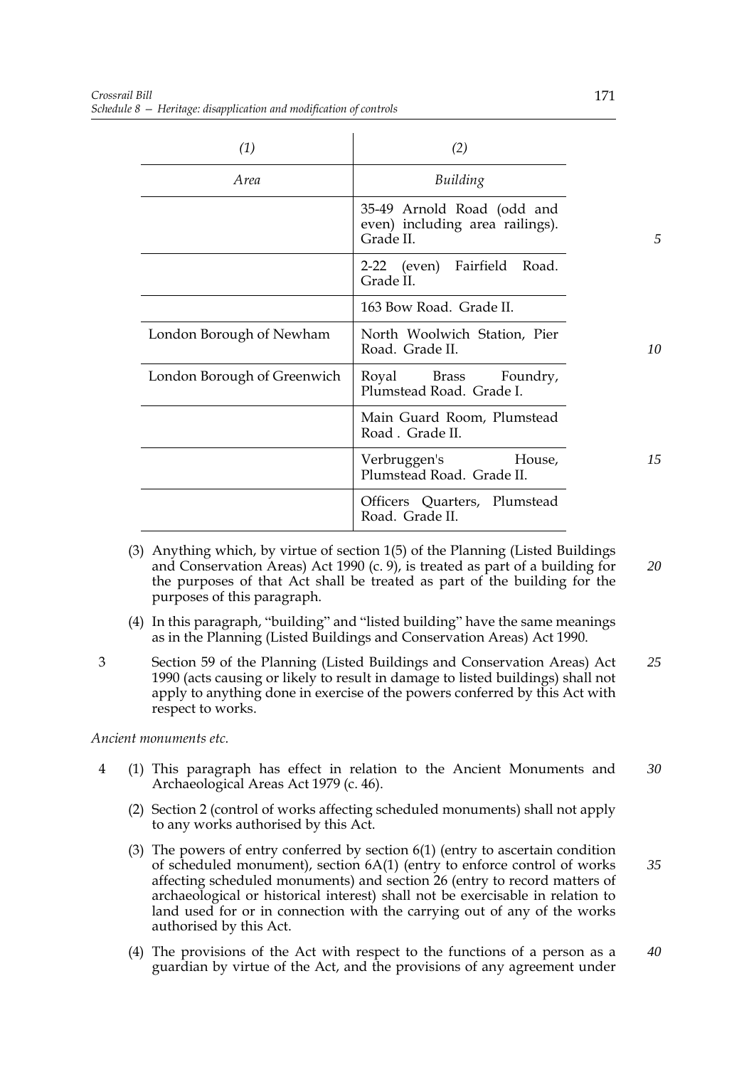| (1) | (2) |
|---|---|
| *Area* | *Building* |
| | 35-49 Arnold Road (odd and even) including area railings). Grade II. |
| | 2-22 (even) Fairfield Road. Grade II. |
| | 163 Bow Road. Grade II. |
| London Borough of Newham | North Woolwich Station, Pier Road. Grade II. |
| London Borough of Greenwich | Royal Brass Foundry, Plumstead Road. Grade I. |
| | Main Guard Room, Plumstead Road . Grade II. |
| | Verbruggen's House, Plumstead Road. Grade II. |
| | Officers Quarters, Plumstead Road. Grade II. |

(3) Anything which, by virtue of section 1(5) of the Planning (Listed Buildings and Conservation Areas) Act 1990 (c. 9), is treated as part of a building for the purposes of that Act shall be treated as part of the building for the purposes of this paragraph.

(4) In this paragraph, "building" and "listed building" have the same meanings as in the Planning (Listed Buildings and Conservation Areas) Act 1990.

3 Section 59 of the Planning (Listed Buildings and Conservation Areas) Act 1990 (acts causing or likely to result in damage to listed buildings) shall not apply to anything done in exercise of the powers conferred by this Act with respect to works.

*Ancient monuments etc.*

4 (1) This paragraph has effect in relation to the Ancient Monuments and Archaeological Areas Act 1979 (c. 46).

(2) Section 2 (control of works affecting scheduled monuments) shall not apply to any works authorised by this Act.

(3) The powers of entry conferred by section 6(1) (entry to ascertain condition of scheduled monument), section 6A(1) (entry to enforce control of works affecting scheduled monuments) and section 26 (entry to record matters of archaeological or historical interest) shall not be exercisable in relation to land used for or in connection with the carrying out of any of the works authorised by this Act.

(4) The provisions of the Act with respect to the functions of a person as a guardian by virtue of the Act, and the provisions of any agreement under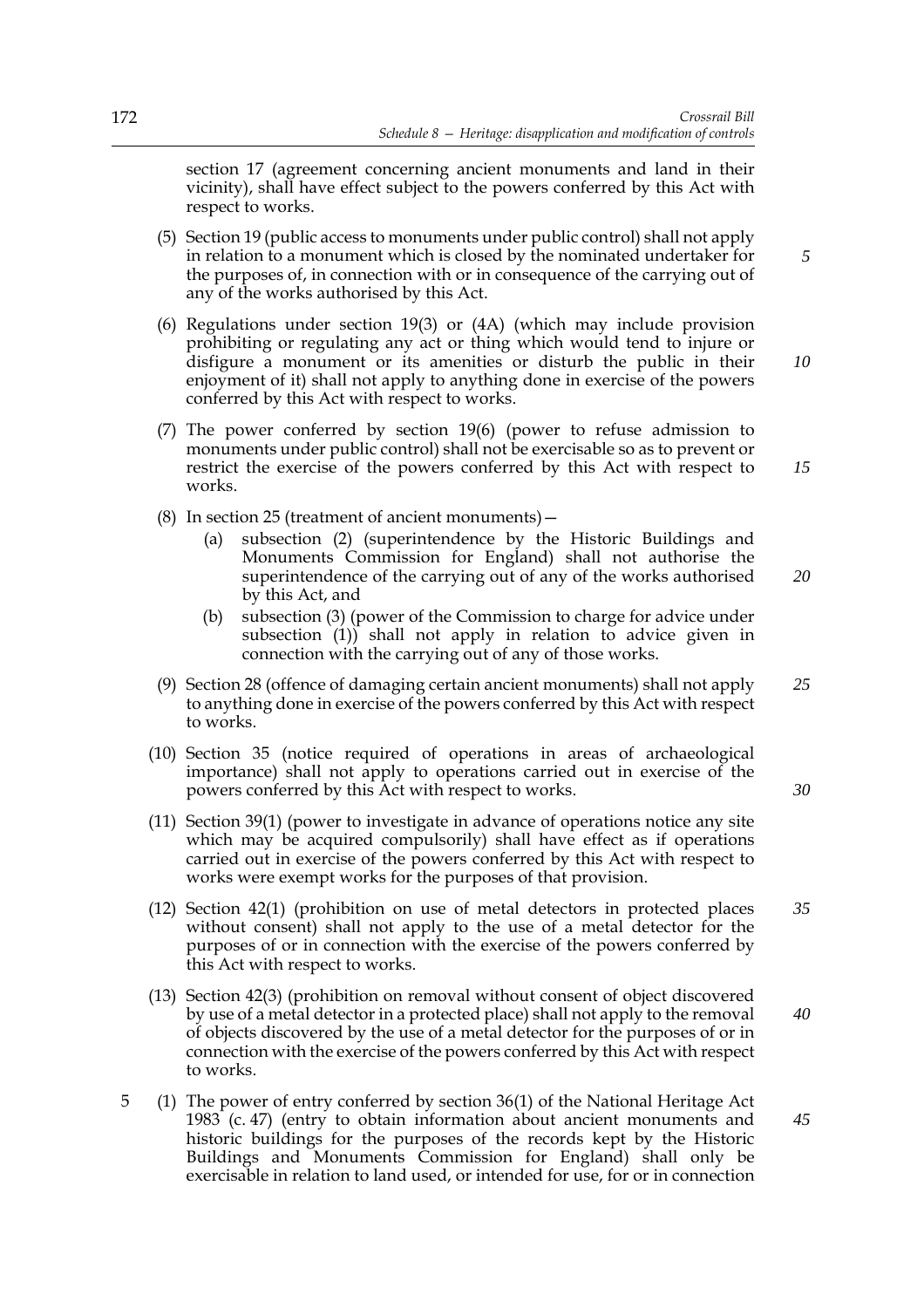section 17 (agreement concerning ancient monuments and land in their vicinity), shall have effect subject to the powers conferred by this Act with respect to works.

(5) Section 19 (public access to monuments under public control) shall not apply in relation to a monument which is closed by the nominated undertaker for the purposes of, in connection with or in consequence of the carrying out of any of the works authorised by this Act.

(6) Regulations under section 19(3) or (4A) (which may include provision prohibiting or regulating any act or thing which would tend to injure or disfigure a monument or its amenities or disturb the public in their enjoyment of it) shall not apply to anything done in exercise of the powers conferred by this Act with respect to works.

(7) The power conferred by section 19(6) (power to refuse admission to monuments under public control) shall not be exercisable so as to prevent or restrict the exercise of the powers conferred by this Act with respect to works.

(8) In section 25 (treatment of ancient monuments)—

(a) subsection (2) (superintendence by the Historic Buildings and Monuments Commission for England) shall not authorise the superintendence of the carrying out of any of the works authorised by this Act, and

(b) subsection (3) (power of the Commission to charge for advice under subsection (1)) shall not apply in relation to advice given in connection with the carrying out of any of those works.

(9) Section 28 (offence of damaging certain ancient monuments) shall not apply to anything done in exercise of the powers conferred by this Act with respect to works.

(10) Section 35 (notice required of operations in areas of archaeological importance) shall not apply to operations carried out in exercise of the powers conferred by this Act with respect to works.

(11) Section 39(1) (power to investigate in advance of operations notice any site which may be acquired compulsorily) shall have effect as if operations carried out in exercise of the powers conferred by this Act with respect to works were exempt works for the purposes of that provision.

(12) Section 42(1) (prohibition on use of metal detectors in protected places without consent) shall not apply to the use of a metal detector for the purposes of or in connection with the exercise of the powers conferred by this Act with respect to works.

(13) Section 42(3) (prohibition on removal without consent of object discovered by use of a metal detector in a protected place) shall not apply to the removal of objects discovered by the use of a metal detector for the purposes of or in connection with the exercise of the powers conferred by this Act with respect to works.

5 (1) The power of entry conferred by section 36(1) of the National Heritage Act 1983 (c. 47) (entry to obtain information about ancient monuments and historic buildings for the purposes of the records kept by the Historic Buildings and Monuments Commission for England) shall only be exercisable in relation to land used, or intended for use, for or in connection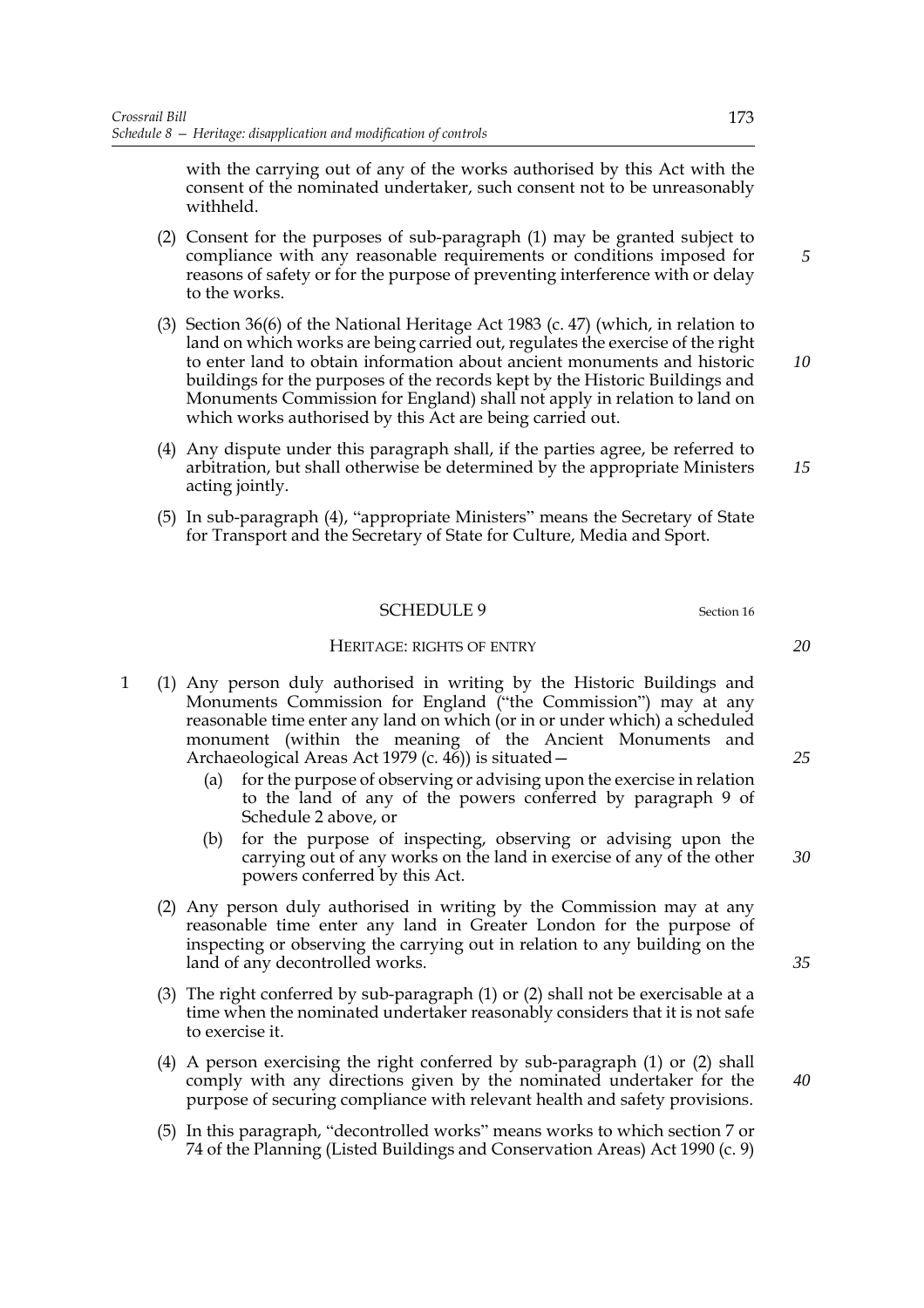with the carrying out of any of the works authorised by this Act with the consent of the nominated undertaker, such consent not to be unreasonably withheld.

(2) Consent for the purposes of sub-paragraph (1) may be granted subject to compliance with any reasonable requirements or conditions imposed for reasons of safety or for the purpose of preventing interference with or delay to the works.

(3) Section 36(6) of the National Heritage Act 1983 (c. 47) (which, in relation to land on which works are being carried out, regulates the exercise of the right to enter land to obtain information about ancient monuments and historic buildings for the purposes of the records kept by the Historic Buildings and Monuments Commission for England) shall not apply in relation to land on which works authorised by this Act are being carried out.

(4) Any dispute under this paragraph shall, if the parties agree, be referred to arbitration, but shall otherwise be determined by the appropriate Ministers acting jointly.

(5) In sub-paragraph (4), "appropriate Ministers" means the Secretary of State for Transport and the Secretary of State for Culture, Media and Sport.

## SCHEDULE 9

Section 16

### HERITAGE: RIGHTS OF ENTRY

1 (1) Any person duly authorised in writing by the Historic Buildings and Monuments Commission for England ("the Commission") may at any reasonable time enter any land on which (or in or under which) a scheduled monument (within the meaning of the Ancient Monuments and Archaeological Areas Act 1979 (c. 46)) is situated—

(a) for the purpose of observing or advising upon the exercise in relation to the land of any of the powers conferred by paragraph 9 of Schedule 2 above, or

(b) for the purpose of inspecting, observing or advising upon the carrying out of any works on the land in exercise of any of the other powers conferred by this Act.

(2) Any person duly authorised in writing by the Commission may at any reasonable time enter any land in Greater London for the purpose of inspecting or observing the carrying out in relation to any building on the land of any decontrolled works.

(3) The right conferred by sub-paragraph (1) or (2) shall not be exercisable at a time when the nominated undertaker reasonably considers that it is not safe to exercise it.

(4) A person exercising the right conferred by sub-paragraph (1) or (2) shall comply with any directions given by the nominated undertaker for the purpose of securing compliance with relevant health and safety provisions.

(5) In this paragraph, "decontrolled works" means works to which section 7 or 74 of the Planning (Listed Buildings and Conservation Areas) Act 1990 (c. 9)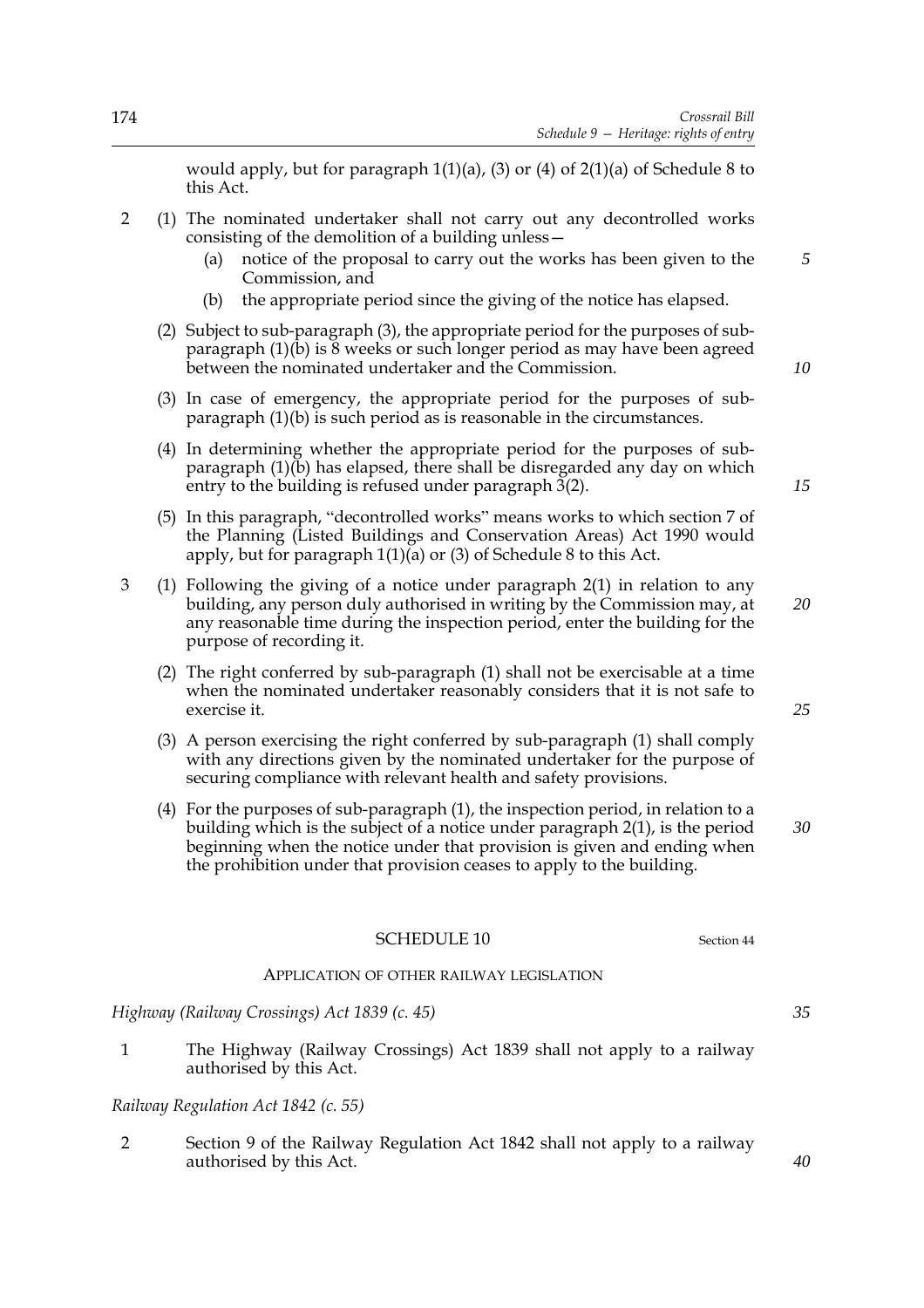would apply, but for paragraph 1(1)(a), (3) or (4) of 2(1)(a) of Schedule 8 to this Act.

2 (1) The nominated undertaker shall not carry out any decontrolled works consisting of the demolition of a building unless—

(a) notice of the proposal to carry out the works has been given to the Commission, and

(b) the appropriate period since the giving of the notice has elapsed.

(2) Subject to sub-paragraph (3), the appropriate period for the purposes of sub-paragraph (1)(b) is 8 weeks or such longer period as may have been agreed between the nominated undertaker and the Commission.

(3) In case of emergency, the appropriate period for the purposes of sub-paragraph (1)(b) is such period as is reasonable in the circumstances.

(4) In determining whether the appropriate period for the purposes of sub-paragraph (1)(b) has elapsed, there shall be disregarded any day on which entry to the building is refused under paragraph 3(2).

(5) In this paragraph, "decontrolled works" means works to which section 7 of the Planning (Listed Buildings and Conservation Areas) Act 1990 would apply, but for paragraph 1(1)(a) or (3) of Schedule 8 to this Act.

3 (1) Following the giving of a notice under paragraph 2(1) in relation to any building, any person duly authorised in writing by the Commission may, at any reasonable time during the inspection period, enter the building for the purpose of recording it.

(2) The right conferred by sub-paragraph (1) shall not be exercisable at a time when the nominated undertaker reasonably considers that it is not safe to exercise it.

(3) A person exercising the right conferred by sub-paragraph (1) shall comply with any directions given by the nominated undertaker for the purpose of securing compliance with relevant health and safety provisions.

(4) For the purposes of sub-paragraph (1), the inspection period, in relation to a building which is the subject of a notice under paragraph 2(1), is the period beginning when the notice under that provision is given and ending when the prohibition under that provision ceases to apply to the building.

## SCHEDULE 10

Section 44

### APPLICATION OF OTHER RAILWAY LEGISLATION

*Highway (Railway Crossings) Act 1839 (c. 45)*

1 The Highway (Railway Crossings) Act 1839 shall not apply to a railway authorised by this Act.

*Railway Regulation Act 1842 (c. 55)*

2 Section 9 of the Railway Regulation Act 1842 shall not apply to a railway authorised by this Act.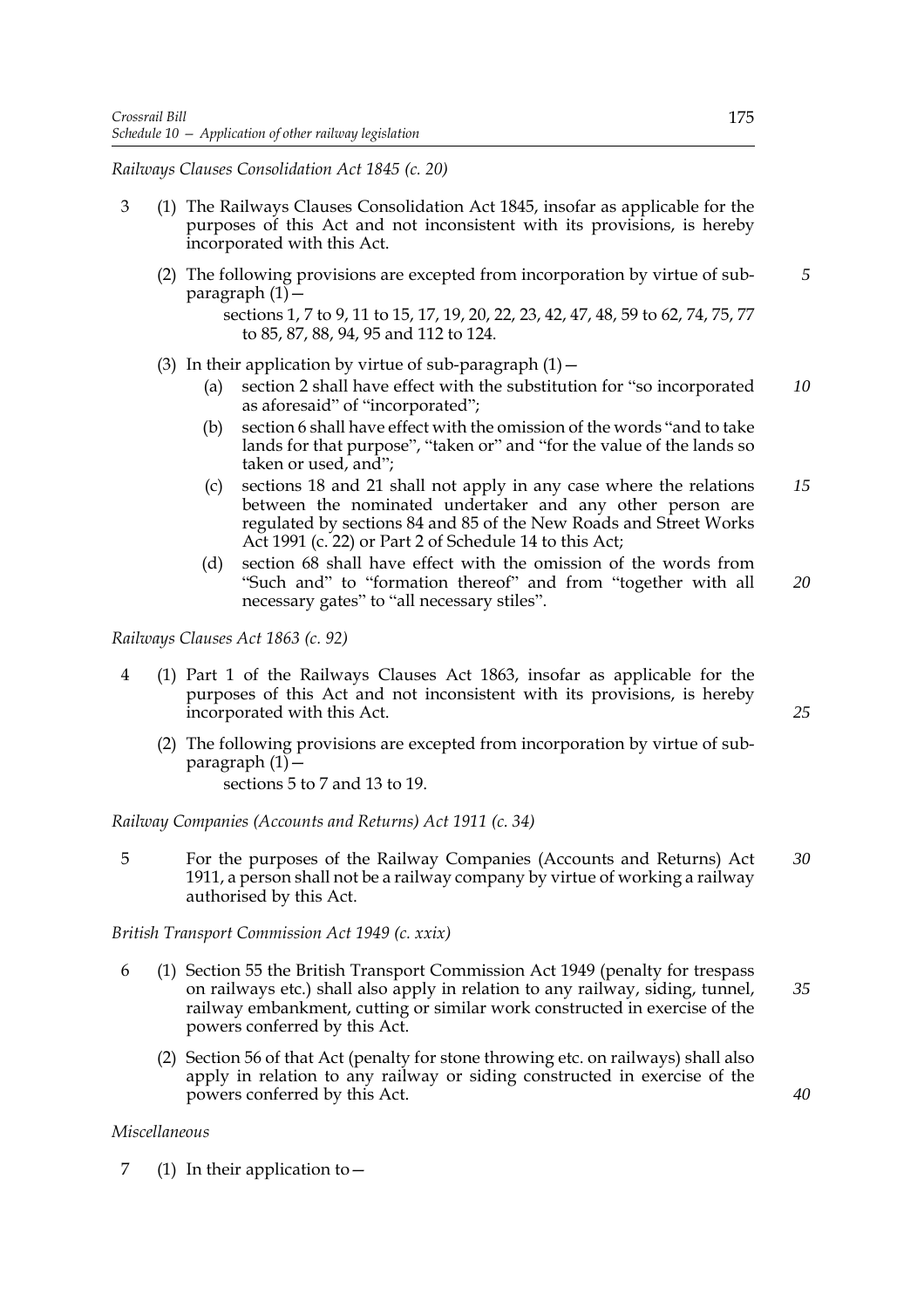*Railways Clauses Consolidation Act 1845 (c. 20)*

3 (1) The Railways Clauses Consolidation Act 1845, insofar as applicable for the purposes of this Act and not inconsistent with its provisions, is hereby incorporated with this Act.

(2) The following provisions are excepted from incorporation by virtue of sub-paragraph (1)—

sections 1, 7 to 9, 11 to 15, 17, 19, 20, 22, 23, 42, 47, 48, 59 to 62, 74, 75, 77 to 85, 87, 88, 94, 95 and 112 to 124.

(3) In their application by virtue of sub-paragraph (1)—

(a) section 2 shall have effect with the substitution for "so incorporated as aforesaid" of "incorporated";

(b) section 6 shall have effect with the omission of the words "and to take lands for that purpose", "taken or" and "for the value of the lands so taken or used, and";

(c) sections 18 and 21 shall not apply in any case where the relations between the nominated undertaker and any other person are regulated by sections 84 and 85 of the New Roads and Street Works Act 1991 (c. 22) or Part 2 of Schedule 14 to this Act;

(d) section 68 shall have effect with the omission of the words from "Such and" to "formation thereof" and from "together with all necessary gates" to "all necessary stiles".

*Railways Clauses Act 1863 (c. 92)*

4 (1) Part 1 of the Railways Clauses Act 1863, insofar as applicable for the purposes of this Act and not inconsistent with its provisions, is hereby incorporated with this Act.

(2) The following provisions are excepted from incorporation by virtue of sub-paragraph (1)—

sections 5 to 7 and 13 to 19.

*Railway Companies (Accounts and Returns) Act 1911 (c. 34)*

5 For the purposes of the Railway Companies (Accounts and Returns) Act 1911, a person shall not be a railway company by virtue of working a railway authorised by this Act.

*British Transport Commission Act 1949 (c. xxix)*

6 (1) Section 55 the British Transport Commission Act 1949 (penalty for trespass on railways etc.) shall also apply in relation to any railway, siding, tunnel, railway embankment, cutting or similar work constructed in exercise of the powers conferred by this Act.

(2) Section 56 of that Act (penalty for stone throwing etc. on railways) shall also apply in relation to any railway or siding constructed in exercise of the powers conferred by this Act.

*Miscellaneous*

7 (1) In their application to—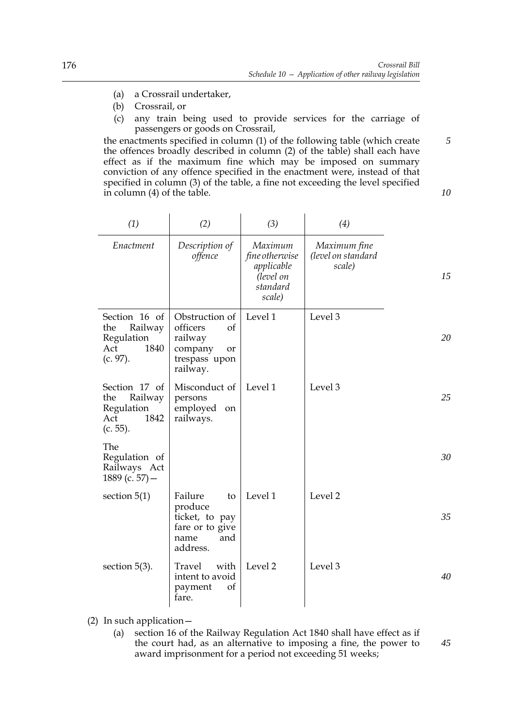(a) a Crossrail undertaker,
(b) Crossrail, or
(c) any train being used to provide services for the carriage of passengers or goods on Crossrail,

the enactments specified in column (1) of the following table (which create the offences broadly described in column (2) of the table) shall each have effect as if the maximum fine which may be imposed on summary conviction of any offence specified in the enactment were, instead of that specified in column (3) of the table, a fine not exceeding the level specified in column (4) of the table.

| *(1)* | *(2)* | *(3)* | *(4)* |
|---|---|---|---|
| *Enactment* | *Description of offence* | *Maximum fine otherwise applicable (level on standard scale)* | *Maximum fine (level on standard scale)* |
| Section 16 of the Railway Regulation Act 1840 (c. 97). | Obstruction of officers of railway company or trespass upon railway. | Level 1 | Level 3 |
| Section 17 of the Railway Regulation Act 1842 (c. 55). | Misconduct of persons employed on railways. | Level 1 | Level 3 |
| The Regulation of Railways Act 1889 (c. 57)— | | | |
| section 5(1) | Failure to produce ticket, to pay fare or to give name and address. | Level 1 | Level 2 |
| section 5(3). | Travel with intent to avoid payment of fare. | Level 2 | Level 3 |

(2) In such application—

(a) section 16 of the Railway Regulation Act 1840 shall have effect as if the court had, as an alternative to imposing a fine, the power to award imprisonment for a period not exceeding 51 weeks;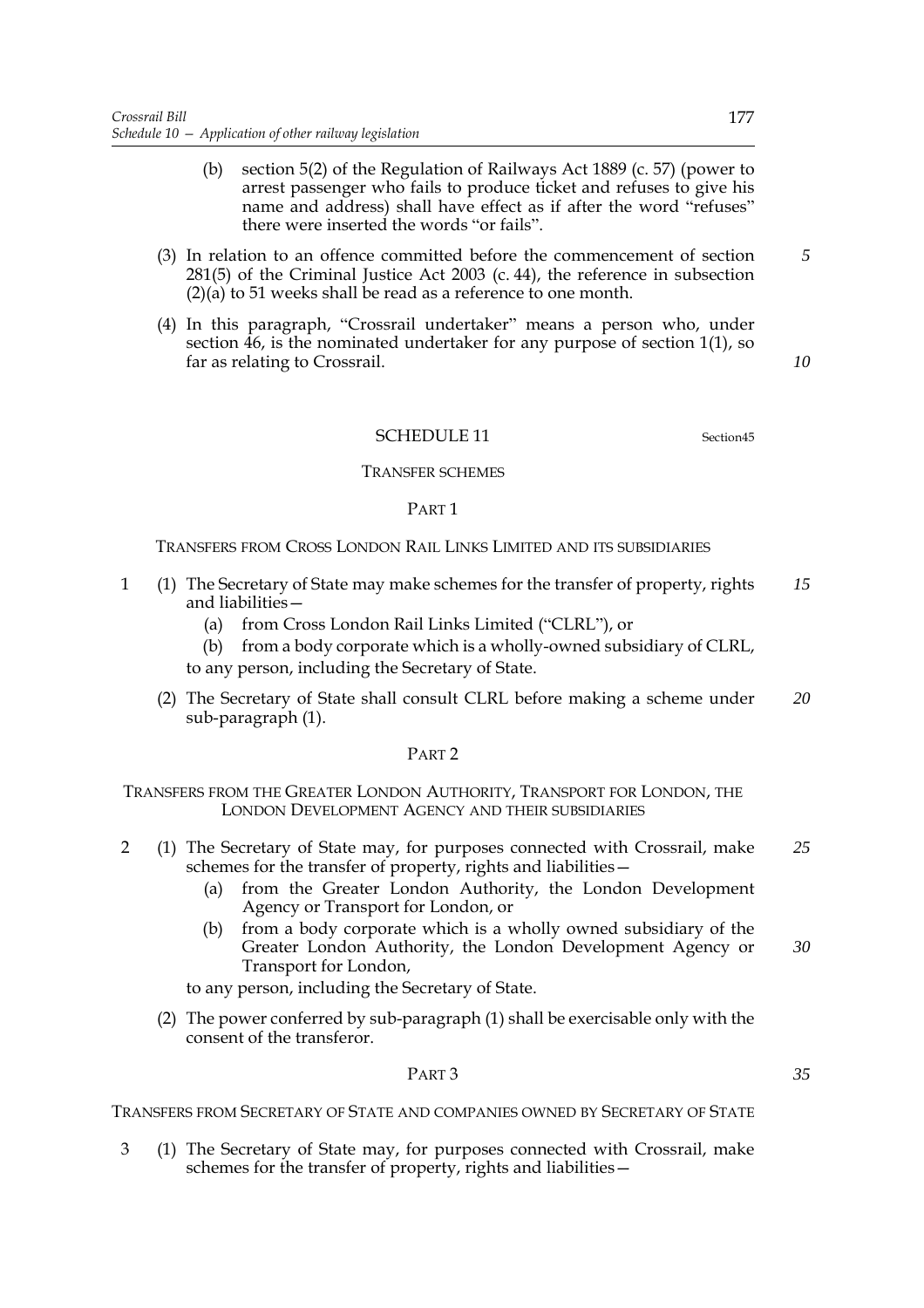(b) section 5(2) of the Regulation of Railways Act 1889 (c. 57) (power to arrest passenger who fails to produce ticket and refuses to give his name and address) shall have effect as if after the word "refuses" there were inserted the words "or fails".

(3) In relation to an offence committed before the commencement of section 281(5) of the Criminal Justice Act 2003 (c. 44), the reference in subsection (2)(a) to 51 weeks shall be read as a reference to one month.

(4) In this paragraph, "Crossrail undertaker" means a person who, under section 46, is the nominated undertaker for any purpose of section 1(1), so far as relating to Crossrail.

## SCHEDULE 11

Section45

### TRANSFER SCHEMES

#### PART 1

##### TRANSFERS FROM CROSS LONDON RAIL LINKS LIMITED AND ITS SUBSIDIARIES

1 (1) The Secretary of State may make schemes for the transfer of property, rights and liabilities—

(a) from Cross London Rail Links Limited ("CLRL"), or

(b) from a body corporate which is a wholly-owned subsidiary of CLRL,

to any person, including the Secretary of State.

(2) The Secretary of State shall consult CLRL before making a scheme under sub-paragraph (1).

#### PART 2

##### TRANSFERS FROM THE GREATER LONDON AUTHORITY, TRANSPORT FOR LONDON, THE LONDON DEVELOPMENT AGENCY AND THEIR SUBSIDIARIES

2 (1) The Secretary of State may, for purposes connected with Crossrail, make schemes for the transfer of property, rights and liabilities—

(a) from the Greater London Authority, the London Development Agency or Transport for London, or

(b) from a body corporate which is a wholly owned subsidiary of the Greater London Authority, the London Development Agency or Transport for London,

to any person, including the Secretary of State.

(2) The power conferred by sub-paragraph (1) shall be exercisable only with the consent of the transferor.

#### PART 3

##### TRANSFERS FROM SECRETARY OF STATE AND COMPANIES OWNED BY SECRETARY OF STATE

3 (1) The Secretary of State may, for purposes connected with Crossrail, make schemes for the transfer of property, rights and liabilities—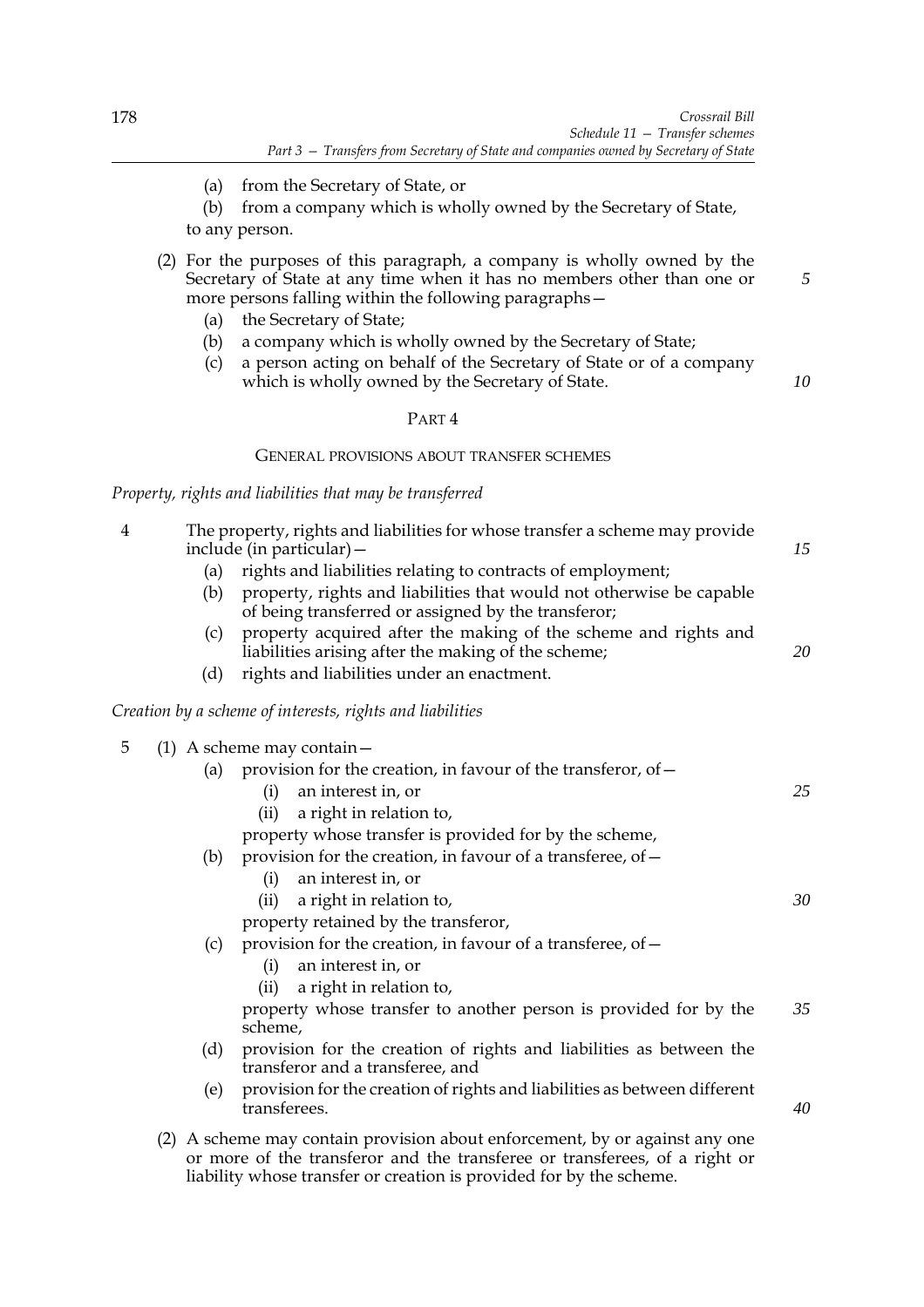(a) from the Secretary of State, or

(b) from a company which is wholly owned by the Secretary of State,

to any person.

(2) For the purposes of this paragraph, a company is wholly owned by the Secretary of State at any time when it has no members other than one or more persons falling within the following paragraphs—

(a) the Secretary of State;

(b) a company which is wholly owned by the Secretary of State;

(c) a person acting on behalf of the Secretary of State or of a company which is wholly owned by the Secretary of State.

## PART 4

### GENERAL PROVISIONS ABOUT TRANSFER SCHEMES

*Property, rights and liabilities that may be transferred*

4 The property, rights and liabilities for whose transfer a scheme may provide include (in particular)—

(a) rights and liabilities relating to contracts of employment;

(b) property, rights and liabilities that would not otherwise be capable of being transferred or assigned by the transferor;

(c) property acquired after the making of the scheme and rights and liabilities arising after the making of the scheme;

(d) rights and liabilities under an enactment.

*Creation by a scheme of interests, rights and liabilities*

5 (1) A scheme may contain—

(a) provision for the creation, in favour of the transferor, of—

(i) an interest in, or

(ii) a right in relation to,

property whose transfer is provided for by the scheme,

(b) provision for the creation, in favour of a transferee, of—

(i) an interest in, or

(ii) a right in relation to,

property retained by the transferor,

(c) provision for the creation, in favour of a transferee, of—

(i) an interest in, or

(ii) a right in relation to,

property whose transfer to another person is provided for by the scheme,

(d) provision for the creation of rights and liabilities as between the transferor and a transferee, and

(e) provision for the creation of rights and liabilities as between different transferees.

(2) A scheme may contain provision about enforcement, by or against any one or more of the transferor and the transferee or transferees, of a right or liability whose transfer or creation is provided for by the scheme.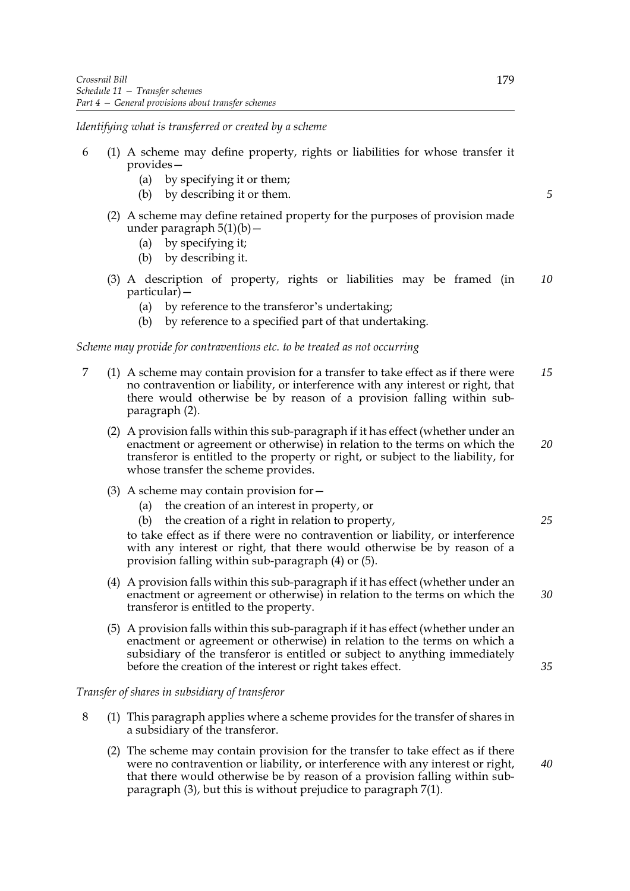*Identifying what is transferred or created by a scheme*

6 (1) A scheme may define property, rights or liabilities for whose transfer it provides—
(a) by specifying it or them;
(b) by describing it or them.

(2) A scheme may define retained property for the purposes of provision made under paragraph 5(1)(b)—
(a) by specifying it;
(b) by describing it.

(3) A description of property, rights or liabilities may be framed (in particular)—
(a) by reference to the transferor's undertaking;
(b) by reference to a specified part of that undertaking.

*Scheme may provide for contraventions etc. to be treated as not occurring*

7 (1) A scheme may contain provision for a transfer to take effect as if there were no contravention or liability, or interference with any interest or right, that there would otherwise be by reason of a provision falling within sub-paragraph (2).

(2) A provision falls within this sub-paragraph if it has effect (whether under an enactment or agreement or otherwise) in relation to the terms on which the transferor is entitled to the property or right, or subject to the liability, for whose transfer the scheme provides.

(3) A scheme may contain provision for—
(a) the creation of an interest in property, or
(b) the creation of a right in relation to property,

to take effect as if there were no contravention or liability, or interference with any interest or right, that there would otherwise be by reason of a provision falling within sub-paragraph (4) or (5).

(4) A provision falls within this sub-paragraph if it has effect (whether under an enactment or agreement or otherwise) in relation to the terms on which the transferor is entitled to the property.

(5) A provision falls within this sub-paragraph if it has effect (whether under an enactment or agreement or otherwise) in relation to the terms on which a subsidiary of the transferor is entitled or subject to anything immediately before the creation of the interest or right takes effect.

*Transfer of shares in subsidiary of transferor*

8 (1) This paragraph applies where a scheme provides for the transfer of shares in a subsidiary of the transferor.

(2) The scheme may contain provision for the transfer to take effect as if there were no contravention or liability, or interference with any interest or right, that there would otherwise be by reason of a provision falling within sub-paragraph (3), but this is without prejudice to paragraph 7(1).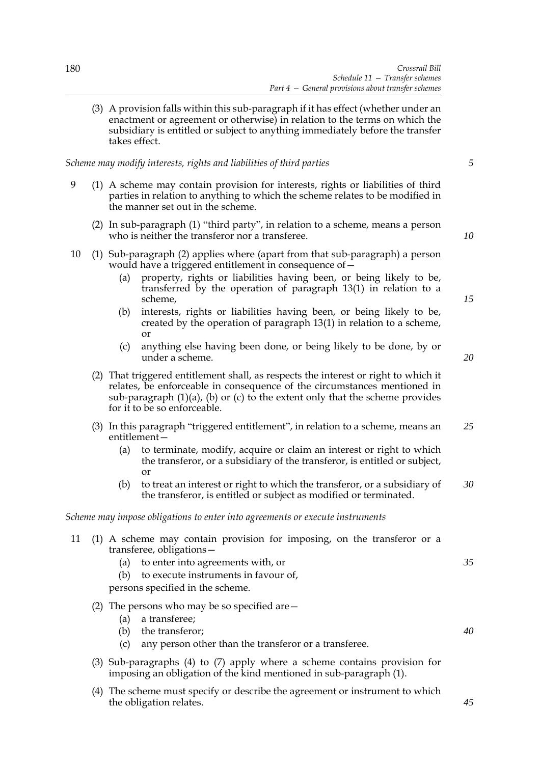(3) A provision falls within this sub-paragraph if it has effect (whether under an enactment or agreement or otherwise) in relation to the terms on which the subsidiary is entitled or subject to anything immediately before the transfer takes effect.

*Scheme may modify interests, rights and liabilities of third parties*

9 (1) A scheme may contain provision for interests, rights or liabilities of third parties in relation to anything to which the scheme relates to be modified in the manner set out in the scheme.

(2) In sub-paragraph (1) "third party", in relation to a scheme, means a person who is neither the transferor nor a transferee.

10 (1) Sub-paragraph (2) applies where (apart from that sub-paragraph) a person would have a triggered entitlement in consequence of—

(a) property, rights or liabilities having been, or being likely to be, transferred by the operation of paragraph 13(1) in relation to a scheme,

(b) interests, rights or liabilities having been, or being likely to be, created by the operation of paragraph 13(1) in relation to a scheme, or

(c) anything else having been done, or being likely to be done, by or under a scheme.

(2) That triggered entitlement shall, as respects the interest or right to which it relates, be enforceable in consequence of the circumstances mentioned in sub-paragraph (1)(a), (b) or (c) to the extent only that the scheme provides for it to be so enforceable.

(3) In this paragraph "triggered entitlement", in relation to a scheme, means an entitlement—

(a) to terminate, modify, acquire or claim an interest or right to which the transferor, or a subsidiary of the transferor, is entitled or subject, or

(b) to treat an interest or right to which the transferor, or a subsidiary of the transferor, is entitled or subject as modified or terminated.

*Scheme may impose obligations to enter into agreements or execute instruments*

11 (1) A scheme may contain provision for imposing, on the transferor or a transferee, obligations—

(a) to enter into agreements with, or

(b) to execute instruments in favour of,

persons specified in the scheme.

(2) The persons who may be so specified are—

(a) a transferee;

(b) the transferor;

(c) any person other than the transferor or a transferee.

(3) Sub-paragraphs (4) to (7) apply where a scheme contains provision for imposing an obligation of the kind mentioned in sub-paragraph (1).

(4) The scheme must specify or describe the agreement or instrument to which the obligation relates.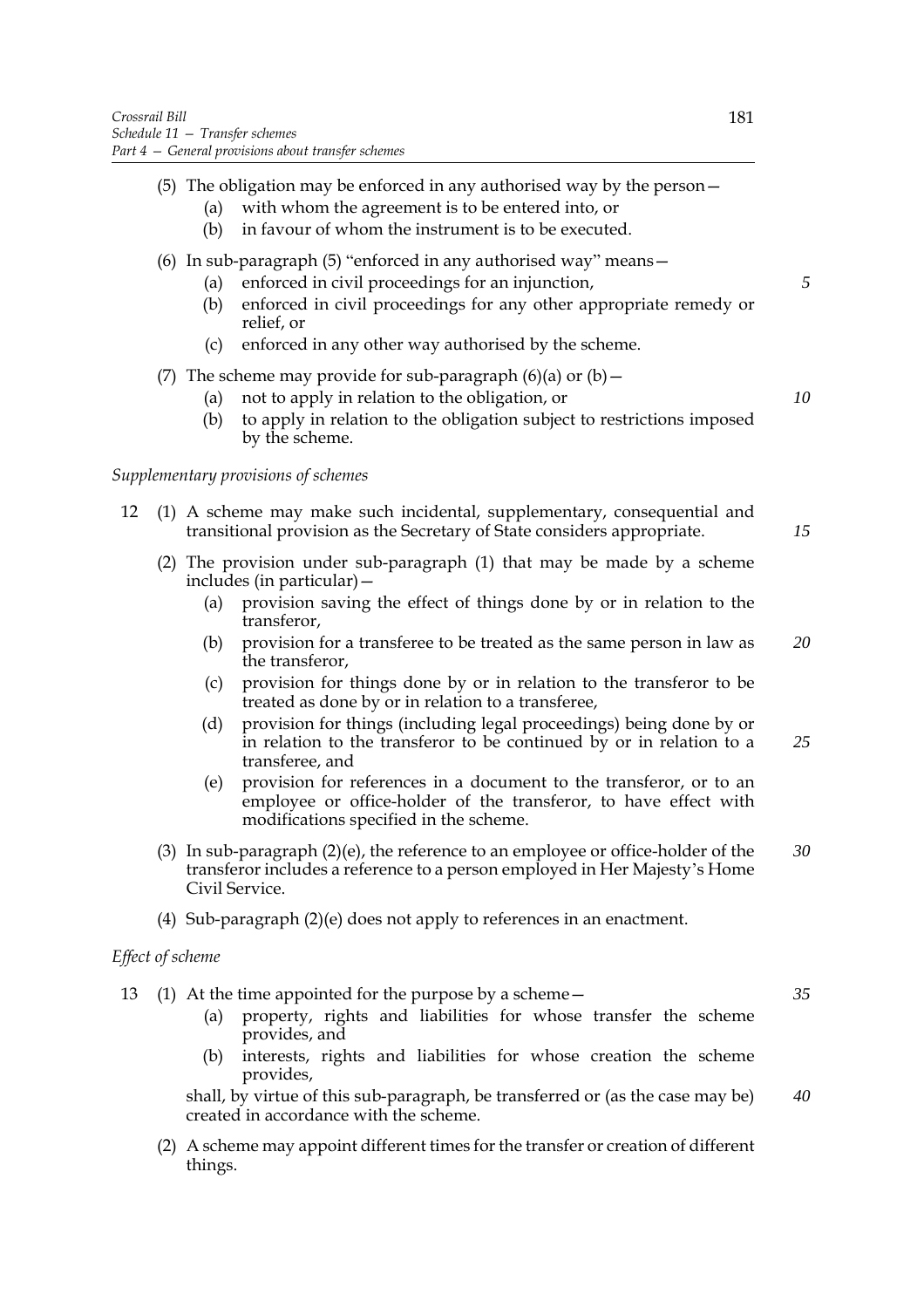(5) The obligation may be enforced in any authorised way by the person—

- (a) with whom the agreement is to be entered into, or
- (b) in favour of whom the instrument is to be executed.

(6) In sub-paragraph (5) "enforced in any authorised way" means—

- (a) enforced in civil proceedings for an injunction,
- (b) enforced in civil proceedings for any other appropriate remedy or relief, or
- (c) enforced in any other way authorised by the scheme.

(7) The scheme may provide for sub-paragraph (6)(a) or (b)—

- (a) not to apply in relation to the obligation, or
- (b) to apply in relation to the obligation subject to restrictions imposed by the scheme.

*Supplementary provisions of schemes*

12 (1) A scheme may make such incidental, supplementary, consequential and transitional provision as the Secretary of State considers appropriate.

(2) The provision under sub-paragraph (1) that may be made by a scheme includes (in particular)—

- (a) provision saving the effect of things done by or in relation to the transferor,
- (b) provision for a transferee to be treated as the same person in law as the transferor,
- (c) provision for things done by or in relation to the transferor to be treated as done by or in relation to a transferee,
- (d) provision for things (including legal proceedings) being done by or in relation to the transferor to be continued by or in relation to a transferee, and
- (e) provision for references in a document to the transferor, or to an employee or office-holder of the transferor, to have effect with modifications specified in the scheme.

(3) In sub-paragraph (2)(e), the reference to an employee or office-holder of the transferor includes a reference to a person employed in Her Majesty's Home Civil Service.

(4) Sub-paragraph (2)(e) does not apply to references in an enactment.

*Effect of scheme*

13 (1) At the time appointed for the purpose by a scheme—

- (a) property, rights and liabilities for whose transfer the scheme provides, and
- (b) interests, rights and liabilities for whose creation the scheme provides,

shall, by virtue of this sub-paragraph, be transferred or (as the case may be) created in accordance with the scheme.

(2) A scheme may appoint different times for the transfer or creation of different things.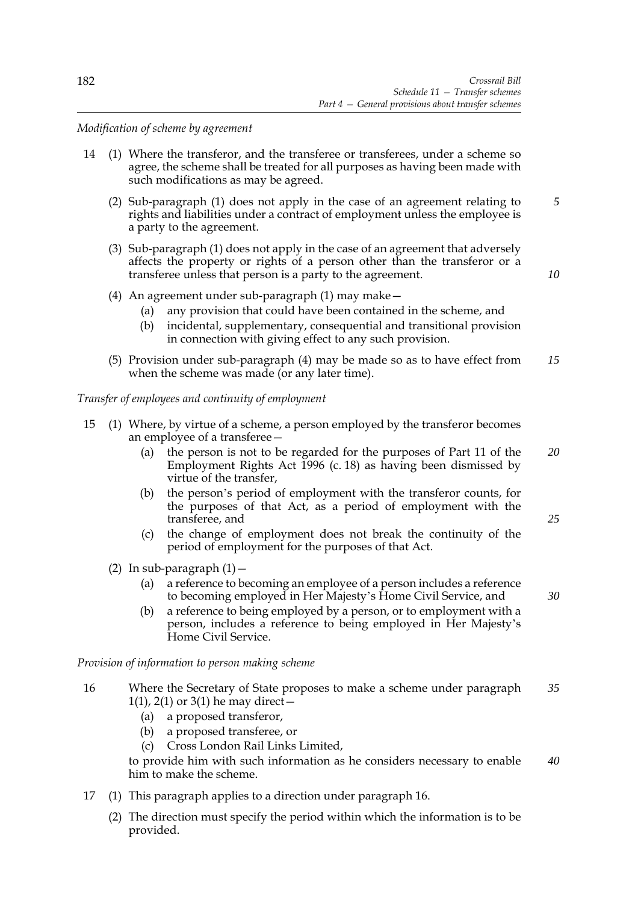*Modification of scheme by agreement*

14 (1) Where the transferor, and the transferee or transferees, under a scheme so agree, the scheme shall be treated for all purposes as having been made with such modifications as may be agreed.

(2) Sub-paragraph (1) does not apply in the case of an agreement relating to rights and liabilities under a contract of employment unless the employee is a party to the agreement.

(3) Sub-paragraph (1) does not apply in the case of an agreement that adversely affects the property or rights of a person other than the transferor or a transferee unless that person is a party to the agreement.

(4) An agreement under sub-paragraph (1) may make—

(a) any provision that could have been contained in the scheme, and

(b) incidental, supplementary, consequential and transitional provision in connection with giving effect to any such provision.

(5) Provision under sub-paragraph (4) may be made so as to have effect from when the scheme was made (or any later time).

*Transfer of employees and continuity of employment*

15 (1) Where, by virtue of a scheme, a person employed by the transferor becomes an employee of a transferee—

(a) the person is not to be regarded for the purposes of Part 11 of the Employment Rights Act 1996 (c. 18) as having been dismissed by virtue of the transfer,

(b) the person's period of employment with the transferor counts, for the purposes of that Act, as a period of employment with the transferee, and

(c) the change of employment does not break the continuity of the period of employment for the purposes of that Act.

(2) In sub-paragraph (1)—

(a) a reference to becoming an employee of a person includes a reference to becoming employed in Her Majesty's Home Civil Service, and

(b) a reference to being employed by a person, or to employment with a person, includes a reference to being employed in Her Majesty's Home Civil Service.

*Provision of information to person making scheme*

16 Where the Secretary of State proposes to make a scheme under paragraph 1(1), 2(1) or 3(1) he may direct—

(a) a proposed transferor,

(b) a proposed transferee, or

(c) Cross London Rail Links Limited,

to provide him with such information as he considers necessary to enable him to make the scheme.

17 (1) This paragraph applies to a direction under paragraph 16.

(2) The direction must specify the period within which the information is to be provided.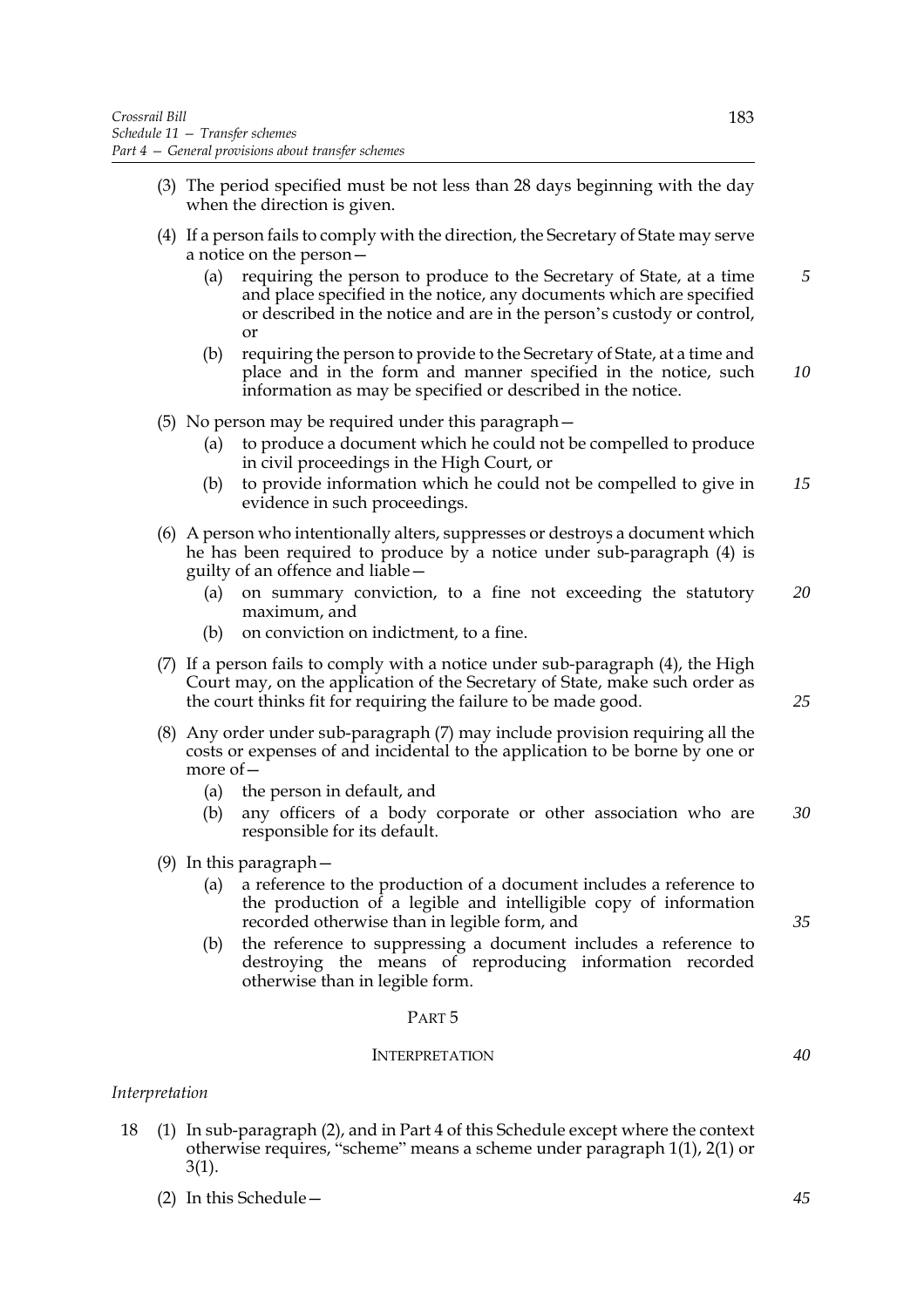(3) The period specified must be not less than 28 days beginning with the day when the direction is given.

(4) If a person fails to comply with the direction, the Secretary of State may serve a notice on the person—

(a) requiring the person to produce to the Secretary of State, at a time and place specified in the notice, any documents which are specified or described in the notice and are in the person's custody or control, or

(b) requiring the person to provide to the Secretary of State, at a time and place and in the form and manner specified in the notice, such information as may be specified or described in the notice.

(5) No person may be required under this paragraph—

(a) to produce a document which he could not be compelled to produce in civil proceedings in the High Court, or

(b) to provide information which he could not be compelled to give in evidence in such proceedings.

(6) A person who intentionally alters, suppresses or destroys a document which he has been required to produce by a notice under sub-paragraph (4) is guilty of an offence and liable—

(a) on summary conviction, to a fine not exceeding the statutory maximum, and

(b) on conviction on indictment, to a fine.

(7) If a person fails to comply with a notice under sub-paragraph (4), the High Court may, on the application of the Secretary of State, make such order as the court thinks fit for requiring the failure to be made good.

(8) Any order under sub-paragraph (7) may include provision requiring all the costs or expenses of and incidental to the application to be borne by one or more of—

(a) the person in default, and

(b) any officers of a body corporate or other association who are responsible for its default.

(9) In this paragraph—

(a) a reference to the production of a document includes a reference to the production of a legible and intelligible copy of information recorded otherwise than in legible form, and

(b) the reference to suppressing a document includes a reference to destroying the means of reproducing information recorded otherwise than in legible form.

## PART 5

## INTERPRETATION

*Interpretation*

18 (1) In sub-paragraph (2), and in Part 4 of this Schedule except where the context otherwise requires, "scheme" means a scheme under paragraph 1(1), 2(1) or 3(1).

(2) In this Schedule—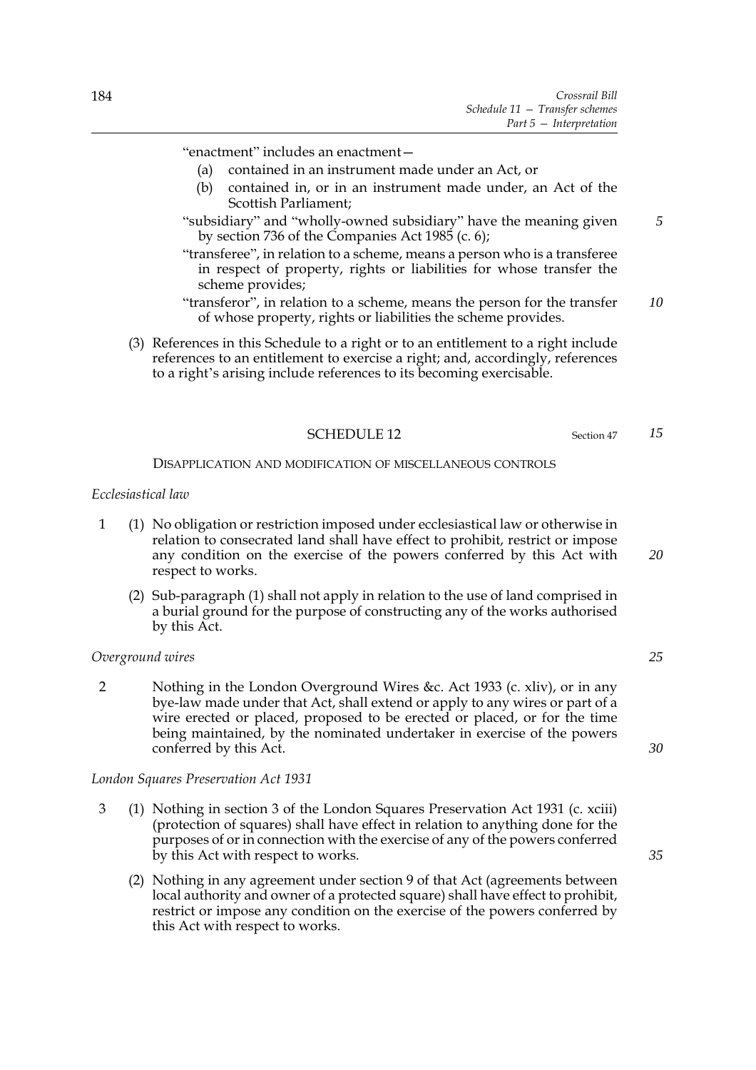"enactment" includes an enactment—

(a) contained in an instrument made under an Act, or

(b) contained in, or in an instrument made under, an Act of the Scottish Parliament;

"subsidiary" and "wholly-owned subsidiary" have the meaning given by section 736 of the Companies Act 1985 (c. 6);

"transferee", in relation to a scheme, means a person who is a transferee in respect of property, rights or liabilities for whose transfer the scheme provides;

"transferor", in relation to a scheme, means the person for the transfer of whose property, rights or liabilities the scheme provides.

(3) References in this Schedule to a right or to an entitlement to a right include references to an entitlement to exercise a right; and, accordingly, references to a right's arising include references to its becoming exercisable.

## SCHEDULE 12

Section 47

DISAPPLICATION AND MODIFICATION OF MISCELLANEOUS CONTROLS

*Ecclesiastical law*

1 (1) No obligation or restriction imposed under ecclesiastical law or otherwise in relation to consecrated land shall have effect to prohibit, restrict or impose any condition on the exercise of the powers conferred by this Act with respect to works.

(2) Sub-paragraph (1) shall not apply in relation to the use of land comprised in a burial ground for the purpose of constructing any of the works authorised by this Act.

*Overground wires*

2 Nothing in the London Overground Wires &c. Act 1933 (c. xliv), or in any bye-law made under that Act, shall extend or apply to any wires or part of a wire erected or placed, proposed to be erected or placed, or for the time being maintained, by the nominated undertaker in exercise of the powers conferred by this Act.

*London Squares Preservation Act 1931*

3 (1) Nothing in section 3 of the London Squares Preservation Act 1931 (c. xciii) (protection of squares) shall have effect in relation to anything done for the purposes of or in connection with the exercise of any of the powers conferred by this Act with respect to works.

(2) Nothing in any agreement under section 9 of that Act (agreements between local authority and owner of a protected square) shall have effect to prohibit, restrict or impose any condition on the exercise of the powers conferred by this Act with respect to works.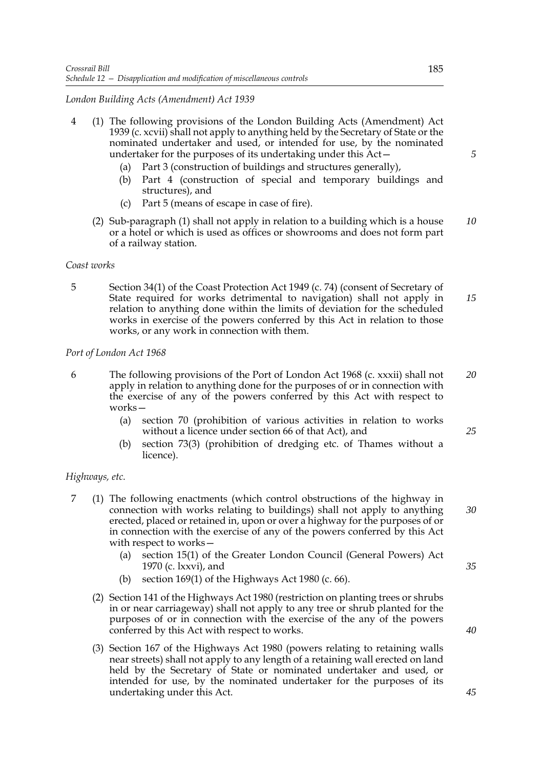*London Building Acts (Amendment) Act 1939*

4 (1) The following provisions of the London Building Acts (Amendment) Act 1939 (c. xcvii) shall not apply to anything held by the Secretary of State or the nominated undertaker and used, or intended for use, by the nominated undertaker for the purposes of its undertaking under this Act—

(a) Part 3 (construction of buildings and structures generally),

(b) Part 4 (construction of special and temporary buildings and structures), and

(c) Part 5 (means of escape in case of fire).

(2) Sub-paragraph (1) shall not apply in relation to a building which is a house or a hotel or which is used as offices or showrooms and does not form part of a railway station.

*Coast works*

5 Section 34(1) of the Coast Protection Act 1949 (c. 74) (consent of Secretary of State required for works detrimental to navigation) shall not apply in relation to anything done within the limits of deviation for the scheduled works in exercise of the powers conferred by this Act in relation to those works, or any work in connection with them.

*Port of London Act 1968*

6 The following provisions of the Port of London Act 1968 (c. xxxii) shall not apply in relation to anything done for the purposes of or in connection with the exercise of any of the powers conferred by this Act with respect to works—

(a) section 70 (prohibition of various activities in relation to works without a licence under section 66 of that Act), and

(b) section 73(3) (prohibition of dredging etc. of Thames without a licence).

*Highways, etc.*

7 (1) The following enactments (which control obstructions of the highway in connection with works relating to buildings) shall not apply to anything erected, placed or retained in, upon or over a highway for the purposes of or in connection with the exercise of any of the powers conferred by this Act with respect to works—

(a) section 15(1) of the Greater London Council (General Powers) Act 1970 (c. lxxvi), and

(b) section 169(1) of the Highways Act 1980 (c. 66).

(2) Section 141 of the Highways Act 1980 (restriction on planting trees or shrubs in or near carriageway) shall not apply to any tree or shrub planted for the purposes of or in connection with the exercise of the any of the powers conferred by this Act with respect to works.

(3) Section 167 of the Highways Act 1980 (powers relating to retaining walls near streets) shall not apply to any length of a retaining wall erected on land held by the Secretary of State or nominated undertaker and used, or intended for use, by the nominated undertaker for the purposes of its undertaking under this Act.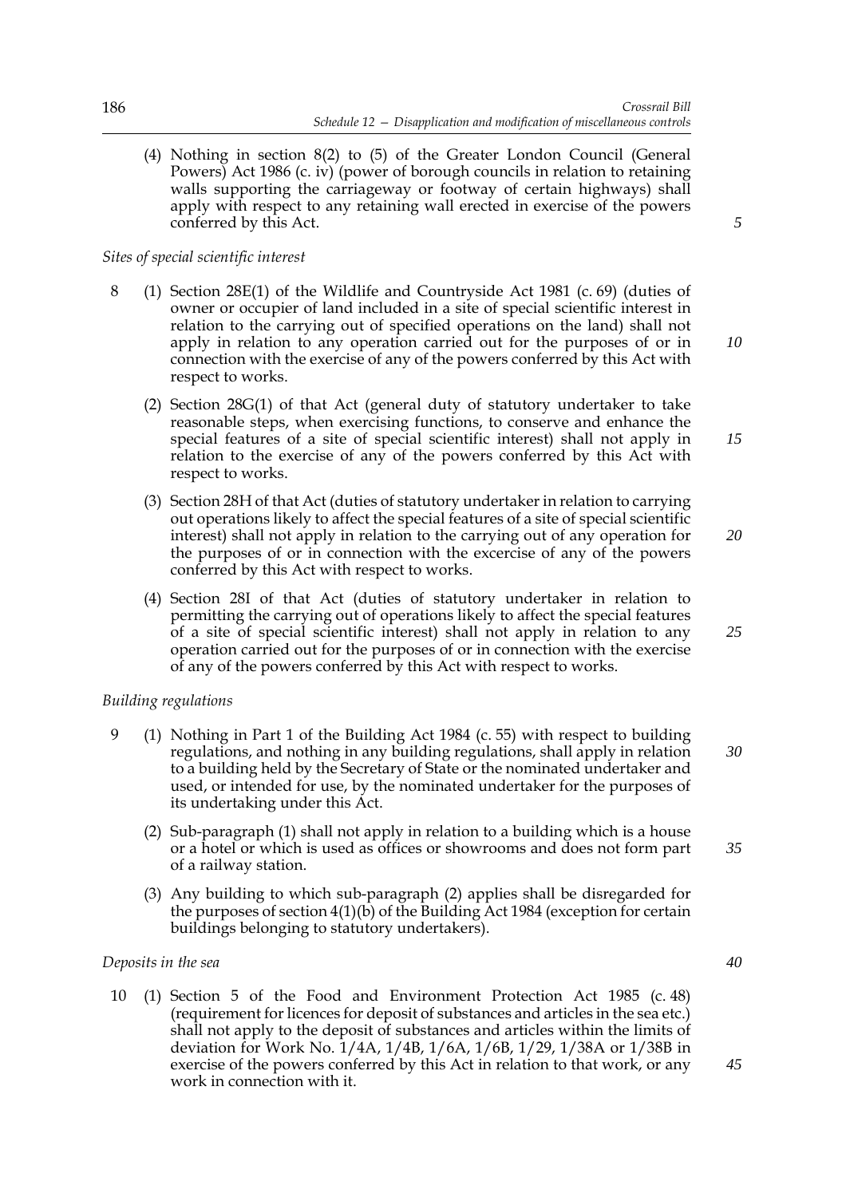(4) Nothing in section 8(2) to (5) of the Greater London Council (General Powers) Act 1986 (c. iv) (power of borough councils in relation to retaining walls supporting the carriageway or footway of certain highways) shall apply with respect to any retaining wall erected in exercise of the powers conferred by this Act.

*Sites of special scientific interest*

8 (1) Section 28E(1) of the Wildlife and Countryside Act 1981 (c. 69) (duties of owner or occupier of land included in a site of special scientific interest in relation to the carrying out of specified operations on the land) shall not apply in relation to any operation carried out for the purposes of or in connection with the exercise of any of the powers conferred by this Act with respect to works.

(2) Section 28G(1) of that Act (general duty of statutory undertaker to take reasonable steps, when exercising functions, to conserve and enhance the special features of a site of special scientific interest) shall not apply in relation to the exercise of any of the powers conferred by this Act with respect to works.

(3) Section 28H of that Act (duties of statutory undertaker in relation to carrying out operations likely to affect the special features of a site of special scientific interest) shall not apply in relation to the carrying out of any operation for the purposes of or in connection with the excercise of any of the powers conferred by this Act with respect to works.

(4) Section 28I of that Act (duties of statutory undertaker in relation to permitting the carrying out of operations likely to affect the special features of a site of special scientific interest) shall not apply in relation to any operation carried out for the purposes of or in connection with the exercise of any of the powers conferred by this Act with respect to works.

*Building regulations*

9 (1) Nothing in Part 1 of the Building Act 1984 (c. 55) with respect to building regulations, and nothing in any building regulations, shall apply in relation to a building held by the Secretary of State or the nominated undertaker and used, or intended for use, by the nominated undertaker for the purposes of its undertaking under this Act.

(2) Sub-paragraph (1) shall not apply in relation to a building which is a house or a hotel or which is used as offices or showrooms and does not form part of a railway station.

(3) Any building to which sub-paragraph (2) applies shall be disregarded for the purposes of section 4(1)(b) of the Building Act 1984 (exception for certain buildings belonging to statutory undertakers).

*Deposits in the sea*

10 (1) Section 5 of the Food and Environment Protection Act 1985 (c. 48) (requirement for licences for deposit of substances and articles in the sea etc.) shall not apply to the deposit of substances and articles within the limits of deviation for Work No. 1/4A, 1/4B, 1/6A, 1/6B, 1/29, 1/38A or 1/38B in exercise of the powers conferred by this Act in relation to that work, or any work in connection with it.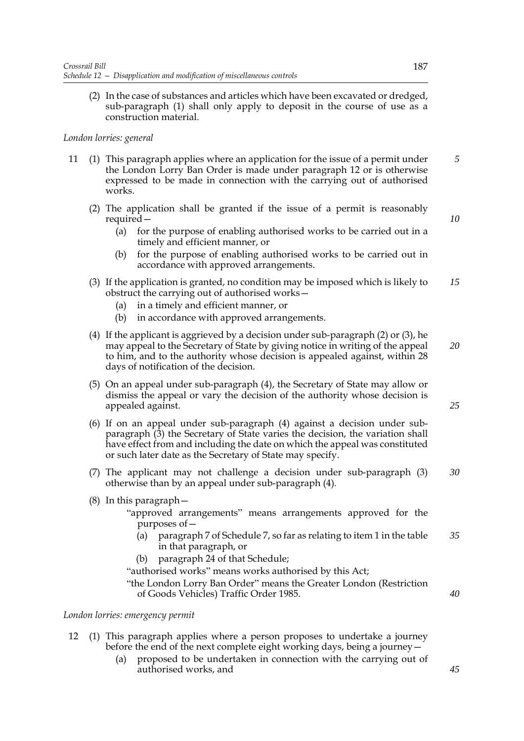(2) In the case of substances and articles which have been excavated or dredged, sub-paragraph (1) shall only apply to deposit in the course of use as a construction material.

*London lorries: general*

11 (1) This paragraph applies where an application for the issue of a permit under the London Lorry Ban Order is made under paragraph 12 or is otherwise expressed to be made in connection with the carrying out of authorised works.

(2) The application shall be granted if the issue of a permit is reasonably required—

- (a) for the purpose of enabling authorised works to be carried out in a timely and efficient manner, or
- (b) for the purpose of enabling authorised works to be carried out in accordance with approved arrangements.

(3) If the application is granted, no condition may be imposed which is likely to obstruct the carrying out of authorised works—

- (a) in a timely and efficient manner, or
- (b) in accordance with approved arrangements.

(4) If the applicant is aggrieved by a decision under sub-paragraph (2) or (3), he may appeal to the Secretary of State by giving notice in writing of the appeal to him, and to the authority whose decision is appealed against, within 28 days of notification of the decision.

(5) On an appeal under sub-paragraph (4), the Secretary of State may allow or dismiss the appeal or vary the decision of the authority whose decision is appealed against.

(6) If on an appeal under sub-paragraph (4) against a decision under sub-paragraph (3) the Secretary of State varies the decision, the variation shall have effect from and including the date on which the appeal was constituted or such later date as the Secretary of State may specify.

(7) The applicant may not challenge a decision under sub-paragraph (3) otherwise than by an appeal under sub-paragraph (4).

(8) In this paragraph—

"approved arrangements" means arrangements approved for the purposes of—

- (a) paragraph 7 of Schedule 7, so far as relating to item 1 in the table in that paragraph, or
- (b) paragraph 24 of that Schedule;

"authorised works" means works authorised by this Act;

"the London Lorry Ban Order" means the Greater London (Restriction of Goods Vehicles) Traffic Order 1985.

*London lorries: emergency permit*

12 (1) This paragraph applies where a person proposes to undertake a journey before the end of the next complete eight working days, being a journey—

- (a) proposed to be undertaken in connection with the carrying out of authorised works, and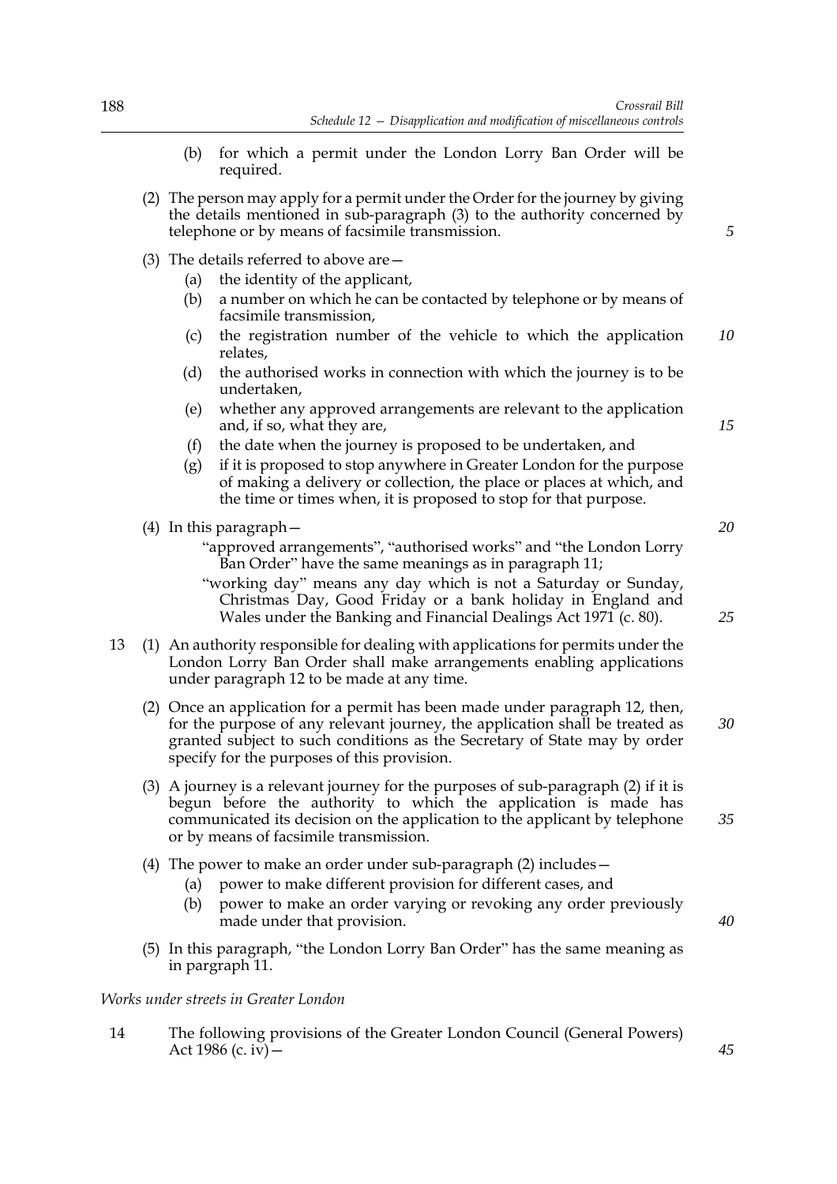(b) for which a permit under the London Lorry Ban Order will be required.

(2) The person may apply for a permit under the Order for the journey by giving the details mentioned in sub-paragraph (3) to the authority concerned by telephone or by means of facsimile transmission.

(3) The details referred to above are—

(a) the identity of the applicant,

(b) a number on which he can be contacted by telephone or by means of facsimile transmission,

(c) the registration number of the vehicle to which the application relates,

(d) the authorised works in connection with which the journey is to be undertaken,

(e) whether any approved arrangements are relevant to the application and, if so, what they are,

(f) the date when the journey is proposed to be undertaken, and

(g) if it is proposed to stop anywhere in Greater London for the purpose of making a delivery or collection, the place or places at which, and the time or times when, it is proposed to stop for that purpose.

(4) In this paragraph—

"approved arrangements", "authorised works" and "the London Lorry Ban Order" have the same meanings as in paragraph 11;

"working day" means any day which is not a Saturday or Sunday, Christmas Day, Good Friday or a bank holiday in England and Wales under the Banking and Financial Dealings Act 1971 (c. 80).

13 (1) An authority responsible for dealing with applications for permits under the London Lorry Ban Order shall make arrangements enabling applications under paragraph 12 to be made at any time.

(2) Once an application for a permit has been made under paragraph 12, then, for the purpose of any relevant journey, the application shall be treated as granted subject to such conditions as the Secretary of State may by order specify for the purposes of this provision.

(3) A journey is a relevant journey for the purposes of sub-paragraph (2) if it is begun before the authority to which the application is made has communicated its decision on the application to the applicant by telephone or by means of facsimile transmission.

(4) The power to make an order under sub-paragraph (2) includes—

(a) power to make different provision for different cases, and

(b) power to make an order varying or revoking any order previously made under that provision.

(5) In this paragraph, "the London Lorry Ban Order" has the same meaning as in pargraph 11.

*Works under streets in Greater London*

14 The following provisions of the Greater London Council (General Powers) Act 1986 (c. iv)—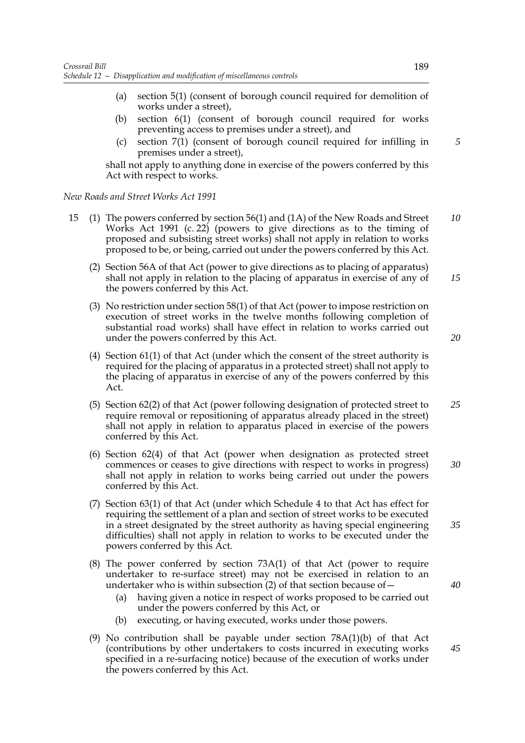(a) section 5(1) (consent of borough council required for demolition of works under a street),

(b) section 6(1) (consent of borough council required for works preventing access to premises under a street), and

(c) section 7(1) (consent of borough council required for infilling in premises under a street),

shall not apply to anything done in exercise of the powers conferred by this Act with respect to works.

*New Roads and Street Works Act 1991*

15 (1) The powers conferred by section 56(1) and (1A) of the New Roads and Street Works Act 1991 (c. 22) (powers to give directions as to the timing of proposed and subsisting street works) shall not apply in relation to works proposed to be, or being, carried out under the powers conferred by this Act.

(2) Section 56A of that Act (power to give directions as to placing of apparatus) shall not apply in relation to the placing of apparatus in exercise of any of the powers conferred by this Act.

(3) No restriction under section 58(1) of that Act (power to impose restriction on execution of street works in the twelve months following completion of substantial road works) shall have effect in relation to works carried out under the powers conferred by this Act.

(4) Section 61(1) of that Act (under which the consent of the street authority is required for the placing of apparatus in a protected street) shall not apply to the placing of apparatus in exercise of any of the powers conferred by this Act.

(5) Section 62(2) of that Act (power following designation of protected street to require removal or repositioning of apparatus already placed in the street) shall not apply in relation to apparatus placed in exercise of the powers conferred by this Act.

(6) Section 62(4) of that Act (power when designation as protected street commences or ceases to give directions with respect to works in progress) shall not apply in relation to works being carried out under the powers conferred by this Act.

(7) Section 63(1) of that Act (under which Schedule 4 to that Act has effect for requiring the settlement of a plan and section of street works to be executed in a street designated by the street authority as having special engineering difficulties) shall not apply in relation to works to be executed under the powers conferred by this Act.

(8) The power conferred by section 73A(1) of that Act (power to require undertaker to re-surface street) may not be exercised in relation to an undertaker who is within subsection (2) of that section because of—

(a) having given a notice in respect of works proposed to be carried out under the powers conferred by this Act, or

(b) executing, or having executed, works under those powers.

(9) No contribution shall be payable under section 78A(1)(b) of that Act (contributions by other undertakers to costs incurred in executing works specified in a re-surfacing notice) because of the execution of works under the powers conferred by this Act.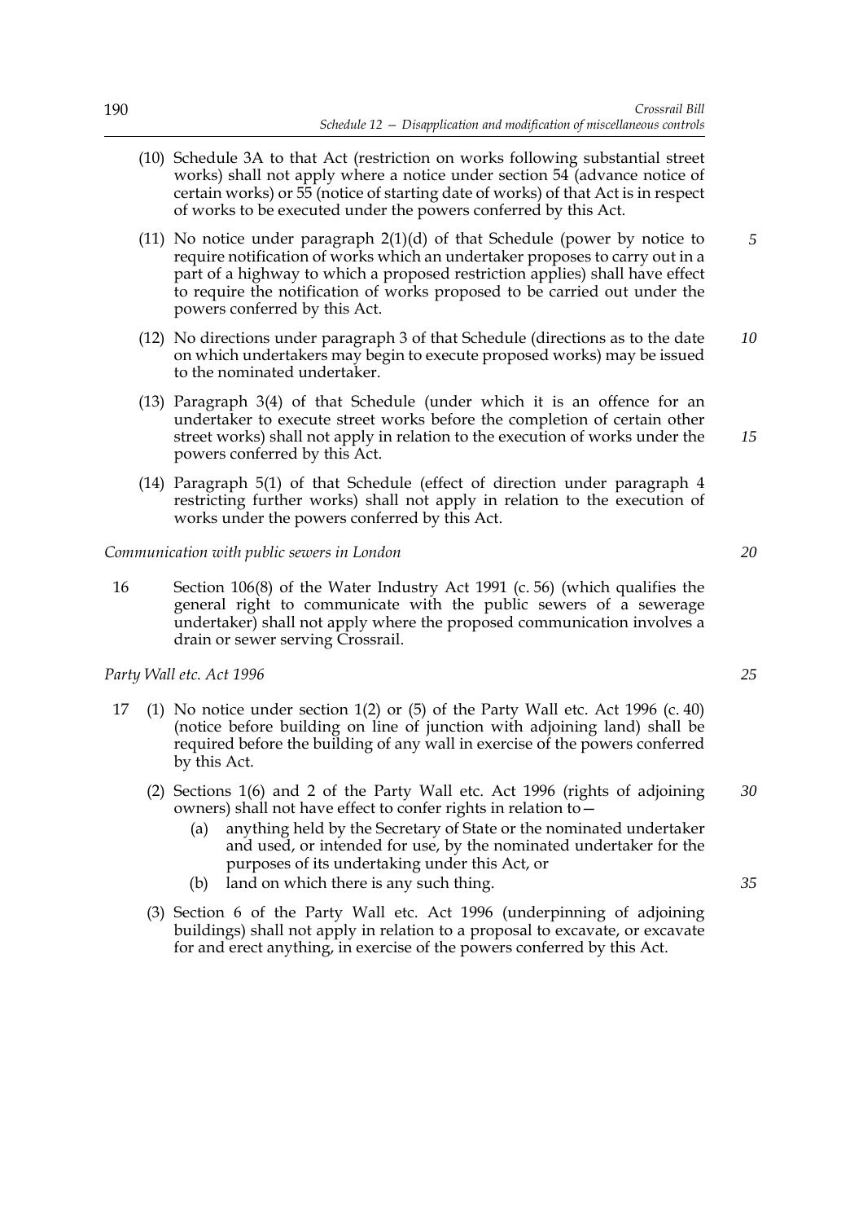(10) Schedule 3A to that Act (restriction on works following substantial street works) shall not apply where a notice under section 54 (advance notice of certain works) or 55 (notice of starting date of works) of that Act is in respect of works to be executed under the powers conferred by this Act.

(11) No notice under paragraph 2(1)(d) of that Schedule (power by notice to require notification of works which an undertaker proposes to carry out in a part of a highway to which a proposed restriction applies) shall have effect to require the notification of works proposed to be carried out under the powers conferred by this Act.

(12) No directions under paragraph 3 of that Schedule (directions as to the date on which undertakers may begin to execute proposed works) may be issued to the nominated undertaker.

(13) Paragraph 3(4) of that Schedule (under which it is an offence for an undertaker to execute street works before the completion of certain other street works) shall not apply in relation to the execution of works under the powers conferred by this Act.

(14) Paragraph 5(1) of that Schedule (effect of direction under paragraph 4 restricting further works) shall not apply in relation to the execution of works under the powers conferred by this Act.

*Communication with public sewers in London*

16 Section 106(8) of the Water Industry Act 1991 (c. 56) (which qualifies the general right to communicate with the public sewers of a sewerage undertaker) shall not apply where the proposed communication involves a drain or sewer serving Crossrail.

*Party Wall etc. Act 1996*

17 (1) No notice under section 1(2) or (5) of the Party Wall etc. Act 1996 (c. 40) (notice before building on line of junction with adjoining land) shall be required before the building of any wall in exercise of the powers conferred by this Act.

(2) Sections 1(6) and 2 of the Party Wall etc. Act 1996 (rights of adjoining owners) shall not have effect to confer rights in relation to—

(a) anything held by the Secretary of State or the nominated undertaker and used, or intended for use, by the nominated undertaker for the purposes of its undertaking under this Act, or

(b) land on which there is any such thing.

(3) Section 6 of the Party Wall etc. Act 1996 (underpinning of adjoining buildings) shall not apply in relation to a proposal to excavate, or excavate for and erect anything, in exercise of the powers conferred by this Act.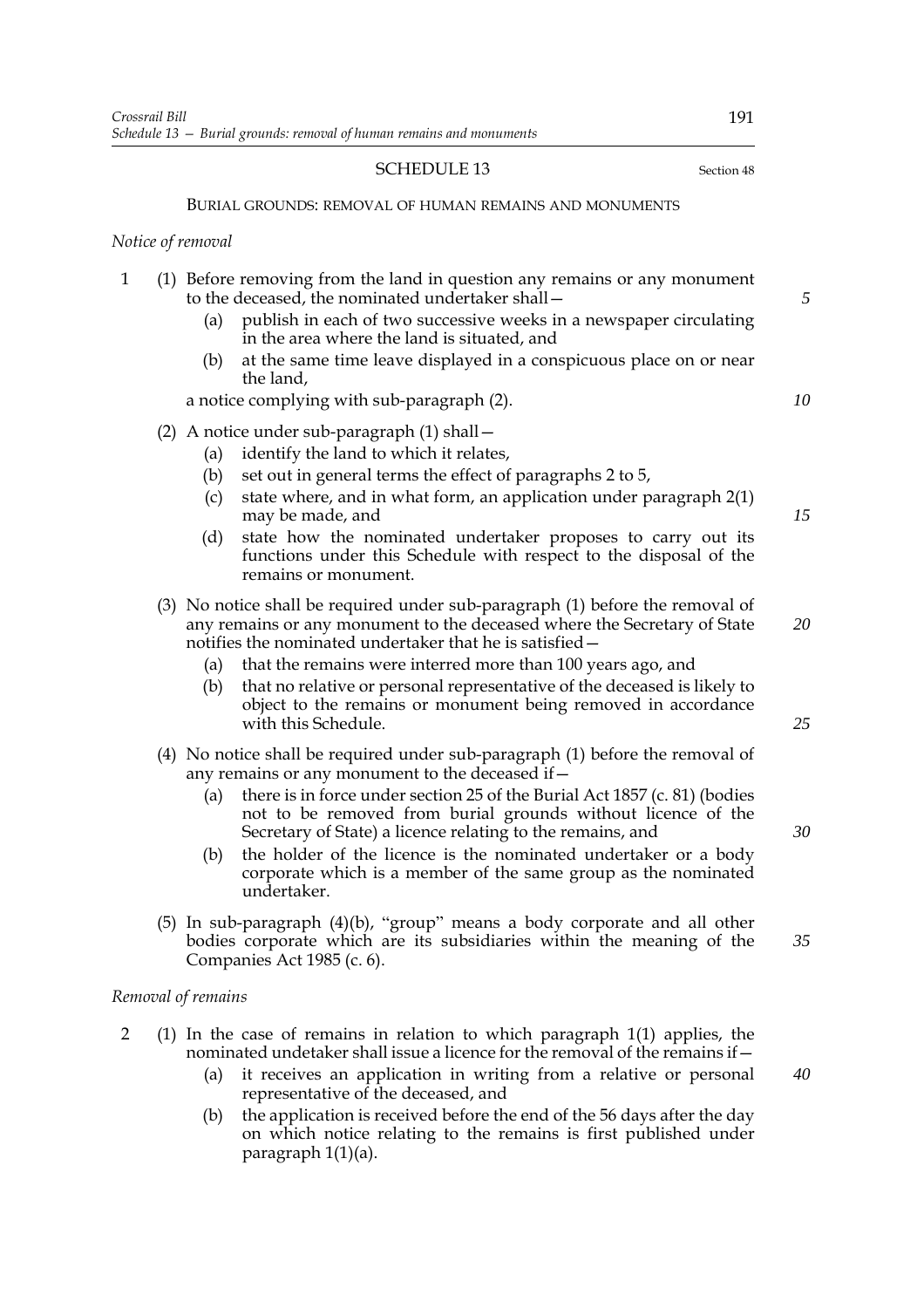## SCHEDULE 13

Section 48

### BURIAL GROUNDS: REMOVAL OF HUMAN REMAINS AND MONUMENTS

*Notice of removal*

1 (1) Before removing from the land in question any remains or any monument to the deceased, the nominated undertaker shall—

(a) publish in each of two successive weeks in a newspaper circulating in the area where the land is situated, and

(b) at the same time leave displayed in a conspicuous place on or near the land,

a notice complying with sub-paragraph (2).

(2) A notice under sub-paragraph (1) shall—

(a) identify the land to which it relates,

(b) set out in general terms the effect of paragraphs 2 to 5,

(c) state where, and in what form, an application under paragraph 2(1) may be made, and

(d) state how the nominated undertaker proposes to carry out its functions under this Schedule with respect to the disposal of the remains or monument.

(3) No notice shall be required under sub-paragraph (1) before the removal of any remains or any monument to the deceased where the Secretary of State notifies the nominated undertaker that he is satisfied—

(a) that the remains were interred more than 100 years ago, and

(b) that no relative or personal representative of the deceased is likely to object to the remains or monument being removed in accordance with this Schedule.

(4) No notice shall be required under sub-paragraph (1) before the removal of any remains or any monument to the deceased if—

(a) there is in force under section 25 of the Burial Act 1857 (c. 81) (bodies not to be removed from burial grounds without licence of the Secretary of State) a licence relating to the remains, and

(b) the holder of the licence is the nominated undertaker or a body corporate which is a member of the same group as the nominated undertaker.

(5) In sub-paragraph (4)(b), "group" means a body corporate and all other bodies corporate which are its subsidiaries within the meaning of the Companies Act 1985 (c. 6).

*Removal of remains*

2 (1) In the case of remains in relation to which paragraph 1(1) applies, the nominated undetaker shall issue a licence for the removal of the remains if—

(a) it receives an application in writing from a relative or personal representative of the deceased, and

(b) the application is received before the end of the 56 days after the day on which notice relating to the remains is first published under paragraph 1(1)(a).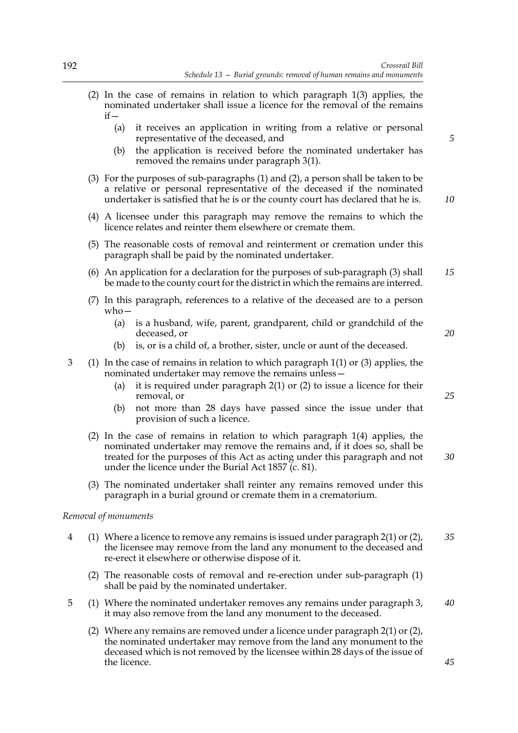(2) In the case of remains in relation to which paragraph 1(3) applies, the nominated undertaker shall issue a licence for the removal of the remains if—

(a) it receives an application in writing from a relative or personal representative of the deceased, and

(b) the application is received before the nominated undertaker has removed the remains under paragraph 3(1).

(3) For the purposes of sub-paragraphs (1) and (2), a person shall be taken to be a relative or personal representative of the deceased if the nominated undertaker is satisfied that he is or the county court has declared that he is.

(4) A licensee under this paragraph may remove the remains to which the licence relates and reinter them elsewhere or cremate them.

(5) The reasonable costs of removal and reinterment or cremation under this paragraph shall be paid by the nominated undertaker.

(6) An application for a declaration for the purposes of sub-paragraph (3) shall be made to the county court for the district in which the remains are interred.

(7) In this paragraph, references to a relative of the deceased are to a person who—

(a) is a husband, wife, parent, grandparent, child or grandchild of the deceased, or

(b) is, or is a child of, a brother, sister, uncle or aunt of the deceased.

3 (1) In the case of remains in relation to which paragraph 1(1) or (3) applies, the nominated undertaker may remove the remains unless—

(a) it is required under paragraph 2(1) or (2) to issue a licence for their removal, or

(b) not more than 28 days have passed since the issue under that provision of such a licence.

(2) In the case of remains in relation to which paragraph 1(4) applies, the nominated undertaker may remove the remains and, if it does so, shall be treated for the purposes of this Act as acting under this paragraph and not under the licence under the Burial Act 1857 (c. 81).

(3) The nominated undertaker shall reinter any remains removed under this paragraph in a burial ground or cremate them in a crematorium.

*Removal of monuments*

4 (1) Where a licence to remove any remains is issued under paragraph 2(1) or (2), the licensee may remove from the land any monument to the deceased and re-erect it elsewhere or otherwise dispose of it.

(2) The reasonable costs of removal and re-erection under sub-paragraph (1) shall be paid by the nominated undertaker.

5 (1) Where the nominated undertaker removes any remains under paragraph 3, it may also remove from the land any monument to the deceased.

(2) Where any remains are removed under a licence under paragraph 2(1) or (2), the nominated undertaker may remove from the land any monument to the deceased which is not removed by the licensee within 28 days of the issue of the licence.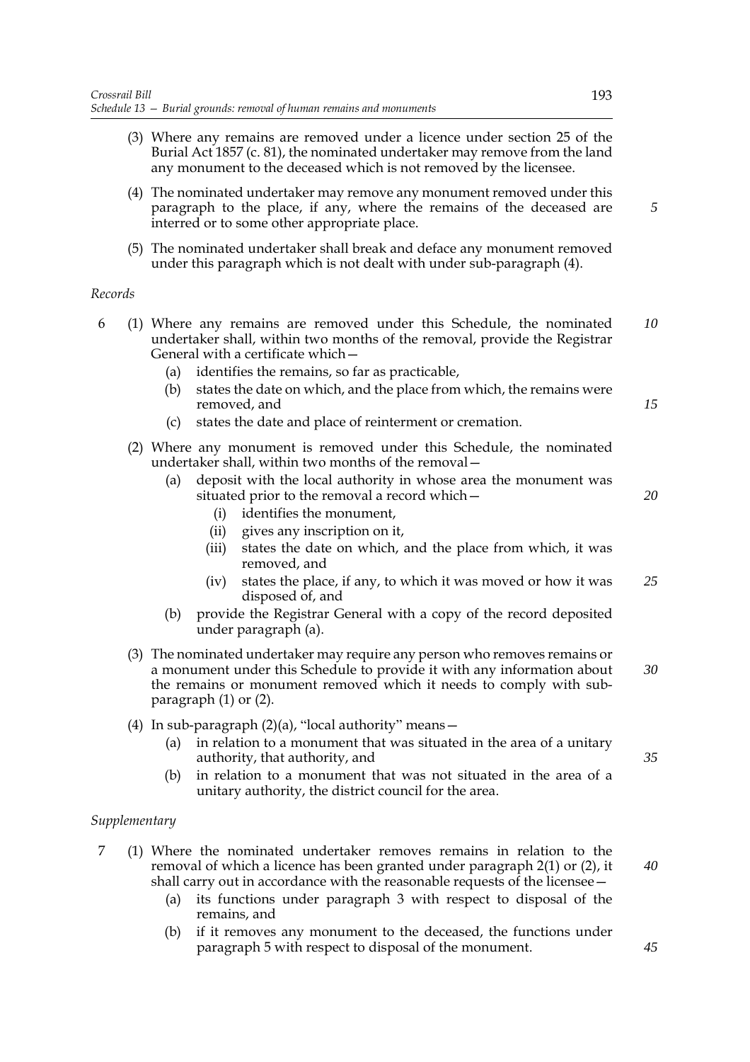(3) Where any remains are removed under a licence under section 25 of the Burial Act 1857 (c. 81), the nominated undertaker may remove from the land any monument to the deceased which is not removed by the licensee.

(4) The nominated undertaker may remove any monument removed under this paragraph to the place, if any, where the remains of the deceased are interred or to some other appropriate place.

(5) The nominated undertaker shall break and deface any monument removed under this paragraph which is not dealt with under sub-paragraph (4).

*Records*

6 (1) Where any remains are removed under this Schedule, the nominated undertaker shall, within two months of the removal, provide the Registrar General with a certificate which—

(a) identifies the remains, so far as practicable,

(b) states the date on which, and the place from which, the remains were removed, and

(c) states the date and place of reinterment or cremation.

(2) Where any monument is removed under this Schedule, the nominated undertaker shall, within two months of the removal—

(a) deposit with the local authority in whose area the monument was situated prior to the removal a record which—

(i) identifies the monument,

(ii) gives any inscription on it,

(iii) states the date on which, and the place from which, it was removed, and

(iv) states the place, if any, to which it was moved or how it was disposed of, and

(b) provide the Registrar General with a copy of the record deposited under paragraph (a).

(3) The nominated undertaker may require any person who removes remains or a monument under this Schedule to provide it with any information about the remains or monument removed which it needs to comply with sub-paragraph (1) or (2).

(4) In sub-paragraph (2)(a), "local authority" means—

(a) in relation to a monument that was situated in the area of a unitary authority, that authority, and

(b) in relation to a monument that was not situated in the area of a unitary authority, the district council for the area.

*Supplementary*

7 (1) Where the nominated undertaker removes remains in relation to the removal of which a licence has been granted under paragraph 2(1) or (2), it shall carry out in accordance with the reasonable requests of the licensee—

(a) its functions under paragraph 3 with respect to disposal of the remains, and

(b) if it removes any monument to the deceased, the functions under paragraph 5 with respect to disposal of the monument.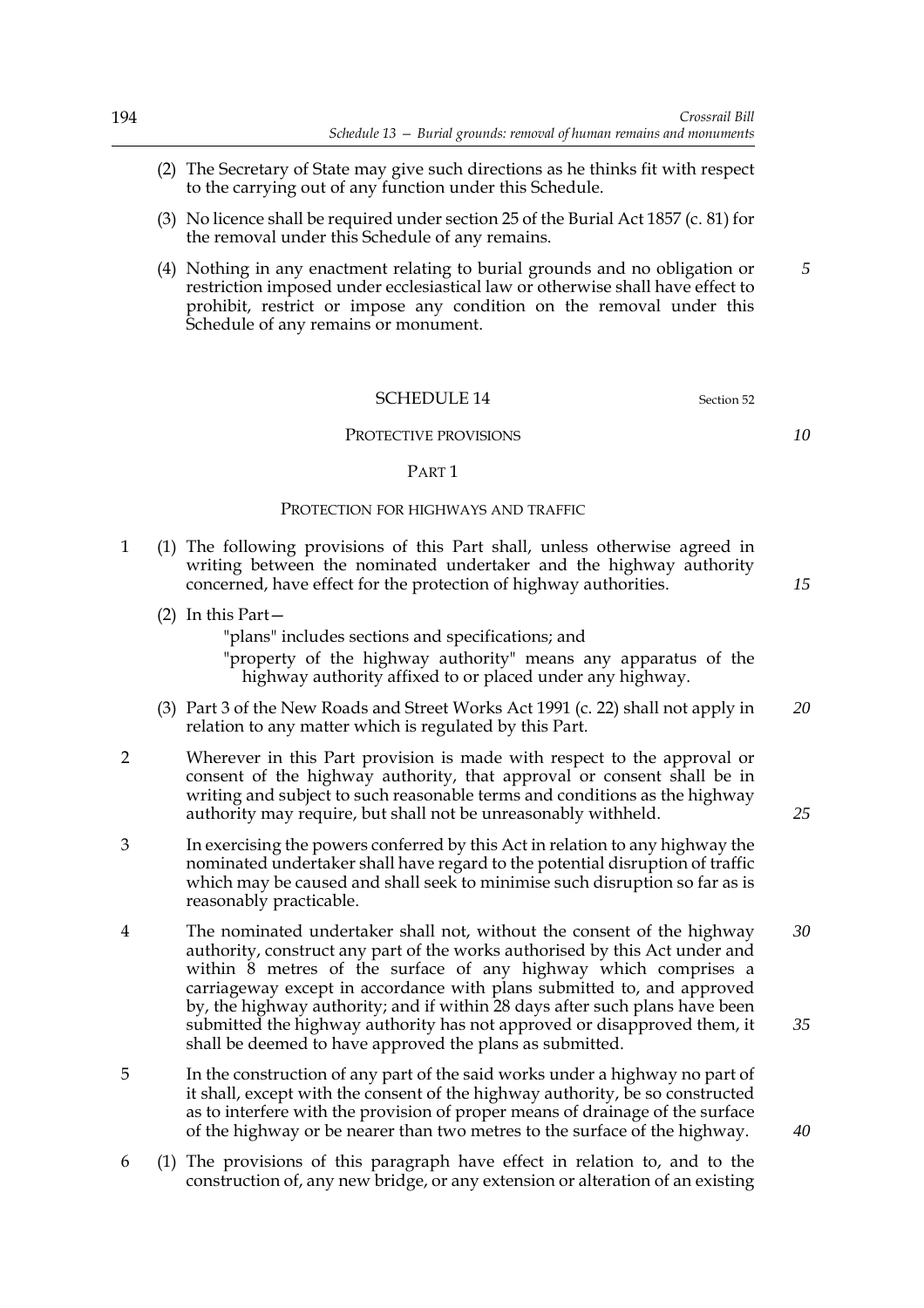(2) The Secretary of State may give such directions as he thinks fit with respect to the carrying out of any function under this Schedule.

(3) No licence shall be required under section 25 of the Burial Act 1857 (c. 81) for the removal under this Schedule of any remains.

(4) Nothing in any enactment relating to burial grounds and no obligation or restriction imposed under ecclesiastical law or otherwise shall have effect to prohibit, restrict or impose any condition on the removal under this Schedule of any remains or monument.

## SCHEDULE 14

Section 52

### PROTECTIVE PROVISIONS

#### PART 1

#### PROTECTION FOR HIGHWAYS AND TRAFFIC

1 (1) The following provisions of this Part shall, unless otherwise agreed in writing between the nominated undertaker and the highway authority concerned, have effect for the protection of highway authorities.

(2) In this Part—

"plans" includes sections and specifications; and

"property of the highway authority" means any apparatus of the highway authority affixed to or placed under any highway.

(3) Part 3 of the New Roads and Street Works Act 1991 (c. 22) shall not apply in relation to any matter which is regulated by this Part.

2 Wherever in this Part provision is made with respect to the approval or consent of the highway authority, that approval or consent shall be in writing and subject to such reasonable terms and conditions as the highway authority may require, but shall not be unreasonably withheld.

3 In exercising the powers conferred by this Act in relation to any highway the nominated undertaker shall have regard to the potential disruption of traffic which may be caused and shall seek to minimise such disruption so far as is reasonably practicable.

4 The nominated undertaker shall not, without the consent of the highway authority, construct any part of the works authorised by this Act under and within 8 metres of the surface of any highway which comprises a carriageway except in accordance with plans submitted to, and approved by, the highway authority; and if within 28 days after such plans have been submitted the highway authority has not approved or disapproved them, it shall be deemed to have approved the plans as submitted.

5 In the construction of any part of the said works under a highway no part of it shall, except with the consent of the highway authority, be so constructed as to interfere with the provision of proper means of drainage of the surface of the highway or be nearer than two metres to the surface of the highway.

6 (1) The provisions of this paragraph have effect in relation to, and to the construction of, any new bridge, or any extension or alteration of an existing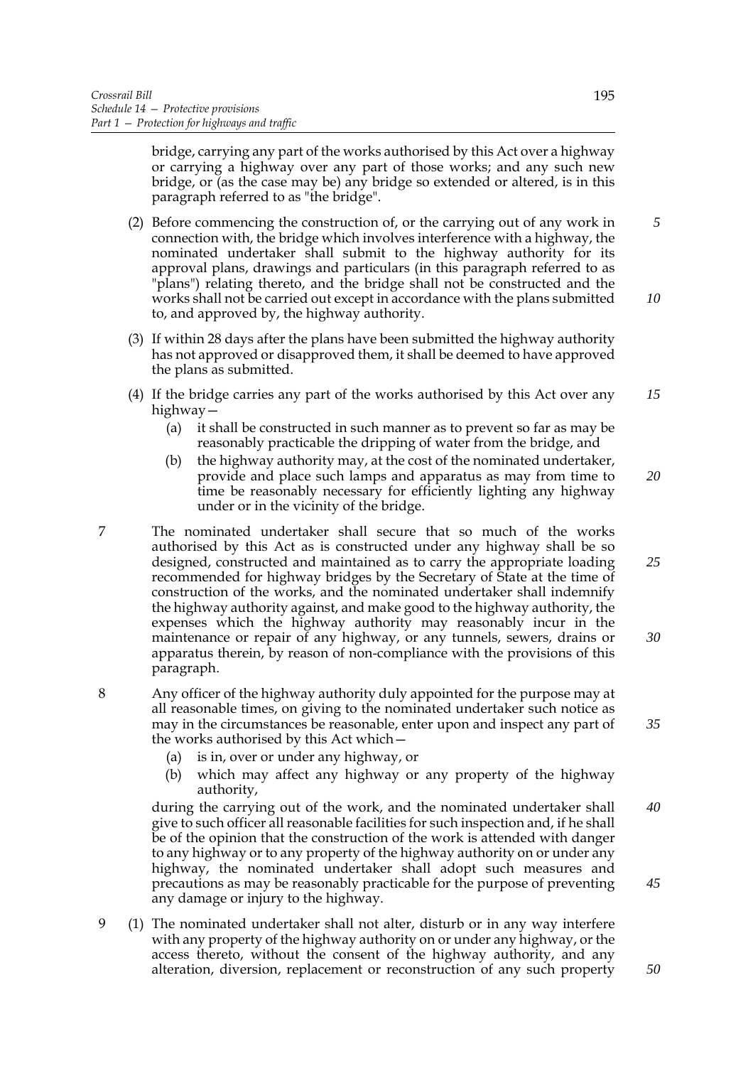bridge, carrying any part of the works authorised by this Act over a highway or carrying a highway over any part of those works; and any such new bridge, or (as the case may be) any bridge so extended or altered, is in this paragraph referred to as "the bridge".

(2) Before commencing the construction of, or the carrying out of any work in connection with, the bridge which involves interference with a highway, the nominated undertaker shall submit to the highway authority for its approval plans, drawings and particulars (in this paragraph referred to as "plans") relating thereto, and the bridge shall not be constructed and the works shall not be carried out except in accordance with the plans submitted to, and approved by, the highway authority.

(3) If within 28 days after the plans have been submitted the highway authority has not approved or disapproved them, it shall be deemed to have approved the plans as submitted.

(4) If the bridge carries any part of the works authorised by this Act over any highway—

- (a) it shall be constructed in such manner as to prevent so far as may be reasonably practicable the dripping of water from the bridge, and
- (b) the highway authority may, at the cost of the nominated undertaker, provide and place such lamps and apparatus as may from time to time be reasonably necessary for efficiently lighting any highway under or in the vicinity of the bridge.

7 The nominated undertaker shall secure that so much of the works authorised by this Act as is constructed under any highway shall be so designed, constructed and maintained as to carry the appropriate loading recommended for highway bridges by the Secretary of State at the time of construction of the works, and the nominated undertaker shall indemnify the highway authority against, and make good to the highway authority, the expenses which the highway authority may reasonably incur in the maintenance or repair of any highway, or any tunnels, sewers, drains or apparatus therein, by reason of non-compliance with the provisions of this paragraph.

8 Any officer of the highway authority duly appointed for the purpose may at all reasonable times, on giving to the nominated undertaker such notice as may in the circumstances be reasonable, enter upon and inspect any part of the works authorised by this Act which—

- (a) is in, over or under any highway, or
- (b) which may affect any highway or any property of the highway authority,

during the carrying out of the work, and the nominated undertaker shall give to such officer all reasonable facilities for such inspection and, if he shall be of the opinion that the construction of the work is attended with danger to any highway or to any property of the highway authority on or under any highway, the nominated undertaker shall adopt such measures and precautions as may be reasonably practicable for the purpose of preventing any damage or injury to the highway.

9 (1) The nominated undertaker shall not alter, disturb or in any way interfere with any property of the highway authority on or under any highway, or the access thereto, without the consent of the highway authority, and any alteration, diversion, replacement or reconstruction of any such property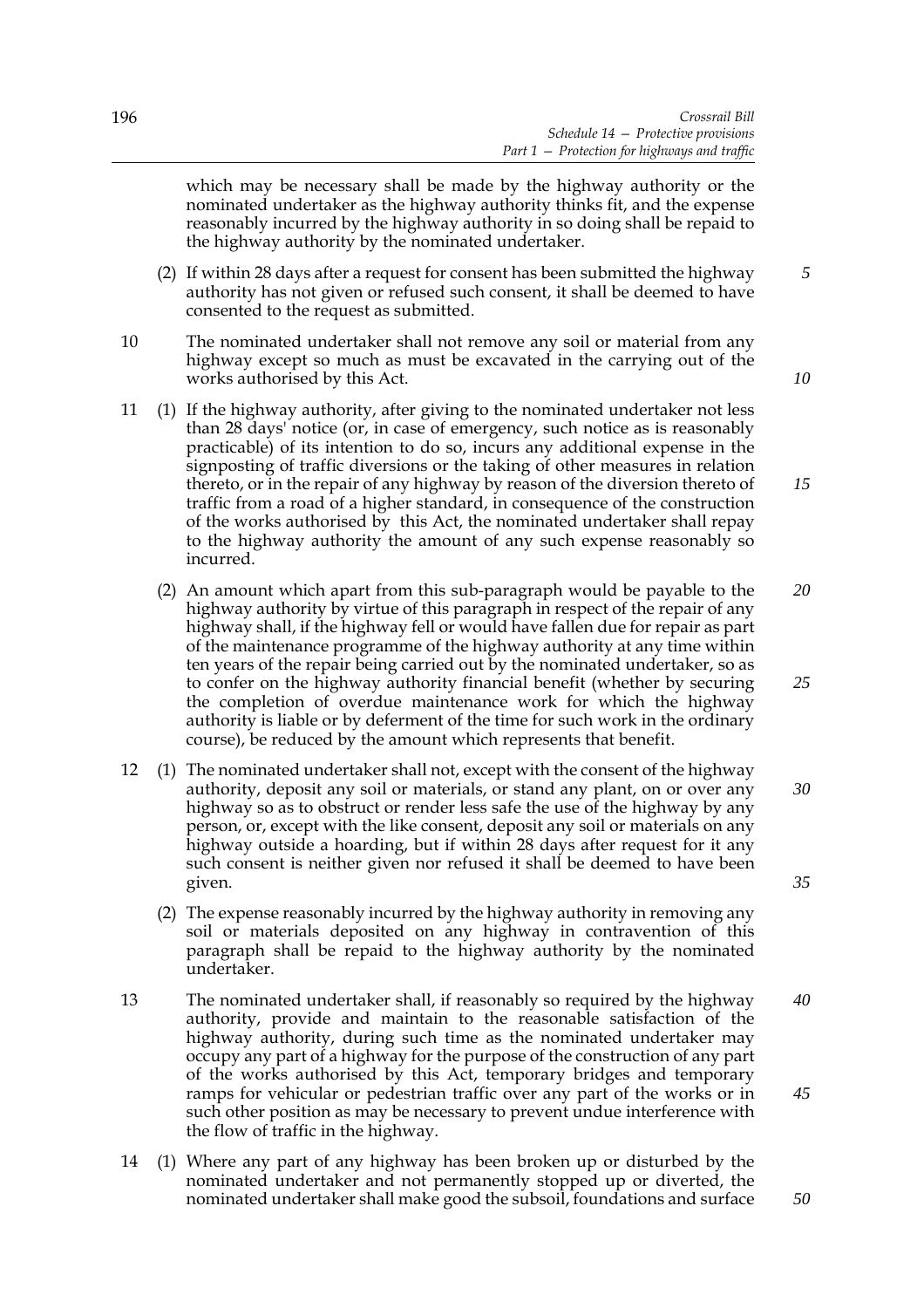which may be necessary shall be made by the highway authority or the nominated undertaker as the highway authority thinks fit, and the expense reasonably incurred by the highway authority in so doing shall be repaid to the highway authority by the nominated undertaker.

(2) If within 28 days after a request for consent has been submitted the highway authority has not given or refused such consent, it shall be deemed to have consented to the request as submitted.

10 The nominated undertaker shall not remove any soil or material from any highway except so much as must be excavated in the carrying out of the works authorised by this Act.

11 (1) If the highway authority, after giving to the nominated undertaker not less than 28 days' notice (or, in case of emergency, such notice as is reasonably practicable) of its intention to do so, incurs any additional expense in the signposting of traffic diversions or the taking of other measures in relation thereto, or in the repair of any highway by reason of the diversion thereto of traffic from a road of a higher standard, in consequence of the construction of the works authorised by this Act, the nominated undertaker shall repay to the highway authority the amount of any such expense reasonably so incurred.

(2) An amount which apart from this sub-paragraph would be payable to the highway authority by virtue of this paragraph in respect of the repair of any highway shall, if the highway fell or would have fallen due for repair as part of the maintenance programme of the highway authority at any time within ten years of the repair being carried out by the nominated undertaker, so as to confer on the highway authority financial benefit (whether by securing the completion of overdue maintenance work for which the highway authority is liable or by deferment of the time for such work in the ordinary course), be reduced by the amount which represents that benefit.

12 (1) The nominated undertaker shall not, except with the consent of the highway authority, deposit any soil or materials, or stand any plant, on or over any highway so as to obstruct or render less safe the use of the highway by any person, or, except with the like consent, deposit any soil or materials on any highway outside a hoarding, but if within 28 days after request for it any such consent is neither given nor refused it shall be deemed to have been given.

(2) The expense reasonably incurred by the highway authority in removing any soil or materials deposited on any highway in contravention of this paragraph shall be repaid to the highway authority by the nominated undertaker.

13 The nominated undertaker shall, if reasonably so required by the highway authority, provide and maintain to the reasonable satisfaction of the highway authority, during such time as the nominated undertaker may occupy any part of a highway for the purpose of the construction of any part of the works authorised by this Act, temporary bridges and temporary ramps for vehicular or pedestrian traffic over any part of the works or in such other position as may be necessary to prevent undue interference with the flow of traffic in the highway.

14 (1) Where any part of any highway has been broken up or disturbed by the nominated undertaker and not permanently stopped up or diverted, the nominated undertaker shall make good the subsoil, foundations and surface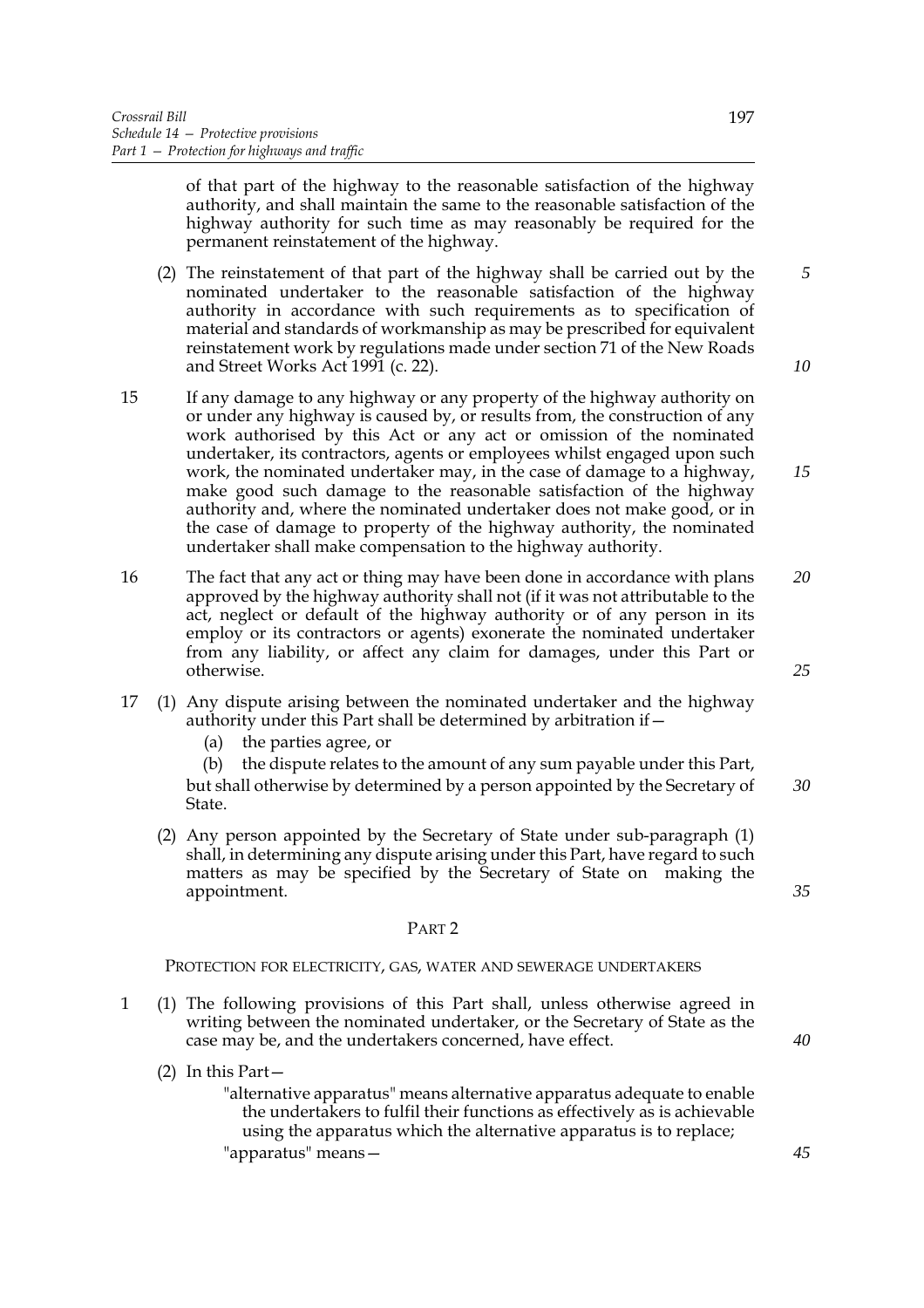of that part of the highway to the reasonable satisfaction of the highway authority, and shall maintain the same to the reasonable satisfaction of the highway authority for such time as may reasonably be required for the permanent reinstatement of the highway.

(2) The reinstatement of that part of the highway shall be carried out by the nominated undertaker to the reasonable satisfaction of the highway authority in accordance with such requirements as to specification of material and standards of workmanship as may be prescribed for equivalent reinstatement work by regulations made under section 71 of the New Roads and Street Works Act 1991 (c. 22).

15 If any damage to any highway or any property of the highway authority on or under any highway is caused by, or results from, the construction of any work authorised by this Act or any act or omission of the nominated undertaker, its contractors, agents or employees whilst engaged upon such work, the nominated undertaker may, in the case of damage to a highway, make good such damage to the reasonable satisfaction of the highway authority and, where the nominated undertaker does not make good, or in the case of damage to property of the highway authority, the nominated undertaker shall make compensation to the highway authority.

16 The fact that any act or thing may have been done in accordance with plans approved by the highway authority shall not (if it was not attributable to the act, neglect or default of the highway authority or of any person in its employ or its contractors or agents) exonerate the nominated undertaker from any liability, or affect any claim for damages, under this Part or otherwise.

17 (1) Any dispute arising between the nominated undertaker and the highway authority under this Part shall be determined by arbitration if—

(a) the parties agree, or

(b) the dispute relates to the amount of any sum payable under this Part,

but shall otherwise by determined by a person appointed by the Secretary of State.

(2) Any person appointed by the Secretary of State under sub-paragraph (1) shall, in determining any dispute arising under this Part, have regard to such matters as may be specified by the Secretary of State on making the appointment.

## PART 2

### PROTECTION FOR ELECTRICITY, GAS, WATER AND SEWERAGE UNDERTAKERS

1 (1) The following provisions of this Part shall, unless otherwise agreed in writing between the nominated undertaker, or the Secretary of State as the case may be, and the undertakers concerned, have effect.

(2) In this Part—

"alternative apparatus" means alternative apparatus adequate to enable the undertakers to fulfil their functions as effectively as is achievable using the apparatus which the alternative apparatus is to replace;

"apparatus" means—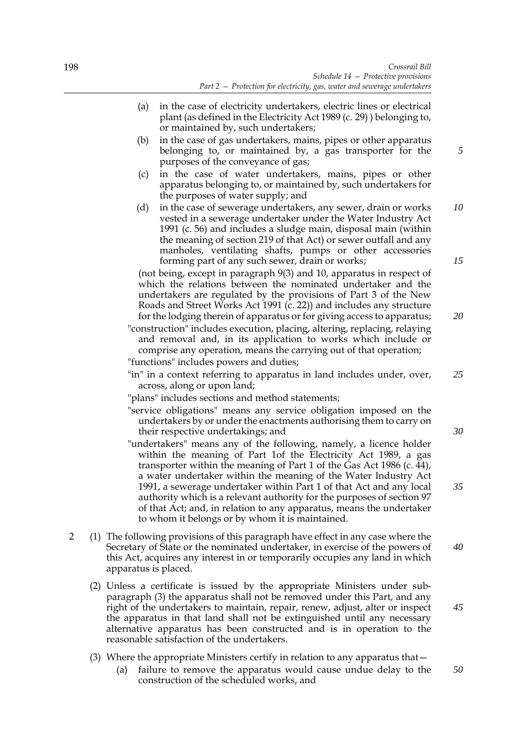(a) in the case of electricity undertakers, electric lines or electrical plant (as defined in the Electricity Act 1989 (c. 29) ) belonging to, or maintained by, such undertakers;

(b) in the case of gas undertakers, mains, pipes or other apparatus belonging to, or maintained by, a gas transporter for the purposes of the conveyance of gas;

(c) in the case of water undertakers, mains, pipes or other apparatus belonging to, or maintained by, such undertakers for the purposes of water supply; and

(d) in the case of sewerage undertakers, any sewer, drain or works vested in a sewerage undertaker under the Water Industry Act 1991 (c. 56) and includes a sludge main, disposal main (within the meaning of section 219 of that Act) or sewer outfall and any manholes, ventilating shafts, pumps or other accessories forming part of any such sewer, drain or works;

(not being, except in paragraph 9(3) and 10, apparatus in respect of which the relations between the nominated undertaker and the undertakers are regulated by the provisions of Part 3 of the New Roads and Street Works Act 1991 (c. 22)) and includes any structure for the lodging therein of apparatus or for giving access to apparatus;

"construction" includes execution, placing, altering, replacing, relaying and removal and, in its application to works which include or comprise any operation, means the carrying out of that operation;

"functions" includes powers and duties;

"in" in a context referring to apparatus in land includes under, over, across, along or upon land;

"plans" includes sections and method statements;

"service obligations" means any service obligation imposed on the undertakers by or under the enactments authorising them to carry on their respective undertakings; and

"undertakers" means any of the following, namely, a licence holder within the meaning of Part 1of the Electricity Act 1989, a gas transporter within the meaning of Part 1 of the Gas Act 1986 (c. 44), a water undertaker within the meaning of the Water Industry Act 1991, a sewerage undertaker within Part 1 of that Act and any local authority which is a relevant authority for the purposes of section 97 of that Act; and, in relation to any apparatus, means the undertaker to whom it belongs or by whom it is maintained.

2 (1) The following provisions of this paragraph have effect in any case where the Secretary of State or the nominated undertaker, in exercise of the powers of this Act, acquires any interest in or temporarily occupies any land in which apparatus is placed.

(2) Unless a certificate is issued by the appropriate Ministers under sub-paragraph (3) the apparatus shall not be removed under this Part, and any right of the undertakers to maintain, repair, renew, adjust, alter or inspect the apparatus in that land shall not be extinguished until any necessary alternative apparatus has been constructed and is in operation to the reasonable satisfaction of the undertakers.

(3) Where the appropriate Ministers certify in relation to any apparatus that—

(a) failure to remove the apparatus would cause undue delay to the construction of the scheduled works, and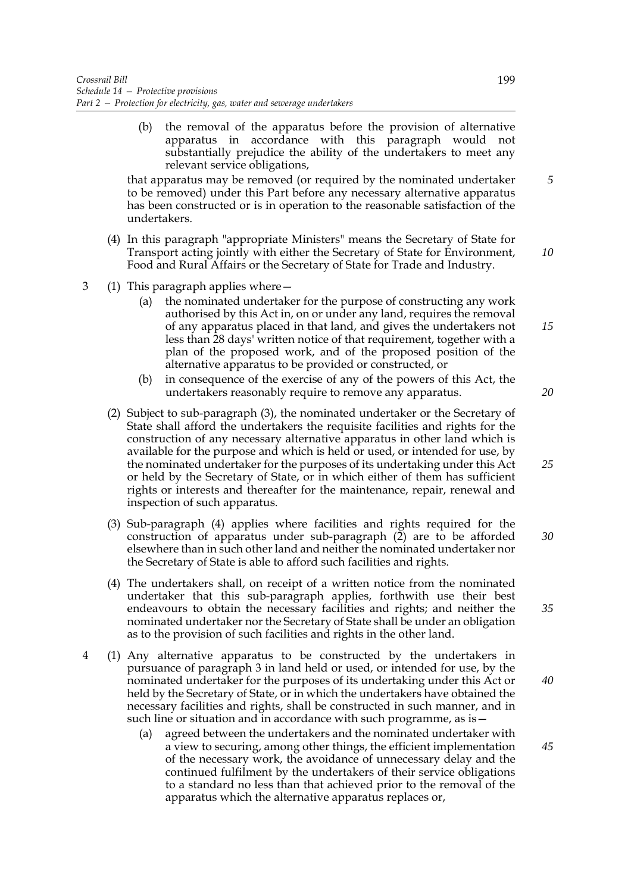(b) the removal of the apparatus before the provision of alternative apparatus in accordance with this paragraph would not substantially prejudice the ability of the undertakers to meet any relevant service obligations,

that apparatus may be removed (or required by the nominated undertaker to be removed) under this Part before any necessary alternative apparatus has been constructed or is in operation to the reasonable satisfaction of the undertakers.

(4) In this paragraph "appropriate Ministers" means the Secretary of State for Transport acting jointly with either the Secretary of State for Environment, Food and Rural Affairs or the Secretary of State for Trade and Industry.

3 (1) This paragraph applies where—

(a) the nominated undertaker for the purpose of constructing any work authorised by this Act in, on or under any land, requires the removal of any apparatus placed in that land, and gives the undertakers not less than 28 days' written notice of that requirement, together with a plan of the proposed work, and of the proposed position of the alternative apparatus to be provided or constructed, or

(b) in consequence of the exercise of any of the powers of this Act, the undertakers reasonably require to remove any apparatus.

(2) Subject to sub-paragraph (3), the nominated undertaker or the Secretary of State shall afford the undertakers the requisite facilities and rights for the construction of any necessary alternative apparatus in other land which is available for the purpose and which is held or used, or intended for use, by the nominated undertaker for the purposes of its undertaking under this Act or held by the Secretary of State, or in which either of them has sufficient rights or interests and thereafter for the maintenance, repair, renewal and inspection of such apparatus.

(3) Sub-paragraph (4) applies where facilities and rights required for the construction of apparatus under sub-paragraph (2) are to be afforded elsewhere than in such other land and neither the nominated undertaker nor the Secretary of State is able to afford such facilities and rights.

(4) The undertakers shall, on receipt of a written notice from the nominated undertaker that this sub-paragraph applies, forthwith use their best endeavours to obtain the necessary facilities and rights; and neither the nominated undertaker nor the Secretary of State shall be under an obligation as to the provision of such facilities and rights in the other land.

4 (1) Any alternative apparatus to be constructed by the undertakers in pursuance of paragraph 3 in land held or used, or intended for use, by the nominated undertaker for the purposes of its undertaking under this Act or held by the Secretary of State, or in which the undertakers have obtained the necessary facilities and rights, shall be constructed in such manner, and in such line or situation and in accordance with such programme, as is—

(a) agreed between the undertakers and the nominated undertaker with a view to securing, among other things, the efficient implementation of the necessary work, the avoidance of unnecessary delay and the continued fulfilment by the undertakers of their service obligations to a standard no less than that achieved prior to the removal of the apparatus which the alternative apparatus replaces or,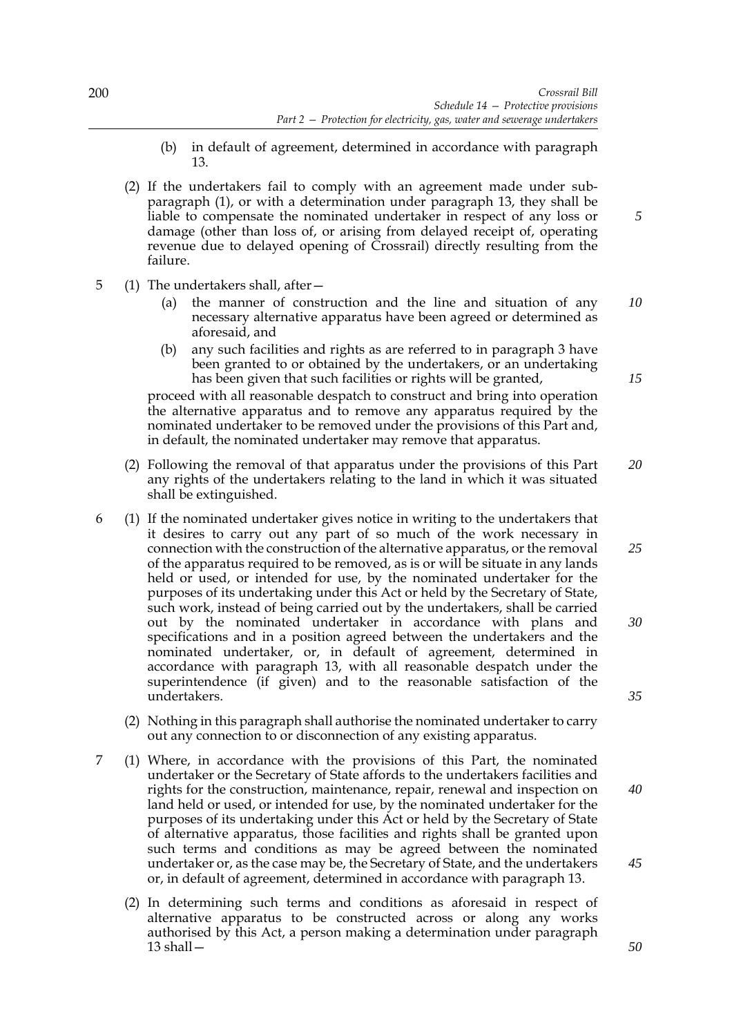(b) in default of agreement, determined in accordance with paragraph 13.

(2) If the undertakers fail to comply with an agreement made under sub-paragraph (1), or with a determination under paragraph 13, they shall be liable to compensate the nominated undertaker in respect of any loss or damage (other than loss of, or arising from delayed receipt of, operating revenue due to delayed opening of Crossrail) directly resulting from the failure.

5 (1) The undertakers shall, after—

(a) the manner of construction and the line and situation of any necessary alternative apparatus have been agreed or determined as aforesaid, and

(b) any such facilities and rights as are referred to in paragraph 3 have been granted to or obtained by the undertakers, or an undertaking has been given that such facilities or rights will be granted,

proceed with all reasonable despatch to construct and bring into operation the alternative apparatus and to remove any apparatus required by the nominated undertaker to be removed under the provisions of this Part and, in default, the nominated undertaker may remove that apparatus.

(2) Following the removal of that apparatus under the provisions of this Part any rights of the undertakers relating to the land in which it was situated shall be extinguished.

6 (1) If the nominated undertaker gives notice in writing to the undertakers that it desires to carry out any part of so much of the work necessary in connection with the construction of the alternative apparatus, or the removal of the apparatus required to be removed, as is or will be situate in any lands held or used, or intended for use, by the nominated undertaker for the purposes of its undertaking under this Act or held by the Secretary of State, such work, instead of being carried out by the undertakers, shall be carried out by the nominated undertaker in accordance with plans and specifications and in a position agreed between the undertakers and the nominated undertaker, or, in default of agreement, determined in accordance with paragraph 13, with all reasonable despatch under the superintendence (if given) and to the reasonable satisfaction of the undertakers.

(2) Nothing in this paragraph shall authorise the nominated undertaker to carry out any connection to or disconnection of any existing apparatus.

7 (1) Where, in accordance with the provisions of this Part, the nominated undertaker or the Secretary of State affords to the undertakers facilities and rights for the construction, maintenance, repair, renewal and inspection on land held or used, or intended for use, by the nominated undertaker for the purposes of its undertaking under this Act or held by the Secretary of State of alternative apparatus, those facilities and rights shall be granted upon such terms and conditions as may be agreed between the nominated undertaker or, as the case may be, the Secretary of State, and the undertakers or, in default of agreement, determined in accordance with paragraph 13.

(2) In determining such terms and conditions as aforesaid in respect of alternative apparatus to be constructed across or along any works authorised by this Act, a person making a determination under paragraph 13 shall—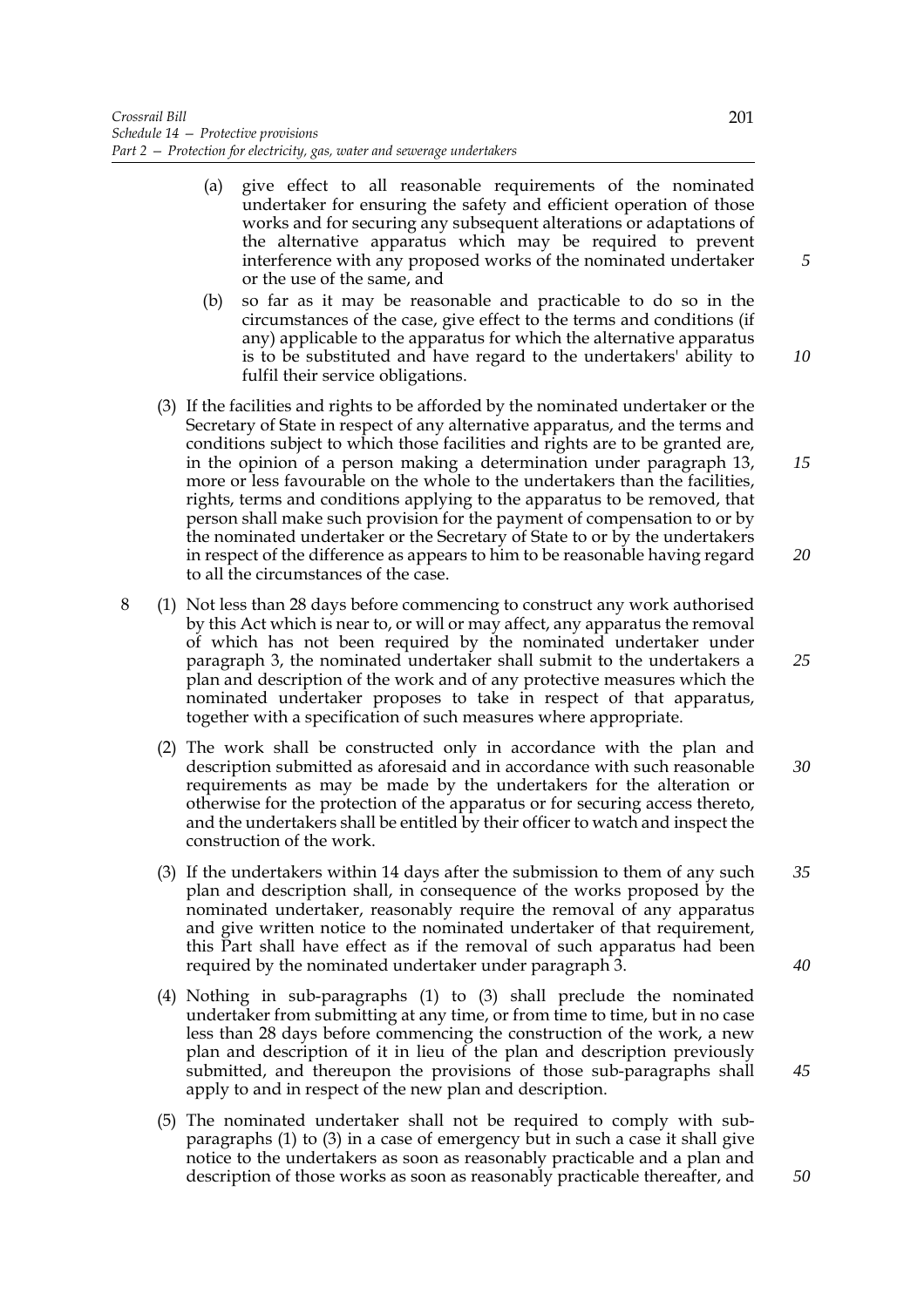(a) give effect to all reasonable requirements of the nominated undertaker for ensuring the safety and efficient operation of those works and for securing any subsequent alterations or adaptations of the alternative apparatus which may be required to prevent interference with any proposed works of the nominated undertaker or the use of the same, and

(b) so far as it may be reasonable and practicable to do so in the circumstances of the case, give effect to the terms and conditions (if any) applicable to the apparatus for which the alternative apparatus is to be substituted and have regard to the undertakers' ability to fulfil their service obligations.

(3) If the facilities and rights to be afforded by the nominated undertaker or the Secretary of State in respect of any alternative apparatus, and the terms and conditions subject to which those facilities and rights are to be granted are, in the opinion of a person making a determination under paragraph 13, more or less favourable on the whole to the undertakers than the facilities, rights, terms and conditions applying to the apparatus to be removed, that person shall make such provision for the payment of compensation to or by the nominated undertaker or the Secretary of State to or by the undertakers in respect of the difference as appears to him to be reasonable having regard to all the circumstances of the case.

8 (1) Not less than 28 days before commencing to construct any work authorised by this Act which is near to, or will or may affect, any apparatus the removal of which has not been required by the nominated undertaker under paragraph 3, the nominated undertaker shall submit to the undertakers a plan and description of the work and of any protective measures which the nominated undertaker proposes to take in respect of that apparatus, together with a specification of such measures where appropriate.

(2) The work shall be constructed only in accordance with the plan and description submitted as aforesaid and in accordance with such reasonable requirements as may be made by the undertakers for the alteration or otherwise for the protection of the apparatus or for securing access thereto, and the undertakers shall be entitled by their officer to watch and inspect the construction of the work.

(3) If the undertakers within 14 days after the submission to them of any such plan and description shall, in consequence of the works proposed by the nominated undertaker, reasonably require the removal of any apparatus and give written notice to the nominated undertaker of that requirement, this Part shall have effect as if the removal of such apparatus had been required by the nominated undertaker under paragraph 3.

(4) Nothing in sub-paragraphs (1) to (3) shall preclude the nominated undertaker from submitting at any time, or from time to time, but in no case less than 28 days before commencing the construction of the work, a new plan and description of it in lieu of the plan and description previously submitted, and thereupon the provisions of those sub-paragraphs shall apply to and in respect of the new plan and description.

(5) The nominated undertaker shall not be required to comply with sub-paragraphs (1) to (3) in a case of emergency but in such a case it shall give notice to the undertakers as soon as reasonably practicable and a plan and description of those works as soon as reasonably practicable thereafter, and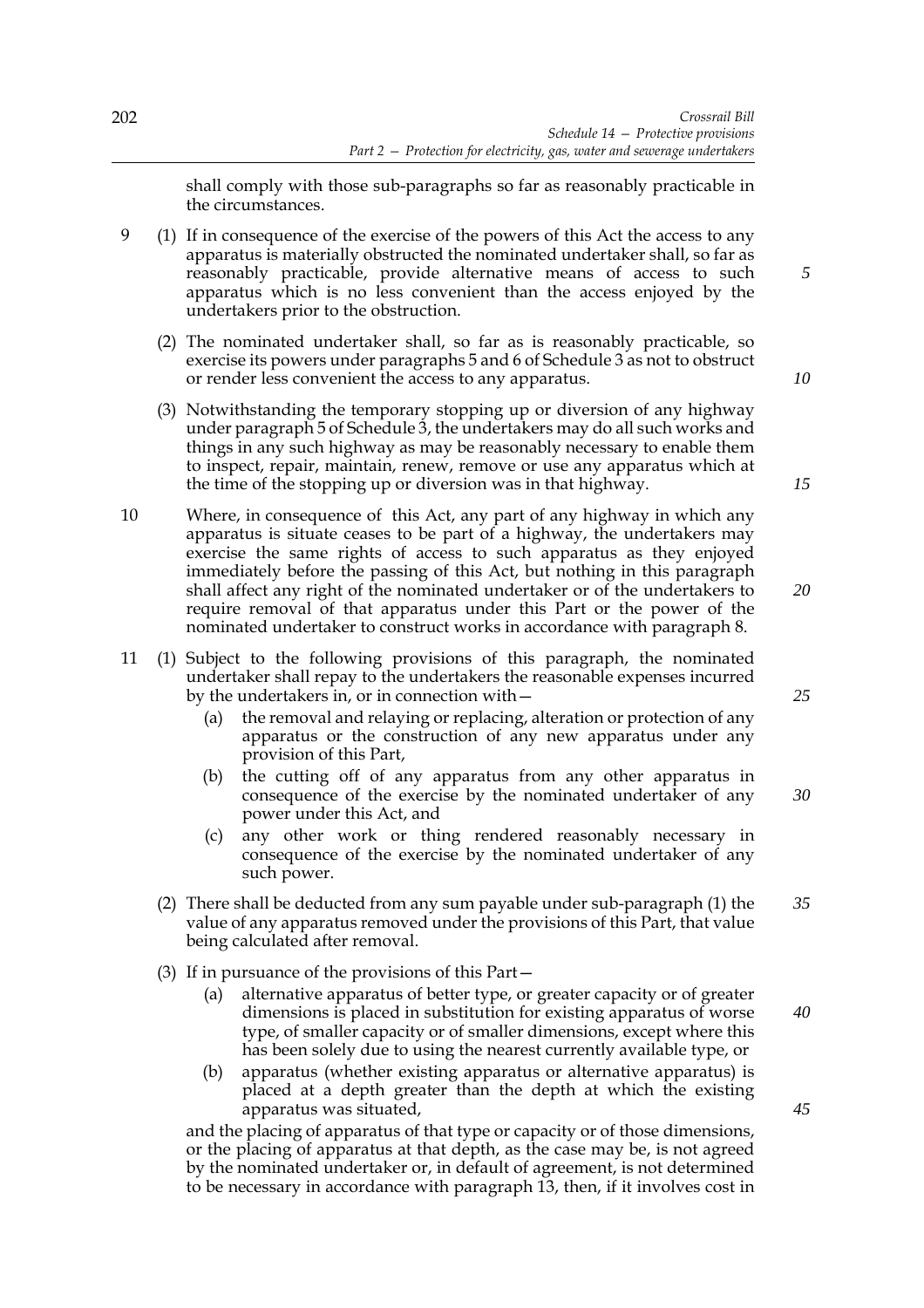shall comply with those sub-paragraphs so far as reasonably practicable in the circumstances.

9 (1) If in consequence of the exercise of the powers of this Act the access to any apparatus is materially obstructed the nominated undertaker shall, so far as reasonably practicable, provide alternative means of access to such apparatus which is no less convenient than the access enjoyed by the undertakers prior to the obstruction.

(2) The nominated undertaker shall, so far as is reasonably practicable, so exercise its powers under paragraphs 5 and 6 of Schedule 3 as not to obstruct or render less convenient the access to any apparatus.

(3) Notwithstanding the temporary stopping up or diversion of any highway under paragraph 5 of Schedule 3, the undertakers may do all such works and things in any such highway as may be reasonably necessary to enable them to inspect, repair, maintain, renew, remove or use any apparatus which at the time of the stopping up or diversion was in that highway.

10 Where, in consequence of this Act, any part of any highway in which any apparatus is situate ceases to be part of a highway, the undertakers may exercise the same rights of access to such apparatus as they enjoyed immediately before the passing of this Act, but nothing in this paragraph shall affect any right of the nominated undertaker or of the undertakers to require removal of that apparatus under this Part or the power of the nominated undertaker to construct works in accordance with paragraph 8.

11 (1) Subject to the following provisions of this paragraph, the nominated undertaker shall repay to the undertakers the reasonable expenses incurred by the undertakers in, or in connection with—

(a) the removal and relaying or replacing, alteration or protection of any apparatus or the construction of any new apparatus under any provision of this Part,

(b) the cutting off of any apparatus from any other apparatus in consequence of the exercise by the nominated undertaker of any power under this Act, and

(c) any other work or thing rendered reasonably necessary in consequence of the exercise by the nominated undertaker of any such power.

(2) There shall be deducted from any sum payable under sub-paragraph (1) the value of any apparatus removed under the provisions of this Part, that value being calculated after removal.

(3) If in pursuance of the provisions of this Part—

(a) alternative apparatus of better type, or greater capacity or of greater dimensions is placed in substitution for existing apparatus of worse type, of smaller capacity or of smaller dimensions, except where this has been solely due to using the nearest currently available type, or

(b) apparatus (whether existing apparatus or alternative apparatus) is placed at a depth greater than the depth at which the existing apparatus was situated,

and the placing of apparatus of that type or capacity or of those dimensions, or the placing of apparatus at that depth, as the case may be, is not agreed by the nominated undertaker or, in default of agreement, is not determined to be necessary in accordance with paragraph 13, then, if it involves cost in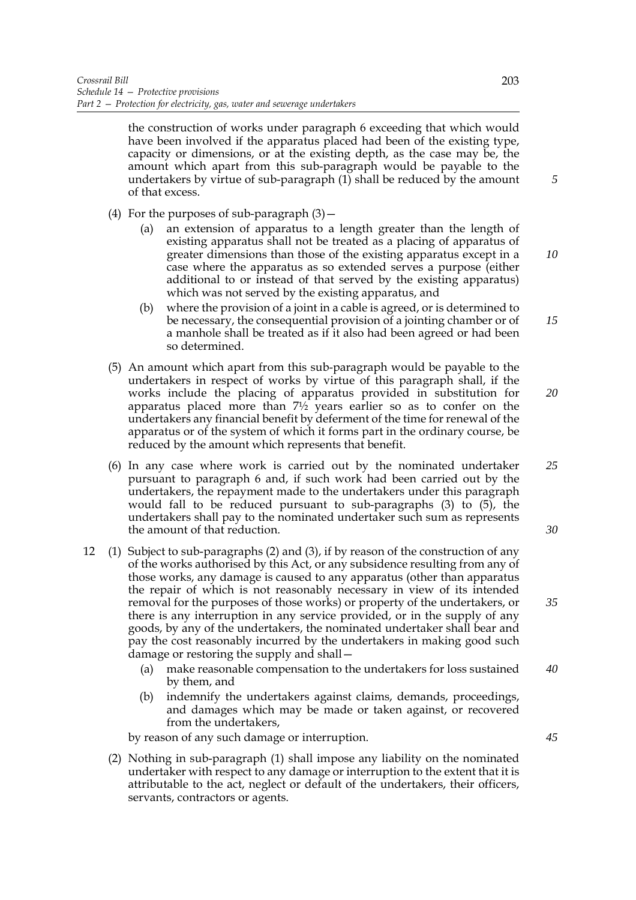the construction of works under paragraph 6 exceeding that which would have been involved if the apparatus placed had been of the existing type, capacity or dimensions, or at the existing depth, as the case may be, the amount which apart from this sub-paragraph would be payable to the undertakers by virtue of sub-paragraph (1) shall be reduced by the amount of that excess.

(4) For the purposes of sub-paragraph (3)—

(a) an extension of apparatus to a length greater than the length of existing apparatus shall not be treated as a placing of apparatus of greater dimensions than those of the existing apparatus except in a case where the apparatus as so extended serves a purpose (either additional to or instead of that served by the existing apparatus) which was not served by the existing apparatus, and

(b) where the provision of a joint in a cable is agreed, or is determined to be necessary, the consequential provision of a jointing chamber or of a manhole shall be treated as if it also had been agreed or had been so determined.

(5) An amount which apart from this sub-paragraph would be payable to the undertakers in respect of works by virtue of this paragraph shall, if the works include the placing of apparatus provided in substitution for apparatus placed more than 7½ years earlier so as to confer on the undertakers any financial benefit by deferment of the time for renewal of the apparatus or of the system of which it forms part in the ordinary course, be reduced by the amount which represents that benefit.

(6) In any case where work is carried out by the nominated undertaker pursuant to paragraph 6 and, if such work had been carried out by the undertakers, the repayment made to the undertakers under this paragraph would fall to be reduced pursuant to sub-paragraphs (3) to (5), the undertakers shall pay to the nominated undertaker such sum as represents the amount of that reduction.

12 (1) Subject to sub-paragraphs (2) and (3), if by reason of the construction of any of the works authorised by this Act, or any subsidence resulting from any of those works, any damage is caused to any apparatus (other than apparatus the repair of which is not reasonably necessary in view of its intended removal for the purposes of those works) or property of the undertakers, or there is any interruption in any service provided, or in the supply of any goods, by any of the undertakers, the nominated undertaker shall bear and pay the cost reasonably incurred by the undertakers in making good such damage or restoring the supply and shall—

(a) make reasonable compensation to the undertakers for loss sustained by them, and

(b) indemnify the undertakers against claims, demands, proceedings, and damages which may be made or taken against, or recovered from the undertakers,

by reason of any such damage or interruption.

(2) Nothing in sub-paragraph (1) shall impose any liability on the nominated undertaker with respect to any damage or interruption to the extent that it is attributable to the act, neglect or default of the undertakers, their officers, servants, contractors or agents.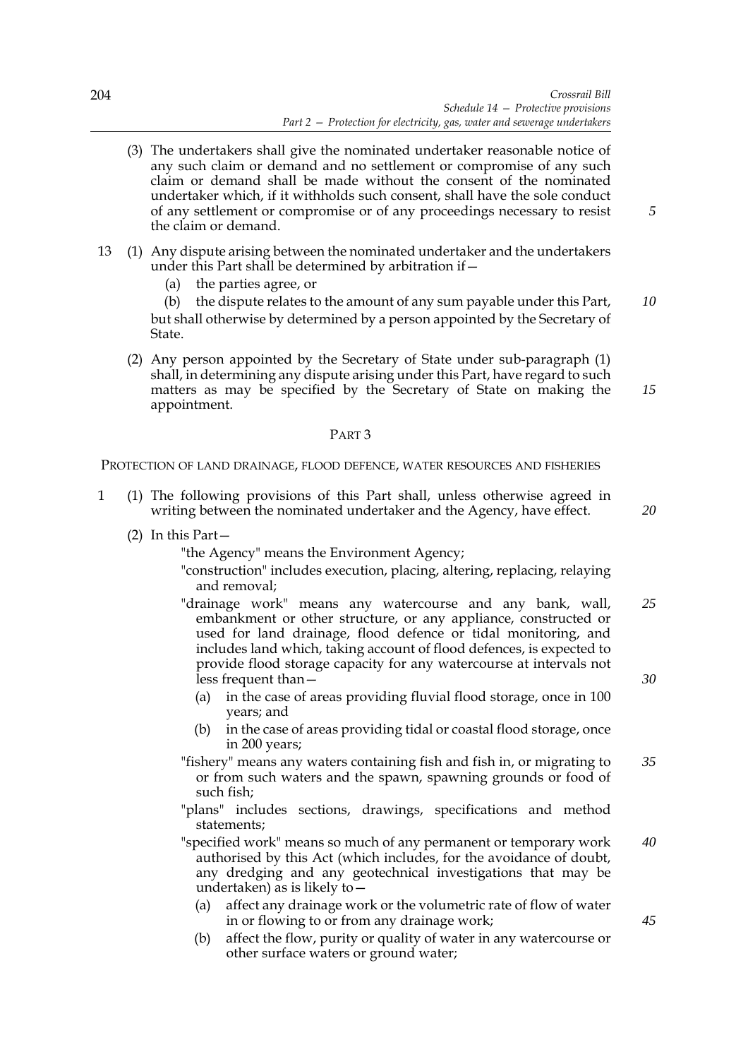(3) The undertakers shall give the nominated undertaker reasonable notice of any such claim or demand and no settlement or compromise of any such claim or demand shall be made without the consent of the nominated undertaker which, if it withholds such consent, shall have the sole conduct of any settlement or compromise or of any proceedings necessary to resist the claim or demand.

13 (1) Any dispute arising between the nominated undertaker and the undertakers under this Part shall be determined by arbitration if—

(a) the parties agree, or

(b) the dispute relates to the amount of any sum payable under this Part,

but shall otherwise by determined by a person appointed by the Secretary of State.

(2) Any person appointed by the Secretary of State under sub-paragraph (1) shall, in determining any dispute arising under this Part, have regard to such matters as may be specified by the Secretary of State on making the appointment.

## PART 3

### PROTECTION OF LAND DRAINAGE, FLOOD DEFENCE, WATER RESOURCES AND FISHERIES

1 (1) The following provisions of this Part shall, unless otherwise agreed in writing between the nominated undertaker and the Agency, have effect.

(2) In this Part—

"the Agency" means the Environment Agency;

"construction" includes execution, placing, altering, replacing, relaying and removal;

"drainage work" means any watercourse and any bank, wall, embankment or other structure, or any appliance, constructed or used for land drainage, flood defence or tidal monitoring, and includes land which, taking account of flood defences, is expected to provide flood storage capacity for any watercourse at intervals not less frequent than—

(a) in the case of areas providing fluvial flood storage, once in 100 years; and

(b) in the case of areas providing tidal or coastal flood storage, once in 200 years;

"fishery" means any waters containing fish and fish in, or migrating to or from such waters and the spawn, spawning grounds or food of such fish;

"plans" includes sections, drawings, specifications and method statements;

"specified work" means so much of any permanent or temporary work authorised by this Act (which includes, for the avoidance of doubt, any dredging and any geotechnical investigations that may be undertaken) as is likely to—

(a) affect any drainage work or the volumetric rate of flow of water in or flowing to or from any drainage work;

(b) affect the flow, purity or quality of water in any watercourse or other surface waters or ground water;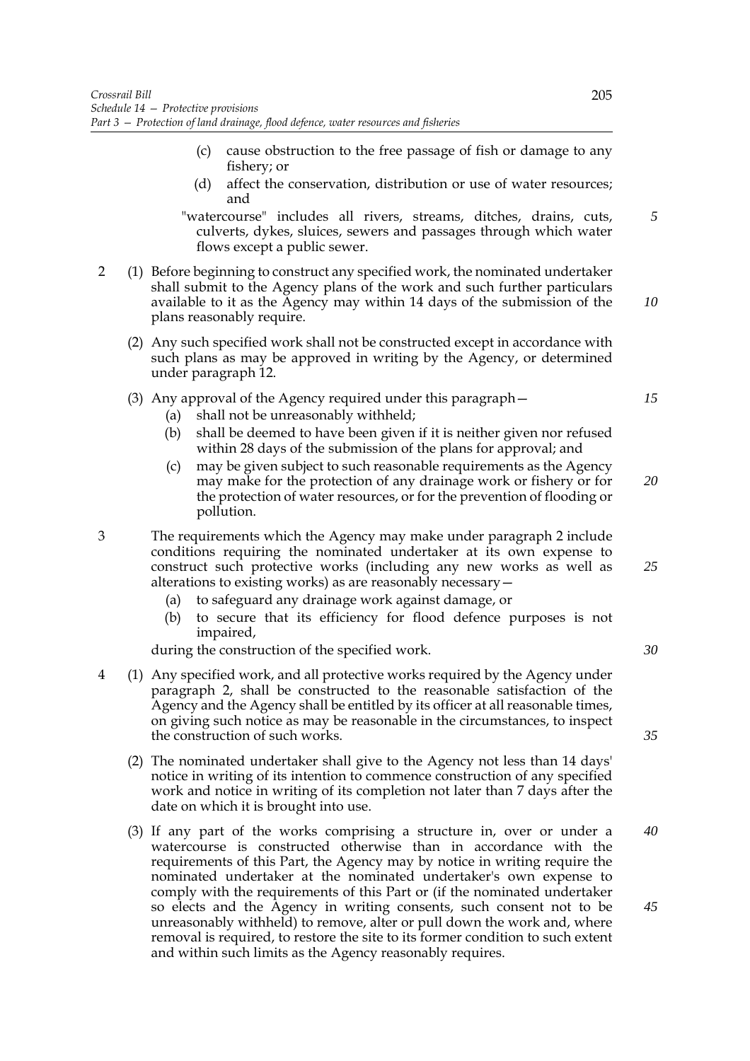(c) cause obstruction to the free passage of fish or damage to any fishery; or

(d) affect the conservation, distribution or use of water resources; and

"watercourse" includes all rivers, streams, ditches, drains, cuts, culverts, dykes, sluices, sewers and passages through which water flows except a public sewer.

2 (1) Before beginning to construct any specified work, the nominated undertaker shall submit to the Agency plans of the work and such further particulars available to it as the Agency may within 14 days of the submission of the plans reasonably require.

(2) Any such specified work shall not be constructed except in accordance with such plans as may be approved in writing by the Agency, or determined under paragraph 12.

(3) Any approval of the Agency required under this paragraph—

(a) shall not be unreasonably withheld;

(b) shall be deemed to have been given if it is neither given nor refused within 28 days of the submission of the plans for approval; and

(c) may be given subject to such reasonable requirements as the Agency may make for the protection of any drainage work or fishery or for the protection of water resources, or for the prevention of flooding or pollution.

3 The requirements which the Agency may make under paragraph 2 include conditions requiring the nominated undertaker at its own expense to construct such protective works (including any new works as well as alterations to existing works) as are reasonably necessary—

(a) to safeguard any drainage work against damage, or

(b) to secure that its efficiency for flood defence purposes is not impaired,

during the construction of the specified work.

4 (1) Any specified work, and all protective works required by the Agency under paragraph 2, shall be constructed to the reasonable satisfaction of the Agency and the Agency shall be entitled by its officer at all reasonable times, on giving such notice as may be reasonable in the circumstances, to inspect the construction of such works.

(2) The nominated undertaker shall give to the Agency not less than 14 days' notice in writing of its intention to commence construction of any specified work and notice in writing of its completion not later than 7 days after the date on which it is brought into use.

(3) If any part of the works comprising a structure in, over or under a watercourse is constructed otherwise than in accordance with the requirements of this Part, the Agency may by notice in writing require the nominated undertaker at the nominated undertaker's own expense to comply with the requirements of this Part or (if the nominated undertaker so elects and the Agency in writing consents, such consent not to be unreasonably withheld) to remove, alter or pull down the work and, where removal is required, to restore the site to its former condition to such extent and within such limits as the Agency reasonably requires.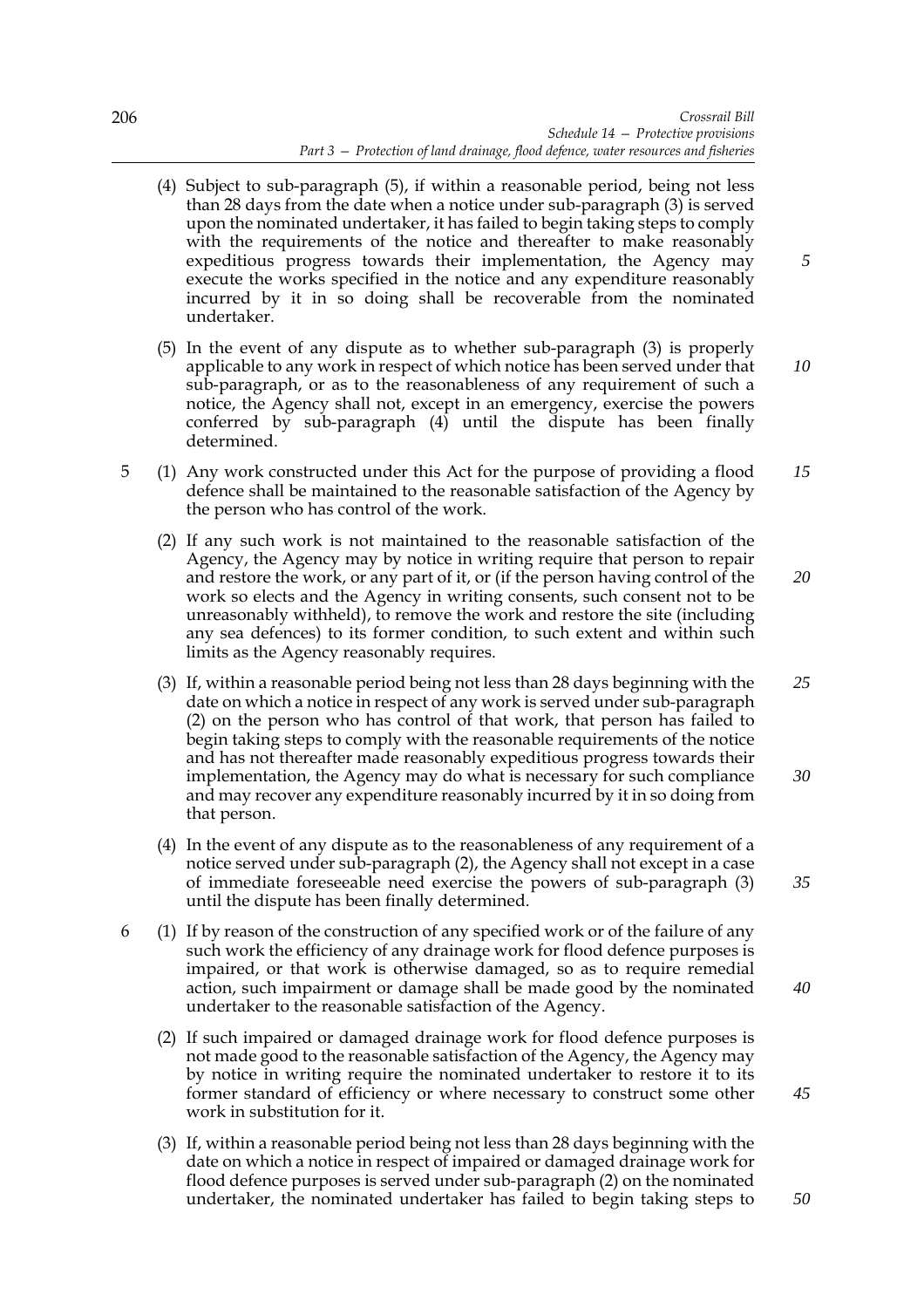(4) Subject to sub-paragraph (5), if within a reasonable period, being not less than 28 days from the date when a notice under sub-paragraph (3) is served upon the nominated undertaker, it has failed to begin taking steps to comply with the requirements of the notice and thereafter to make reasonably expeditious progress towards their implementation, the Agency may execute the works specified in the notice and any expenditure reasonably incurred by it in so doing shall be recoverable from the nominated undertaker.

(5) In the event of any dispute as to whether sub-paragraph (3) is properly applicable to any work in respect of which notice has been served under that sub-paragraph, or as to the reasonableness of any requirement of such a notice, the Agency shall not, except in an emergency, exercise the powers conferred by sub-paragraph (4) until the dispute has been finally determined.

5 (1) Any work constructed under this Act for the purpose of providing a flood defence shall be maintained to the reasonable satisfaction of the Agency by the person who has control of the work.

(2) If any such work is not maintained to the reasonable satisfaction of the Agency, the Agency may by notice in writing require that person to repair and restore the work, or any part of it, or (if the person having control of the work so elects and the Agency in writing consents, such consent not to be unreasonably withheld), to remove the work and restore the site (including any sea defences) to its former condition, to such extent and within such limits as the Agency reasonably requires.

(3) If, within a reasonable period being not less than 28 days beginning with the date on which a notice in respect of any work is served under sub-paragraph (2) on the person who has control of that work, that person has failed to begin taking steps to comply with the reasonable requirements of the notice and has not thereafter made reasonably expeditious progress towards their implementation, the Agency may do what is necessary for such compliance and may recover any expenditure reasonably incurred by it in so doing from that person.

(4) In the event of any dispute as to the reasonableness of any requirement of a notice served under sub-paragraph (2), the Agency shall not except in a case of immediate foreseeable need exercise the powers of sub-paragraph (3) until the dispute has been finally determined.

6 (1) If by reason of the construction of any specified work or of the failure of any such work the efficiency of any drainage work for flood defence purposes is impaired, or that work is otherwise damaged, so as to require remedial action, such impairment or damage shall be made good by the nominated undertaker to the reasonable satisfaction of the Agency.

(2) If such impaired or damaged drainage work for flood defence purposes is not made good to the reasonable satisfaction of the Agency, the Agency may by notice in writing require the nominated undertaker to restore it to its former standard of efficiency or where necessary to construct some other work in substitution for it.

(3) If, within a reasonable period being not less than 28 days beginning with the date on which a notice in respect of impaired or damaged drainage work for flood defence purposes is served under sub-paragraph (2) on the nominated undertaker, the nominated undertaker has failed to begin taking steps to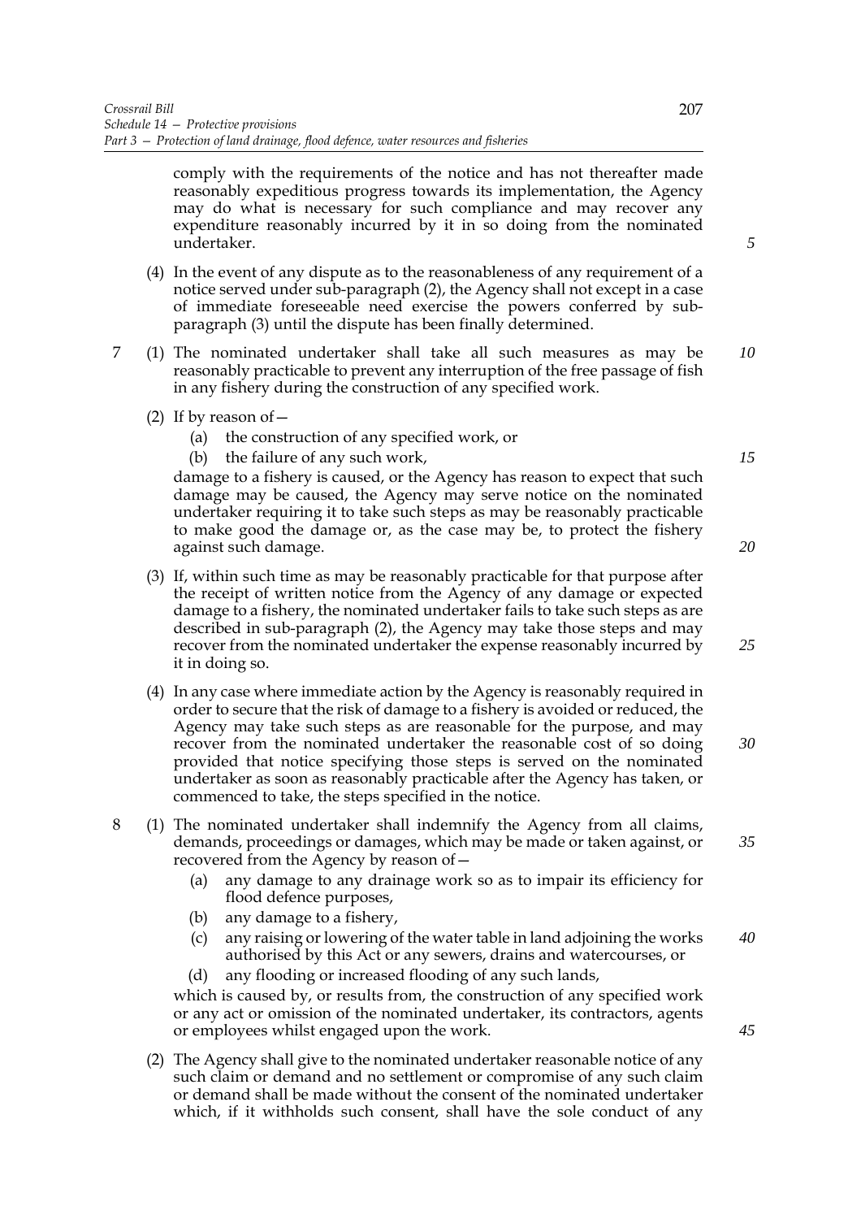comply with the requirements of the notice and has not thereafter made reasonably expeditious progress towards its implementation, the Agency may do what is necessary for such compliance and may recover any expenditure reasonably incurred by it in so doing from the nominated undertaker.

(4) In the event of any dispute as to the reasonableness of any requirement of a notice served under sub-paragraph (2), the Agency shall not except in a case of immediate foreseeable need exercise the powers conferred by sub-paragraph (3) until the dispute has been finally determined.

7 (1) The nominated undertaker shall take all such measures as may be reasonably practicable to prevent any interruption of the free passage of fish in any fishery during the construction of any specified work.

(2) If by reason of—

(a) the construction of any specified work, or

(b) the failure of any such work,

damage to a fishery is caused, or the Agency has reason to expect that such damage may be caused, the Agency may serve notice on the nominated undertaker requiring it to take such steps as may be reasonably practicable to make good the damage or, as the case may be, to protect the fishery against such damage.

(3) If, within such time as may be reasonably practicable for that purpose after the receipt of written notice from the Agency of any damage or expected damage to a fishery, the nominated undertaker fails to take such steps as are described in sub-paragraph (2), the Agency may take those steps and may recover from the nominated undertaker the expense reasonably incurred by it in doing so.

(4) In any case where immediate action by the Agency is reasonably required in order to secure that the risk of damage to a fishery is avoided or reduced, the Agency may take such steps as are reasonable for the purpose, and may recover from the nominated undertaker the reasonable cost of so doing provided that notice specifying those steps is served on the nominated undertaker as soon as reasonably practicable after the Agency has taken, or commenced to take, the steps specified in the notice.

8 (1) The nominated undertaker shall indemnify the Agency from all claims, demands, proceedings or damages, which may be made or taken against, or recovered from the Agency by reason of—

(a) any damage to any drainage work so as to impair its efficiency for flood defence purposes,

(b) any damage to a fishery,

(c) any raising or lowering of the water table in land adjoining the works authorised by this Act or any sewers, drains and watercourses, or

(d) any flooding or increased flooding of any such lands,

which is caused by, or results from, the construction of any specified work or any act or omission of the nominated undertaker, its contractors, agents or employees whilst engaged upon the work.

(2) The Agency shall give to the nominated undertaker reasonable notice of any such claim or demand and no settlement or compromise of any such claim or demand shall be made without the consent of the nominated undertaker which, if it withholds such consent, shall have the sole conduct of any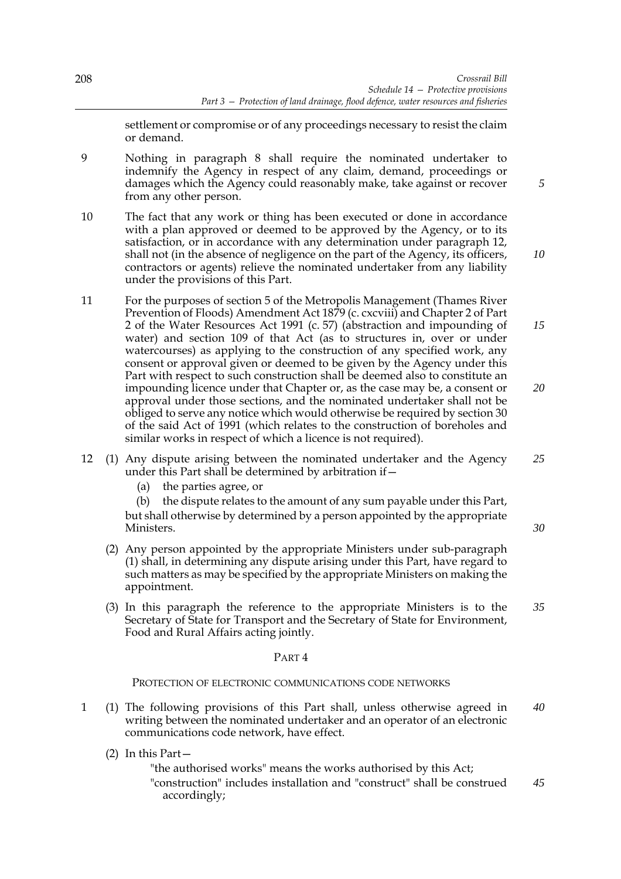settlement or compromise or of any proceedings necessary to resist the claim or demand.

9 Nothing in paragraph 8 shall require the nominated undertaker to indemnify the Agency in respect of any claim, demand, proceedings or damages which the Agency could reasonably make, take against or recover from any other person.

10 The fact that any work or thing has been executed or done in accordance with a plan approved or deemed to be approved by the Agency, or to its satisfaction, or in accordance with any determination under paragraph 12, shall not (in the absence of negligence on the part of the Agency, its officers, contractors or agents) relieve the nominated undertaker from any liability under the provisions of this Part.

11 For the purposes of section 5 of the Metropolis Management (Thames River Prevention of Floods) Amendment Act 1879 (c. cxcviii) and Chapter 2 of Part 2 of the Water Resources Act 1991 (c. 57) (abstraction and impounding of water) and section 109 of that Act (as to structures in, over or under watercourses) as applying to the construction of any specified work, any consent or approval given or deemed to be given by the Agency under this Part with respect to such construction shall be deemed also to constitute an impounding licence under that Chapter or, as the case may be, a consent or approval under those sections, and the nominated undertaker shall not be obliged to serve any notice which would otherwise be required by section 30 of the said Act of 1991 (which relates to the construction of boreholes and similar works in respect of which a licence is not required).

12 (1) Any dispute arising between the nominated undertaker and the Agency under this Part shall be determined by arbitration if—

(a) the parties agree, or

(b) the dispute relates to the amount of any sum payable under this Part,

but shall otherwise by determined by a person appointed by the appropriate Ministers.

(2) Any person appointed by the appropriate Ministers under sub-paragraph (1) shall, in determining any dispute arising under this Part, have regard to such matters as may be specified by the appropriate Ministers on making the appointment.

(3) In this paragraph the reference to the appropriate Ministers is to the Secretary of State for Transport and the Secretary of State for Environment, Food and Rural Affairs acting jointly.

## PART 4

### PROTECTION OF ELECTRONIC COMMUNICATIONS CODE NETWORKS

1 (1) The following provisions of this Part shall, unless otherwise agreed in writing between the nominated undertaker and an operator of an electronic communications code network, have effect.

(2) In this Part—

"the authorised works" means the works authorised by this Act;

"construction" includes installation and "construct" shall be construed accordingly;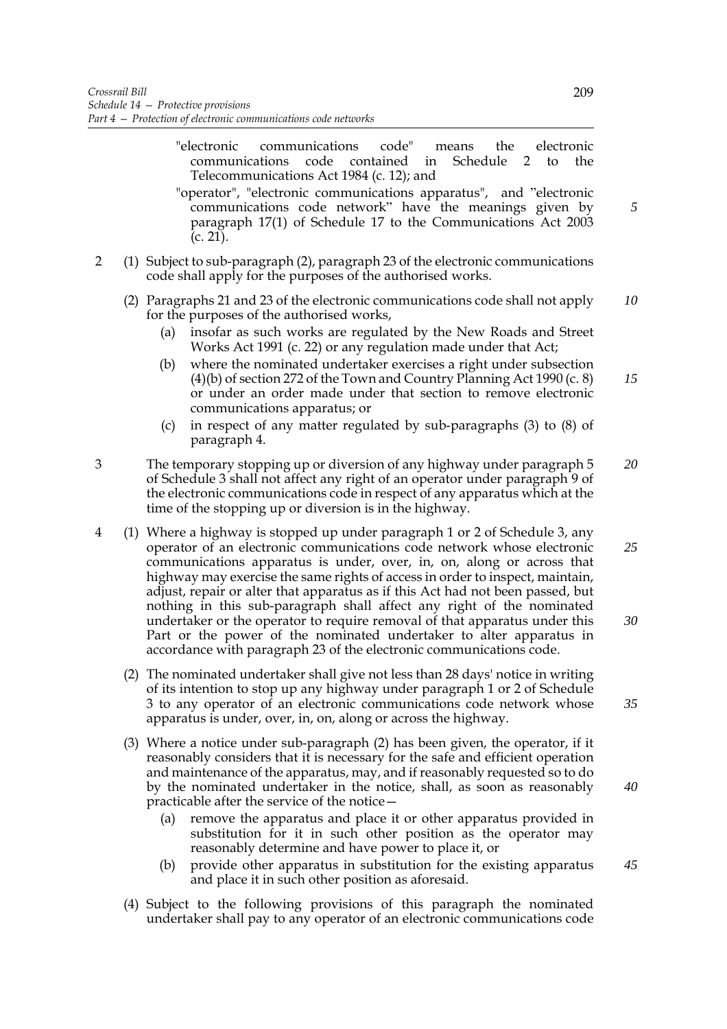"electronic communications code" means the electronic communications code contained in Schedule 2 to the Telecommunications Act 1984 (c. 12); and

"operator", "electronic communications apparatus", and "electronic communications code network" have the meanings given by paragraph 17(1) of Schedule 17 to the Communications Act 2003 (c. 21).

2 (1) Subject to sub-paragraph (2), paragraph 23 of the electronic communications code shall apply for the purposes of the authorised works.

(2) Paragraphs 21 and 23 of the electronic communications code shall not apply for the purposes of the authorised works,

(a) insofar as such works are regulated by the New Roads and Street Works Act 1991 (c. 22) or any regulation made under that Act;

(b) where the nominated undertaker exercises a right under subsection (4)(b) of section 272 of the Town and Country Planning Act 1990 (c. 8) or under an order made under that section to remove electronic communications apparatus; or

(c) in respect of any matter regulated by sub-paragraphs (3) to (8) of paragraph 4.

3 The temporary stopping up or diversion of any highway under paragraph 5 of Schedule 3 shall not affect any right of an operator under paragraph 9 of the electronic communications code in respect of any apparatus which at the time of the stopping up or diversion is in the highway.

4 (1) Where a highway is stopped up under paragraph 1 or 2 of Schedule 3, any operator of an electronic communications code network whose electronic communications apparatus is under, over, in, on, along or across that highway may exercise the same rights of access in order to inspect, maintain, adjust, repair or alter that apparatus as if this Act had not been passed, but nothing in this sub-paragraph shall affect any right of the nominated undertaker or the operator to require removal of that apparatus under this Part or the power of the nominated undertaker to alter apparatus in accordance with paragraph 23 of the electronic communications code.

(2) The nominated undertaker shall give not less than 28 days' notice in writing of its intention to stop up any highway under paragraph 1 or 2 of Schedule 3 to any operator of an electronic communications code network whose apparatus is under, over, in, on, along or across the highway.

(3) Where a notice under sub-paragraph (2) has been given, the operator, if it reasonably considers that it is necessary for the safe and efficient operation and maintenance of the apparatus, may, and if reasonably requested so to do by the nominated undertaker in the notice, shall, as soon as reasonably practicable after the service of the notice—

(a) remove the apparatus and place it or other apparatus provided in substitution for it in such other position as the operator may reasonably determine and have power to place it, or

(b) provide other apparatus in substitution for the existing apparatus and place it in such other position as aforesaid.

(4) Subject to the following provisions of this paragraph the nominated undertaker shall pay to any operator of an electronic communications code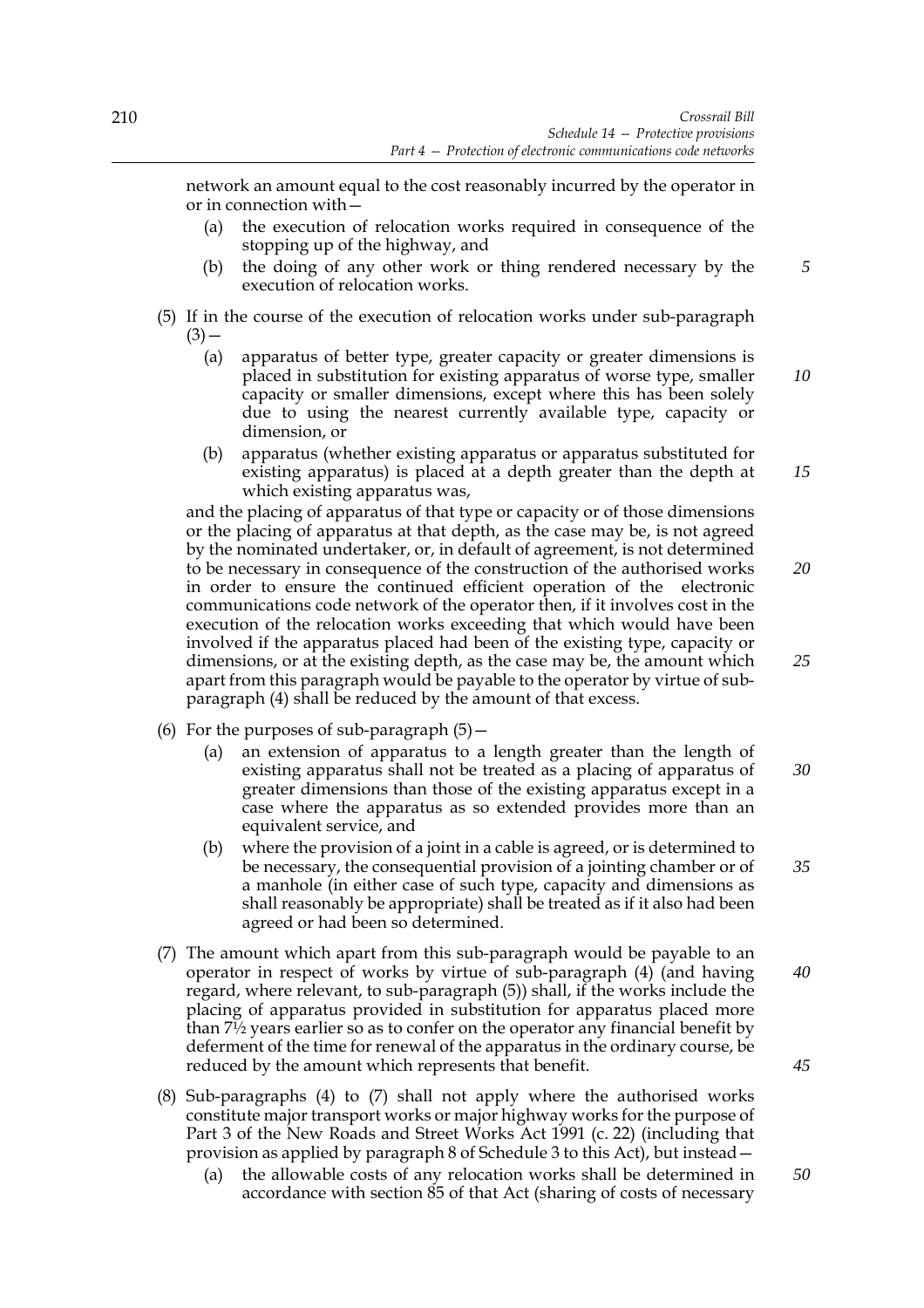network an amount equal to the cost reasonably incurred by the operator in or in connection with—

(a) the execution of relocation works required in consequence of the stopping up of the highway, and

(b) the doing of any other work or thing rendered necessary by the execution of relocation works.

(5) If in the course of the execution of relocation works under sub-paragraph (3)—

(a) apparatus of better type, greater capacity or greater dimensions is placed in substitution for existing apparatus of worse type, smaller capacity or smaller dimensions, except where this has been solely due to using the nearest currently available type, capacity or dimension, or

(b) apparatus (whether existing apparatus or apparatus substituted for existing apparatus) is placed at a depth greater than the depth at which existing apparatus was,

and the placing of apparatus of that type or capacity or of those dimensions or the placing of apparatus at that depth, as the case may be, is not agreed by the nominated undertaker, or, in default of agreement, is not determined to be necessary in consequence of the construction of the authorised works in order to ensure the continued efficient operation of the electronic communications code network of the operator then, if it involves cost in the execution of the relocation works exceeding that which would have been involved if the apparatus placed had been of the existing type, capacity or dimensions, or at the existing depth, as the case may be, the amount which apart from this paragraph would be payable to the operator by virtue of sub-paragraph (4) shall be reduced by the amount of that excess.

(6) For the purposes of sub-paragraph (5)—

(a) an extension of apparatus to a length greater than the length of existing apparatus shall not be treated as a placing of apparatus of greater dimensions than those of the existing apparatus except in a case where the apparatus as so extended provides more than an equivalent service, and

(b) where the provision of a joint in a cable is agreed, or is determined to be necessary, the consequential provision of a jointing chamber or of a manhole (in either case of such type, capacity and dimensions as shall reasonably be appropriate) shall be treated as if it also had been agreed or had been so determined.

(7) The amount which apart from this sub-paragraph would be payable to an operator in respect of works by virtue of sub-paragraph (4) (and having regard, where relevant, to sub-paragraph (5)) shall, if the works include the placing of apparatus provided in substitution for apparatus placed more than 7½ years earlier so as to confer on the operator any financial benefit by deferment of the time for renewal of the apparatus in the ordinary course, be reduced by the amount which represents that benefit.

(8) Sub-paragraphs (4) to (7) shall not apply where the authorised works constitute major transport works or major highway works for the purpose of Part 3 of the New Roads and Street Works Act 1991 (c. 22) (including that provision as applied by paragraph 8 of Schedule 3 to this Act), but instead—

(a) the allowable costs of any relocation works shall be determined in accordance with section 85 of that Act (sharing of costs of necessary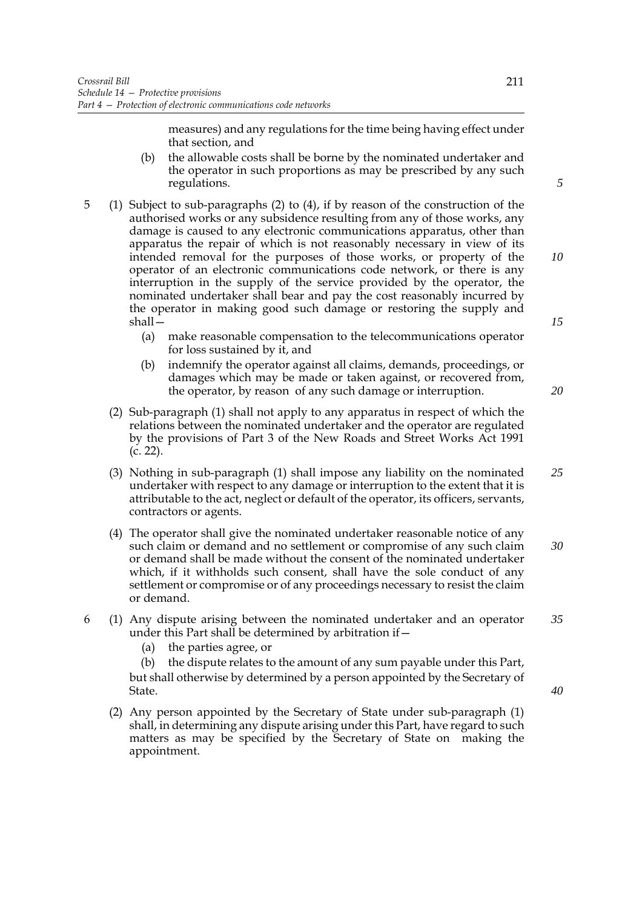measures) and any regulations for the time being having effect under that section, and

(b) the allowable costs shall be borne by the nominated undertaker and the operator in such proportions as may be prescribed by any such regulations.

5 (1) Subject to sub-paragraphs (2) to (4), if by reason of the construction of the authorised works or any subsidence resulting from any of those works, any damage is caused to any electronic communications apparatus, other than apparatus the repair of which is not reasonably necessary in view of its intended removal for the purposes of those works, or property of the operator of an electronic communications code network, or there is any interruption in the supply of the service provided by the operator, the nominated undertaker shall bear and pay the cost reasonably incurred by the operator in making good such damage or restoring the supply and shall—

(a) make reasonable compensation to the telecommunications operator for loss sustained by it, and

(b) indemnify the operator against all claims, demands, proceedings, or damages which may be made or taken against, or recovered from, the operator, by reason of any such damage or interruption.

(2) Sub-paragraph (1) shall not apply to any apparatus in respect of which the relations between the nominated undertaker and the operator are regulated by the provisions of Part 3 of the New Roads and Street Works Act 1991 (c. 22).

(3) Nothing in sub-paragraph (1) shall impose any liability on the nominated undertaker with respect to any damage or interruption to the extent that it is attributable to the act, neglect or default of the operator, its officers, servants, contractors or agents.

(4) The operator shall give the nominated undertaker reasonable notice of any such claim or demand and no settlement or compromise of any such claim or demand shall be made without the consent of the nominated undertaker which, if it withholds such consent, shall have the sole conduct of any settlement or compromise or of any proceedings necessary to resist the claim or demand.

6 (1) Any dispute arising between the nominated undertaker and an operator under this Part shall be determined by arbitration if—

(a) the parties agree, or

(b) the dispute relates to the amount of any sum payable under this Part,

but shall otherwise by determined by a person appointed by the Secretary of State.

(2) Any person appointed by the Secretary of State under sub-paragraph (1) shall, in determining any dispute arising under this Part, have regard to such matters as may be specified by the Secretary of State on making the appointment.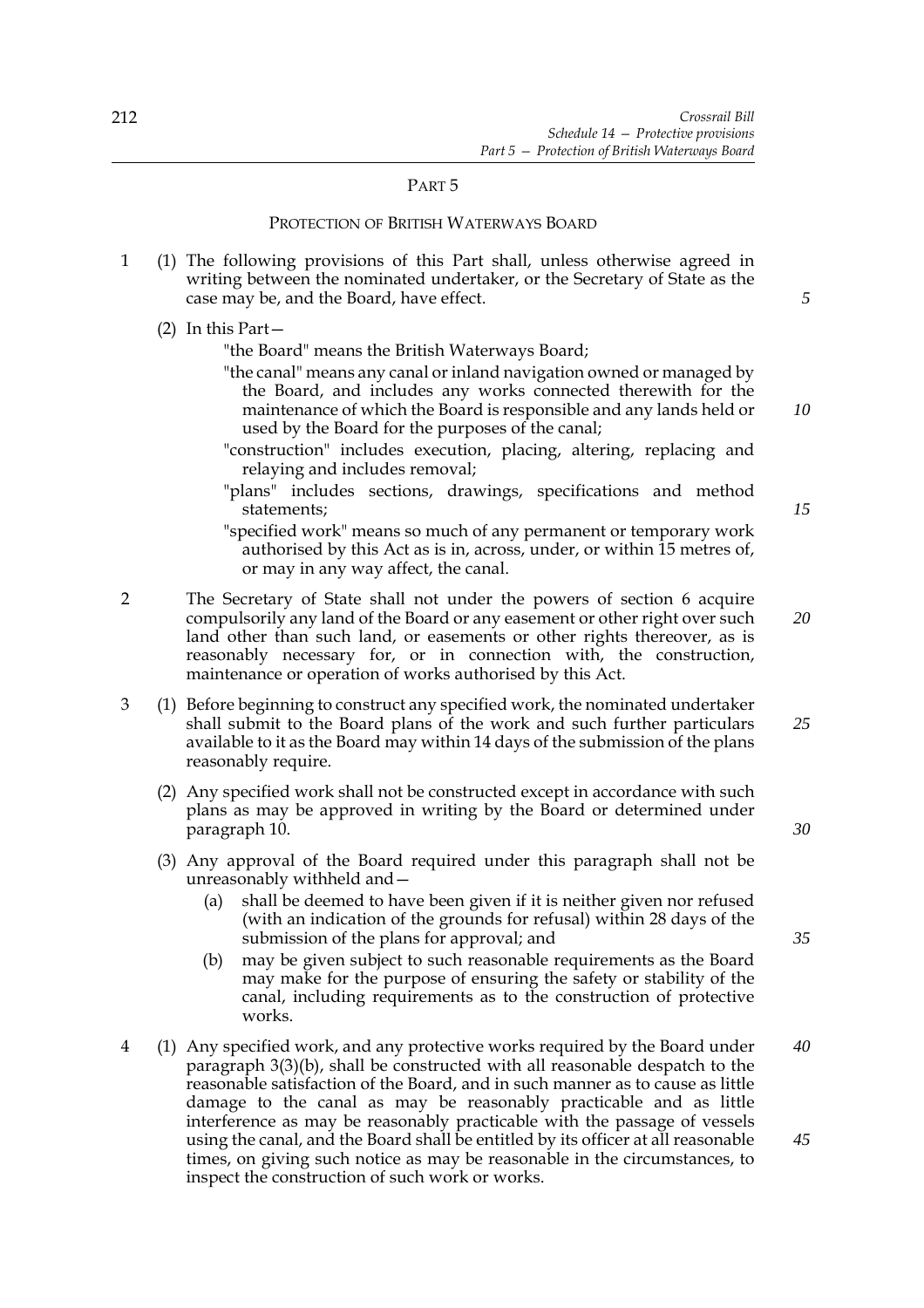## PART 5

### PROTECTION OF BRITISH WATERWAYS BOARD

1 (1) The following provisions of this Part shall, unless otherwise agreed in writing between the nominated undertaker, or the Secretary of State as the case may be, and the Board, have effect.

(2) In this Part—

"the Board" means the British Waterways Board;

"the canal" means any canal or inland navigation owned or managed by the Board, and includes any works connected therewith for the maintenance of which the Board is responsible and any lands held or used by the Board for the purposes of the canal;

"construction" includes execution, placing, altering, replacing and relaying and includes removal;

"plans" includes sections, drawings, specifications and method statements;

"specified work" means so much of any permanent or temporary work authorised by this Act as is in, across, under, or within 15 metres of, or may in any way affect, the canal.

2 The Secretary of State shall not under the powers of section 6 acquire compulsorily any land of the Board or any easement or other right over such land other than such land, or easements or other rights thereover, as is reasonably necessary for, or in connection with, the construction, maintenance or operation of works authorised by this Act.

3 (1) Before beginning to construct any specified work, the nominated undertaker shall submit to the Board plans of the work and such further particulars available to it as the Board may within 14 days of the submission of the plans reasonably require.

(2) Any specified work shall not be constructed except in accordance with such plans as may be approved in writing by the Board or determined under paragraph 10.

(3) Any approval of the Board required under this paragraph shall not be unreasonably withheld and—

(a) shall be deemed to have been given if it is neither given nor refused (with an indication of the grounds for refusal) within 28 days of the submission of the plans for approval; and

(b) may be given subject to such reasonable requirements as the Board may make for the purpose of ensuring the safety or stability of the canal, including requirements as to the construction of protective works.

4 (1) Any specified work, and any protective works required by the Board under paragraph 3(3)(b), shall be constructed with all reasonable despatch to the reasonable satisfaction of the Board, and in such manner as to cause as little damage to the canal as may be reasonably practicable and as little interference as may be reasonably practicable with the passage of vessels using the canal, and the Board shall be entitled by its officer at all reasonable times, on giving such notice as may be reasonable in the circumstances, to inspect the construction of such work or works.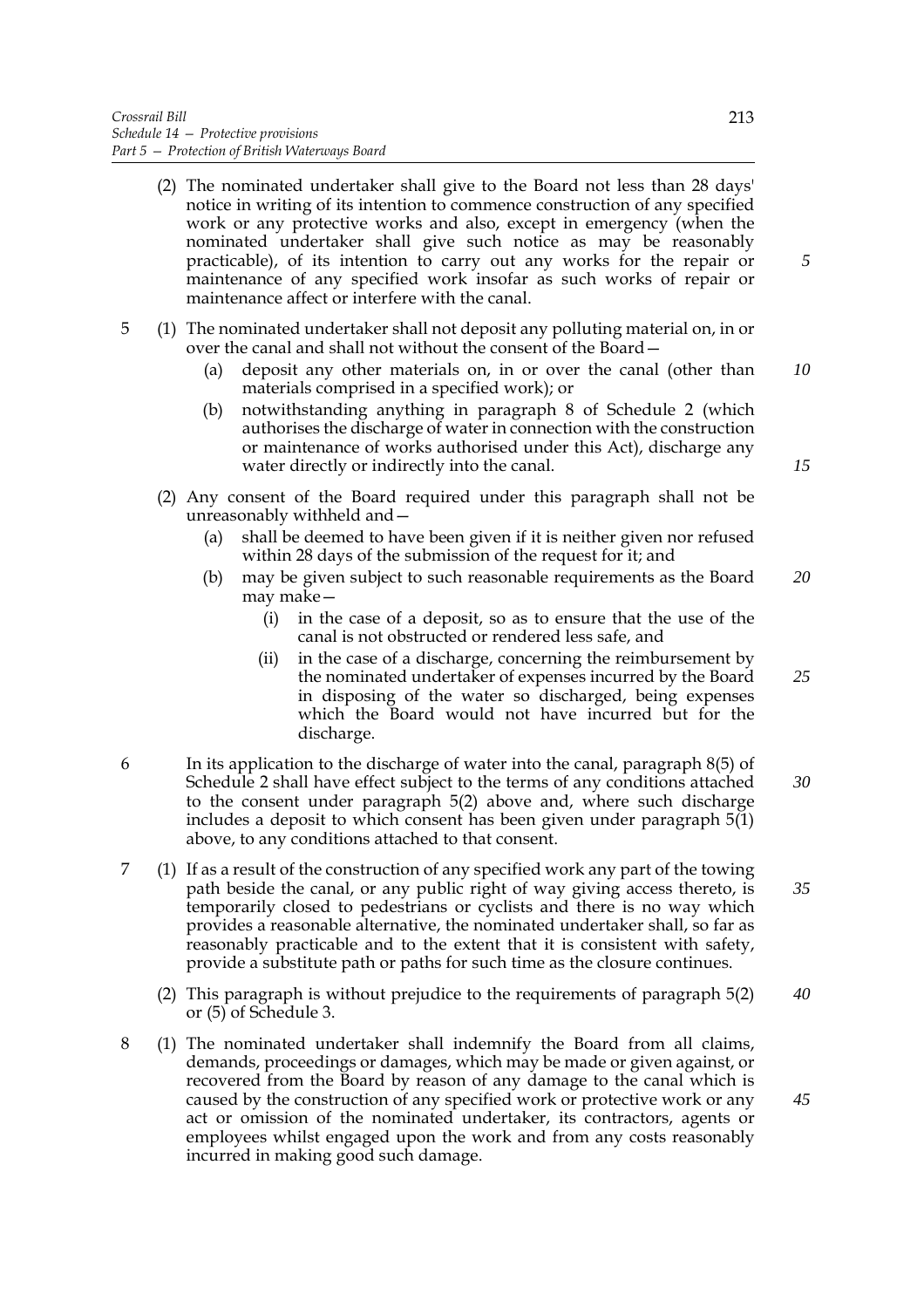(2) The nominated undertaker shall give to the Board not less than 28 days' notice in writing of its intention to commence construction of any specified work or any protective works and also, except in emergency (when the nominated undertaker shall give such notice as may be reasonably practicable), of its intention to carry out any works for the repair or maintenance of any specified work insofar as such works of repair or maintenance affect or interfere with the canal.

5 (1) The nominated undertaker shall not deposit any polluting material on, in or over the canal and shall not without the consent of the Board—

(a) deposit any other materials on, in or over the canal (other than materials comprised in a specified work); or

(b) notwithstanding anything in paragraph 8 of Schedule 2 (which authorises the discharge of water in connection with the construction or maintenance of works authorised under this Act), discharge any water directly or indirectly into the canal.

(2) Any consent of the Board required under this paragraph shall not be unreasonably withheld and—

(a) shall be deemed to have been given if it is neither given nor refused within 28 days of the submission of the request for it; and

(b) may be given subject to such reasonable requirements as the Board may make—

(i) in the case of a deposit, so as to ensure that the use of the canal is not obstructed or rendered less safe, and

(ii) in the case of a discharge, concerning the reimbursement by the nominated undertaker of expenses incurred by the Board in disposing of the water so discharged, being expenses which the Board would not have incurred but for the discharge.

6 In its application to the discharge of water into the canal, paragraph 8(5) of Schedule 2 shall have effect subject to the terms of any conditions attached to the consent under paragraph 5(2) above and, where such discharge includes a deposit to which consent has been given under paragraph 5(1) above, to any conditions attached to that consent.

7 (1) If as a result of the construction of any specified work any part of the towing path beside the canal, or any public right of way giving access thereto, is temporarily closed to pedestrians or cyclists and there is no way which provides a reasonable alternative, the nominated undertaker shall, so far as reasonably practicable and to the extent that it is consistent with safety, provide a substitute path or paths for such time as the closure continues.

(2) This paragraph is without prejudice to the requirements of paragraph 5(2) or (5) of Schedule 3.

8 (1) The nominated undertaker shall indemnify the Board from all claims, demands, proceedings or damages, which may be made or given against, or recovered from the Board by reason of any damage to the canal which is caused by the construction of any specified work or protective work or any act or omission of the nominated undertaker, its contractors, agents or employees whilst engaged upon the work and from any costs reasonably incurred in making good such damage.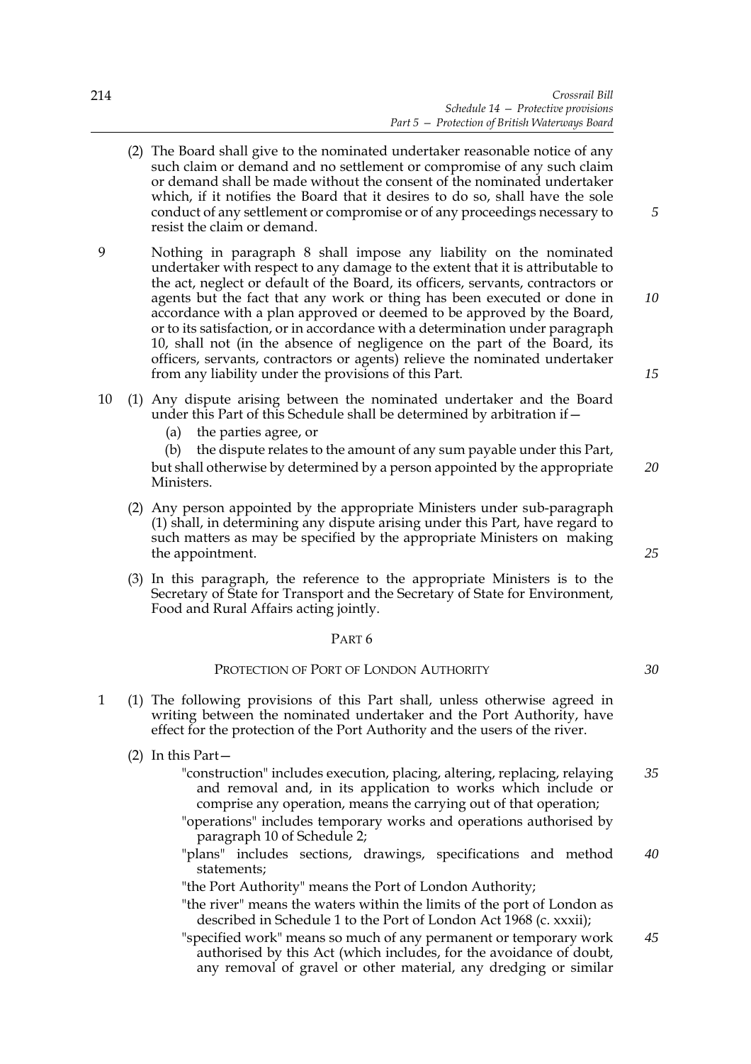(2) The Board shall give to the nominated undertaker reasonable notice of any such claim or demand and no settlement or compromise of any such claim or demand shall be made without the consent of the nominated undertaker which, if it notifies the Board that it desires to do so, shall have the sole conduct of any settlement or compromise or of any proceedings necessary to resist the claim or demand.

9 Nothing in paragraph 8 shall impose any liability on the nominated undertaker with respect to any damage to the extent that it is attributable to the act, neglect or default of the Board, its officers, servants, contractors or agents but the fact that any work or thing has been executed or done in accordance with a plan approved or deemed to be approved by the Board, or to its satisfaction, or in accordance with a determination under paragraph 10, shall not (in the absence of negligence on the part of the Board, its officers, servants, contractors or agents) relieve the nominated undertaker from any liability under the provisions of this Part.

10 (1) Any dispute arising between the nominated undertaker and the Board under this Part of this Schedule shall be determined by arbitration if—

(a) the parties agree, or

(b) the dispute relates to the amount of any sum payable under this Part,

but shall otherwise by determined by a person appointed by the appropriate Ministers.

(2) Any person appointed by the appropriate Ministers under sub-paragraph (1) shall, in determining any dispute arising under this Part, have regard to such matters as may be specified by the appropriate Ministers on making the appointment.

(3) In this paragraph, the reference to the appropriate Ministers is to the Secretary of State for Transport and the Secretary of State for Environment, Food and Rural Affairs acting jointly.

## PART 6

### PROTECTION OF PORT OF LONDON AUTHORITY

1 (1) The following provisions of this Part shall, unless otherwise agreed in writing between the nominated undertaker and the Port Authority, have effect for the protection of the Port Authority and the users of the river.

(2) In this Part—

"construction" includes execution, placing, altering, replacing, relaying and removal and, in its application to works which include or comprise any operation, means the carrying out of that operation;

"operations" includes temporary works and operations authorised by paragraph 10 of Schedule 2;

"plans" includes sections, drawings, specifications and method statements;

"the Port Authority" means the Port of London Authority;

"the river" means the waters within the limits of the port of London as described in Schedule 1 to the Port of London Act 1968 (c. xxxii);

"specified work" means so much of any permanent or temporary work authorised by this Act (which includes, for the avoidance of doubt, any removal of gravel or other material, any dredging or similar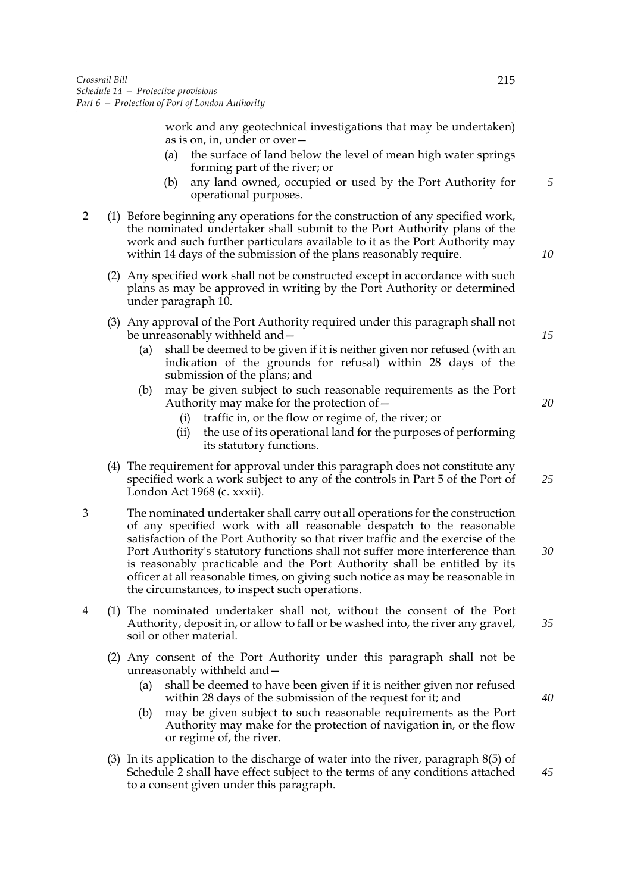work and any geotechnical investigations that may be undertaken) as is on, in, under or over—

(a) the surface of land below the level of mean high water springs forming part of the river; or

(b) any land owned, occupied or used by the Port Authority for operational purposes.

2 (1) Before beginning any operations for the construction of any specified work, the nominated undertaker shall submit to the Port Authority plans of the work and such further particulars available to it as the Port Authority may within 14 days of the submission of the plans reasonably require.

(2) Any specified work shall not be constructed except in accordance with such plans as may be approved in writing by the Port Authority or determined under paragraph 10.

(3) Any approval of the Port Authority required under this paragraph shall not be unreasonably withheld and—

(a) shall be deemed to be given if it is neither given nor refused (with an indication of the grounds for refusal) within 28 days of the submission of the plans; and

(b) may be given subject to such reasonable requirements as the Port Authority may make for the protection of—

(i) traffic in, or the flow or regime of, the river; or

(ii) the use of its operational land for the purposes of performing its statutory functions.

(4) The requirement for approval under this paragraph does not constitute any specified work a work subject to any of the controls in Part 5 of the Port of London Act 1968 (c. xxxii).

3 The nominated undertaker shall carry out all operations for the construction of any specified work with all reasonable despatch to the reasonable satisfaction of the Port Authority so that river traffic and the exercise of the Port Authority's statutory functions shall not suffer more interference than is reasonably practicable and the Port Authority shall be entitled by its officer at all reasonable times, on giving such notice as may be reasonable in the circumstances, to inspect such operations.

4 (1) The nominated undertaker shall not, without the consent of the Port Authority, deposit in, or allow to fall or be washed into, the river any gravel, soil or other material.

(2) Any consent of the Port Authority under this paragraph shall not be unreasonably withheld and—

(a) shall be deemed to have been given if it is neither given nor refused within 28 days of the submission of the request for it; and

(b) may be given subject to such reasonable requirements as the Port Authority may make for the protection of navigation in, or the flow or regime of, the river.

(3) In its application to the discharge of water into the river, paragraph 8(5) of Schedule 2 shall have effect subject to the terms of any conditions attached to a consent given under this paragraph.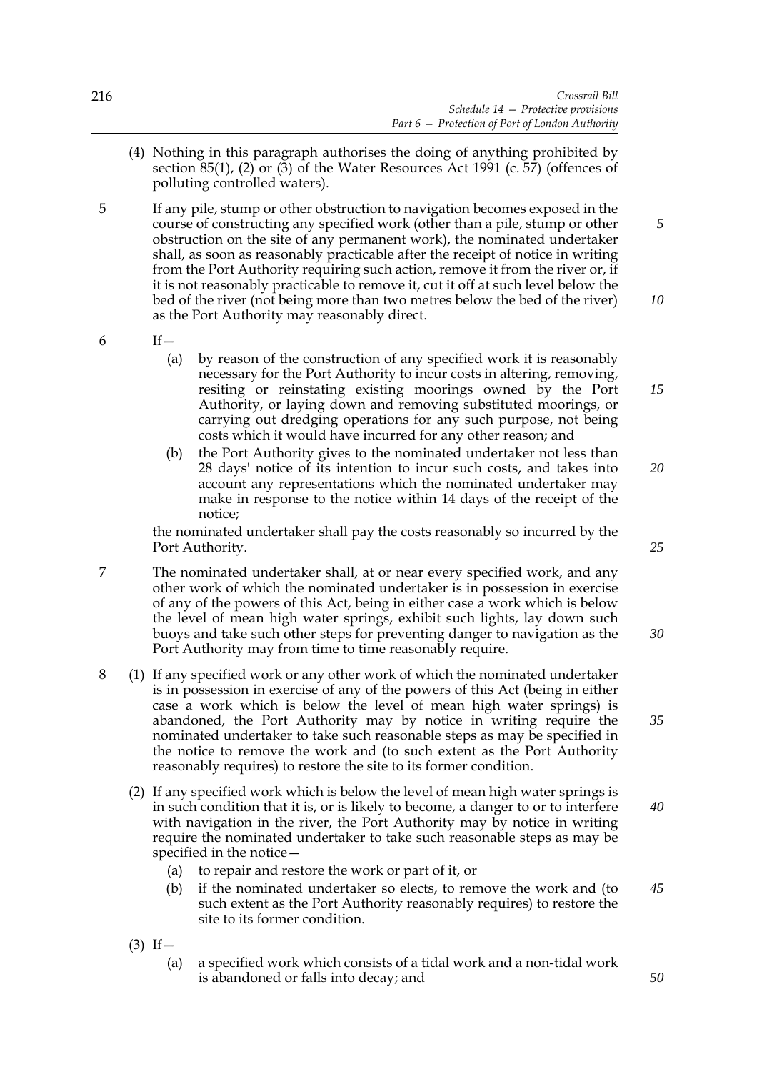(4) Nothing in this paragraph authorises the doing of anything prohibited by section 85(1), (2) or (3) of the Water Resources Act 1991 (c. 57) (offences of polluting controlled waters).

5 If any pile, stump or other obstruction to navigation becomes exposed in the course of constructing any specified work (other than a pile, stump or other obstruction on the site of any permanent work), the nominated undertaker shall, as soon as reasonably practicable after the receipt of notice in writing from the Port Authority requiring such action, remove it from the river or, if it is not reasonably practicable to remove it, cut it off at such level below the bed of the river (not being more than two metres below the bed of the river) as the Port Authority may reasonably direct.

6 If—

(a) by reason of the construction of any specified work it is reasonably necessary for the Port Authority to incur costs in altering, removing, resiting or reinstating existing moorings owned by the Port Authority, or laying down and removing substituted moorings, or carrying out dredging operations for any such purpose, not being costs which it would have incurred for any other reason; and

(b) the Port Authority gives to the nominated undertaker not less than 28 days' notice of its intention to incur such costs, and takes into account any representations which the nominated undertaker may make in response to the notice within 14 days of the receipt of the notice;

the nominated undertaker shall pay the costs reasonably so incurred by the Port Authority.

7 The nominated undertaker shall, at or near every specified work, and any other work of which the nominated undertaker is in possession in exercise of any of the powers of this Act, being in either case a work which is below the level of mean high water springs, exhibit such lights, lay down such buoys and take such other steps for preventing danger to navigation as the Port Authority may from time to time reasonably require.

8 (1) If any specified work or any other work of which the nominated undertaker is in possession in exercise of any of the powers of this Act (being in either case a work which is below the level of mean high water springs) is abandoned, the Port Authority may by notice in writing require the nominated undertaker to take such reasonable steps as may be specified in the notice to remove the work and (to such extent as the Port Authority reasonably requires) to restore the site to its former condition.

(2) If any specified work which is below the level of mean high water springs is in such condition that it is, or is likely to become, a danger to or to interfere with navigation in the river, the Port Authority may by notice in writing require the nominated undertaker to take such reasonable steps as may be specified in the notice—

(a) to repair and restore the work or part of it, or

(b) if the nominated undertaker so elects, to remove the work and (to such extent as the Port Authority reasonably requires) to restore the site to its former condition.

(3) If—

(a) a specified work which consists of a tidal work and a non-tidal work is abandoned or falls into decay; and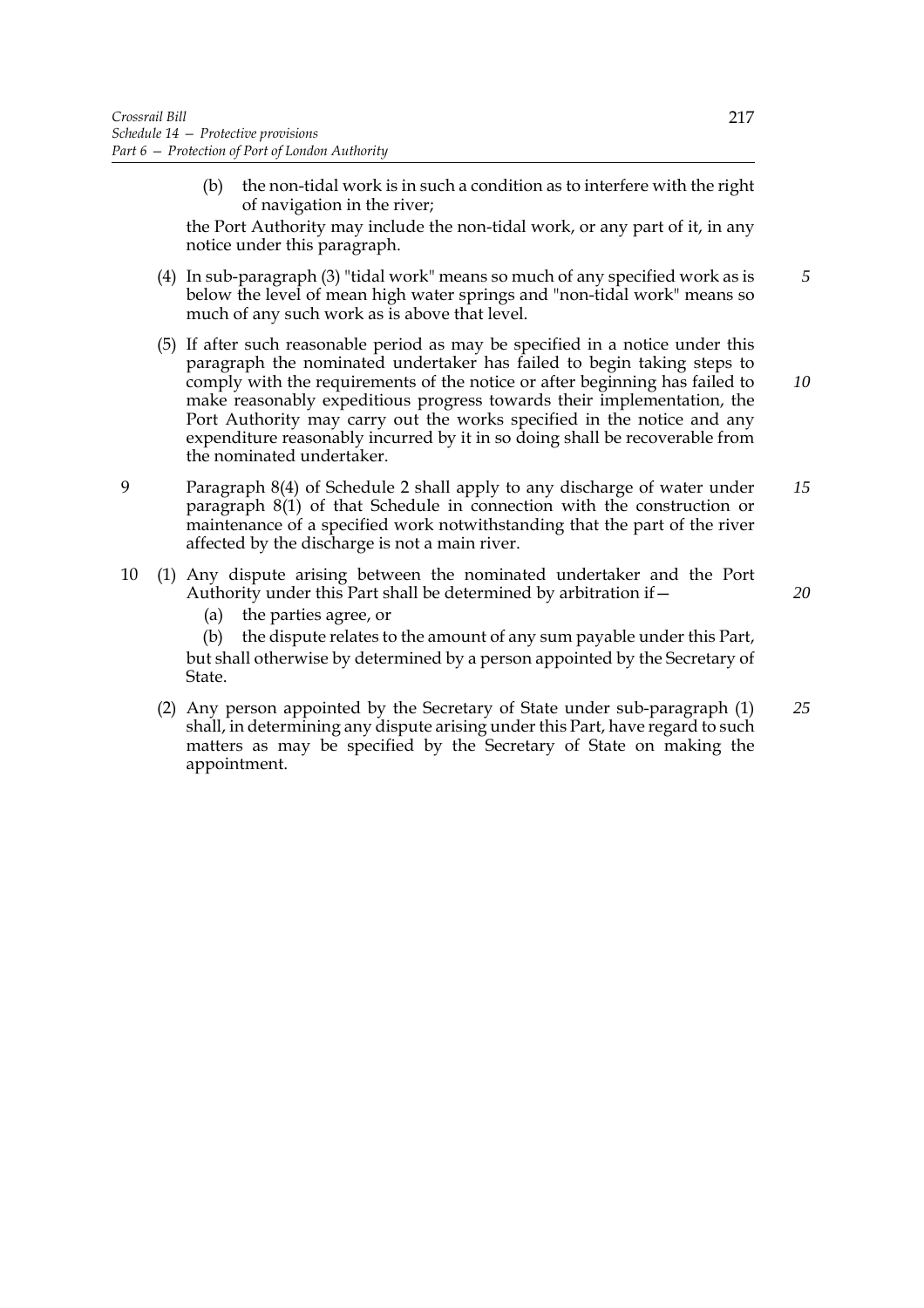(b) the non-tidal work is in such a condition as to interfere with the right of navigation in the river;

the Port Authority may include the non-tidal work, or any part of it, in any notice under this paragraph.

(4) In sub-paragraph (3) "tidal work" means so much of any specified work as is below the level of mean high water springs and "non-tidal work" means so much of any such work as is above that level.

(5) If after such reasonable period as may be specified in a notice under this paragraph the nominated undertaker has failed to begin taking steps to comply with the requirements of the notice or after beginning has failed to make reasonably expeditious progress towards their implementation, the Port Authority may carry out the works specified in the notice and any expenditure reasonably incurred by it in so doing shall be recoverable from the nominated undertaker.

9 Paragraph 8(4) of Schedule 2 shall apply to any discharge of water under paragraph 8(1) of that Schedule in connection with the construction or maintenance of a specified work notwithstanding that the part of the river affected by the discharge is not a main river.

10 (1) Any dispute arising between the nominated undertaker and the Port Authority under this Part shall be determined by arbitration if—

(a) the parties agree, or

(b) the dispute relates to the amount of any sum payable under this Part,

but shall otherwise by determined by a person appointed by the Secretary of State.

(2) Any person appointed by the Secretary of State under sub-paragraph (1) shall, in determining any dispute arising under this Part, have regard to such matters as may be specified by the Secretary of State on making the appointment.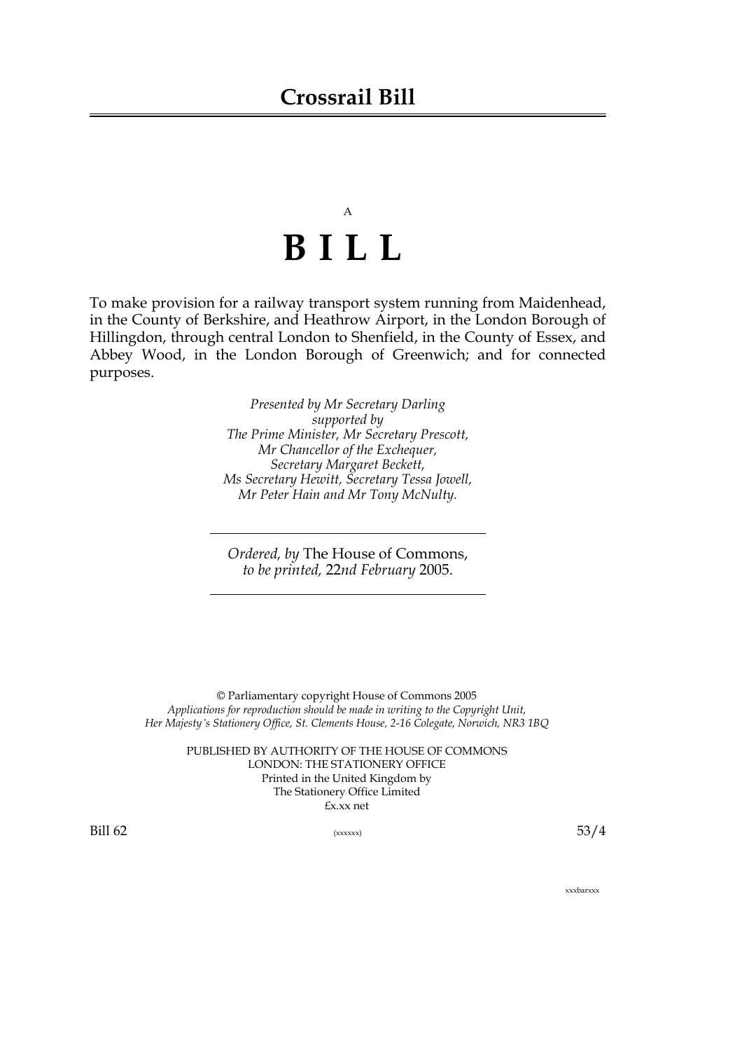# Crossrail Bill

A

# B I L L

To make provision for a railway transport system running from Maidenhead, in the County of Berkshire, and Heathrow Airport, in the London Borough of Hillingdon, through central London to Shenfield, in the County of Essex, and Abbey Wood, in the London Borough of Greenwich; and for connected purposes.

*Presented by Mr Secretary Darling*
*supported by*
*The Prime Minister, Mr Secretary Prescott,*
*Mr Chancellor of the Exchequer,*
*Secretary Margaret Beckett,*
*Ms Secretary Hewitt, Secretary Tessa Jowell,*
*Mr Peter Hain and Mr Tony McNulty.*

---

*Ordered, by* The House of Commons,
*to be printed,* 22*nd February* 2005.

---

© Parliamentary copyright House of Commons 2005
*Applications for reproduction should be made in writing to the Copyright Unit, Her Majesty's Stationery Office, St. Clements House, 2-16 Colegate, Norwich, NR3 1BQ*

PUBLISHED BY AUTHORITY OF THE HOUSE OF COMMONS
LONDON: THE STATIONERY OFFICE
Printed in the United Kingdom by
The Stationery Office Limited
£x.xx net

Bill 62 (xxxxxx) 53/4

xxxbarxxx